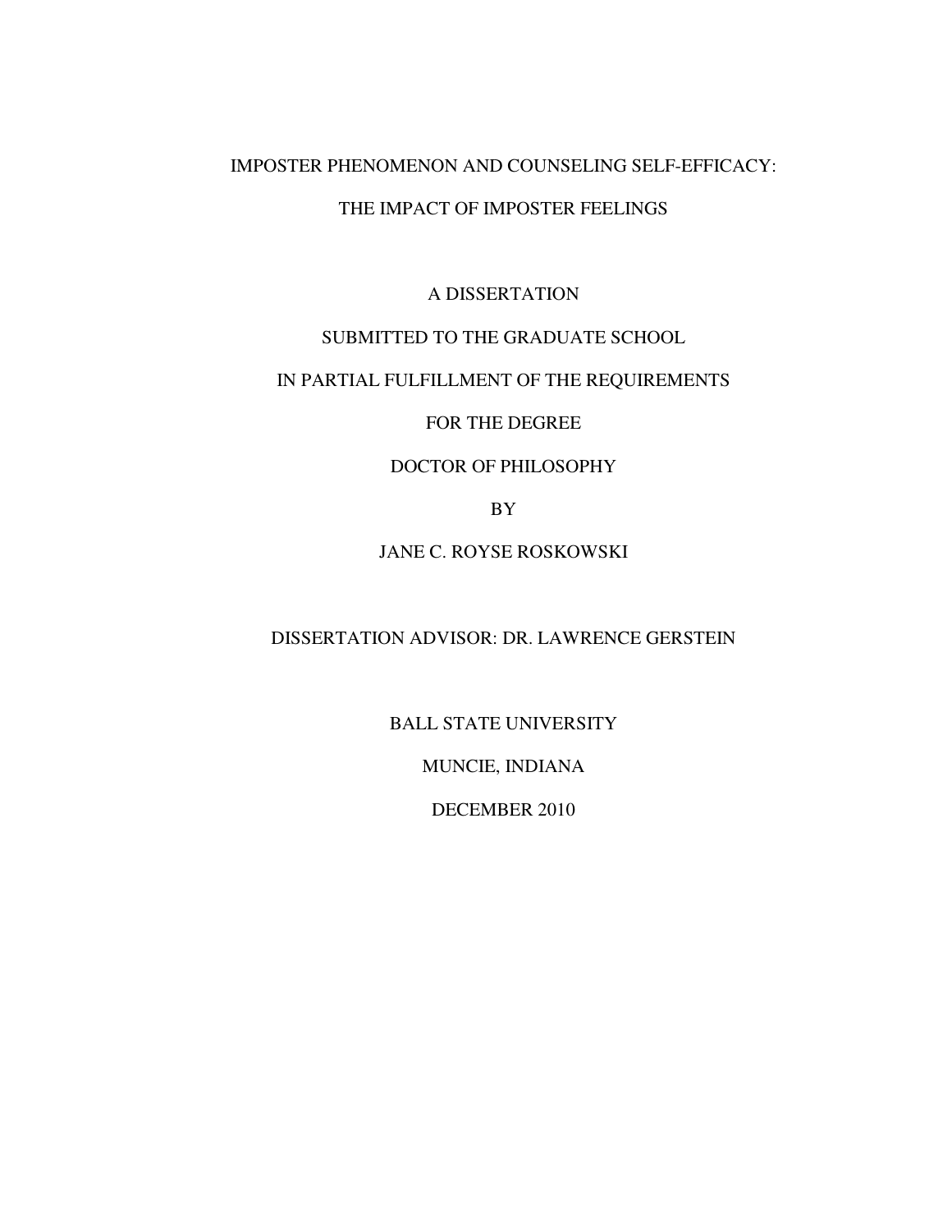# IMPOSTER PHENOMENON AND COUNSELING SELF-EFFICACY:

# THE IMPACT OF IMPOSTER FEELINGS

A DISSERTATION

SUBMITTED TO THE GRADUATE SCHOOL

IN PARTIAL FULFILLMENT OF THE REQUIREMENTS

FOR THE DEGREE

DOCTOR OF PHILOSOPHY

BY

JANE C. ROYSE ROSKOWSKI

DISSERTATION ADVISOR: DR. LAWRENCE GERSTEIN

BALL STATE UNIVERSITY

MUNCIE, INDIANA

DECEMBER 2010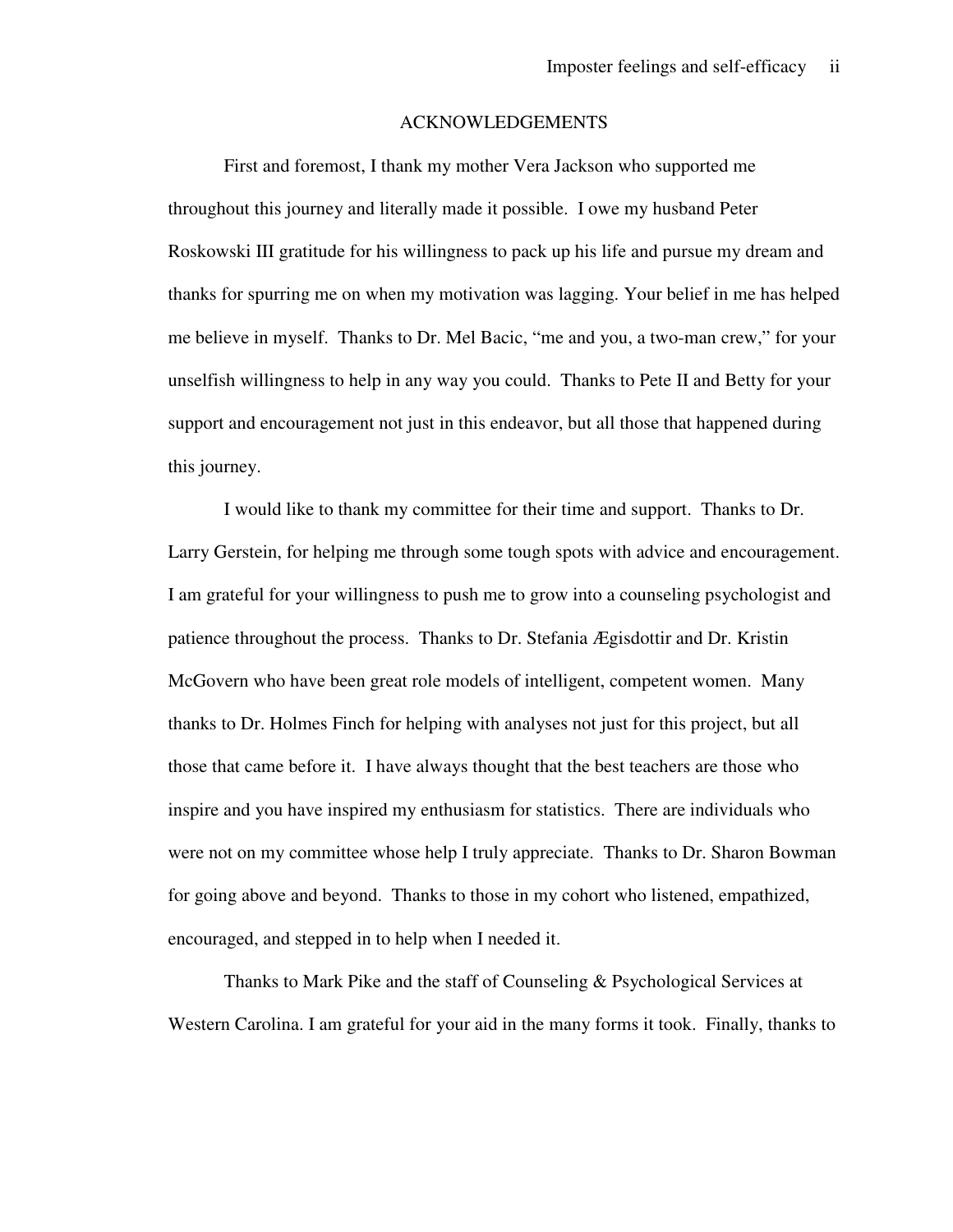# ACKNOWLEDGEMENTS

First and foremost, I thank my mother Vera Jackson who supported me throughout this journey and literally made it possible. I owe my husband Peter Roskowski III gratitude for his willingness to pack up his life and pursue my dream and thanks for spurring me on when my motivation was lagging. Your belief in me has helped me believe in myself. Thanks to Dr. Mel Bacic, "me and you, a two-man crew," for your unselfish willingness to help in any way you could. Thanks to Pete II and Betty for your support and encouragement not just in this endeavor, but all those that happened during this journey.

I would like to thank my committee for their time and support. Thanks to Dr. Larry Gerstein, for helping me through some tough spots with advice and encouragement. I am grateful for your willingness to push me to grow into a counseling psychologist and patience throughout the process. Thanks to Dr. Stefania Ægisdottir and Dr. Kristin McGovern who have been great role models of intelligent, competent women. Many thanks to Dr. Holmes Finch for helping with analyses not just for this project, but all those that came before it. I have always thought that the best teachers are those who inspire and you have inspired my enthusiasm for statistics. There are individuals who were not on my committee whose help I truly appreciate. Thanks to Dr. Sharon Bowman for going above and beyond. Thanks to those in my cohort who listened, empathized, encouraged, and stepped in to help when I needed it.

Thanks to Mark Pike and the staff of Counseling & Psychological Services at Western Carolina. I am grateful for your aid in the many forms it took. Finally, thanks to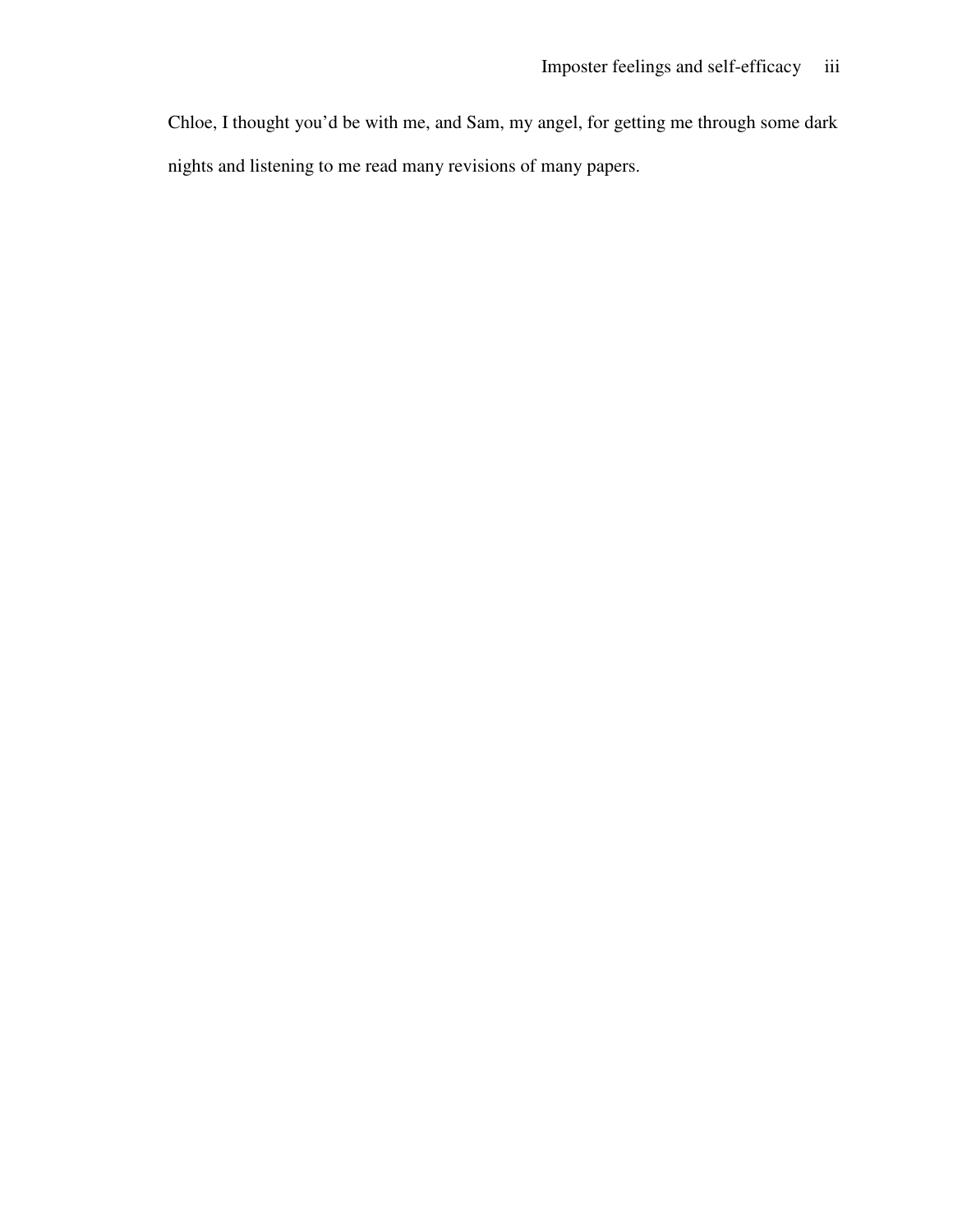Chloe, I thought you'd be with me, and Sam, my angel, for getting me through some dark nights and listening to me read many revisions of many papers.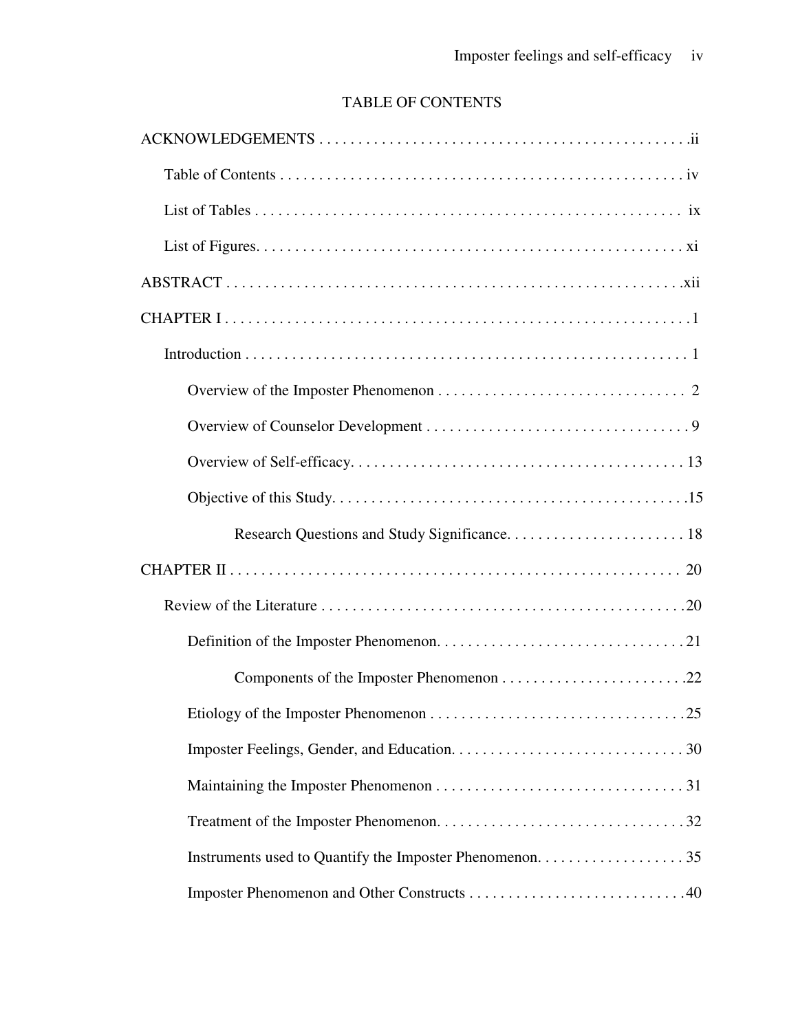# TABLE OF CONTENTS

ACKNOWLEDGEMENTS . . . . . . . . . . . . . . . . . . . . . . . . . . . . . . . . . . . . . . . . . . . . . . .ii

Table of Contents . . . . . . . . . . . . . . . . . . . . . . . . . . . . . . . . . . . . . . . . . . . . . . . . . . iv

List of Tables . . . . . . . . . . . . . . . . . . . . . . . . . . . . . . . . . . . . . . . . . . . . . . . . . . . . ix

List of Figures. . . . . . . . . . . . . . . . . . . . . . . . . . . . . . . . . . . . . . . . . . . . . . . . . . . . xi

ABSTRACT . . . . . . . . . . . . . . . . . . . . . . . . . . . . . . . . . . . . . . . . . . . . . . . . . . . . . .xii

CHAPTER I . . . . . . . . . . . . . . . . . . . . . . . . . . . . . . . . . . . . . . . . . . . . . . . . . . . . . . .1

Introduction . . . . . . . . . . . . . . . . . . . . . . . . . . . . . . . . . . . . . . . . . . . . . . . . . . . . . 1

Overview of the Imposter Phenomenon . . . . . . . . . . . . . . . . . . . . . . . . . . . . . . . . 2

Overview of Counselor Development . . . . . . . . . . . . . . . . . . . . . . . . . . . . . . . . . . 9

Overview of Self-efficacy. . . . . . . . . . . . . . . . . . . . . . . . . . . . . . . . . . . . . . . . . . . 13

Objective of this Study. . . . . . . . . . . . . . . . . . . . . . . . . . . . . . . . . . . . . . . . . . . . .15

Research Questions and Study Significance. . . . . . . . . . . . . . . . . . . . . . . . 18

CHAPTER II . . . . . . . . . . . . . . . . . . . . . . . . . . . . . . . . . . . . . . . . . . . . . . . . . . . . . . 20

Review of the Literature . . . . . . . . . . . . . . . . . . . . . . . . . . . . . . . . . . . . . . . . . . . . . .20

Definition of the Imposter Phenomenon. . . . . . . . . . . . . . . . . . . . . . . . . . . . . . . .21

Components of the Imposter Phenomenon . . . . . . . . . . . . . . . . . . . . . . . . .22

Etiology of the Imposter Phenomenon . . . . . . . . . . . . . . . . . . . . . . . . . . . . . . . . .25

Imposter Feelings, Gender, and Education. . . . . . . . . . . . . . . . . . . . . . . . . . . . . . 30

Maintaining the Imposter Phenomenon . . . . . . . . . . . . . . . . . . . . . . . . . . . . . . . . 31

Treatment of the Imposter Phenomenon. . . . . . . . . . . . . . . . . . . . . . . . . . . . . . . . 32

Instruments used to Quantify the Imposter Phenomenon. . . . . . . . . . . . . . . . . . . 35

Imposter Phenomenon and Other Constructs . . . . . . . . . . . . . . . . . . . . . . . . . . . .40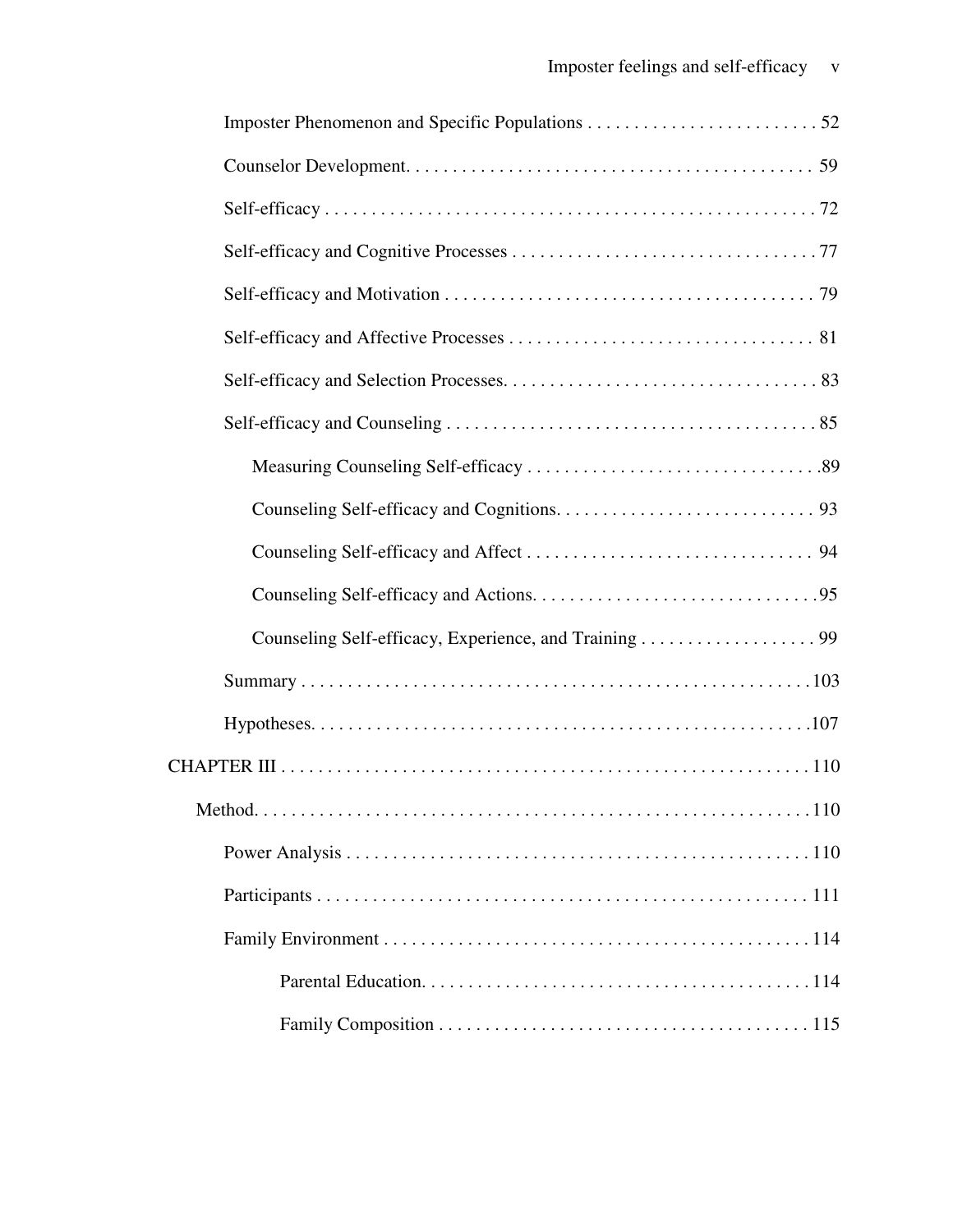Imposter Phenomenon and Specific Populations . . . . . . . . . . . . . . . . . . . . . . . . . 52

Counselor Development. . . . . . . . . . . . . . . . . . . . . . . . . . . . . . . . . . . . . . . . . . 59

Self-efficacy . . . . . . . . . . . . . . . . . . . . . . . . . . . . . . . . . . . . . . . . . . . . . . . . . . . 72

Self-efficacy and Cognitive Processes . . . . . . . . . . . . . . . . . . . . . . . . . . . . . . . . 77

Self-efficacy and Motivation . . . . . . . . . . . . . . . . . . . . . . . . . . . . . . . . . . . . . . . 79

Self-efficacy and Affective Processes . . . . . . . . . . . . . . . . . . . . . . . . . . . . . . . . 81

Self-efficacy and Selection Processes. . . . . . . . . . . . . . . . . . . . . . . . . . . . . . . . . 83

Self-efficacy and Counseling . . . . . . . . . . . . . . . . . . . . . . . . . . . . . . . . . . . . . . . 85

Measuring Counseling Self-efficacy . . . . . . . . . . . . . . . . . . . . . . . . . . . . . . . .89

Counseling Self-efficacy and Cognitions. . . . . . . . . . . . . . . . . . . . . . . . . . . . 93

Counseling Self-efficacy and Affect . . . . . . . . . . . . . . . . . . . . . . . . . . . . . . . 94

Counseling Self-efficacy and Actions. . . . . . . . . . . . . . . . . . . . . . . . . . . . . . .95

Counseling Self-efficacy, Experience, and Training . . . . . . . . . . . . . . . . . . . 99

Summary . . . . . . . . . . . . . . . . . . . . . . . . . . . . . . . . . . . . . . . . . . . . . . . . . . . . .103

Hypotheses. . . . . . . . . . . . . . . . . . . . . . . . . . . . . . . . . . . . . . . . . . . . . . . . . . . .107

CHAPTER III . . . . . . . . . . . . . . . . . . . . . . . . . . . . . . . . . . . . . . . . . . . . . . . . . . . . . . 110

Method. . . . . . . . . . . . . . . . . . . . . . . . . . . . . . . . . . . . . . . . . . . . . . . . . . . . . . . . . .110

Power Analysis . . . . . . . . . . . . . . . . . . . . . . . . . . . . . . . . . . . . . . . . . . . . . . . . . 110

Participants . . . . . . . . . . . . . . . . . . . . . . . . . . . . . . . . . . . . . . . . . . . . . . . . . . . . 111

Family Environment . . . . . . . . . . . . . . . . . . . . . . . . . . . . . . . . . . . . . . . . . . . . . 114

Parental Education. . . . . . . . . . . . . . . . . . . . . . . . . . . . . . . . . . . . . . . . . . 114

Family Composition . . . . . . . . . . . . . . . . . . . . . . . . . . . . . . . . . . . . . . . . 115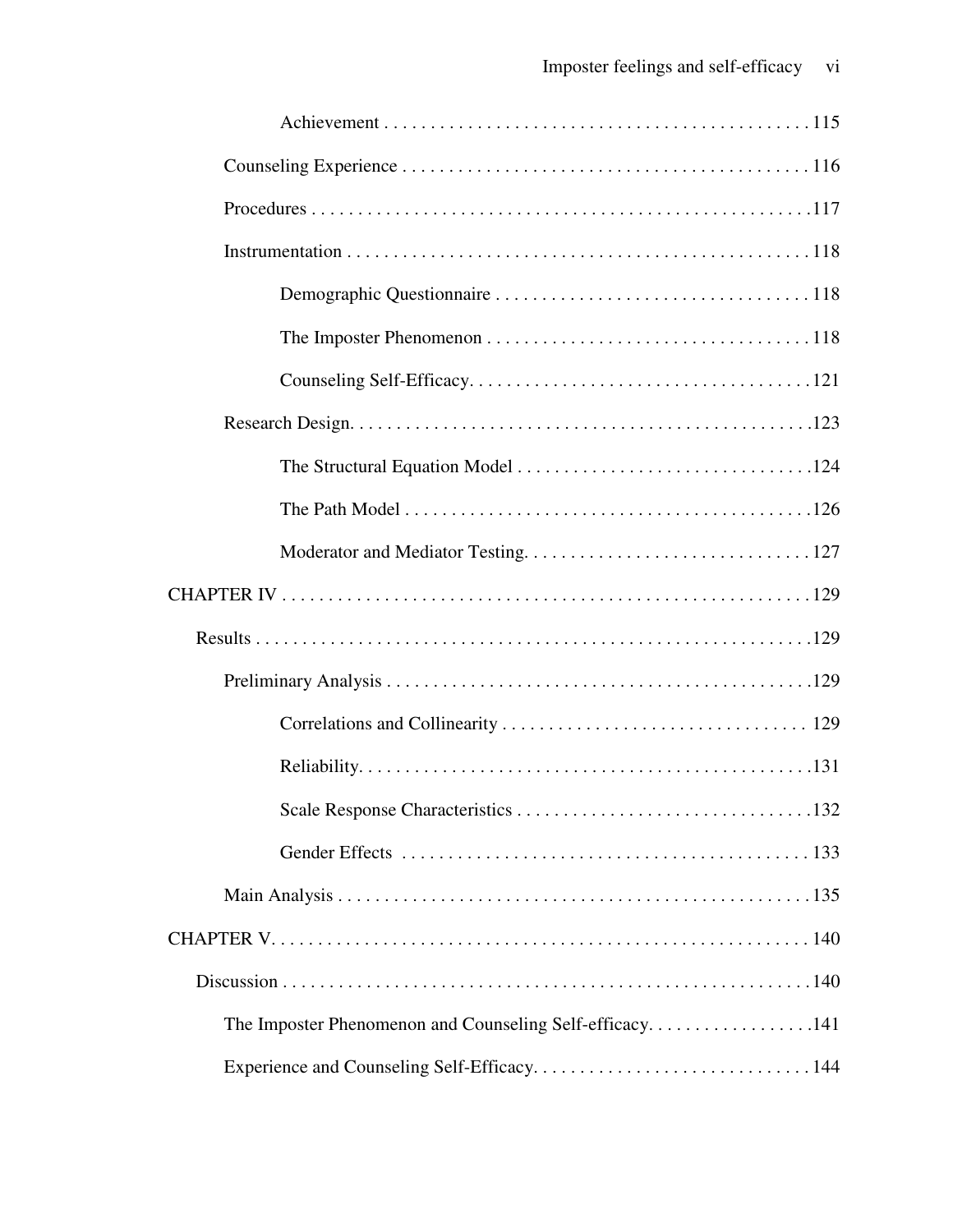Achievement . . . . . . . . . . . . . . . . . . . . . . . . . . . . . . . . . . . . . . . . . . . . . 115

Counseling Experience . . . . . . . . . . . . . . . . . . . . . . . . . . . . . . . . . . . . . . . . . . . 116

Procedures . . . . . . . . . . . . . . . . . . . . . . . . . . . . . . . . . . . . . . . . . . . . . . . . . . . . .117

Instrumentation . . . . . . . . . . . . . . . . . . . . . . . . . . . . . . . . . . . . . . . . . . . . . . . . . . 118

Demographic Questionnaire . . . . . . . . . . . . . . . . . . . . . . . . . . . . . . . . . . 118

The Imposter Phenomenon . . . . . . . . . . . . . . . . . . . . . . . . . . . . . . . . . . . 118

Counseling Self-Efficacy. . . . . . . . . . . . . . . . . . . . . . . . . . . . . . . . . . . . . 121

Research Design. . . . . . . . . . . . . . . . . . . . . . . . . . . . . . . . . . . . . . . . . . . . . . . . . .123

The Structural Equation Model . . . . . . . . . . . . . . . . . . . . . . . . . . . . . . . .124

The Path Model . . . . . . . . . . . . . . . . . . . . . . . . . . . . . . . . . . . . . . . . . . . .126

Moderator and Mediator Testing. . . . . . . . . . . . . . . . . . . . . . . . . . . . . . . 127

CHAPTER IV . . . . . . . . . . . . . . . . . . . . . . . . . . . . . . . . . . . . . . . . . . . . . . . . . . . . . . . . 129

Results . . . . . . . . . . . . . . . . . . . . . . . . . . . . . . . . . . . . . . . . . . . . . . . . . . . . . . . . . . .129

Preliminary Analysis . . . . . . . . . . . . . . . . . . . . . . . . . . . . . . . . . . . . . . . . . . . . . .129

Correlations and Collinearity . . . . . . . . . . . . . . . . . . . . . . . . . . . . . . . . 129

Reliability. . . . . . . . . . . . . . . . . . . . . . . . . . . . . . . . . . . . . . . . . . . . . . . . .131

Scale Response Characteristics . . . . . . . . . . . . . . . . . . . . . . . . . . . . . . . .132

Gender Effects . . . . . . . . . . . . . . . . . . . . . . . . . . . . . . . . . . . . . . . . . . . . 133

Main Analysis . . . . . . . . . . . . . . . . . . . . . . . . . . . . . . . . . . . . . . . . . . . . . . . . . . . 135

CHAPTER V. . . . . . . . . . . . . . . . . . . . . . . . . . . . . . . . . . . . . . . . . . . . . . . . . . . . . . . . . . 140

Discussion . . . . . . . . . . . . . . . . . . . . . . . . . . . . . . . . . . . . . . . . . . . . . . . . . . . . . . . . .140

The Imposter Phenomenon and Counseling Self-efficacy. . . . . . . . . . . . . . . . . .141

Experience and Counseling Self-Efficacy. . . . . . . . . . . . . . . . . . . . . . . . . . . . . 144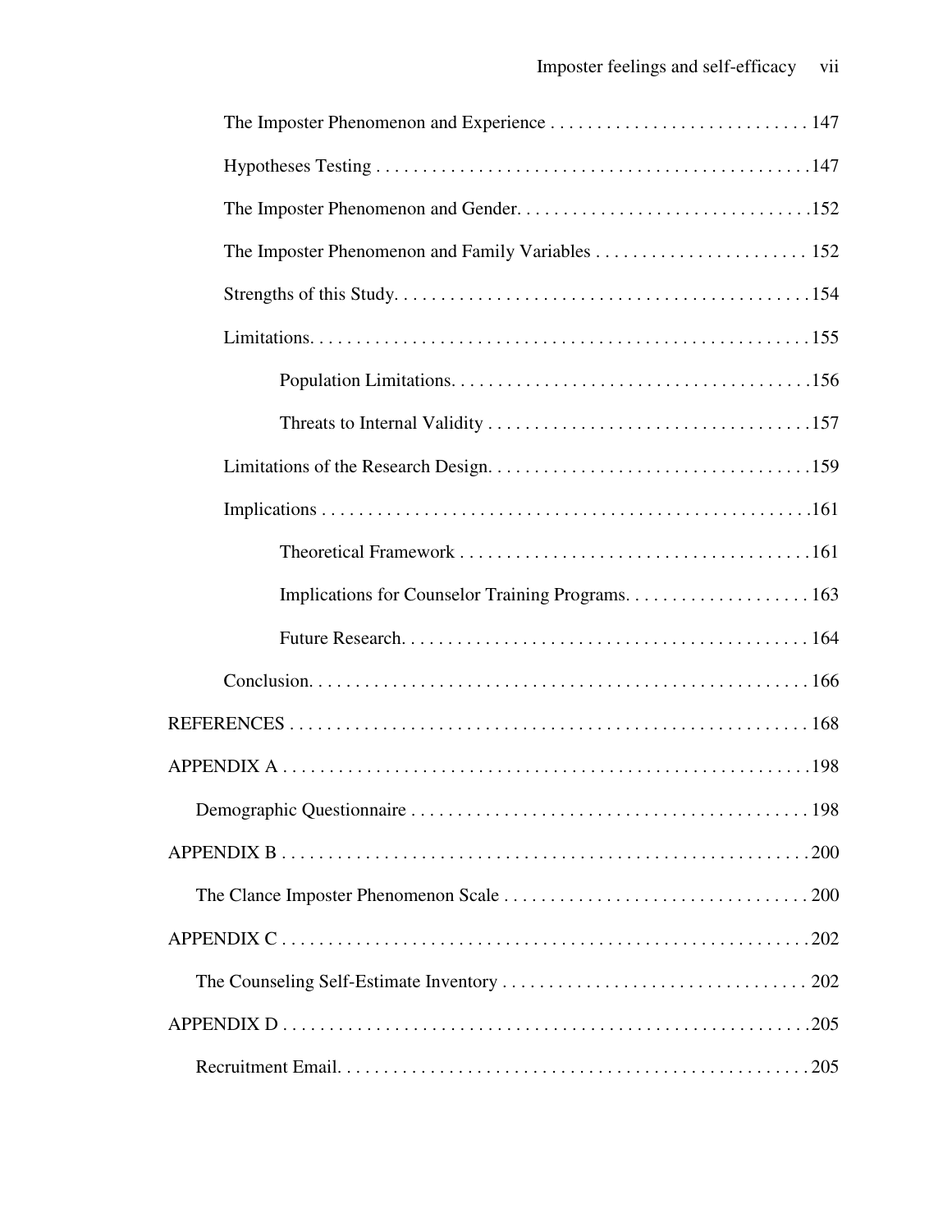The Imposter Phenomenon and Experience . . . . . . . . . . . . . . . . . . . . . . . . . . . . 147

Hypotheses Testing . . . . . . . . . . . . . . . . . . . . . . . . . . . . . . . . . . . . . . . . . . . . . . 147

The Imposter Phenomenon and Gender. . . . . . . . . . . . . . . . . . . . . . . . . . . . . . . .152

The Imposter Phenomenon and Family Variables . . . . . . . . . . . . . . . . . . . . . . . 152

Strengths of this Study. . . . . . . . . . . . . . . . . . . . . . . . . . . . . . . . . . . . . . . . . . . . .154

Limitations. . . . . . . . . . . . . . . . . . . . . . . . . . . . . . . . . . . . . . . . . . . . . . . . . . . . . .155

Population Limitations. . . . . . . . . . . . . . . . . . . . . . . . . . . . . . . . . . . . . . .156

Threats to Internal Validity . . . . . . . . . . . . . . . . . . . . . . . . . . . . . . . . . . . .157

Limitations of the Research Design. . . . . . . . . . . . . . . . . . . . . . . . . . . . . . . . . . .159

Implications . . . . . . . . . . . . . . . . . . . . . . . . . . . . . . . . . . . . . . . . . . . . . . . . . . . . .161

Theoretical Framework . . . . . . . . . . . . . . . . . . . . . . . . . . . . . . . . . . . . . . .161

Implications for Counselor Training Programs. . . . . . . . . . . . . . . . . . . . . 163

Future Research. . . . . . . . . . . . . . . . . . . . . . . . . . . . . . . . . . . . . . . . . . . . 164

Conclusion. . . . . . . . . . . . . . . . . . . . . . . . . . . . . . . . . . . . . . . . . . . . . . . . . . . . . . 166

REFERENCES . . . . . . . . . . . . . . . . . . . . . . . . . . . . . . . . . . . . . . . . . . . . . . . . . . . . . . . 168

APPENDIX A . . . . . . . . . . . . . . . . . . . . . . . . . . . . . . . . . . . . . . . . . . . . . . . . . . . . . . . .198

Demographic Questionnaire . . . . . . . . . . . . . . . . . . . . . . . . . . . . . . . . . . . . . . . . . . . 198

APPENDIX B . . . . . . . . . . . . . . . . . . . . . . . . . . . . . . . . . . . . . . . . . . . . . . . . . . . . . . . . 200

The Clance Imposter Phenomenon Scale . . . . . . . . . . . . . . . . . . . . . . . . . . . . . . . . . 200

APPENDIX C . . . . . . . . . . . . . . . . . . . . . . . . . . . . . . . . . . . . . . . . . . . . . . . . . . . . . . . . 202

The Counseling Self-Estimate Inventory . . . . . . . . . . . . . . . . . . . . . . . . . . . . . . . . . 202

APPENDIX D . . . . . . . . . . . . . . . . . . . . . . . . . . . . . . . . . . . . . . . . . . . . . . . . . . . . . . . .205

Recruitment Email. . . . . . . . . . . . . . . . . . . . . . . . . . . . . . . . . . . . . . . . . . . . . . . . . . 205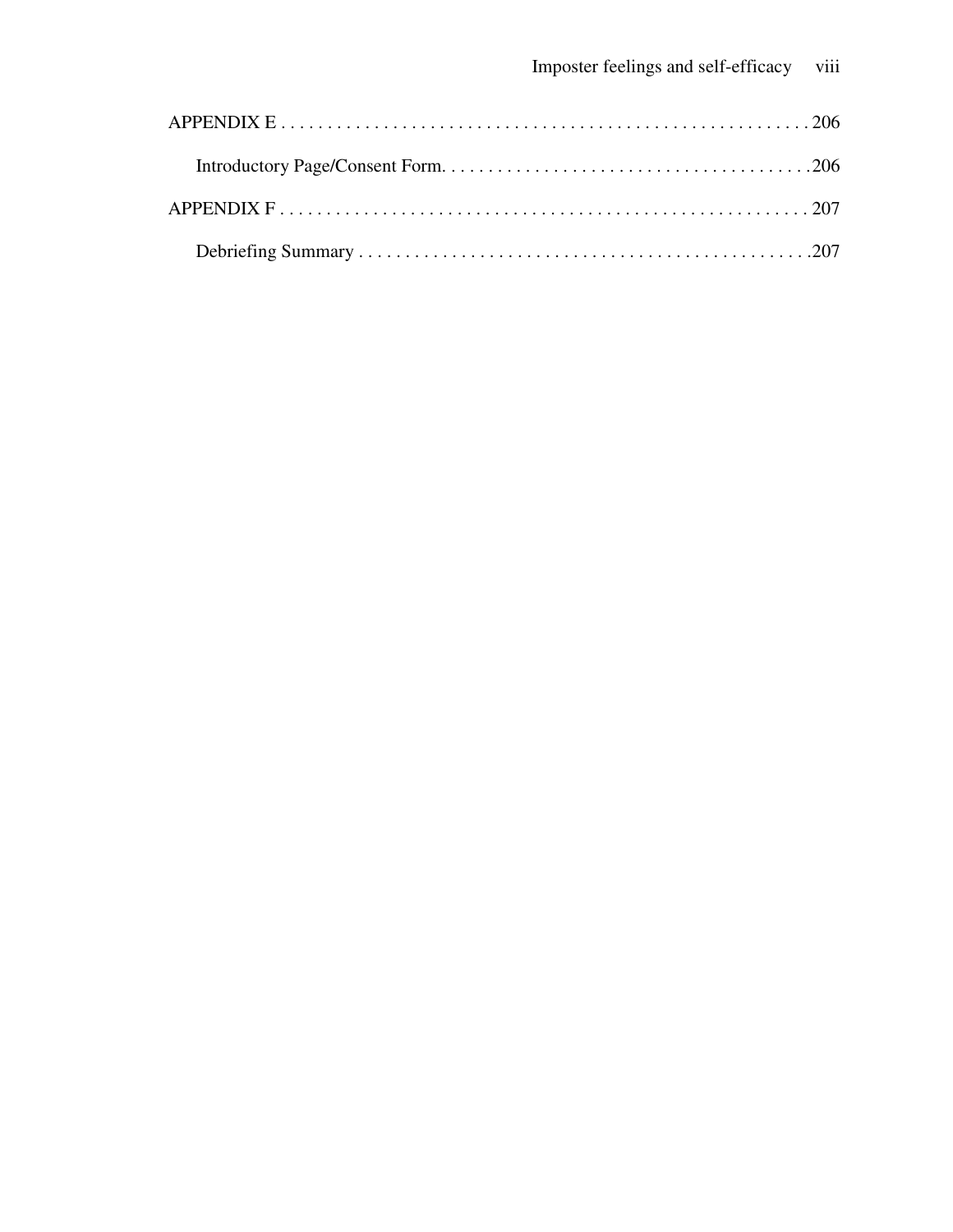APPENDIX E . . . . . . . . . . . . . . . . . . . . . . . . . . . . . . . . . . . . . . . . . . . . . . . . . . . . . . . . 206

Introductory Page/Consent Form. . . . . . . . . . . . . . . . . . . . . . . . . . . . . . . . . . . . . . . .206

APPENDIX F . . . . . . . . . . . . . . . . . . . . . . . . . . . . . . . . . . . . . . . . . . . . . . . . . . . . . . . . 207

Debriefing Summary . . . . . . . . . . . . . . . . . . . . . . . . . . . . . . . . . . . . . . . . . . . . . . .207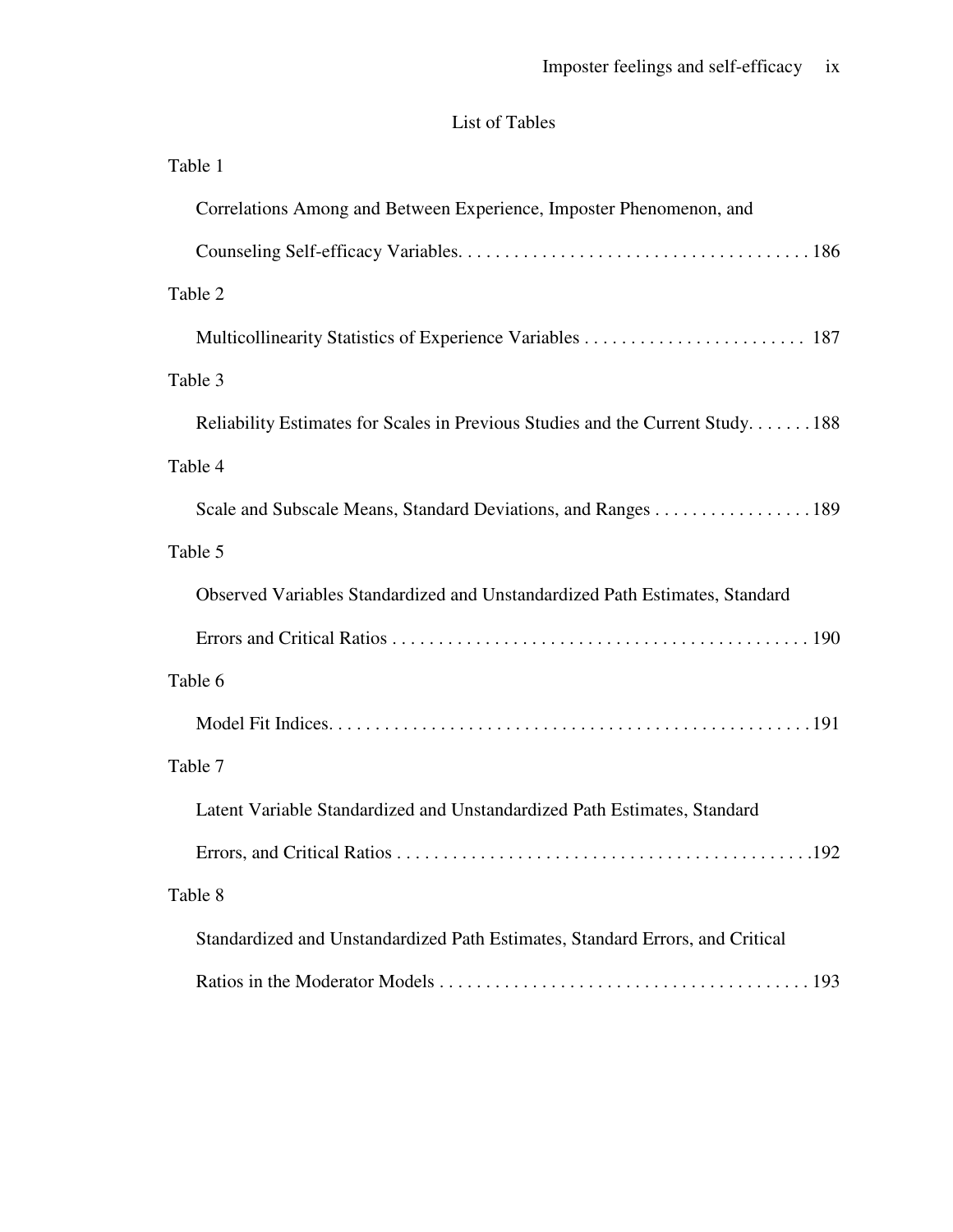## List of Tables

Table 1

Correlations Among and Between Experience, Imposter Phenomenon, and Counseling Self-efficacy Variables. . . . . . . . . . . . . . . . . . . . . . . . . . . . . . . . . . . . . . 186

Table 2

Multicollinearity Statistics of Experience Variables . . . . . . . . . . . . . . . . . . . . . . . . 187

Table 3

Reliability Estimates for Scales in Previous Studies and the Current Study. . . . . . . 188

Table 4

Scale and Subscale Means, Standard Deviations, and Ranges . . . . . . . . . . . . . . . . . 189

Table 5

Observed Variables Standardized and Unstandardized Path Estimates, Standard Errors and Critical Ratios . . . . . . . . . . . . . . . . . . . . . . . . . . . . . . . . . . . . . . . . . . . . 190

Table 6

Model Fit Indices. . . . . . . . . . . . . . . . . . . . . . . . . . . . . . . . . . . . . . . . . . . . . . . . . . . 191

Table 7

Latent Variable Standardized and Unstandardized Path Estimates, Standard Errors, and Critical Ratios . . . . . . . . . . . . . . . . . . . . . . . . . . . . . . . . . . . . . . . . . . . . 192

Table 8

Standardized and Unstandardized Path Estimates, Standard Errors, and Critical Ratios in the Moderator Models . . . . . . . . . . . . . . . . . . . . . . . . . . . . . . . . . . . . . . . 193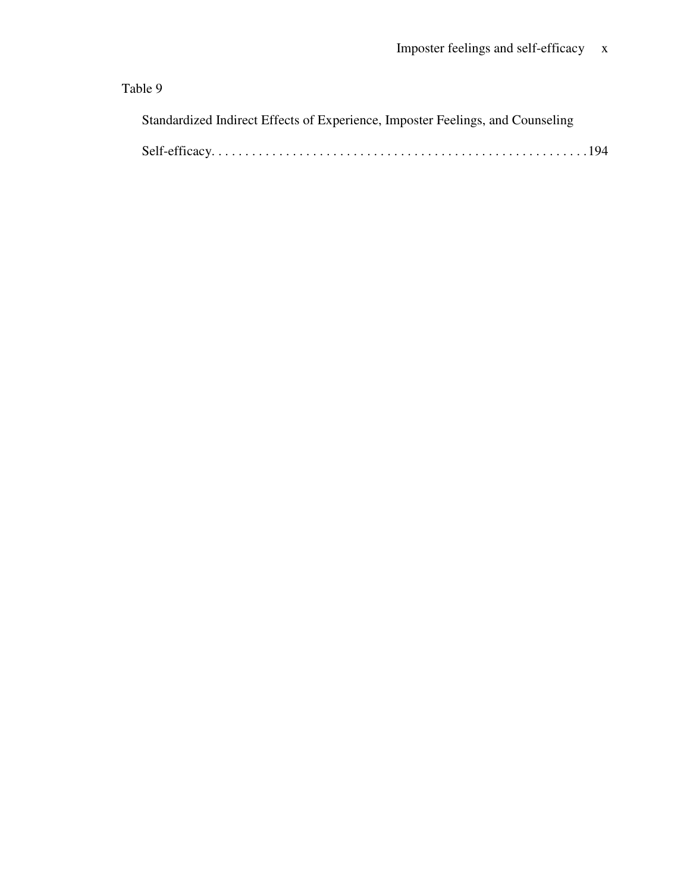Table 9

Standardized Indirect Effects of Experience, Imposter Feelings, and Counseling Self-efficacy. . . . . . . . . . . . . . . . . . . . . . . . . . . . . . . . . . . . . . . . . . . . . . . . . . . . . . 194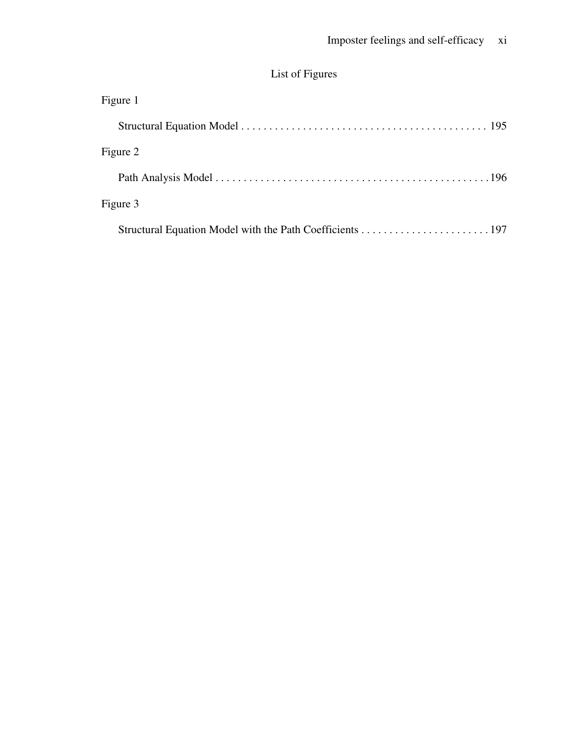# List of Figures

Figure 1

Structural Equation Model . . . . . . . . . . . . . . . . . . . . . . . . . . . . . . . . . . . . . . . . . . . . 195

Figure 2

Path Analysis Model . . . . . . . . . . . . . . . . . . . . . . . . . . . . . . . . . . . . . . . . . . . . . . . . . 196

Figure 3

Structural Equation Model with the Path Coefficients . . . . . . . . . . . . . . . . . . . . . . . 197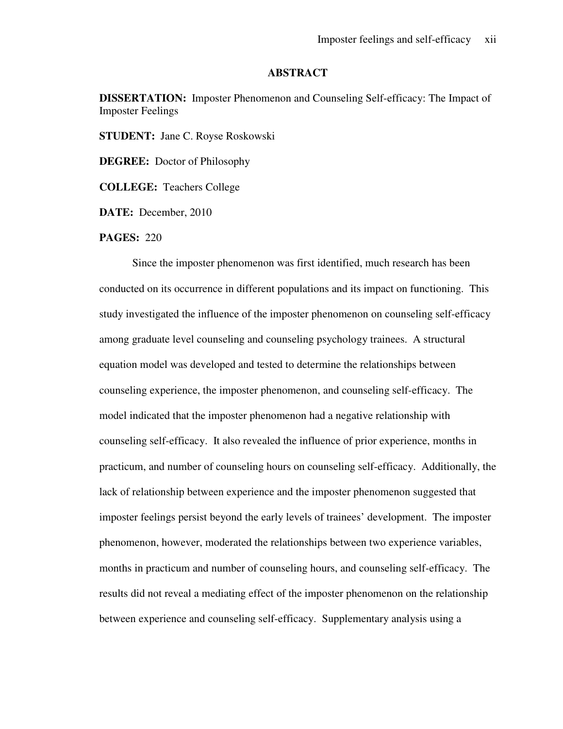## ABSTRACT

**DISSERTATION:** Imposter Phenomenon and Counseling Self-efficacy: The Impact of Imposter Feelings

**STUDENT:** Jane C. Royse Roskowski

**DEGREE:** Doctor of Philosophy

**COLLEGE:** Teachers College

**DATE:** December, 2010

**PAGES:** 220

Since the imposter phenomenon was first identified, much research has been conducted on its occurrence in different populations and its impact on functioning. This study investigated the influence of the imposter phenomenon on counseling self-efficacy among graduate level counseling and counseling psychology trainees. A structural equation model was developed and tested to determine the relationships between counseling experience, the imposter phenomenon, and counseling self-efficacy. The model indicated that the imposter phenomenon had a negative relationship with counseling self-efficacy. It also revealed the influence of prior experience, months in practicum, and number of counseling hours on counseling self-efficacy. Additionally, the lack of relationship between experience and the imposter phenomenon suggested that imposter feelings persist beyond the early levels of trainees' development. The imposter phenomenon, however, moderated the relationships between two experience variables, months in practicum and number of counseling hours, and counseling self-efficacy. The results did not reveal a mediating effect of the imposter phenomenon on the relationship between experience and counseling self-efficacy. Supplementary analysis using a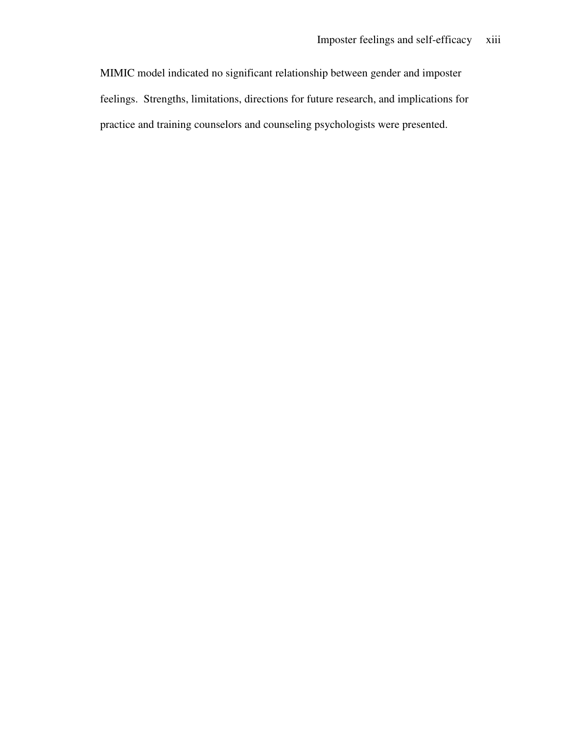MIMIC model indicated no significant relationship between gender and imposter feelings. Strengths, limitations, directions for future research, and implications for practice and training counselors and counseling psychologists were presented.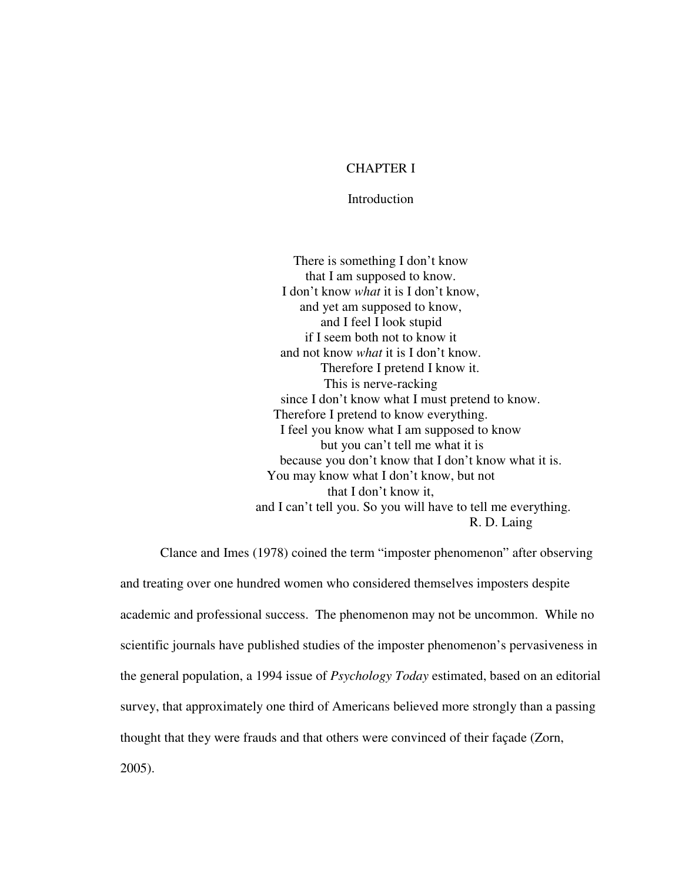# CHAPTER I

## Introduction

> There is something I don't know
> that I am supposed to know.
> I don't know *what* it is I don't know,
> and yet am supposed to know,
> and I feel I look stupid
> if I seem both not to know it
> and not know *what* it is I don't know.
> Therefore I pretend I know it.
> This is nerve-racking
> since I don't know what I must pretend to know.
> Therefore I pretend to know everything.
> I feel you know what I am supposed to know
> but you can't tell me what it is
> because you don't know that I don't know what it is.
> You may know what I don't know, but not
> that I don't know it,
> and I can't tell you. So you will have to tell me everything.
>
> R. D. Laing

Clance and Imes (1978) coined the term "imposter phenomenon" after observing and treating over one hundred women who considered themselves imposters despite academic and professional success. The phenomenon may not be uncommon. While no scientific journals have published studies of the imposter phenomenon's pervasiveness in the general population, a 1994 issue of *Psychology Today* estimated, based on an editorial survey, that approximately one third of Americans believed more strongly than a passing thought that they were frauds and that others were convinced of their façade (Zorn, 2005).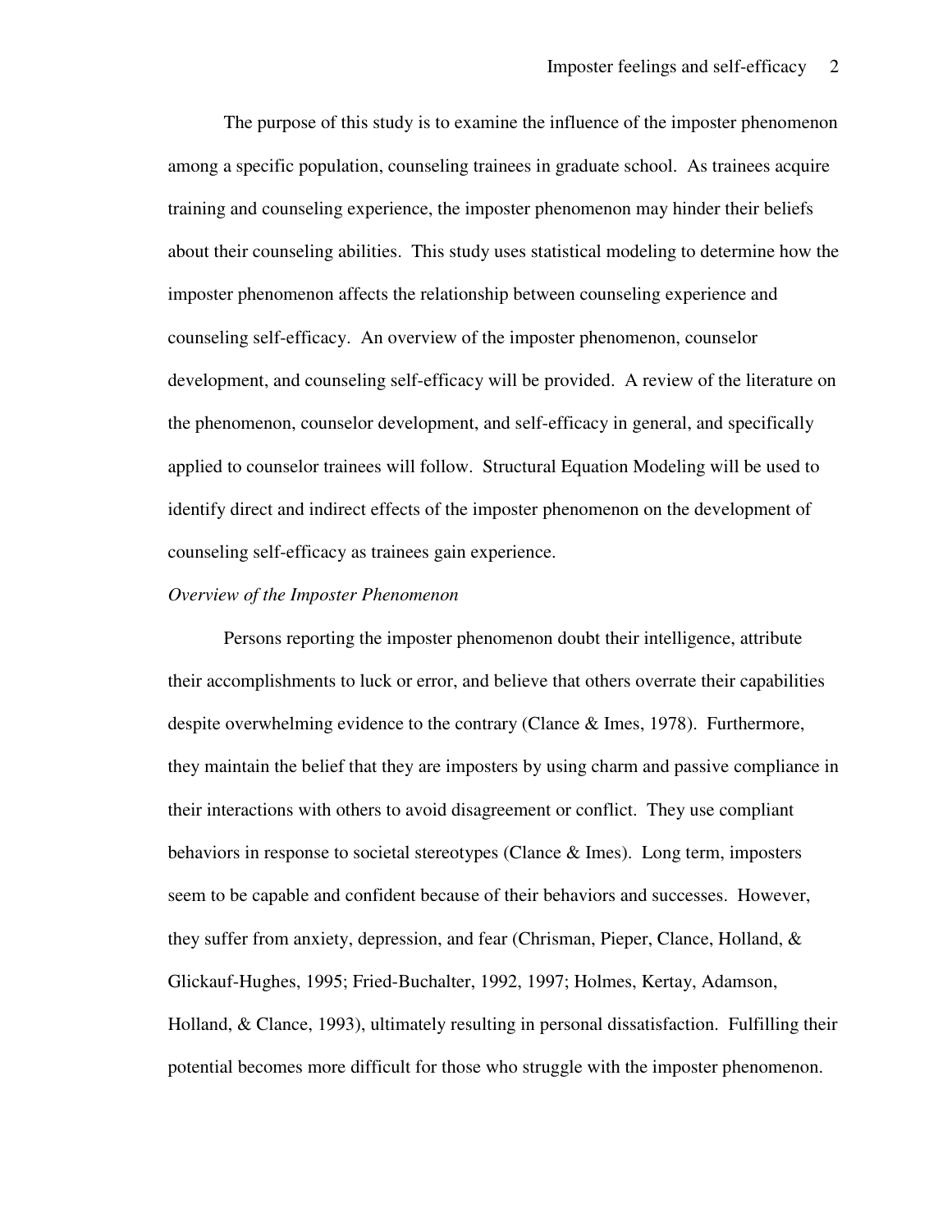The purpose of this study is to examine the influence of the imposter phenomenon among a specific population, counseling trainees in graduate school. As trainees acquire training and counseling experience, the imposter phenomenon may hinder their beliefs about their counseling abilities. This study uses statistical modeling to determine how the imposter phenomenon affects the relationship between counseling experience and counseling self-efficacy. An overview of the imposter phenomenon, counselor development, and counseling self-efficacy will be provided. A review of the literature on the phenomenon, counselor development, and self-efficacy in general, and specifically applied to counselor trainees will follow. Structural Equation Modeling will be used to identify direct and indirect effects of the imposter phenomenon on the development of counseling self-efficacy as trainees gain experience.

*Overview of the Imposter Phenomenon*

Persons reporting the imposter phenomenon doubt their intelligence, attribute their accomplishments to luck or error, and believe that others overrate their capabilities despite overwhelming evidence to the contrary (Clance & Imes, 1978). Furthermore, they maintain the belief that they are imposters by using charm and passive compliance in their interactions with others to avoid disagreement or conflict. They use compliant behaviors in response to societal stereotypes (Clance & Imes). Long term, imposters seem to be capable and confident because of their behaviors and successes. However, they suffer from anxiety, depression, and fear (Chrisman, Pieper, Clance, Holland, & Glickauf-Hughes, 1995; Fried-Buchalter, 1992, 1997; Holmes, Kertay, Adamson, Holland, & Clance, 1993), ultimately resulting in personal dissatisfaction. Fulfilling their potential becomes more difficult for those who struggle with the imposter phenomenon.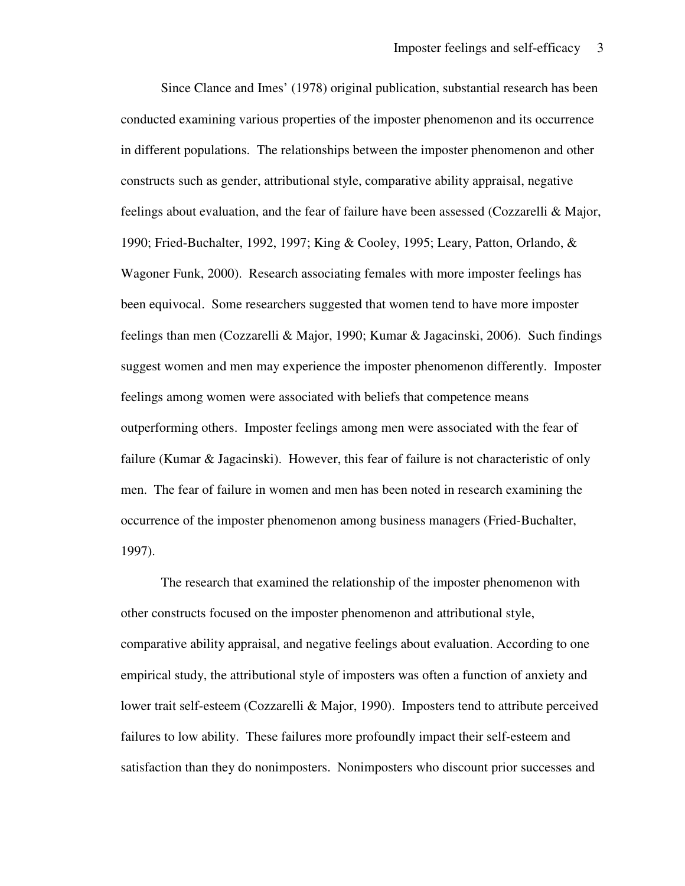Since Clance and Imes' (1978) original publication, substantial research has been conducted examining various properties of the imposter phenomenon and its occurrence in different populations. The relationships between the imposter phenomenon and other constructs such as gender, attributional style, comparative ability appraisal, negative feelings about evaluation, and the fear of failure have been assessed (Cozzarelli & Major, 1990; Fried-Buchalter, 1992, 1997; King & Cooley, 1995; Leary, Patton, Orlando, & Wagoner Funk, 2000). Research associating females with more imposter feelings has been equivocal. Some researchers suggested that women tend to have more imposter feelings than men (Cozzarelli & Major, 1990; Kumar & Jagacinski, 2006). Such findings suggest women and men may experience the imposter phenomenon differently. Imposter feelings among women were associated with beliefs that competence means outperforming others. Imposter feelings among men were associated with the fear of failure (Kumar & Jagacinski). However, this fear of failure is not characteristic of only men. The fear of failure in women and men has been noted in research examining the occurrence of the imposter phenomenon among business managers (Fried-Buchalter, 1997).

The research that examined the relationship of the imposter phenomenon with other constructs focused on the imposter phenomenon and attributional style, comparative ability appraisal, and negative feelings about evaluation. According to one empirical study, the attributional style of imposters was often a function of anxiety and lower trait self-esteem (Cozzarelli & Major, 1990). Imposters tend to attribute perceived failures to low ability. These failures more profoundly impact their self-esteem and satisfaction than they do nonimposters. Nonimposters who discount prior successes and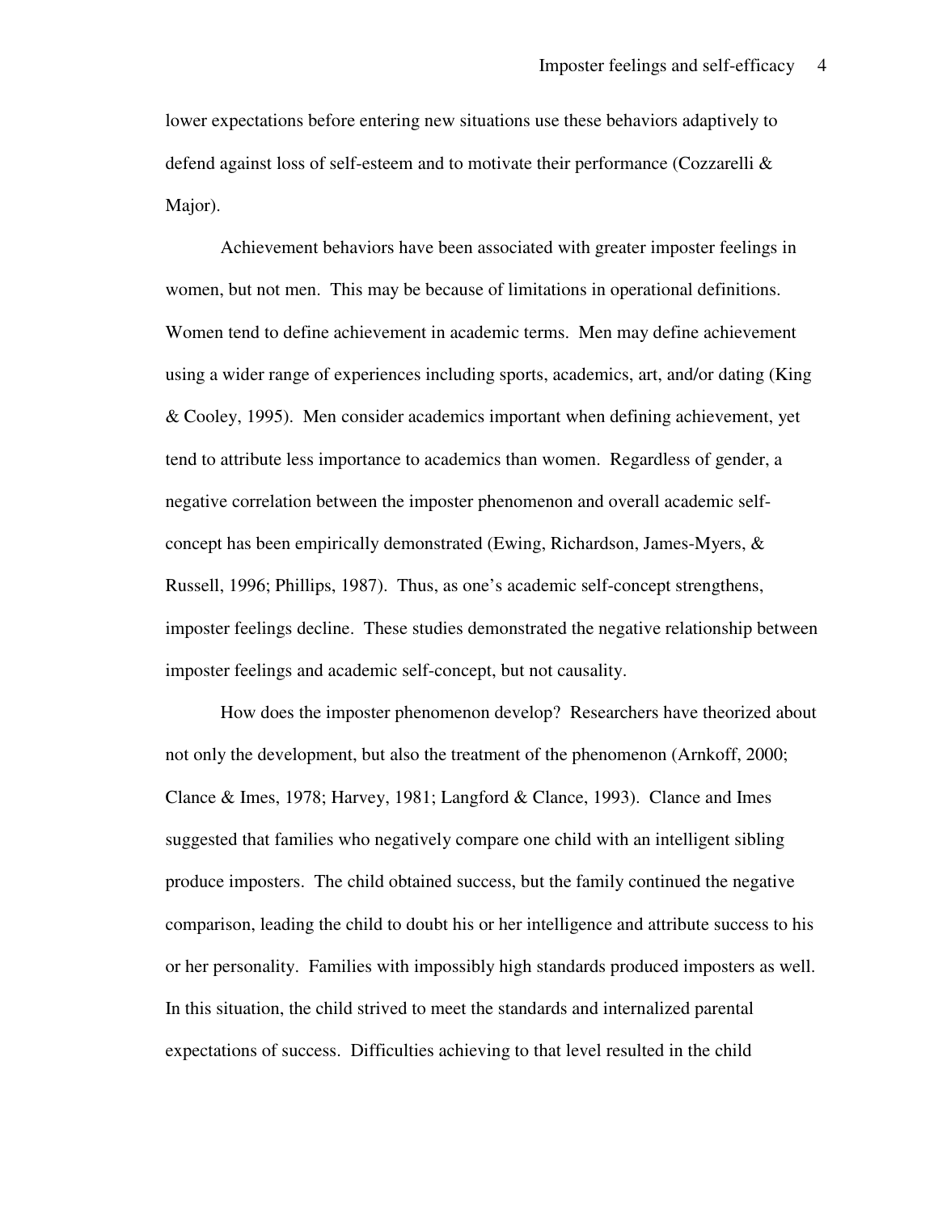lower expectations before entering new situations use these behaviors adaptively to defend against loss of self-esteem and to motivate their performance (Cozzarelli & Major).

Achievement behaviors have been associated with greater imposter feelings in women, but not men. This may be because of limitations in operational definitions. Women tend to define achievement in academic terms. Men may define achievement using a wider range of experiences including sports, academics, art, and/or dating (King & Cooley, 1995). Men consider academics important when defining achievement, yet tend to attribute less importance to academics than women. Regardless of gender, a negative correlation between the imposter phenomenon and overall academic self-concept has been empirically demonstrated (Ewing, Richardson, James-Myers, & Russell, 1996; Phillips, 1987). Thus, as one's academic self-concept strengthens, imposter feelings decline. These studies demonstrated the negative relationship between imposter feelings and academic self-concept, but not causality.

How does the imposter phenomenon develop? Researchers have theorized about not only the development, but also the treatment of the phenomenon (Arnkoff, 2000; Clance & Imes, 1978; Harvey, 1981; Langford & Clance, 1993). Clance and Imes suggested that families who negatively compare one child with an intelligent sibling produce imposters. The child obtained success, but the family continued the negative comparison, leading the child to doubt his or her intelligence and attribute success to his or her personality. Families with impossibly high standards produced imposters as well. In this situation, the child strived to meet the standards and internalized parental expectations of success. Difficulties achieving to that level resulted in the child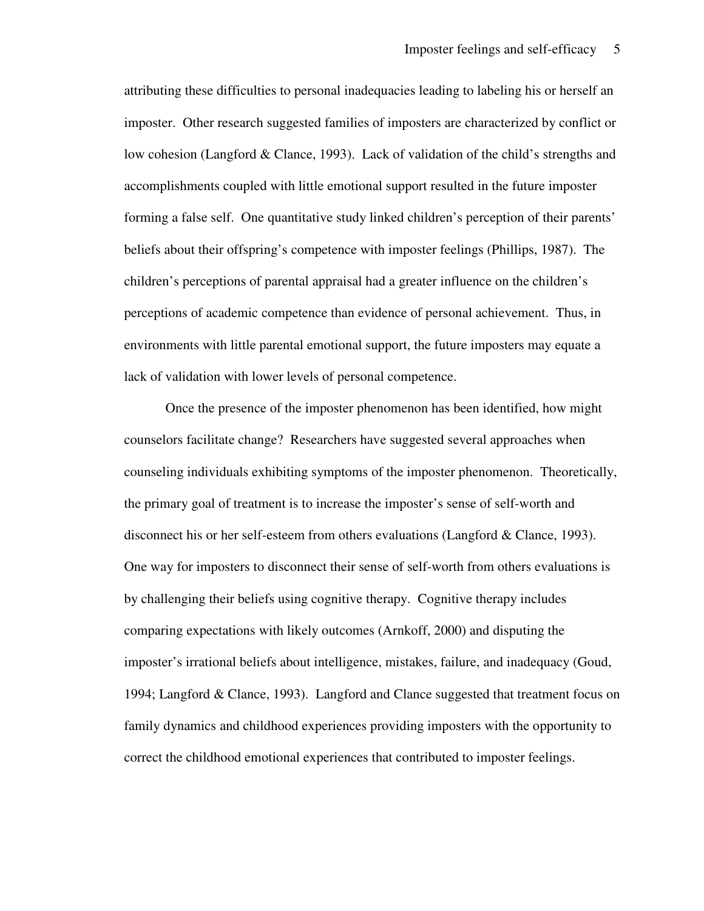attributing these difficulties to personal inadequacies leading to labeling his or herself an imposter. Other research suggested families of imposters are characterized by conflict or low cohesion (Langford & Clance, 1993). Lack of validation of the child's strengths and accomplishments coupled with little emotional support resulted in the future imposter forming a false self. One quantitative study linked children's perception of their parents' beliefs about their offspring's competence with imposter feelings (Phillips, 1987). The children's perceptions of parental appraisal had a greater influence on the children's perceptions of academic competence than evidence of personal achievement. Thus, in environments with little parental emotional support, the future imposters may equate a lack of validation with lower levels of personal competence.

Once the presence of the imposter phenomenon has been identified, how might counselors facilitate change? Researchers have suggested several approaches when counseling individuals exhibiting symptoms of the imposter phenomenon. Theoretically, the primary goal of treatment is to increase the imposter's sense of self-worth and disconnect his or her self-esteem from others evaluations (Langford & Clance, 1993). One way for imposters to disconnect their sense of self-worth from others evaluations is by challenging their beliefs using cognitive therapy. Cognitive therapy includes comparing expectations with likely outcomes (Arnkoff, 2000) and disputing the imposter's irrational beliefs about intelligence, mistakes, failure, and inadequacy (Goud, 1994; Langford & Clance, 1993). Langford and Clance suggested that treatment focus on family dynamics and childhood experiences providing imposters with the opportunity to correct the childhood emotional experiences that contributed to imposter feelings.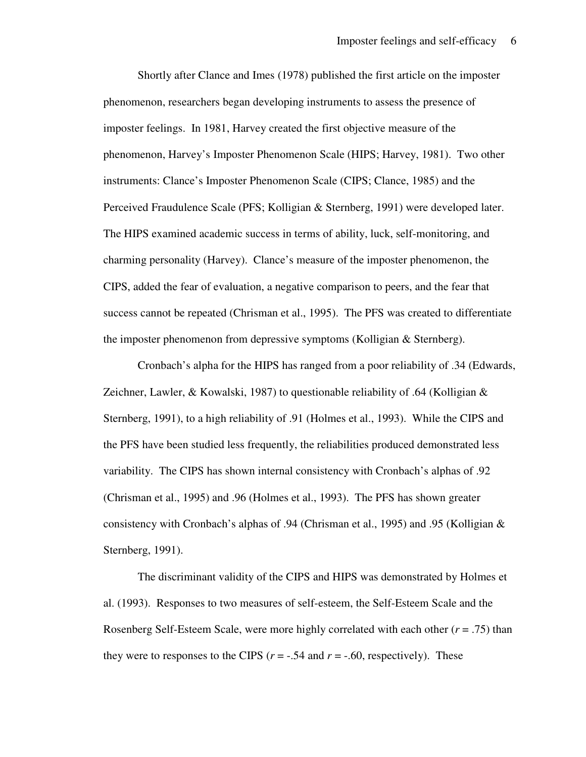Shortly after Clance and Imes (1978) published the first article on the imposter phenomenon, researchers began developing instruments to assess the presence of imposter feelings. In 1981, Harvey created the first objective measure of the phenomenon, Harvey's Imposter Phenomenon Scale (HIPS; Harvey, 1981). Two other instruments: Clance's Imposter Phenomenon Scale (CIPS; Clance, 1985) and the Perceived Fraudulence Scale (PFS; Kolligian & Sternberg, 1991) were developed later. The HIPS examined academic success in terms of ability, luck, self-monitoring, and charming personality (Harvey). Clance's measure of the imposter phenomenon, the CIPS, added the fear of evaluation, a negative comparison to peers, and the fear that success cannot be repeated (Chrisman et al., 1995). The PFS was created to differentiate the imposter phenomenon from depressive symptoms (Kolligian & Sternberg).

Cronbach's alpha for the HIPS has ranged from a poor reliability of .34 (Edwards, Zeichner, Lawler, & Kowalski, 1987) to questionable reliability of .64 (Kolligian & Sternberg, 1991), to a high reliability of .91 (Holmes et al., 1993). While the CIPS and the PFS have been studied less frequently, the reliabilities produced demonstrated less variability. The CIPS has shown internal consistency with Cronbach's alphas of .92 (Chrisman et al., 1995) and .96 (Holmes et al., 1993). The PFS has shown greater consistency with Cronbach's alphas of .94 (Chrisman et al., 1995) and .95 (Kolligian & Sternberg, 1991).

The discriminant validity of the CIPS and HIPS was demonstrated by Holmes et al. (1993). Responses to two measures of self-esteem, the Self-Esteem Scale and the Rosenberg Self-Esteem Scale, were more highly correlated with each other ($r = .75$) than they were to responses to the CIPS ($r = -.54$ and $r = -.60$, respectively). These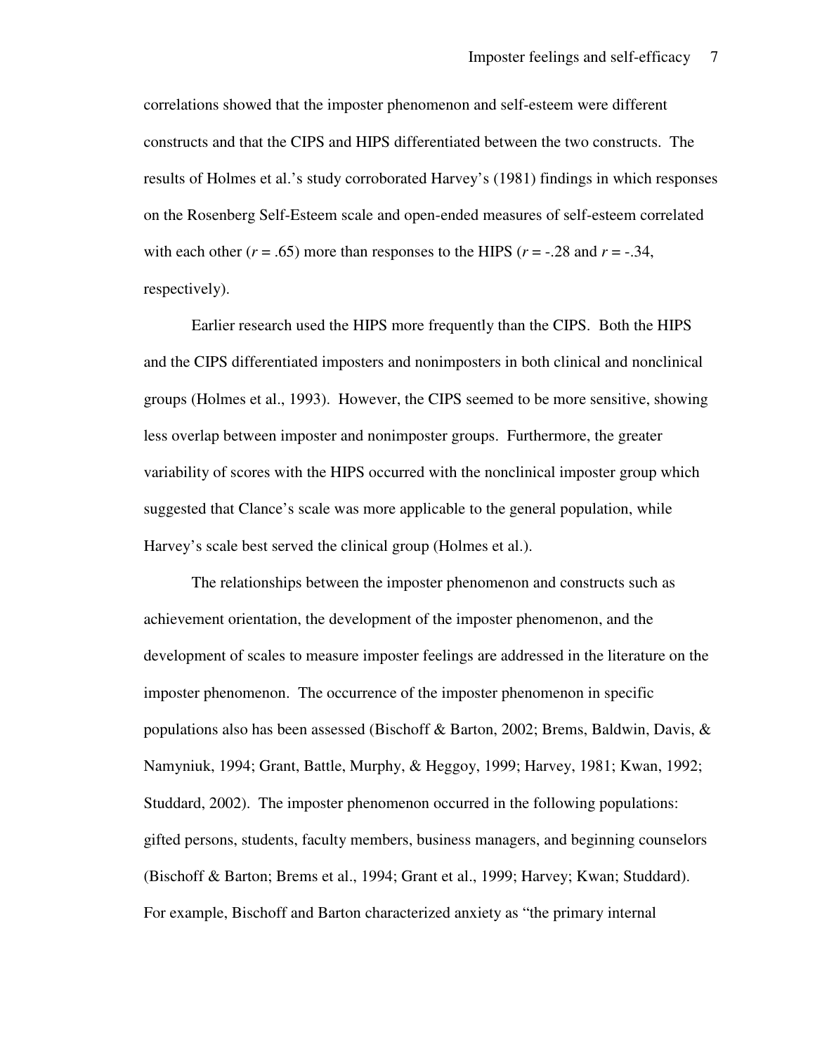correlations showed that the imposter phenomenon and self-esteem were different constructs and that the CIPS and HIPS differentiated between the two constructs. The results of Holmes et al.'s study corroborated Harvey's (1981) findings in which responses on the Rosenberg Self-Esteem scale and open-ended measures of self-esteem correlated with each other ($r = .65$) more than responses to the HIPS ($r = -.28$ and $r = -.34$, respectively).

Earlier research used the HIPS more frequently than the CIPS. Both the HIPS and the CIPS differentiated imposters and nonimposters in both clinical and nonclinical groups (Holmes et al., 1993). However, the CIPS seemed to be more sensitive, showing less overlap between imposter and nonimposter groups. Furthermore, the greater variability of scores with the HIPS occurred with the nonclinical imposter group which suggested that Clance's scale was more applicable to the general population, while Harvey's scale best served the clinical group (Holmes et al.).

The relationships between the imposter phenomenon and constructs such as achievement orientation, the development of the imposter phenomenon, and the development of scales to measure imposter feelings are addressed in the literature on the imposter phenomenon. The occurrence of the imposter phenomenon in specific populations also has been assessed (Bischoff & Barton, 2002; Brems, Baldwin, Davis, & Namyniuk, 1994; Grant, Battle, Murphy, & Heggoy, 1999; Harvey, 1981; Kwan, 1992; Studdard, 2002). The imposter phenomenon occurred in the following populations: gifted persons, students, faculty members, business managers, and beginning counselors (Bischoff & Barton; Brems et al., 1994; Grant et al., 1999; Harvey; Kwan; Studdard). For example, Bischoff and Barton characterized anxiety as "the primary internal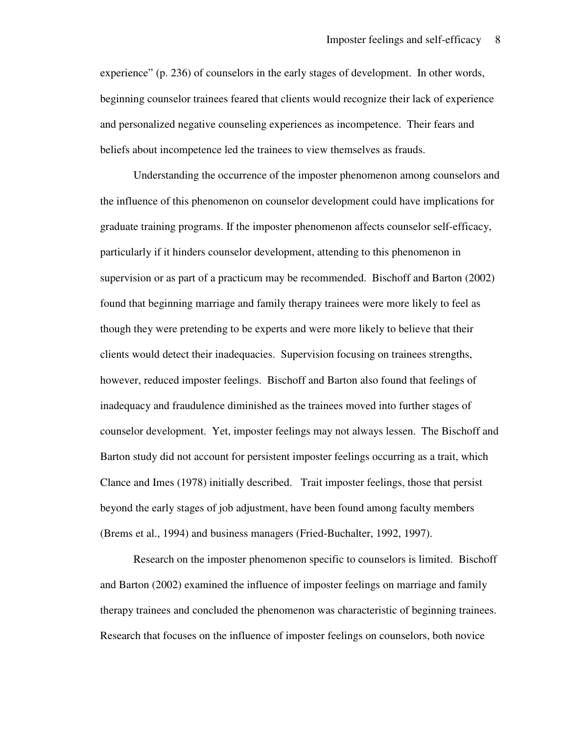experience" (p. 236) of counselors in the early stages of development. In other words, beginning counselor trainees feared that clients would recognize their lack of experience and personalized negative counseling experiences as incompetence. Their fears and beliefs about incompetence led the trainees to view themselves as frauds.

Understanding the occurrence of the imposter phenomenon among counselors and the influence of this phenomenon on counselor development could have implications for graduate training programs. If the imposter phenomenon affects counselor self-efficacy, particularly if it hinders counselor development, attending to this phenomenon in supervision or as part of a practicum may be recommended. Bischoff and Barton (2002) found that beginning marriage and family therapy trainees were more likely to feel as though they were pretending to be experts and were more likely to believe that their clients would detect their inadequacies. Supervision focusing on trainees strengths, however, reduced imposter feelings. Bischoff and Barton also found that feelings of inadequacy and fraudulence diminished as the trainees moved into further stages of counselor development. Yet, imposter feelings may not always lessen. The Bischoff and Barton study did not account for persistent imposter feelings occurring as a trait, which Clance and Imes (1978) initially described. Trait imposter feelings, those that persist beyond the early stages of job adjustment, have been found among faculty members (Brems et al., 1994) and business managers (Fried-Buchalter, 1992, 1997).

Research on the imposter phenomenon specific to counselors is limited. Bischoff and Barton (2002) examined the influence of imposter feelings on marriage and family therapy trainees and concluded the phenomenon was characteristic of beginning trainees. Research that focuses on the influence of imposter feelings on counselors, both novice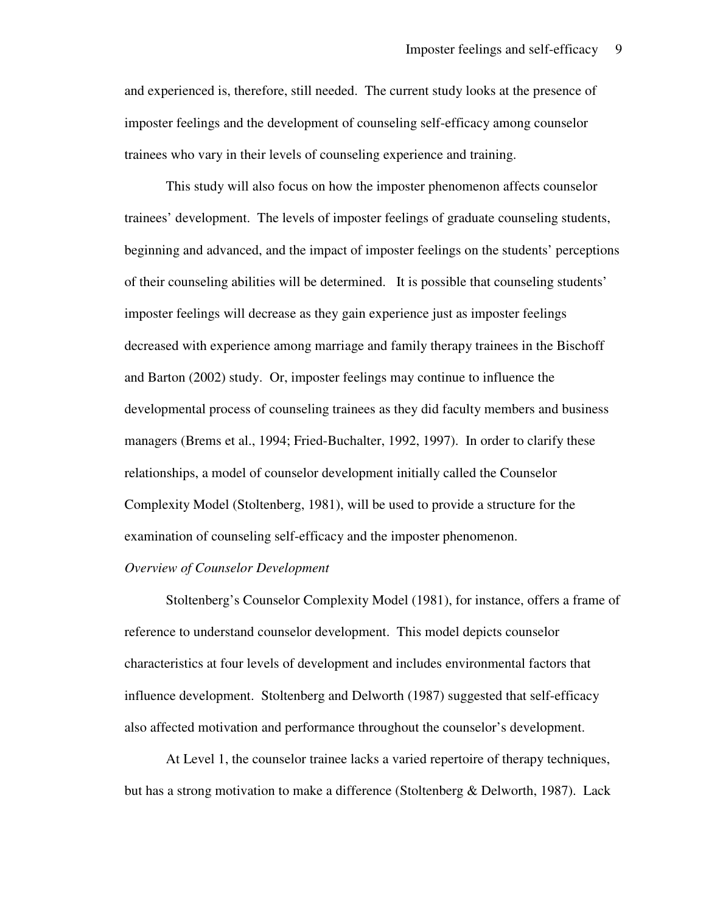and experienced is, therefore, still needed. The current study looks at the presence of imposter feelings and the development of counseling self-efficacy among counselor trainees who vary in their levels of counseling experience and training.

This study will also focus on how the imposter phenomenon affects counselor trainees' development. The levels of imposter feelings of graduate counseling students, beginning and advanced, and the impact of imposter feelings on the students' perceptions of their counseling abilities will be determined. It is possible that counseling students' imposter feelings will decrease as they gain experience just as imposter feelings decreased with experience among marriage and family therapy trainees in the Bischoff and Barton (2002) study. Or, imposter feelings may continue to influence the developmental process of counseling trainees as they did faculty members and business managers (Brems et al., 1994; Fried-Buchalter, 1992, 1997). In order to clarify these relationships, a model of counselor development initially called the Counselor Complexity Model (Stoltenberg, 1981), will be used to provide a structure for the examination of counseling self-efficacy and the imposter phenomenon.

*Overview of Counselor Development*

Stoltenberg's Counselor Complexity Model (1981), for instance, offers a frame of reference to understand counselor development. This model depicts counselor characteristics at four levels of development and includes environmental factors that influence development. Stoltenberg and Delworth (1987) suggested that self-efficacy also affected motivation and performance throughout the counselor's development.

At Level 1, the counselor trainee lacks a varied repertoire of therapy techniques, but has a strong motivation to make a difference (Stoltenberg & Delworth, 1987). Lack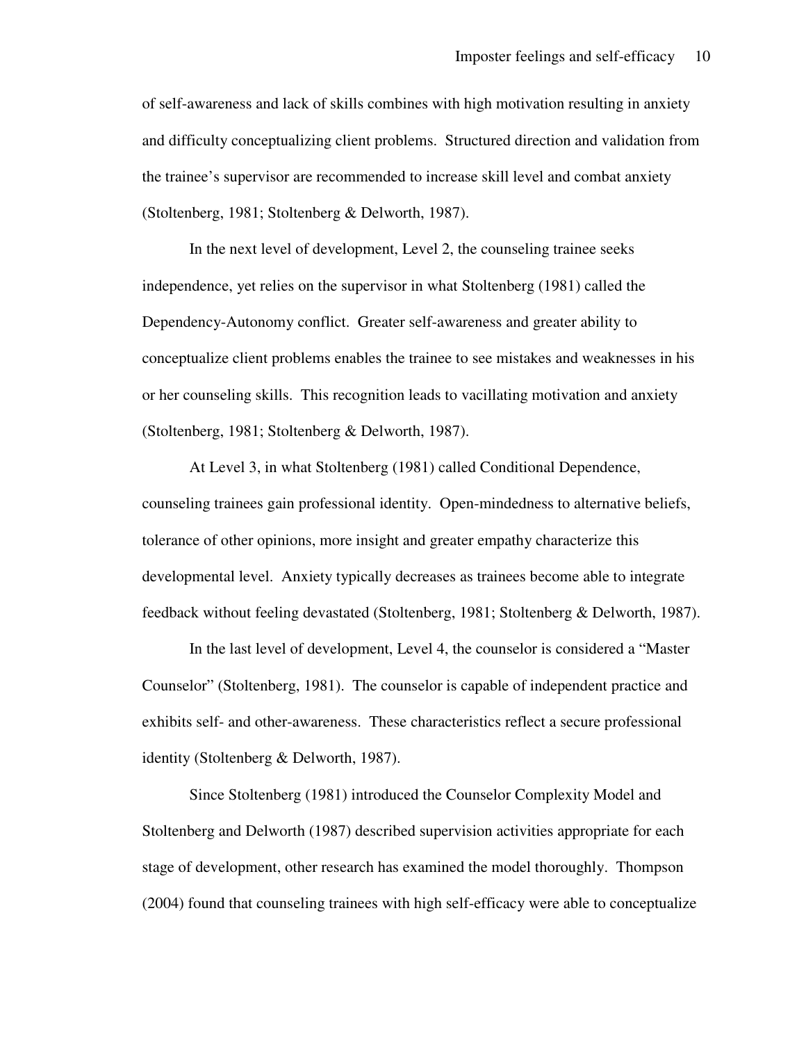of self-awareness and lack of skills combines with high motivation resulting in anxiety and difficulty conceptualizing client problems. Structured direction and validation from the trainee's supervisor are recommended to increase skill level and combat anxiety (Stoltenberg, 1981; Stoltenberg & Delworth, 1987).

In the next level of development, Level 2, the counseling trainee seeks independence, yet relies on the supervisor in what Stoltenberg (1981) called the Dependency-Autonomy conflict. Greater self-awareness and greater ability to conceptualize client problems enables the trainee to see mistakes and weaknesses in his or her counseling skills. This recognition leads to vacillating motivation and anxiety (Stoltenberg, 1981; Stoltenberg & Delworth, 1987).

At Level 3, in what Stoltenberg (1981) called Conditional Dependence, counseling trainees gain professional identity. Open-mindedness to alternative beliefs, tolerance of other opinions, more insight and greater empathy characterize this developmental level. Anxiety typically decreases as trainees become able to integrate feedback without feeling devastated (Stoltenberg, 1981; Stoltenberg & Delworth, 1987).

In the last level of development, Level 4, the counselor is considered a "Master Counselor" (Stoltenberg, 1981). The counselor is capable of independent practice and exhibits self- and other-awareness. These characteristics reflect a secure professional identity (Stoltenberg & Delworth, 1987).

Since Stoltenberg (1981) introduced the Counselor Complexity Model and Stoltenberg and Delworth (1987) described supervision activities appropriate for each stage of development, other research has examined the model thoroughly. Thompson (2004) found that counseling trainees with high self-efficacy were able to conceptualize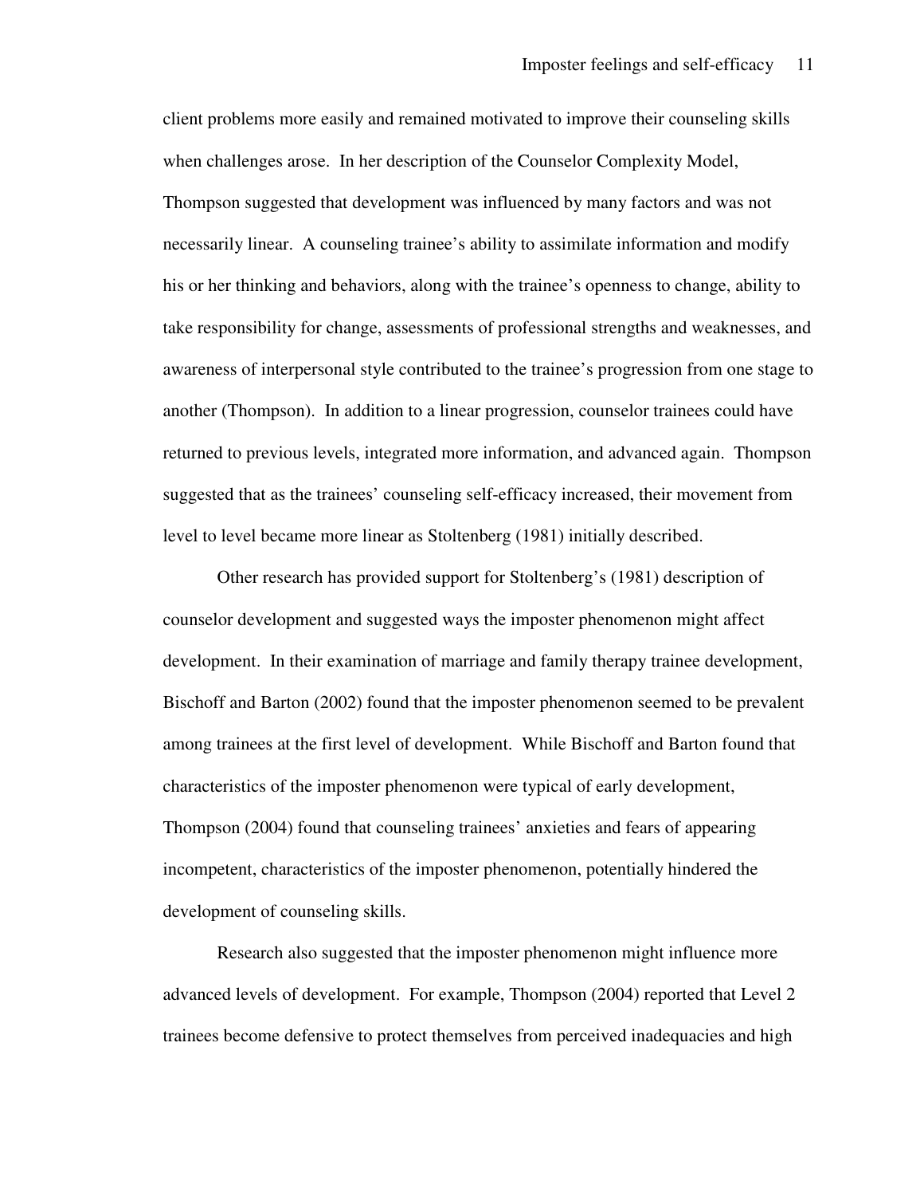client problems more easily and remained motivated to improve their counseling skills when challenges arose. In her description of the Counselor Complexity Model, Thompson suggested that development was influenced by many factors and was not necessarily linear. A counseling trainee's ability to assimilate information and modify his or her thinking and behaviors, along with the trainee's openness to change, ability to take responsibility for change, assessments of professional strengths and weaknesses, and awareness of interpersonal style contributed to the trainee's progression from one stage to another (Thompson). In addition to a linear progression, counselor trainees could have returned to previous levels, integrated more information, and advanced again. Thompson suggested that as the trainees' counseling self-efficacy increased, their movement from level to level became more linear as Stoltenberg (1981) initially described.

Other research has provided support for Stoltenberg's (1981) description of counselor development and suggested ways the imposter phenomenon might affect development. In their examination of marriage and family therapy trainee development, Bischoff and Barton (2002) found that the imposter phenomenon seemed to be prevalent among trainees at the first level of development. While Bischoff and Barton found that characteristics of the imposter phenomenon were typical of early development, Thompson (2004) found that counseling trainees' anxieties and fears of appearing incompetent, characteristics of the imposter phenomenon, potentially hindered the development of counseling skills.

Research also suggested that the imposter phenomenon might influence more advanced levels of development. For example, Thompson (2004) reported that Level 2 trainees become defensive to protect themselves from perceived inadequacies and high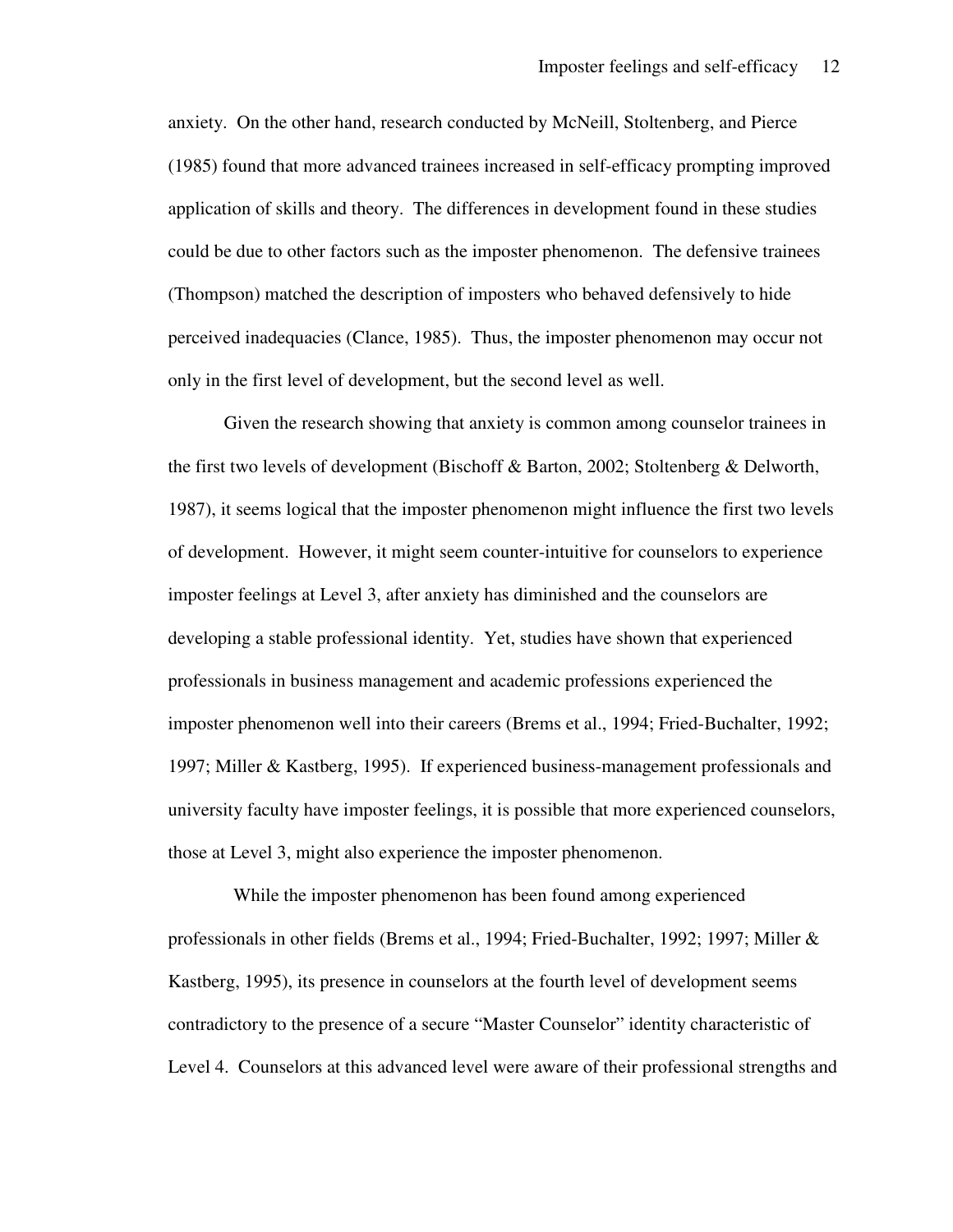anxiety. On the other hand, research conducted by McNeill, Stoltenberg, and Pierce (1985) found that more advanced trainees increased in self-efficacy prompting improved application of skills and theory. The differences in development found in these studies could be due to other factors such as the imposter phenomenon. The defensive trainees (Thompson) matched the description of imposters who behaved defensively to hide perceived inadequacies (Clance, 1985). Thus, the imposter phenomenon may occur not only in the first level of development, but the second level as well.

Given the research showing that anxiety is common among counselor trainees in the first two levels of development (Bischoff & Barton, 2002; Stoltenberg & Delworth, 1987), it seems logical that the imposter phenomenon might influence the first two levels of development. However, it might seem counter-intuitive for counselors to experience imposter feelings at Level 3, after anxiety has diminished and the counselors are developing a stable professional identity. Yet, studies have shown that experienced professionals in business management and academic professions experienced the imposter phenomenon well into their careers (Brems et al., 1994; Fried-Buchalter, 1992; 1997; Miller & Kastberg, 1995). If experienced business-management professionals and university faculty have imposter feelings, it is possible that more experienced counselors, those at Level 3, might also experience the imposter phenomenon.

While the imposter phenomenon has been found among experienced professionals in other fields (Brems et al., 1994; Fried-Buchalter, 1992; 1997; Miller & Kastberg, 1995), its presence in counselors at the fourth level of development seems contradictory to the presence of a secure "Master Counselor" identity characteristic of Level 4. Counselors at this advanced level were aware of their professional strengths and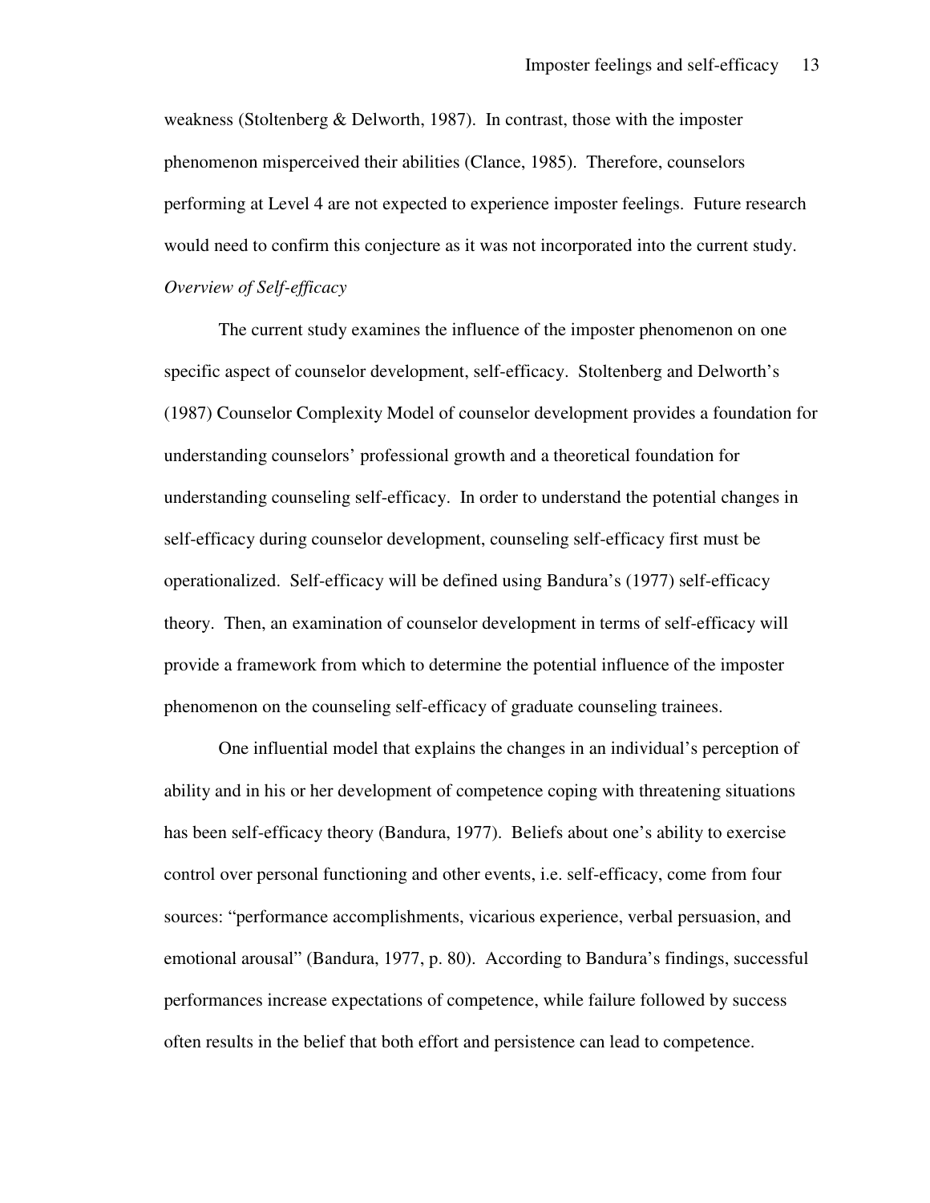weakness (Stoltenberg & Delworth, 1987). In contrast, those with the imposter phenomenon misperceived their abilities (Clance, 1985). Therefore, counselors performing at Level 4 are not expected to experience imposter feelings. Future research would need to confirm this conjecture as it was not incorporated into the current study.

*Overview of Self-efficacy*

The current study examines the influence of the imposter phenomenon on one specific aspect of counselor development, self-efficacy. Stoltenberg and Delworth's (1987) Counselor Complexity Model of counselor development provides a foundation for understanding counselors' professional growth and a theoretical foundation for understanding counseling self-efficacy. In order to understand the potential changes in self-efficacy during counselor development, counseling self-efficacy first must be operationalized. Self-efficacy will be defined using Bandura's (1977) self-efficacy theory. Then, an examination of counselor development in terms of self-efficacy will provide a framework from which to determine the potential influence of the imposter phenomenon on the counseling self-efficacy of graduate counseling trainees.

One influential model that explains the changes in an individual's perception of ability and in his or her development of competence coping with threatening situations has been self-efficacy theory (Bandura, 1977). Beliefs about one's ability to exercise control over personal functioning and other events, i.e. self-efficacy, come from four sources: "performance accomplishments, vicarious experience, verbal persuasion, and emotional arousal" (Bandura, 1977, p. 80). According to Bandura's findings, successful performances increase expectations of competence, while failure followed by success often results in the belief that both effort and persistence can lead to competence.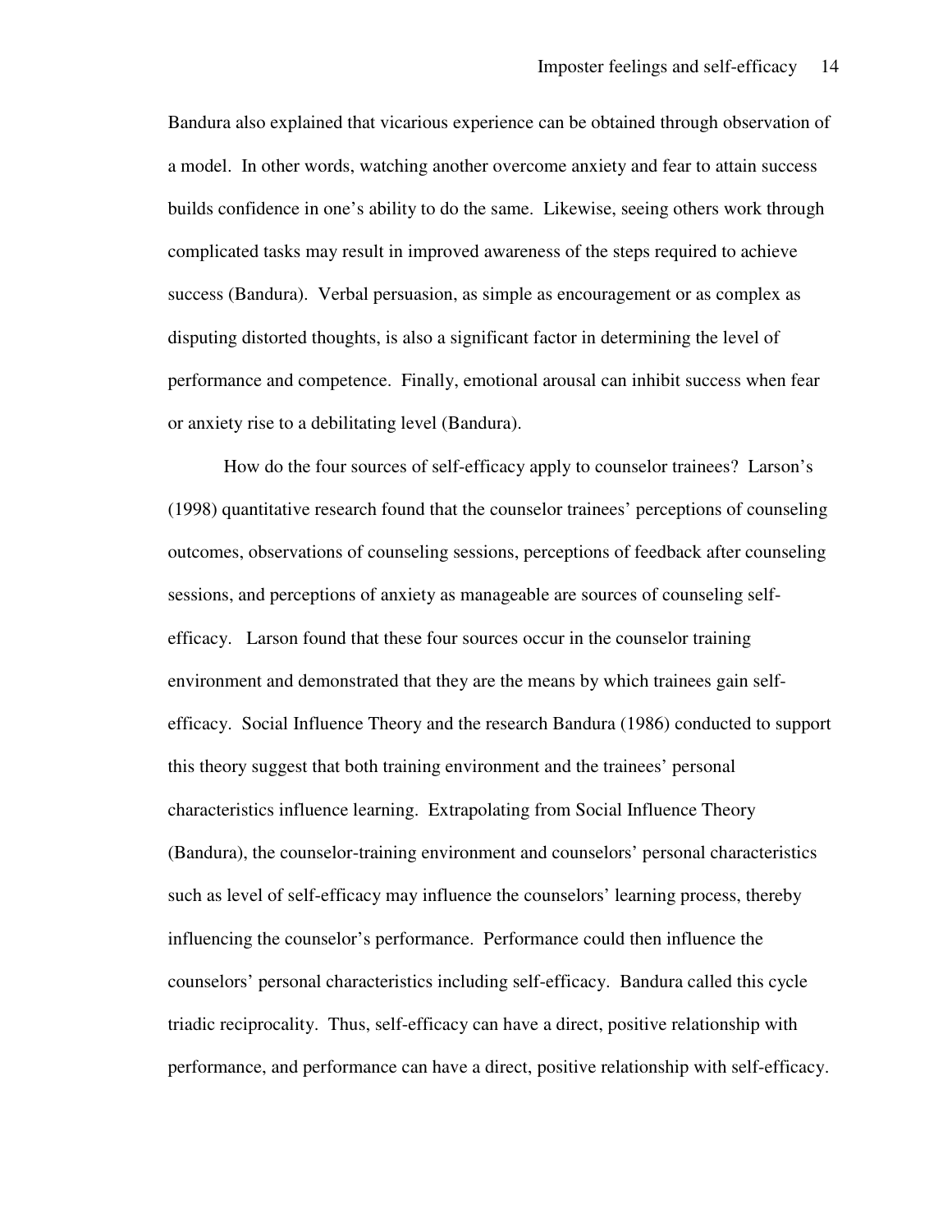Bandura also explained that vicarious experience can be obtained through observation of a model. In other words, watching another overcome anxiety and fear to attain success builds confidence in one's ability to do the same. Likewise, seeing others work through complicated tasks may result in improved awareness of the steps required to achieve success (Bandura). Verbal persuasion, as simple as encouragement or as complex as disputing distorted thoughts, is also a significant factor in determining the level of performance and competence. Finally, emotional arousal can inhibit success when fear or anxiety rise to a debilitating level (Bandura).

How do the four sources of self-efficacy apply to counselor trainees? Larson's (1998) quantitative research found that the counselor trainees' perceptions of counseling outcomes, observations of counseling sessions, perceptions of feedback after counseling sessions, and perceptions of anxiety as manageable are sources of counseling self-efficacy. Larson found that these four sources occur in the counselor training environment and demonstrated that they are the means by which trainees gain self-efficacy. Social Influence Theory and the research Bandura (1986) conducted to support this theory suggest that both training environment and the trainees' personal characteristics influence learning. Extrapolating from Social Influence Theory (Bandura), the counselor-training environment and counselors' personal characteristics such as level of self-efficacy may influence the counselors' learning process, thereby influencing the counselor's performance. Performance could then influence the counselors' personal characteristics including self-efficacy. Bandura called this cycle triadic reciprocality. Thus, self-efficacy can have a direct, positive relationship with performance, and performance can have a direct, positive relationship with self-efficacy.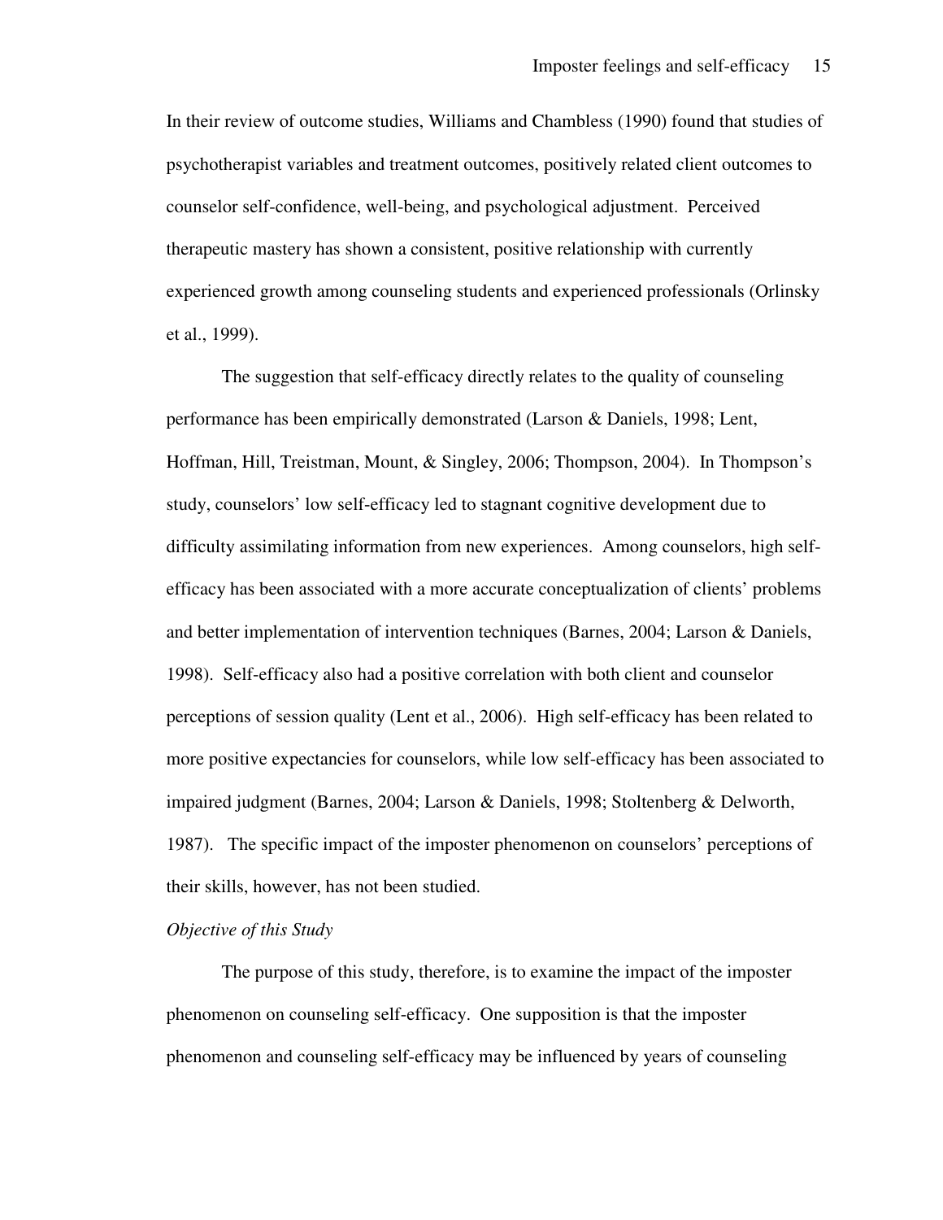In their review of outcome studies, Williams and Chambless (1990) found that studies of psychotherapist variables and treatment outcomes, positively related client outcomes to counselor self-confidence, well-being, and psychological adjustment. Perceived therapeutic mastery has shown a consistent, positive relationship with currently experienced growth among counseling students and experienced professionals (Orlinsky et al., 1999).

The suggestion that self-efficacy directly relates to the quality of counseling performance has been empirically demonstrated (Larson & Daniels, 1998; Lent, Hoffman, Hill, Treistman, Mount, & Singley, 2006; Thompson, 2004). In Thompson's study, counselors' low self-efficacy led to stagnant cognitive development due to difficulty assimilating information from new experiences. Among counselors, high self-efficacy has been associated with a more accurate conceptualization of clients' problems and better implementation of intervention techniques (Barnes, 2004; Larson & Daniels, 1998). Self-efficacy also had a positive correlation with both client and counselor perceptions of session quality (Lent et al., 2006). High self-efficacy has been related to more positive expectancies for counselors, while low self-efficacy has been associated to impaired judgment (Barnes, 2004; Larson & Daniels, 1998; Stoltenberg & Delworth, 1987). The specific impact of the imposter phenomenon on counselors' perceptions of their skills, however, has not been studied.

*Objective of this Study*

The purpose of this study, therefore, is to examine the impact of the imposter phenomenon on counseling self-efficacy. One supposition is that the imposter phenomenon and counseling self-efficacy may be influenced by years of counseling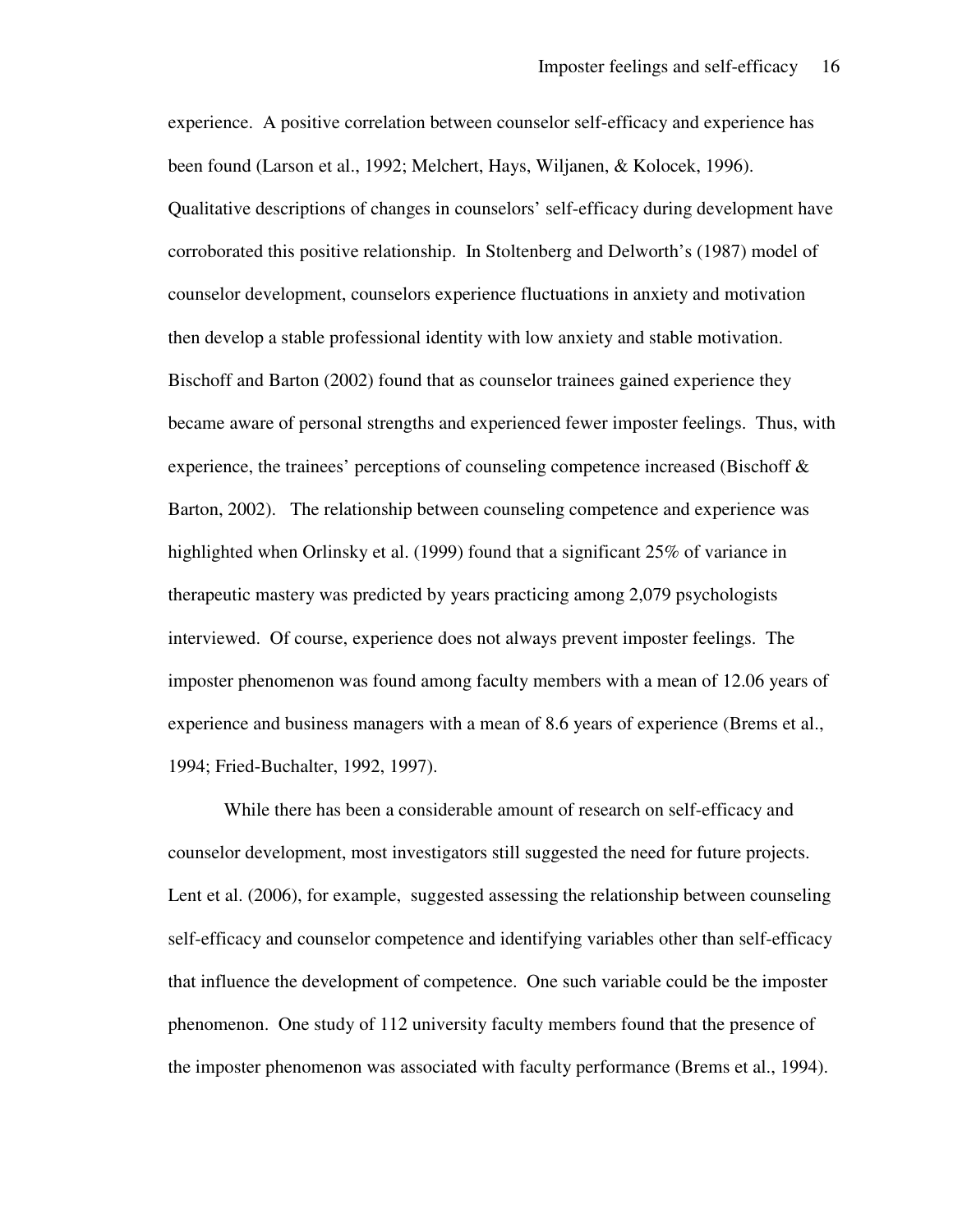experience. A positive correlation between counselor self-efficacy and experience has been found (Larson et al., 1992; Melchert, Hays, Wiljanen, & Kolocek, 1996). Qualitative descriptions of changes in counselors' self-efficacy during development have corroborated this positive relationship. In Stoltenberg and Delworth's (1987) model of counselor development, counselors experience fluctuations in anxiety and motivation then develop a stable professional identity with low anxiety and stable motivation. Bischoff and Barton (2002) found that as counselor trainees gained experience they became aware of personal strengths and experienced fewer imposter feelings. Thus, with experience, the trainees' perceptions of counseling competence increased (Bischoff & Barton, 2002). The relationship between counseling competence and experience was highlighted when Orlinsky et al. (1999) found that a significant 25% of variance in therapeutic mastery was predicted by years practicing among 2,079 psychologists interviewed. Of course, experience does not always prevent imposter feelings. The imposter phenomenon was found among faculty members with a mean of 12.06 years of experience and business managers with a mean of 8.6 years of experience (Brems et al., 1994; Fried-Buchalter, 1992, 1997).

While there has been a considerable amount of research on self-efficacy and counselor development, most investigators still suggested the need for future projects. Lent et al. (2006), for example, suggested assessing the relationship between counseling self-efficacy and counselor competence and identifying variables other than self-efficacy that influence the development of competence. One such variable could be the imposter phenomenon. One study of 112 university faculty members found that the presence of the imposter phenomenon was associated with faculty performance (Brems et al., 1994).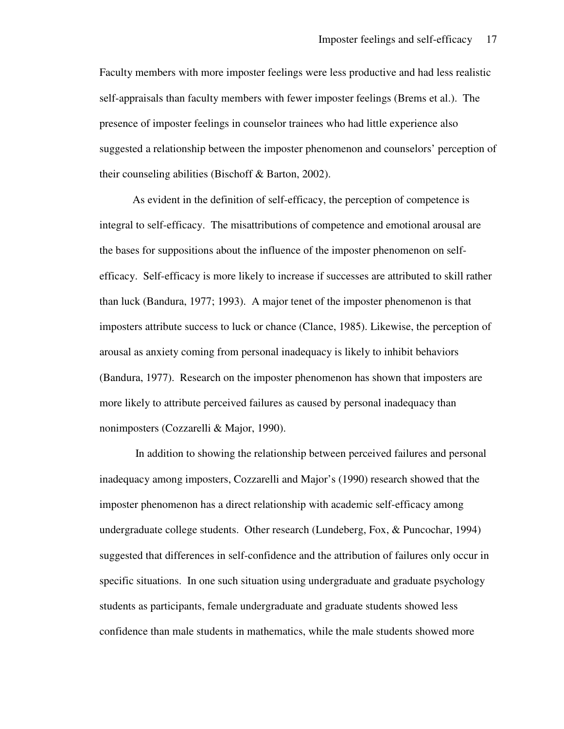Faculty members with more imposter feelings were less productive and had less realistic self-appraisals than faculty members with fewer imposter feelings (Brems et al.). The presence of imposter feelings in counselor trainees who had little experience also suggested a relationship between the imposter phenomenon and counselors' perception of their counseling abilities (Bischoff & Barton, 2002).

As evident in the definition of self-efficacy, the perception of competence is integral to self-efficacy. The misattributions of competence and emotional arousal are the bases for suppositions about the influence of the imposter phenomenon on self-efficacy. Self-efficacy is more likely to increase if successes are attributed to skill rather than luck (Bandura, 1977; 1993). A major tenet of the imposter phenomenon is that imposters attribute success to luck or chance (Clance, 1985). Likewise, the perception of arousal as anxiety coming from personal inadequacy is likely to inhibit behaviors (Bandura, 1977). Research on the imposter phenomenon has shown that imposters are more likely to attribute perceived failures as caused by personal inadequacy than nonimposters (Cozzarelli & Major, 1990).

In addition to showing the relationship between perceived failures and personal inadequacy among imposters, Cozzarelli and Major's (1990) research showed that the imposter phenomenon has a direct relationship with academic self-efficacy among undergraduate college students. Other research (Lundeberg, Fox, & Puncochar, 1994) suggested that differences in self-confidence and the attribution of failures only occur in specific situations. In one such situation using undergraduate and graduate psychology students as participants, female undergraduate and graduate students showed less confidence than male students in mathematics, while the male students showed more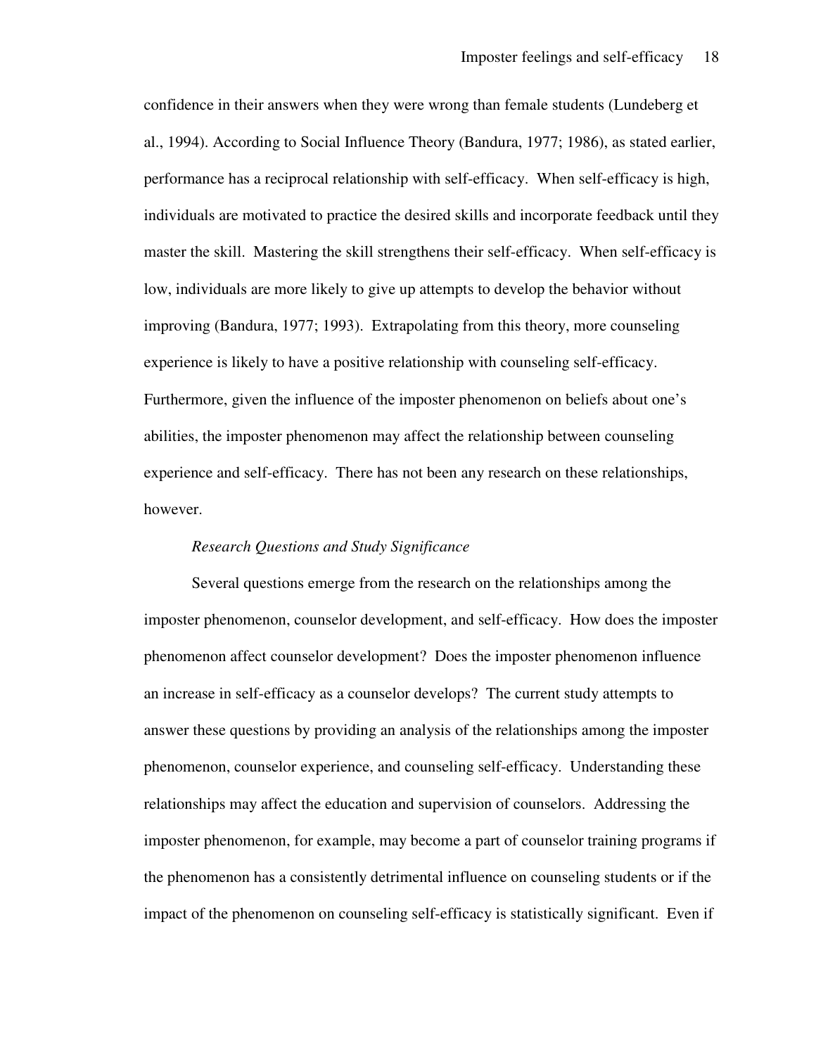confidence in their answers when they were wrong than female students (Lundeberg et al., 1994). According to Social Influence Theory (Bandura, 1977; 1986), as stated earlier, performance has a reciprocal relationship with self-efficacy. When self-efficacy is high, individuals are motivated to practice the desired skills and incorporate feedback until they master the skill. Mastering the skill strengthens their self-efficacy. When self-efficacy is low, individuals are more likely to give up attempts to develop the behavior without improving (Bandura, 1977; 1993). Extrapolating from this theory, more counseling experience is likely to have a positive relationship with counseling self-efficacy. Furthermore, given the influence of the imposter phenomenon on beliefs about one's abilities, the imposter phenomenon may affect the relationship between counseling experience and self-efficacy. There has not been any research on these relationships, however.

*Research Questions and Study Significance*

Several questions emerge from the research on the relationships among the imposter phenomenon, counselor development, and self-efficacy. How does the imposter phenomenon affect counselor development? Does the imposter phenomenon influence an increase in self-efficacy as a counselor develops? The current study attempts to answer these questions by providing an analysis of the relationships among the imposter phenomenon, counselor experience, and counseling self-efficacy. Understanding these relationships may affect the education and supervision of counselors. Addressing the imposter phenomenon, for example, may become a part of counselor training programs if the phenomenon has a consistently detrimental influence on counseling students or if the impact of the phenomenon on counseling self-efficacy is statistically significant. Even if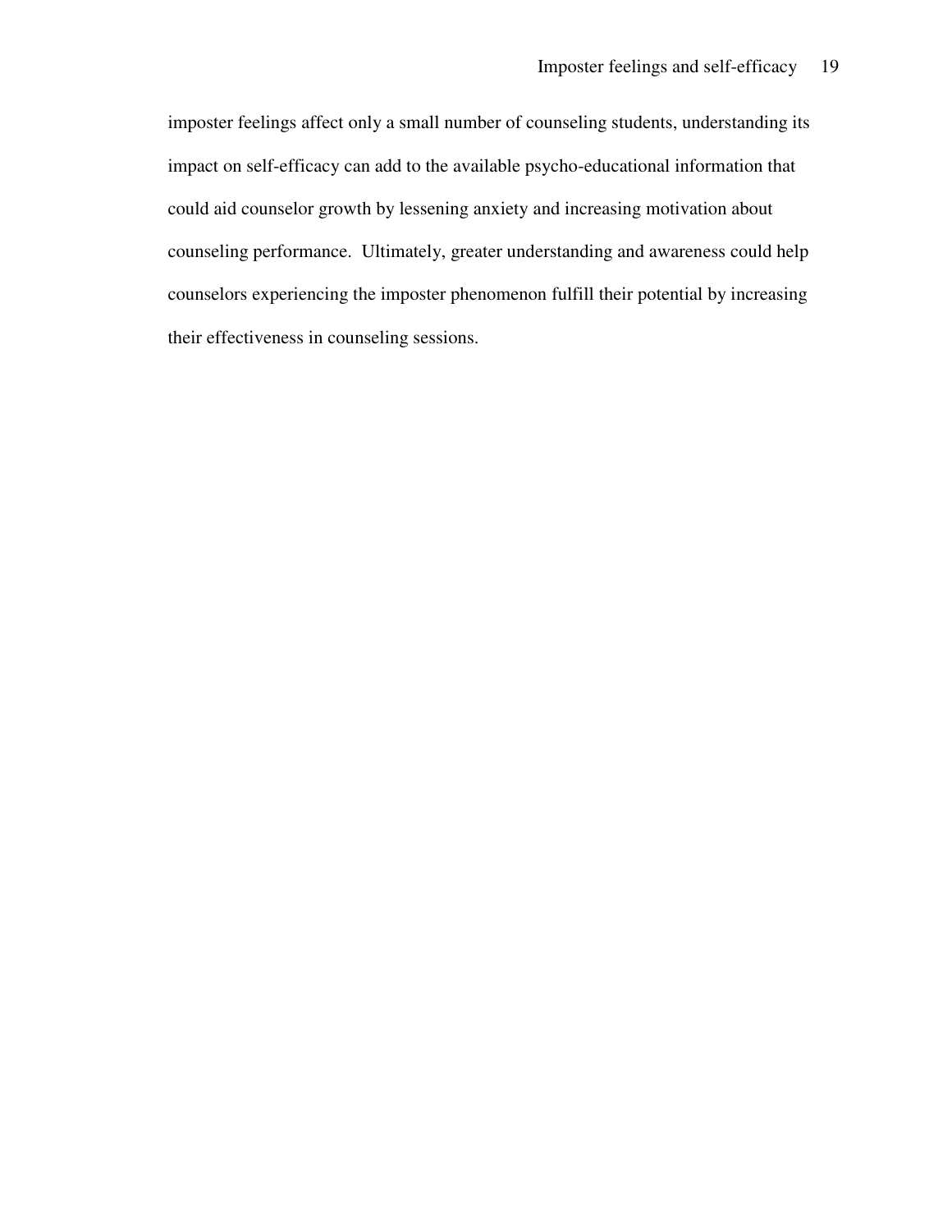imposter feelings affect only a small number of counseling students, understanding its impact on self-efficacy can add to the available psycho-educational information that could aid counselor growth by lessening anxiety and increasing motivation about counseling performance. Ultimately, greater understanding and awareness could help counselors experiencing the imposter phenomenon fulfill their potential by increasing their effectiveness in counseling sessions.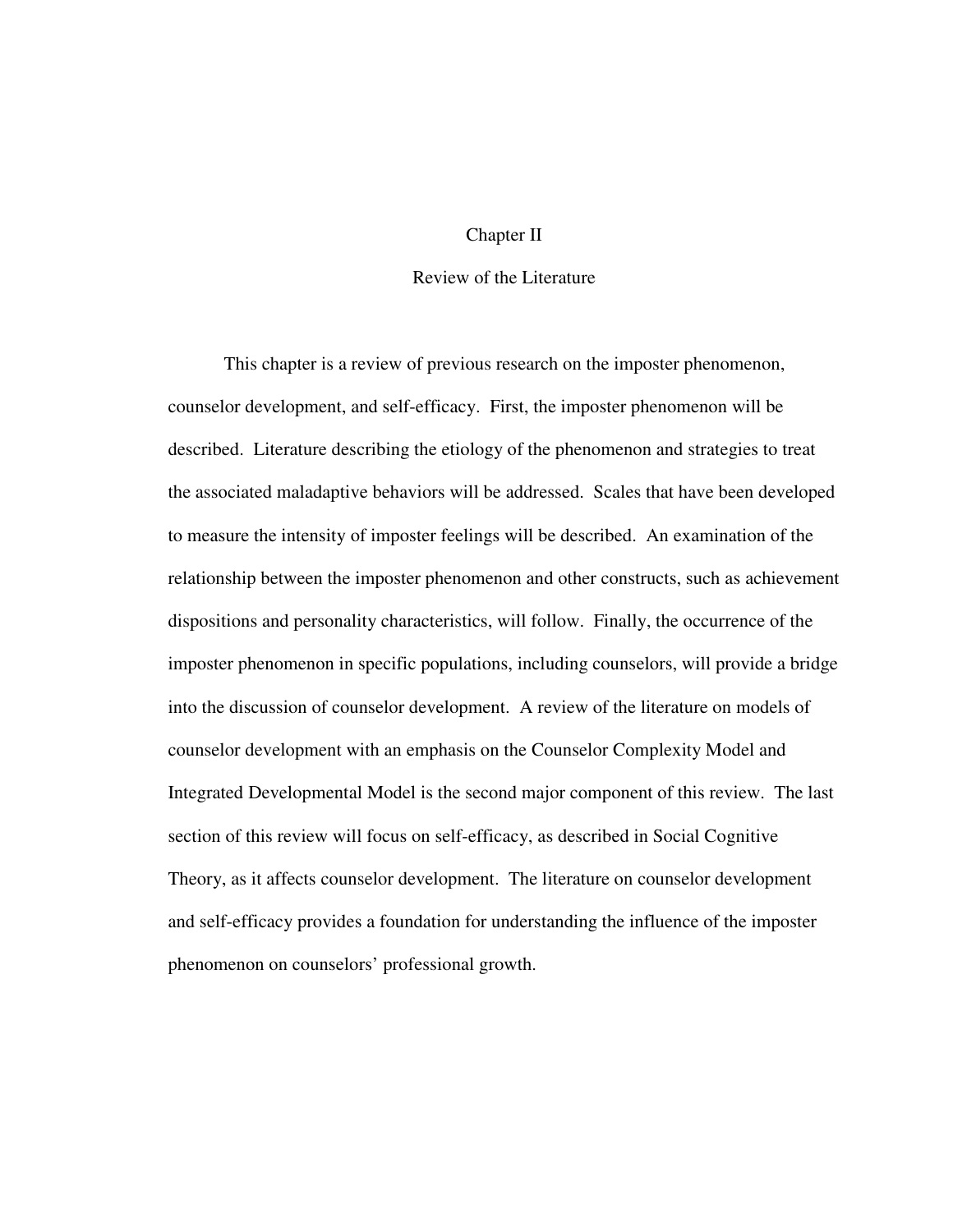# Chapter II

## Review of the Literature

This chapter is a review of previous research on the imposter phenomenon, counselor development, and self-efficacy. First, the imposter phenomenon will be described. Literature describing the etiology of the phenomenon and strategies to treat the associated maladaptive behaviors will be addressed. Scales that have been developed to measure the intensity of imposter feelings will be described. An examination of the relationship between the imposter phenomenon and other constructs, such as achievement dispositions and personality characteristics, will follow. Finally, the occurrence of the imposter phenomenon in specific populations, including counselors, will provide a bridge into the discussion of counselor development. A review of the literature on models of counselor development with an emphasis on the Counselor Complexity Model and Integrated Developmental Model is the second major component of this review. The last section of this review will focus on self-efficacy, as described in Social Cognitive Theory, as it affects counselor development. The literature on counselor development and self-efficacy provides a foundation for understanding the influence of the imposter phenomenon on counselors' professional growth.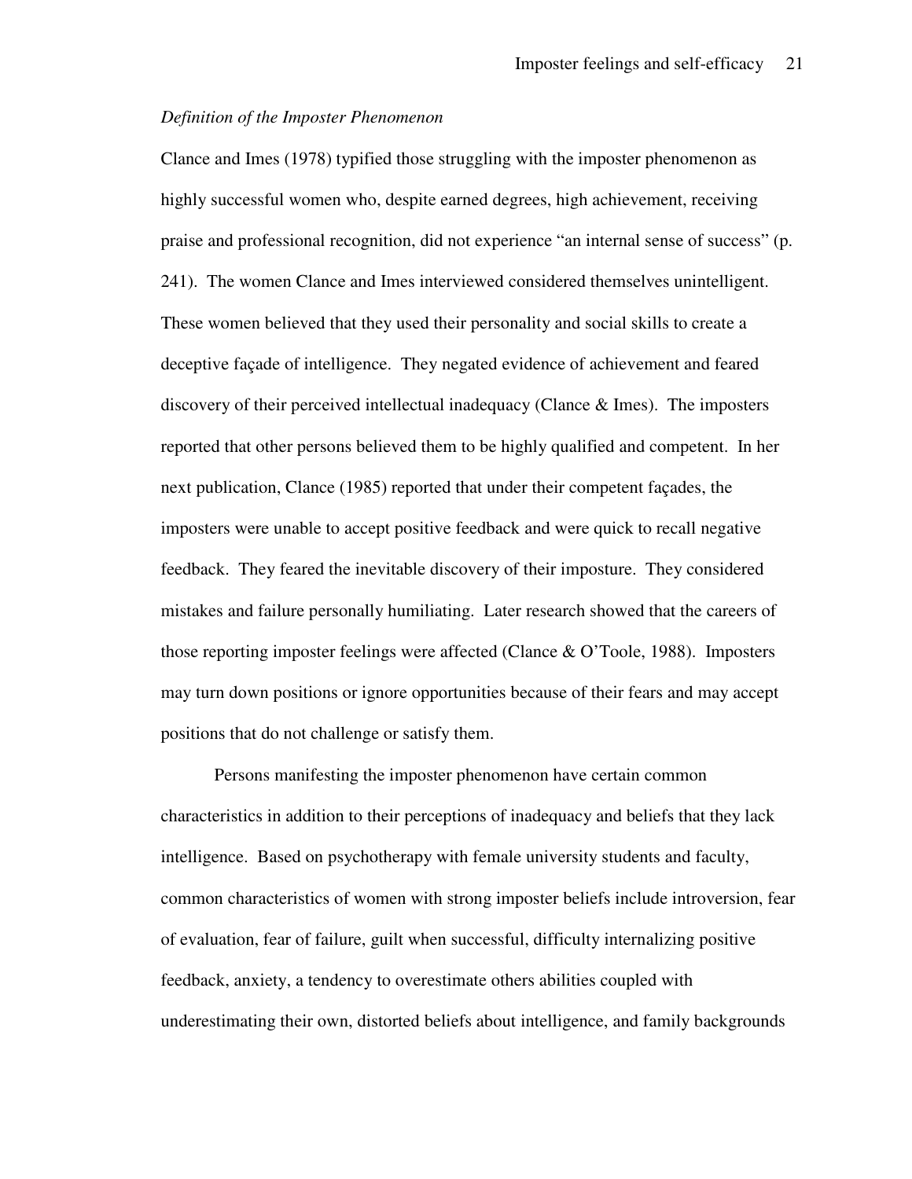*Definition of the Imposter Phenomenon*

Clance and Imes (1978) typified those struggling with the imposter phenomenon as highly successful women who, despite earned degrees, high achievement, receiving praise and professional recognition, did not experience "an internal sense of success" (p. 241). The women Clance and Imes interviewed considered themselves unintelligent. These women believed that they used their personality and social skills to create a deceptive façade of intelligence. They negated evidence of achievement and feared discovery of their perceived intellectual inadequacy (Clance & Imes). The imposters reported that other persons believed them to be highly qualified and competent. In her next publication, Clance (1985) reported that under their competent façades, the imposters were unable to accept positive feedback and were quick to recall negative feedback. They feared the inevitable discovery of their imposture. They considered mistakes and failure personally humiliating. Later research showed that the careers of those reporting imposter feelings were affected (Clance & O'Toole, 1988). Imposters may turn down positions or ignore opportunities because of their fears and may accept positions that do not challenge or satisfy them.

Persons manifesting the imposter phenomenon have certain common characteristics in addition to their perceptions of inadequacy and beliefs that they lack intelligence. Based on psychotherapy with female university students and faculty, common characteristics of women with strong imposter beliefs include introversion, fear of evaluation, fear of failure, guilt when successful, difficulty internalizing positive feedback, anxiety, a tendency to overestimate others abilities coupled with underestimating their own, distorted beliefs about intelligence, and family backgrounds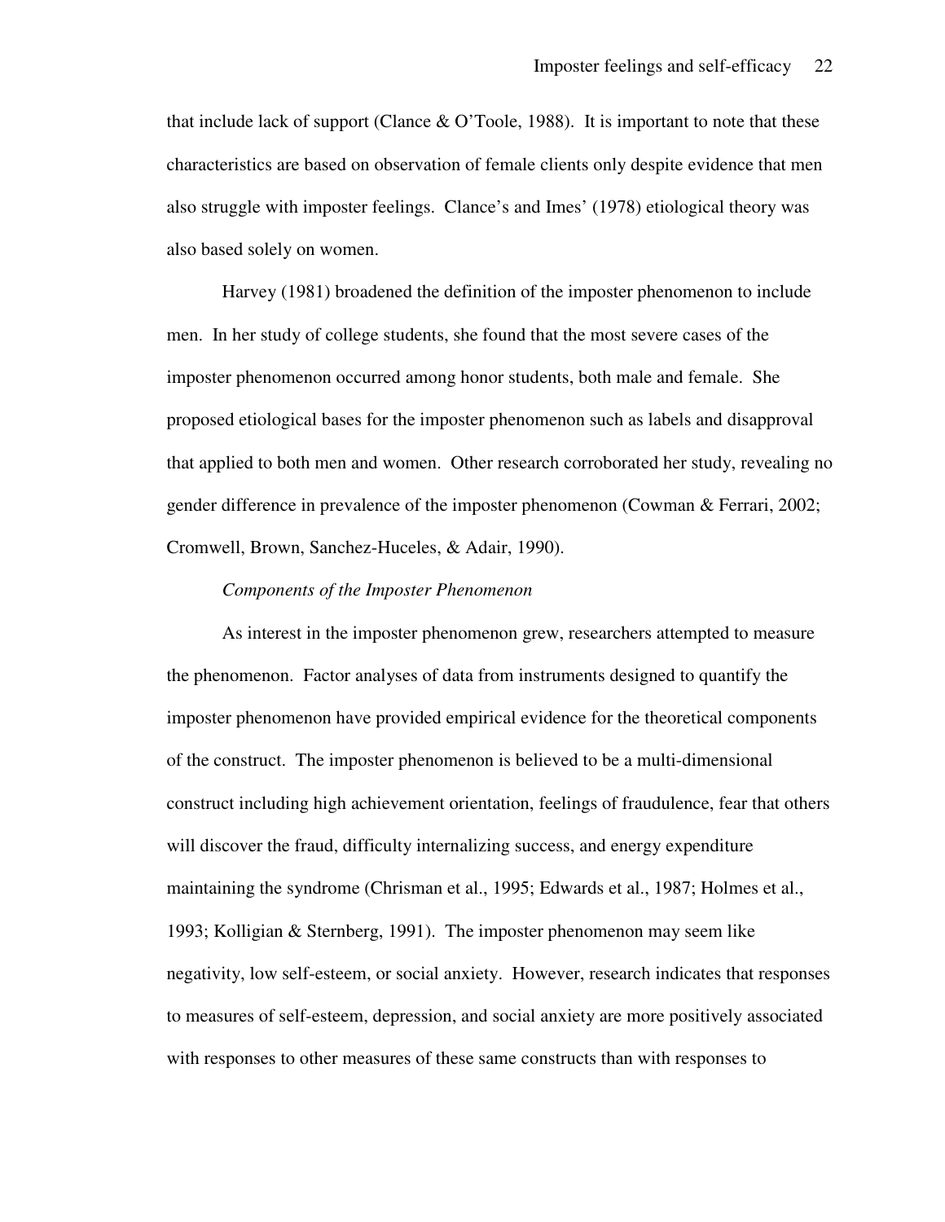that include lack of support (Clance & O'Toole, 1988). It is important to note that these characteristics are based on observation of female clients only despite evidence that men also struggle with imposter feelings. Clance's and Imes' (1978) etiological theory was also based solely on women.

Harvey (1981) broadened the definition of the imposter phenomenon to include men. In her study of college students, she found that the most severe cases of the imposter phenomenon occurred among honor students, both male and female. She proposed etiological bases for the imposter phenomenon such as labels and disapproval that applied to both men and women. Other research corroborated her study, revealing no gender difference in prevalence of the imposter phenomenon (Cowman & Ferrari, 2002; Cromwell, Brown, Sanchez-Huceles, & Adair, 1990).

*Components of the Imposter Phenomenon*

As interest in the imposter phenomenon grew, researchers attempted to measure the phenomenon. Factor analyses of data from instruments designed to quantify the imposter phenomenon have provided empirical evidence for the theoretical components of the construct. The imposter phenomenon is believed to be a multi-dimensional construct including high achievement orientation, feelings of fraudulence, fear that others will discover the fraud, difficulty internalizing success, and energy expenditure maintaining the syndrome (Chrisman et al., 1995; Edwards et al., 1987; Holmes et al., 1993; Kolligian & Sternberg, 1991). The imposter phenomenon may seem like negativity, low self-esteem, or social anxiety. However, research indicates that responses to measures of self-esteem, depression, and social anxiety are more positively associated with responses to other measures of these same constructs than with responses to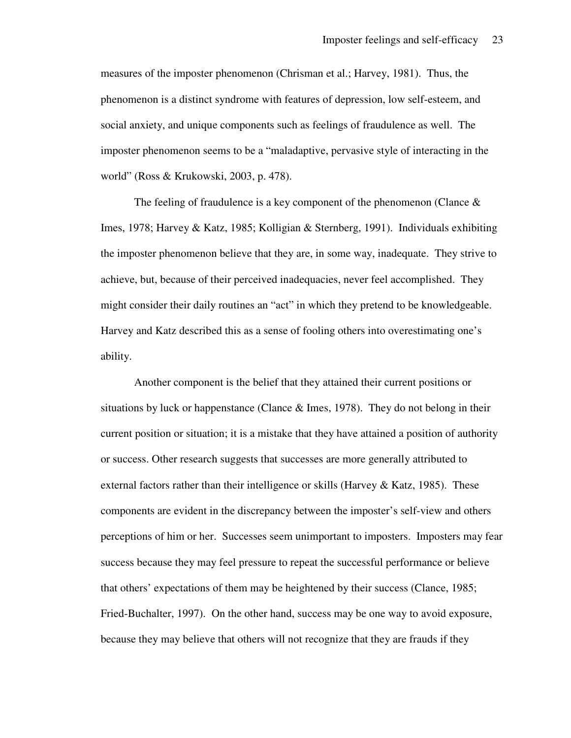measures of the imposter phenomenon (Chrisman et al.; Harvey, 1981). Thus, the phenomenon is a distinct syndrome with features of depression, low self-esteem, and social anxiety, and unique components such as feelings of fraudulence as well. The imposter phenomenon seems to be a "maladaptive, pervasive style of interacting in the world" (Ross & Krukowski, 2003, p. 478).

The feeling of fraudulence is a key component of the phenomenon (Clance & Imes, 1978; Harvey & Katz, 1985; Kolligian & Sternberg, 1991). Individuals exhibiting the imposter phenomenon believe that they are, in some way, inadequate. They strive to achieve, but, because of their perceived inadequacies, never feel accomplished. They might consider their daily routines an "act" in which they pretend to be knowledgeable. Harvey and Katz described this as a sense of fooling others into overestimating one's ability.

Another component is the belief that they attained their current positions or situations by luck or happenstance (Clance & Imes, 1978). They do not belong in their current position or situation; it is a mistake that they have attained a position of authority or success. Other research suggests that successes are more generally attributed to external factors rather than their intelligence or skills (Harvey & Katz, 1985). These components are evident in the discrepancy between the imposter's self-view and others perceptions of him or her. Successes seem unimportant to imposters. Imposters may fear success because they may feel pressure to repeat the successful performance or believe that others' expectations of them may be heightened by their success (Clance, 1985; Fried-Buchalter, 1997). On the other hand, success may be one way to avoid exposure, because they may believe that others will not recognize that they are frauds if they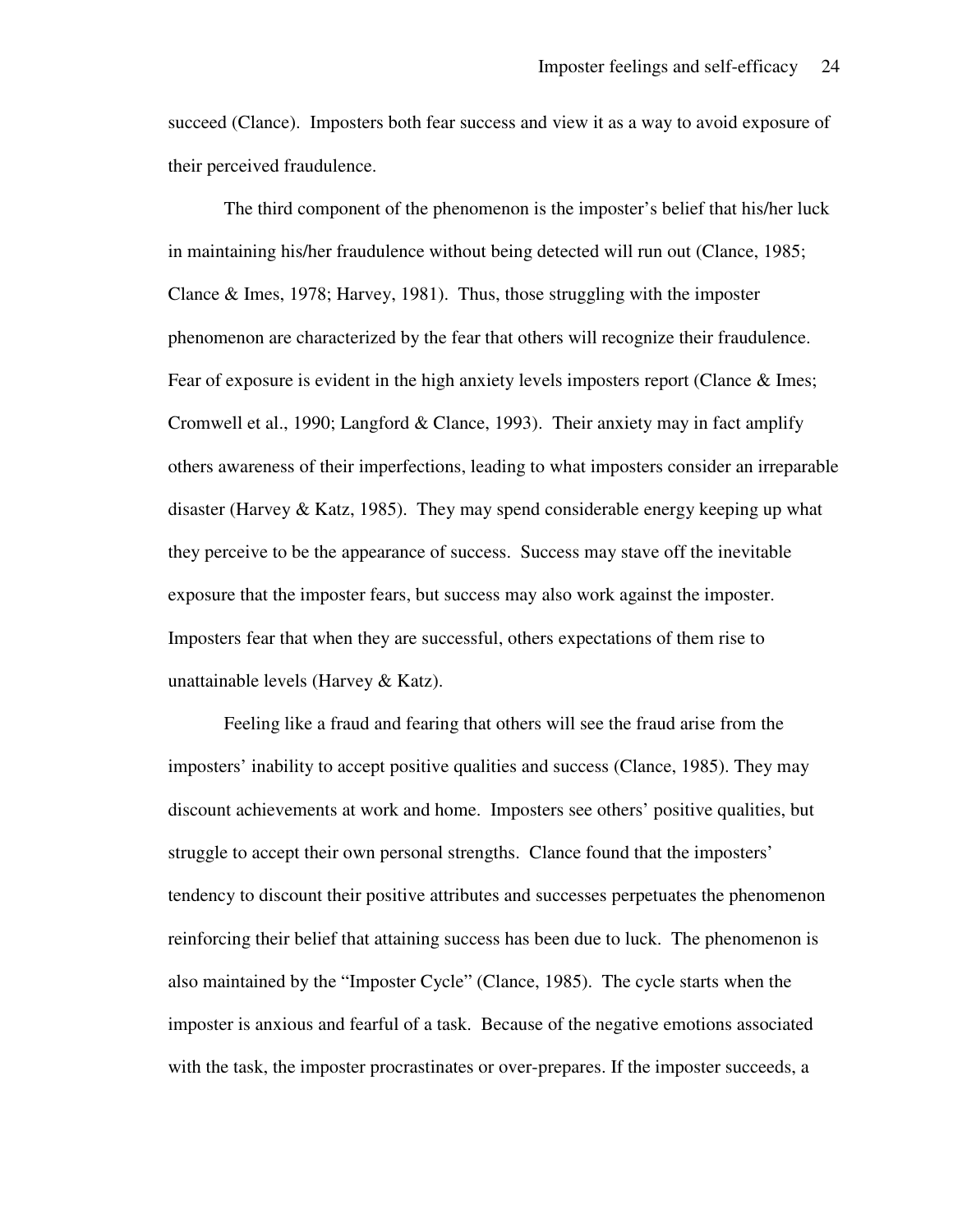succeed (Clance). Imposters both fear success and view it as a way to avoid exposure of their perceived fraudulence.

The third component of the phenomenon is the imposter's belief that his/her luck in maintaining his/her fraudulence without being detected will run out (Clance, 1985; Clance & Imes, 1978; Harvey, 1981). Thus, those struggling with the imposter phenomenon are characterized by the fear that others will recognize their fraudulence. Fear of exposure is evident in the high anxiety levels imposters report (Clance & Imes; Cromwell et al., 1990; Langford & Clance, 1993). Their anxiety may in fact amplify others awareness of their imperfections, leading to what imposters consider an irreparable disaster (Harvey & Katz, 1985). They may spend considerable energy keeping up what they perceive to be the appearance of success. Success may stave off the inevitable exposure that the imposter fears, but success may also work against the imposter. Imposters fear that when they are successful, others expectations of them rise to unattainable levels (Harvey & Katz).

Feeling like a fraud and fearing that others will see the fraud arise from the imposters' inability to accept positive qualities and success (Clance, 1985). They may discount achievements at work and home. Imposters see others' positive qualities, but struggle to accept their own personal strengths. Clance found that the imposters' tendency to discount their positive attributes and successes perpetuates the phenomenon reinforcing their belief that attaining success has been due to luck. The phenomenon is also maintained by the "Imposter Cycle" (Clance, 1985). The cycle starts when the imposter is anxious and fearful of a task. Because of the negative emotions associated with the task, the imposter procrastinates or over-prepares. If the imposter succeeds, a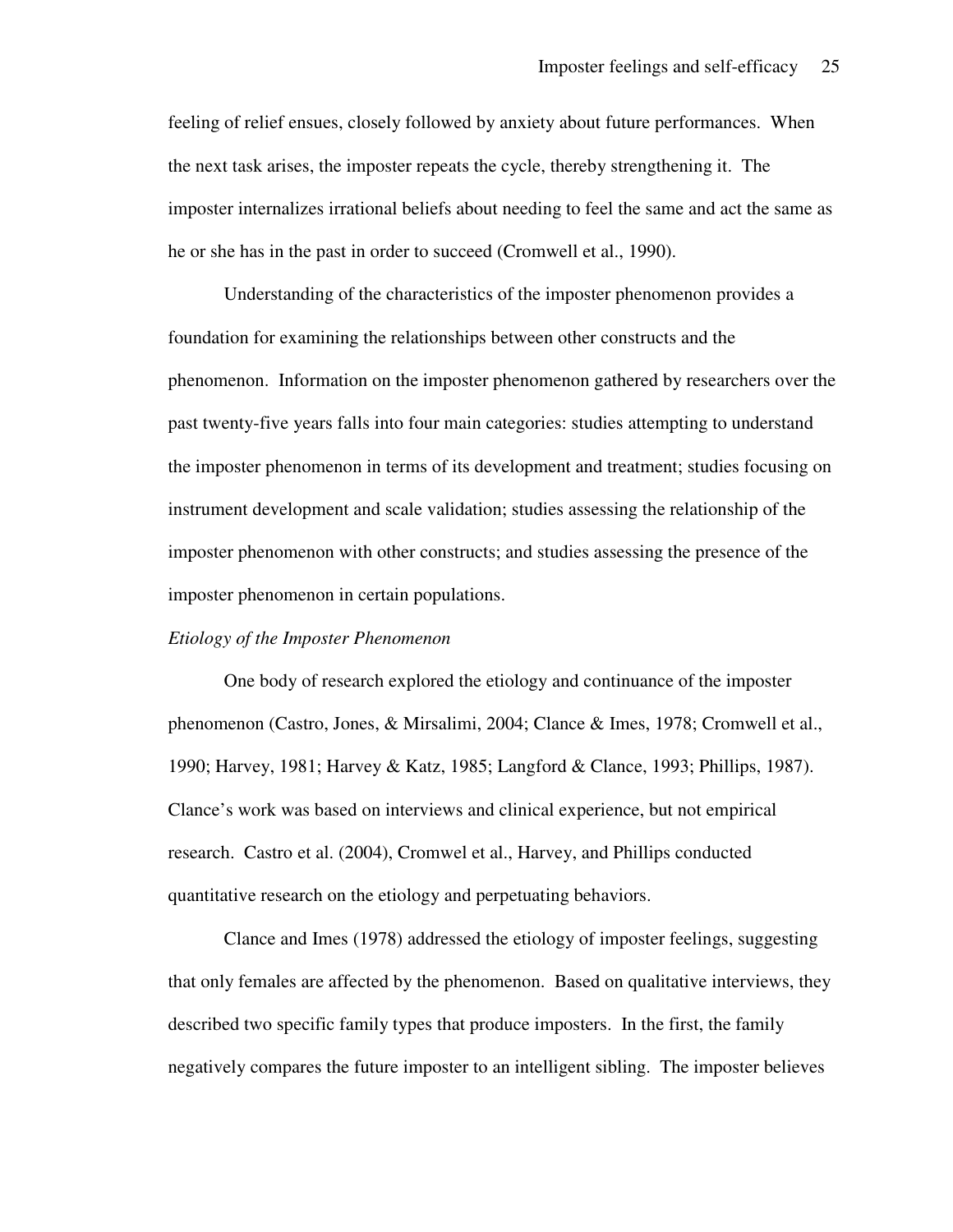feeling of relief ensues, closely followed by anxiety about future performances. When the next task arises, the imposter repeats the cycle, thereby strengthening it. The imposter internalizes irrational beliefs about needing to feel the same and act the same as he or she has in the past in order to succeed (Cromwell et al., 1990).

Understanding of the characteristics of the imposter phenomenon provides a foundation for examining the relationships between other constructs and the phenomenon. Information on the imposter phenomenon gathered by researchers over the past twenty-five years falls into four main categories: studies attempting to understand the imposter phenomenon in terms of its development and treatment; studies focusing on instrument development and scale validation; studies assessing the relationship of the imposter phenomenon with other constructs; and studies assessing the presence of the imposter phenomenon in certain populations.

*Etiology of the Imposter Phenomenon*

One body of research explored the etiology and continuance of the imposter phenomenon (Castro, Jones, & Mirsalimi, 2004; Clance & Imes, 1978; Cromwell et al., 1990; Harvey, 1981; Harvey & Katz, 1985; Langford & Clance, 1993; Phillips, 1987). Clance's work was based on interviews and clinical experience, but not empirical research. Castro et al. (2004), Cromwel et al., Harvey, and Phillips conducted quantitative research on the etiology and perpetuating behaviors.

Clance and Imes (1978) addressed the etiology of imposter feelings, suggesting that only females are affected by the phenomenon. Based on qualitative interviews, they described two specific family types that produce imposters. In the first, the family negatively compares the future imposter to an intelligent sibling. The imposter believes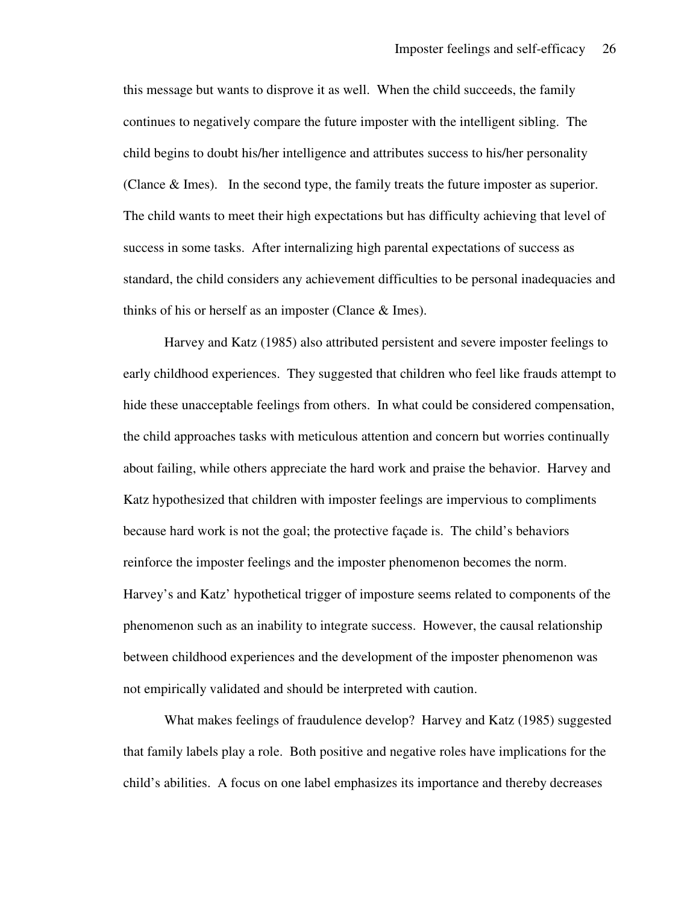this message but wants to disprove it as well. When the child succeeds, the family continues to negatively compare the future imposter with the intelligent sibling. The child begins to doubt his/her intelligence and attributes success to his/her personality (Clance & Imes). In the second type, the family treats the future imposter as superior. The child wants to meet their high expectations but has difficulty achieving that level of success in some tasks. After internalizing high parental expectations of success as standard, the child considers any achievement difficulties to be personal inadequacies and thinks of his or herself as an imposter (Clance & Imes).

Harvey and Katz (1985) also attributed persistent and severe imposter feelings to early childhood experiences. They suggested that children who feel like frauds attempt to hide these unacceptable feelings from others. In what could be considered compensation, the child approaches tasks with meticulous attention and concern but worries continually about failing, while others appreciate the hard work and praise the behavior. Harvey and Katz hypothesized that children with imposter feelings are impervious to compliments because hard work is not the goal; the protective façade is. The child's behaviors reinforce the imposter feelings and the imposter phenomenon becomes the norm. Harvey's and Katz' hypothetical trigger of imposture seems related to components of the phenomenon such as an inability to integrate success. However, the causal relationship between childhood experiences and the development of the imposter phenomenon was not empirically validated and should be interpreted with caution.

What makes feelings of fraudulence develop? Harvey and Katz (1985) suggested that family labels play a role. Both positive and negative roles have implications for the child's abilities. A focus on one label emphasizes its importance and thereby decreases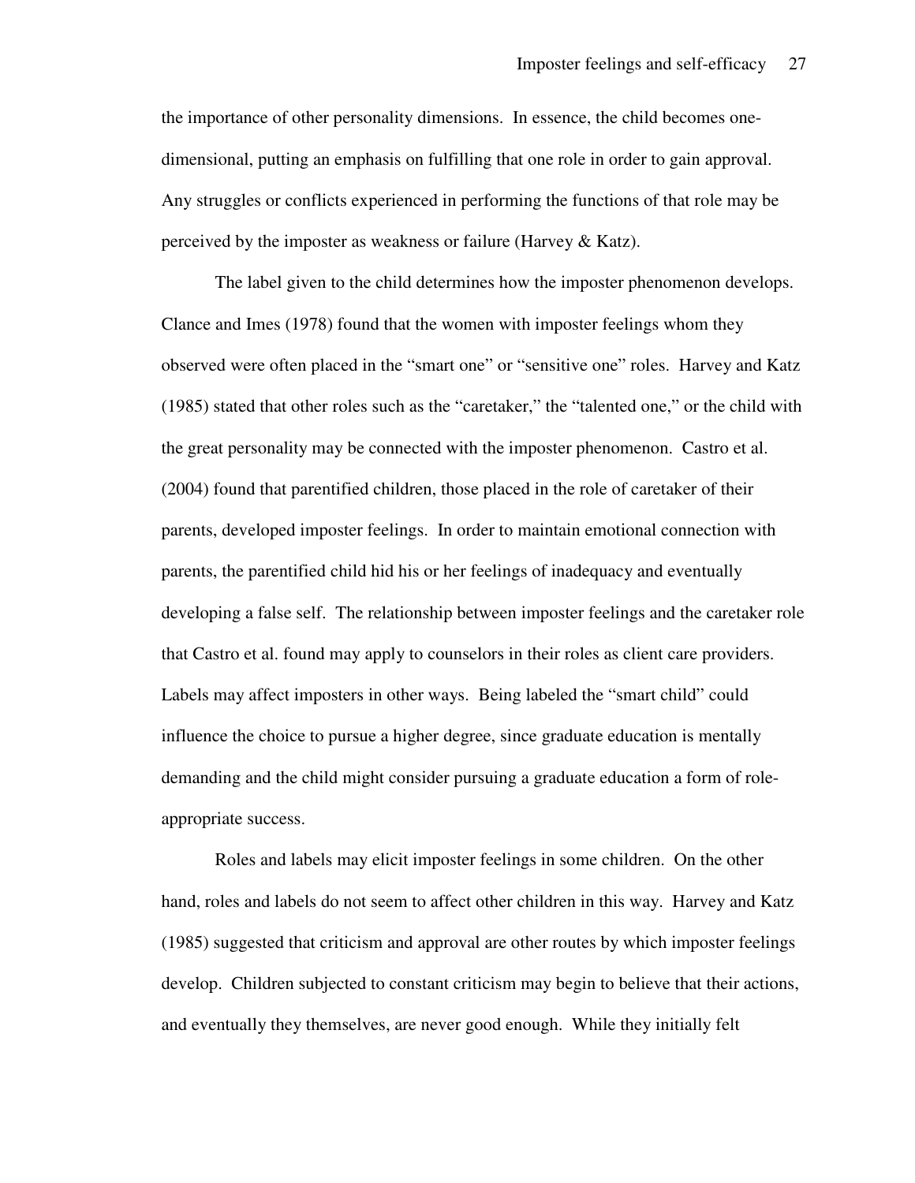the importance of other personality dimensions. In essence, the child becomes one-dimensional, putting an emphasis on fulfilling that one role in order to gain approval. Any struggles or conflicts experienced in performing the functions of that role may be perceived by the imposter as weakness or failure (Harvey & Katz).

The label given to the child determines how the imposter phenomenon develops. Clance and Imes (1978) found that the women with imposter feelings whom they observed were often placed in the "smart one" or "sensitive one" roles. Harvey and Katz (1985) stated that other roles such as the "caretaker," the "talented one," or the child with the great personality may be connected with the imposter phenomenon. Castro et al. (2004) found that parentified children, those placed in the role of caretaker of their parents, developed imposter feelings. In order to maintain emotional connection with parents, the parentified child hid his or her feelings of inadequacy and eventually developing a false self. The relationship between imposter feelings and the caretaker role that Castro et al. found may apply to counselors in their roles as client care providers. Labels may affect imposters in other ways. Being labeled the "smart child" could influence the choice to pursue a higher degree, since graduate education is mentally demanding and the child might consider pursuing a graduate education a form of role-appropriate success.

Roles and labels may elicit imposter feelings in some children. On the other hand, roles and labels do not seem to affect other children in this way. Harvey and Katz (1985) suggested that criticism and approval are other routes by which imposter feelings develop. Children subjected to constant criticism may begin to believe that their actions, and eventually they themselves, are never good enough. While they initially felt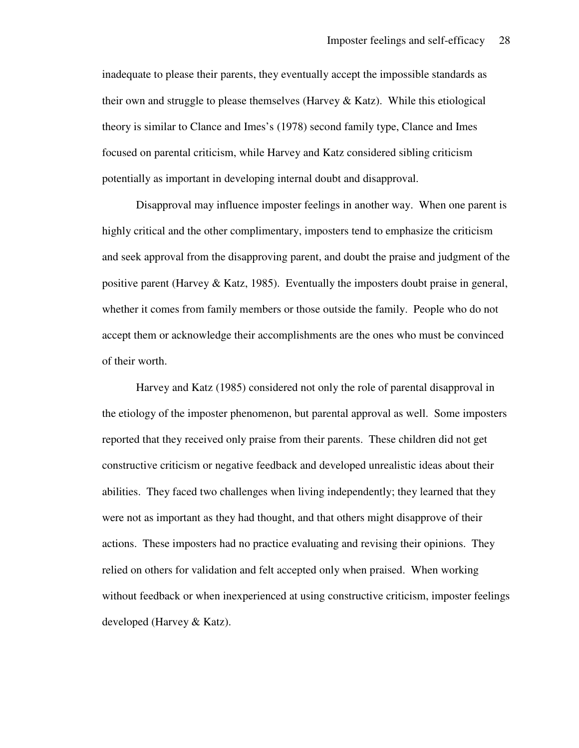inadequate to please their parents, they eventually accept the impossible standards as their own and struggle to please themselves (Harvey & Katz). While this etiological theory is similar to Clance and Imes's (1978) second family type, Clance and Imes focused on parental criticism, while Harvey and Katz considered sibling criticism potentially as important in developing internal doubt and disapproval.

Disapproval may influence imposter feelings in another way. When one parent is highly critical and the other complimentary, imposters tend to emphasize the criticism and seek approval from the disapproving parent, and doubt the praise and judgment of the positive parent (Harvey & Katz, 1985). Eventually the imposters doubt praise in general, whether it comes from family members or those outside the family. People who do not accept them or acknowledge their accomplishments are the ones who must be convinced of their worth.

Harvey and Katz (1985) considered not only the role of parental disapproval in the etiology of the imposter phenomenon, but parental approval as well. Some imposters reported that they received only praise from their parents. These children did not get constructive criticism or negative feedback and developed unrealistic ideas about their abilities. They faced two challenges when living independently; they learned that they were not as important as they had thought, and that others might disapprove of their actions. These imposters had no practice evaluating and revising their opinions. They relied on others for validation and felt accepted only when praised. When working without feedback or when inexperienced at using constructive criticism, imposter feelings developed (Harvey & Katz).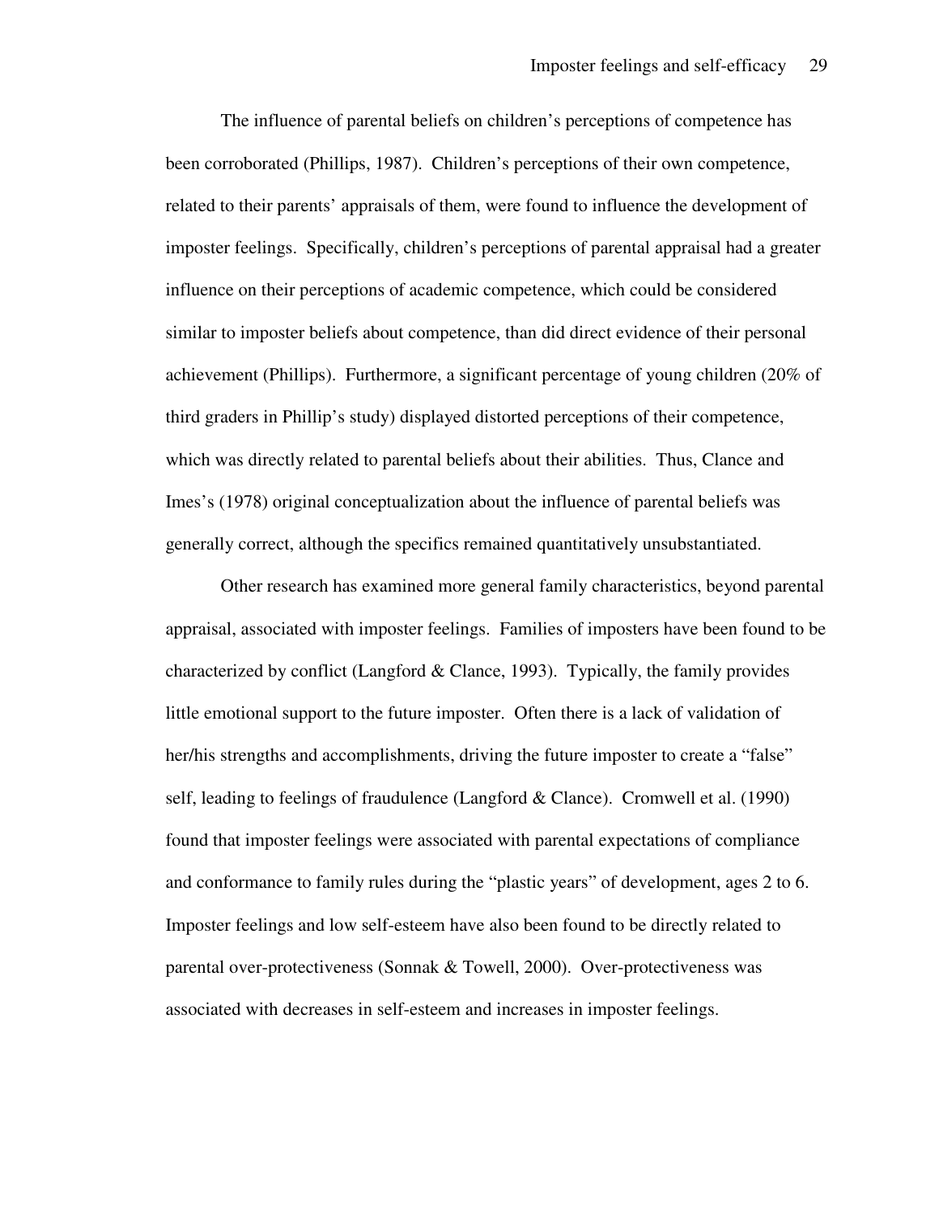The influence of parental beliefs on children's perceptions of competence has been corroborated (Phillips, 1987). Children's perceptions of their own competence, related to their parents' appraisals of them, were found to influence the development of imposter feelings. Specifically, children's perceptions of parental appraisal had a greater influence on their perceptions of academic competence, which could be considered similar to imposter beliefs about competence, than did direct evidence of their personal achievement (Phillips). Furthermore, a significant percentage of young children (20% of third graders in Phillip's study) displayed distorted perceptions of their competence, which was directly related to parental beliefs about their abilities. Thus, Clance and Imes's (1978) original conceptualization about the influence of parental beliefs was generally correct, although the specifics remained quantitatively unsubstantiated.

Other research has examined more general family characteristics, beyond parental appraisal, associated with imposter feelings. Families of imposters have been found to be characterized by conflict (Langford & Clance, 1993). Typically, the family provides little emotional support to the future imposter. Often there is a lack of validation of her/his strengths and accomplishments, driving the future imposter to create a "false" self, leading to feelings of fraudulence (Langford & Clance). Cromwell et al. (1990) found that imposter feelings were associated with parental expectations of compliance and conformance to family rules during the "plastic years" of development, ages 2 to 6. Imposter feelings and low self-esteem have also been found to be directly related to parental over-protectiveness (Sonnak & Towell, 2000). Over-protectiveness was associated with decreases in self-esteem and increases in imposter feelings.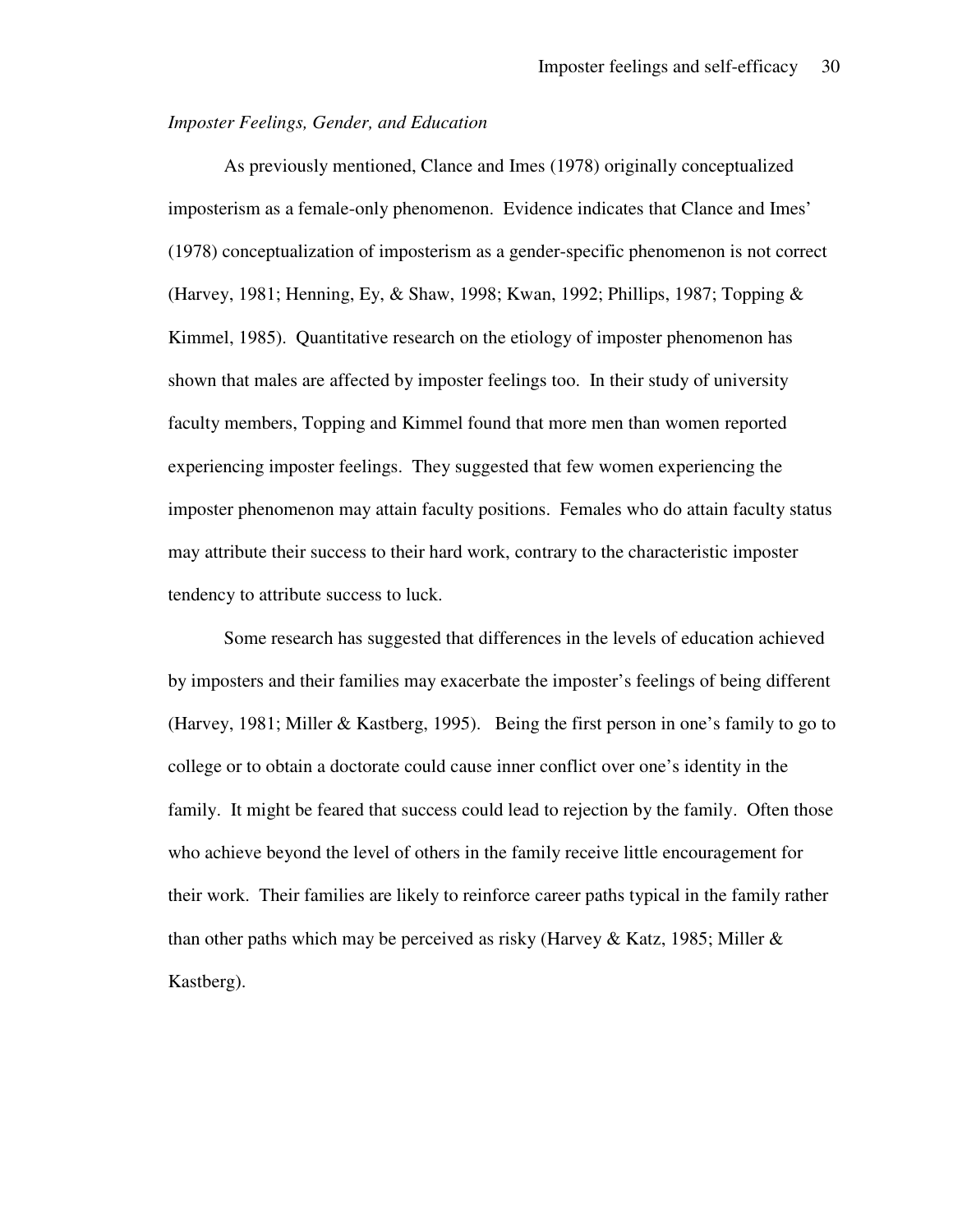*Imposter Feelings, Gender, and Education*

As previously mentioned, Clance and Imes (1978) originally conceptualized imposterism as a female-only phenomenon. Evidence indicates that Clance and Imes' (1978) conceptualization of imposterism as a gender-specific phenomenon is not correct (Harvey, 1981; Henning, Ey, & Shaw, 1998; Kwan, 1992; Phillips, 1987; Topping & Kimmel, 1985). Quantitative research on the etiology of imposter phenomenon has shown that males are affected by imposter feelings too. In their study of university faculty members, Topping and Kimmel found that more men than women reported experiencing imposter feelings. They suggested that few women experiencing the imposter phenomenon may attain faculty positions. Females who do attain faculty status may attribute their success to their hard work, contrary to the characteristic imposter tendency to attribute success to luck.

Some research has suggested that differences in the levels of education achieved by imposters and their families may exacerbate the imposter's feelings of being different (Harvey, 1981; Miller & Kastberg, 1995). Being the first person in one's family to go to college or to obtain a doctorate could cause inner conflict over one's identity in the family. It might be feared that success could lead to rejection by the family. Often those who achieve beyond the level of others in the family receive little encouragement for their work. Their families are likely to reinforce career paths typical in the family rather than other paths which may be perceived as risky (Harvey & Katz, 1985; Miller & Kastberg).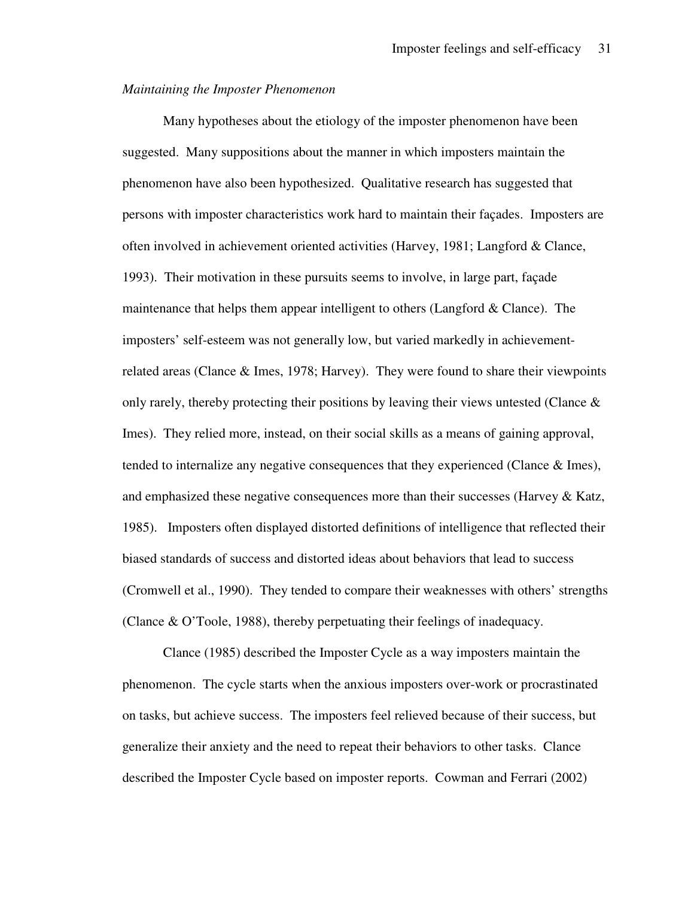*Maintaining the Imposter Phenomenon*

Many hypotheses about the etiology of the imposter phenomenon have been suggested. Many suppositions about the manner in which imposters maintain the phenomenon have also been hypothesized. Qualitative research has suggested that persons with imposter characteristics work hard to maintain their façades. Imposters are often involved in achievement oriented activities (Harvey, 1981; Langford & Clance, 1993). Their motivation in these pursuits seems to involve, in large part, façade maintenance that helps them appear intelligent to others (Langford & Clance). The imposters' self-esteem was not generally low, but varied markedly in achievement-related areas (Clance & Imes, 1978; Harvey). They were found to share their viewpoints only rarely, thereby protecting their positions by leaving their views untested (Clance & Imes). They relied more, instead, on their social skills as a means of gaining approval, tended to internalize any negative consequences that they experienced (Clance & Imes), and emphasized these negative consequences more than their successes (Harvey & Katz, 1985). Imposters often displayed distorted definitions of intelligence that reflected their biased standards of success and distorted ideas about behaviors that lead to success (Cromwell et al., 1990). They tended to compare their weaknesses with others' strengths (Clance & O'Toole, 1988), thereby perpetuating their feelings of inadequacy.

Clance (1985) described the Imposter Cycle as a way imposters maintain the phenomenon. The cycle starts when the anxious imposters over-work or procrastinated on tasks, but achieve success. The imposters feel relieved because of their success, but generalize their anxiety and the need to repeat their behaviors to other tasks. Clance described the Imposter Cycle based on imposter reports. Cowman and Ferrari (2002)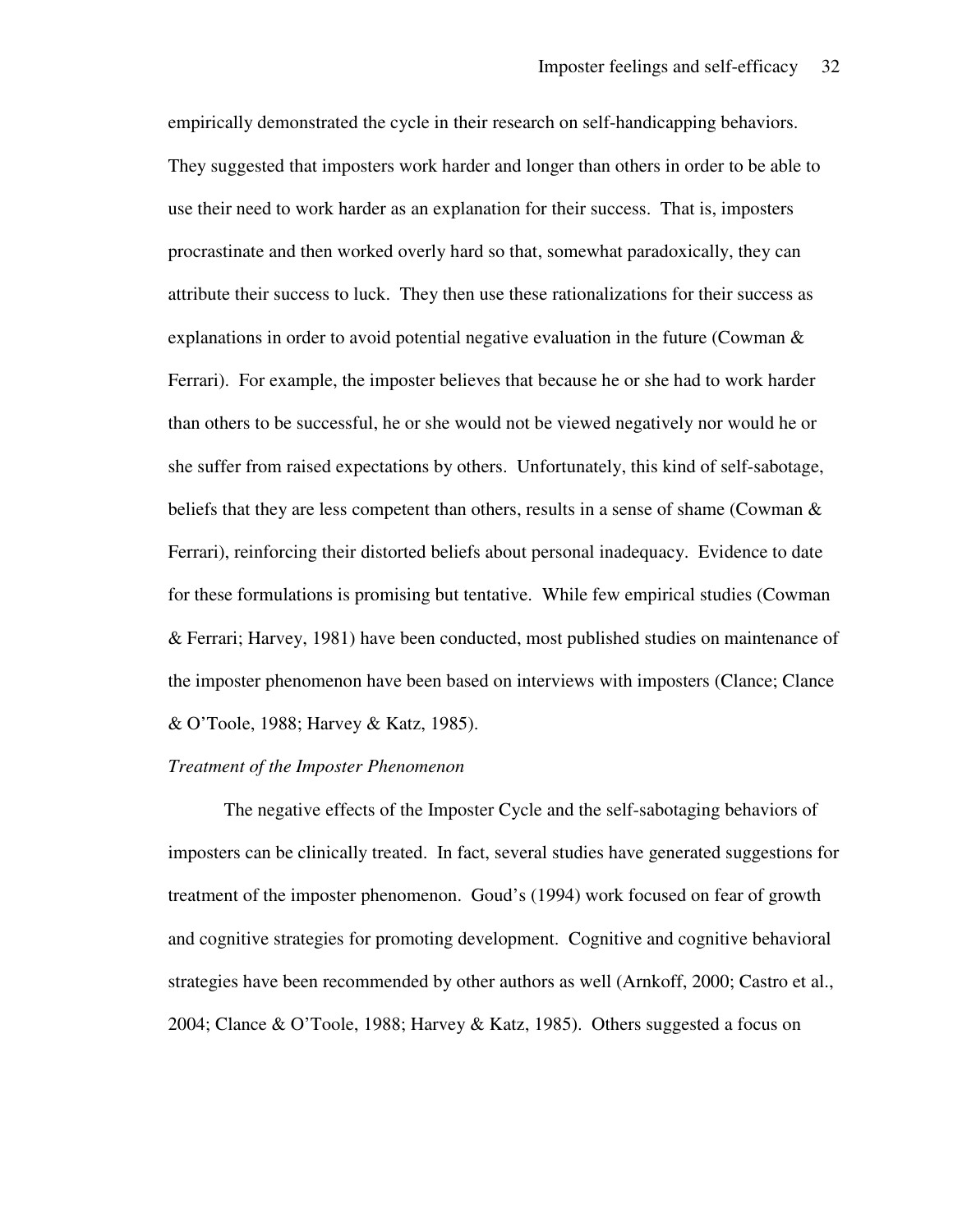empirically demonstrated the cycle in their research on self-handicapping behaviors. They suggested that imposters work harder and longer than others in order to be able to use their need to work harder as an explanation for their success. That is, imposters procrastinate and then worked overly hard so that, somewhat paradoxically, they can attribute their success to luck. They then use these rationalizations for their success as explanations in order to avoid potential negative evaluation in the future (Cowman & Ferrari). For example, the imposter believes that because he or she had to work harder than others to be successful, he or she would not be viewed negatively nor would he or she suffer from raised expectations by others. Unfortunately, this kind of self-sabotage, beliefs that they are less competent than others, results in a sense of shame (Cowman & Ferrari), reinforcing their distorted beliefs about personal inadequacy. Evidence to date for these formulations is promising but tentative. While few empirical studies (Cowman & Ferrari; Harvey, 1981) have been conducted, most published studies on maintenance of the imposter phenomenon have been based on interviews with imposters (Clance; Clance & O'Toole, 1988; Harvey & Katz, 1985).

*Treatment of the Imposter Phenomenon*

The negative effects of the Imposter Cycle and the self-sabotaging behaviors of imposters can be clinically treated. In fact, several studies have generated suggestions for treatment of the imposter phenomenon. Goud's (1994) work focused on fear of growth and cognitive strategies for promoting development. Cognitive and cognitive behavioral strategies have been recommended by other authors as well (Arnkoff, 2000; Castro et al., 2004; Clance & O'Toole, 1988; Harvey & Katz, 1985). Others suggested a focus on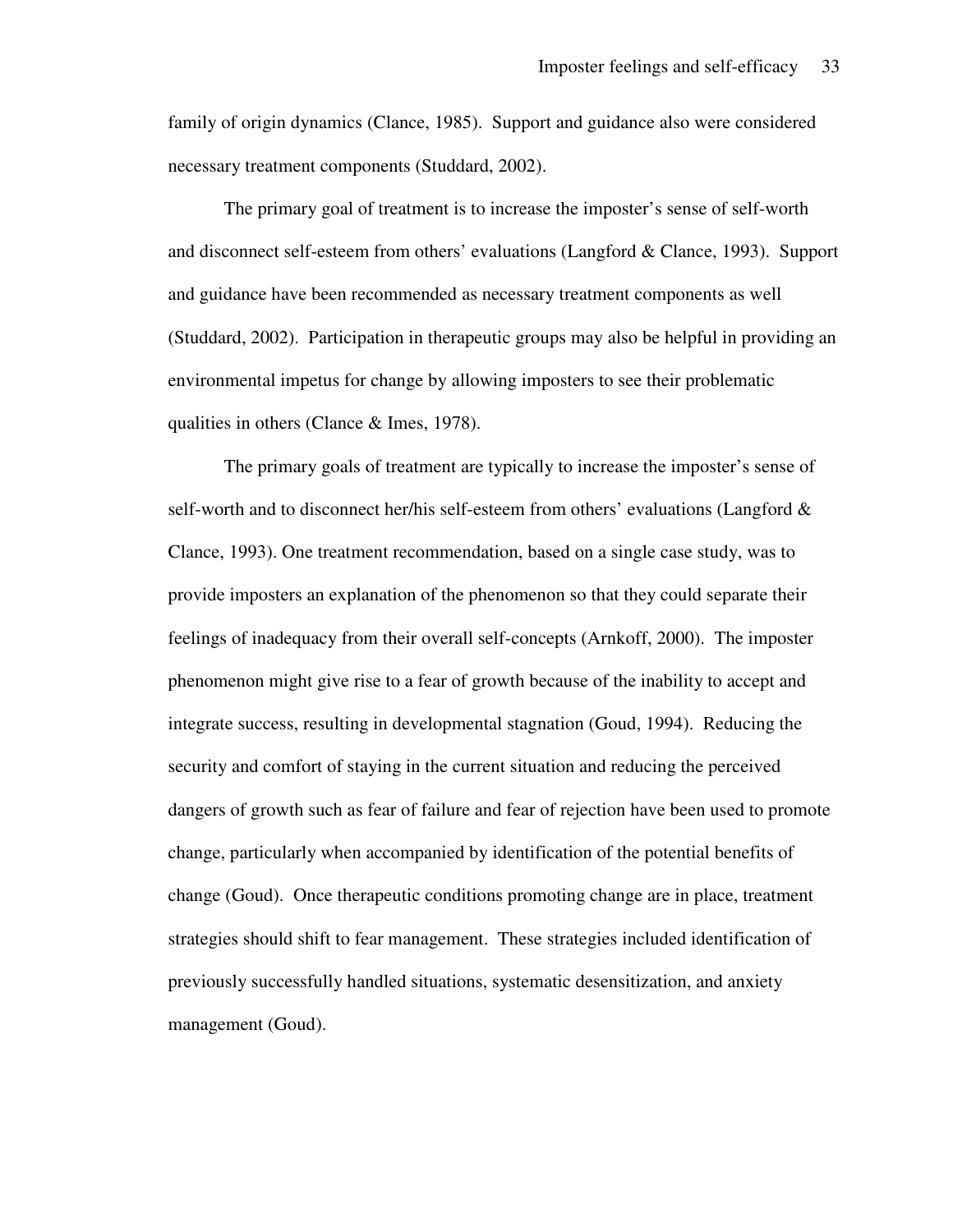family of origin dynamics (Clance, 1985). Support and guidance also were considered necessary treatment components (Studdard, 2002).

The primary goal of treatment is to increase the imposter's sense of self-worth and disconnect self-esteem from others' evaluations (Langford & Clance, 1993). Support and guidance have been recommended as necessary treatment components as well (Studdard, 2002). Participation in therapeutic groups may also be helpful in providing an environmental impetus for change by allowing imposters to see their problematic qualities in others (Clance & Imes, 1978).

The primary goals of treatment are typically to increase the imposter's sense of self-worth and to disconnect her/his self-esteem from others' evaluations (Langford & Clance, 1993). One treatment recommendation, based on a single case study, was to provide imposters an explanation of the phenomenon so that they could separate their feelings of inadequacy from their overall self-concepts (Arnkoff, 2000). The imposter phenomenon might give rise to a fear of growth because of the inability to accept and integrate success, resulting in developmental stagnation (Goud, 1994). Reducing the security and comfort of staying in the current situation and reducing the perceived dangers of growth such as fear of failure and fear of rejection have been used to promote change, particularly when accompanied by identification of the potential benefits of change (Goud). Once therapeutic conditions promoting change are in place, treatment strategies should shift to fear management. These strategies included identification of previously successfully handled situations, systematic desensitization, and anxiety management (Goud).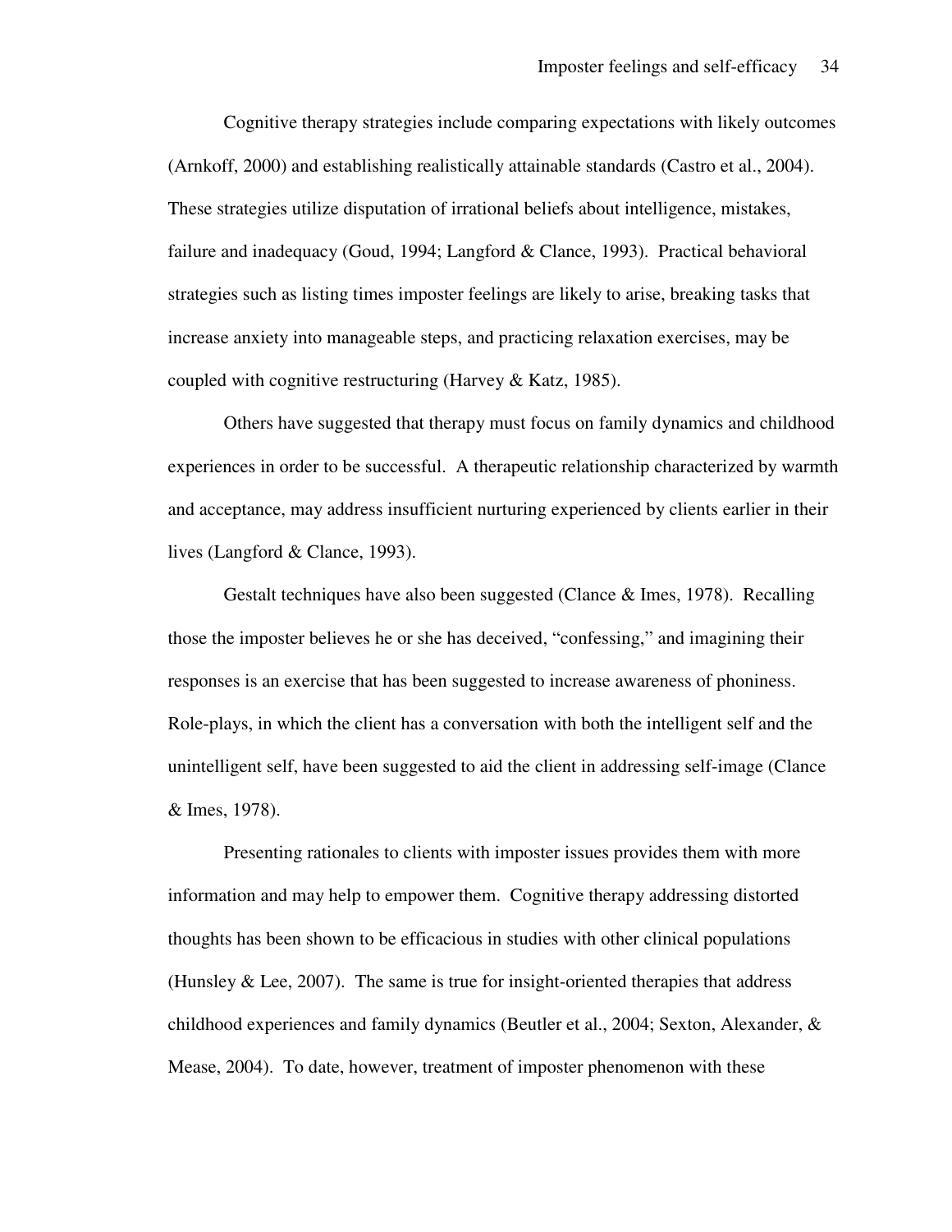Cognitive therapy strategies include comparing expectations with likely outcomes (Arnkoff, 2000) and establishing realistically attainable standards (Castro et al., 2004). These strategies utilize disputation of irrational beliefs about intelligence, mistakes, failure and inadequacy (Goud, 1994; Langford & Clance, 1993). Practical behavioral strategies such as listing times imposter feelings are likely to arise, breaking tasks that increase anxiety into manageable steps, and practicing relaxation exercises, may be coupled with cognitive restructuring (Harvey & Katz, 1985).

Others have suggested that therapy must focus on family dynamics and childhood experiences in order to be successful. A therapeutic relationship characterized by warmth and acceptance, may address insufficient nurturing experienced by clients earlier in their lives (Langford & Clance, 1993).

Gestalt techniques have also been suggested (Clance & Imes, 1978). Recalling those the imposter believes he or she has deceived, "confessing," and imagining their responses is an exercise that has been suggested to increase awareness of phoniness. Role-plays, in which the client has a conversation with both the intelligent self and the unintelligent self, have been suggested to aid the client in addressing self-image (Clance & Imes, 1978).

Presenting rationales to clients with imposter issues provides them with more information and may help to empower them. Cognitive therapy addressing distorted thoughts has been shown to be efficacious in studies with other clinical populations (Hunsley & Lee, 2007). The same is true for insight-oriented therapies that address childhood experiences and family dynamics (Beutler et al., 2004; Sexton, Alexander, & Mease, 2004). To date, however, treatment of imposter phenomenon with these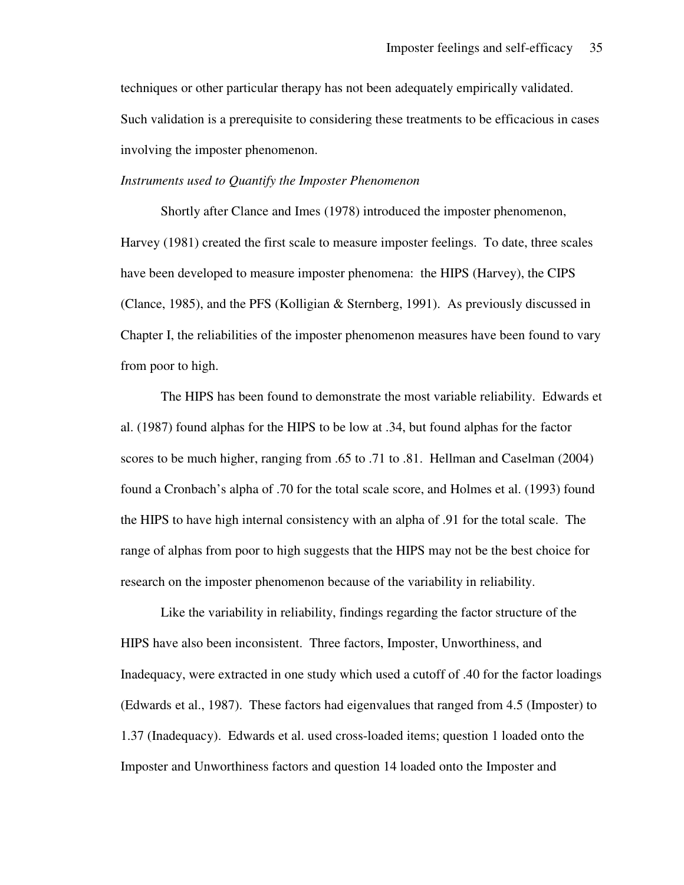techniques or other particular therapy has not been adequately empirically validated. Such validation is a prerequisite to considering these treatments to be efficacious in cases involving the imposter phenomenon.

*Instruments used to Quantify the Imposter Phenomenon*

Shortly after Clance and Imes (1978) introduced the imposter phenomenon, Harvey (1981) created the first scale to measure imposter feelings. To date, three scales have been developed to measure imposter phenomena: the HIPS (Harvey), the CIPS (Clance, 1985), and the PFS (Kolligian & Sternberg, 1991). As previously discussed in Chapter I, the reliabilities of the imposter phenomenon measures have been found to vary from poor to high.

The HIPS has been found to demonstrate the most variable reliability. Edwards et al. (1987) found alphas for the HIPS to be low at .34, but found alphas for the factor scores to be much higher, ranging from .65 to .71 to .81. Hellman and Caselman (2004) found a Cronbach's alpha of .70 for the total scale score, and Holmes et al. (1993) found the HIPS to have high internal consistency with an alpha of .91 for the total scale. The range of alphas from poor to high suggests that the HIPS may not be the best choice for research on the imposter phenomenon because of the variability in reliability.

Like the variability in reliability, findings regarding the factor structure of the HIPS have also been inconsistent. Three factors, Imposter, Unworthiness, and Inadequacy, were extracted in one study which used a cutoff of .40 for the factor loadings (Edwards et al., 1987). These factors had eigenvalues that ranged from 4.5 (Imposter) to 1.37 (Inadequacy). Edwards et al. used cross-loaded items; question 1 loaded onto the Imposter and Unworthiness factors and question 14 loaded onto the Imposter and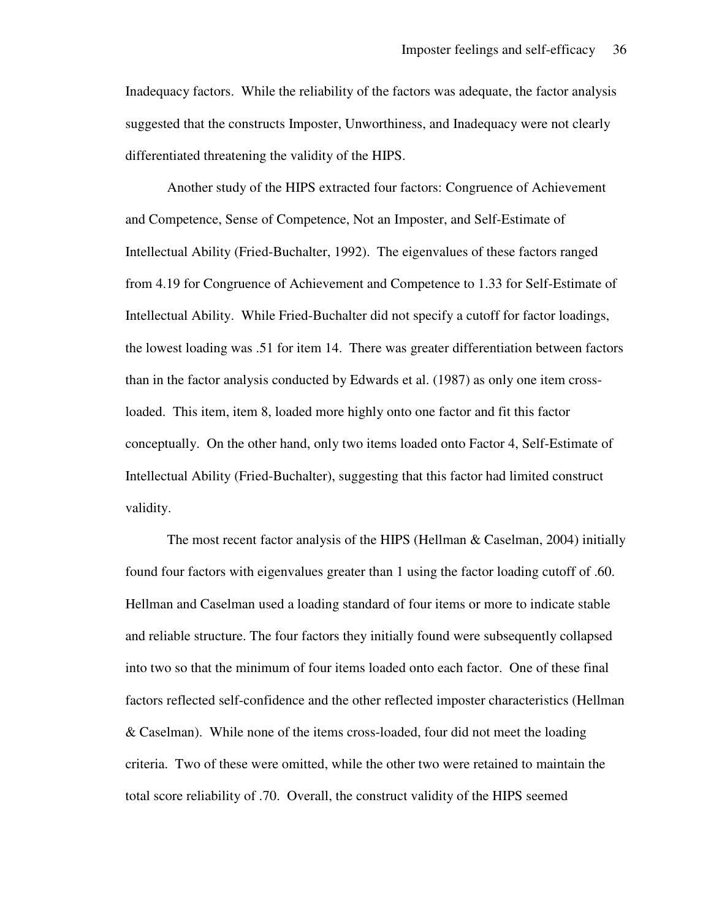Inadequacy factors. While the reliability of the factors was adequate, the factor analysis suggested that the constructs Imposter, Unworthiness, and Inadequacy were not clearly differentiated threatening the validity of the HIPS.

Another study of the HIPS extracted four factors: Congruence of Achievement and Competence, Sense of Competence, Not an Imposter, and Self-Estimate of Intellectual Ability (Fried-Buchalter, 1992). The eigenvalues of these factors ranged from 4.19 for Congruence of Achievement and Competence to 1.33 for Self-Estimate of Intellectual Ability. While Fried-Buchalter did not specify a cutoff for factor loadings, the lowest loading was .51 for item 14. There was greater differentiation between factors than in the factor analysis conducted by Edwards et al. (1987) as only one item cross-loaded. This item, item 8, loaded more highly onto one factor and fit this factor conceptually. On the other hand, only two items loaded onto Factor 4, Self-Estimate of Intellectual Ability (Fried-Buchalter), suggesting that this factor had limited construct validity.

The most recent factor analysis of the HIPS (Hellman & Caselman, 2004) initially found four factors with eigenvalues greater than 1 using the factor loading cutoff of .60. Hellman and Caselman used a loading standard of four items or more to indicate stable and reliable structure. The four factors they initially found were subsequently collapsed into two so that the minimum of four items loaded onto each factor. One of these final factors reflected self-confidence and the other reflected imposter characteristics (Hellman & Caselman). While none of the items cross-loaded, four did not meet the loading criteria. Two of these were omitted, while the other two were retained to maintain the total score reliability of .70. Overall, the construct validity of the HIPS seemed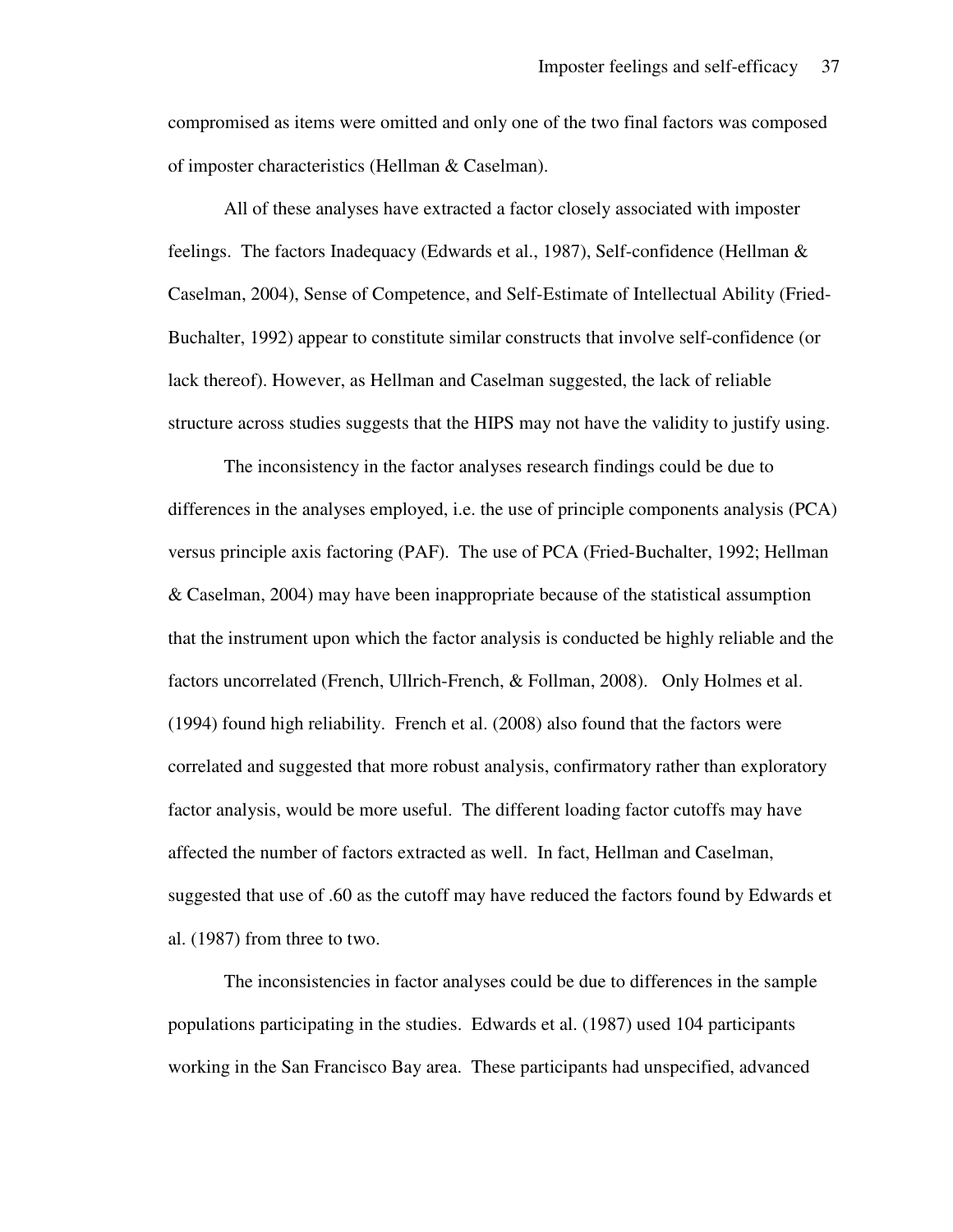compromised as items were omitted and only one of the two final factors was composed of imposter characteristics (Hellman & Caselman).

All of these analyses have extracted a factor closely associated with imposter feelings. The factors Inadequacy (Edwards et al., 1987), Self-confidence (Hellman & Caselman, 2004), Sense of Competence, and Self-Estimate of Intellectual Ability (Fried-Buchalter, 1992) appear to constitute similar constructs that involve self-confidence (or lack thereof). However, as Hellman and Caselman suggested, the lack of reliable structure across studies suggests that the HIPS may not have the validity to justify using.

The inconsistency in the factor analyses research findings could be due to differences in the analyses employed, i.e. the use of principle components analysis (PCA) versus principle axis factoring (PAF). The use of PCA (Fried-Buchalter, 1992; Hellman & Caselman, 2004) may have been inappropriate because of the statistical assumption that the instrument upon which the factor analysis is conducted be highly reliable and the factors uncorrelated (French, Ullrich-French, & Follman, 2008). Only Holmes et al. (1994) found high reliability. French et al. (2008) also found that the factors were correlated and suggested that more robust analysis, confirmatory rather than exploratory factor analysis, would be more useful. The different loading factor cutoffs may have affected the number of factors extracted as well. In fact, Hellman and Caselman, suggested that use of .60 as the cutoff may have reduced the factors found by Edwards et al. (1987) from three to two.

The inconsistencies in factor analyses could be due to differences in the sample populations participating in the studies. Edwards et al. (1987) used 104 participants working in the San Francisco Bay area. These participants had unspecified, advanced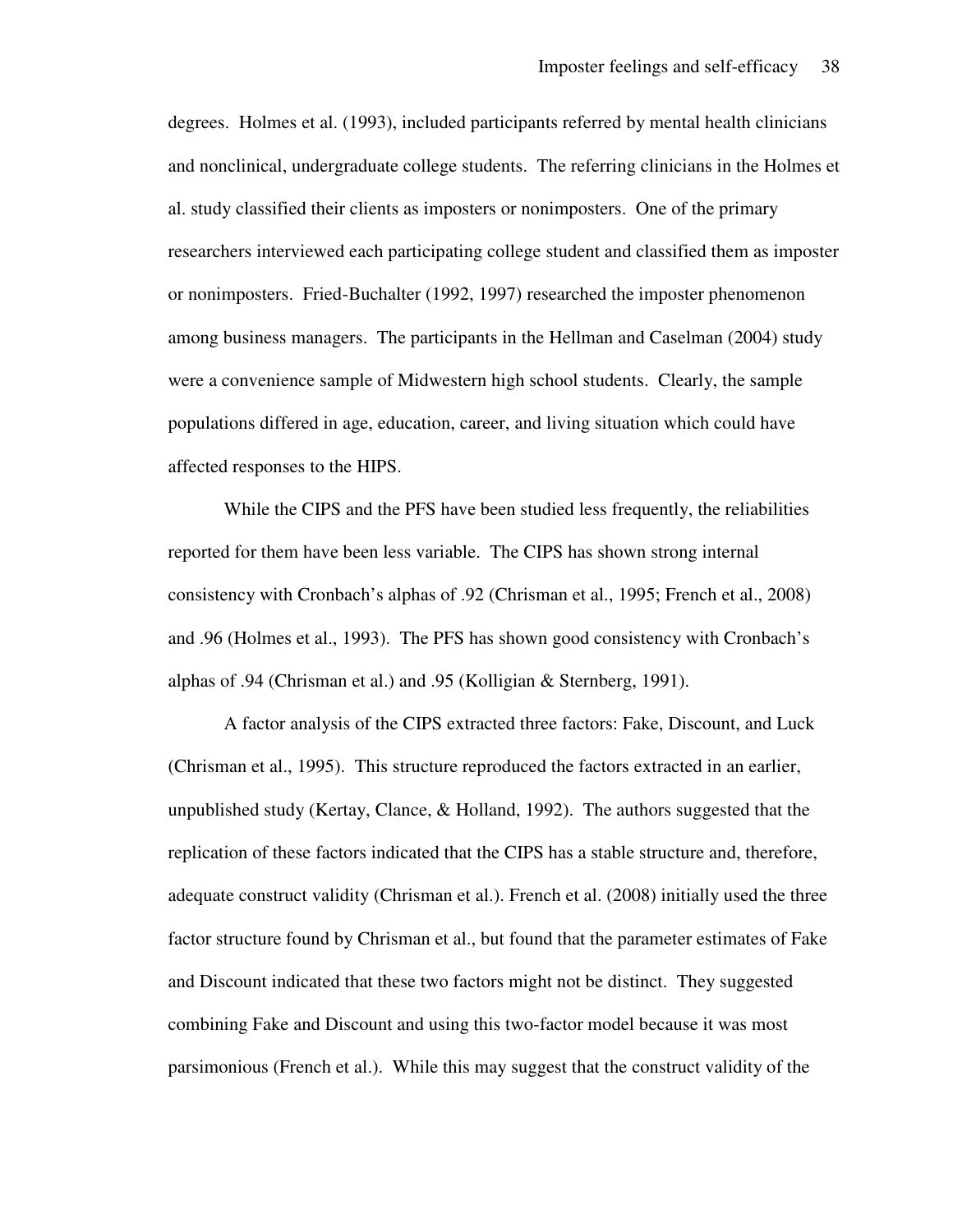degrees. Holmes et al. (1993), included participants referred by mental health clinicians and nonclinical, undergraduate college students. The referring clinicians in the Holmes et al. study classified their clients as imposters or nonimposters. One of the primary researchers interviewed each participating college student and classified them as imposter or nonimposters. Fried-Buchalter (1992, 1997) researched the imposter phenomenon among business managers. The participants in the Hellman and Caselman (2004) study were a convenience sample of Midwestern high school students. Clearly, the sample populations differed in age, education, career, and living situation which could have affected responses to the HIPS.

While the CIPS and the PFS have been studied less frequently, the reliabilities reported for them have been less variable. The CIPS has shown strong internal consistency with Cronbach's alphas of .92 (Chrisman et al., 1995; French et al., 2008) and .96 (Holmes et al., 1993). The PFS has shown good consistency with Cronbach's alphas of .94 (Chrisman et al.) and .95 (Kolligian & Sternberg, 1991).

A factor analysis of the CIPS extracted three factors: Fake, Discount, and Luck (Chrisman et al., 1995). This structure reproduced the factors extracted in an earlier, unpublished study (Kertay, Clance, & Holland, 1992). The authors suggested that the replication of these factors indicated that the CIPS has a stable structure and, therefore, adequate construct validity (Chrisman et al.). French et al. (2008) initially used the three factor structure found by Chrisman et al., but found that the parameter estimates of Fake and Discount indicated that these two factors might not be distinct. They suggested combining Fake and Discount and using this two-factor model because it was most parsimonious (French et al.). While this may suggest that the construct validity of the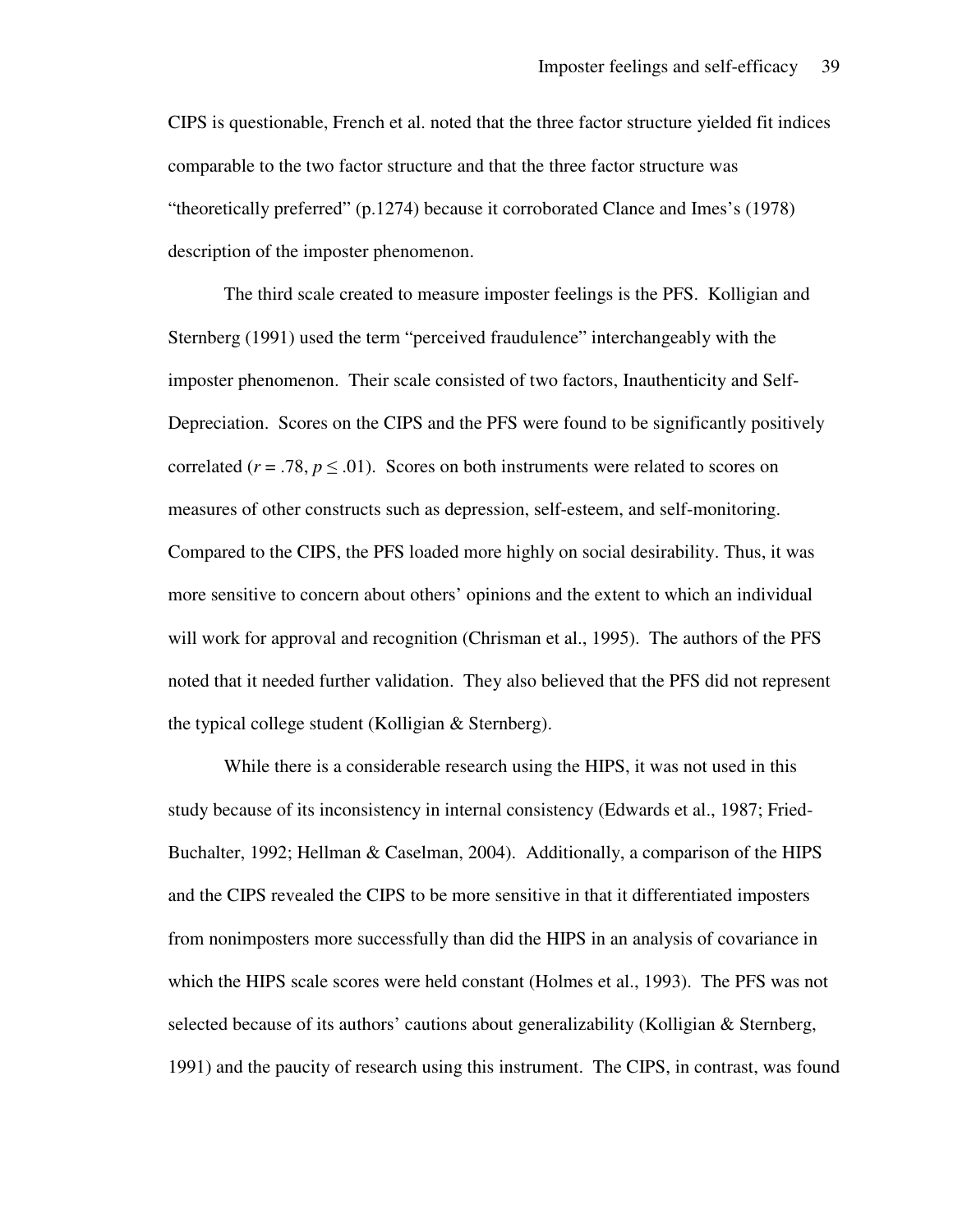CIPS is questionable, French et al. noted that the three factor structure yielded fit indices comparable to the two factor structure and that the three factor structure was "theoretically preferred" (p.1274) because it corroborated Clance and Imes's (1978) description of the imposter phenomenon.

The third scale created to measure imposter feelings is the PFS. Kolligian and Sternberg (1991) used the term "perceived fraudulence" interchangeably with the imposter phenomenon. Their scale consisted of two factors, Inauthenticity and Self-Depreciation. Scores on the CIPS and the PFS were found to be significantly positively correlated ($r = .78$, $p \leq .01$). Scores on both instruments were related to scores on measures of other constructs such as depression, self-esteem, and self-monitoring. Compared to the CIPS, the PFS loaded more highly on social desirability. Thus, it was more sensitive to concern about others' opinions and the extent to which an individual will work for approval and recognition (Chrisman et al., 1995). The authors of the PFS noted that it needed further validation. They also believed that the PFS did not represent the typical college student (Kolligian & Sternberg).

While there is a considerable research using the HIPS, it was not used in this study because of its inconsistency in internal consistency (Edwards et al., 1987; Fried-Buchalter, 1992; Hellman & Caselman, 2004). Additionally, a comparison of the HIPS and the CIPS revealed the CIPS to be more sensitive in that it differentiated imposters from nonimposters more successfully than did the HIPS in an analysis of covariance in which the HIPS scale scores were held constant (Holmes et al., 1993). The PFS was not selected because of its authors' cautions about generalizability (Kolligian & Sternberg, 1991) and the paucity of research using this instrument. The CIPS, in contrast, was found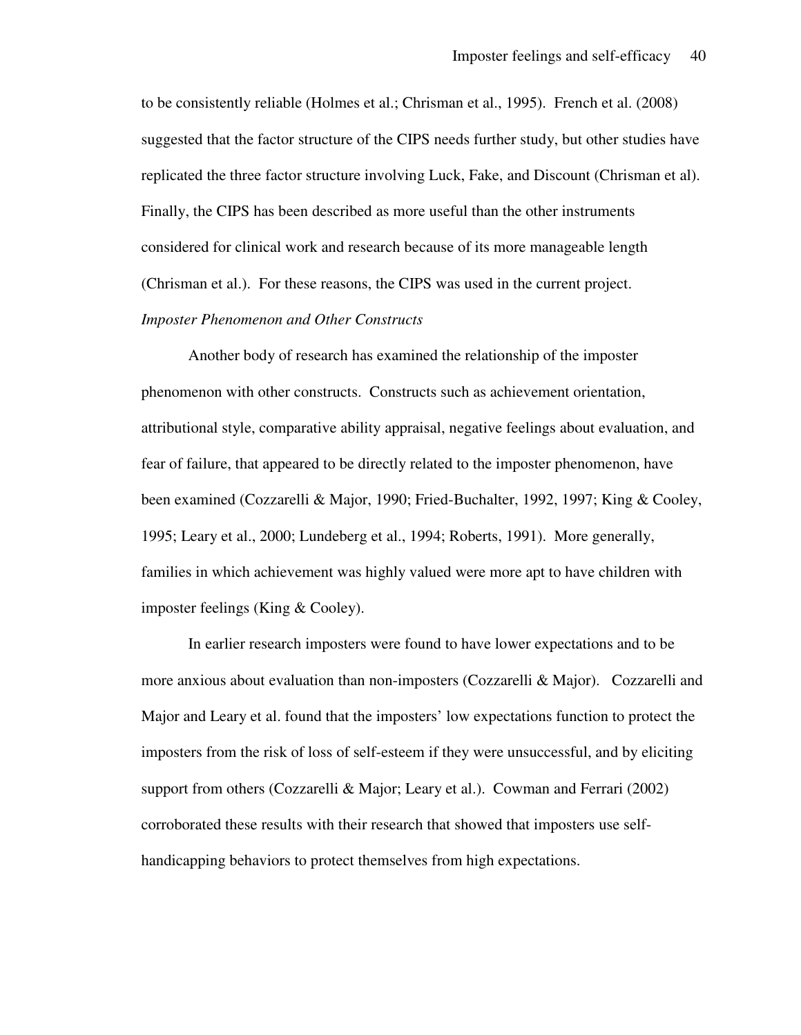to be consistently reliable (Holmes et al.; Chrisman et al., 1995). French et al. (2008) suggested that the factor structure of the CIPS needs further study, but other studies have replicated the three factor structure involving Luck, Fake, and Discount (Chrisman et al). Finally, the CIPS has been described as more useful than the other instruments considered for clinical work and research because of its more manageable length (Chrisman et al.). For these reasons, the CIPS was used in the current project.

*Imposter Phenomenon and Other Constructs*

Another body of research has examined the relationship of the imposter phenomenon with other constructs. Constructs such as achievement orientation, attributional style, comparative ability appraisal, negative feelings about evaluation, and fear of failure, that appeared to be directly related to the imposter phenomenon, have been examined (Cozzarelli & Major, 1990; Fried-Buchalter, 1992, 1997; King & Cooley, 1995; Leary et al., 2000; Lundeberg et al., 1994; Roberts, 1991). More generally, families in which achievement was highly valued were more apt to have children with imposter feelings (King & Cooley).

In earlier research imposters were found to have lower expectations and to be more anxious about evaluation than non-imposters (Cozzarelli & Major). Cozzarelli and Major and Leary et al. found that the imposters' low expectations function to protect the imposters from the risk of loss of self-esteem if they were unsuccessful, and by eliciting support from others (Cozzarelli & Major; Leary et al.). Cowman and Ferrari (2002) corroborated these results with their research that showed that imposters use self-handicapping behaviors to protect themselves from high expectations.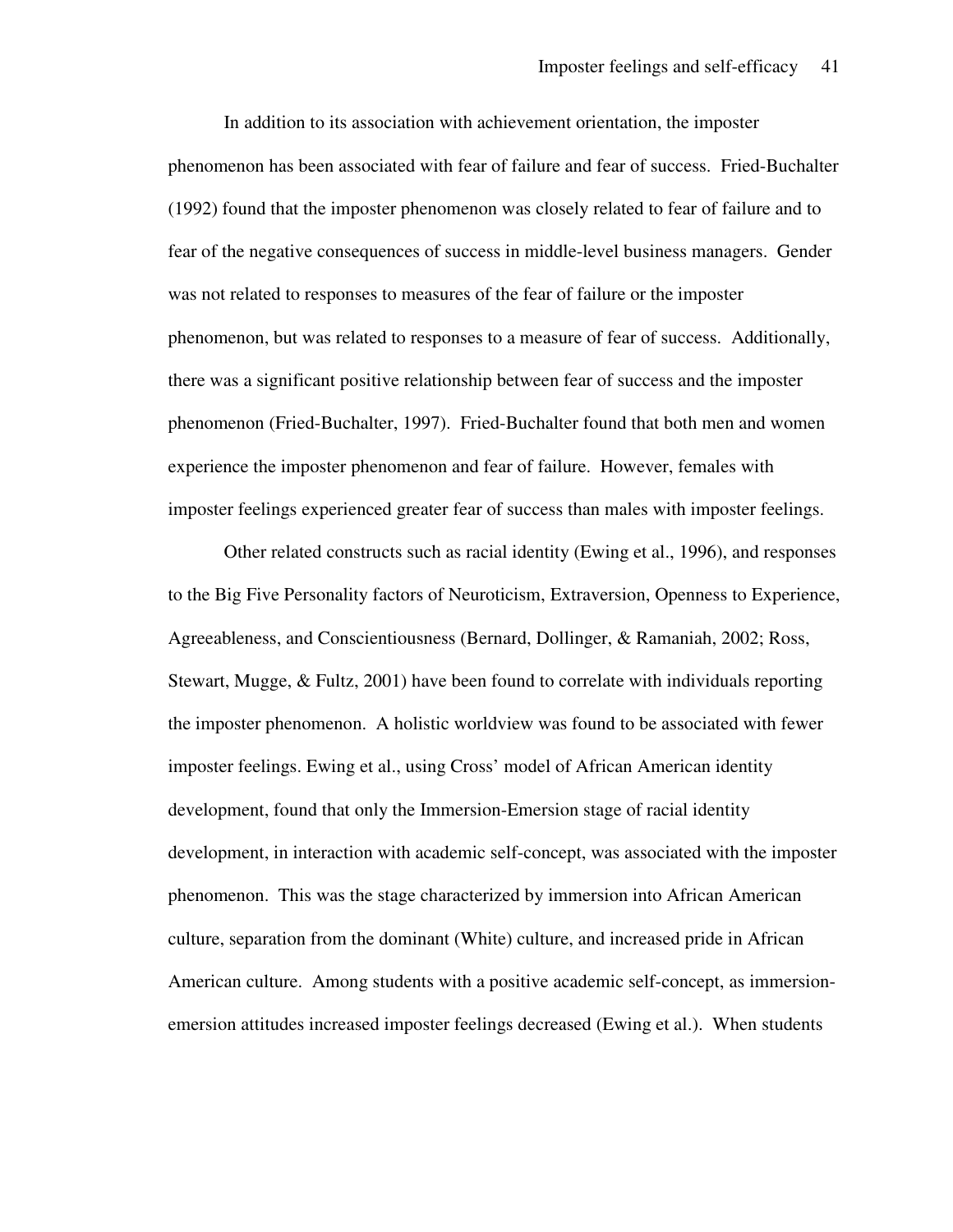In addition to its association with achievement orientation, the imposter phenomenon has been associated with fear of failure and fear of success. Fried-Buchalter (1992) found that the imposter phenomenon was closely related to fear of failure and to fear of the negative consequences of success in middle-level business managers. Gender was not related to responses to measures of the fear of failure or the imposter phenomenon, but was related to responses to a measure of fear of success. Additionally, there was a significant positive relationship between fear of success and the imposter phenomenon (Fried-Buchalter, 1997). Fried-Buchalter found that both men and women experience the imposter phenomenon and fear of failure. However, females with imposter feelings experienced greater fear of success than males with imposter feelings.

Other related constructs such as racial identity (Ewing et al., 1996), and responses to the Big Five Personality factors of Neuroticism, Extraversion, Openness to Experience, Agreeableness, and Conscientiousness (Bernard, Dollinger, & Ramaniah, 2002; Ross, Stewart, Mugge, & Fultz, 2001) have been found to correlate with individuals reporting the imposter phenomenon. A holistic worldview was found to be associated with fewer imposter feelings. Ewing et al., using Cross' model of African American identity development, found that only the Immersion-Emersion stage of racial identity development, in interaction with academic self-concept, was associated with the imposter phenomenon. This was the stage characterized by immersion into African American culture, separation from the dominant (White) culture, and increased pride in African American culture. Among students with a positive academic self-concept, as immersion-emersion attitudes increased imposter feelings decreased (Ewing et al.). When students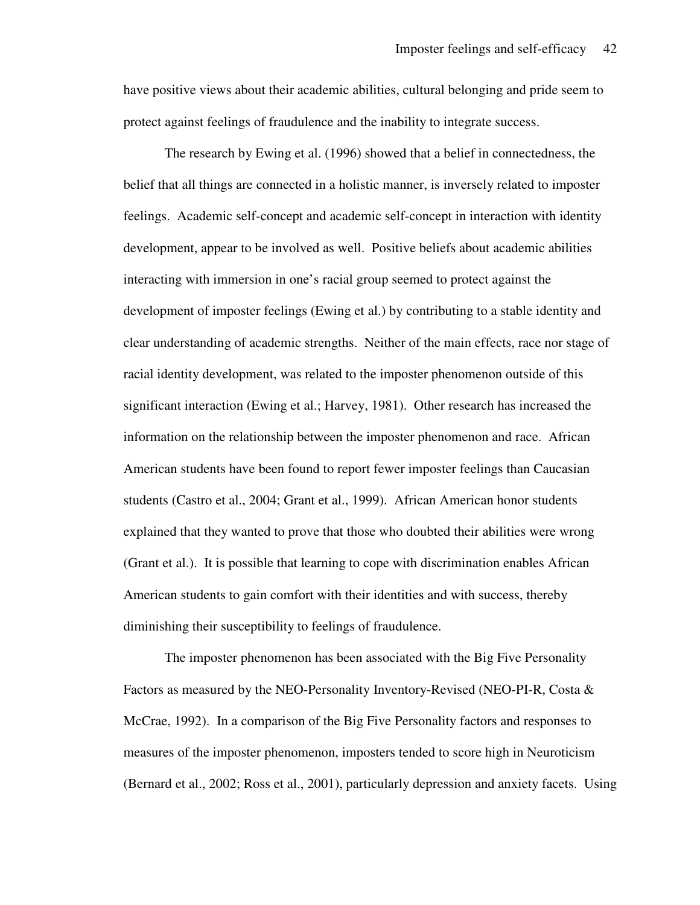have positive views about their academic abilities, cultural belonging and pride seem to protect against feelings of fraudulence and the inability to integrate success.

The research by Ewing et al. (1996) showed that a belief in connectedness, the belief that all things are connected in a holistic manner, is inversely related to imposter feelings. Academic self-concept and academic self-concept in interaction with identity development, appear to be involved as well. Positive beliefs about academic abilities interacting with immersion in one's racial group seemed to protect against the development of imposter feelings (Ewing et al.) by contributing to a stable identity and clear understanding of academic strengths. Neither of the main effects, race nor stage of racial identity development, was related to the imposter phenomenon outside of this significant interaction (Ewing et al.; Harvey, 1981). Other research has increased the information on the relationship between the imposter phenomenon and race. African American students have been found to report fewer imposter feelings than Caucasian students (Castro et al., 2004; Grant et al., 1999). African American honor students explained that they wanted to prove that those who doubted their abilities were wrong (Grant et al.). It is possible that learning to cope with discrimination enables African American students to gain comfort with their identities and with success, thereby diminishing their susceptibility to feelings of fraudulence.

The imposter phenomenon has been associated with the Big Five Personality Factors as measured by the NEO-Personality Inventory-Revised (NEO-PI-R, Costa & McCrae, 1992). In a comparison of the Big Five Personality factors and responses to measures of the imposter phenomenon, imposters tended to score high in Neuroticism (Bernard et al., 2002; Ross et al., 2001), particularly depression and anxiety facets. Using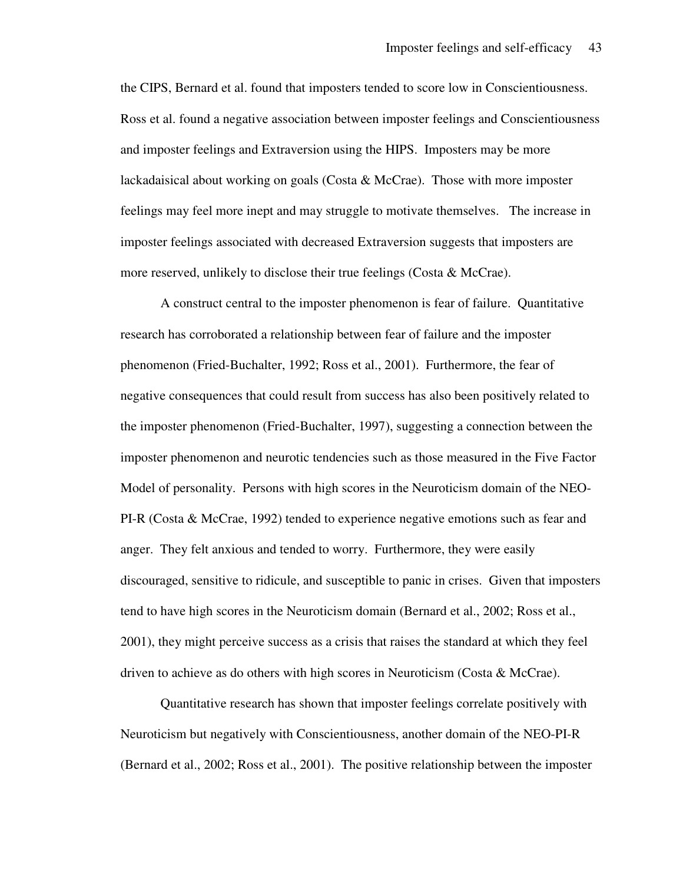the CIPS, Bernard et al. found that imposters tended to score low in Conscientiousness. Ross et al. found a negative association between imposter feelings and Conscientiousness and imposter feelings and Extraversion using the HIPS. Imposters may be more lackadaisical about working on goals (Costa & McCrae). Those with more imposter feelings may feel more inept and may struggle to motivate themselves. The increase in imposter feelings associated with decreased Extraversion suggests that imposters are more reserved, unlikely to disclose their true feelings (Costa & McCrae).

A construct central to the imposter phenomenon is fear of failure. Quantitative research has corroborated a relationship between fear of failure and the imposter phenomenon (Fried-Buchalter, 1992; Ross et al., 2001). Furthermore, the fear of negative consequences that could result from success has also been positively related to the imposter phenomenon (Fried-Buchalter, 1997), suggesting a connection between the imposter phenomenon and neurotic tendencies such as those measured in the Five Factor Model of personality. Persons with high scores in the Neuroticism domain of the NEO-PI-R (Costa & McCrae, 1992) tended to experience negative emotions such as fear and anger. They felt anxious and tended to worry. Furthermore, they were easily discouraged, sensitive to ridicule, and susceptible to panic in crises. Given that imposters tend to have high scores in the Neuroticism domain (Bernard et al., 2002; Ross et al., 2001), they might perceive success as a crisis that raises the standard at which they feel driven to achieve as do others with high scores in Neuroticism (Costa & McCrae).

Quantitative research has shown that imposter feelings correlate positively with Neuroticism but negatively with Conscientiousness, another domain of the NEO-PI-R (Bernard et al., 2002; Ross et al., 2001). The positive relationship between the imposter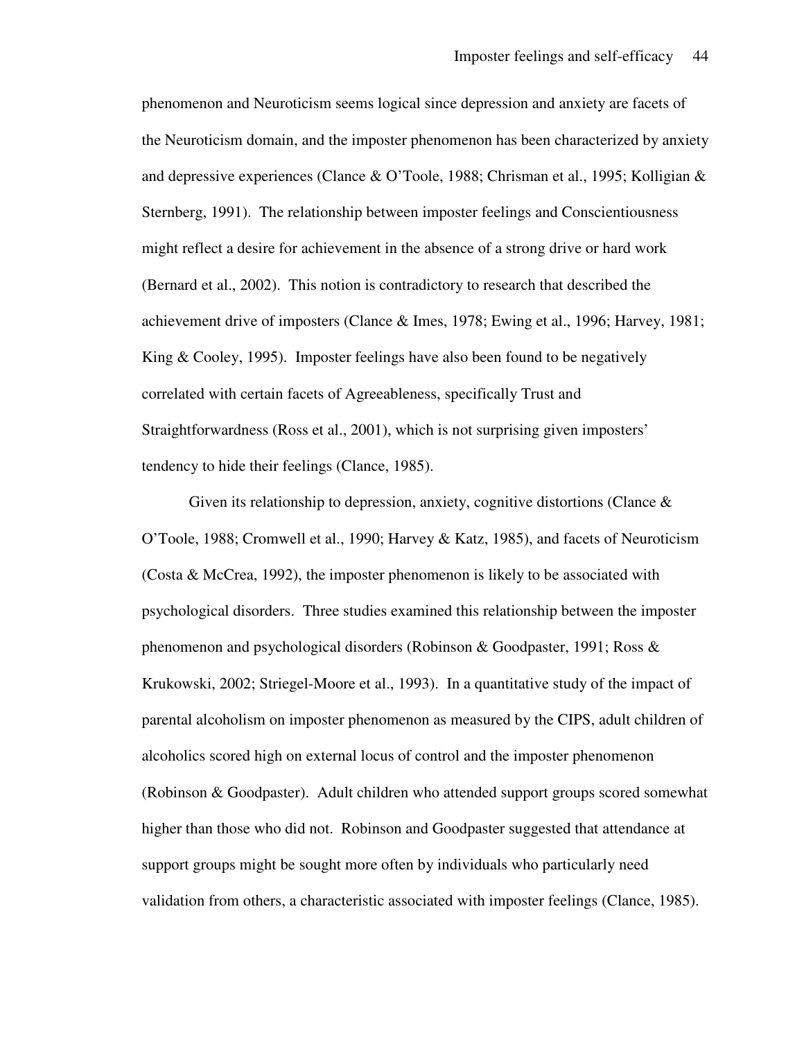phenomenon and Neuroticism seems logical since depression and anxiety are facets of the Neuroticism domain, and the imposter phenomenon has been characterized by anxiety and depressive experiences (Clance & O'Toole, 1988; Chrisman et al., 1995; Kolligian & Sternberg, 1991). The relationship between imposter feelings and Conscientiousness might reflect a desire for achievement in the absence of a strong drive or hard work (Bernard et al., 2002). This notion is contradictory to research that described the achievement drive of imposters (Clance & Imes, 1978; Ewing et al., 1996; Harvey, 1981; King & Cooley, 1995). Imposter feelings have also been found to be negatively correlated with certain facets of Agreeableness, specifically Trust and Straightforwardness (Ross et al., 2001), which is not surprising given imposters' tendency to hide their feelings (Clance, 1985).

Given its relationship to depression, anxiety, cognitive distortions (Clance & O'Toole, 1988; Cromwell et al., 1990; Harvey & Katz, 1985), and facets of Neuroticism (Costa & McCrea, 1992), the imposter phenomenon is likely to be associated with psychological disorders. Three studies examined this relationship between the imposter phenomenon and psychological disorders (Robinson & Goodpaster, 1991; Ross & Krukowski, 2002; Striegel-Moore et al., 1993). In a quantitative study of the impact of parental alcoholism on imposter phenomenon as measured by the CIPS, adult children of alcoholics scored high on external locus of control and the imposter phenomenon (Robinson & Goodpaster). Adult children who attended support groups scored somewhat higher than those who did not. Robinson and Goodpaster suggested that attendance at support groups might be sought more often by individuals who particularly need validation from others, a characteristic associated with imposter feelings (Clance, 1985).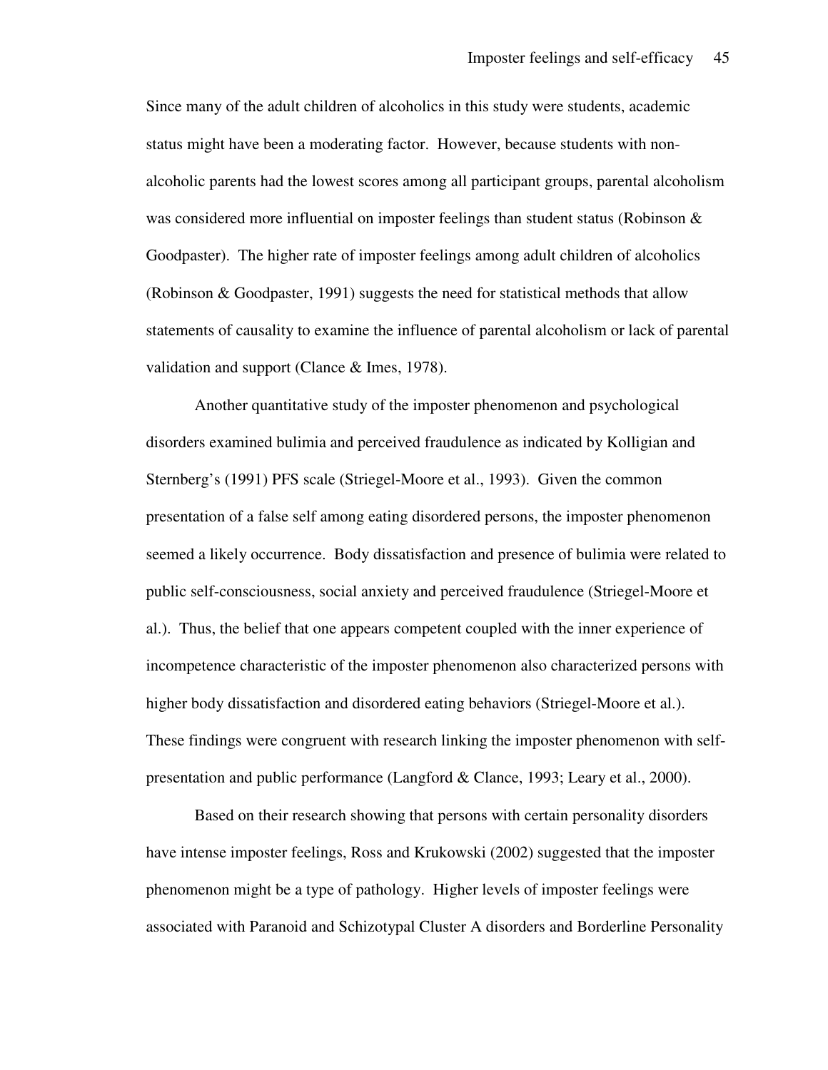Since many of the adult children of alcoholics in this study were students, academic status might have been a moderating factor. However, because students with non-alcoholic parents had the lowest scores among all participant groups, parental alcoholism was considered more influential on imposter feelings than student status (Robinson & Goodpaster). The higher rate of imposter feelings among adult children of alcoholics (Robinson & Goodpaster, 1991) suggests the need for statistical methods that allow statements of causality to examine the influence of parental alcoholism or lack of parental validation and support (Clance & Imes, 1978).

Another quantitative study of the imposter phenomenon and psychological disorders examined bulimia and perceived fraudulence as indicated by Kolligian and Sternberg's (1991) PFS scale (Striegel-Moore et al., 1993). Given the common presentation of a false self among eating disordered persons, the imposter phenomenon seemed a likely occurrence. Body dissatisfaction and presence of bulimia were related to public self-consciousness, social anxiety and perceived fraudulence (Striegel-Moore et al.). Thus, the belief that one appears competent coupled with the inner experience of incompetence characteristic of the imposter phenomenon also characterized persons with higher body dissatisfaction and disordered eating behaviors (Striegel-Moore et al.). These findings were congruent with research linking the imposter phenomenon with self-presentation and public performance (Langford & Clance, 1993; Leary et al., 2000).

Based on their research showing that persons with certain personality disorders have intense imposter feelings, Ross and Krukowski (2002) suggested that the imposter phenomenon might be a type of pathology. Higher levels of imposter feelings were associated with Paranoid and Schizotypal Cluster A disorders and Borderline Personality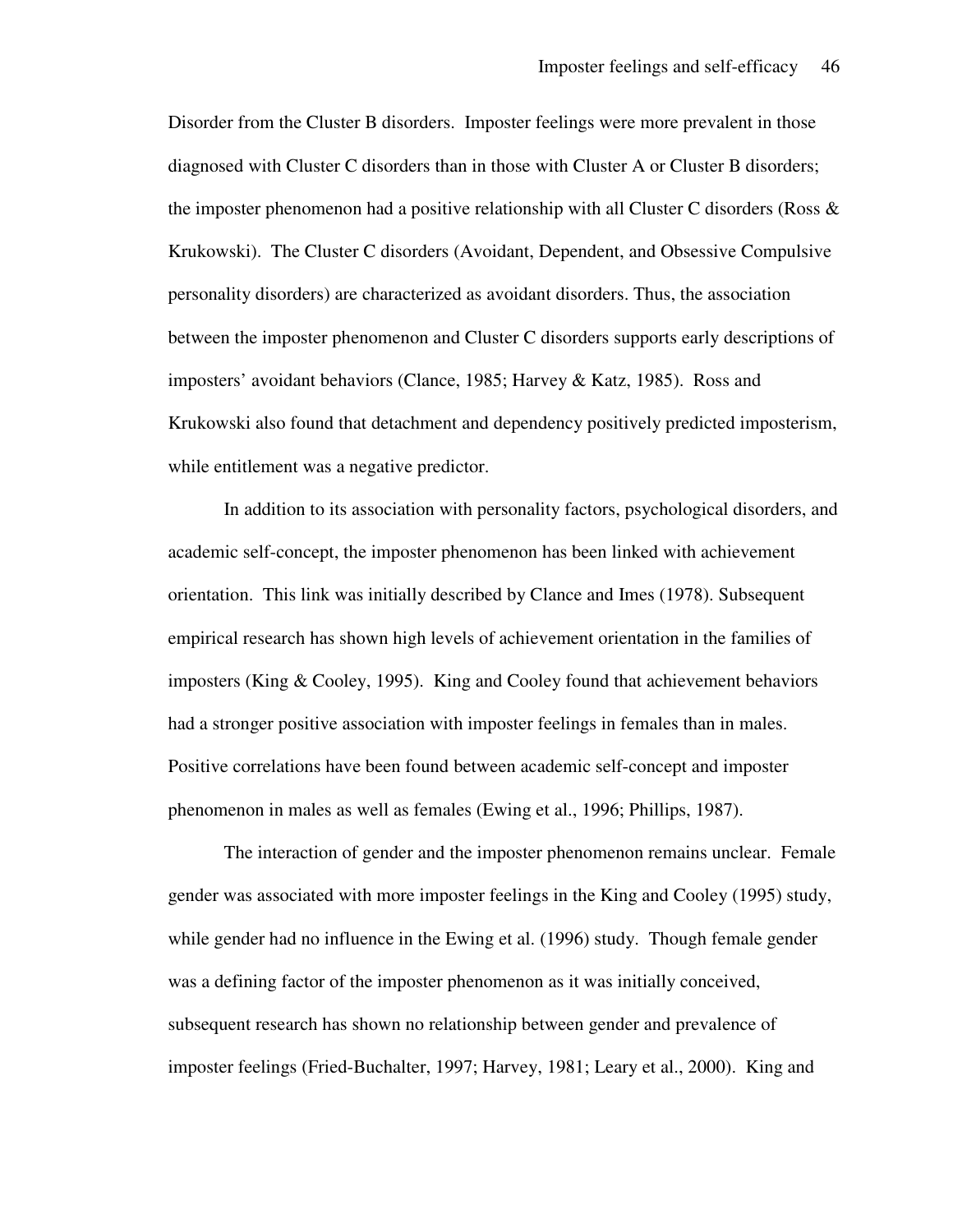Disorder from the Cluster B disorders. Imposter feelings were more prevalent in those diagnosed with Cluster C disorders than in those with Cluster A or Cluster B disorders; the imposter phenomenon had a positive relationship with all Cluster C disorders (Ross & Krukowski). The Cluster C disorders (Avoidant, Dependent, and Obsessive Compulsive personality disorders) are characterized as avoidant disorders. Thus, the association between the imposter phenomenon and Cluster C disorders supports early descriptions of imposters' avoidant behaviors (Clance, 1985; Harvey & Katz, 1985). Ross and Krukowski also found that detachment and dependency positively predicted imposterism, while entitlement was a negative predictor.

In addition to its association with personality factors, psychological disorders, and academic self-concept, the imposter phenomenon has been linked with achievement orientation. This link was initially described by Clance and Imes (1978). Subsequent empirical research has shown high levels of achievement orientation in the families of imposters (King & Cooley, 1995). King and Cooley found that achievement behaviors had a stronger positive association with imposter feelings in females than in males. Positive correlations have been found between academic self-concept and imposter phenomenon in males as well as females (Ewing et al., 1996; Phillips, 1987).

The interaction of gender and the imposter phenomenon remains unclear. Female gender was associated with more imposter feelings in the King and Cooley (1995) study, while gender had no influence in the Ewing et al. (1996) study. Though female gender was a defining factor of the imposter phenomenon as it was initially conceived, subsequent research has shown no relationship between gender and prevalence of imposter feelings (Fried-Buchalter, 1997; Harvey, 1981; Leary et al., 2000). King and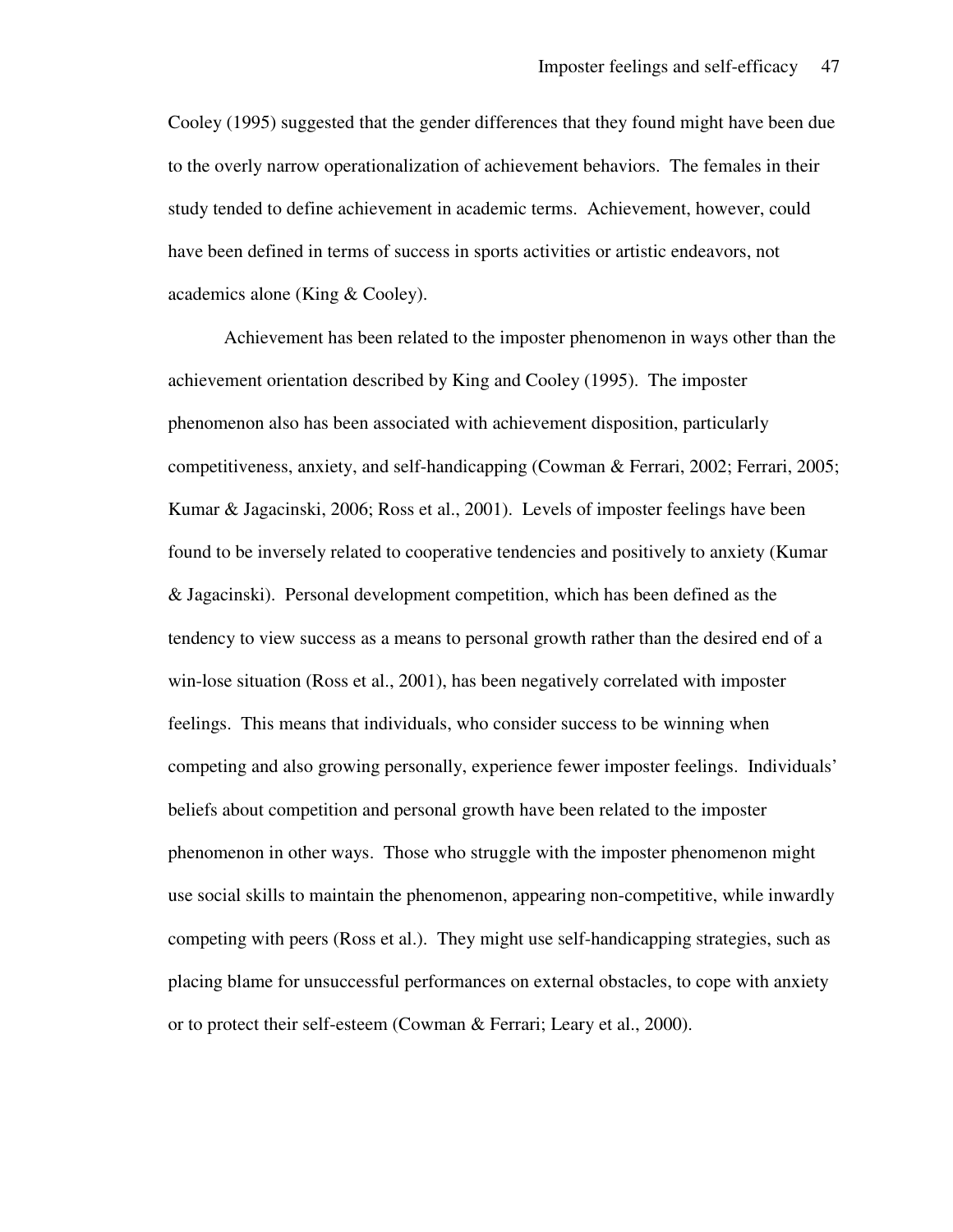Cooley (1995) suggested that the gender differences that they found might have been due to the overly narrow operationalization of achievement behaviors. The females in their study tended to define achievement in academic terms. Achievement, however, could have been defined in terms of success in sports activities or artistic endeavors, not academics alone (King & Cooley).

Achievement has been related to the imposter phenomenon in ways other than the achievement orientation described by King and Cooley (1995). The imposter phenomenon also has been associated with achievement disposition, particularly competitiveness, anxiety, and self-handicapping (Cowman & Ferrari, 2002; Ferrari, 2005; Kumar & Jagacinski, 2006; Ross et al., 2001). Levels of imposter feelings have been found to be inversely related to cooperative tendencies and positively to anxiety (Kumar & Jagacinski). Personal development competition, which has been defined as the tendency to view success as a means to personal growth rather than the desired end of a win-lose situation (Ross et al., 2001), has been negatively correlated with imposter feelings. This means that individuals, who consider success to be winning when competing and also growing personally, experience fewer imposter feelings. Individuals' beliefs about competition and personal growth have been related to the imposter phenomenon in other ways. Those who struggle with the imposter phenomenon might use social skills to maintain the phenomenon, appearing non-competitive, while inwardly competing with peers (Ross et al.). They might use self-handicapping strategies, such as placing blame for unsuccessful performances on external obstacles, to cope with anxiety or to protect their self-esteem (Cowman & Ferrari; Leary et al., 2000).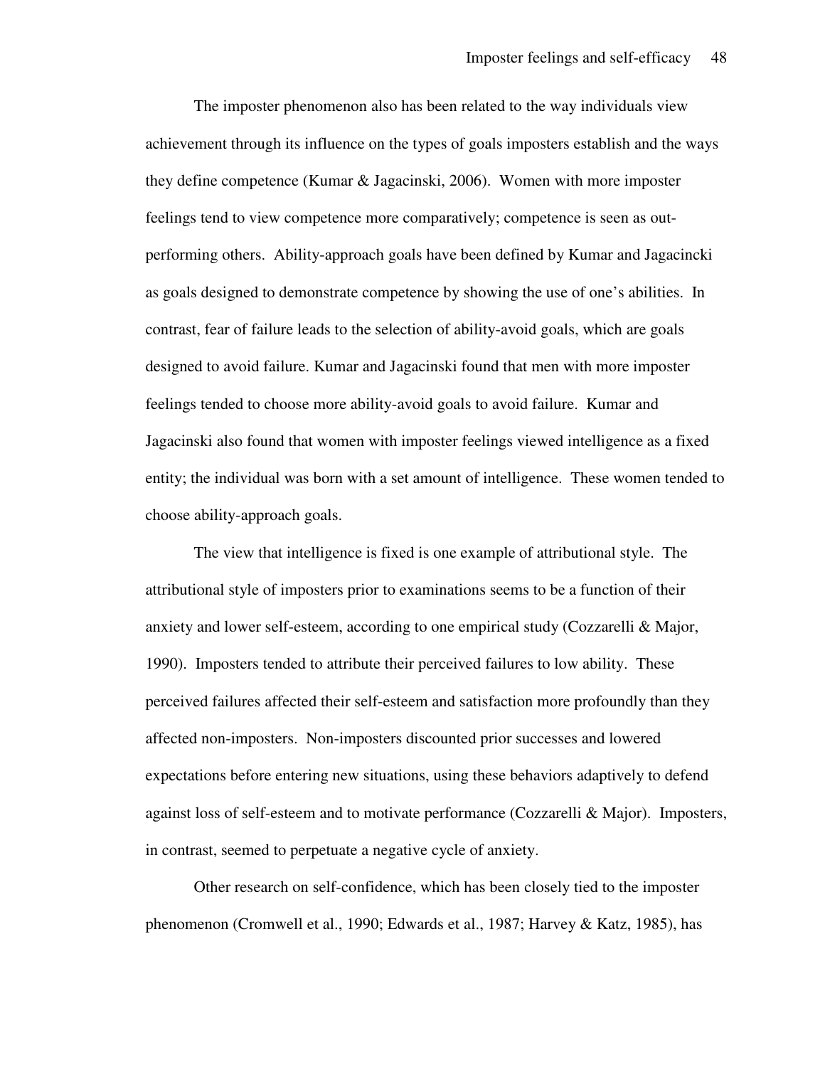The imposter phenomenon also has been related to the way individuals view achievement through its influence on the types of goals imposters establish and the ways they define competence (Kumar & Jagacinski, 2006). Women with more imposter feelings tend to view competence more comparatively; competence is seen as out-performing others. Ability-approach goals have been defined by Kumar and Jagacincki as goals designed to demonstrate competence by showing the use of one's abilities. In contrast, fear of failure leads to the selection of ability-avoid goals, which are goals designed to avoid failure. Kumar and Jagacinski found that men with more imposter feelings tended to choose more ability-avoid goals to avoid failure. Kumar and Jagacinski also found that women with imposter feelings viewed intelligence as a fixed entity; the individual was born with a set amount of intelligence. These women tended to choose ability-approach goals.

The view that intelligence is fixed is one example of attributional style. The attributional style of imposters prior to examinations seems to be a function of their anxiety and lower self-esteem, according to one empirical study (Cozzarelli & Major, 1990). Imposters tended to attribute their perceived failures to low ability. These perceived failures affected their self-esteem and satisfaction more profoundly than they affected non-imposters. Non-imposters discounted prior successes and lowered expectations before entering new situations, using these behaviors adaptively to defend against loss of self-esteem and to motivate performance (Cozzarelli & Major). Imposters, in contrast, seemed to perpetuate a negative cycle of anxiety.

Other research on self-confidence, which has been closely tied to the imposter phenomenon (Cromwell et al., 1990; Edwards et al., 1987; Harvey & Katz, 1985), has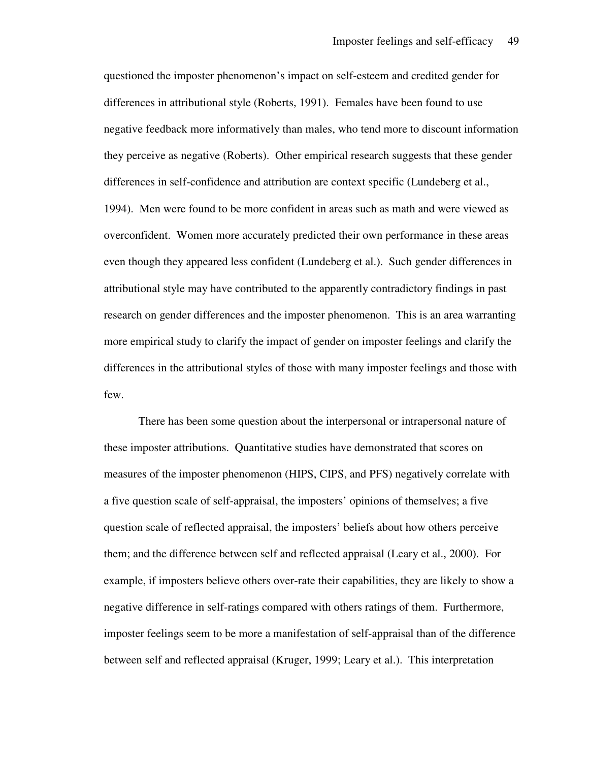questioned the imposter phenomenon's impact on self-esteem and credited gender for differences in attributional style (Roberts, 1991). Females have been found to use negative feedback more informatively than males, who tend more to discount information they perceive as negative (Roberts). Other empirical research suggests that these gender differences in self-confidence and attribution are context specific (Lundeberg et al., 1994). Men were found to be more confident in areas such as math and were viewed as overconfident. Women more accurately predicted their own performance in these areas even though they appeared less confident (Lundeberg et al.). Such gender differences in attributional style may have contributed to the apparently contradictory findings in past research on gender differences and the imposter phenomenon. This is an area warranting more empirical study to clarify the impact of gender on imposter feelings and clarify the differences in the attributional styles of those with many imposter feelings and those with few.

There has been some question about the interpersonal or intrapersonal nature of these imposter attributions. Quantitative studies have demonstrated that scores on measures of the imposter phenomenon (HIPS, CIPS, and PFS) negatively correlate with a five question scale of self-appraisal, the imposters' opinions of themselves; a five question scale of reflected appraisal, the imposters' beliefs about how others perceive them; and the difference between self and reflected appraisal (Leary et al., 2000). For example, if imposters believe others over-rate their capabilities, they are likely to show a negative difference in self-ratings compared with others ratings of them. Furthermore, imposter feelings seem to be more a manifestation of self-appraisal than of the difference between self and reflected appraisal (Kruger, 1999; Leary et al.). This interpretation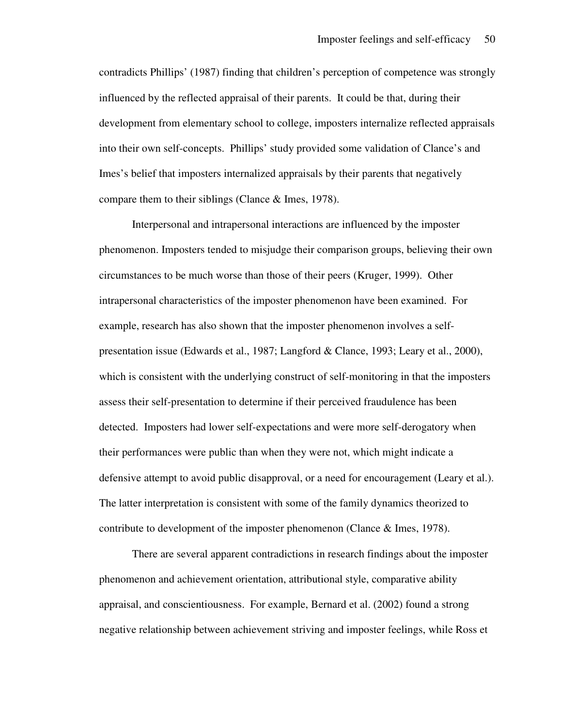contradicts Phillips' (1987) finding that children's perception of competence was strongly influenced by the reflected appraisal of their parents. It could be that, during their development from elementary school to college, imposters internalize reflected appraisals into their own self-concepts. Phillips' study provided some validation of Clance's and Imes's belief that imposters internalized appraisals by their parents that negatively compare them to their siblings (Clance & Imes, 1978).

Interpersonal and intrapersonal interactions are influenced by the imposter phenomenon. Imposters tended to misjudge their comparison groups, believing their own circumstances to be much worse than those of their peers (Kruger, 1999). Other intrapersonal characteristics of the imposter phenomenon have been examined. For example, research has also shown that the imposter phenomenon involves a self-presentation issue (Edwards et al., 1987; Langford & Clance, 1993; Leary et al., 2000), which is consistent with the underlying construct of self-monitoring in that the imposters assess their self-presentation to determine if their perceived fraudulence has been detected. Imposters had lower self-expectations and were more self-derogatory when their performances were public than when they were not, which might indicate a defensive attempt to avoid public disapproval, or a need for encouragement (Leary et al.). The latter interpretation is consistent with some of the family dynamics theorized to contribute to development of the imposter phenomenon (Clance & Imes, 1978).

There are several apparent contradictions in research findings about the imposter phenomenon and achievement orientation, attributional style, comparative ability appraisal, and conscientiousness. For example, Bernard et al. (2002) found a strong negative relationship between achievement striving and imposter feelings, while Ross et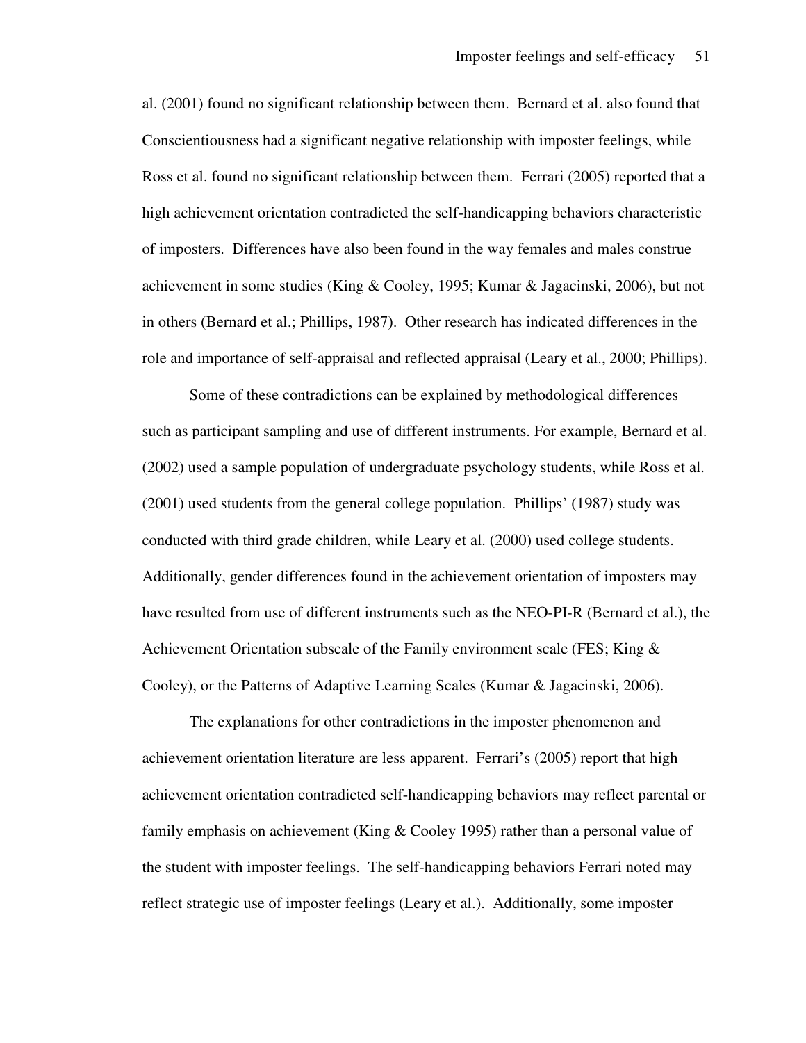al. (2001) found no significant relationship between them. Bernard et al. also found that Conscientiousness had a significant negative relationship with imposter feelings, while Ross et al. found no significant relationship between them. Ferrari (2005) reported that a high achievement orientation contradicted the self-handicapping behaviors characteristic of imposters. Differences have also been found in the way females and males construe achievement in some studies (King & Cooley, 1995; Kumar & Jagacinski, 2006), but not in others (Bernard et al.; Phillips, 1987). Other research has indicated differences in the role and importance of self-appraisal and reflected appraisal (Leary et al., 2000; Phillips).

Some of these contradictions can be explained by methodological differences such as participant sampling and use of different instruments. For example, Bernard et al. (2002) used a sample population of undergraduate psychology students, while Ross et al. (2001) used students from the general college population. Phillips' (1987) study was conducted with third grade children, while Leary et al. (2000) used college students. Additionally, gender differences found in the achievement orientation of imposters may have resulted from use of different instruments such as the NEO-PI-R (Bernard et al.), the Achievement Orientation subscale of the Family environment scale (FES; King & Cooley), or the Patterns of Adaptive Learning Scales (Kumar & Jagacinski, 2006).

The explanations for other contradictions in the imposter phenomenon and achievement orientation literature are less apparent. Ferrari's (2005) report that high achievement orientation contradicted self-handicapping behaviors may reflect parental or family emphasis on achievement (King & Cooley 1995) rather than a personal value of the student with imposter feelings. The self-handicapping behaviors Ferrari noted may reflect strategic use of imposter feelings (Leary et al.). Additionally, some imposter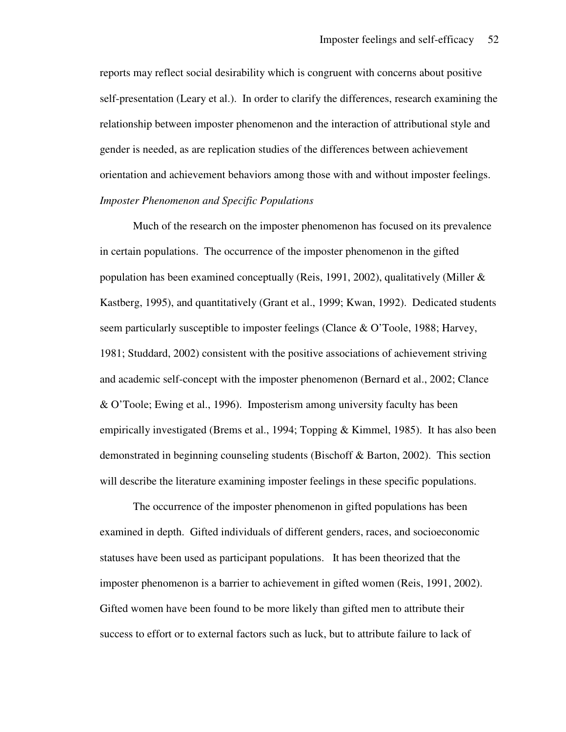reports may reflect social desirability which is congruent with concerns about positive self-presentation (Leary et al.). In order to clarify the differences, research examining the relationship between imposter phenomenon and the interaction of attributional style and gender is needed, as are replication studies of the differences between achievement orientation and achievement behaviors among those with and without imposter feelings.

### *Imposter Phenomenon and Specific Populations*

Much of the research on the imposter phenomenon has focused on its prevalence in certain populations. The occurrence of the imposter phenomenon in the gifted population has been examined conceptually (Reis, 1991, 2002), qualitatively (Miller & Kastberg, 1995), and quantitatively (Grant et al., 1999; Kwan, 1992). Dedicated students seem particularly susceptible to imposter feelings (Clance & O'Toole, 1988; Harvey, 1981; Studdard, 2002) consistent with the positive associations of achievement striving and academic self-concept with the imposter phenomenon (Bernard et al., 2002; Clance & O'Toole; Ewing et al., 1996). Imposterism among university faculty has been empirically investigated (Brems et al., 1994; Topping & Kimmel, 1985). It has also been demonstrated in beginning counseling students (Bischoff & Barton, 2002). This section will describe the literature examining imposter feelings in these specific populations.

The occurrence of the imposter phenomenon in gifted populations has been examined in depth. Gifted individuals of different genders, races, and socioeconomic statuses have been used as participant populations. It has been theorized that the imposter phenomenon is a barrier to achievement in gifted women (Reis, 1991, 2002). Gifted women have been found to be more likely than gifted men to attribute their success to effort or to external factors such as luck, but to attribute failure to lack of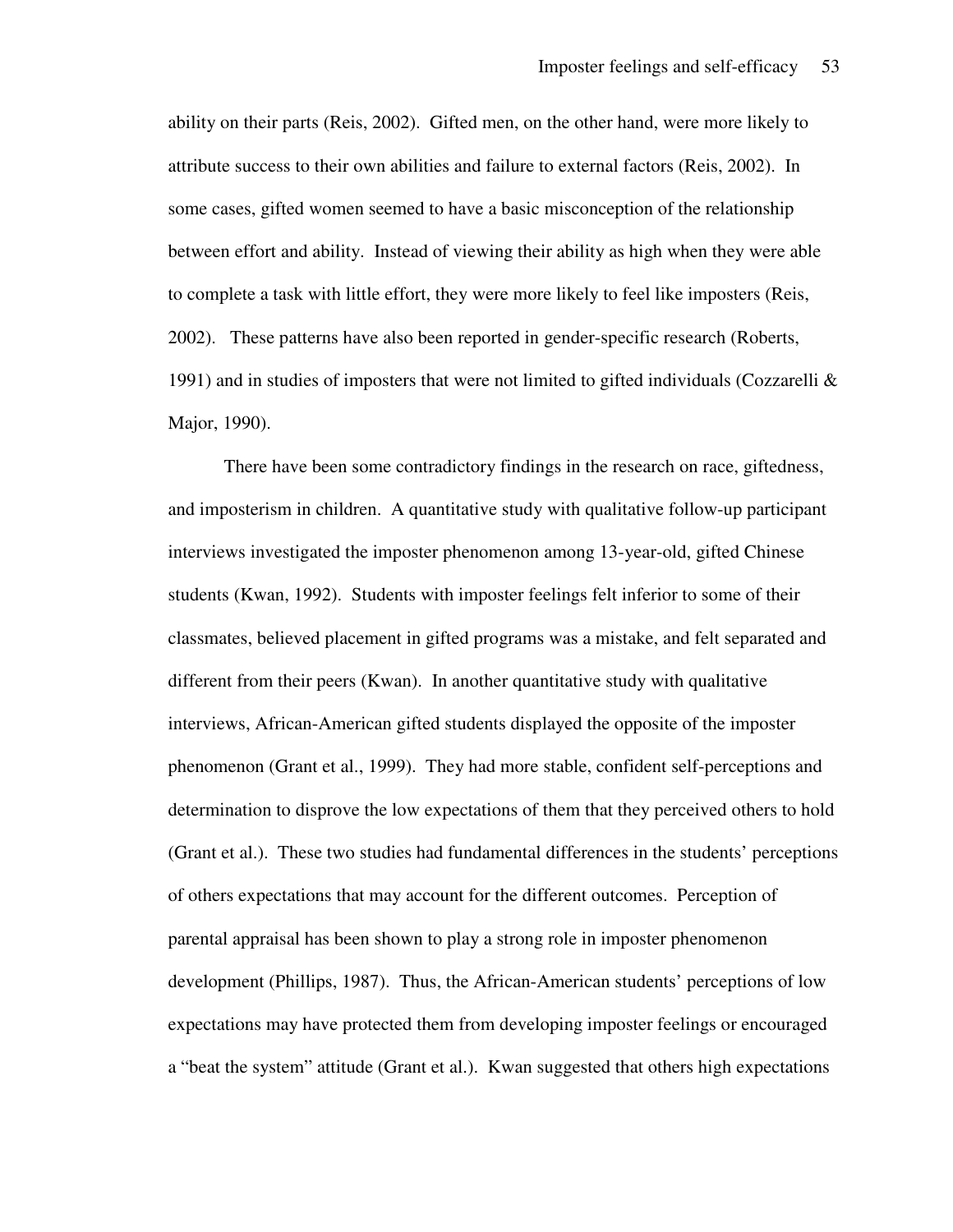ability on their parts (Reis, 2002). Gifted men, on the other hand, were more likely to attribute success to their own abilities and failure to external factors (Reis, 2002). In some cases, gifted women seemed to have a basic misconception of the relationship between effort and ability. Instead of viewing their ability as high when they were able to complete a task with little effort, they were more likely to feel like imposters (Reis, 2002). These patterns have also been reported in gender-specific research (Roberts, 1991) and in studies of imposters that were not limited to gifted individuals (Cozzarelli & Major, 1990).

There have been some contradictory findings in the research on race, giftedness, and imposterism in children. A quantitative study with qualitative follow-up participant interviews investigated the imposter phenomenon among 13-year-old, gifted Chinese students (Kwan, 1992). Students with imposter feelings felt inferior to some of their classmates, believed placement in gifted programs was a mistake, and felt separated and different from their peers (Kwan). In another quantitative study with qualitative interviews, African-American gifted students displayed the opposite of the imposter phenomenon (Grant et al., 1999). They had more stable, confident self-perceptions and determination to disprove the low expectations of them that they perceived others to hold (Grant et al.). These two studies had fundamental differences in the students' perceptions of others expectations that may account for the different outcomes. Perception of parental appraisal has been shown to play a strong role in imposter phenomenon development (Phillips, 1987). Thus, the African-American students' perceptions of low expectations may have protected them from developing imposter feelings or encouraged a "beat the system" attitude (Grant et al.). Kwan suggested that others high expectations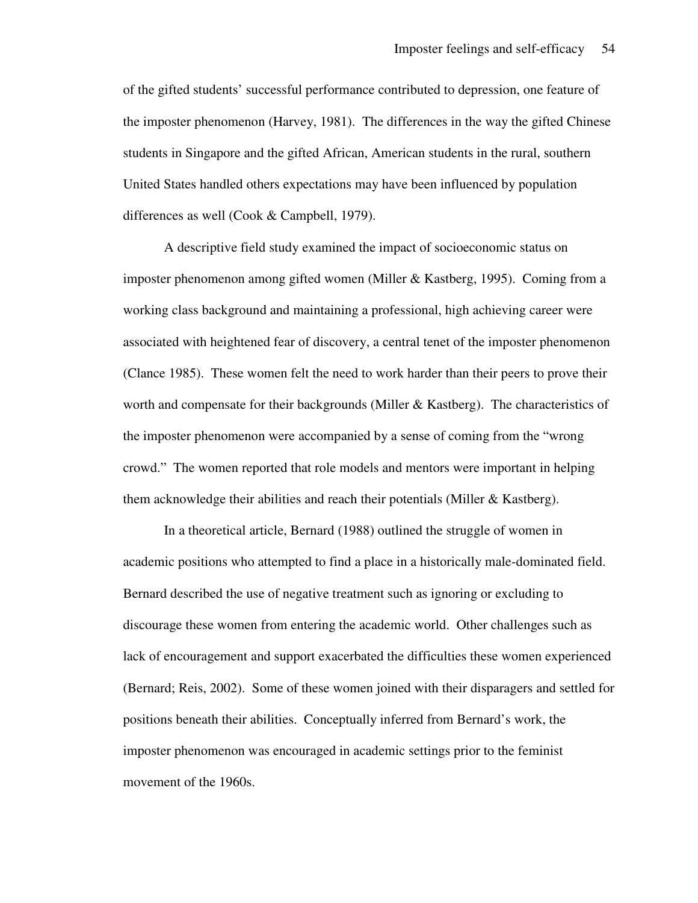of the gifted students' successful performance contributed to depression, one feature of the imposter phenomenon (Harvey, 1981). The differences in the way the gifted Chinese students in Singapore and the gifted African, American students in the rural, southern United States handled others expectations may have been influenced by population differences as well (Cook & Campbell, 1979).

A descriptive field study examined the impact of socioeconomic status on imposter phenomenon among gifted women (Miller & Kastberg, 1995). Coming from a working class background and maintaining a professional, high achieving career were associated with heightened fear of discovery, a central tenet of the imposter phenomenon (Clance 1985). These women felt the need to work harder than their peers to prove their worth and compensate for their backgrounds (Miller & Kastberg). The characteristics of the imposter phenomenon were accompanied by a sense of coming from the "wrong crowd." The women reported that role models and mentors were important in helping them acknowledge their abilities and reach their potentials (Miller & Kastberg).

In a theoretical article, Bernard (1988) outlined the struggle of women in academic positions who attempted to find a place in a historically male-dominated field. Bernard described the use of negative treatment such as ignoring or excluding to discourage these women from entering the academic world. Other challenges such as lack of encouragement and support exacerbated the difficulties these women experienced (Bernard; Reis, 2002). Some of these women joined with their disparagers and settled for positions beneath their abilities. Conceptually inferred from Bernard's work, the imposter phenomenon was encouraged in academic settings prior to the feminist movement of the 1960s.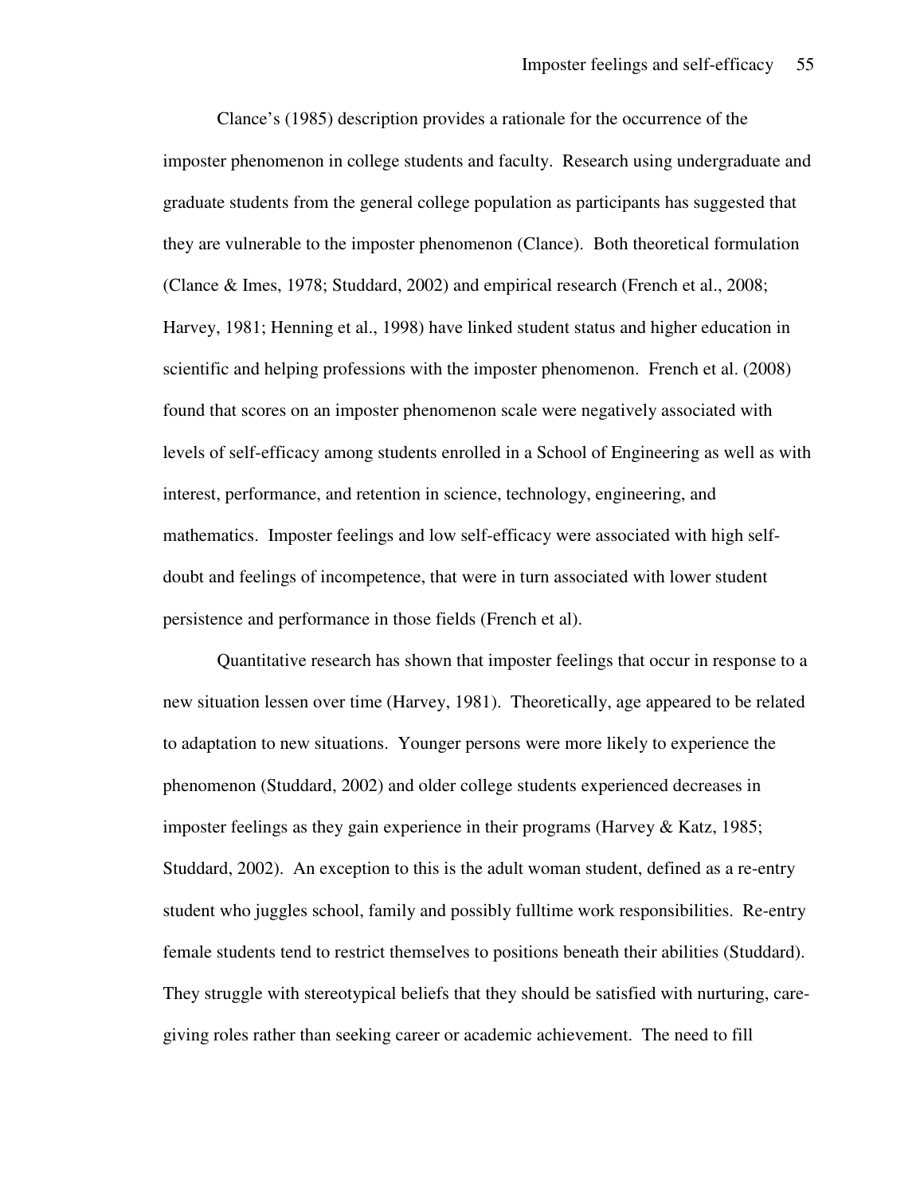Clance's (1985) description provides a rationale for the occurrence of the imposter phenomenon in college students and faculty. Research using undergraduate and graduate students from the general college population as participants has suggested that they are vulnerable to the imposter phenomenon (Clance). Both theoretical formulation (Clance & Imes, 1978; Studdard, 2002) and empirical research (French et al., 2008; Harvey, 1981; Henning et al., 1998) have linked student status and higher education in scientific and helping professions with the imposter phenomenon. French et al. (2008) found that scores on an imposter phenomenon scale were negatively associated with levels of self-efficacy among students enrolled in a School of Engineering as well as with interest, performance, and retention in science, technology, engineering, and mathematics. Imposter feelings and low self-efficacy were associated with high self-doubt and feelings of incompetence, that were in turn associated with lower student persistence and performance in those fields (French et al).

Quantitative research has shown that imposter feelings that occur in response to a new situation lessen over time (Harvey, 1981). Theoretically, age appeared to be related to adaptation to new situations. Younger persons were more likely to experience the phenomenon (Studdard, 2002) and older college students experienced decreases in imposter feelings as they gain experience in their programs (Harvey & Katz, 1985; Studdard, 2002). An exception to this is the adult woman student, defined as a re-entry student who juggles school, family and possibly fulltime work responsibilities. Re-entry female students tend to restrict themselves to positions beneath their abilities (Studdard). They struggle with stereotypical beliefs that they should be satisfied with nurturing, care-giving roles rather than seeking career or academic achievement. The need to fill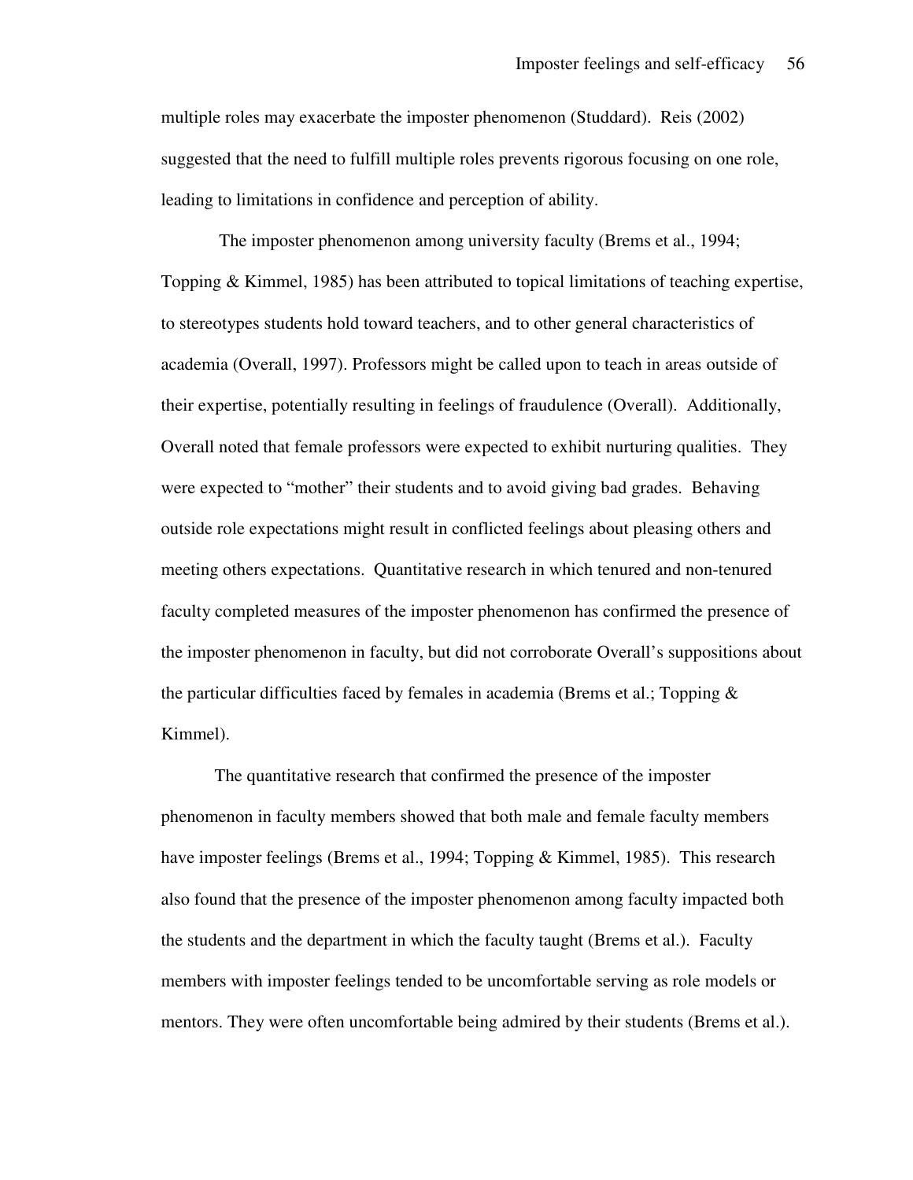multiple roles may exacerbate the imposter phenomenon (Studdard). Reis (2002) suggested that the need to fulfill multiple roles prevents rigorous focusing on one role, leading to limitations in confidence and perception of ability.

The imposter phenomenon among university faculty (Brems et al., 1994; Topping & Kimmel, 1985) has been attributed to topical limitations of teaching expertise, to stereotypes students hold toward teachers, and to other general characteristics of academia (Overall, 1997). Professors might be called upon to teach in areas outside of their expertise, potentially resulting in feelings of fraudulence (Overall). Additionally, Overall noted that female professors were expected to exhibit nurturing qualities. They were expected to "mother" their students and to avoid giving bad grades. Behaving outside role expectations might result in conflicted feelings about pleasing others and meeting others expectations. Quantitative research in which tenured and non-tenured faculty completed measures of the imposter phenomenon has confirmed the presence of the imposter phenomenon in faculty, but did not corroborate Overall's suppositions about the particular difficulties faced by females in academia (Brems et al.; Topping & Kimmel).

The quantitative research that confirmed the presence of the imposter phenomenon in faculty members showed that both male and female faculty members have imposter feelings (Brems et al., 1994; Topping & Kimmel, 1985). This research also found that the presence of the imposter phenomenon among faculty impacted both the students and the department in which the faculty taught (Brems et al.). Faculty members with imposter feelings tended to be uncomfortable serving as role models or mentors. They were often uncomfortable being admired by their students (Brems et al.).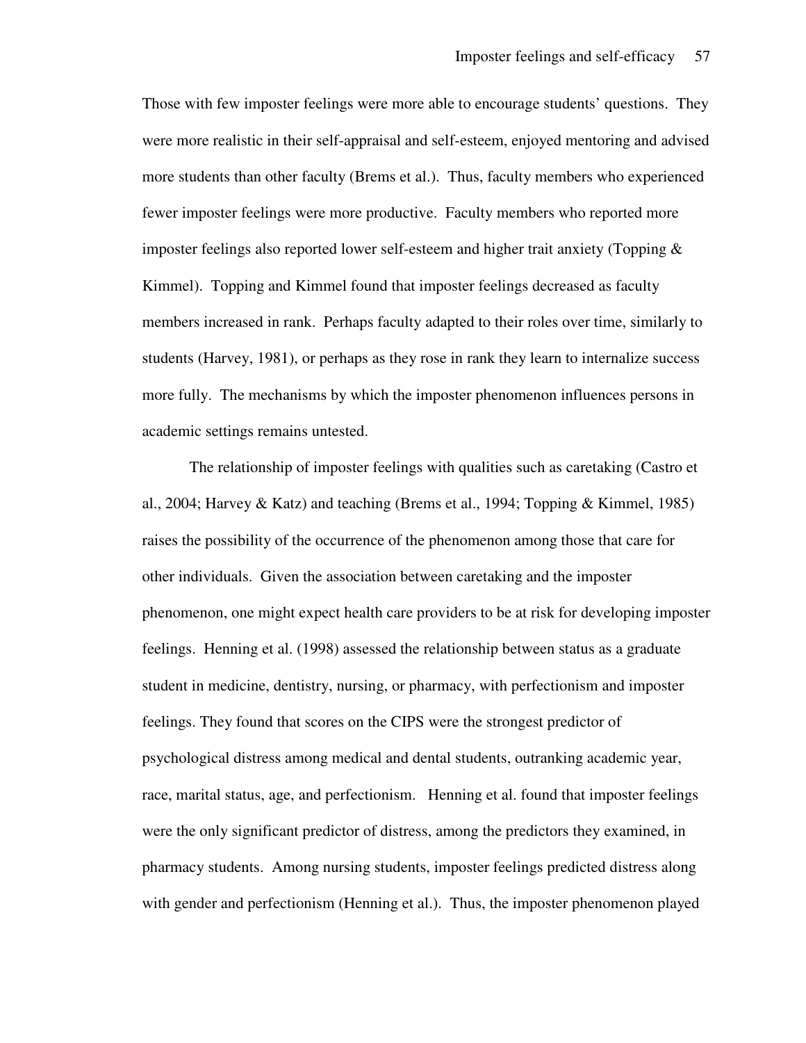Those with few imposter feelings were more able to encourage students' questions. They were more realistic in their self-appraisal and self-esteem, enjoyed mentoring and advised more students than other faculty (Brems et al.). Thus, faculty members who experienced fewer imposter feelings were more productive. Faculty members who reported more imposter feelings also reported lower self-esteem and higher trait anxiety (Topping & Kimmel). Topping and Kimmel found that imposter feelings decreased as faculty members increased in rank. Perhaps faculty adapted to their roles over time, similarly to students (Harvey, 1981), or perhaps as they rose in rank they learn to internalize success more fully. The mechanisms by which the imposter phenomenon influences persons in academic settings remains untested.

The relationship of imposter feelings with qualities such as caretaking (Castro et al., 2004; Harvey & Katz) and teaching (Brems et al., 1994; Topping & Kimmel, 1985) raises the possibility of the occurrence of the phenomenon among those that care for other individuals. Given the association between caretaking and the imposter phenomenon, one might expect health care providers to be at risk for developing imposter feelings. Henning et al. (1998) assessed the relationship between status as a graduate student in medicine, dentistry, nursing, or pharmacy, with perfectionism and imposter feelings. They found that scores on the CIPS were the strongest predictor of psychological distress among medical and dental students, outranking academic year, race, marital status, age, and perfectionism. Henning et al. found that imposter feelings were the only significant predictor of distress, among the predictors they examined, in pharmacy students. Among nursing students, imposter feelings predicted distress along with gender and perfectionism (Henning et al.). Thus, the imposter phenomenon played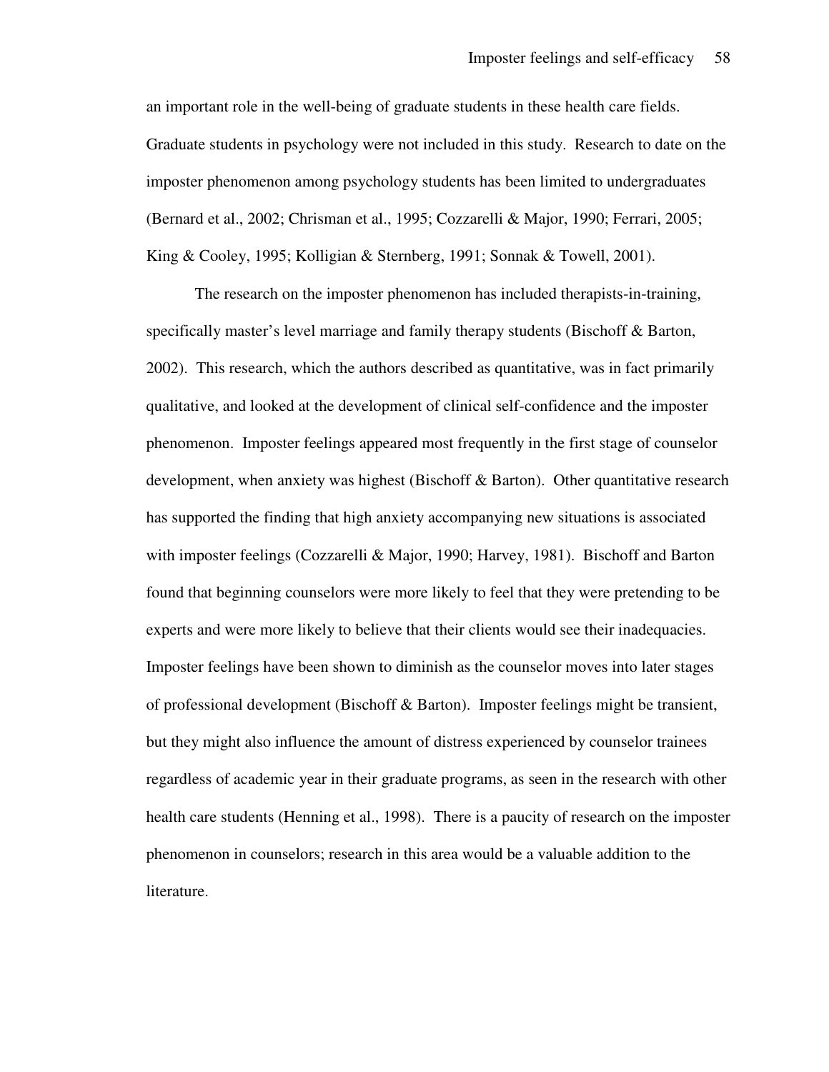an important role in the well-being of graduate students in these health care fields. Graduate students in psychology were not included in this study. Research to date on the imposter phenomenon among psychology students has been limited to undergraduates (Bernard et al., 2002; Chrisman et al., 1995; Cozzarelli & Major, 1990; Ferrari, 2005; King & Cooley, 1995; Kolligian & Sternberg, 1991; Sonnak & Towell, 2001).

The research on the imposter phenomenon has included therapists-in-training, specifically master's level marriage and family therapy students (Bischoff & Barton, 2002). This research, which the authors described as quantitative, was in fact primarily qualitative, and looked at the development of clinical self-confidence and the imposter phenomenon. Imposter feelings appeared most frequently in the first stage of counselor development, when anxiety was highest (Bischoff & Barton). Other quantitative research has supported the finding that high anxiety accompanying new situations is associated with imposter feelings (Cozzarelli & Major, 1990; Harvey, 1981). Bischoff and Barton found that beginning counselors were more likely to feel that they were pretending to be experts and were more likely to believe that their clients would see their inadequacies. Imposter feelings have been shown to diminish as the counselor moves into later stages of professional development (Bischoff & Barton). Imposter feelings might be transient, but they might also influence the amount of distress experienced by counselor trainees regardless of academic year in their graduate programs, as seen in the research with other health care students (Henning et al., 1998). There is a paucity of research on the imposter phenomenon in counselors; research in this area would be a valuable addition to the literature.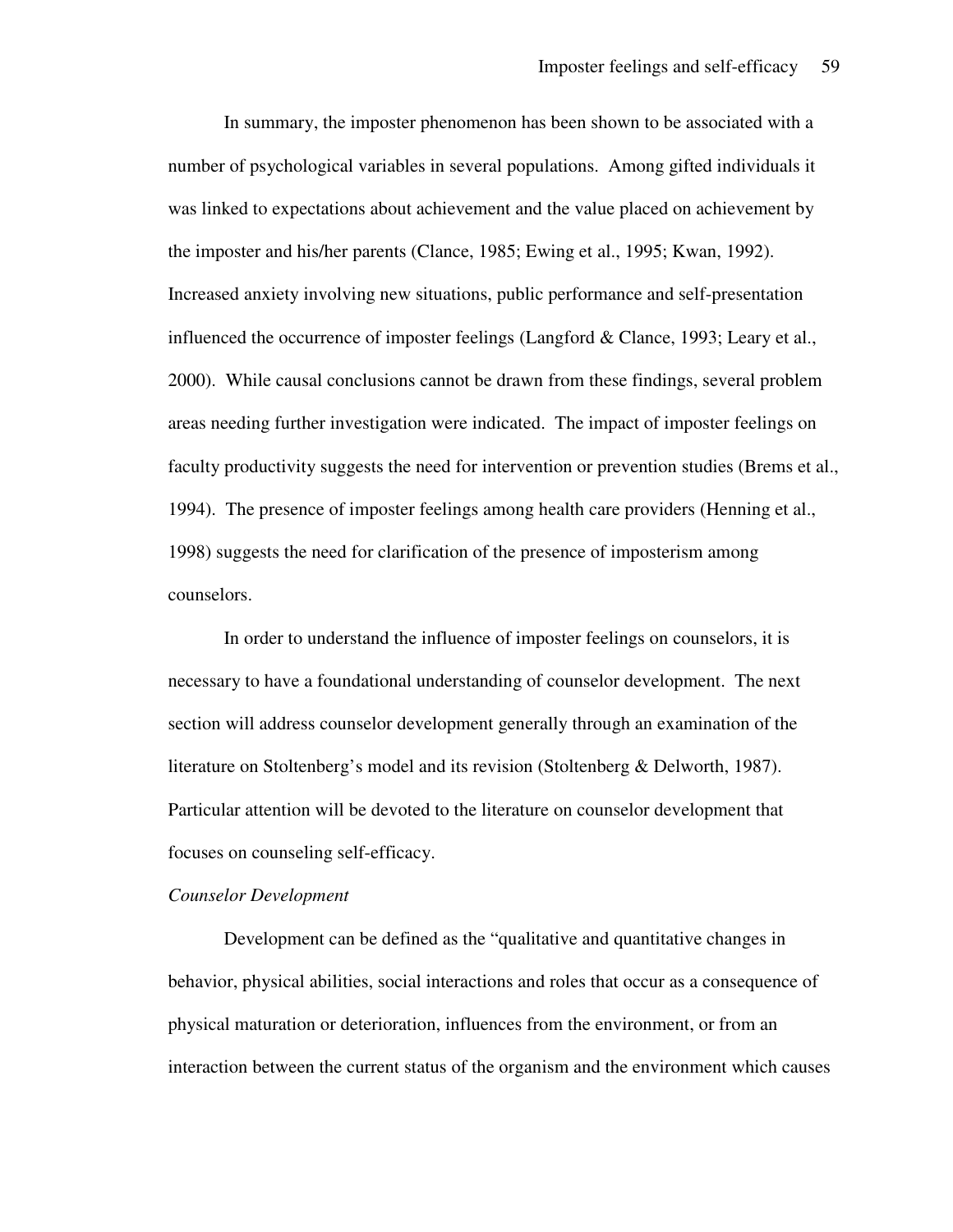In summary, the imposter phenomenon has been shown to be associated with a number of psychological variables in several populations. Among gifted individuals it was linked to expectations about achievement and the value placed on achievement by the imposter and his/her parents (Clance, 1985; Ewing et al., 1995; Kwan, 1992). Increased anxiety involving new situations, public performance and self-presentation influenced the occurrence of imposter feelings (Langford & Clance, 1993; Leary et al., 2000). While causal conclusions cannot be drawn from these findings, several problem areas needing further investigation were indicated. The impact of imposter feelings on faculty productivity suggests the need for intervention or prevention studies (Brems et al., 1994). The presence of imposter feelings among health care providers (Henning et al., 1998) suggests the need for clarification of the presence of imposterism among counselors.

In order to understand the influence of imposter feelings on counselors, it is necessary to have a foundational understanding of counselor development. The next section will address counselor development generally through an examination of the literature on Stoltenberg's model and its revision (Stoltenberg & Delworth, 1987). Particular attention will be devoted to the literature on counselor development that focuses on counseling self-efficacy.

*Counselor Development*

Development can be defined as the "qualitative and quantitative changes in behavior, physical abilities, social interactions and roles that occur as a consequence of physical maturation or deterioration, influences from the environment, or from an interaction between the current status of the organism and the environment which causes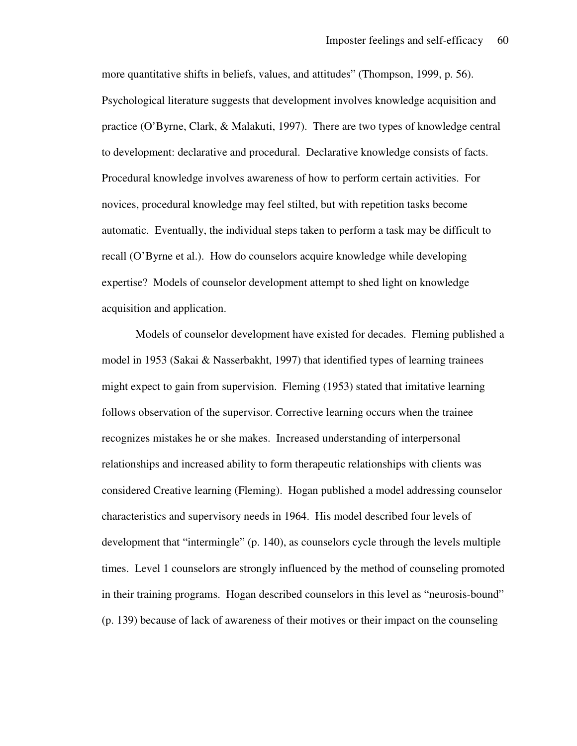more quantitative shifts in beliefs, values, and attitudes" (Thompson, 1999, p. 56). Psychological literature suggests that development involves knowledge acquisition and practice (O'Byrne, Clark, & Malakuti, 1997). There are two types of knowledge central to development: declarative and procedural. Declarative knowledge consists of facts. Procedural knowledge involves awareness of how to perform certain activities. For novices, procedural knowledge may feel stilted, but with repetition tasks become automatic. Eventually, the individual steps taken to perform a task may be difficult to recall (O'Byrne et al.). How do counselors acquire knowledge while developing expertise? Models of counselor development attempt to shed light on knowledge acquisition and application.

Models of counselor development have existed for decades. Fleming published a model in 1953 (Sakai & Nasserbakht, 1997) that identified types of learning trainees might expect to gain from supervision. Fleming (1953) stated that imitative learning follows observation of the supervisor. Corrective learning occurs when the trainee recognizes mistakes he or she makes. Increased understanding of interpersonal relationships and increased ability to form therapeutic relationships with clients was considered Creative learning (Fleming). Hogan published a model addressing counselor characteristics and supervisory needs in 1964. His model described four levels of development that "intermingle" (p. 140), as counselors cycle through the levels multiple times. Level 1 counselors are strongly influenced by the method of counseling promoted in their training programs. Hogan described counselors in this level as "neurosis-bound" (p. 139) because of lack of awareness of their motives or their impact on the counseling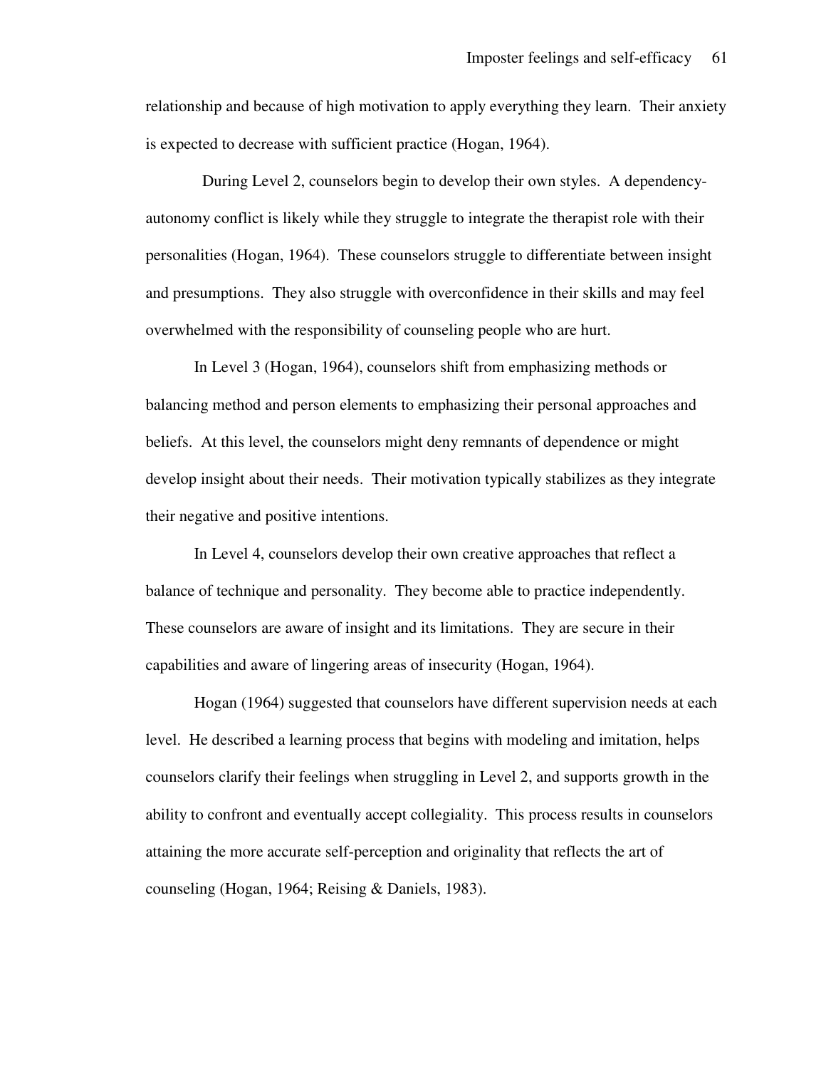relationship and because of high motivation to apply everything they learn. Their anxiety is expected to decrease with sufficient practice (Hogan, 1964).

During Level 2, counselors begin to develop their own styles. A dependency-autonomy conflict is likely while they struggle to integrate the therapist role with their personalities (Hogan, 1964). These counselors struggle to differentiate between insight and presumptions. They also struggle with overconfidence in their skills and may feel overwhelmed with the responsibility of counseling people who are hurt.

In Level 3 (Hogan, 1964), counselors shift from emphasizing methods or balancing method and person elements to emphasizing their personal approaches and beliefs. At this level, the counselors might deny remnants of dependence or might develop insight about their needs. Their motivation typically stabilizes as they integrate their negative and positive intentions.

In Level 4, counselors develop their own creative approaches that reflect a balance of technique and personality. They become able to practice independently. These counselors are aware of insight and its limitations. They are secure in their capabilities and aware of lingering areas of insecurity (Hogan, 1964).

Hogan (1964) suggested that counselors have different supervision needs at each level. He described a learning process that begins with modeling and imitation, helps counselors clarify their feelings when struggling in Level 2, and supports growth in the ability to confront and eventually accept collegiality. This process results in counselors attaining the more accurate self-perception and originality that reflects the art of counseling (Hogan, 1964; Reising & Daniels, 1983).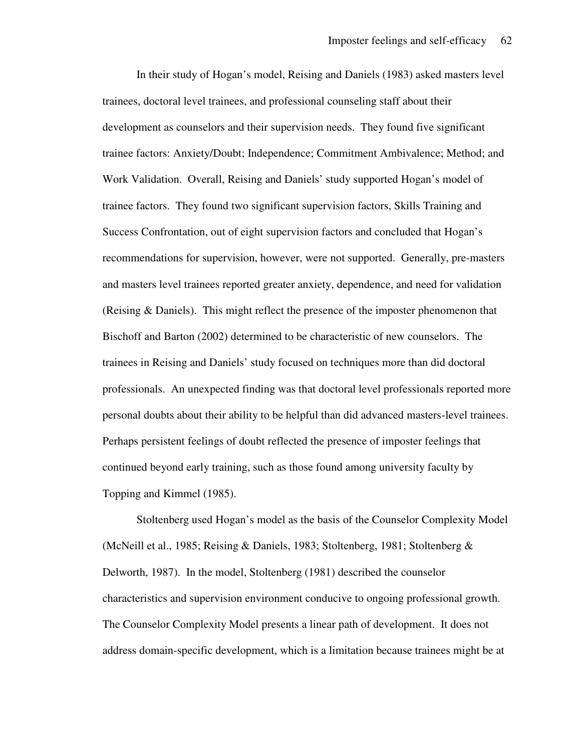In their study of Hogan's model, Reising and Daniels (1983) asked masters level trainees, doctoral level trainees, and professional counseling staff about their development as counselors and their supervision needs. They found five significant trainee factors: Anxiety/Doubt; Independence; Commitment Ambivalence; Method; and Work Validation. Overall, Reising and Daniels' study supported Hogan's model of trainee factors. They found two significant supervision factors, Skills Training and Success Confrontation, out of eight supervision factors and concluded that Hogan's recommendations for supervision, however, were not supported. Generally, pre-masters and masters level trainees reported greater anxiety, dependence, and need for validation (Reising & Daniels). This might reflect the presence of the imposter phenomenon that Bischoff and Barton (2002) determined to be characteristic of new counselors. The trainees in Reising and Daniels' study focused on techniques more than did doctoral professionals. An unexpected finding was that doctoral level professionals reported more personal doubts about their ability to be helpful than did advanced masters-level trainees. Perhaps persistent feelings of doubt reflected the presence of imposter feelings that continued beyond early training, such as those found among university faculty by Topping and Kimmel (1985).

Stoltenberg used Hogan's model as the basis of the Counselor Complexity Model (McNeill et al., 1985; Reising & Daniels, 1983; Stoltenberg, 1981; Stoltenberg & Delworth, 1987). In the model, Stoltenberg (1981) described the counselor characteristics and supervision environment conducive to ongoing professional growth. The Counselor Complexity Model presents a linear path of development. It does not address domain-specific development, which is a limitation because trainees might be at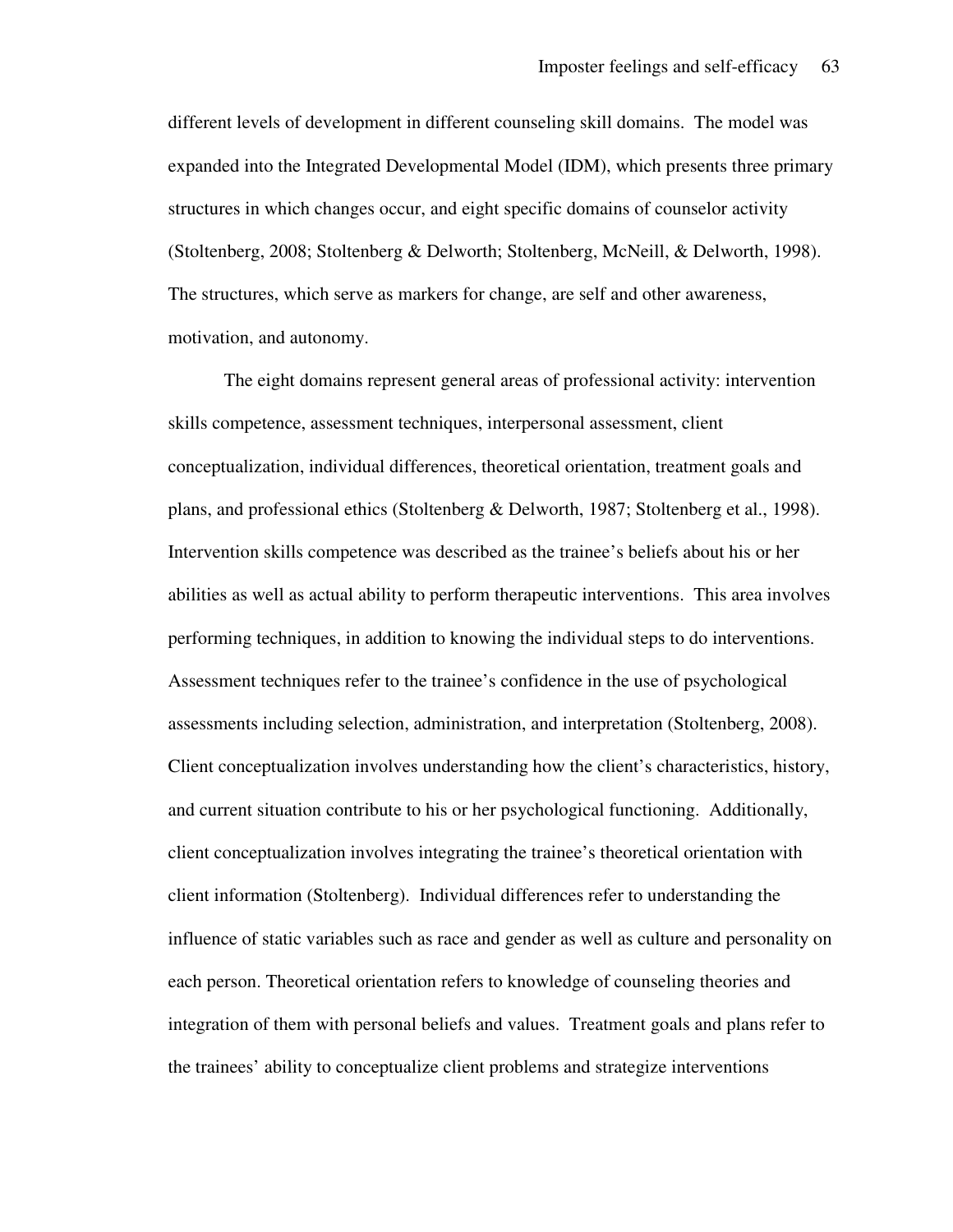different levels of development in different counseling skill domains. The model was expanded into the Integrated Developmental Model (IDM), which presents three primary structures in which changes occur, and eight specific domains of counselor activity (Stoltenberg, 2008; Stoltenberg & Delworth; Stoltenberg, McNeill, & Delworth, 1998). The structures, which serve as markers for change, are self and other awareness, motivation, and autonomy.

The eight domains represent general areas of professional activity: intervention skills competence, assessment techniques, interpersonal assessment, client conceptualization, individual differences, theoretical orientation, treatment goals and plans, and professional ethics (Stoltenberg & Delworth, 1987; Stoltenberg et al., 1998). Intervention skills competence was described as the trainee's beliefs about his or her abilities as well as actual ability to perform therapeutic interventions. This area involves performing techniques, in addition to knowing the individual steps to do interventions. Assessment techniques refer to the trainee's confidence in the use of psychological assessments including selection, administration, and interpretation (Stoltenberg, 2008). Client conceptualization involves understanding how the client's characteristics, history, and current situation contribute to his or her psychological functioning. Additionally, client conceptualization involves integrating the trainee's theoretical orientation with client information (Stoltenberg). Individual differences refer to understanding the influence of static variables such as race and gender as well as culture and personality on each person. Theoretical orientation refers to knowledge of counseling theories and integration of them with personal beliefs and values. Treatment goals and plans refer to the trainees' ability to conceptualize client problems and strategize interventions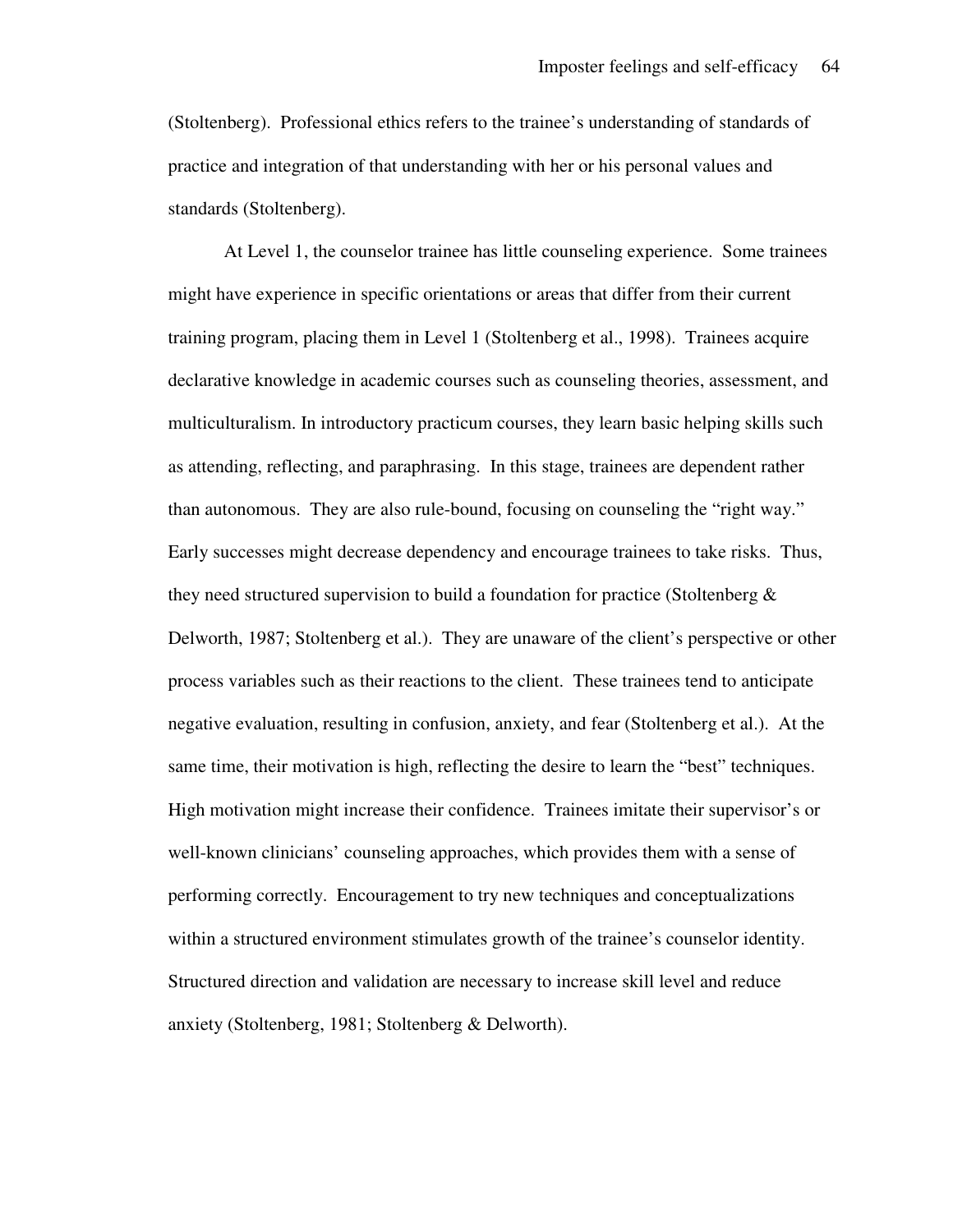(Stoltenberg). Professional ethics refers to the trainee's understanding of standards of practice and integration of that understanding with her or his personal values and standards (Stoltenberg).

At Level 1, the counselor trainee has little counseling experience. Some trainees might have experience in specific orientations or areas that differ from their current training program, placing them in Level 1 (Stoltenberg et al., 1998). Trainees acquire declarative knowledge in academic courses such as counseling theories, assessment, and multiculturalism. In introductory practicum courses, they learn basic helping skills such as attending, reflecting, and paraphrasing. In this stage, trainees are dependent rather than autonomous. They are also rule-bound, focusing on counseling the "right way." Early successes might decrease dependency and encourage trainees to take risks. Thus, they need structured supervision to build a foundation for practice (Stoltenberg & Delworth, 1987; Stoltenberg et al.). They are unaware of the client's perspective or other process variables such as their reactions to the client. These trainees tend to anticipate negative evaluation, resulting in confusion, anxiety, and fear (Stoltenberg et al.). At the same time, their motivation is high, reflecting the desire to learn the "best" techniques. High motivation might increase their confidence. Trainees imitate their supervisor's or well-known clinicians' counseling approaches, which provides them with a sense of performing correctly. Encouragement to try new techniques and conceptualizations within a structured environment stimulates growth of the trainee's counselor identity. Structured direction and validation are necessary to increase skill level and reduce anxiety (Stoltenberg, 1981; Stoltenberg & Delworth).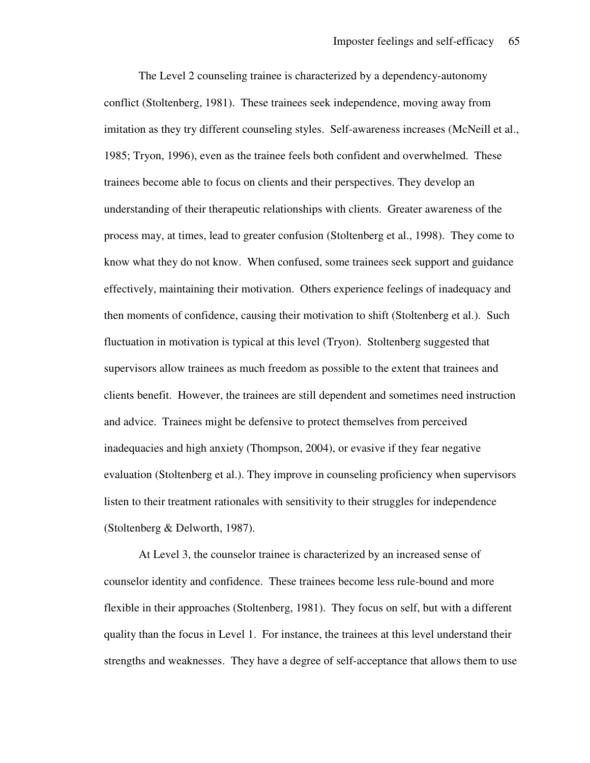The Level 2 counseling trainee is characterized by a dependency-autonomy conflict (Stoltenberg, 1981). These trainees seek independence, moving away from imitation as they try different counseling styles. Self-awareness increases (McNeill et al., 1985; Tryon, 1996), even as the trainee feels both confident and overwhelmed. These trainees become able to focus on clients and their perspectives. They develop an understanding of their therapeutic relationships with clients. Greater awareness of the process may, at times, lead to greater confusion (Stoltenberg et al., 1998). They come to know what they do not know. When confused, some trainees seek support and guidance effectively, maintaining their motivation. Others experience feelings of inadequacy and then moments of confidence, causing their motivation to shift (Stoltenberg et al.). Such fluctuation in motivation is typical at this level (Tryon). Stoltenberg suggested that supervisors allow trainees as much freedom as possible to the extent that trainees and clients benefit. However, the trainees are still dependent and sometimes need instruction and advice. Trainees might be defensive to protect themselves from perceived inadequacies and high anxiety (Thompson, 2004), or evasive if they fear negative evaluation (Stoltenberg et al.). They improve in counseling proficiency when supervisors listen to their treatment rationales with sensitivity to their struggles for independence (Stoltenberg & Delworth, 1987).

At Level 3, the counselor trainee is characterized by an increased sense of counselor identity and confidence. These trainees become less rule-bound and more flexible in their approaches (Stoltenberg, 1981). They focus on self, but with a different quality than the focus in Level 1. For instance, the trainees at this level understand their strengths and weaknesses. They have a degree of self-acceptance that allows them to use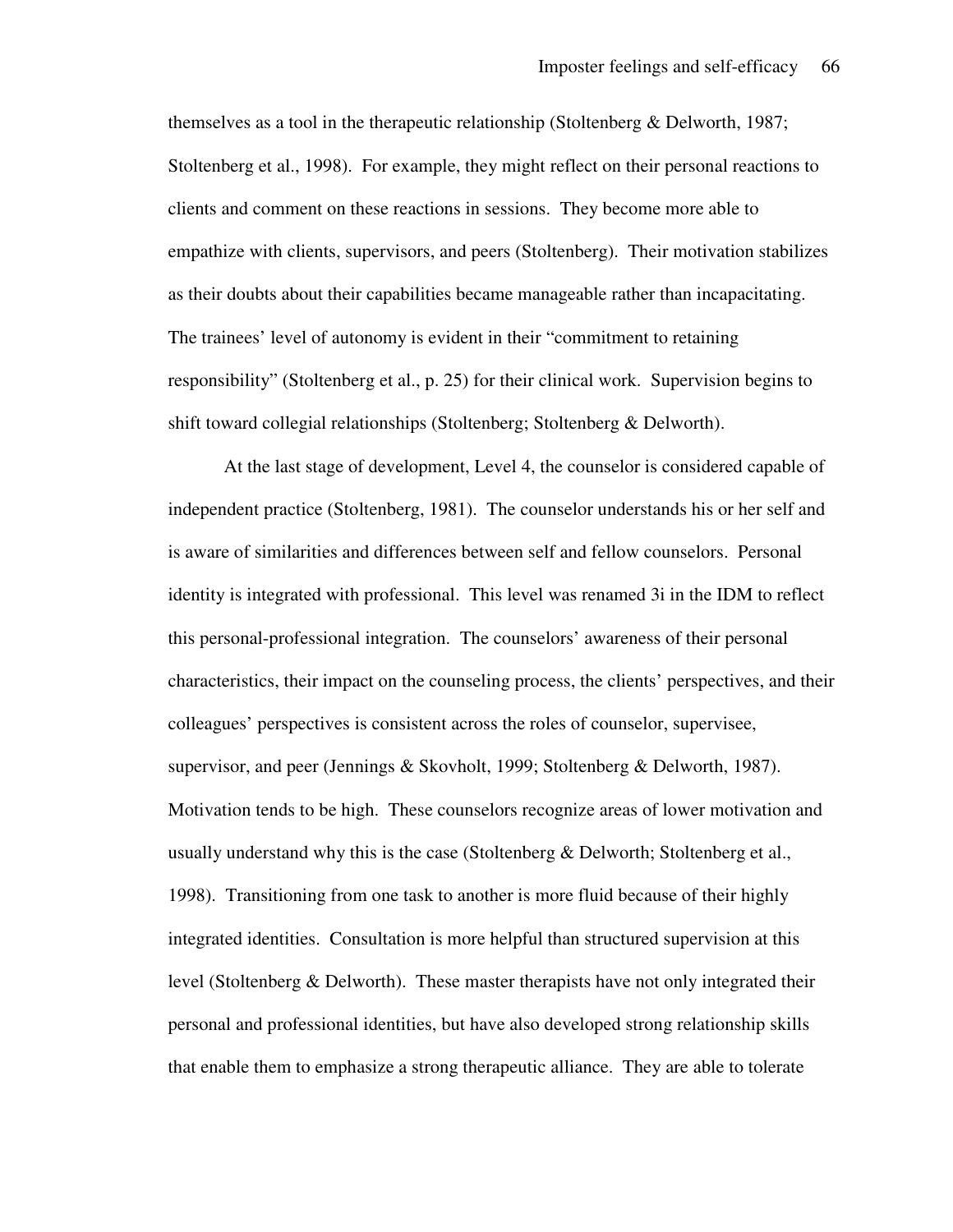themselves as a tool in the therapeutic relationship (Stoltenberg & Delworth, 1987; Stoltenberg et al., 1998). For example, they might reflect on their personal reactions to clients and comment on these reactions in sessions. They become more able to empathize with clients, supervisors, and peers (Stoltenberg). Their motivation stabilizes as their doubts about their capabilities became manageable rather than incapacitating. The trainees' level of autonomy is evident in their "commitment to retaining responsibility" (Stoltenberg et al., p. 25) for their clinical work. Supervision begins to shift toward collegial relationships (Stoltenberg; Stoltenberg & Delworth).

At the last stage of development, Level 4, the counselor is considered capable of independent practice (Stoltenberg, 1981). The counselor understands his or her self and is aware of similarities and differences between self and fellow counselors. Personal identity is integrated with professional. This level was renamed 3i in the IDM to reflect this personal-professional integration. The counselors' awareness of their personal characteristics, their impact on the counseling process, the clients' perspectives, and their colleagues' perspectives is consistent across the roles of counselor, supervisee, supervisor, and peer (Jennings & Skovholt, 1999; Stoltenberg & Delworth, 1987). Motivation tends to be high. These counselors recognize areas of lower motivation and usually understand why this is the case (Stoltenberg & Delworth; Stoltenberg et al., 1998). Transitioning from one task to another is more fluid because of their highly integrated identities. Consultation is more helpful than structured supervision at this level (Stoltenberg & Delworth). These master therapists have not only integrated their personal and professional identities, but have also developed strong relationship skills that enable them to emphasize a strong therapeutic alliance. They are able to tolerate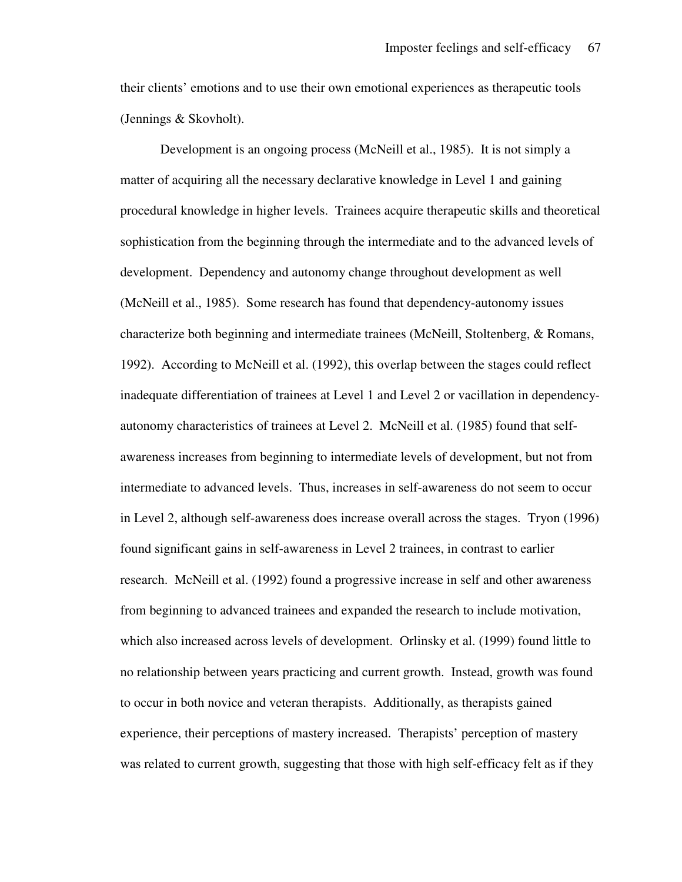their clients' emotions and to use their own emotional experiences as therapeutic tools (Jennings & Skovholt).

Development is an ongoing process (McNeill et al., 1985). It is not simply a matter of acquiring all the necessary declarative knowledge in Level 1 and gaining procedural knowledge in higher levels. Trainees acquire therapeutic skills and theoretical sophistication from the beginning through the intermediate and to the advanced levels of development. Dependency and autonomy change throughout development as well (McNeill et al., 1985). Some research has found that dependency-autonomy issues characterize both beginning and intermediate trainees (McNeill, Stoltenberg, & Romans, 1992). According to McNeill et al. (1992), this overlap between the stages could reflect inadequate differentiation of trainees at Level 1 and Level 2 or vacillation in dependency-autonomy characteristics of trainees at Level 2. McNeill et al. (1985) found that self-awareness increases from beginning to intermediate levels of development, but not from intermediate to advanced levels. Thus, increases in self-awareness do not seem to occur in Level 2, although self-awareness does increase overall across the stages. Tryon (1996) found significant gains in self-awareness in Level 2 trainees, in contrast to earlier research. McNeill et al. (1992) found a progressive increase in self and other awareness from beginning to advanced trainees and expanded the research to include motivation, which also increased across levels of development. Orlinsky et al. (1999) found little to no relationship between years practicing and current growth. Instead, growth was found to occur in both novice and veteran therapists. Additionally, as therapists gained experience, their perceptions of mastery increased. Therapists' perception of mastery was related to current growth, suggesting that those with high self-efficacy felt as if they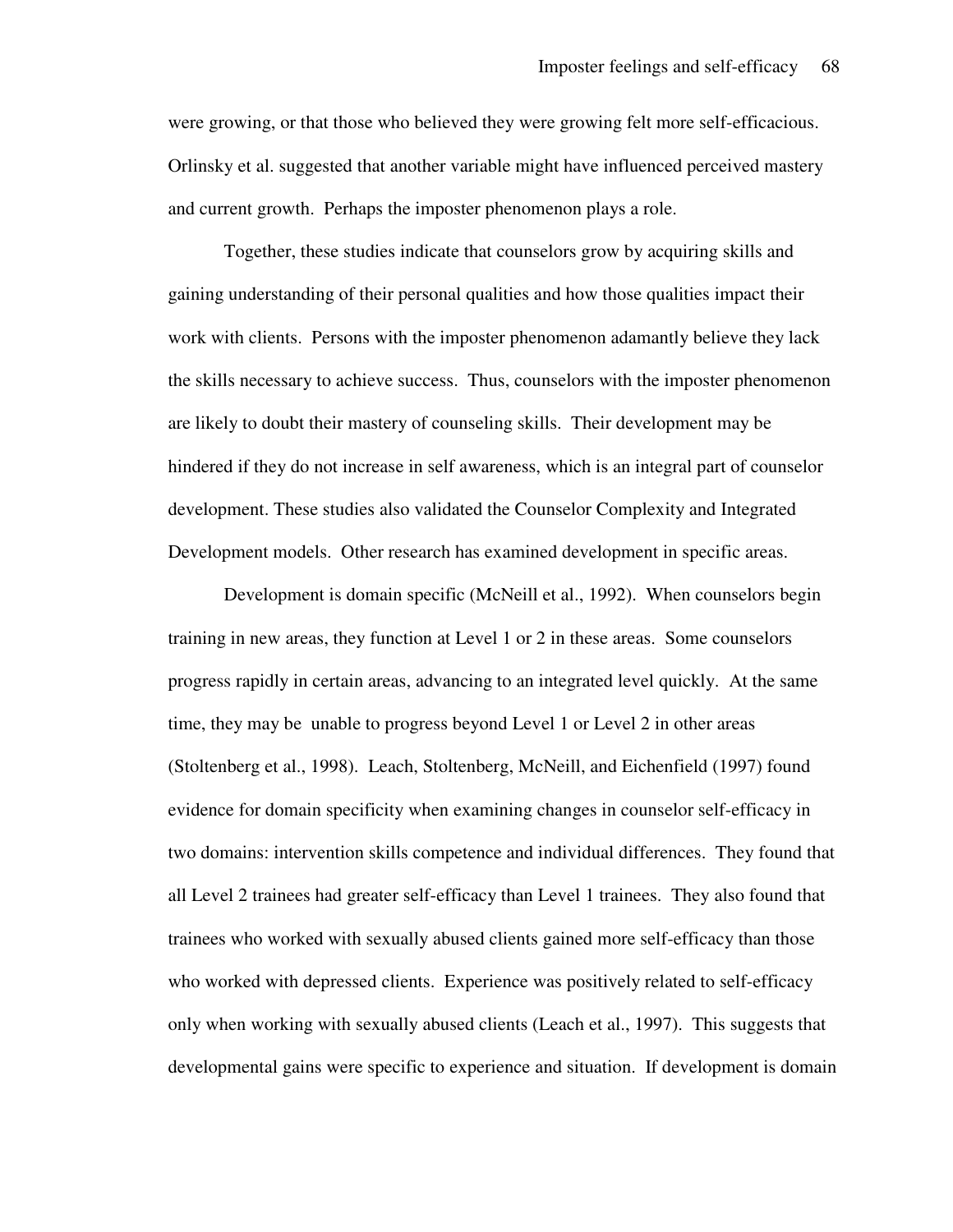were growing, or that those who believed they were growing felt more self-efficacious. Orlinsky et al. suggested that another variable might have influenced perceived mastery and current growth. Perhaps the imposter phenomenon plays a role.

Together, these studies indicate that counselors grow by acquiring skills and gaining understanding of their personal qualities and how those qualities impact their work with clients. Persons with the imposter phenomenon adamantly believe they lack the skills necessary to achieve success. Thus, counselors with the imposter phenomenon are likely to doubt their mastery of counseling skills. Their development may be hindered if they do not increase in self awareness, which is an integral part of counselor development. These studies also validated the Counselor Complexity and Integrated Development models. Other research has examined development in specific areas.

Development is domain specific (McNeill et al., 1992). When counselors begin training in new areas, they function at Level 1 or 2 in these areas. Some counselors progress rapidly in certain areas, advancing to an integrated level quickly. At the same time, they may be unable to progress beyond Level 1 or Level 2 in other areas (Stoltenberg et al., 1998). Leach, Stoltenberg, McNeill, and Eichenfield (1997) found evidence for domain specificity when examining changes in counselor self-efficacy in two domains: intervention skills competence and individual differences. They found that all Level 2 trainees had greater self-efficacy than Level 1 trainees. They also found that trainees who worked with sexually abused clients gained more self-efficacy than those who worked with depressed clients. Experience was positively related to self-efficacy only when working with sexually abused clients (Leach et al., 1997). This suggests that developmental gains were specific to experience and situation. If development is domain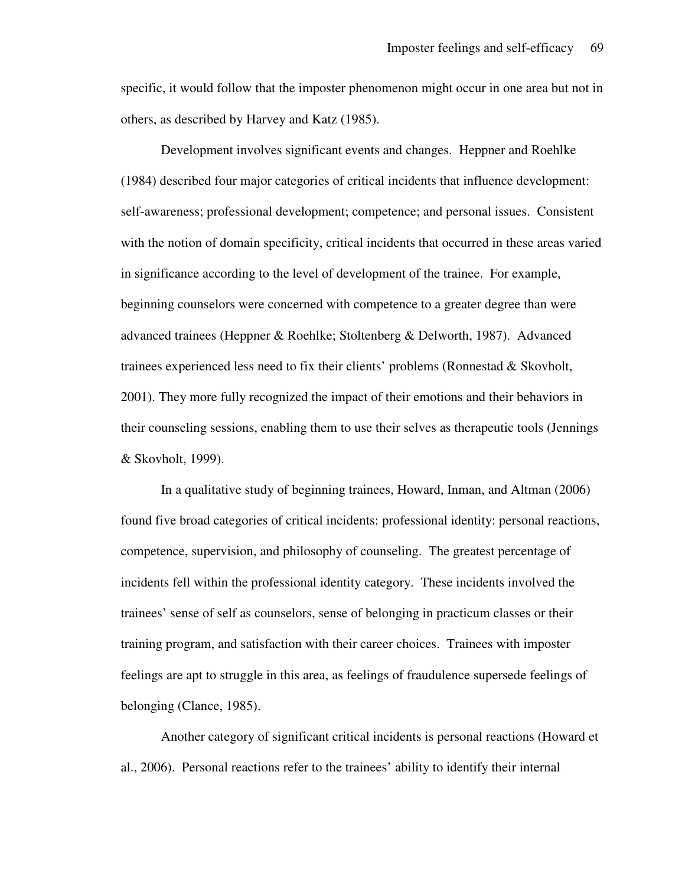specific, it would follow that the imposter phenomenon might occur in one area but not in others, as described by Harvey and Katz (1985).

Development involves significant events and changes. Heppner and Roehlke (1984) described four major categories of critical incidents that influence development: self-awareness; professional development; competence; and personal issues. Consistent with the notion of domain specificity, critical incidents that occurred in these areas varied in significance according to the level of development of the trainee. For example, beginning counselors were concerned with competence to a greater degree than were advanced trainees (Heppner & Roehlke; Stoltenberg & Delworth, 1987). Advanced trainees experienced less need to fix their clients' problems (Ronnestad & Skovholt, 2001). They more fully recognized the impact of their emotions and their behaviors in their counseling sessions, enabling them to use their selves as therapeutic tools (Jennings & Skovholt, 1999).

In a qualitative study of beginning trainees, Howard, Inman, and Altman (2006) found five broad categories of critical incidents: professional identity: personal reactions, competence, supervision, and philosophy of counseling. The greatest percentage of incidents fell within the professional identity category. These incidents involved the trainees' sense of self as counselors, sense of belonging in practicum classes or their training program, and satisfaction with their career choices. Trainees with imposter feelings are apt to struggle in this area, as feelings of fraudulence supersede feelings of belonging (Clance, 1985).

Another category of significant critical incidents is personal reactions (Howard et al., 2006). Personal reactions refer to the trainees' ability to identify their internal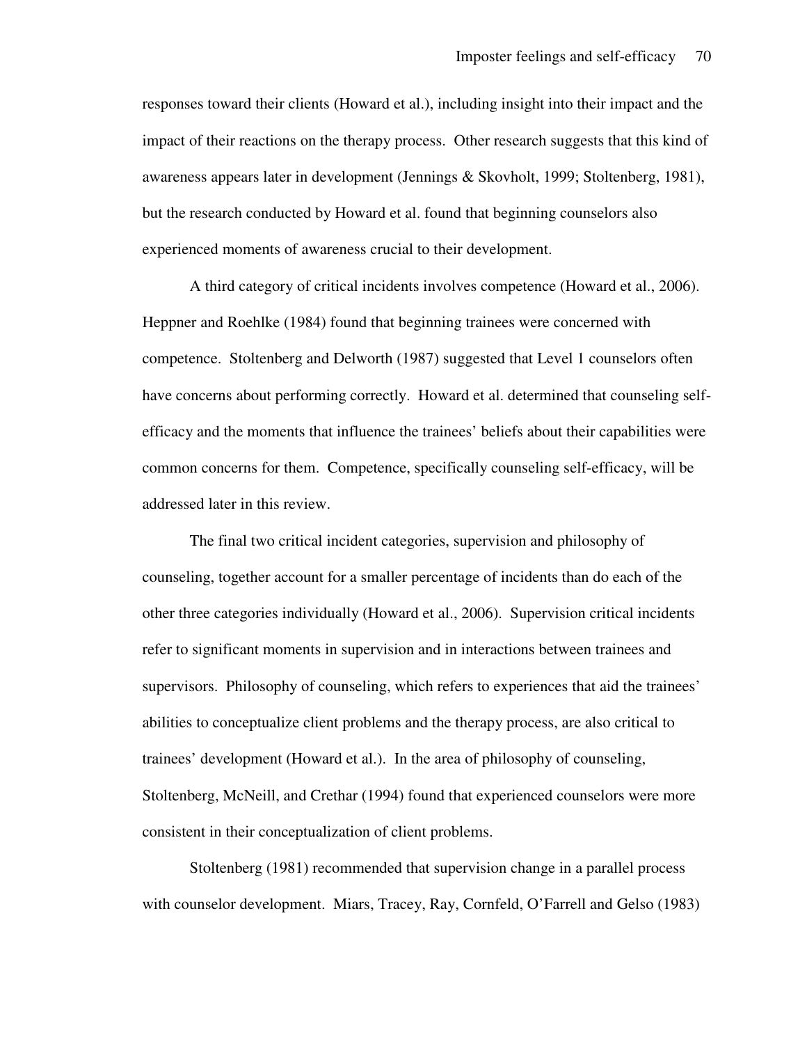responses toward their clients (Howard et al.), including insight into their impact and the impact of their reactions on the therapy process. Other research suggests that this kind of awareness appears later in development (Jennings & Skovholt, 1999; Stoltenberg, 1981), but the research conducted by Howard et al. found that beginning counselors also experienced moments of awareness crucial to their development.

A third category of critical incidents involves competence (Howard et al., 2006). Heppner and Roehlke (1984) found that beginning trainees were concerned with competence. Stoltenberg and Delworth (1987) suggested that Level 1 counselors often have concerns about performing correctly. Howard et al. determined that counseling self-efficacy and the moments that influence the trainees' beliefs about their capabilities were common concerns for them. Competence, specifically counseling self-efficacy, will be addressed later in this review.

The final two critical incident categories, supervision and philosophy of counseling, together account for a smaller percentage of incidents than do each of the other three categories individually (Howard et al., 2006). Supervision critical incidents refer to significant moments in supervision and in interactions between trainees and supervisors. Philosophy of counseling, which refers to experiences that aid the trainees' abilities to conceptualize client problems and the therapy process, are also critical to trainees' development (Howard et al.). In the area of philosophy of counseling, Stoltenberg, McNeill, and Crethar (1994) found that experienced counselors were more consistent in their conceptualization of client problems.

Stoltenberg (1981) recommended that supervision change in a parallel process with counselor development. Miars, Tracey, Ray, Cornfeld, O'Farrell and Gelso (1983)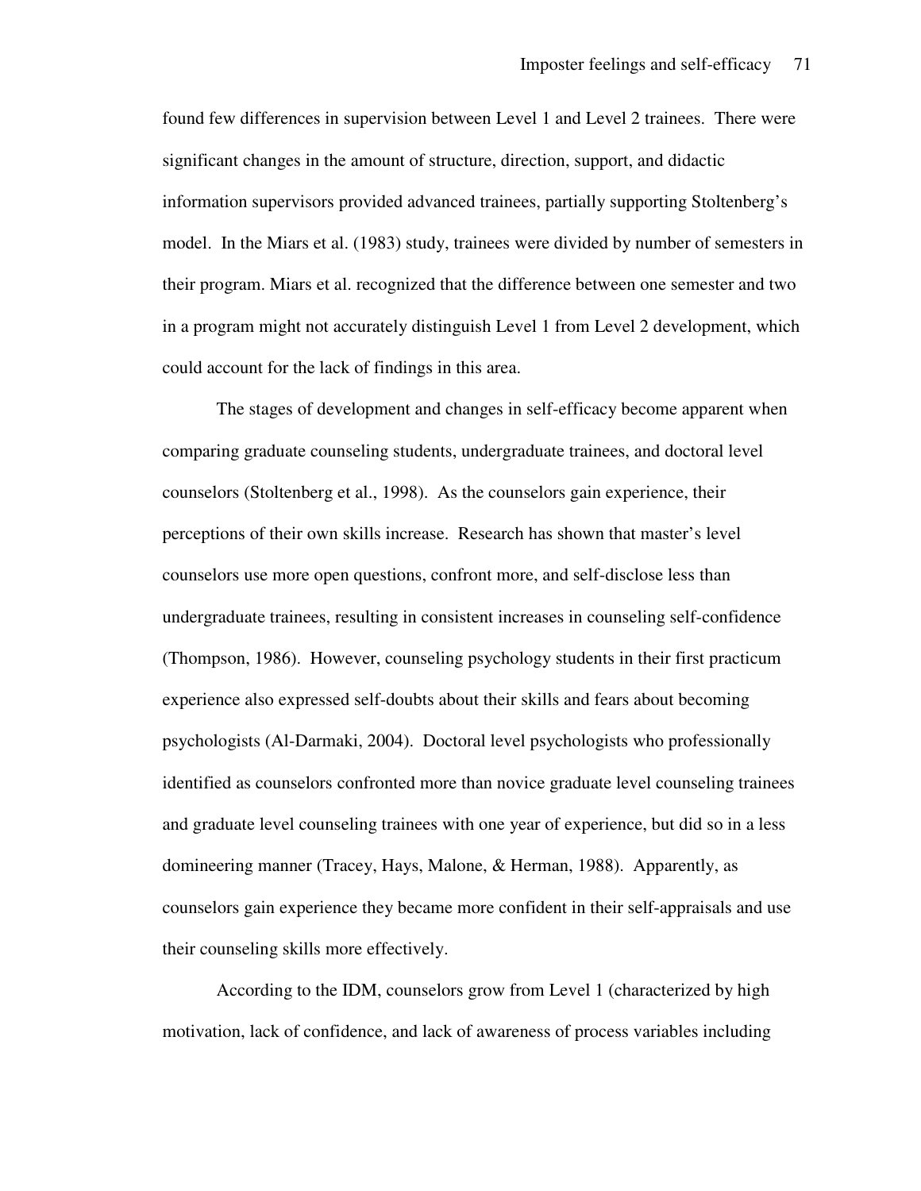found few differences in supervision between Level 1 and Level 2 trainees. There were significant changes in the amount of structure, direction, support, and didactic information supervisors provided advanced trainees, partially supporting Stoltenberg's model. In the Miars et al. (1983) study, trainees were divided by number of semesters in their program. Miars et al. recognized that the difference between one semester and two in a program might not accurately distinguish Level 1 from Level 2 development, which could account for the lack of findings in this area.

The stages of development and changes in self-efficacy become apparent when comparing graduate counseling students, undergraduate trainees, and doctoral level counselors (Stoltenberg et al., 1998). As the counselors gain experience, their perceptions of their own skills increase. Research has shown that master's level counselors use more open questions, confront more, and self-disclose less than undergraduate trainees, resulting in consistent increases in counseling self-confidence (Thompson, 1986). However, counseling psychology students in their first practicum experience also expressed self-doubts about their skills and fears about becoming psychologists (Al-Darmaki, 2004). Doctoral level psychologists who professionally identified as counselors confronted more than novice graduate level counseling trainees and graduate level counseling trainees with one year of experience, but did so in a less domineering manner (Tracey, Hays, Malone, & Herman, 1988). Apparently, as counselors gain experience they became more confident in their self-appraisals and use their counseling skills more effectively.

According to the IDM, counselors grow from Level 1 (characterized by high motivation, lack of confidence, and lack of awareness of process variables including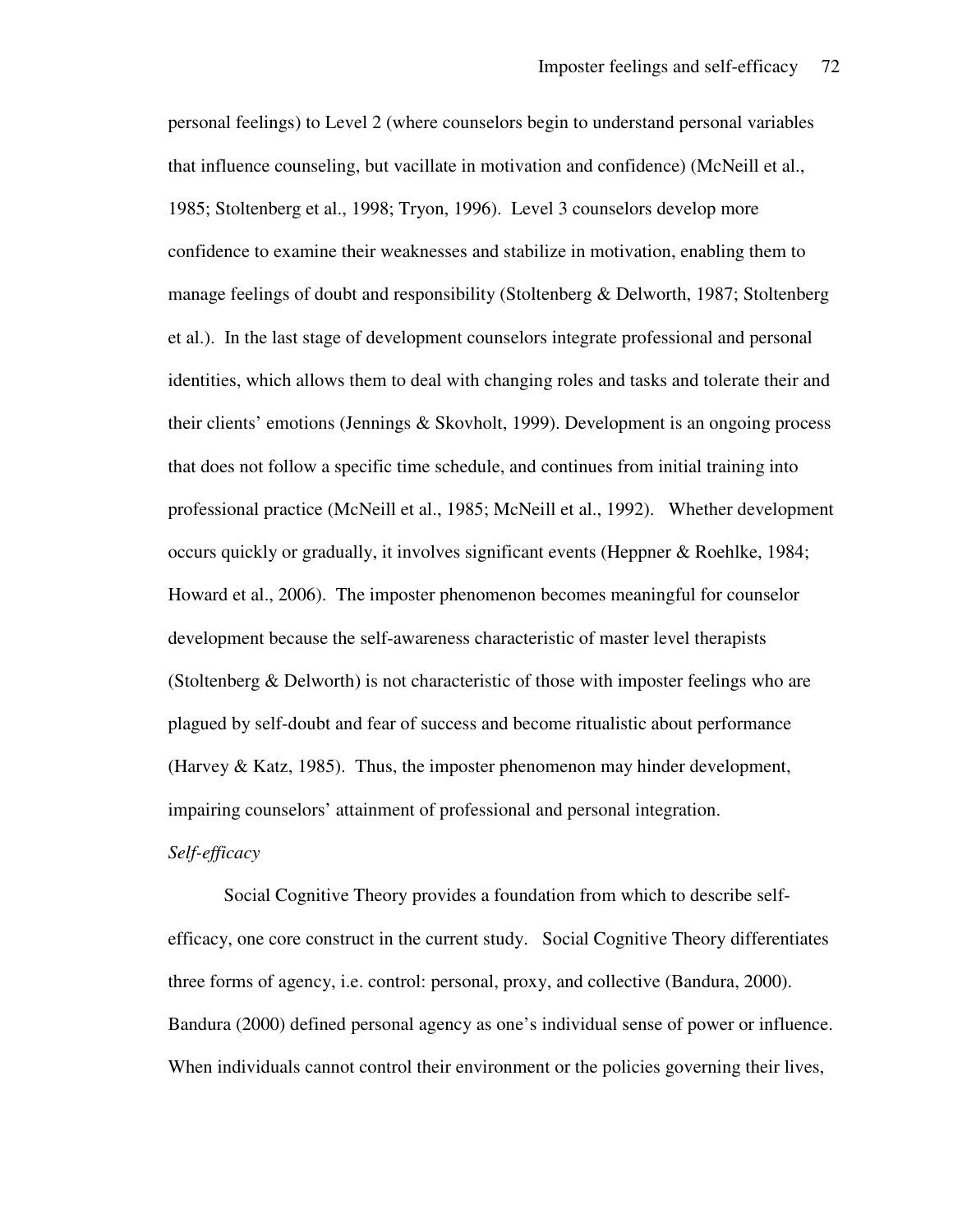personal feelings) to Level 2 (where counselors begin to understand personal variables that influence counseling, but vacillate in motivation and confidence) (McNeill et al., 1985; Stoltenberg et al., 1998; Tryon, 1996). Level 3 counselors develop more confidence to examine their weaknesses and stabilize in motivation, enabling them to manage feelings of doubt and responsibility (Stoltenberg & Delworth, 1987; Stoltenberg et al.). In the last stage of development counselors integrate professional and personal identities, which allows them to deal with changing roles and tasks and tolerate their and their clients' emotions (Jennings & Skovholt, 1999). Development is an ongoing process that does not follow a specific time schedule, and continues from initial training into professional practice (McNeill et al., 1985; McNeill et al., 1992). Whether development occurs quickly or gradually, it involves significant events (Heppner & Roehlke, 1984; Howard et al., 2006). The imposter phenomenon becomes meaningful for counselor development because the self-awareness characteristic of master level therapists (Stoltenberg & Delworth) is not characteristic of those with imposter feelings who are plagued by self-doubt and fear of success and become ritualistic about performance (Harvey & Katz, 1985). Thus, the imposter phenomenon may hinder development, impairing counselors' attainment of professional and personal integration.

*Self-efficacy*

Social Cognitive Theory provides a foundation from which to describe self-efficacy, one core construct in the current study. Social Cognitive Theory differentiates three forms of agency, i.e. control: personal, proxy, and collective (Bandura, 2000). Bandura (2000) defined personal agency as one's individual sense of power or influence. When individuals cannot control their environment or the policies governing their lives,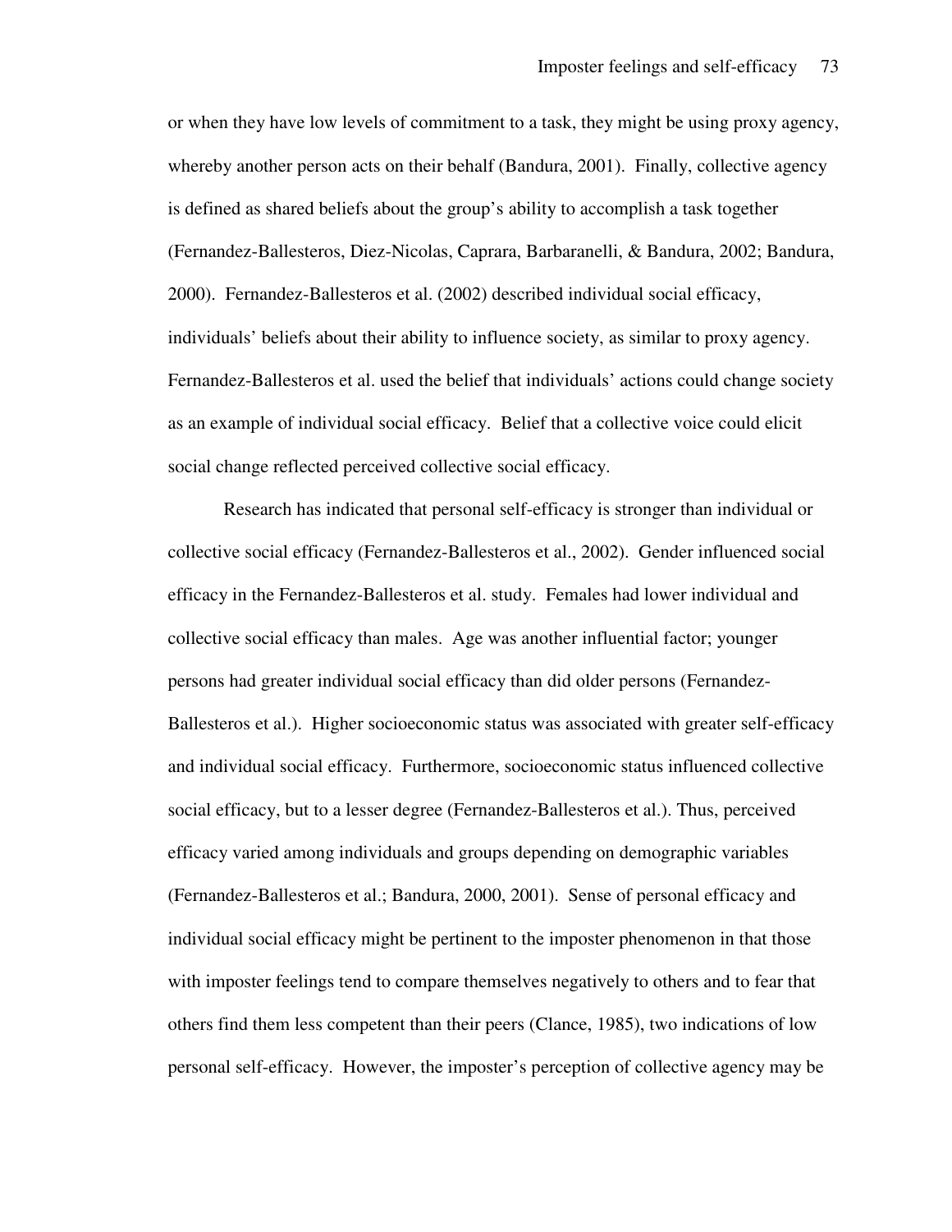or when they have low levels of commitment to a task, they might be using proxy agency, whereby another person acts on their behalf (Bandura, 2001). Finally, collective agency is defined as shared beliefs about the group's ability to accomplish a task together (Fernandez-Ballesteros, Diez-Nicolas, Caprara, Barbaranelli, & Bandura, 2002; Bandura, 2000). Fernandez-Ballesteros et al. (2002) described individual social efficacy, individuals' beliefs about their ability to influence society, as similar to proxy agency. Fernandez-Ballesteros et al. used the belief that individuals' actions could change society as an example of individual social efficacy. Belief that a collective voice could elicit social change reflected perceived collective social efficacy.

Research has indicated that personal self-efficacy is stronger than individual or collective social efficacy (Fernandez-Ballesteros et al., 2002). Gender influenced social efficacy in the Fernandez-Ballesteros et al. study. Females had lower individual and collective social efficacy than males. Age was another influential factor; younger persons had greater individual social efficacy than did older persons (Fernandez-Ballesteros et al.). Higher socioeconomic status was associated with greater self-efficacy and individual social efficacy. Furthermore, socioeconomic status influenced collective social efficacy, but to a lesser degree (Fernandez-Ballesteros et al.). Thus, perceived efficacy varied among individuals and groups depending on demographic variables (Fernandez-Ballesteros et al.; Bandura, 2000, 2001). Sense of personal efficacy and individual social efficacy might be pertinent to the imposter phenomenon in that those with imposter feelings tend to compare themselves negatively to others and to fear that others find them less competent than their peers (Clance, 1985), two indications of low personal self-efficacy. However, the imposter's perception of collective agency may be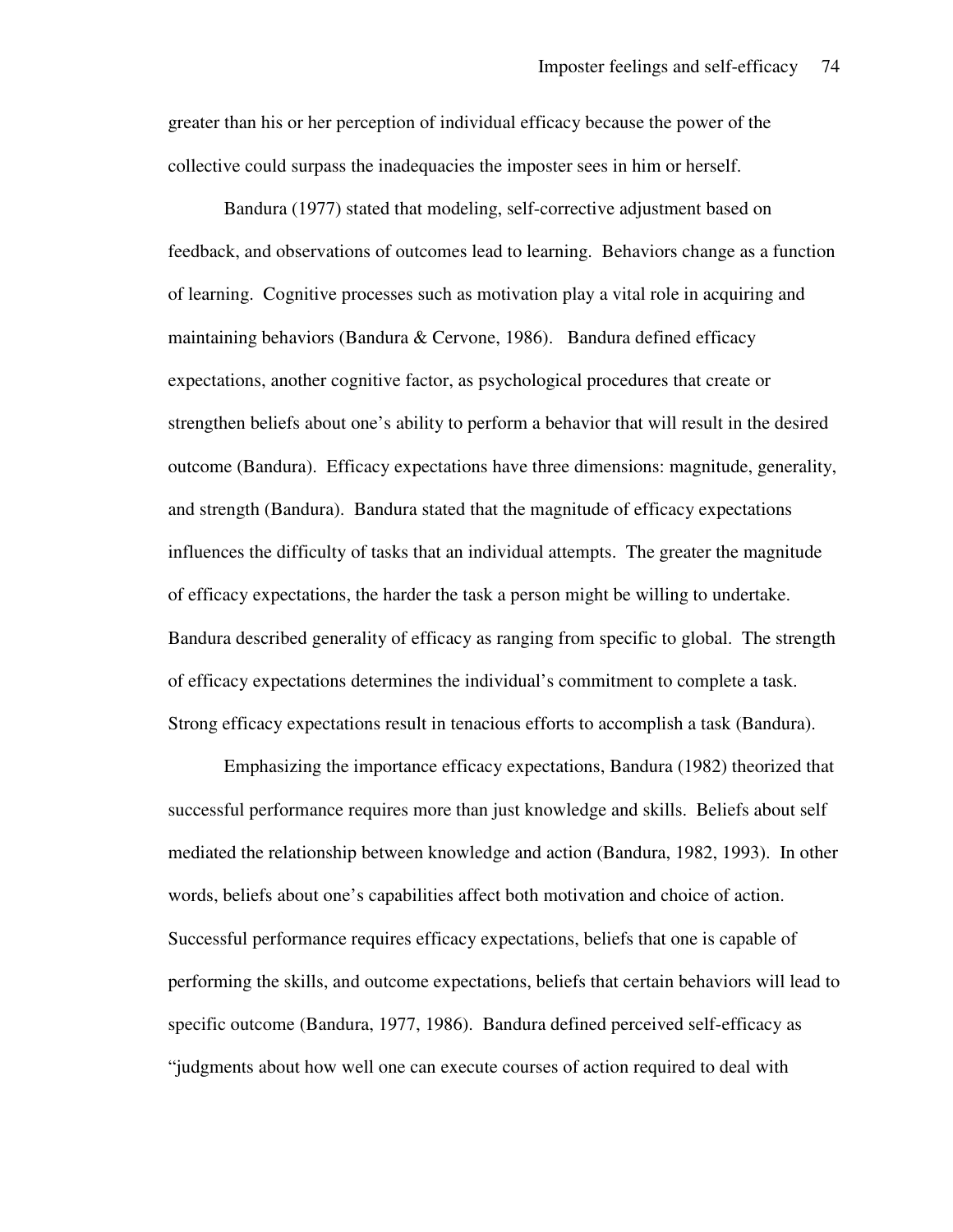greater than his or her perception of individual efficacy because the power of the collective could surpass the inadequacies the imposter sees in him or herself.

Bandura (1977) stated that modeling, self-corrective adjustment based on feedback, and observations of outcomes lead to learning. Behaviors change as a function of learning. Cognitive processes such as motivation play a vital role in acquiring and maintaining behaviors (Bandura & Cervone, 1986). Bandura defined efficacy expectations, another cognitive factor, as psychological procedures that create or strengthen beliefs about one's ability to perform a behavior that will result in the desired outcome (Bandura). Efficacy expectations have three dimensions: magnitude, generality, and strength (Bandura). Bandura stated that the magnitude of efficacy expectations influences the difficulty of tasks that an individual attempts. The greater the magnitude of efficacy expectations, the harder the task a person might be willing to undertake. Bandura described generality of efficacy as ranging from specific to global. The strength of efficacy expectations determines the individual's commitment to complete a task. Strong efficacy expectations result in tenacious efforts to accomplish a task (Bandura).

Emphasizing the importance efficacy expectations, Bandura (1982) theorized that successful performance requires more than just knowledge and skills. Beliefs about self mediated the relationship between knowledge and action (Bandura, 1982, 1993). In other words, beliefs about one's capabilities affect both motivation and choice of action. Successful performance requires efficacy expectations, beliefs that one is capable of performing the skills, and outcome expectations, beliefs that certain behaviors will lead to specific outcome (Bandura, 1977, 1986). Bandura defined perceived self-efficacy as "judgments about how well one can execute courses of action required to deal with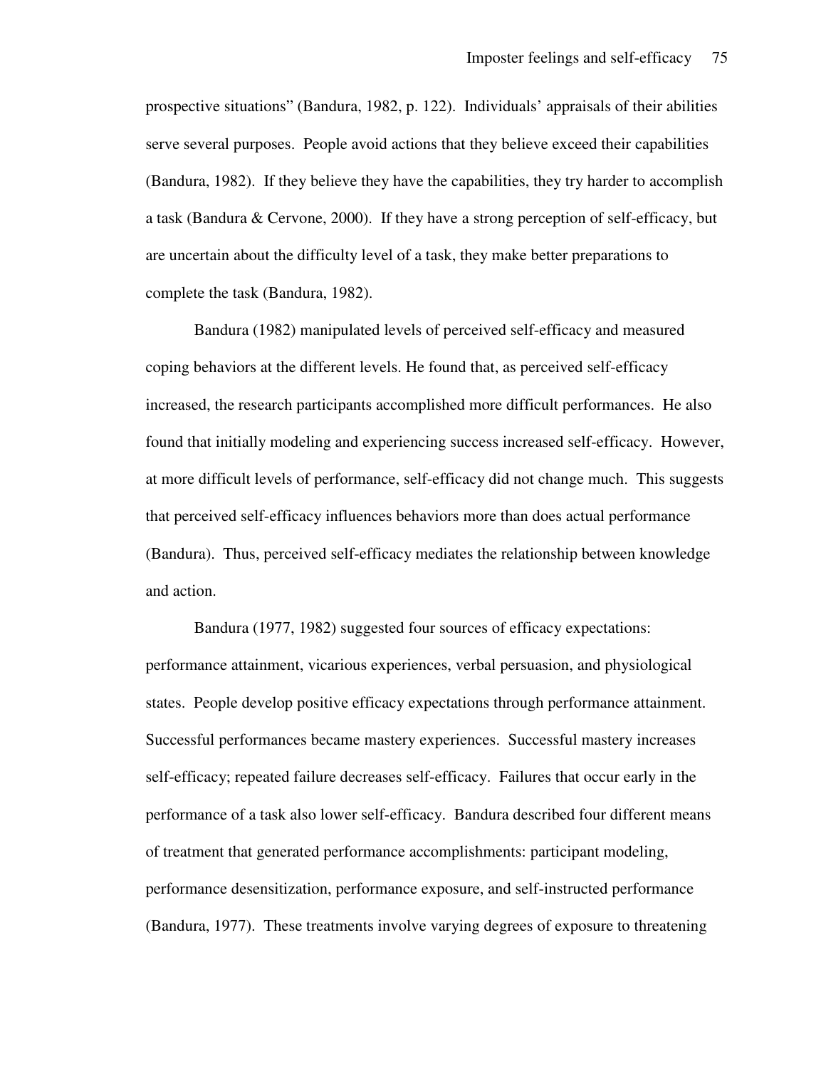prospective situations" (Bandura, 1982, p. 122). Individuals' appraisals of their abilities serve several purposes. People avoid actions that they believe exceed their capabilities (Bandura, 1982). If they believe they have the capabilities, they try harder to accomplish a task (Bandura & Cervone, 2000). If they have a strong perception of self-efficacy, but are uncertain about the difficulty level of a task, they make better preparations to complete the task (Bandura, 1982).

Bandura (1982) manipulated levels of perceived self-efficacy and measured coping behaviors at the different levels. He found that, as perceived self-efficacy increased, the research participants accomplished more difficult performances. He also found that initially modeling and experiencing success increased self-efficacy. However, at more difficult levels of performance, self-efficacy did not change much. This suggests that perceived self-efficacy influences behaviors more than does actual performance (Bandura). Thus, perceived self-efficacy mediates the relationship between knowledge and action.

Bandura (1977, 1982) suggested four sources of efficacy expectations: performance attainment, vicarious experiences, verbal persuasion, and physiological states. People develop positive efficacy expectations through performance attainment. Successful performances became mastery experiences. Successful mastery increases self-efficacy; repeated failure decreases self-efficacy. Failures that occur early in the performance of a task also lower self-efficacy. Bandura described four different means of treatment that generated performance accomplishments: participant modeling, performance desensitization, performance exposure, and self-instructed performance (Bandura, 1977). These treatments involve varying degrees of exposure to threatening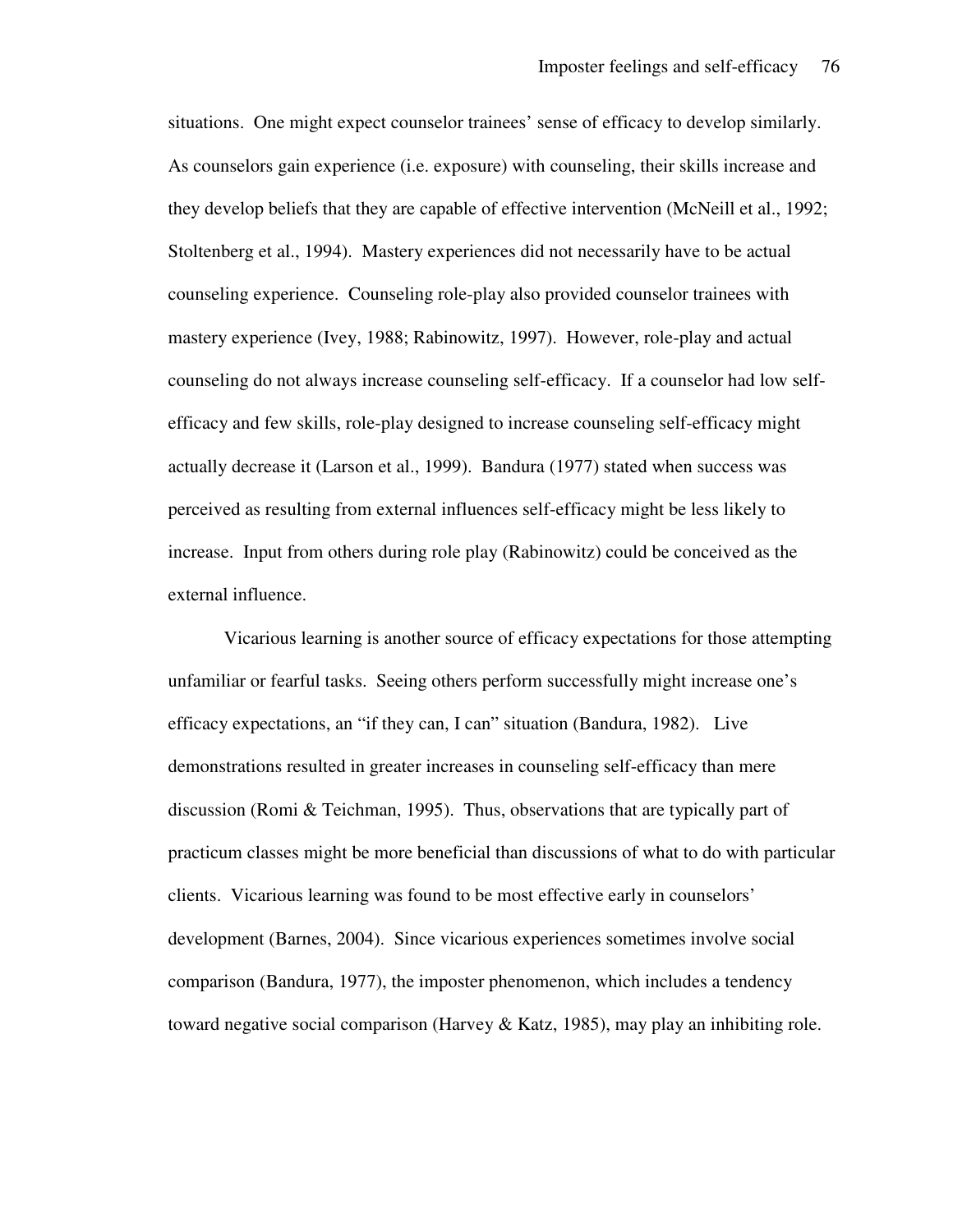situations. One might expect counselor trainees' sense of efficacy to develop similarly. As counselors gain experience (i.e. exposure) with counseling, their skills increase and they develop beliefs that they are capable of effective intervention (McNeill et al., 1992; Stoltenberg et al., 1994). Mastery experiences did not necessarily have to be actual counseling experience. Counseling role-play also provided counselor trainees with mastery experience (Ivey, 1988; Rabinowitz, 1997). However, role-play and actual counseling do not always increase counseling self-efficacy. If a counselor had low self-efficacy and few skills, role-play designed to increase counseling self-efficacy might actually decrease it (Larson et al., 1999). Bandura (1977) stated when success was perceived as resulting from external influences self-efficacy might be less likely to increase. Input from others during role play (Rabinowitz) could be conceived as the external influence.

Vicarious learning is another source of efficacy expectations for those attempting unfamiliar or fearful tasks. Seeing others perform successfully might increase one's efficacy expectations, an "if they can, I can" situation (Bandura, 1982). Live demonstrations resulted in greater increases in counseling self-efficacy than mere discussion (Romi & Teichman, 1995). Thus, observations that are typically part of practicum classes might be more beneficial than discussions of what to do with particular clients. Vicarious learning was found to be most effective early in counselors' development (Barnes, 2004). Since vicarious experiences sometimes involve social comparison (Bandura, 1977), the imposter phenomenon, which includes a tendency toward negative social comparison (Harvey & Katz, 1985), may play an inhibiting role.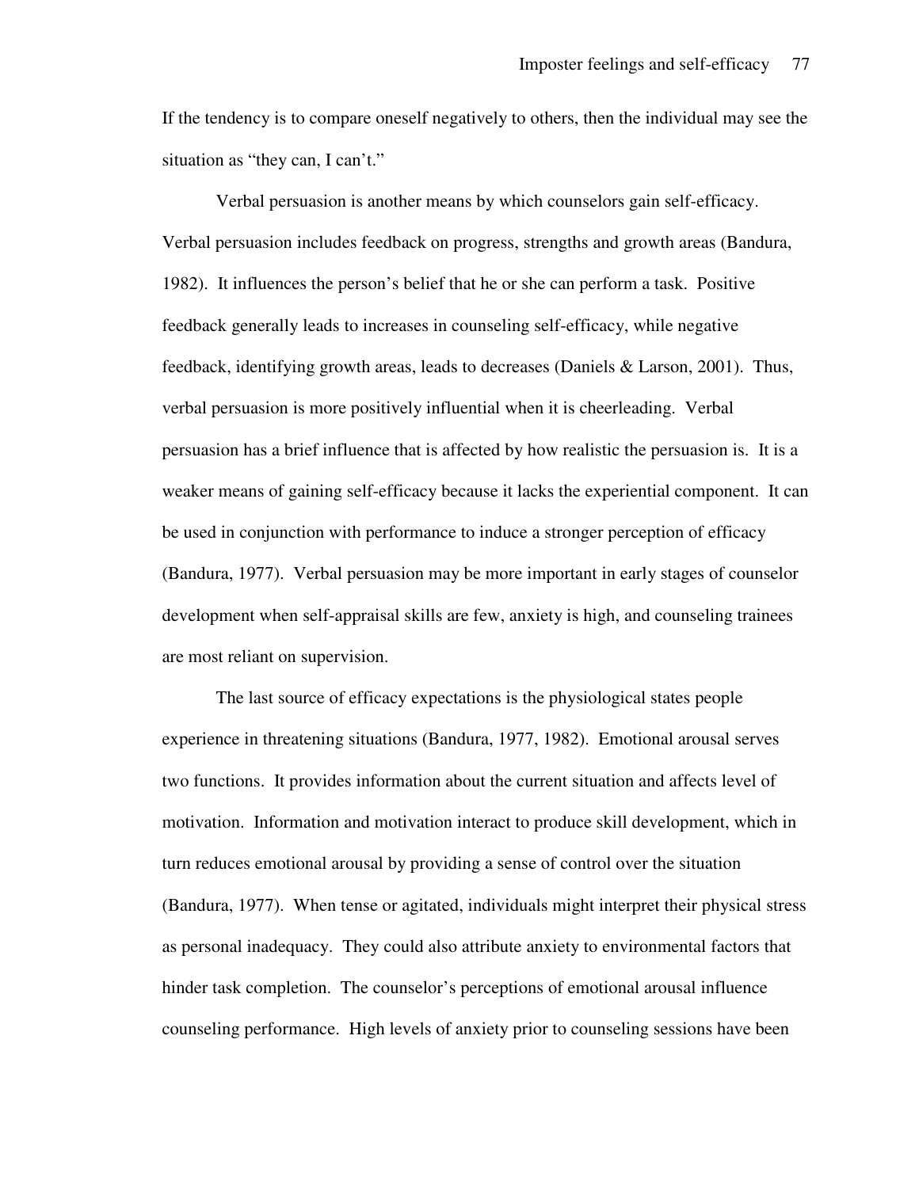If the tendency is to compare oneself negatively to others, then the individual may see the situation as "they can, I can't."

Verbal persuasion is another means by which counselors gain self-efficacy. Verbal persuasion includes feedback on progress, strengths and growth areas (Bandura, 1982). It influences the person's belief that he or she can perform a task. Positive feedback generally leads to increases in counseling self-efficacy, while negative feedback, identifying growth areas, leads to decreases (Daniels & Larson, 2001). Thus, verbal persuasion is more positively influential when it is cheerleading. Verbal persuasion has a brief influence that is affected by how realistic the persuasion is. It is a weaker means of gaining self-efficacy because it lacks the experiential component. It can be used in conjunction with performance to induce a stronger perception of efficacy (Bandura, 1977). Verbal persuasion may be more important in early stages of counselor development when self-appraisal skills are few, anxiety is high, and counseling trainees are most reliant on supervision.

The last source of efficacy expectations is the physiological states people experience in threatening situations (Bandura, 1977, 1982). Emotional arousal serves two functions. It provides information about the current situation and affects level of motivation. Information and motivation interact to produce skill development, which in turn reduces emotional arousal by providing a sense of control over the situation (Bandura, 1977). When tense or agitated, individuals might interpret their physical stress as personal inadequacy. They could also attribute anxiety to environmental factors that hinder task completion. The counselor's perceptions of emotional arousal influence counseling performance. High levels of anxiety prior to counseling sessions have been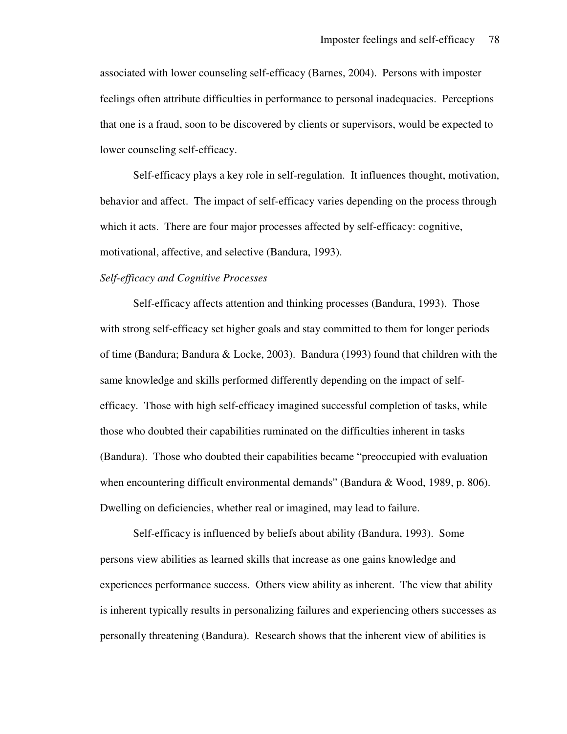associated with lower counseling self-efficacy (Barnes, 2004). Persons with imposter feelings often attribute difficulties in performance to personal inadequacies. Perceptions that one is a fraud, soon to be discovered by clients or supervisors, would be expected to lower counseling self-efficacy.

Self-efficacy plays a key role in self-regulation. It influences thought, motivation, behavior and affect. The impact of self-efficacy varies depending on the process through which it acts. There are four major processes affected by self-efficacy: cognitive, motivational, affective, and selective (Bandura, 1993).

*Self-efficacy and Cognitive Processes*

Self-efficacy affects attention and thinking processes (Bandura, 1993). Those with strong self-efficacy set higher goals and stay committed to them for longer periods of time (Bandura; Bandura & Locke, 2003). Bandura (1993) found that children with the same knowledge and skills performed differently depending on the impact of self-efficacy. Those with high self-efficacy imagined successful completion of tasks, while those who doubted their capabilities ruminated on the difficulties inherent in tasks (Bandura). Those who doubted their capabilities became "preoccupied with evaluation when encountering difficult environmental demands" (Bandura & Wood, 1989, p. 806). Dwelling on deficiencies, whether real or imagined, may lead to failure.

Self-efficacy is influenced by beliefs about ability (Bandura, 1993). Some persons view abilities as learned skills that increase as one gains knowledge and experiences performance success. Others view ability as inherent. The view that ability is inherent typically results in personalizing failures and experiencing others successes as personally threatening (Bandura). Research shows that the inherent view of abilities is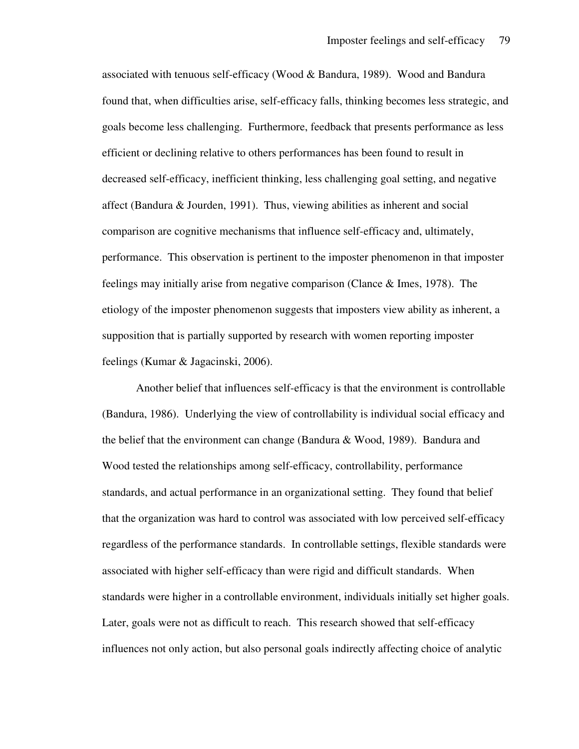associated with tenuous self-efficacy (Wood & Bandura, 1989). Wood and Bandura found that, when difficulties arise, self-efficacy falls, thinking becomes less strategic, and goals become less challenging. Furthermore, feedback that presents performance as less efficient or declining relative to others performances has been found to result in decreased self-efficacy, inefficient thinking, less challenging goal setting, and negative affect (Bandura & Jourden, 1991). Thus, viewing abilities as inherent and social comparison are cognitive mechanisms that influence self-efficacy and, ultimately, performance. This observation is pertinent to the imposter phenomenon in that imposter feelings may initially arise from negative comparison (Clance & Imes, 1978). The etiology of the imposter phenomenon suggests that imposters view ability as inherent, a supposition that is partially supported by research with women reporting imposter feelings (Kumar & Jagacinski, 2006).

Another belief that influences self-efficacy is that the environment is controllable (Bandura, 1986). Underlying the view of controllability is individual social efficacy and the belief that the environment can change (Bandura & Wood, 1989). Bandura and Wood tested the relationships among self-efficacy, controllability, performance standards, and actual performance in an organizational setting. They found that belief that the organization was hard to control was associated with low perceived self-efficacy regardless of the performance standards. In controllable settings, flexible standards were associated with higher self-efficacy than were rigid and difficult standards. When standards were higher in a controllable environment, individuals initially set higher goals. Later, goals were not as difficult to reach. This research showed that self-efficacy influences not only action, but also personal goals indirectly affecting choice of analytic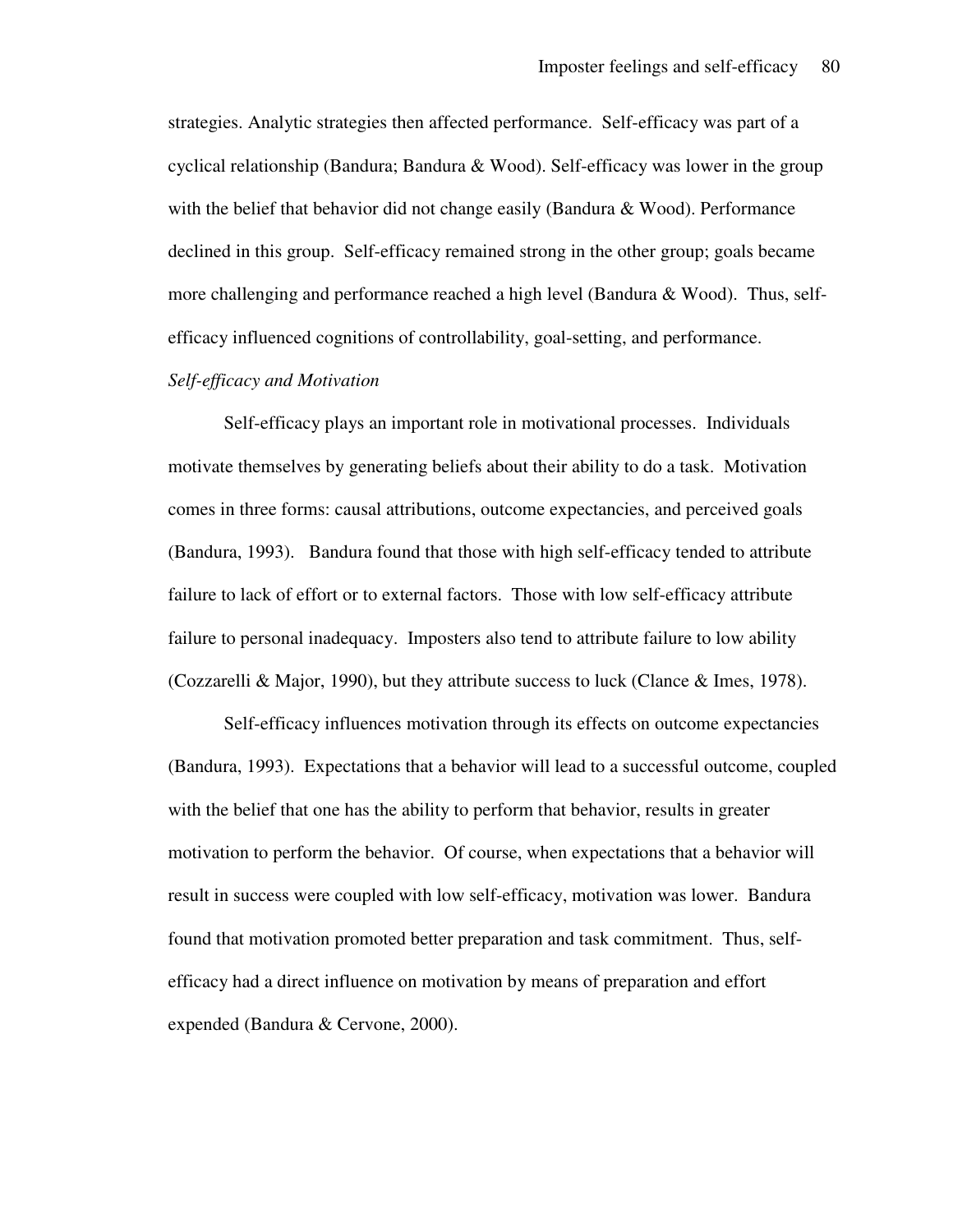strategies. Analytic strategies then affected performance. Self-efficacy was part of a cyclical relationship (Bandura; Bandura & Wood). Self-efficacy was lower in the group with the belief that behavior did not change easily (Bandura & Wood). Performance declined in this group. Self-efficacy remained strong in the other group; goals became more challenging and performance reached a high level (Bandura & Wood). Thus, self-efficacy influenced cognitions of controllability, goal-setting, and performance.

*Self-efficacy and Motivation*

Self-efficacy plays an important role in motivational processes. Individuals motivate themselves by generating beliefs about their ability to do a task. Motivation comes in three forms: causal attributions, outcome expectancies, and perceived goals (Bandura, 1993). Bandura found that those with high self-efficacy tended to attribute failure to lack of effort or to external factors. Those with low self-efficacy attribute failure to personal inadequacy. Imposters also tend to attribute failure to low ability (Cozzarelli & Major, 1990), but they attribute success to luck (Clance & Imes, 1978).

Self-efficacy influences motivation through its effects on outcome expectancies (Bandura, 1993). Expectations that a behavior will lead to a successful outcome, coupled with the belief that one has the ability to perform that behavior, results in greater motivation to perform the behavior. Of course, when expectations that a behavior will result in success were coupled with low self-efficacy, motivation was lower. Bandura found that motivation promoted better preparation and task commitment. Thus, self-efficacy had a direct influence on motivation by means of preparation and effort expended (Bandura & Cervone, 2000).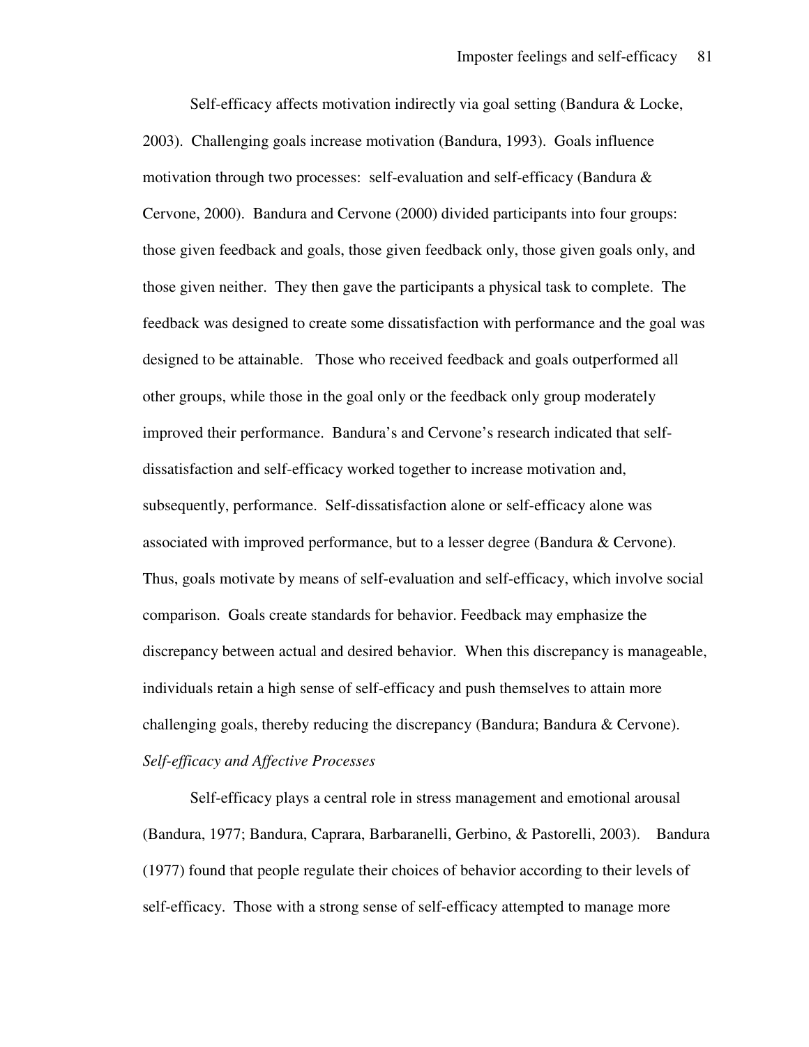Self-efficacy affects motivation indirectly via goal setting (Bandura & Locke, 2003). Challenging goals increase motivation (Bandura, 1993). Goals influence motivation through two processes: self-evaluation and self-efficacy (Bandura & Cervone, 2000). Bandura and Cervone (2000) divided participants into four groups: those given feedback and goals, those given feedback only, those given goals only, and those given neither. They then gave the participants a physical task to complete. The feedback was designed to create some dissatisfaction with performance and the goal was designed to be attainable. Those who received feedback and goals outperformed all other groups, while those in the goal only or the feedback only group moderately improved their performance. Bandura's and Cervone's research indicated that self-dissatisfaction and self-efficacy worked together to increase motivation and, subsequently, performance. Self-dissatisfaction alone or self-efficacy alone was associated with improved performance, but to a lesser degree (Bandura & Cervone). Thus, goals motivate by means of self-evaluation and self-efficacy, which involve social comparison. Goals create standards for behavior. Feedback may emphasize the discrepancy between actual and desired behavior. When this discrepancy is manageable, individuals retain a high sense of self-efficacy and push themselves to attain more challenging goals, thereby reducing the discrepancy (Bandura; Bandura & Cervone).

*Self-efficacy and Affective Processes*

Self-efficacy plays a central role in stress management and emotional arousal (Bandura, 1977; Bandura, Caprara, Barbaranelli, Gerbino, & Pastorelli, 2003). Bandura (1977) found that people regulate their choices of behavior according to their levels of self-efficacy. Those with a strong sense of self-efficacy attempted to manage more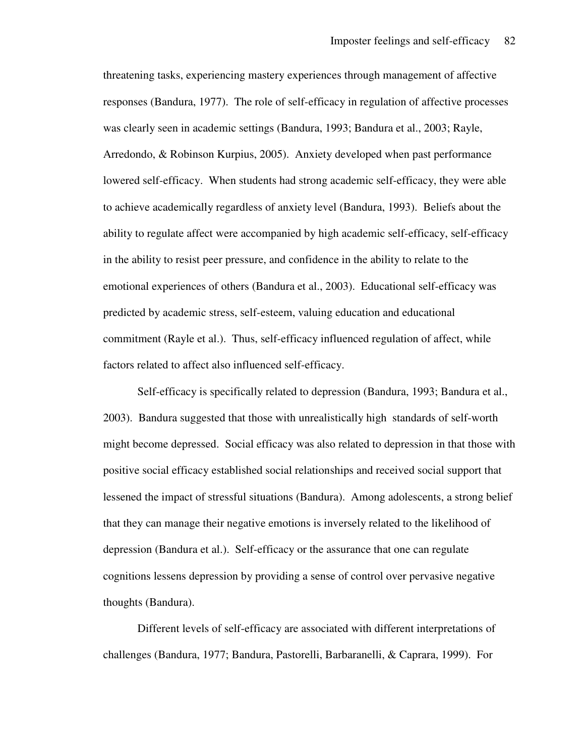threatening tasks, experiencing mastery experiences through management of affective responses (Bandura, 1977). The role of self-efficacy in regulation of affective processes was clearly seen in academic settings (Bandura, 1993; Bandura et al., 2003; Rayle, Arredondo, & Robinson Kurpius, 2005). Anxiety developed when past performance lowered self-efficacy. When students had strong academic self-efficacy, they were able to achieve academically regardless of anxiety level (Bandura, 1993). Beliefs about the ability to regulate affect were accompanied by high academic self-efficacy, self-efficacy in the ability to resist peer pressure, and confidence in the ability to relate to the emotional experiences of others (Bandura et al., 2003). Educational self-efficacy was predicted by academic stress, self-esteem, valuing education and educational commitment (Rayle et al.). Thus, self-efficacy influenced regulation of affect, while factors related to affect also influenced self-efficacy.

Self-efficacy is specifically related to depression (Bandura, 1993; Bandura et al., 2003). Bandura suggested that those with unrealistically high standards of self-worth might become depressed. Social efficacy was also related to depression in that those with positive social efficacy established social relationships and received social support that lessened the impact of stressful situations (Bandura). Among adolescents, a strong belief that they can manage their negative emotions is inversely related to the likelihood of depression (Bandura et al.). Self-efficacy or the assurance that one can regulate cognitions lessens depression by providing a sense of control over pervasive negative thoughts (Bandura).

Different levels of self-efficacy are associated with different interpretations of challenges (Bandura, 1977; Bandura, Pastorelli, Barbaranelli, & Caprara, 1999). For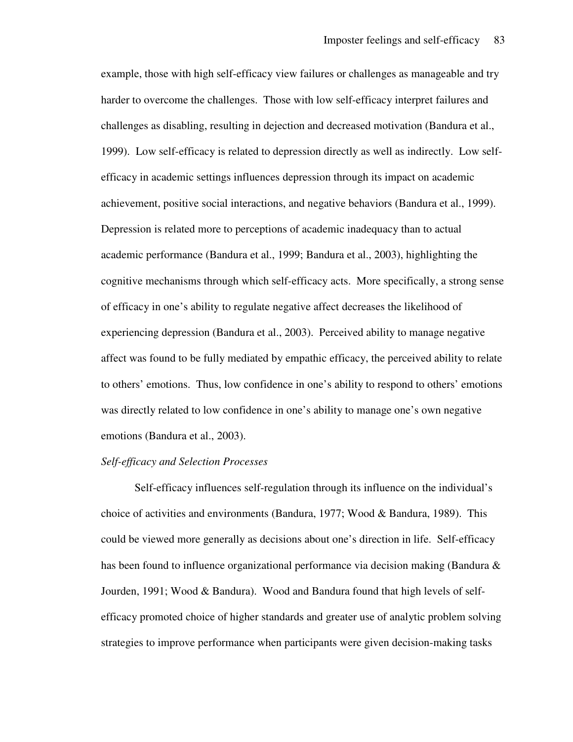example, those with high self-efficacy view failures or challenges as manageable and try harder to overcome the challenges. Those with low self-efficacy interpret failures and challenges as disabling, resulting in dejection and decreased motivation (Bandura et al., 1999). Low self-efficacy is related to depression directly as well as indirectly. Low self-efficacy in academic settings influences depression through its impact on academic achievement, positive social interactions, and negative behaviors (Bandura et al., 1999). Depression is related more to perceptions of academic inadequacy than to actual academic performance (Bandura et al., 1999; Bandura et al., 2003), highlighting the cognitive mechanisms through which self-efficacy acts. More specifically, a strong sense of efficacy in one's ability to regulate negative affect decreases the likelihood of experiencing depression (Bandura et al., 2003). Perceived ability to manage negative affect was found to be fully mediated by empathic efficacy, the perceived ability to relate to others' emotions. Thus, low confidence in one's ability to respond to others' emotions was directly related to low confidence in one's ability to manage one's own negative emotions (Bandura et al., 2003).

*Self-efficacy and Selection Processes*

Self-efficacy influences self-regulation through its influence on the individual's choice of activities and environments (Bandura, 1977; Wood & Bandura, 1989). This could be viewed more generally as decisions about one's direction in life. Self-efficacy has been found to influence organizational performance via decision making (Bandura & Jourden, 1991; Wood & Bandura). Wood and Bandura found that high levels of self-efficacy promoted choice of higher standards and greater use of analytic problem solving strategies to improve performance when participants were given decision-making tasks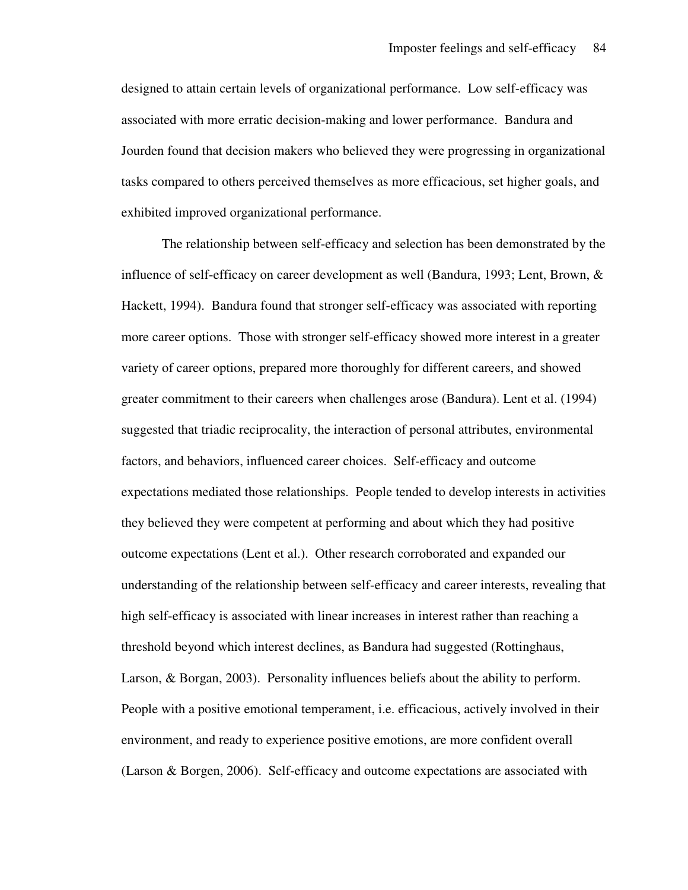designed to attain certain levels of organizational performance. Low self-efficacy was associated with more erratic decision-making and lower performance. Bandura and Jourden found that decision makers who believed they were progressing in organizational tasks compared to others perceived themselves as more efficacious, set higher goals, and exhibited improved organizational performance.

The relationship between self-efficacy and selection has been demonstrated by the influence of self-efficacy on career development as well (Bandura, 1993; Lent, Brown, & Hackett, 1994). Bandura found that stronger self-efficacy was associated with reporting more career options. Those with stronger self-efficacy showed more interest in a greater variety of career options, prepared more thoroughly for different careers, and showed greater commitment to their careers when challenges arose (Bandura). Lent et al. (1994) suggested that triadic reciprocality, the interaction of personal attributes, environmental factors, and behaviors, influenced career choices. Self-efficacy and outcome expectations mediated those relationships. People tended to develop interests in activities they believed they were competent at performing and about which they had positive outcome expectations (Lent et al.). Other research corroborated and expanded our understanding of the relationship between self-efficacy and career interests, revealing that high self-efficacy is associated with linear increases in interest rather than reaching a threshold beyond which interest declines, as Bandura had suggested (Rottinghaus, Larson, & Borgan, 2003). Personality influences beliefs about the ability to perform. People with a positive emotional temperament, i.e. efficacious, actively involved in their environment, and ready to experience positive emotions, are more confident overall (Larson & Borgen, 2006). Self-efficacy and outcome expectations are associated with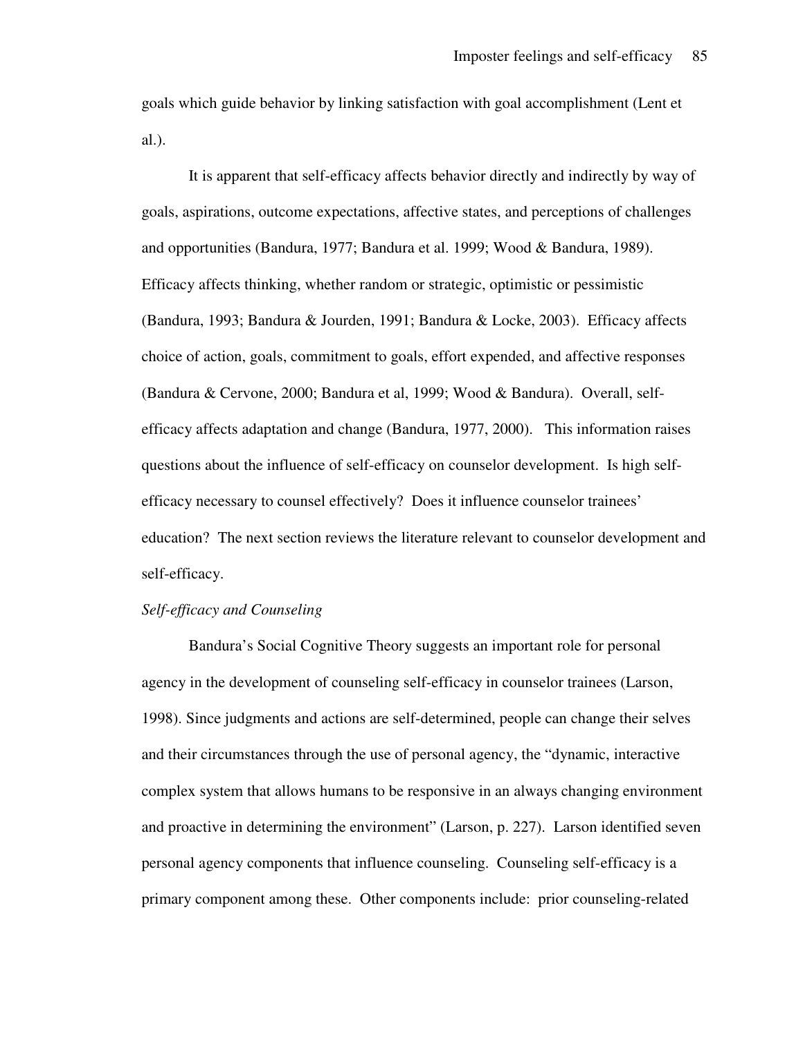goals which guide behavior by linking satisfaction with goal accomplishment (Lent et al.).

It is apparent that self-efficacy affects behavior directly and indirectly by way of goals, aspirations, outcome expectations, affective states, and perceptions of challenges and opportunities (Bandura, 1977; Bandura et al. 1999; Wood & Bandura, 1989). Efficacy affects thinking, whether random or strategic, optimistic or pessimistic (Bandura, 1993; Bandura & Jourden, 1991; Bandura & Locke, 2003). Efficacy affects choice of action, goals, commitment to goals, effort expended, and affective responses (Bandura & Cervone, 2000; Bandura et al, 1999; Wood & Bandura). Overall, self-efficacy affects adaptation and change (Bandura, 1977, 2000). This information raises questions about the influence of self-efficacy on counselor development. Is high self-efficacy necessary to counsel effectively? Does it influence counselor trainees' education? The next section reviews the literature relevant to counselor development and self-efficacy.

### *Self-efficacy and Counseling*

Bandura's Social Cognitive Theory suggests an important role for personal agency in the development of counseling self-efficacy in counselor trainees (Larson, 1998). Since judgments and actions are self-determined, people can change their selves and their circumstances through the use of personal agency, the "dynamic, interactive complex system that allows humans to be responsive in an always changing environment and proactive in determining the environment" (Larson, p. 227). Larson identified seven personal agency components that influence counseling. Counseling self-efficacy is a primary component among these. Other components include: prior counseling-related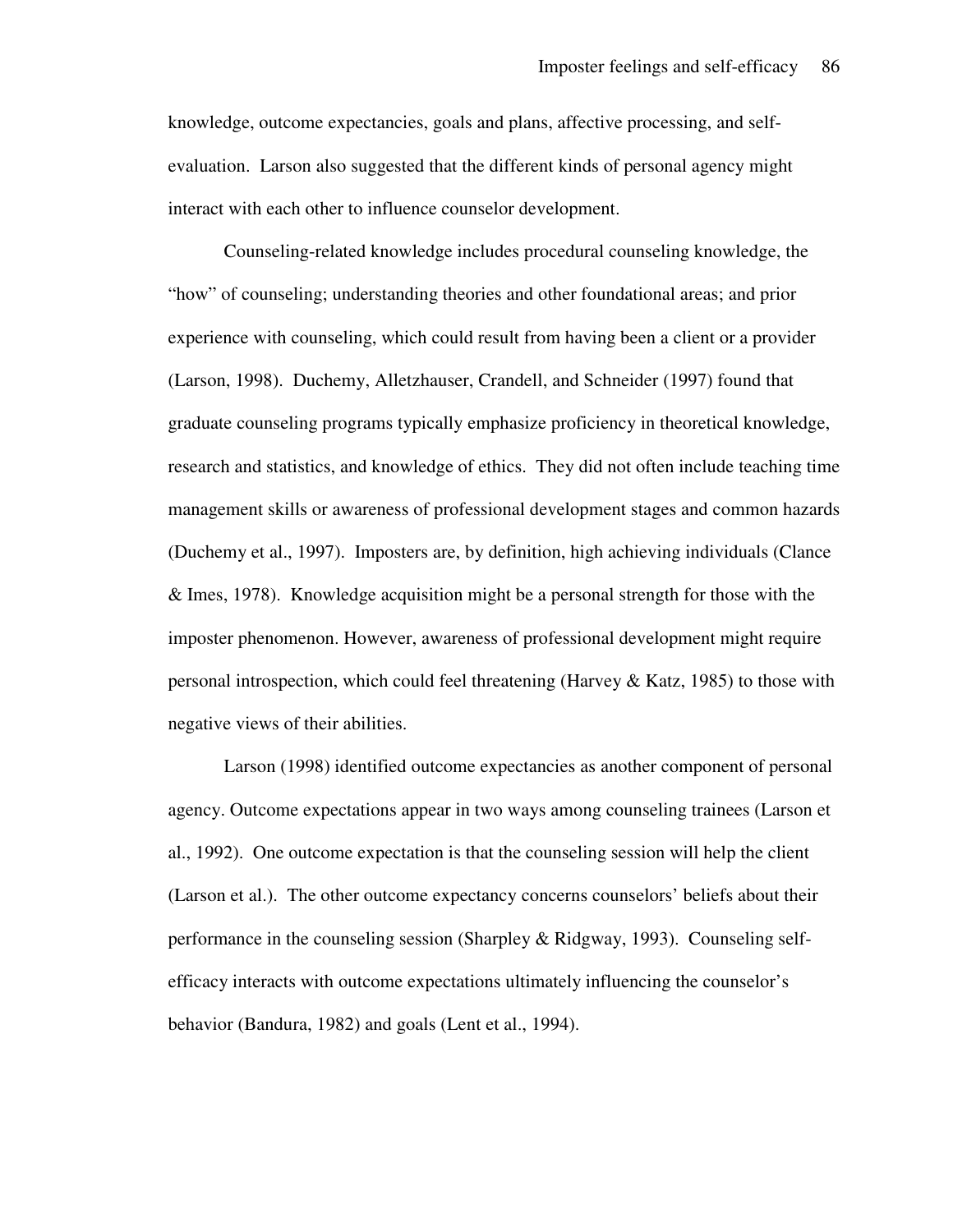knowledge, outcome expectancies, goals and plans, affective processing, and self-evaluation. Larson also suggested that the different kinds of personal agency might interact with each other to influence counselor development.

Counseling-related knowledge includes procedural counseling knowledge, the "how" of counseling; understanding theories and other foundational areas; and prior experience with counseling, which could result from having been a client or a provider (Larson, 1998). Duchemy, Alletzhauser, Crandell, and Schneider (1997) found that graduate counseling programs typically emphasize proficiency in theoretical knowledge, research and statistics, and knowledge of ethics. They did not often include teaching time management skills or awareness of professional development stages and common hazards (Duchemy et al., 1997). Imposters are, by definition, high achieving individuals (Clance & Imes, 1978). Knowledge acquisition might be a personal strength for those with the imposter phenomenon. However, awareness of professional development might require personal introspection, which could feel threatening (Harvey & Katz, 1985) to those with negative views of their abilities.

Larson (1998) identified outcome expectancies as another component of personal agency. Outcome expectations appear in two ways among counseling trainees (Larson et al., 1992). One outcome expectation is that the counseling session will help the client (Larson et al.). The other outcome expectancy concerns counselors' beliefs about their performance in the counseling session (Sharpley & Ridgway, 1993). Counseling self-efficacy interacts with outcome expectations ultimately influencing the counselor's behavior (Bandura, 1982) and goals (Lent et al., 1994).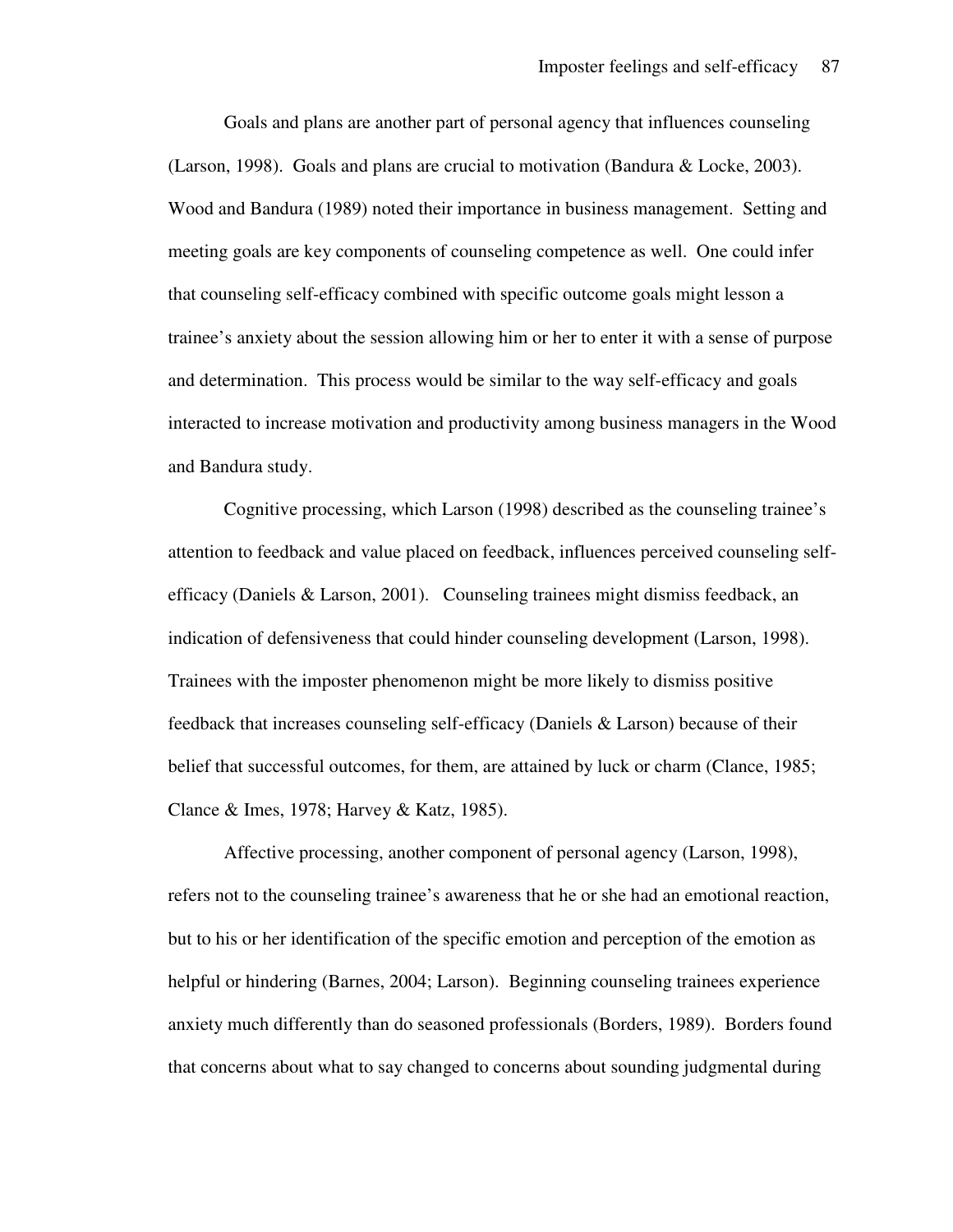Goals and plans are another part of personal agency that influences counseling (Larson, 1998). Goals and plans are crucial to motivation (Bandura & Locke, 2003). Wood and Bandura (1989) noted their importance in business management. Setting and meeting goals are key components of counseling competence as well. One could infer that counseling self-efficacy combined with specific outcome goals might lesson a trainee's anxiety about the session allowing him or her to enter it with a sense of purpose and determination. This process would be similar to the way self-efficacy and goals interacted to increase motivation and productivity among business managers in the Wood and Bandura study.

Cognitive processing, which Larson (1998) described as the counseling trainee's attention to feedback and value placed on feedback, influences perceived counseling self-efficacy (Daniels & Larson, 2001). Counseling trainees might dismiss feedback, an indication of defensiveness that could hinder counseling development (Larson, 1998). Trainees with the imposter phenomenon might be more likely to dismiss positive feedback that increases counseling self-efficacy (Daniels & Larson) because of their belief that successful outcomes, for them, are attained by luck or charm (Clance, 1985; Clance & Imes, 1978; Harvey & Katz, 1985).

Affective processing, another component of personal agency (Larson, 1998), refers not to the counseling trainee's awareness that he or she had an emotional reaction, but to his or her identification of the specific emotion and perception of the emotion as helpful or hindering (Barnes, 2004; Larson). Beginning counseling trainees experience anxiety much differently than do seasoned professionals (Borders, 1989). Borders found that concerns about what to say changed to concerns about sounding judgmental during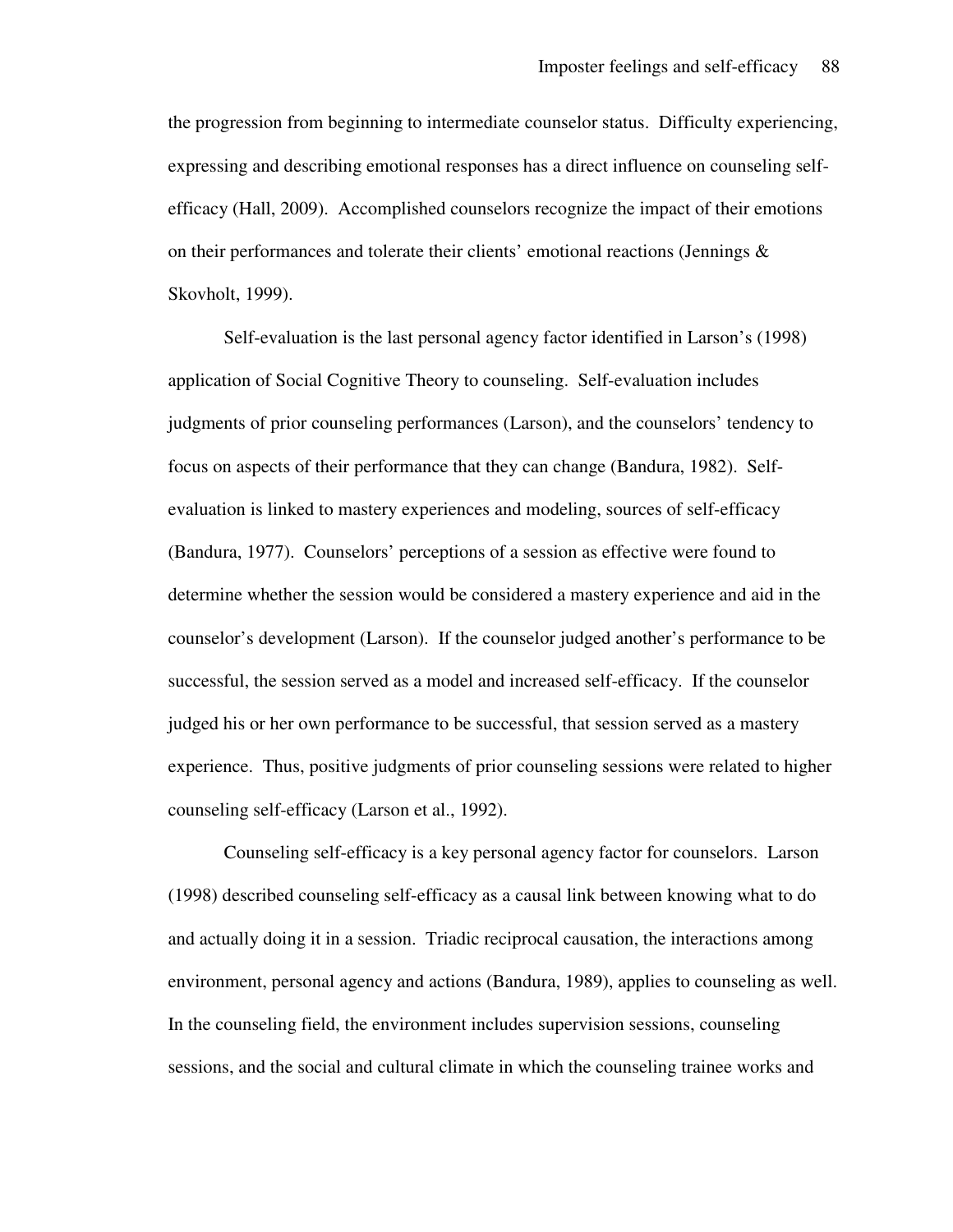the progression from beginning to intermediate counselor status. Difficulty experiencing, expressing and describing emotional responses has a direct influence on counseling self-efficacy (Hall, 2009). Accomplished counselors recognize the impact of their emotions on their performances and tolerate their clients' emotional reactions (Jennings & Skovholt, 1999).

Self-evaluation is the last personal agency factor identified in Larson's (1998) application of Social Cognitive Theory to counseling. Self-evaluation includes judgments of prior counseling performances (Larson), and the counselors' tendency to focus on aspects of their performance that they can change (Bandura, 1982). Self-evaluation is linked to mastery experiences and modeling, sources of self-efficacy (Bandura, 1977). Counselors' perceptions of a session as effective were found to determine whether the session would be considered a mastery experience and aid in the counselor's development (Larson). If the counselor judged another's performance to be successful, the session served as a model and increased self-efficacy. If the counselor judged his or her own performance to be successful, that session served as a mastery experience. Thus, positive judgments of prior counseling sessions were related to higher counseling self-efficacy (Larson et al., 1992).

Counseling self-efficacy is a key personal agency factor for counselors. Larson (1998) described counseling self-efficacy as a causal link between knowing what to do and actually doing it in a session. Triadic reciprocal causation, the interactions among environment, personal agency and actions (Bandura, 1989), applies to counseling as well. In the counseling field, the environment includes supervision sessions, counseling sessions, and the social and cultural climate in which the counseling trainee works and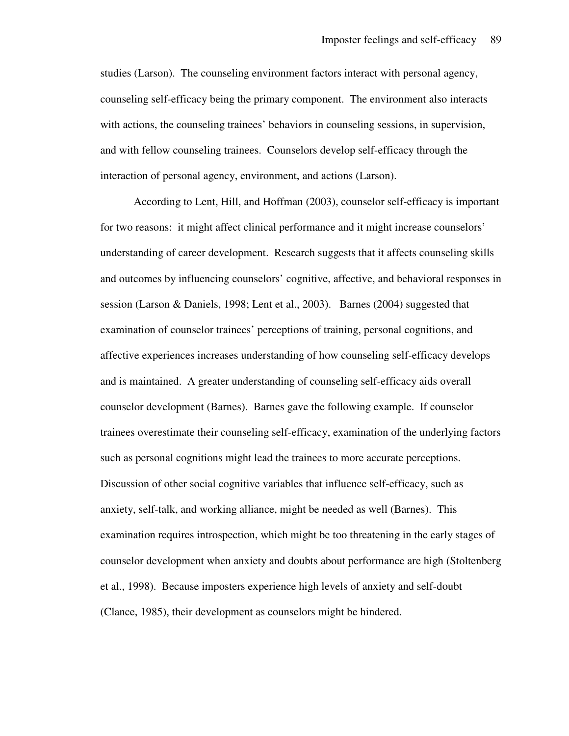studies (Larson). The counseling environment factors interact with personal agency, counseling self-efficacy being the primary component. The environment also interacts with actions, the counseling trainees' behaviors in counseling sessions, in supervision, and with fellow counseling trainees. Counselors develop self-efficacy through the interaction of personal agency, environment, and actions (Larson).

According to Lent, Hill, and Hoffman (2003), counselor self-efficacy is important for two reasons: it might affect clinical performance and it might increase counselors' understanding of career development. Research suggests that it affects counseling skills and outcomes by influencing counselors' cognitive, affective, and behavioral responses in session (Larson & Daniels, 1998; Lent et al., 2003). Barnes (2004) suggested that examination of counselor trainees' perceptions of training, personal cognitions, and affective experiences increases understanding of how counseling self-efficacy develops and is maintained. A greater understanding of counseling self-efficacy aids overall counselor development (Barnes). Barnes gave the following example. If counselor trainees overestimate their counseling self-efficacy, examination of the underlying factors such as personal cognitions might lead the trainees to more accurate perceptions. Discussion of other social cognitive variables that influence self-efficacy, such as anxiety, self-talk, and working alliance, might be needed as well (Barnes). This examination requires introspection, which might be too threatening in the early stages of counselor development when anxiety and doubts about performance are high (Stoltenberg et al., 1998). Because imposters experience high levels of anxiety and self-doubt (Clance, 1985), their development as counselors might be hindered.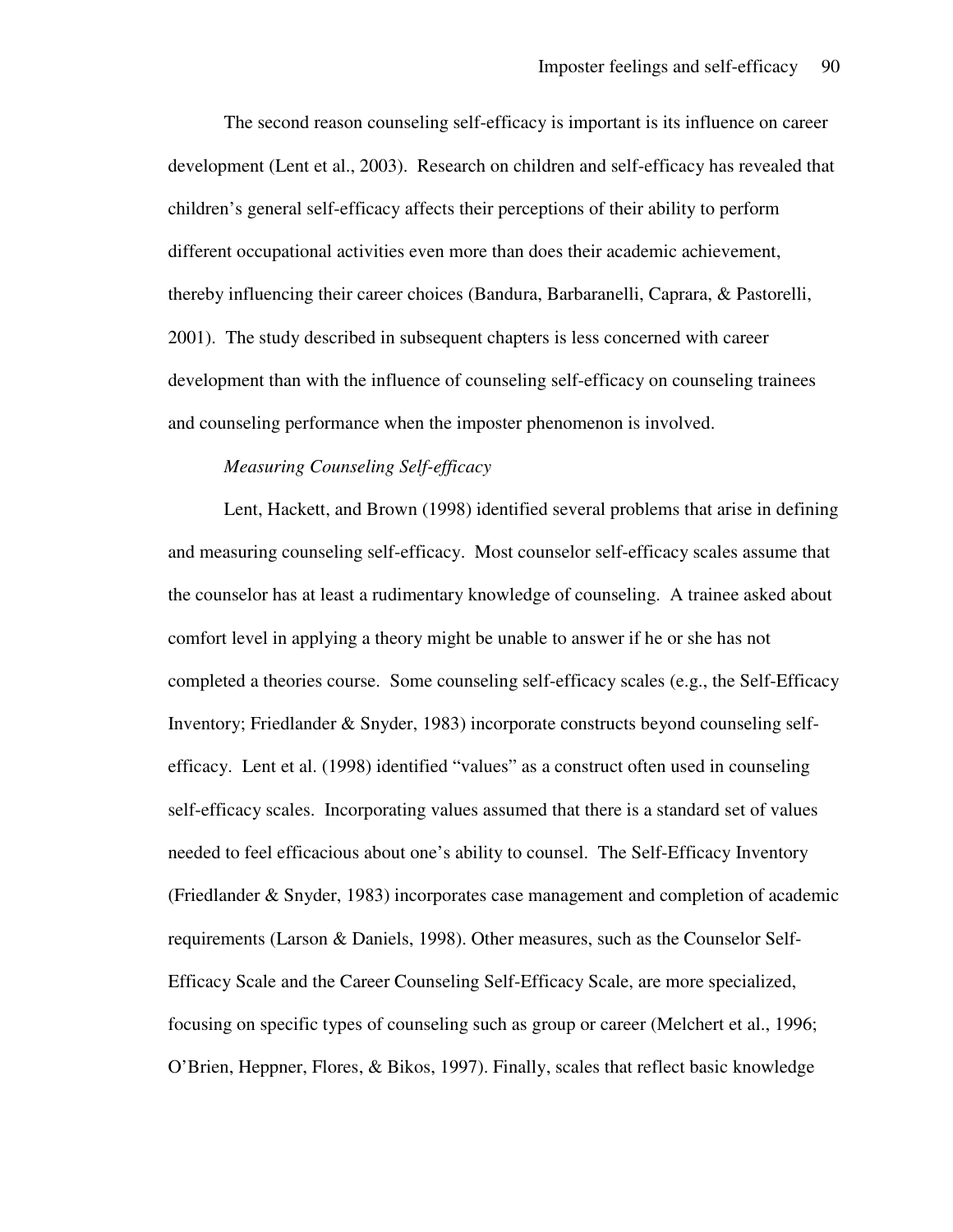The second reason counseling self-efficacy is important is its influence on career development (Lent et al., 2003). Research on children and self-efficacy has revealed that children's general self-efficacy affects their perceptions of their ability to perform different occupational activities even more than does their academic achievement, thereby influencing their career choices (Bandura, Barbaranelli, Caprara, & Pastorelli, 2001). The study described in subsequent chapters is less concerned with career development than with the influence of counseling self-efficacy on counseling trainees and counseling performance when the imposter phenomenon is involved.

*Measuring Counseling Self-efficacy*

Lent, Hackett, and Brown (1998) identified several problems that arise in defining and measuring counseling self-efficacy. Most counselor self-efficacy scales assume that the counselor has at least a rudimentary knowledge of counseling. A trainee asked about comfort level in applying a theory might be unable to answer if he or she has not completed a theories course. Some counseling self-efficacy scales (e.g., the Self-Efficacy Inventory; Friedlander & Snyder, 1983) incorporate constructs beyond counseling self-efficacy. Lent et al. (1998) identified "values" as a construct often used in counseling self-efficacy scales. Incorporating values assumed that there is a standard set of values needed to feel efficacious about one's ability to counsel. The Self-Efficacy Inventory (Friedlander & Snyder, 1983) incorporates case management and completion of academic requirements (Larson & Daniels, 1998). Other measures, such as the Counselor Self-Efficacy Scale and the Career Counseling Self-Efficacy Scale, are more specialized, focusing on specific types of counseling such as group or career (Melchert et al., 1996; O'Brien, Heppner, Flores, & Bikos, 1997). Finally, scales that reflect basic knowledge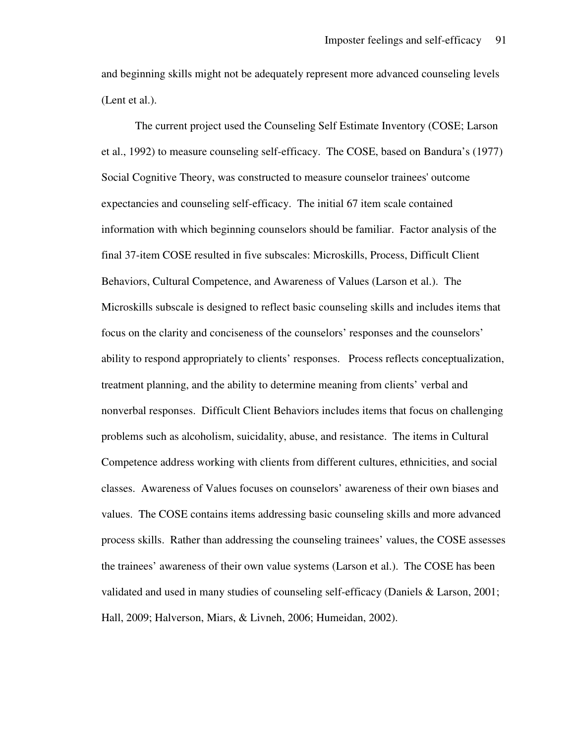and beginning skills might not be adequately represent more advanced counseling levels (Lent et al.).

The current project used the Counseling Self Estimate Inventory (COSE; Larson et al., 1992) to measure counseling self-efficacy. The COSE, based on Bandura's (1977) Social Cognitive Theory, was constructed to measure counselor trainees' outcome expectancies and counseling self-efficacy. The initial 67 item scale contained information with which beginning counselors should be familiar. Factor analysis of the final 37-item COSE resulted in five subscales: Microskills, Process, Difficult Client Behaviors, Cultural Competence, and Awareness of Values (Larson et al.). The Microskills subscale is designed to reflect basic counseling skills and includes items that focus on the clarity and conciseness of the counselors' responses and the counselors' ability to respond appropriately to clients' responses. Process reflects conceptualization, treatment planning, and the ability to determine meaning from clients' verbal and nonverbal responses. Difficult Client Behaviors includes items that focus on challenging problems such as alcoholism, suicidality, abuse, and resistance. The items in Cultural Competence address working with clients from different cultures, ethnicities, and social classes. Awareness of Values focuses on counselors' awareness of their own biases and values. The COSE contains items addressing basic counseling skills and more advanced process skills. Rather than addressing the counseling trainees' values, the COSE assesses the trainees' awareness of their own value systems (Larson et al.). The COSE has been validated and used in many studies of counseling self-efficacy (Daniels & Larson, 2001; Hall, 2009; Halverson, Miars, & Livneh, 2006; Humeidan, 2002).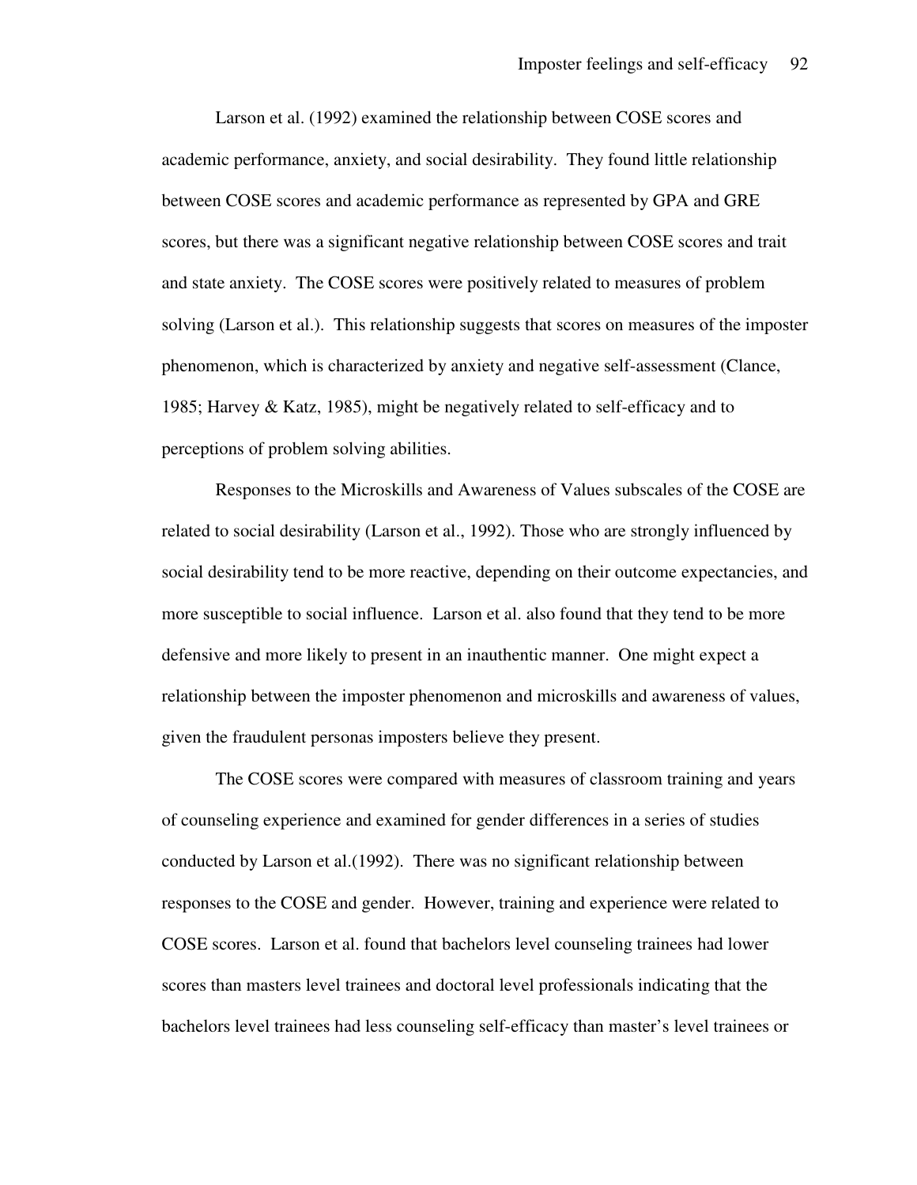Larson et al. (1992) examined the relationship between COSE scores and academic performance, anxiety, and social desirability. They found little relationship between COSE scores and academic performance as represented by GPA and GRE scores, but there was a significant negative relationship between COSE scores and trait and state anxiety. The COSE scores were positively related to measures of problem solving (Larson et al.). This relationship suggests that scores on measures of the imposter phenomenon, which is characterized by anxiety and negative self-assessment (Clance, 1985; Harvey & Katz, 1985), might be negatively related to self-efficacy and to perceptions of problem solving abilities.

Responses to the Microskills and Awareness of Values subscales of the COSE are related to social desirability (Larson et al., 1992). Those who are strongly influenced by social desirability tend to be more reactive, depending on their outcome expectancies, and more susceptible to social influence. Larson et al. also found that they tend to be more defensive and more likely to present in an inauthentic manner. One might expect a relationship between the imposter phenomenon and microskills and awareness of values, given the fraudulent personas imposters believe they present.

The COSE scores were compared with measures of classroom training and years of counseling experience and examined for gender differences in a series of studies conducted by Larson et al.(1992). There was no significant relationship between responses to the COSE and gender. However, training and experience were related to COSE scores. Larson et al. found that bachelors level counseling trainees had lower scores than masters level trainees and doctoral level professionals indicating that the bachelors level trainees had less counseling self-efficacy than master's level trainees or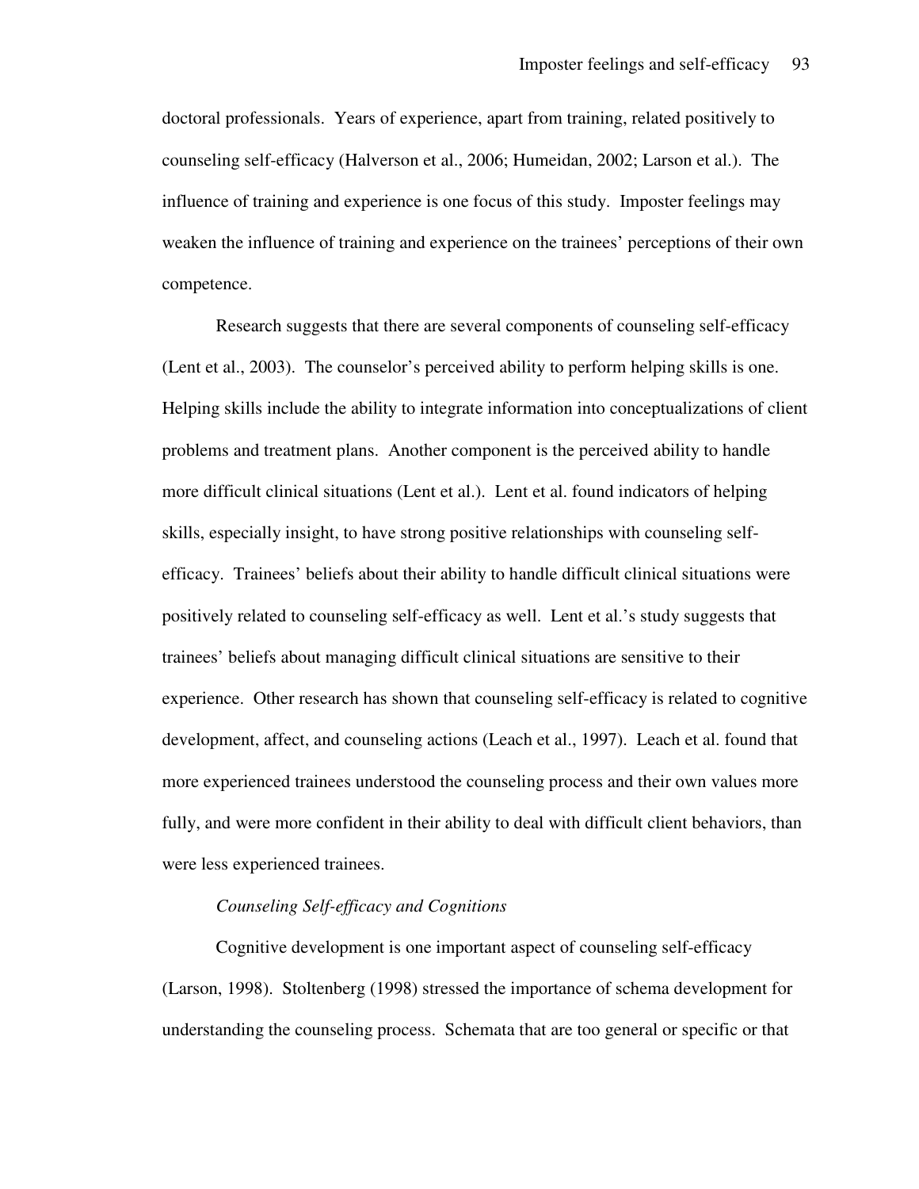doctoral professionals. Years of experience, apart from training, related positively to counseling self-efficacy (Halverson et al., 2006; Humeidan, 2002; Larson et al.). The influence of training and experience is one focus of this study. Imposter feelings may weaken the influence of training and experience on the trainees' perceptions of their own competence.

Research suggests that there are several components of counseling self-efficacy (Lent et al., 2003). The counselor's perceived ability to perform helping skills is one. Helping skills include the ability to integrate information into conceptualizations of client problems and treatment plans. Another component is the perceived ability to handle more difficult clinical situations (Lent et al.). Lent et al. found indicators of helping skills, especially insight, to have strong positive relationships with counseling self-efficacy. Trainees' beliefs about their ability to handle difficult clinical situations were positively related to counseling self-efficacy as well. Lent et al.'s study suggests that trainees' beliefs about managing difficult clinical situations are sensitive to their experience. Other research has shown that counseling self-efficacy is related to cognitive development, affect, and counseling actions (Leach et al., 1997). Leach et al. found that more experienced trainees understood the counseling process and their own values more fully, and were more confident in their ability to deal with difficult client behaviors, than were less experienced trainees.

*Counseling Self-efficacy and Cognitions*

Cognitive development is one important aspect of counseling self-efficacy (Larson, 1998). Stoltenberg (1998) stressed the importance of schema development for understanding the counseling process. Schemata that are too general or specific or that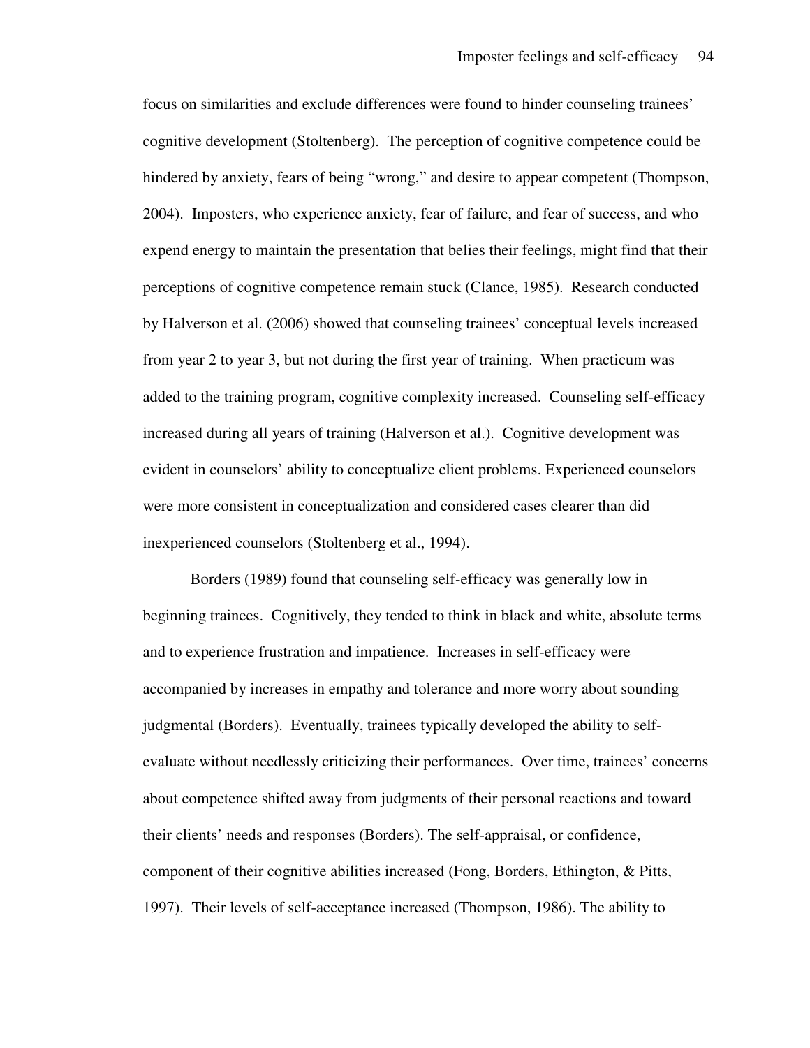focus on similarities and exclude differences were found to hinder counseling trainees' cognitive development (Stoltenberg). The perception of cognitive competence could be hindered by anxiety, fears of being "wrong," and desire to appear competent (Thompson, 2004). Imposters, who experience anxiety, fear of failure, and fear of success, and who expend energy to maintain the presentation that belies their feelings, might find that their perceptions of cognitive competence remain stuck (Clance, 1985). Research conducted by Halverson et al. (2006) showed that counseling trainees' conceptual levels increased from year 2 to year 3, but not during the first year of training. When practicum was added to the training program, cognitive complexity increased. Counseling self-efficacy increased during all years of training (Halverson et al.). Cognitive development was evident in counselors' ability to conceptualize client problems. Experienced counselors were more consistent in conceptualization and considered cases clearer than did inexperienced counselors (Stoltenberg et al., 1994).

Borders (1989) found that counseling self-efficacy was generally low in beginning trainees. Cognitively, they tended to think in black and white, absolute terms and to experience frustration and impatience. Increases in self-efficacy were accompanied by increases in empathy and tolerance and more worry about sounding judgmental (Borders). Eventually, trainees typically developed the ability to self-evaluate without needlessly criticizing their performances. Over time, trainees' concerns about competence shifted away from judgments of their personal reactions and toward their clients' needs and responses (Borders). The self-appraisal, or confidence, component of their cognitive abilities increased (Fong, Borders, Ethington, & Pitts, 1997). Their levels of self-acceptance increased (Thompson, 1986). The ability to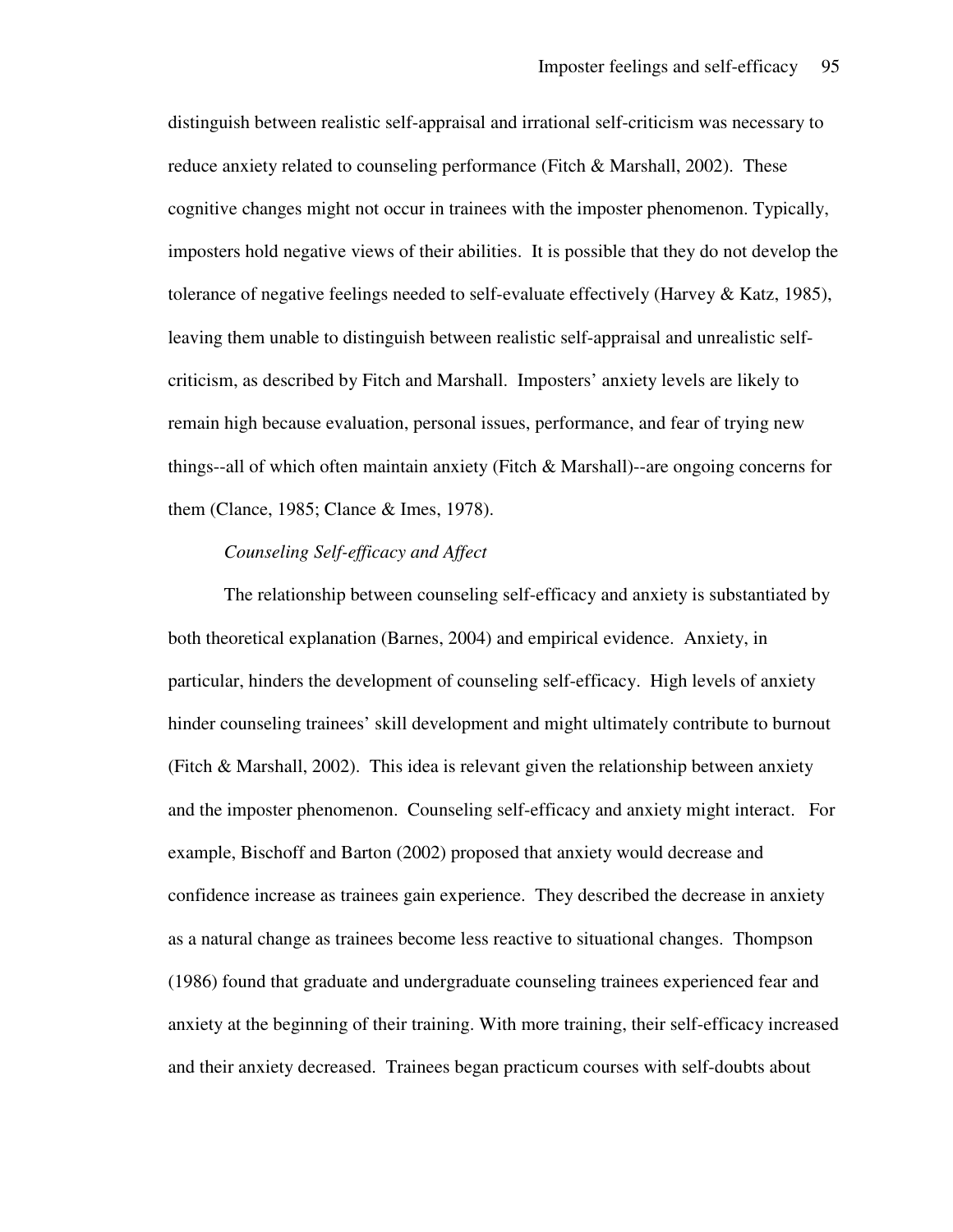distinguish between realistic self-appraisal and irrational self-criticism was necessary to reduce anxiety related to counseling performance (Fitch & Marshall, 2002). These cognitive changes might not occur in trainees with the imposter phenomenon. Typically, imposters hold negative views of their abilities. It is possible that they do not develop the tolerance of negative feelings needed to self-evaluate effectively (Harvey & Katz, 1985), leaving them unable to distinguish between realistic self-appraisal and unrealistic self-criticism, as described by Fitch and Marshall. Imposters' anxiety levels are likely to remain high because evaluation, personal issues, performance, and fear of trying new things--all of which often maintain anxiety (Fitch & Marshall)--are ongoing concerns for them (Clance, 1985; Clance & Imes, 1978).

*Counseling Self-efficacy and Affect*

The relationship between counseling self-efficacy and anxiety is substantiated by both theoretical explanation (Barnes, 2004) and empirical evidence. Anxiety, in particular, hinders the development of counseling self-efficacy. High levels of anxiety hinder counseling trainees' skill development and might ultimately contribute to burnout (Fitch & Marshall, 2002). This idea is relevant given the relationship between anxiety and the imposter phenomenon. Counseling self-efficacy and anxiety might interact. For example, Bischoff and Barton (2002) proposed that anxiety would decrease and confidence increase as trainees gain experience. They described the decrease in anxiety as a natural change as trainees become less reactive to situational changes. Thompson (1986) found that graduate and undergraduate counseling trainees experienced fear and anxiety at the beginning of their training. With more training, their self-efficacy increased and their anxiety decreased. Trainees began practicum courses with self-doubts about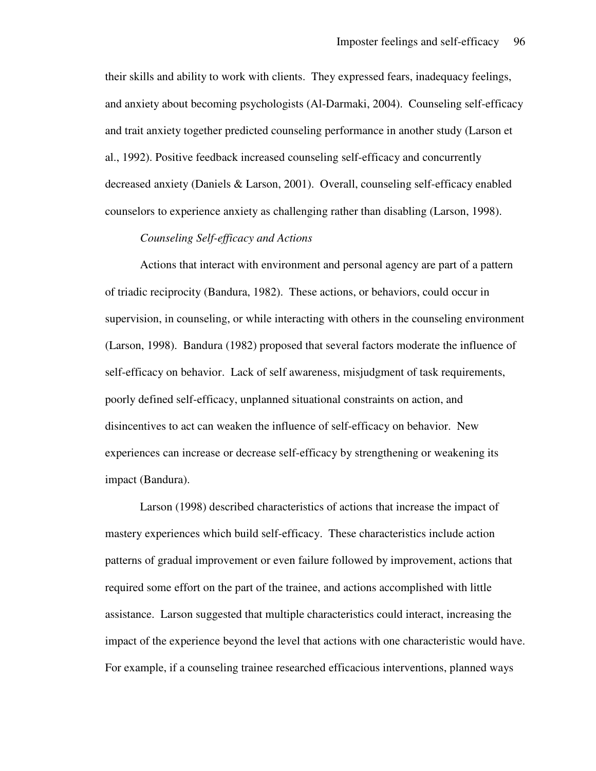their skills and ability to work with clients. They expressed fears, inadequacy feelings, and anxiety about becoming psychologists (Al-Darmaki, 2004). Counseling self-efficacy and trait anxiety together predicted counseling performance in another study (Larson et al., 1992). Positive feedback increased counseling self-efficacy and concurrently decreased anxiety (Daniels & Larson, 2001). Overall, counseling self-efficacy enabled counselors to experience anxiety as challenging rather than disabling (Larson, 1998).

### *Counseling Self-efficacy and Actions*

Actions that interact with environment and personal agency are part of a pattern of triadic reciprocity (Bandura, 1982). These actions, or behaviors, could occur in supervision, in counseling, or while interacting with others in the counseling environment (Larson, 1998). Bandura (1982) proposed that several factors moderate the influence of self-efficacy on behavior. Lack of self awareness, misjudgment of task requirements, poorly defined self-efficacy, unplanned situational constraints on action, and disincentives to act can weaken the influence of self-efficacy on behavior. New experiences can increase or decrease self-efficacy by strengthening or weakening its impact (Bandura).

Larson (1998) described characteristics of actions that increase the impact of mastery experiences which build self-efficacy. These characteristics include action patterns of gradual improvement or even failure followed by improvement, actions that required some effort on the part of the trainee, and actions accomplished with little assistance. Larson suggested that multiple characteristics could interact, increasing the impact of the experience beyond the level that actions with one characteristic would have. For example, if a counseling trainee researched efficacious interventions, planned ways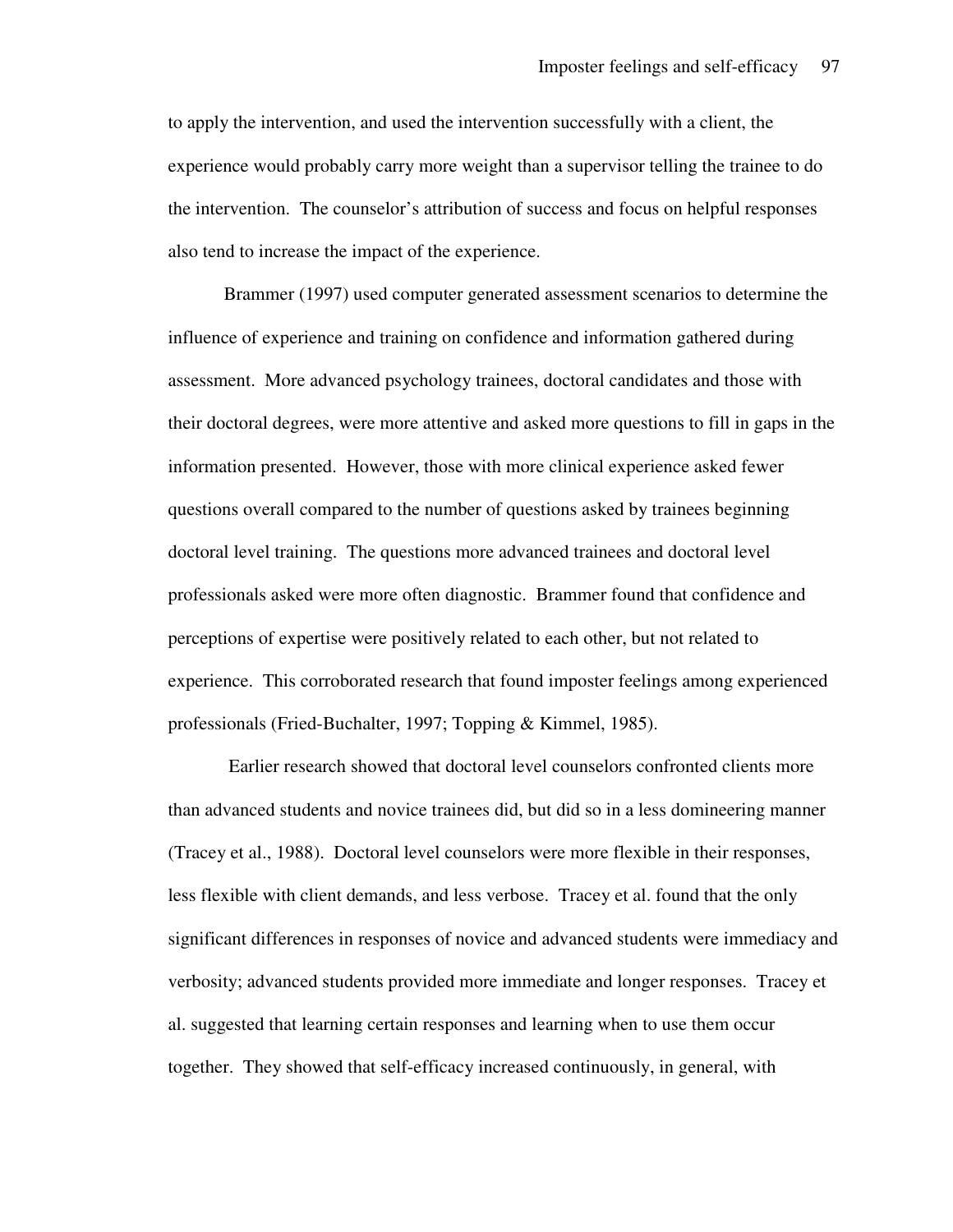to apply the intervention, and used the intervention successfully with a client, the experience would probably carry more weight than a supervisor telling the trainee to do the intervention. The counselor's attribution of success and focus on helpful responses also tend to increase the impact of the experience.

Brammer (1997) used computer generated assessment scenarios to determine the influence of experience and training on confidence and information gathered during assessment. More advanced psychology trainees, doctoral candidates and those with their doctoral degrees, were more attentive and asked more questions to fill in gaps in the information presented. However, those with more clinical experience asked fewer questions overall compared to the number of questions asked by trainees beginning doctoral level training. The questions more advanced trainees and doctoral level professionals asked were more often diagnostic. Brammer found that confidence and perceptions of expertise were positively related to each other, but not related to experience. This corroborated research that found imposter feelings among experienced professionals (Fried-Buchalter, 1997; Topping & Kimmel, 1985).

Earlier research showed that doctoral level counselors confronted clients more than advanced students and novice trainees did, but did so in a less domineering manner (Tracey et al., 1988). Doctoral level counselors were more flexible in their responses, less flexible with client demands, and less verbose. Tracey et al. found that the only significant differences in responses of novice and advanced students were immediacy and verbosity; advanced students provided more immediate and longer responses. Tracey et al. suggested that learning certain responses and learning when to use them occur together. They showed that self-efficacy increased continuously, in general, with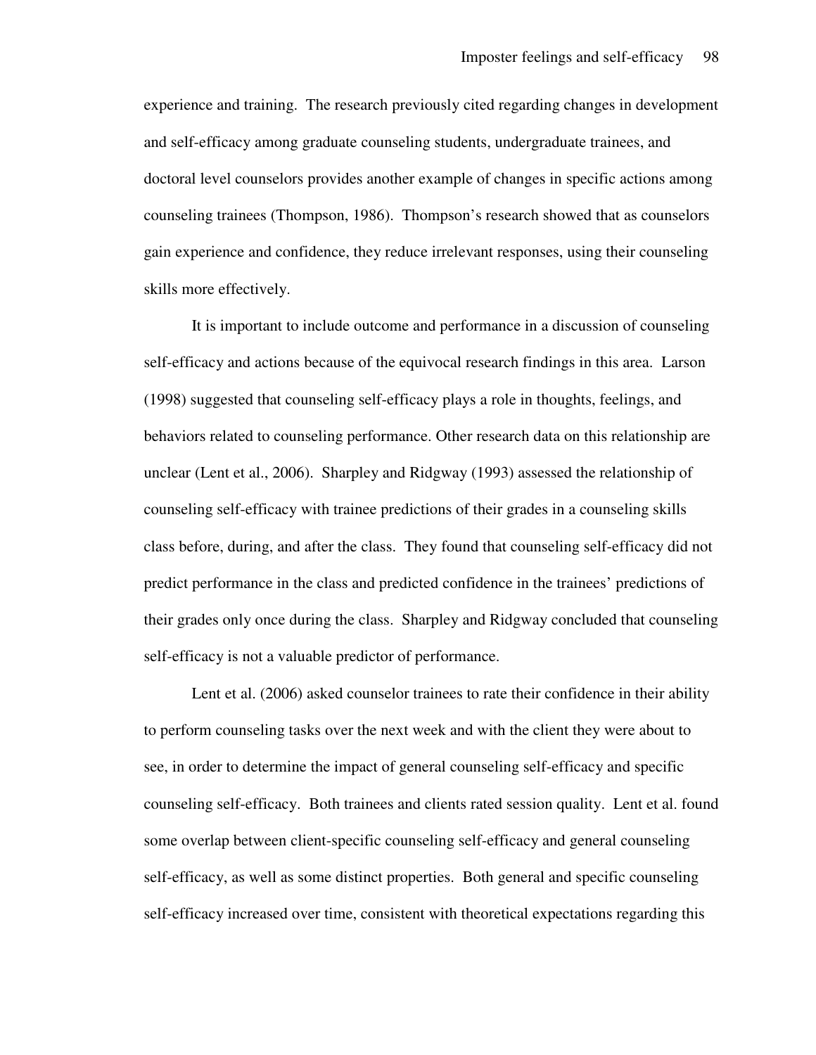experience and training. The research previously cited regarding changes in development and self-efficacy among graduate counseling students, undergraduate trainees, and doctoral level counselors provides another example of changes in specific actions among counseling trainees (Thompson, 1986). Thompson's research showed that as counselors gain experience and confidence, they reduce irrelevant responses, using their counseling skills more effectively.

It is important to include outcome and performance in a discussion of counseling self-efficacy and actions because of the equivocal research findings in this area. Larson (1998) suggested that counseling self-efficacy plays a role in thoughts, feelings, and behaviors related to counseling performance. Other research data on this relationship are unclear (Lent et al., 2006). Sharpley and Ridgway (1993) assessed the relationship of counseling self-efficacy with trainee predictions of their grades in a counseling skills class before, during, and after the class. They found that counseling self-efficacy did not predict performance in the class and predicted confidence in the trainees' predictions of their grades only once during the class. Sharpley and Ridgway concluded that counseling self-efficacy is not a valuable predictor of performance.

Lent et al. (2006) asked counselor trainees to rate their confidence in their ability to perform counseling tasks over the next week and with the client they were about to see, in order to determine the impact of general counseling self-efficacy and specific counseling self-efficacy. Both trainees and clients rated session quality. Lent et al. found some overlap between client-specific counseling self-efficacy and general counseling self-efficacy, as well as some distinct properties. Both general and specific counseling self-efficacy increased over time, consistent with theoretical expectations regarding this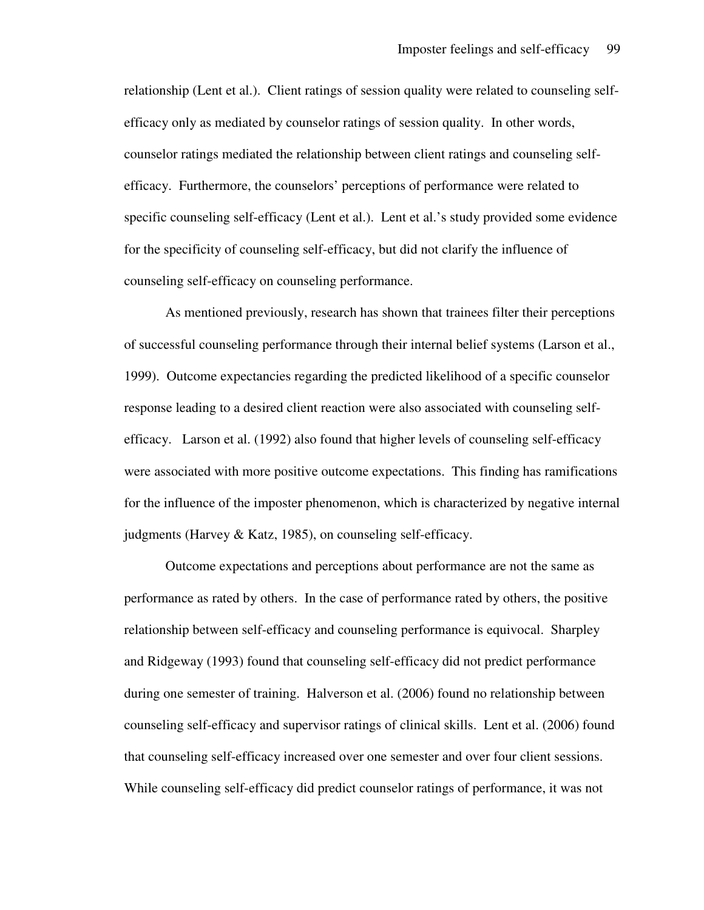relationship (Lent et al.). Client ratings of session quality were related to counseling self-efficacy only as mediated by counselor ratings of session quality. In other words, counselor ratings mediated the relationship between client ratings and counseling self-efficacy. Furthermore, the counselors' perceptions of performance were related to specific counseling self-efficacy (Lent et al.). Lent et al.'s study provided some evidence for the specificity of counseling self-efficacy, but did not clarify the influence of counseling self-efficacy on counseling performance.

As mentioned previously, research has shown that trainees filter their perceptions of successful counseling performance through their internal belief systems (Larson et al., 1999). Outcome expectancies regarding the predicted likelihood of a specific counselor response leading to a desired client reaction were also associated with counseling self-efficacy. Larson et al. (1992) also found that higher levels of counseling self-efficacy were associated with more positive outcome expectations. This finding has ramifications for the influence of the imposter phenomenon, which is characterized by negative internal judgments (Harvey & Katz, 1985), on counseling self-efficacy.

Outcome expectations and perceptions about performance are not the same as performance as rated by others. In the case of performance rated by others, the positive relationship between self-efficacy and counseling performance is equivocal. Sharpley and Ridgeway (1993) found that counseling self-efficacy did not predict performance during one semester of training. Halverson et al. (2006) found no relationship between counseling self-efficacy and supervisor ratings of clinical skills. Lent et al. (2006) found that counseling self-efficacy increased over one semester and over four client sessions. While counseling self-efficacy did predict counselor ratings of performance, it was not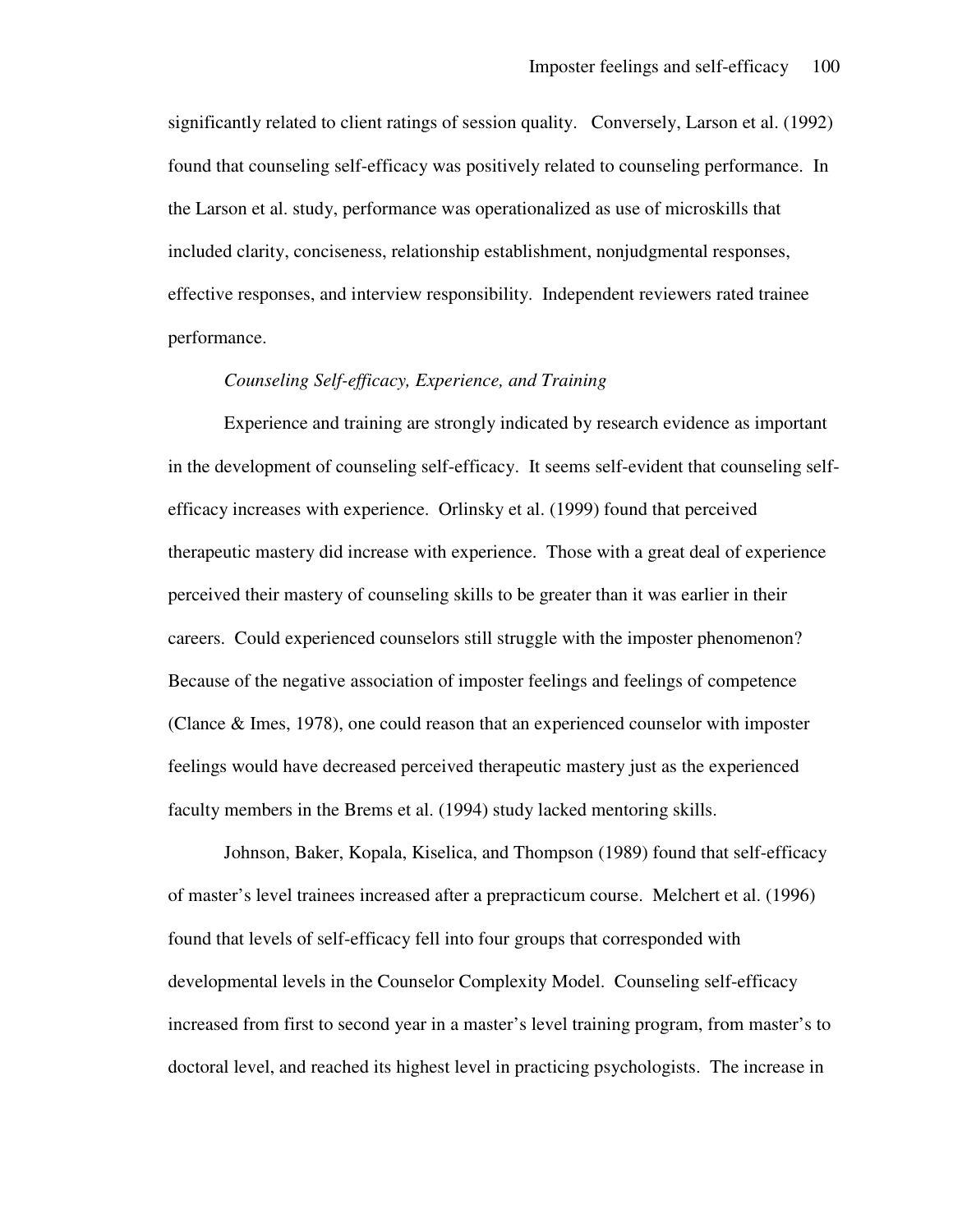significantly related to client ratings of session quality. Conversely, Larson et al. (1992) found that counseling self-efficacy was positively related to counseling performance. In the Larson et al. study, performance was operationalized as use of microskills that included clarity, conciseness, relationship establishment, nonjudgmental responses, effective responses, and interview responsibility. Independent reviewers rated trainee performance.

*Counseling Self-efficacy, Experience, and Training*

Experience and training are strongly indicated by research evidence as important in the development of counseling self-efficacy. It seems self-evident that counseling self-efficacy increases with experience. Orlinsky et al. (1999) found that perceived therapeutic mastery did increase with experience. Those with a great deal of experience perceived their mastery of counseling skills to be greater than it was earlier in their careers. Could experienced counselors still struggle with the imposter phenomenon? Because of the negative association of imposter feelings and feelings of competence (Clance & Imes, 1978), one could reason that an experienced counselor with imposter feelings would have decreased perceived therapeutic mastery just as the experienced faculty members in the Brems et al. (1994) study lacked mentoring skills.

Johnson, Baker, Kopala, Kiselica, and Thompson (1989) found that self-efficacy of master's level trainees increased after a prepracticum course. Melchert et al. (1996) found that levels of self-efficacy fell into four groups that corresponded with developmental levels in the Counselor Complexity Model. Counseling self-efficacy increased from first to second year in a master's level training program, from master's to doctoral level, and reached its highest level in practicing psychologists. The increase in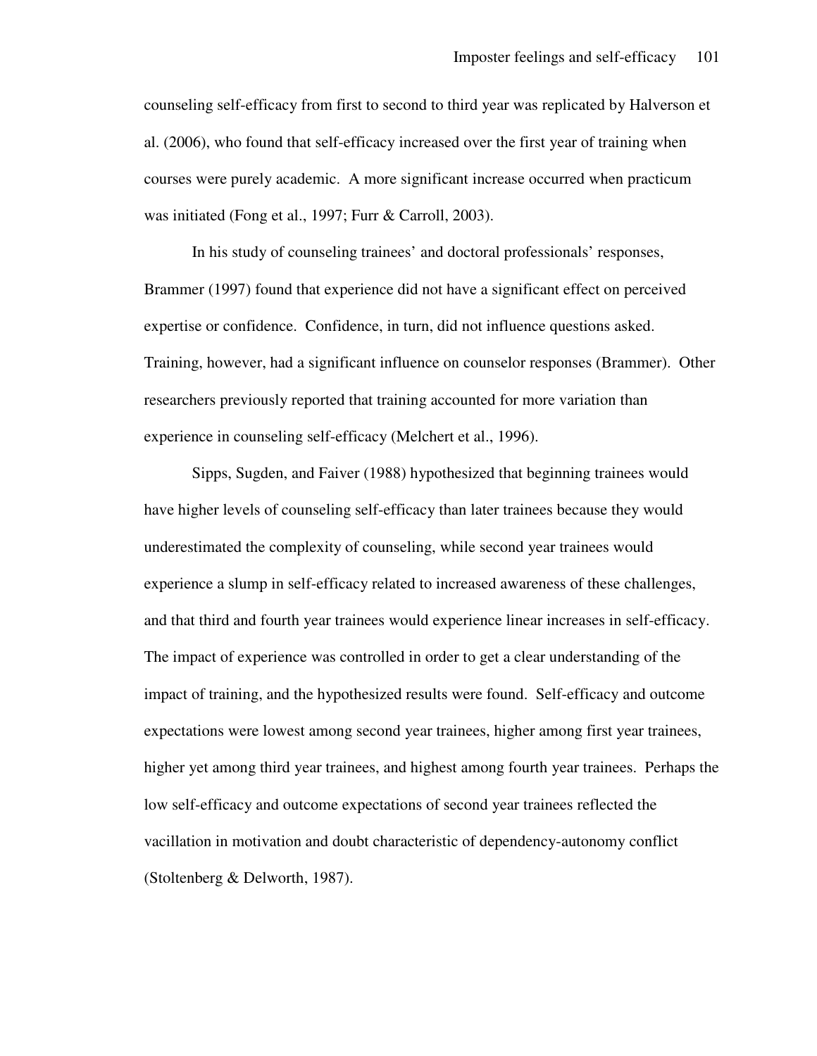counseling self-efficacy from first to second to third year was replicated by Halverson et al. (2006), who found that self-efficacy increased over the first year of training when courses were purely academic. A more significant increase occurred when practicum was initiated (Fong et al., 1997; Furr & Carroll, 2003).

In his study of counseling trainees' and doctoral professionals' responses, Brammer (1997) found that experience did not have a significant effect on perceived expertise or confidence. Confidence, in turn, did not influence questions asked. Training, however, had a significant influence on counselor responses (Brammer). Other researchers previously reported that training accounted for more variation than experience in counseling self-efficacy (Melchert et al., 1996).

Sipps, Sugden, and Faiver (1988) hypothesized that beginning trainees would have higher levels of counseling self-efficacy than later trainees because they would underestimated the complexity of counseling, while second year trainees would experience a slump in self-efficacy related to increased awareness of these challenges, and that third and fourth year trainees would experience linear increases in self-efficacy. The impact of experience was controlled in order to get a clear understanding of the impact of training, and the hypothesized results were found. Self-efficacy and outcome expectations were lowest among second year trainees, higher among first year trainees, higher yet among third year trainees, and highest among fourth year trainees. Perhaps the low self-efficacy and outcome expectations of second year trainees reflected the vacillation in motivation and doubt characteristic of dependency-autonomy conflict (Stoltenberg & Delworth, 1987).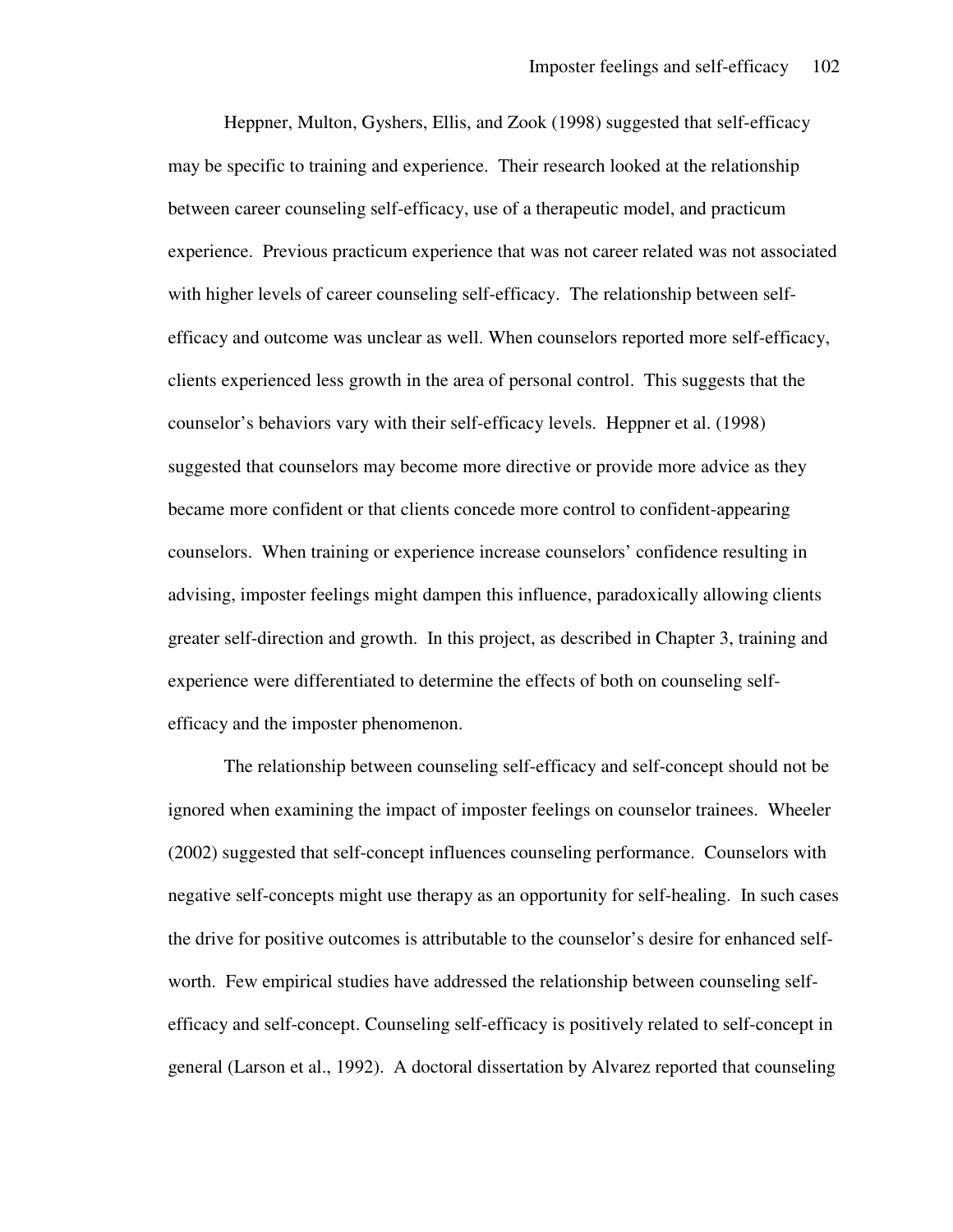Heppner, Multon, Gyshers, Ellis, and Zook (1998) suggested that self-efficacy may be specific to training and experience. Their research looked at the relationship between career counseling self-efficacy, use of a therapeutic model, and practicum experience. Previous practicum experience that was not career related was not associated with higher levels of career counseling self-efficacy. The relationship between self-efficacy and outcome was unclear as well. When counselors reported more self-efficacy, clients experienced less growth in the area of personal control. This suggests that the counselor's behaviors vary with their self-efficacy levels. Heppner et al. (1998) suggested that counselors may become more directive or provide more advice as they became more confident or that clients concede more control to confident-appearing counselors. When training or experience increase counselors' confidence resulting in advising, imposter feelings might dampen this influence, paradoxically allowing clients greater self-direction and growth. In this project, as described in Chapter 3, training and experience were differentiated to determine the effects of both on counseling self-efficacy and the imposter phenomenon.

The relationship between counseling self-efficacy and self-concept should not be ignored when examining the impact of imposter feelings on counselor trainees. Wheeler (2002) suggested that self-concept influences counseling performance. Counselors with negative self-concepts might use therapy as an opportunity for self-healing. In such cases the drive for positive outcomes is attributable to the counselor's desire for enhanced self-worth. Few empirical studies have addressed the relationship between counseling self-efficacy and self-concept. Counseling self-efficacy is positively related to self-concept in general (Larson et al., 1992). A doctoral dissertation by Alvarez reported that counseling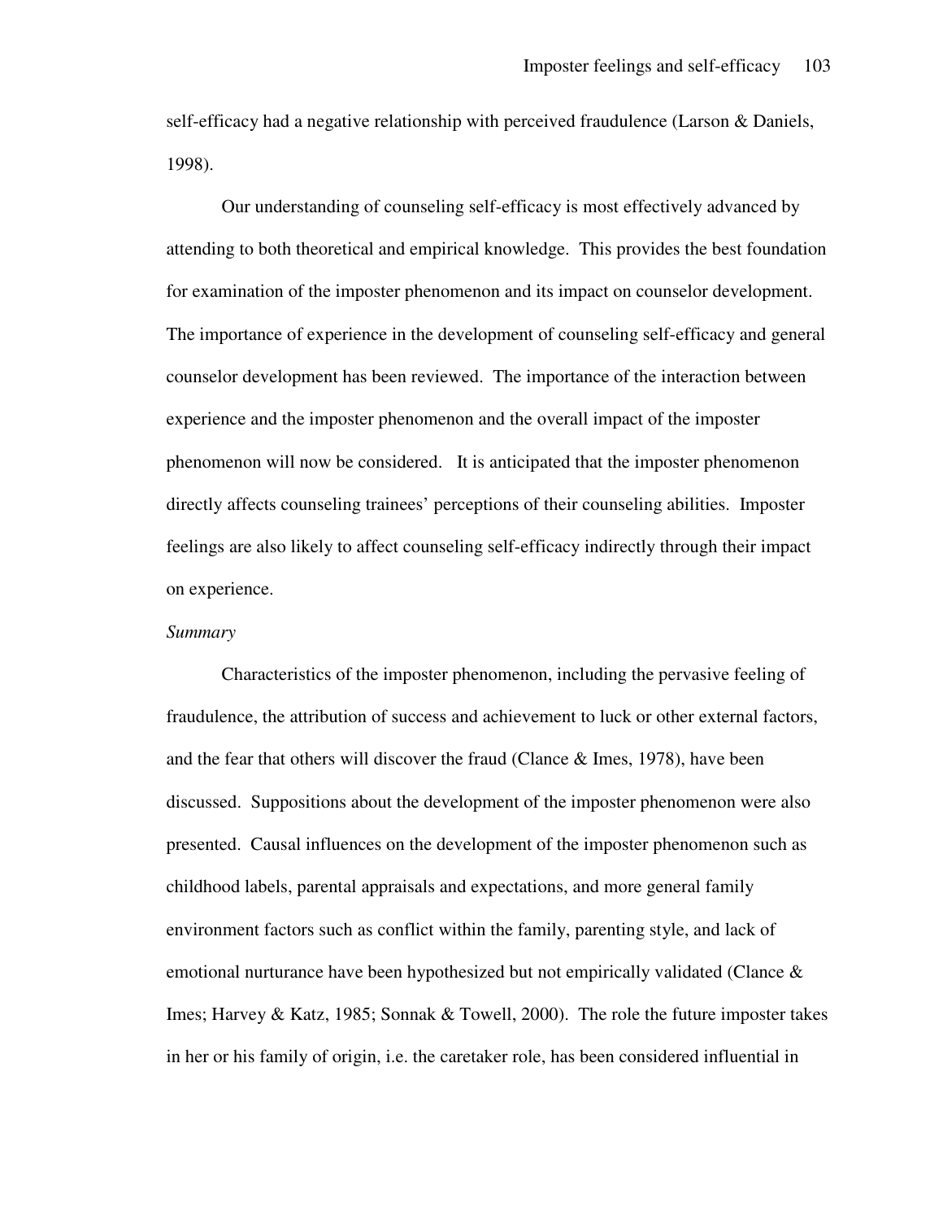self-efficacy had a negative relationship with perceived fraudulence (Larson & Daniels, 1998).

Our understanding of counseling self-efficacy is most effectively advanced by attending to both theoretical and empirical knowledge. This provides the best foundation for examination of the imposter phenomenon and its impact on counselor development. The importance of experience in the development of counseling self-efficacy and general counselor development has been reviewed. The importance of the interaction between experience and the imposter phenomenon and the overall impact of the imposter phenomenon will now be considered. It is anticipated that the imposter phenomenon directly affects counseling trainees' perceptions of their counseling abilities. Imposter feelings are also likely to affect counseling self-efficacy indirectly through their impact on experience.

*Summary*

Characteristics of the imposter phenomenon, including the pervasive feeling of fraudulence, the attribution of success and achievement to luck or other external factors, and the fear that others will discover the fraud (Clance & Imes, 1978), have been discussed. Suppositions about the development of the imposter phenomenon were also presented. Causal influences on the development of the imposter phenomenon such as childhood labels, parental appraisals and expectations, and more general family environment factors such as conflict within the family, parenting style, and lack of emotional nurturance have been hypothesized but not empirically validated (Clance & Imes; Harvey & Katz, 1985; Sonnak & Towell, 2000). The role the future imposter takes in her or his family of origin, i.e. the caretaker role, has been considered influential in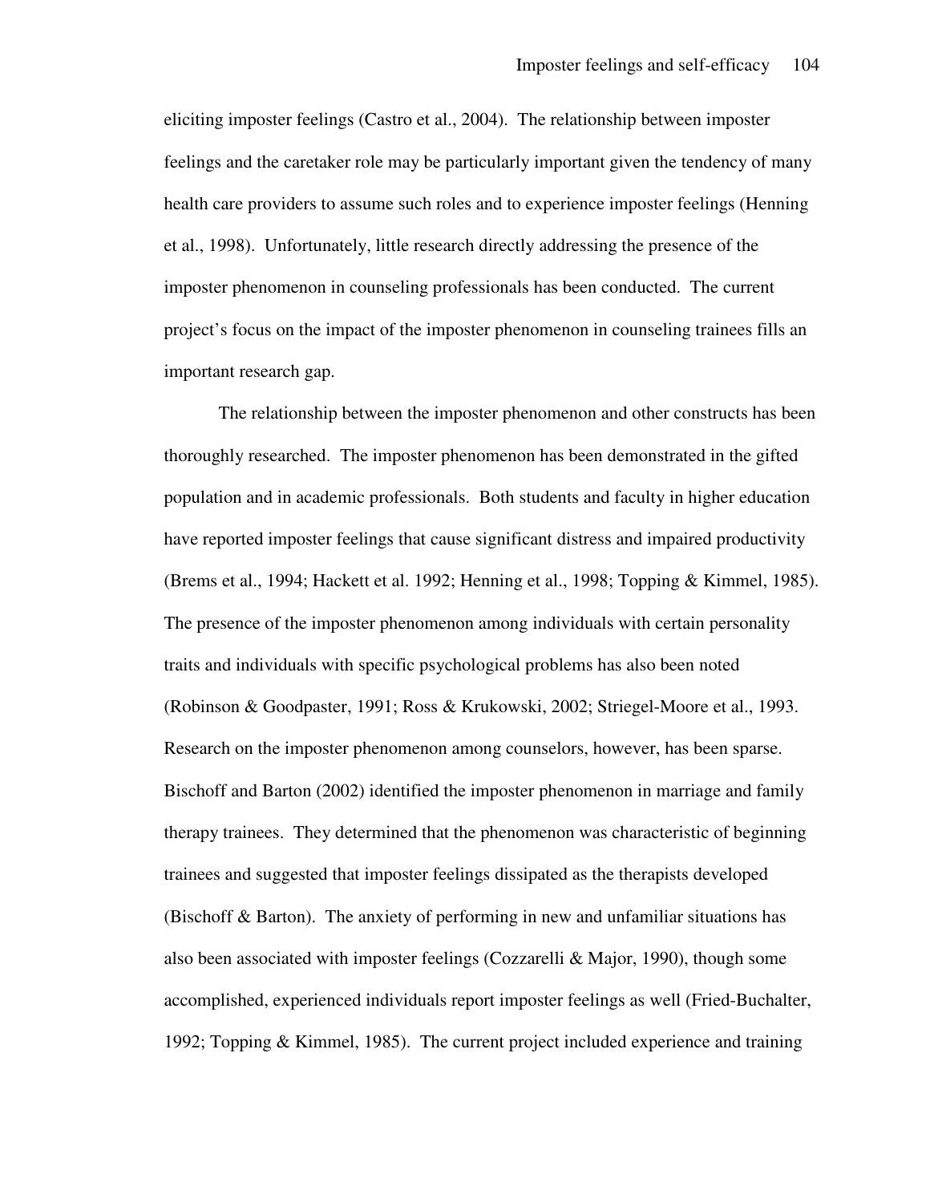eliciting imposter feelings (Castro et al., 2004). The relationship between imposter feelings and the caretaker role may be particularly important given the tendency of many health care providers to assume such roles and to experience imposter feelings (Henning et al., 1998). Unfortunately, little research directly addressing the presence of the imposter phenomenon in counseling professionals has been conducted. The current project's focus on the impact of the imposter phenomenon in counseling trainees fills an important research gap.

The relationship between the imposter phenomenon and other constructs has been thoroughly researched. The imposter phenomenon has been demonstrated in the gifted population and in academic professionals. Both students and faculty in higher education have reported imposter feelings that cause significant distress and impaired productivity (Brems et al., 1994; Hackett et al. 1992; Henning et al., 1998; Topping & Kimmel, 1985). The presence of the imposter phenomenon among individuals with certain personality traits and individuals with specific psychological problems has also been noted (Robinson & Goodpaster, 1991; Ross & Krukowski, 2002; Striegel-Moore et al., 1993. Research on the imposter phenomenon among counselors, however, has been sparse. Bischoff and Barton (2002) identified the imposter phenomenon in marriage and family therapy trainees. They determined that the phenomenon was characteristic of beginning trainees and suggested that imposter feelings dissipated as the therapists developed (Bischoff & Barton). The anxiety of performing in new and unfamiliar situations has also been associated with imposter feelings (Cozzarelli & Major, 1990), though some accomplished, experienced individuals report imposter feelings as well (Fried-Buchalter, 1992; Topping & Kimmel, 1985). The current project included experience and training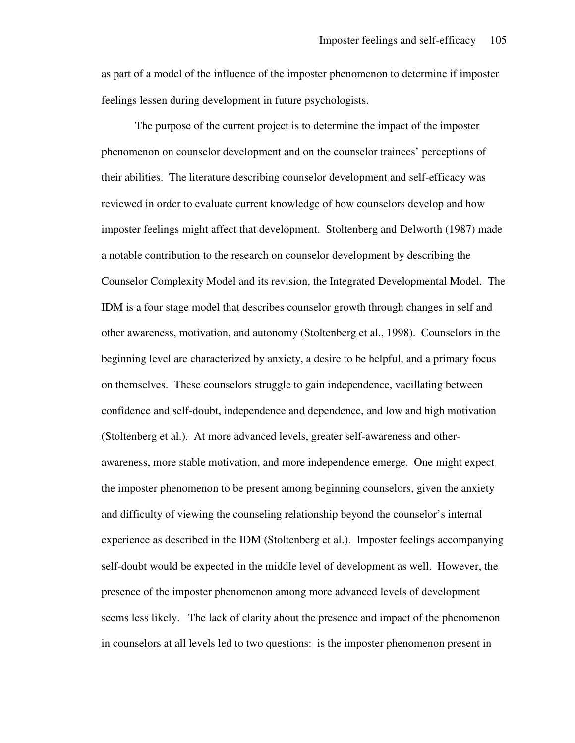as part of a model of the influence of the imposter phenomenon to determine if imposter feelings lessen during development in future psychologists.

The purpose of the current project is to determine the impact of the imposter phenomenon on counselor development and on the counselor trainees' perceptions of their abilities. The literature describing counselor development and self-efficacy was reviewed in order to evaluate current knowledge of how counselors develop and how imposter feelings might affect that development. Stoltenberg and Delworth (1987) made a notable contribution to the research on counselor development by describing the Counselor Complexity Model and its revision, the Integrated Developmental Model. The IDM is a four stage model that describes counselor growth through changes in self and other awareness, motivation, and autonomy (Stoltenberg et al., 1998). Counselors in the beginning level are characterized by anxiety, a desire to be helpful, and a primary focus on themselves. These counselors struggle to gain independence, vacillating between confidence and self-doubt, independence and dependence, and low and high motivation (Stoltenberg et al.). At more advanced levels, greater self-awareness and other-awareness, more stable motivation, and more independence emerge. One might expect the imposter phenomenon to be present among beginning counselors, given the anxiety and difficulty of viewing the counseling relationship beyond the counselor's internal experience as described in the IDM (Stoltenberg et al.). Imposter feelings accompanying self-doubt would be expected in the middle level of development as well. However, the presence of the imposter phenomenon among more advanced levels of development seems less likely. The lack of clarity about the presence and impact of the phenomenon in counselors at all levels led to two questions: is the imposter phenomenon present in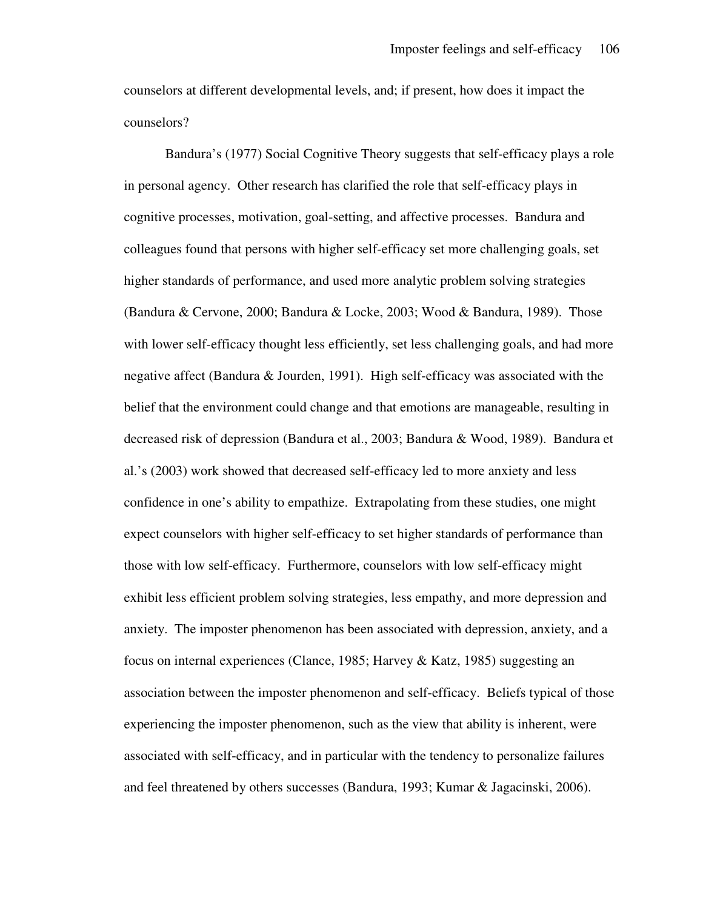counselors at different developmental levels, and; if present, how does it impact the counselors?

Bandura's (1977) Social Cognitive Theory suggests that self-efficacy plays a role in personal agency. Other research has clarified the role that self-efficacy plays in cognitive processes, motivation, goal-setting, and affective processes. Bandura and colleagues found that persons with higher self-efficacy set more challenging goals, set higher standards of performance, and used more analytic problem solving strategies (Bandura & Cervone, 2000; Bandura & Locke, 2003; Wood & Bandura, 1989). Those with lower self-efficacy thought less efficiently, set less challenging goals, and had more negative affect (Bandura & Jourden, 1991). High self-efficacy was associated with the belief that the environment could change and that emotions are manageable, resulting in decreased risk of depression (Bandura et al., 2003; Bandura & Wood, 1989). Bandura et al.'s (2003) work showed that decreased self-efficacy led to more anxiety and less confidence in one's ability to empathize. Extrapolating from these studies, one might expect counselors with higher self-efficacy to set higher standards of performance than those with low self-efficacy. Furthermore, counselors with low self-efficacy might exhibit less efficient problem solving strategies, less empathy, and more depression and anxiety. The imposter phenomenon has been associated with depression, anxiety, and a focus on internal experiences (Clance, 1985; Harvey & Katz, 1985) suggesting an association between the imposter phenomenon and self-efficacy. Beliefs typical of those experiencing the imposter phenomenon, such as the view that ability is inherent, were associated with self-efficacy, and in particular with the tendency to personalize failures and feel threatened by others successes (Bandura, 1993; Kumar & Jagacinski, 2006).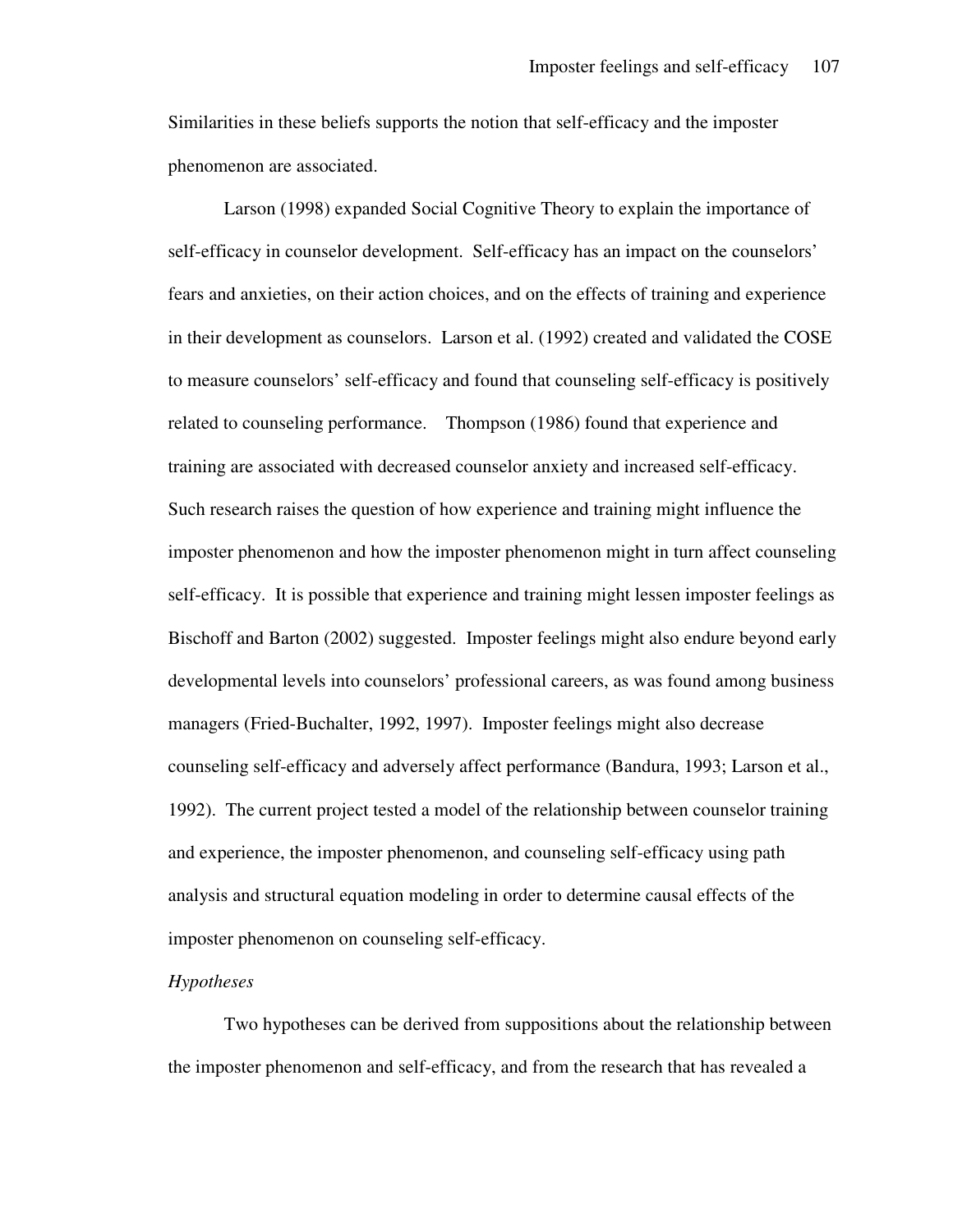Similarities in these beliefs supports the notion that self-efficacy and the imposter phenomenon are associated.

Larson (1998) expanded Social Cognitive Theory to explain the importance of self-efficacy in counselor development. Self-efficacy has an impact on the counselors' fears and anxieties, on their action choices, and on the effects of training and experience in their development as counselors. Larson et al. (1992) created and validated the COSE to measure counselors' self-efficacy and found that counseling self-efficacy is positively related to counseling performance. Thompson (1986) found that experience and training are associated with decreased counselor anxiety and increased self-efficacy. Such research raises the question of how experience and training might influence the imposter phenomenon and how the imposter phenomenon might in turn affect counseling self-efficacy. It is possible that experience and training might lessen imposter feelings as Bischoff and Barton (2002) suggested. Imposter feelings might also endure beyond early developmental levels into counselors' professional careers, as was found among business managers (Fried-Buchalter, 1992, 1997). Imposter feelings might also decrease counseling self-efficacy and adversely affect performance (Bandura, 1993; Larson et al., 1992). The current project tested a model of the relationship between counselor training and experience, the imposter phenomenon, and counseling self-efficacy using path analysis and structural equation modeling in order to determine causal effects of the imposter phenomenon on counseling self-efficacy.

*Hypotheses*

Two hypotheses can be derived from suppositions about the relationship between the imposter phenomenon and self-efficacy, and from the research that has revealed a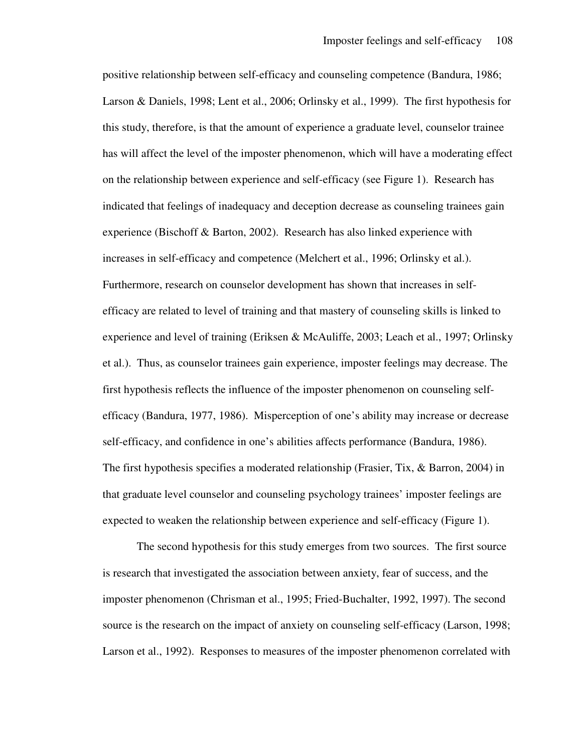positive relationship between self-efficacy and counseling competence (Bandura, 1986; Larson & Daniels, 1998; Lent et al., 2006; Orlinsky et al., 1999). The first hypothesis for this study, therefore, is that the amount of experience a graduate level, counselor trainee has will affect the level of the imposter phenomenon, which will have a moderating effect on the relationship between experience and self-efficacy (see Figure 1). Research has indicated that feelings of inadequacy and deception decrease as counseling trainees gain experience (Bischoff & Barton, 2002). Research has also linked experience with increases in self-efficacy and competence (Melchert et al., 1996; Orlinsky et al.). Furthermore, research on counselor development has shown that increases in self-efficacy are related to level of training and that mastery of counseling skills is linked to experience and level of training (Eriksen & McAuliffe, 2003; Leach et al., 1997; Orlinsky et al.). Thus, as counselor trainees gain experience, imposter feelings may decrease. The first hypothesis reflects the influence of the imposter phenomenon on counseling self-efficacy (Bandura, 1977, 1986). Misperception of one's ability may increase or decrease self-efficacy, and confidence in one's abilities affects performance (Bandura, 1986). The first hypothesis specifies a moderated relationship (Frasier, Tix, & Barron, 2004) in that graduate level counselor and counseling psychology trainees' imposter feelings are expected to weaken the relationship between experience and self-efficacy (Figure 1).

The second hypothesis for this study emerges from two sources. The first source is research that investigated the association between anxiety, fear of success, and the imposter phenomenon (Chrisman et al., 1995; Fried-Buchalter, 1992, 1997). The second source is the research on the impact of anxiety on counseling self-efficacy (Larson, 1998; Larson et al., 1992). Responses to measures of the imposter phenomenon correlated with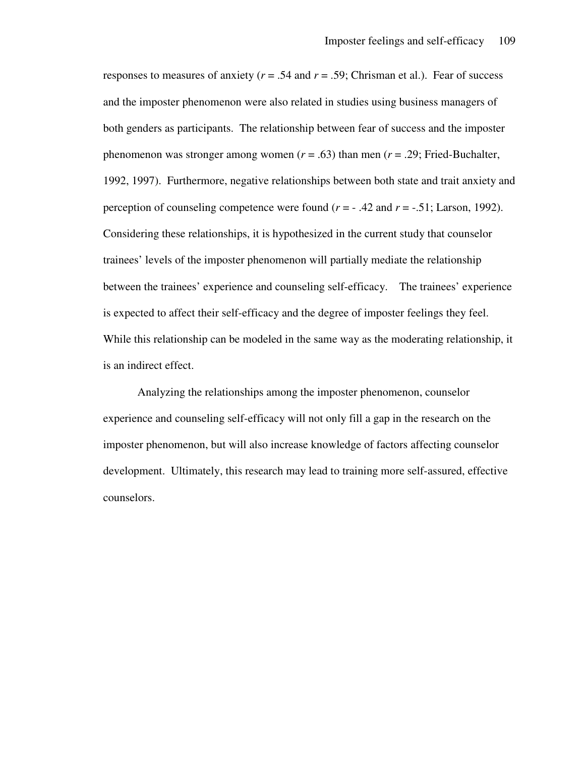responses to measures of anxiety ($r = .54$ and $r = .59$; Chrisman et al.). Fear of success and the imposter phenomenon were also related in studies using business managers of both genders as participants. The relationship between fear of success and the imposter phenomenon was stronger among women ($r = .63$) than men ($r = .29$; Fried-Buchalter, 1992, 1997). Furthermore, negative relationships between both state and trait anxiety and perception of counseling competence were found ($r = -.42$ and $r = -.51$; Larson, 1992). Considering these relationships, it is hypothesized in the current study that counselor trainees' levels of the imposter phenomenon will partially mediate the relationship between the trainees' experience and counseling self-efficacy. The trainees' experience is expected to affect their self-efficacy and the degree of imposter feelings they feel. While this relationship can be modeled in the same way as the moderating relationship, it is an indirect effect.

Analyzing the relationships among the imposter phenomenon, counselor experience and counseling self-efficacy will not only fill a gap in the research on the imposter phenomenon, but will also increase knowledge of factors affecting counselor development. Ultimately, this research may lead to training more self-assured, effective counselors.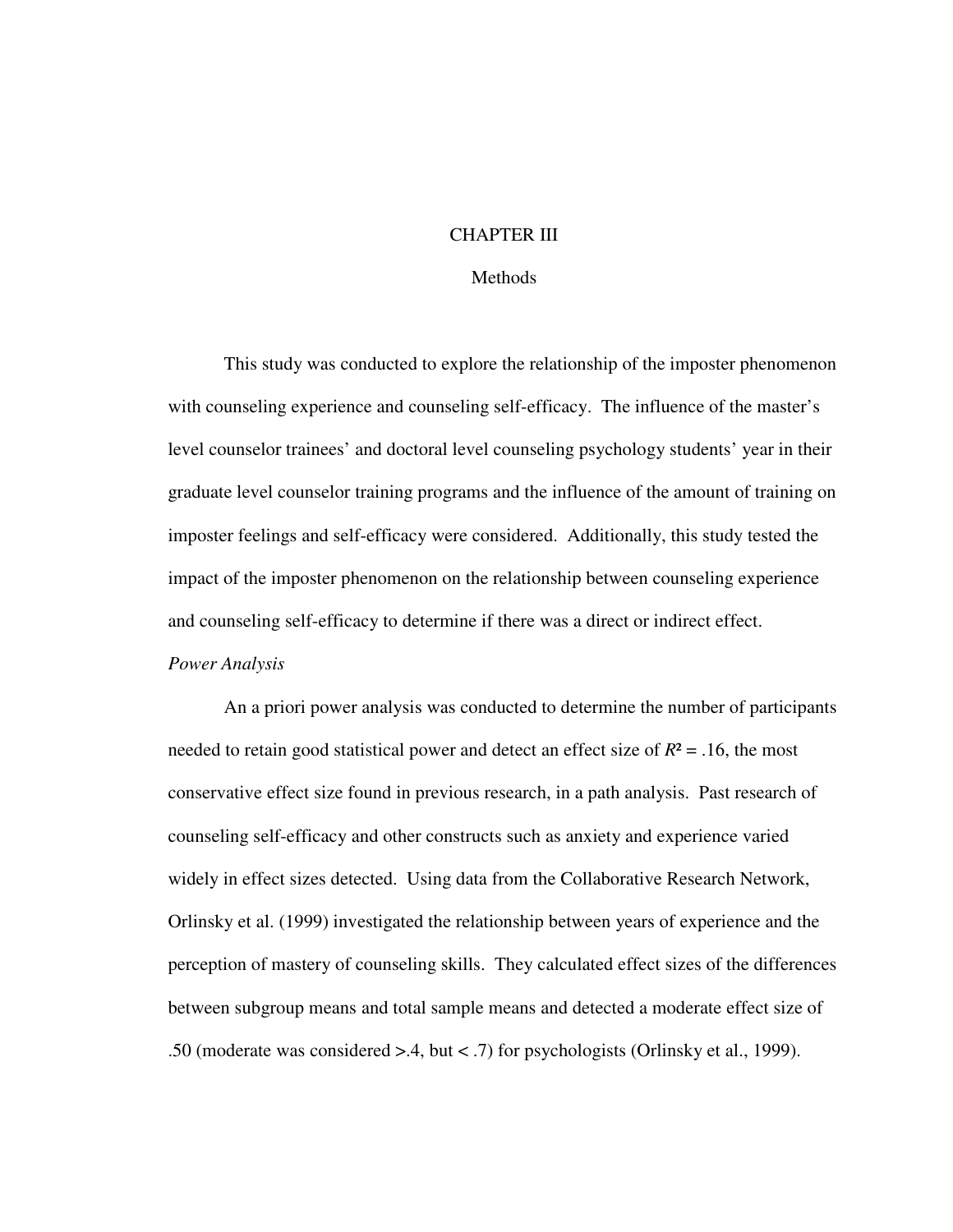# CHAPTER III

## Methods

This study was conducted to explore the relationship of the imposter phenomenon with counseling experience and counseling self-efficacy. The influence of the master's level counselor trainees' and doctoral level counseling psychology students' year in their graduate level counselor training programs and the influence of the amount of training on imposter feelings and self-efficacy were considered. Additionally, this study tested the impact of the imposter phenomenon on the relationship between counseling experience and counseling self-efficacy to determine if there was a direct or indirect effect.

*Power Analysis*

An a priori power analysis was conducted to determine the number of participants needed to retain good statistical power and detect an effect size of $R^2 = .16$, the most conservative effect size found in previous research, in a path analysis. Past research of counseling self-efficacy and other constructs such as anxiety and experience varied widely in effect sizes detected. Using data from the Collaborative Research Network, Orlinsky et al. (1999) investigated the relationship between years of experience and the perception of mastery of counseling skills. They calculated effect sizes of the differences between subgroup means and total sample means and detected a moderate effect size of .50 (moderate was considered >.4, but < .7) for psychologists (Orlinsky et al., 1999).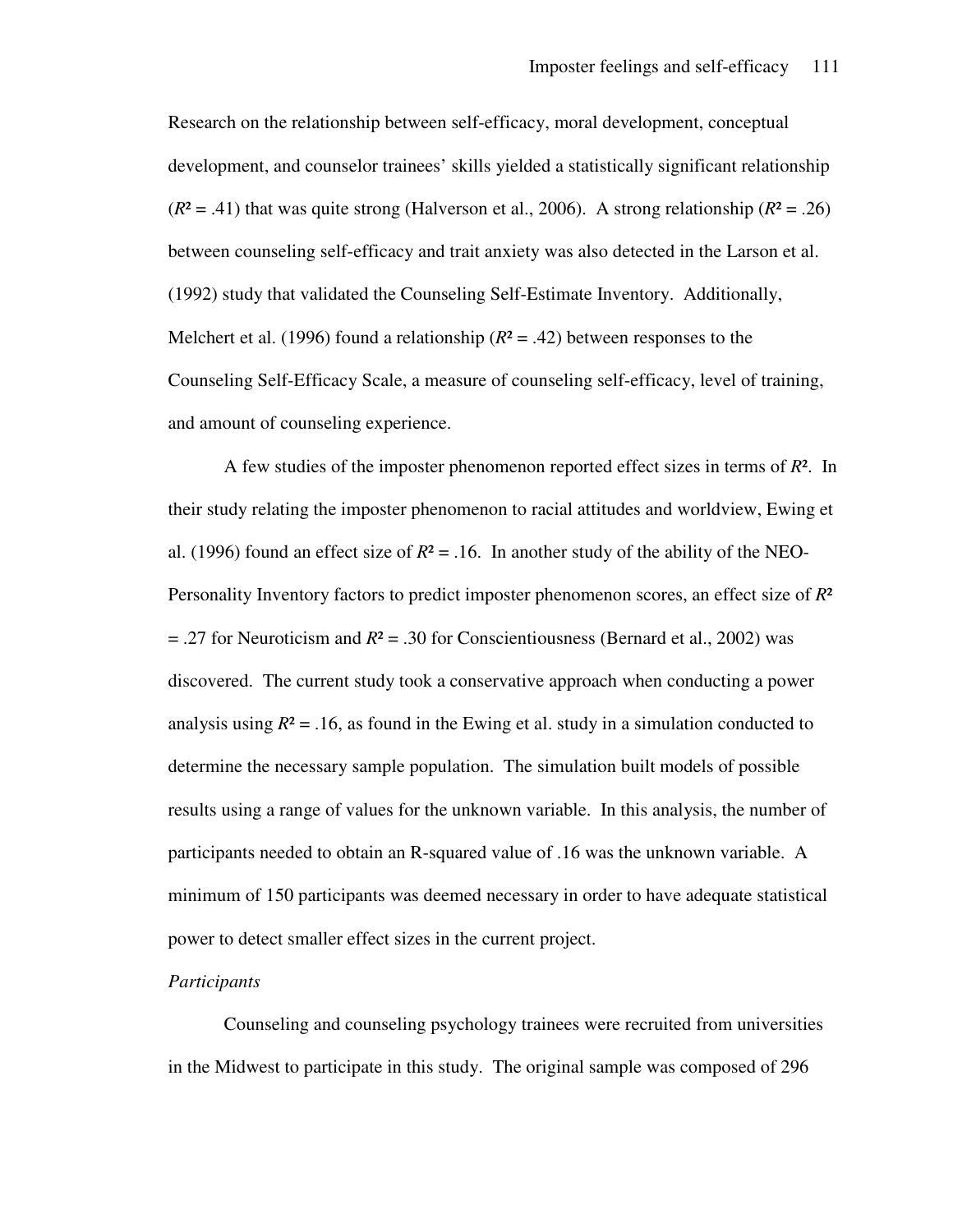Research on the relationship between self-efficacy, moral development, conceptual development, and counselor trainees' skills yielded a statistically significant relationship ($R^2 = .41$) that was quite strong (Halverson et al., 2006). A strong relationship ($R^2 = .26$) between counseling self-efficacy and trait anxiety was also detected in the Larson et al. (1992) study that validated the Counseling Self-Estimate Inventory. Additionally, Melchert et al. (1996) found a relationship ($R^2 = .42$) between responses to the Counseling Self-Efficacy Scale, a measure of counseling self-efficacy, level of training, and amount of counseling experience.

A few studies of the imposter phenomenon reported effect sizes in terms of $R^2$. In their study relating the imposter phenomenon to racial attitudes and worldview, Ewing et al. (1996) found an effect size of $R^2 = .16$. In another study of the ability of the NEO-Personality Inventory factors to predict imposter phenomenon scores, an effect size of $R^2 = .27$ for Neuroticism and $R^2 = .30$ for Conscientiousness (Bernard et al., 2002) was discovered. The current study took a conservative approach when conducting a power analysis using $R^2 = .16$, as found in the Ewing et al. study in a simulation conducted to determine the necessary sample population. The simulation built models of possible results using a range of values for the unknown variable. In this analysis, the number of participants needed to obtain an R-squared value of .16 was the unknown variable. A minimum of 150 participants was deemed necessary in order to have adequate statistical power to detect smaller effect sizes in the current project.

*Participants*

Counseling and counseling psychology trainees were recruited from universities in the Midwest to participate in this study. The original sample was composed of 296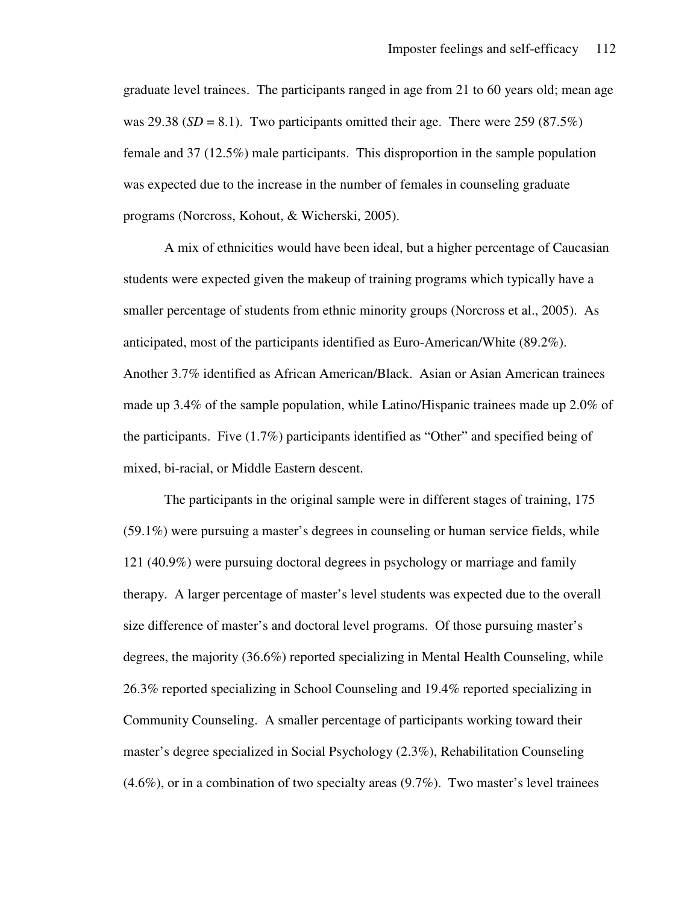graduate level trainees. The participants ranged in age from 21 to 60 years old; mean age was 29.38 (*SD* = 8.1). Two participants omitted their age. There were 259 (87.5%) female and 37 (12.5%) male participants. This disproportion in the sample population was expected due to the increase in the number of females in counseling graduate programs (Norcross, Kohout, & Wicherski, 2005).

A mix of ethnicities would have been ideal, but a higher percentage of Caucasian students were expected given the makeup of training programs which typically have a smaller percentage of students from ethnic minority groups (Norcross et al., 2005). As anticipated, most of the participants identified as Euro-American/White (89.2%). Another 3.7% identified as African American/Black. Asian or Asian American trainees made up 3.4% of the sample population, while Latino/Hispanic trainees made up 2.0% of the participants. Five (1.7%) participants identified as "Other" and specified being of mixed, bi-racial, or Middle Eastern descent.

The participants in the original sample were in different stages of training, 175 (59.1%) were pursuing a master's degrees in counseling or human service fields, while 121 (40.9%) were pursuing doctoral degrees in psychology or marriage and family therapy. A larger percentage of master's level students was expected due to the overall size difference of master's and doctoral level programs. Of those pursuing master's degrees, the majority (36.6%) reported specializing in Mental Health Counseling, while 26.3% reported specializing in School Counseling and 19.4% reported specializing in Community Counseling. A smaller percentage of participants working toward their master's degree specialized in Social Psychology (2.3%), Rehabilitation Counseling (4.6%), or in a combination of two specialty areas (9.7%). Two master's level trainees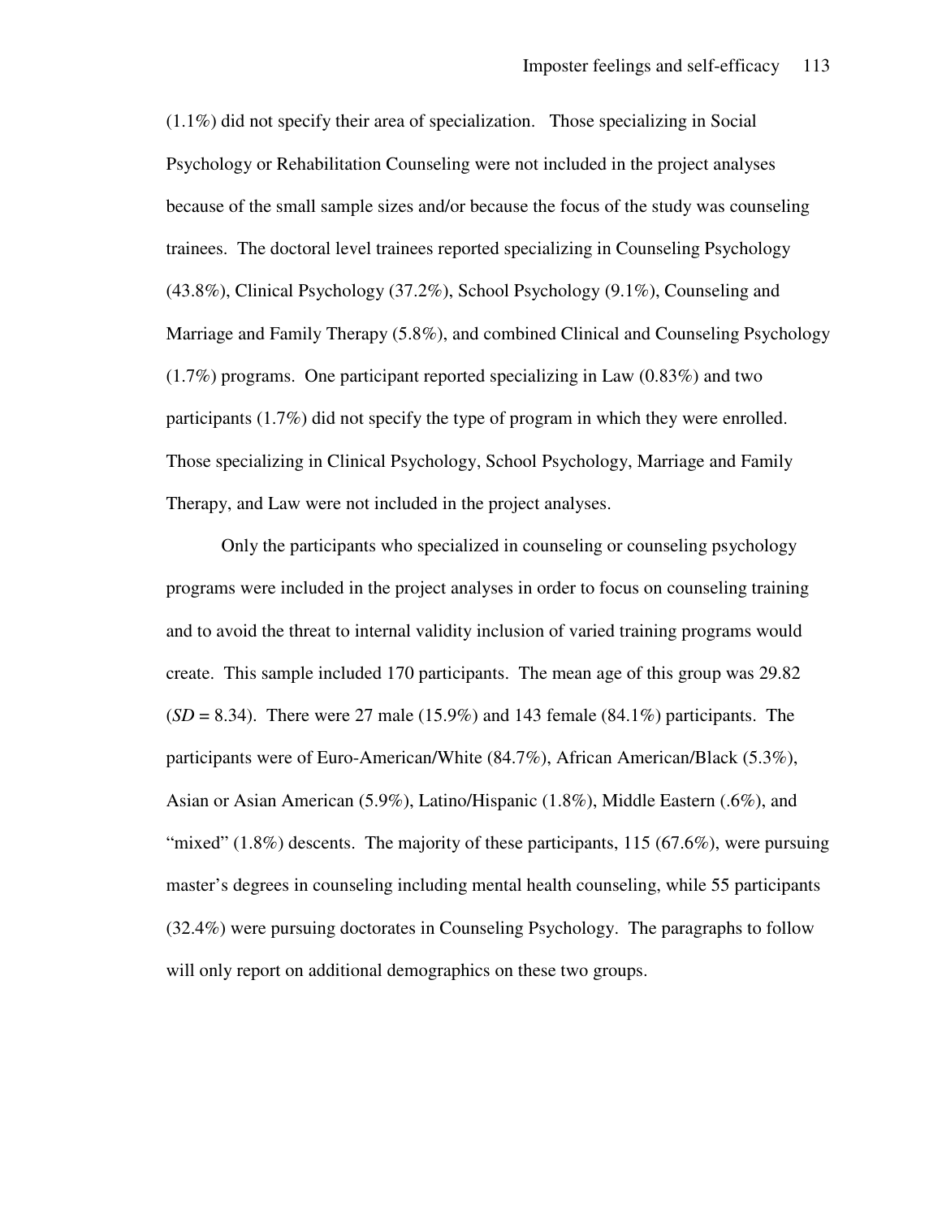(1.1%) did not specify their area of specialization. Those specializing in Social Psychology or Rehabilitation Counseling were not included in the project analyses because of the small sample sizes and/or because the focus of the study was counseling trainees. The doctoral level trainees reported specializing in Counseling Psychology (43.8%), Clinical Psychology (37.2%), School Psychology (9.1%), Counseling and Marriage and Family Therapy (5.8%), and combined Clinical and Counseling Psychology (1.7%) programs. One participant reported specializing in Law (0.83%) and two participants (1.7%) did not specify the type of program in which they were enrolled. Those specializing in Clinical Psychology, School Psychology, Marriage and Family Therapy, and Law were not included in the project analyses.

Only the participants who specialized in counseling or counseling psychology programs were included in the project analyses in order to focus on counseling training and to avoid the threat to internal validity inclusion of varied training programs would create. This sample included 170 participants. The mean age of this group was 29.82 (*SD* = 8.34). There were 27 male (15.9%) and 143 female (84.1%) participants. The participants were of Euro-American/White (84.7%), African American/Black (5.3%), Asian or Asian American (5.9%), Latino/Hispanic (1.8%), Middle Eastern (.6%), and "mixed" (1.8%) descents. The majority of these participants, 115 (67.6%), were pursuing master's degrees in counseling including mental health counseling, while 55 participants (32.4%) were pursuing doctorates in Counseling Psychology. The paragraphs to follow will only report on additional demographics on these two groups.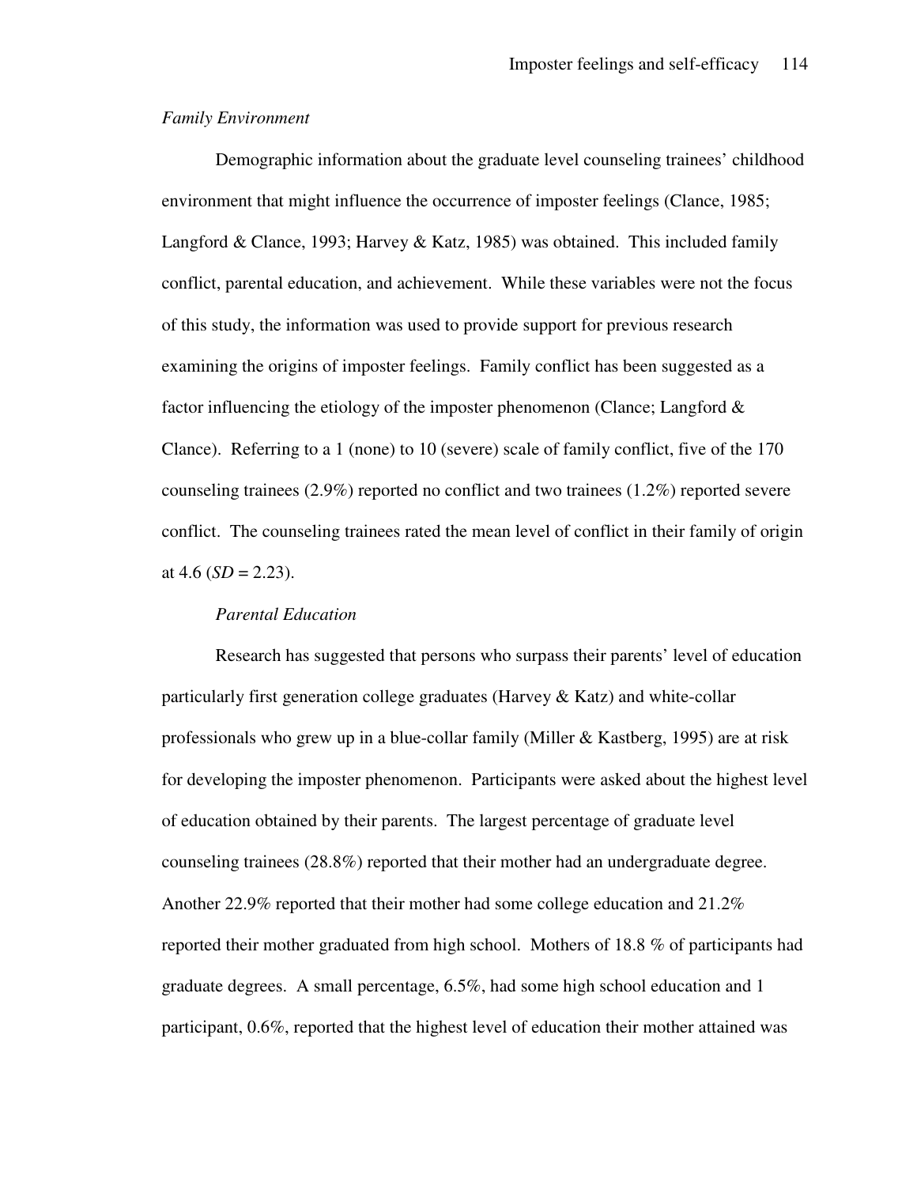*Family Environment*

Demographic information about the graduate level counseling trainees' childhood environment that might influence the occurrence of imposter feelings (Clance, 1985; Langford & Clance, 1993; Harvey & Katz, 1985) was obtained. This included family conflict, parental education, and achievement. While these variables were not the focus of this study, the information was used to provide support for previous research examining the origins of imposter feelings. Family conflict has been suggested as a factor influencing the etiology of the imposter phenomenon (Clance; Langford & Clance). Referring to a 1 (none) to 10 (severe) scale of family conflict, five of the 170 counseling trainees (2.9%) reported no conflict and two trainees (1.2%) reported severe conflict. The counseling trainees rated the mean level of conflict in their family of origin at 4.6 (*SD* = 2.23).

*Parental Education*

Research has suggested that persons who surpass their parents' level of education particularly first generation college graduates (Harvey & Katz) and white-collar professionals who grew up in a blue-collar family (Miller & Kastberg, 1995) are at risk for developing the imposter phenomenon. Participants were asked about the highest level of education obtained by their parents. The largest percentage of graduate level counseling trainees (28.8%) reported that their mother had an undergraduate degree. Another 22.9% reported that their mother had some college education and 21.2% reported their mother graduated from high school. Mothers of 18.8 % of participants had graduate degrees. A small percentage, 6.5%, had some high school education and 1 participant, 0.6%, reported that the highest level of education their mother attained was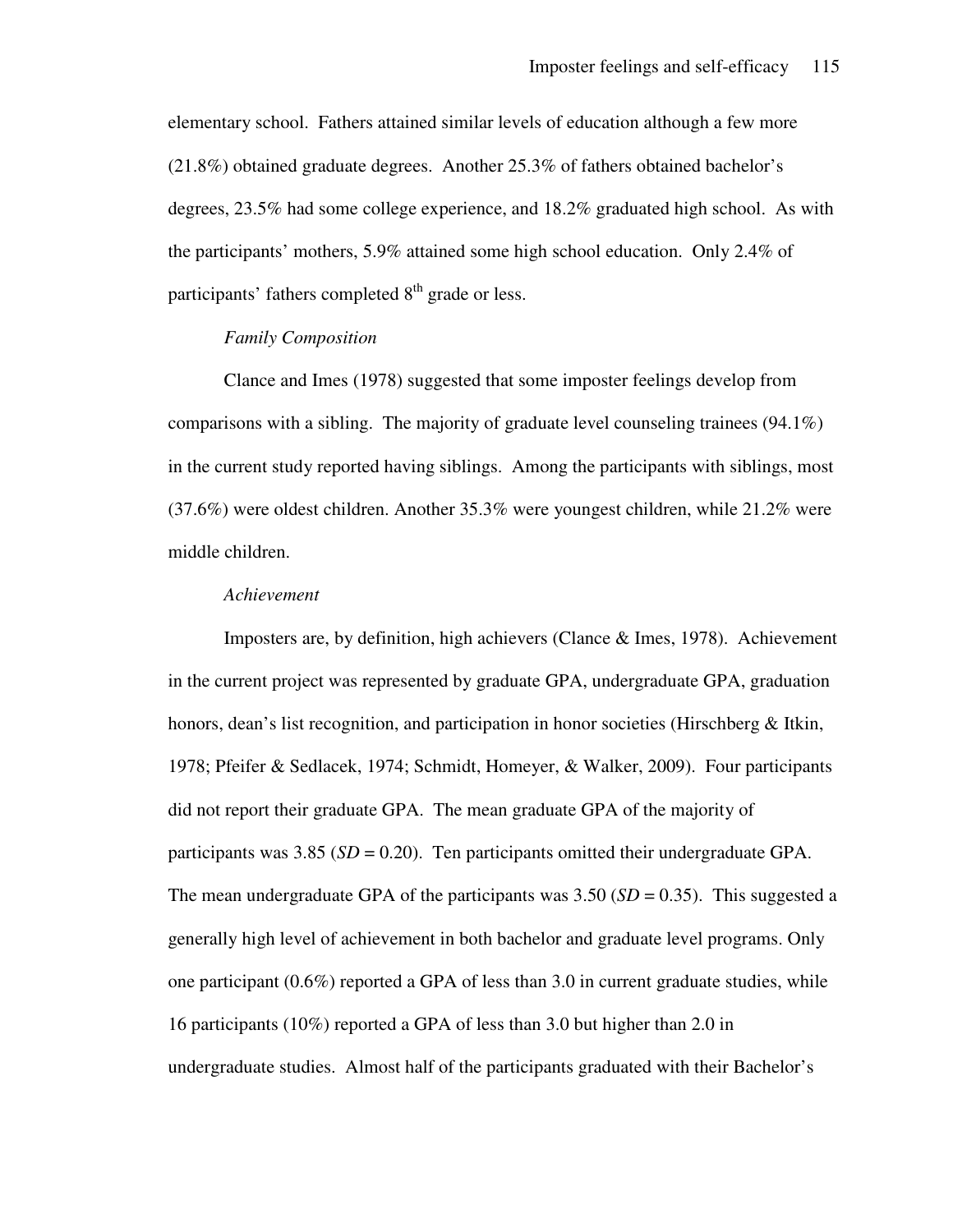elementary school. Fathers attained similar levels of education although a few more (21.8%) obtained graduate degrees. Another 25.3% of fathers obtained bachelor's degrees, 23.5% had some college experience, and 18.2% graduated high school. As with the participants' mothers, 5.9% attained some high school education. Only 2.4% of participants' fathers completed 8th grade or less.

*Family Composition*

Clance and Imes (1978) suggested that some imposter feelings develop from comparisons with a sibling. The majority of graduate level counseling trainees (94.1%) in the current study reported having siblings. Among the participants with siblings, most (37.6%) were oldest children. Another 35.3% were youngest children, while 21.2% were middle children.

*Achievement*

Imposters are, by definition, high achievers (Clance & Imes, 1978). Achievement in the current project was represented by graduate GPA, undergraduate GPA, graduation honors, dean's list recognition, and participation in honor societies (Hirschberg & Itkin, 1978; Pfeifer & Sedlacek, 1974; Schmidt, Homeyer, & Walker, 2009). Four participants did not report their graduate GPA. The mean graduate GPA of the majority of participants was 3.85 (*SD* = 0.20). Ten participants omitted their undergraduate GPA. The mean undergraduate GPA of the participants was 3.50 (*SD* = 0.35). This suggested a generally high level of achievement in both bachelor and graduate level programs. Only one participant (0.6%) reported a GPA of less than 3.0 in current graduate studies, while 16 participants (10%) reported a GPA of less than 3.0 but higher than 2.0 in undergraduate studies. Almost half of the participants graduated with their Bachelor's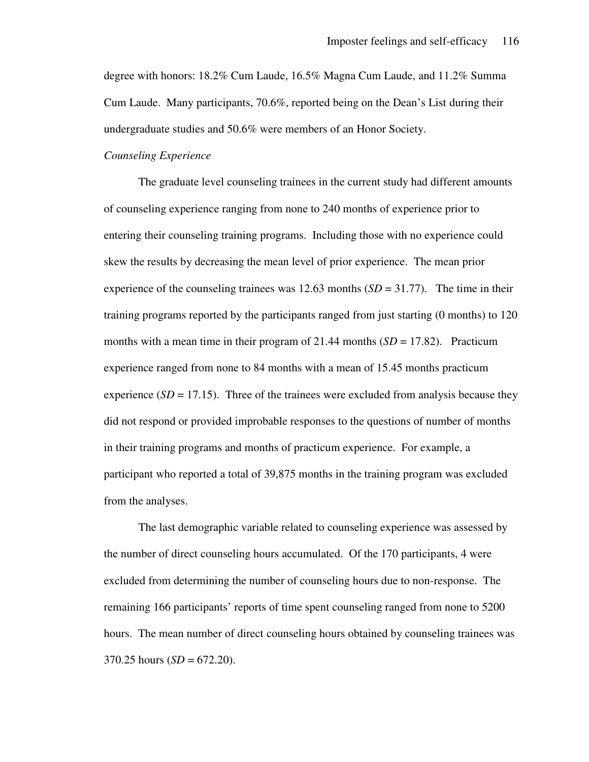degree with honors: 18.2% Cum Laude, 16.5% Magna Cum Laude, and 11.2% Summa Cum Laude. Many participants, 70.6%, reported being on the Dean's List during their undergraduate studies and 50.6% were members of an Honor Society.

*Counseling Experience*

The graduate level counseling trainees in the current study had different amounts of counseling experience ranging from none to 240 months of experience prior to entering their counseling training programs. Including those with no experience could skew the results by decreasing the mean level of prior experience. The mean prior experience of the counseling trainees was 12.63 months (*SD* = 31.77). The time in their training programs reported by the participants ranged from just starting (0 months) to 120 months with a mean time in their program of 21.44 months (*SD* = 17.82). Practicum experience ranged from none to 84 months with a mean of 15.45 months practicum experience (*SD* = 17.15). Three of the trainees were excluded from analysis because they did not respond or provided improbable responses to the questions of number of months in their training programs and months of practicum experience. For example, a participant who reported a total of 39,875 months in the training program was excluded from the analyses.

The last demographic variable related to counseling experience was assessed by the number of direct counseling hours accumulated. Of the 170 participants, 4 were excluded from determining the number of counseling hours due to non-response. The remaining 166 participants' reports of time spent counseling ranged from none to 5200 hours. The mean number of direct counseling hours obtained by counseling trainees was 370.25 hours (*SD* = 672.20).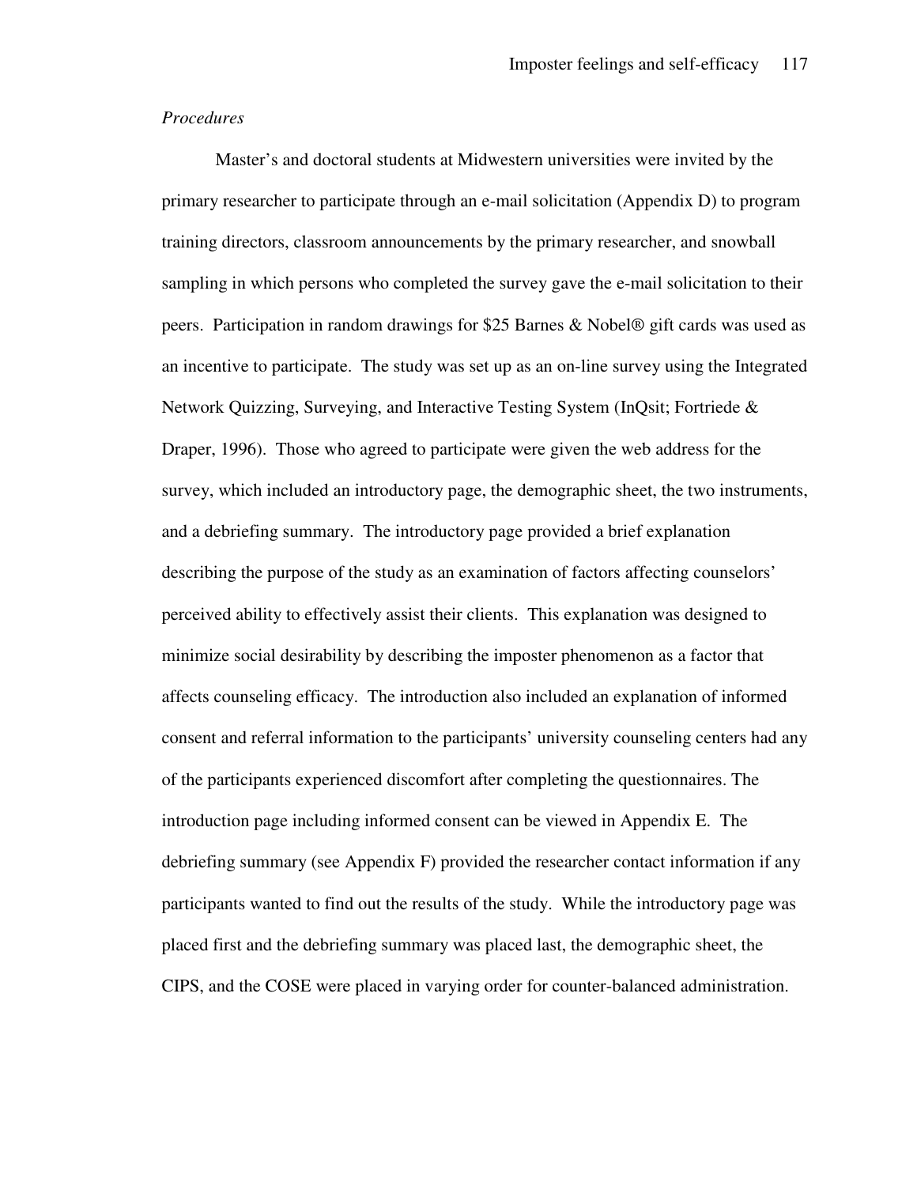*Procedures*

Master's and doctoral students at Midwestern universities were invited by the primary researcher to participate through an e-mail solicitation (Appendix D) to program training directors, classroom announcements by the primary researcher, and snowball sampling in which persons who completed the survey gave the e-mail solicitation to their peers. Participation in random drawings for $25 Barnes & Nobel® gift cards was used as an incentive to participate. The study was set up as an on-line survey using the Integrated Network Quizzing, Surveying, and Interactive Testing System (InQsit; Fortriede & Draper, 1996). Those who agreed to participate were given the web address for the survey, which included an introductory page, the demographic sheet, the two instruments, and a debriefing summary. The introductory page provided a brief explanation describing the purpose of the study as an examination of factors affecting counselors' perceived ability to effectively assist their clients. This explanation was designed to minimize social desirability by describing the imposter phenomenon as a factor that affects counseling efficacy. The introduction also included an explanation of informed consent and referral information to the participants' university counseling centers had any of the participants experienced discomfort after completing the questionnaires. The introduction page including informed consent can be viewed in Appendix E. The debriefing summary (see Appendix F) provided the researcher contact information if any participants wanted to find out the results of the study. While the introductory page was placed first and the debriefing summary was placed last, the demographic sheet, the CIPS, and the COSE were placed in varying order for counter-balanced administration.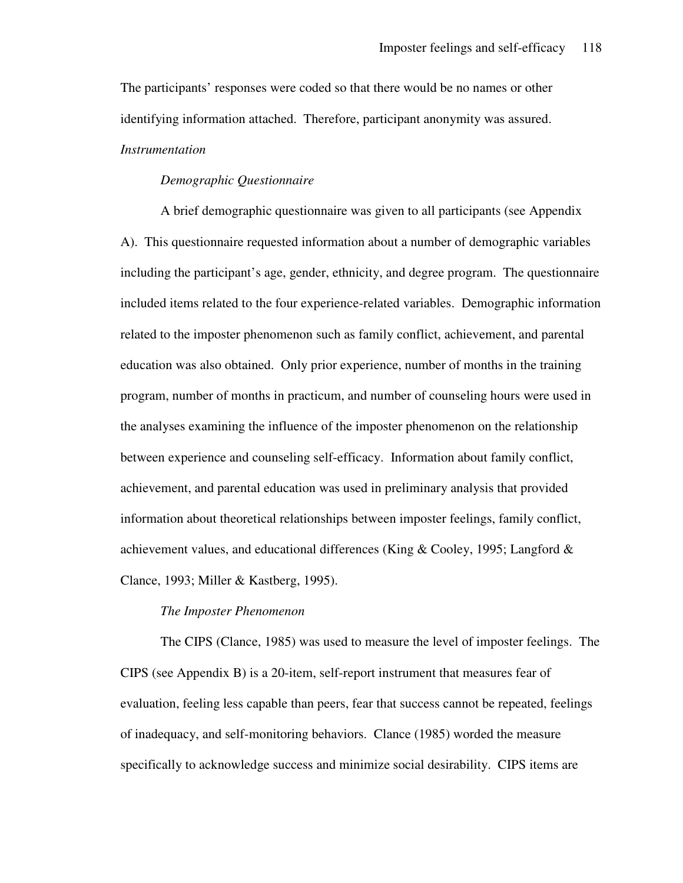The participants' responses were coded so that there would be no names or other identifying information attached. Therefore, participant anonymity was assured.

*Instrumentation*

*Demographic Questionnaire*

A brief demographic questionnaire was given to all participants (see Appendix A). This questionnaire requested information about a number of demographic variables including the participant's age, gender, ethnicity, and degree program. The questionnaire included items related to the four experience-related variables. Demographic information related to the imposter phenomenon such as family conflict, achievement, and parental education was also obtained. Only prior experience, number of months in the training program, number of months in practicum, and number of counseling hours were used in the analyses examining the influence of the imposter phenomenon on the relationship between experience and counseling self-efficacy. Information about family conflict, achievement, and parental education was used in preliminary analysis that provided information about theoretical relationships between imposter feelings, family conflict, achievement values, and educational differences (King & Cooley, 1995; Langford & Clance, 1993; Miller & Kastberg, 1995).

*The Imposter Phenomenon*

The CIPS (Clance, 1985) was used to measure the level of imposter feelings. The CIPS (see Appendix B) is a 20-item, self-report instrument that measures fear of evaluation, feeling less capable than peers, fear that success cannot be repeated, feelings of inadequacy, and self-monitoring behaviors. Clance (1985) worded the measure specifically to acknowledge success and minimize social desirability. CIPS items are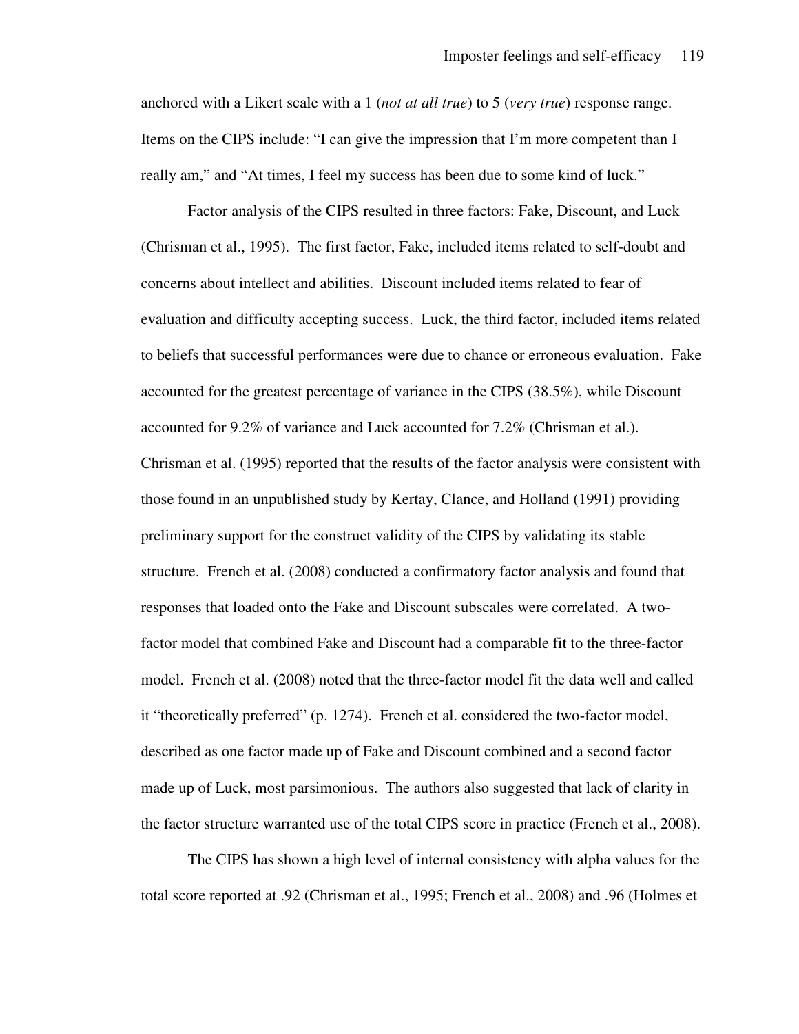anchored with a Likert scale with a 1 (*not at all true*) to 5 (*very true*) response range. Items on the CIPS include: "I can give the impression that I'm more competent than I really am," and "At times, I feel my success has been due to some kind of luck."

Factor analysis of the CIPS resulted in three factors: Fake, Discount, and Luck (Chrisman et al., 1995). The first factor, Fake, included items related to self-doubt and concerns about intellect and abilities. Discount included items related to fear of evaluation and difficulty accepting success. Luck, the third factor, included items related to beliefs that successful performances were due to chance or erroneous evaluation. Fake accounted for the greatest percentage of variance in the CIPS (38.5%), while Discount accounted for 9.2% of variance and Luck accounted for 7.2% (Chrisman et al.). Chrisman et al. (1995) reported that the results of the factor analysis were consistent with those found in an unpublished study by Kertay, Clance, and Holland (1991) providing preliminary support for the construct validity of the CIPS by validating its stable structure. French et al. (2008) conducted a confirmatory factor analysis and found that responses that loaded onto the Fake and Discount subscales were correlated. A two-factor model that combined Fake and Discount had a comparable fit to the three-factor model. French et al. (2008) noted that the three-factor model fit the data well and called it "theoretically preferred" (p. 1274). French et al. considered the two-factor model, described as one factor made up of Fake and Discount combined and a second factor made up of Luck, most parsimonious. The authors also suggested that lack of clarity in the factor structure warranted use of the total CIPS score in practice (French et al., 2008).

The CIPS has shown a high level of internal consistency with alpha values for the total score reported at .92 (Chrisman et al., 1995; French et al., 2008) and .96 (Holmes et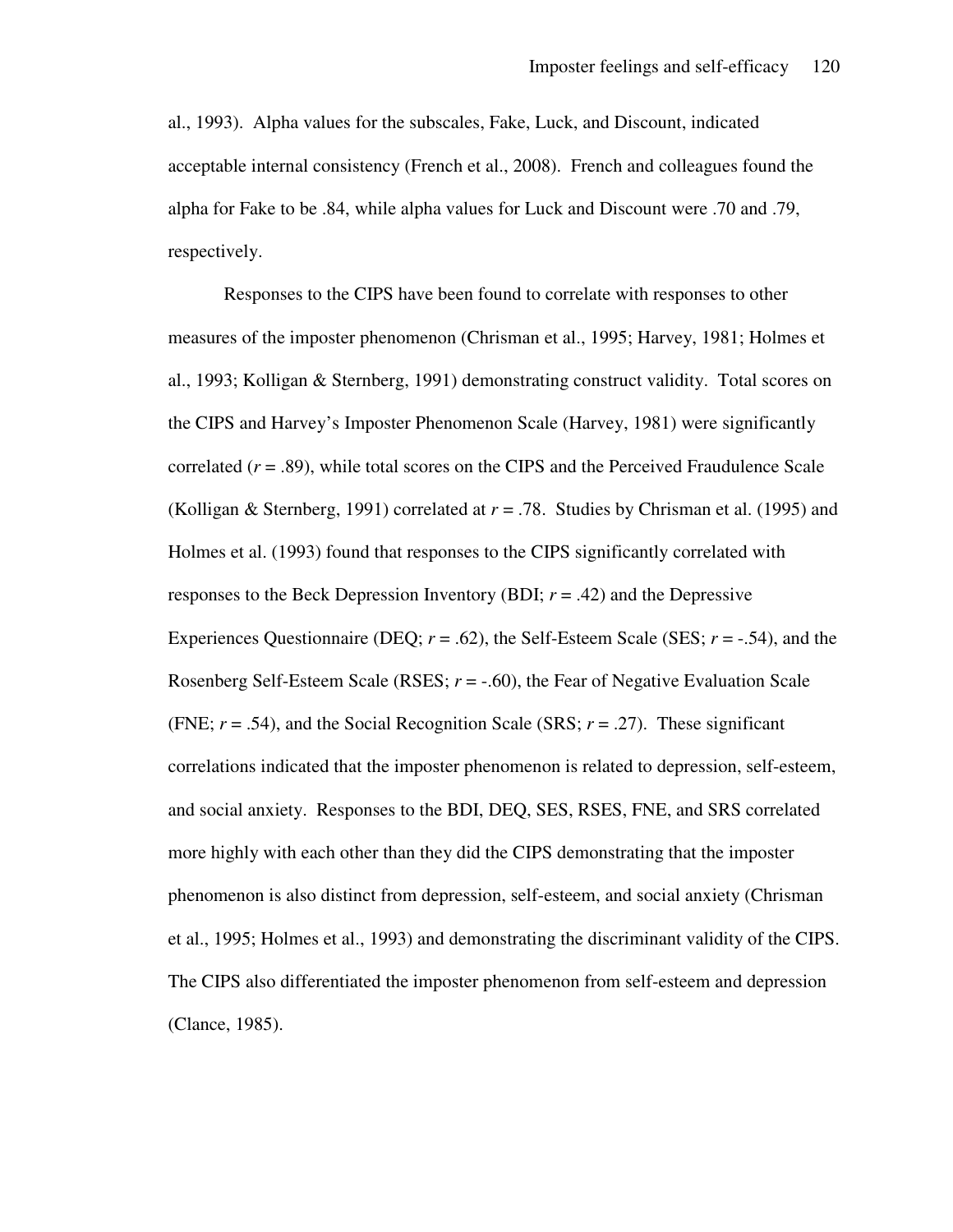al., 1993). Alpha values for the subscales, Fake, Luck, and Discount, indicated acceptable internal consistency (French et al., 2008). French and colleagues found the alpha for Fake to be .84, while alpha values for Luck and Discount were .70 and .79, respectively.

Responses to the CIPS have been found to correlate with responses to other measures of the imposter phenomenon (Chrisman et al., 1995; Harvey, 1981; Holmes et al., 1993; Kolligan & Sternberg, 1991) demonstrating construct validity. Total scores on the CIPS and Harvey's Imposter Phenomenon Scale (Harvey, 1981) were significantly correlated ($r = .89$), while total scores on the CIPS and the Perceived Fraudulence Scale (Kolligan & Sternberg, 1991) correlated at $r = .78$. Studies by Chrisman et al. (1995) and Holmes et al. (1993) found that responses to the CIPS significantly correlated with responses to the Beck Depression Inventory (BDI; $r = .42$) and the Depressive Experiences Questionnaire (DEQ; $r = .62$), the Self-Esteem Scale (SES; $r = -.54$), and the Rosenberg Self-Esteem Scale (RSES; $r = -.60$), the Fear of Negative Evaluation Scale (FNE; $r = .54$), and the Social Recognition Scale (SRS; $r = .27$). These significant correlations indicated that the imposter phenomenon is related to depression, self-esteem, and social anxiety. Responses to the BDI, DEQ, SES, RSES, FNE, and SRS correlated more highly with each other than they did the CIPS demonstrating that the imposter phenomenon is also distinct from depression, self-esteem, and social anxiety (Chrisman et al., 1995; Holmes et al., 1993) and demonstrating the discriminant validity of the CIPS. The CIPS also differentiated the imposter phenomenon from self-esteem and depression (Clance, 1985).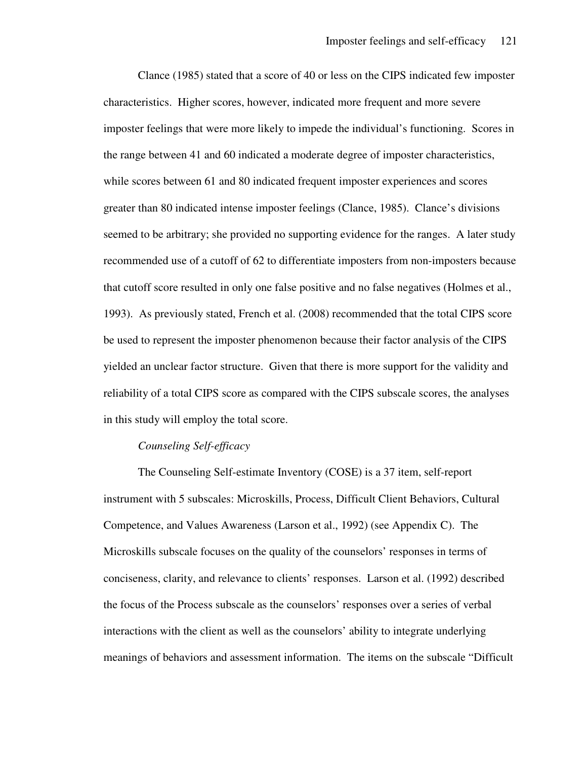Clance (1985) stated that a score of 40 or less on the CIPS indicated few imposter characteristics. Higher scores, however, indicated more frequent and more severe imposter feelings that were more likely to impede the individual's functioning. Scores in the range between 41 and 60 indicated a moderate degree of imposter characteristics, while scores between 61 and 80 indicated frequent imposter experiences and scores greater than 80 indicated intense imposter feelings (Clance, 1985). Clance's divisions seemed to be arbitrary; she provided no supporting evidence for the ranges. A later study recommended use of a cutoff of 62 to differentiate imposters from non-imposters because that cutoff score resulted in only one false positive and no false negatives (Holmes et al., 1993). As previously stated, French et al. (2008) recommended that the total CIPS score be used to represent the imposter phenomenon because their factor analysis of the CIPS yielded an unclear factor structure. Given that there is more support for the validity and reliability of a total CIPS score as compared with the CIPS subscale scores, the analyses in this study will employ the total score.

*Counseling Self-efficacy*

The Counseling Self-estimate Inventory (COSE) is a 37 item, self-report instrument with 5 subscales: Microskills, Process, Difficult Client Behaviors, Cultural Competence, and Values Awareness (Larson et al., 1992) (see Appendix C). The Microskills subscale focuses on the quality of the counselors' responses in terms of conciseness, clarity, and relevance to clients' responses. Larson et al. (1992) described the focus of the Process subscale as the counselors' responses over a series of verbal interactions with the client as well as the counselors' ability to integrate underlying meanings of behaviors and assessment information. The items on the subscale "Difficult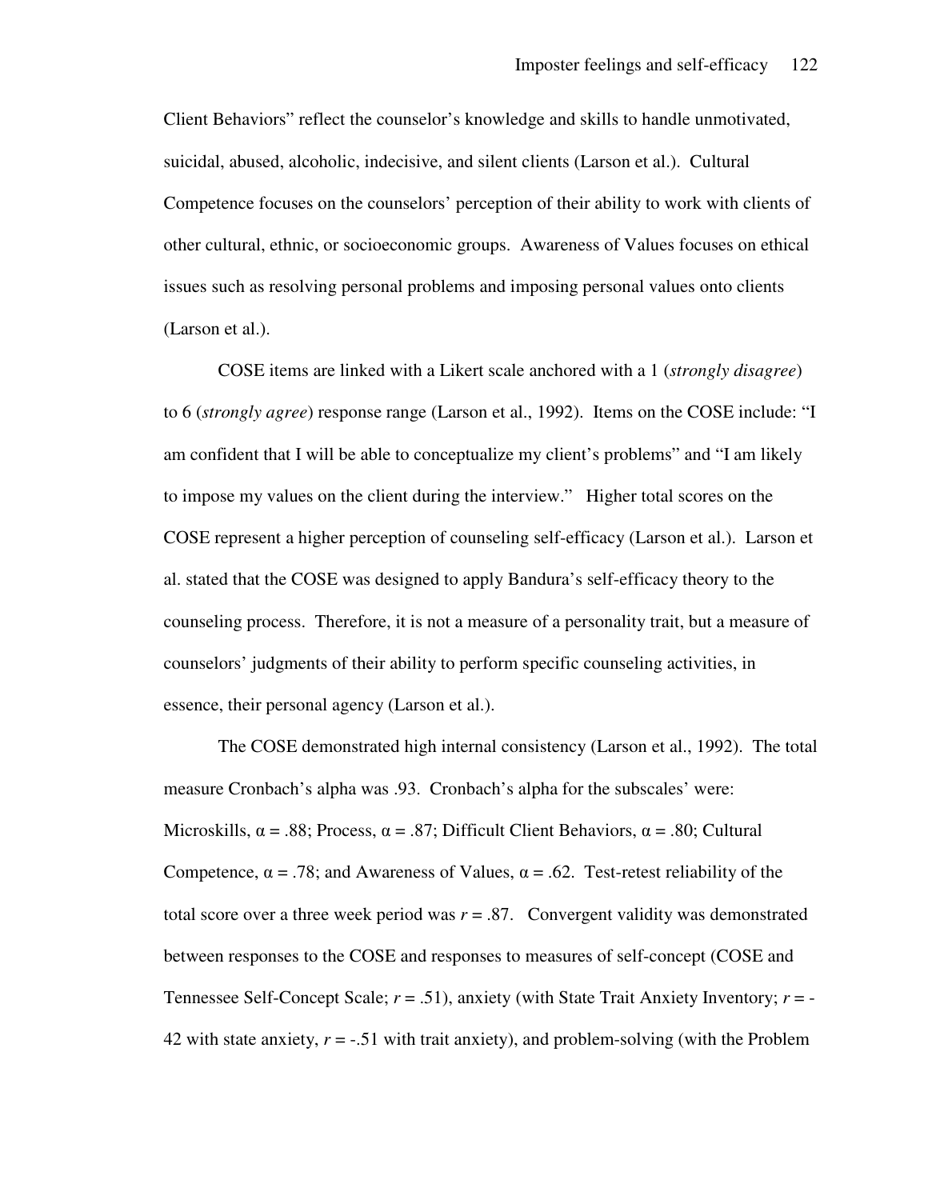Client Behaviors" reflect the counselor's knowledge and skills to handle unmotivated, suicidal, abused, alcoholic, indecisive, and silent clients (Larson et al.). Cultural Competence focuses on the counselors' perception of their ability to work with clients of other cultural, ethnic, or socioeconomic groups. Awareness of Values focuses on ethical issues such as resolving personal problems and imposing personal values onto clients (Larson et al.).

COSE items are linked with a Likert scale anchored with a 1 (*strongly disagree*) to 6 (*strongly agree*) response range (Larson et al., 1992). Items on the COSE include: "I am confident that I will be able to conceptualize my client's problems" and "I am likely to impose my values on the client during the interview." Higher total scores on the COSE represent a higher perception of counseling self-efficacy (Larson et al.). Larson et al. stated that the COSE was designed to apply Bandura's self-efficacy theory to the counseling process. Therefore, it is not a measure of a personality trait, but a measure of counselors' judgments of their ability to perform specific counseling activities, in essence, their personal agency (Larson et al.).

The COSE demonstrated high internal consistency (Larson et al., 1992). The total measure Cronbach's alpha was .93. Cronbach's alpha for the subscales' were: Microskills, $\alpha = .88$; Process, $\alpha = .87$; Difficult Client Behaviors, $\alpha = .80$; Cultural Competence, $\alpha = .78$; and Awareness of Values, $\alpha = .62$. Test-retest reliability of the total score over a three week period was $r = .87$. Convergent validity was demonstrated between responses to the COSE and responses to measures of self-concept (COSE and Tennessee Self-Concept Scale; $r = .51$), anxiety (with State Trait Anxiety Inventory; $r = -42$ with state anxiety, $r = -.51$ with trait anxiety), and problem-solving (with the Problem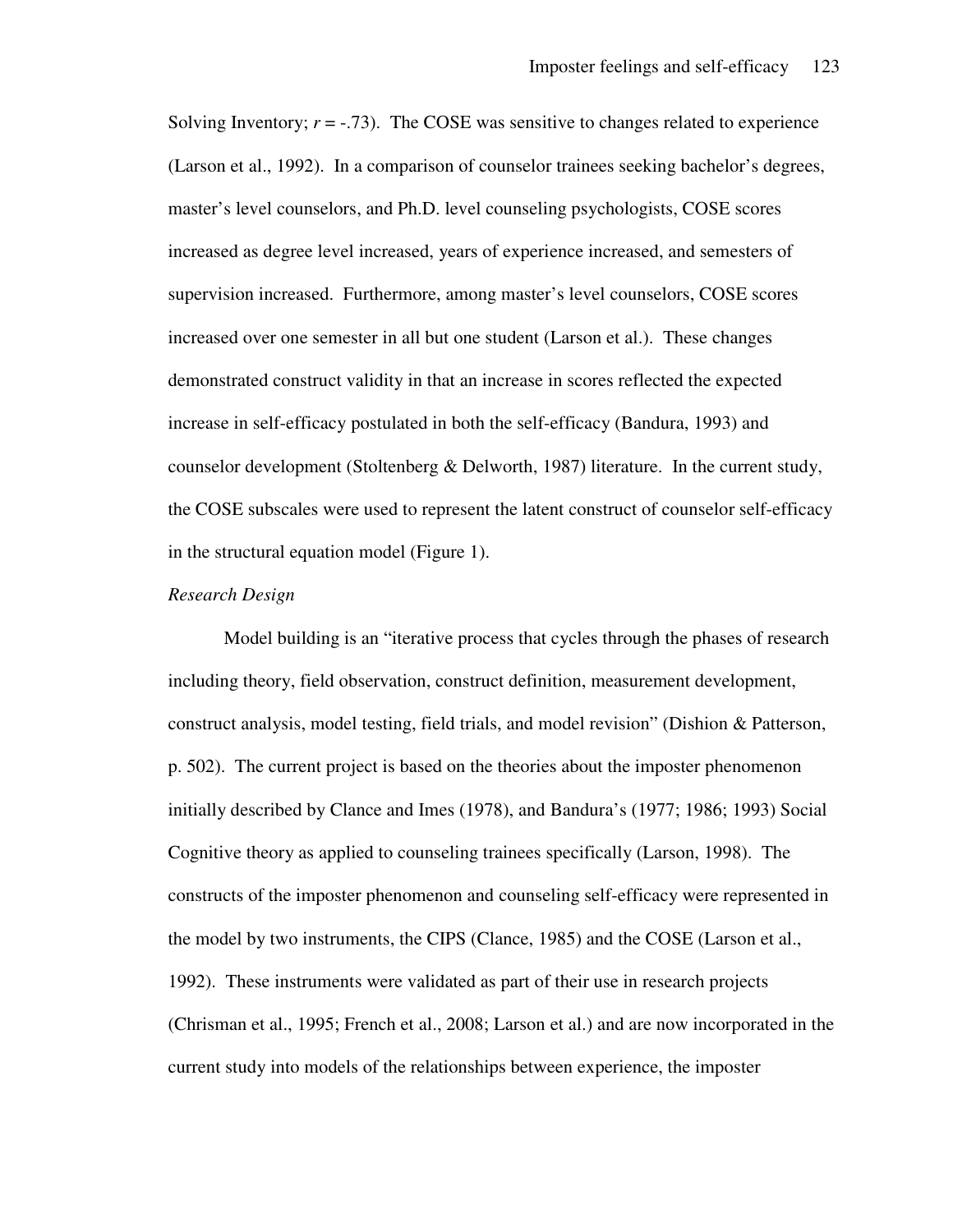Solving Inventory; $r = -.73$). The COSE was sensitive to changes related to experience (Larson et al., 1992). In a comparison of counselor trainees seeking bachelor's degrees, master's level counselors, and Ph.D. level counseling psychologists, COSE scores increased as degree level increased, years of experience increased, and semesters of supervision increased. Furthermore, among master's level counselors, COSE scores increased over one semester in all but one student (Larson et al.). These changes demonstrated construct validity in that an increase in scores reflected the expected increase in self-efficacy postulated in both the self-efficacy (Bandura, 1993) and counselor development (Stoltenberg & Delworth, 1987) literature. In the current study, the COSE subscales were used to represent the latent construct of counselor self-efficacy in the structural equation model (Figure 1).

*Research Design*

Model building is an "iterative process that cycles through the phases of research including theory, field observation, construct definition, measurement development, construct analysis, model testing, field trials, and model revision" (Dishion & Patterson, p. 502). The current project is based on the theories about the imposter phenomenon initially described by Clance and Imes (1978), and Bandura's (1977; 1986; 1993) Social Cognitive theory as applied to counseling trainees specifically (Larson, 1998). The constructs of the imposter phenomenon and counseling self-efficacy were represented in the model by two instruments, the CIPS (Clance, 1985) and the COSE (Larson et al., 1992). These instruments were validated as part of their use in research projects (Chrisman et al., 1995; French et al., 2008; Larson et al.) and are now incorporated in the current study into models of the relationships between experience, the imposter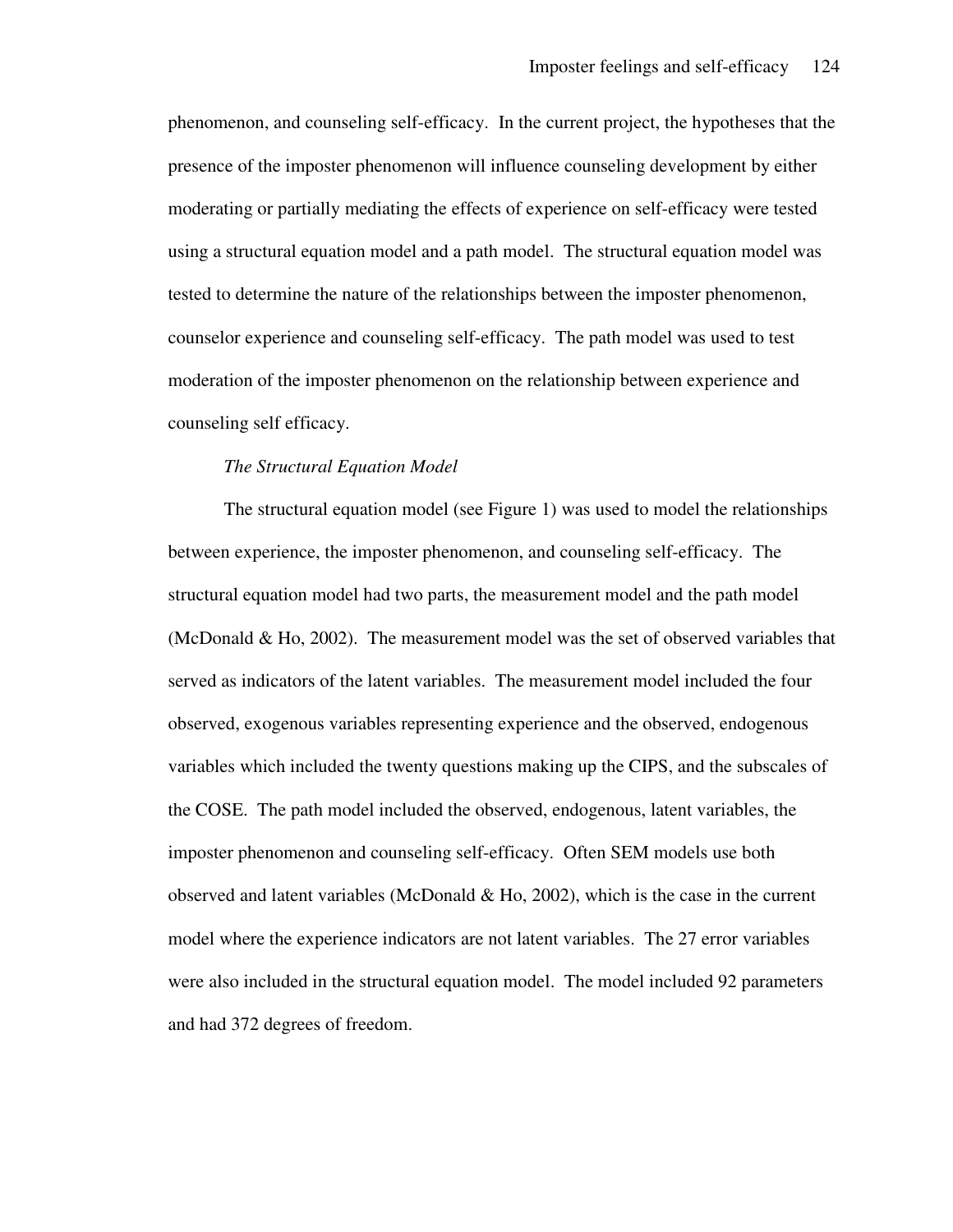phenomenon, and counseling self-efficacy. In the current project, the hypotheses that the presence of the imposter phenomenon will influence counseling development by either moderating or partially mediating the effects of experience on self-efficacy were tested using a structural equation model and a path model. The structural equation model was tested to determine the nature of the relationships between the imposter phenomenon, counselor experience and counseling self-efficacy. The path model was used to test moderation of the imposter phenomenon on the relationship between experience and counseling self efficacy.

*The Structural Equation Model*

The structural equation model (see Figure 1) was used to model the relationships between experience, the imposter phenomenon, and counseling self-efficacy. The structural equation model had two parts, the measurement model and the path model (McDonald & Ho, 2002). The measurement model was the set of observed variables that served as indicators of the latent variables. The measurement model included the four observed, exogenous variables representing experience and the observed, endogenous variables which included the twenty questions making up the CIPS, and the subscales of the COSE. The path model included the observed, endogenous, latent variables, the imposter phenomenon and counseling self-efficacy. Often SEM models use both observed and latent variables (McDonald & Ho, 2002), which is the case in the current model where the experience indicators are not latent variables. The 27 error variables were also included in the structural equation model. The model included 92 parameters and had 372 degrees of freedom.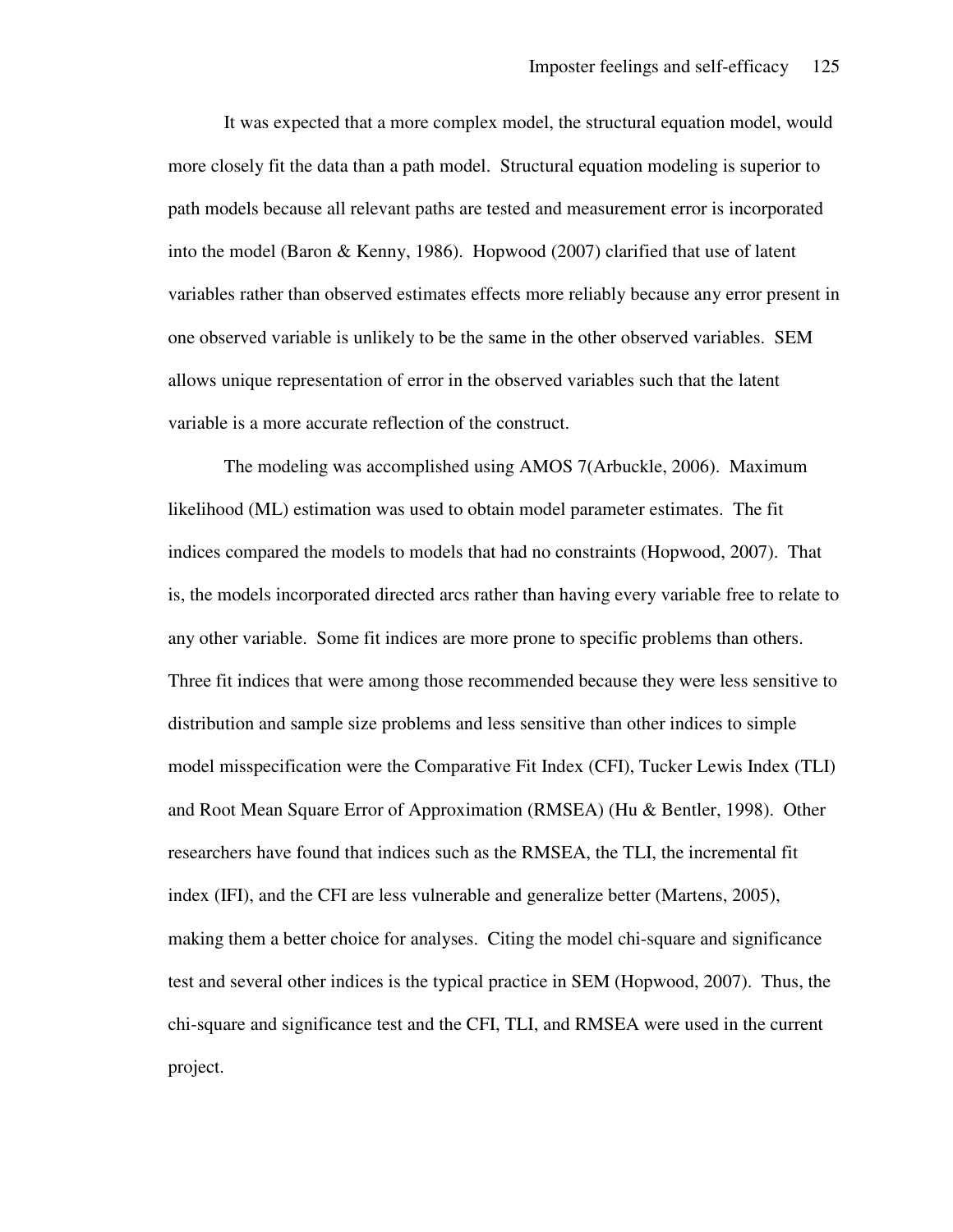It was expected that a more complex model, the structural equation model, would more closely fit the data than a path model. Structural equation modeling is superior to path models because all relevant paths are tested and measurement error is incorporated into the model (Baron & Kenny, 1986). Hopwood (2007) clarified that use of latent variables rather than observed estimates effects more reliably because any error present in one observed variable is unlikely to be the same in the other observed variables. SEM allows unique representation of error in the observed variables such that the latent variable is a more accurate reflection of the construct.

The modeling was accomplished using AMOS 7(Arbuckle, 2006). Maximum likelihood (ML) estimation was used to obtain model parameter estimates. The fit indices compared the models to models that had no constraints (Hopwood, 2007). That is, the models incorporated directed arcs rather than having every variable free to relate to any other variable. Some fit indices are more prone to specific problems than others. Three fit indices that were among those recommended because they were less sensitive to distribution and sample size problems and less sensitive than other indices to simple model misspecification were the Comparative Fit Index (CFI), Tucker Lewis Index (TLI) and Root Mean Square Error of Approximation (RMSEA) (Hu & Bentler, 1998). Other researchers have found that indices such as the RMSEA, the TLI, the incremental fit index (IFI), and the CFI are less vulnerable and generalize better (Martens, 2005), making them a better choice for analyses. Citing the model chi-square and significance test and several other indices is the typical practice in SEM (Hopwood, 2007). Thus, the chi-square and significance test and the CFI, TLI, and RMSEA were used in the current project.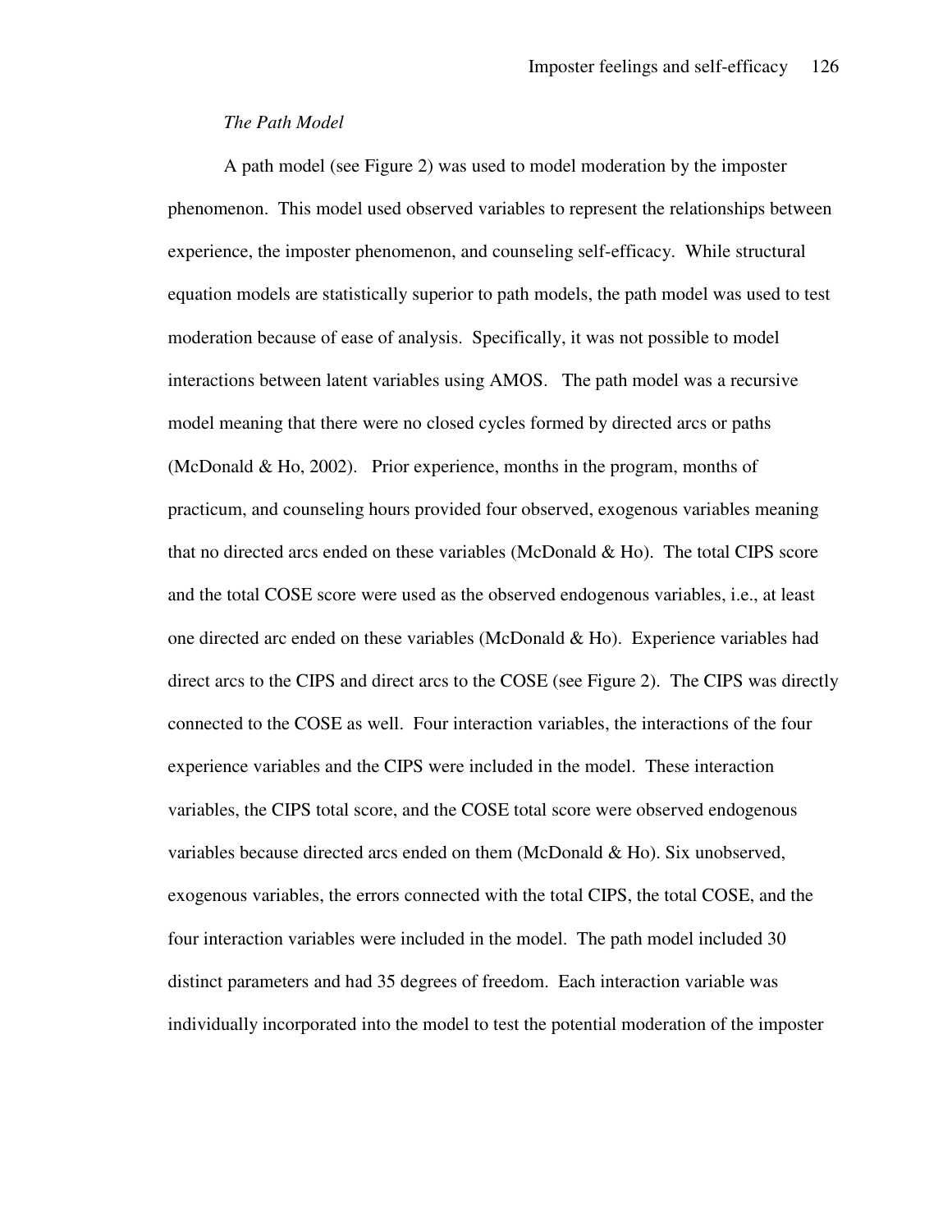*The Path Model*

A path model (see Figure 2) was used to model moderation by the imposter phenomenon. This model used observed variables to represent the relationships between experience, the imposter phenomenon, and counseling self-efficacy. While structural equation models are statistically superior to path models, the path model was used to test moderation because of ease of analysis. Specifically, it was not possible to model interactions between latent variables using AMOS. The path model was a recursive model meaning that there were no closed cycles formed by directed arcs or paths (McDonald & Ho, 2002). Prior experience, months in the program, months of practicum, and counseling hours provided four observed, exogenous variables meaning that no directed arcs ended on these variables (McDonald & Ho). The total CIPS score and the total COSE score were used as the observed endogenous variables, i.e., at least one directed arc ended on these variables (McDonald & Ho). Experience variables had direct arcs to the CIPS and direct arcs to the COSE (see Figure 2). The CIPS was directly connected to the COSE as well. Four interaction variables, the interactions of the four experience variables and the CIPS were included in the model. These interaction variables, the CIPS total score, and the COSE total score were observed endogenous variables because directed arcs ended on them (McDonald & Ho). Six unobserved, exogenous variables, the errors connected with the total CIPS, the total COSE, and the four interaction variables were included in the model. The path model included 30 distinct parameters and had 35 degrees of freedom. Each interaction variable was individually incorporated into the model to test the potential moderation of the imposter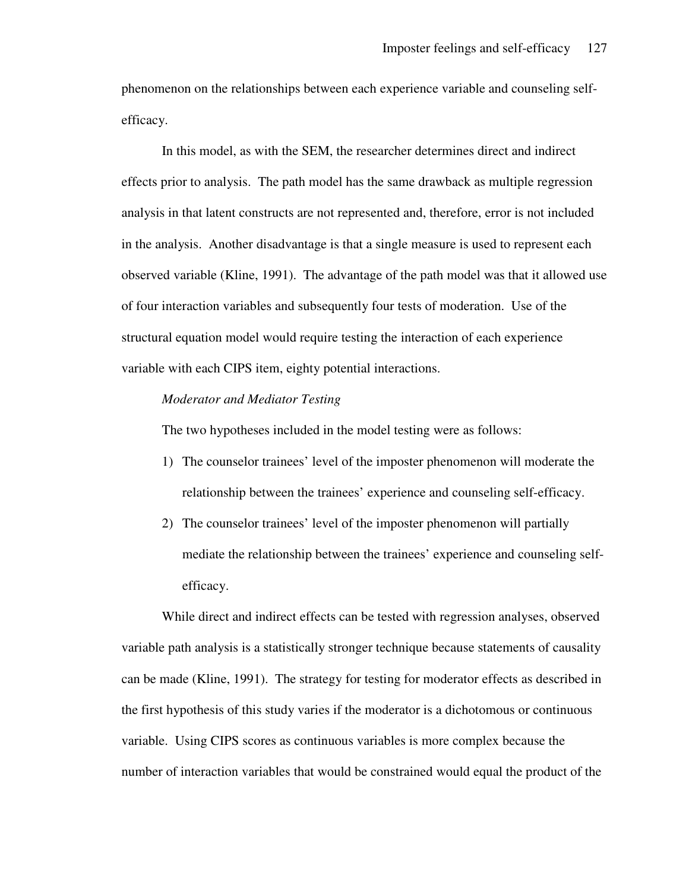phenomenon on the relationships between each experience variable and counseling self-efficacy.

In this model, as with the SEM, the researcher determines direct and indirect effects prior to analysis. The path model has the same drawback as multiple regression analysis in that latent constructs are not represented and, therefore, error is not included in the analysis. Another disadvantage is that a single measure is used to represent each observed variable (Kline, 1991). The advantage of the path model was that it allowed use of four interaction variables and subsequently four tests of moderation. Use of the structural equation model would require testing the interaction of each experience variable with each CIPS item, eighty potential interactions.

*Moderator and Mediator Testing*

The two hypotheses included in the model testing were as follows:

1) The counselor trainees' level of the imposter phenomenon will moderate the relationship between the trainees' experience and counseling self-efficacy.
2) The counselor trainees' level of the imposter phenomenon will partially mediate the relationship between the trainees' experience and counseling self-efficacy.

While direct and indirect effects can be tested with regression analyses, observed variable path analysis is a statistically stronger technique because statements of causality can be made (Kline, 1991). The strategy for testing for moderator effects as described in the first hypothesis of this study varies if the moderator is a dichotomous or continuous variable. Using CIPS scores as continuous variables is more complex because the number of interaction variables that would be constrained would equal the product of the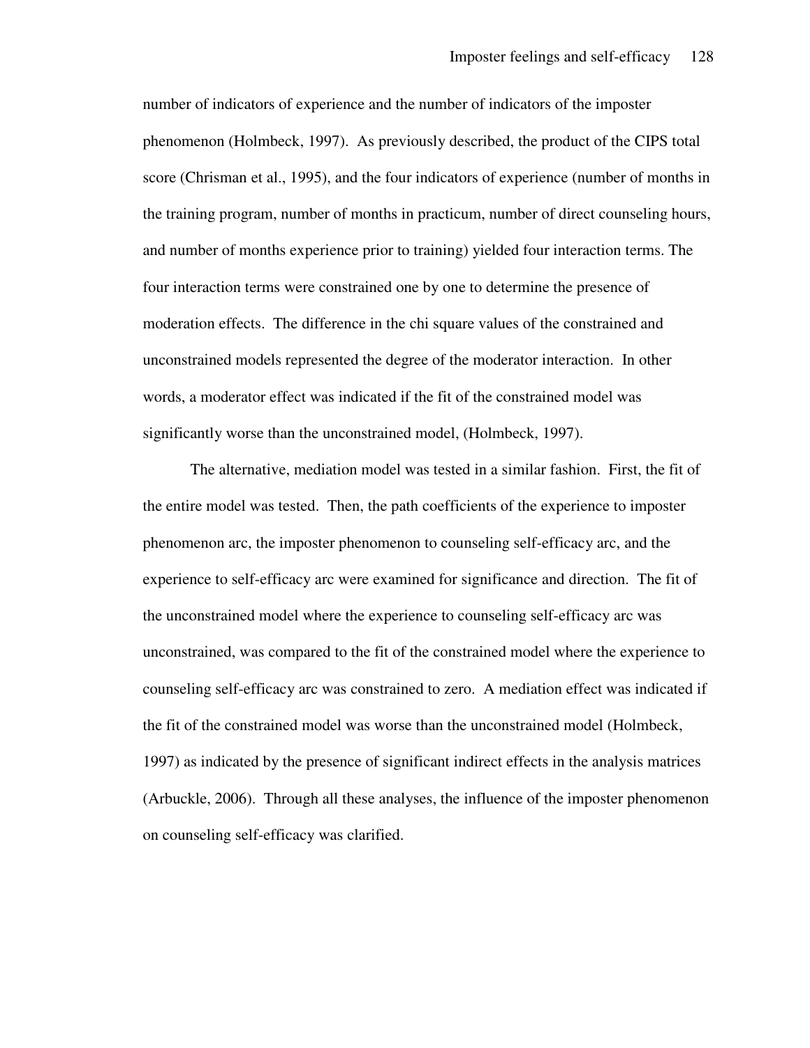number of indicators of experience and the number of indicators of the imposter phenomenon (Holmbeck, 1997). As previously described, the product of the CIPS total score (Chrisman et al., 1995), and the four indicators of experience (number of months in the training program, number of months in practicum, number of direct counseling hours, and number of months experience prior to training) yielded four interaction terms. The four interaction terms were constrained one by one to determine the presence of moderation effects. The difference in the chi square values of the constrained and unconstrained models represented the degree of the moderator interaction. In other words, a moderator effect was indicated if the fit of the constrained model was significantly worse than the unconstrained model, (Holmbeck, 1997).

The alternative, mediation model was tested in a similar fashion. First, the fit of the entire model was tested. Then, the path coefficients of the experience to imposter phenomenon arc, the imposter phenomenon to counseling self-efficacy arc, and the experience to self-efficacy arc were examined for significance and direction. The fit of the unconstrained model where the experience to counseling self-efficacy arc was unconstrained, was compared to the fit of the constrained model where the experience to counseling self-efficacy arc was constrained to zero. A mediation effect was indicated if the fit of the constrained model was worse than the unconstrained model (Holmbeck, 1997) as indicated by the presence of significant indirect effects in the analysis matrices (Arbuckle, 2006). Through all these analyses, the influence of the imposter phenomenon on counseling self-efficacy was clarified.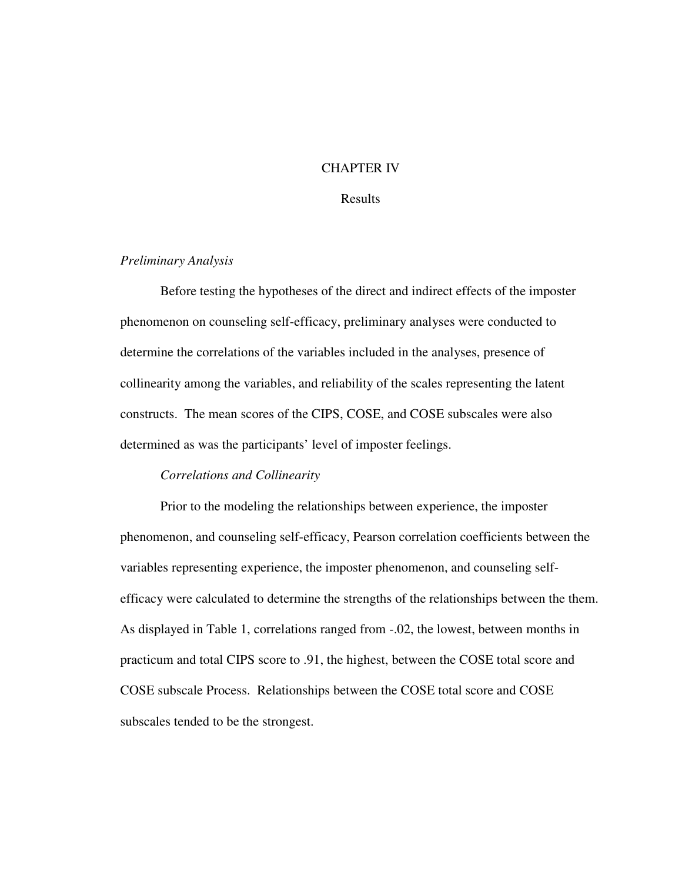# CHAPTER IV

## Results

### *Preliminary Analysis*

Before testing the hypotheses of the direct and indirect effects of the imposter phenomenon on counseling self-efficacy, preliminary analyses were conducted to determine the correlations of the variables included in the analyses, presence of collinearity among the variables, and reliability of the scales representing the latent constructs. The mean scores of the CIPS, COSE, and COSE subscales were also determined as was the participants' level of imposter feelings.

#### *Correlations and Collinearity*

Prior to the modeling the relationships between experience, the imposter phenomenon, and counseling self-efficacy, Pearson correlation coefficients between the variables representing experience, the imposter phenomenon, and counseling self-efficacy were calculated to determine the strengths of the relationships between the them. As displayed in Table 1, correlations ranged from -.02, the lowest, between months in practicum and total CIPS score to .91, the highest, between the COSE total score and COSE subscale Process. Relationships between the COSE total score and COSE subscales tended to be the strongest.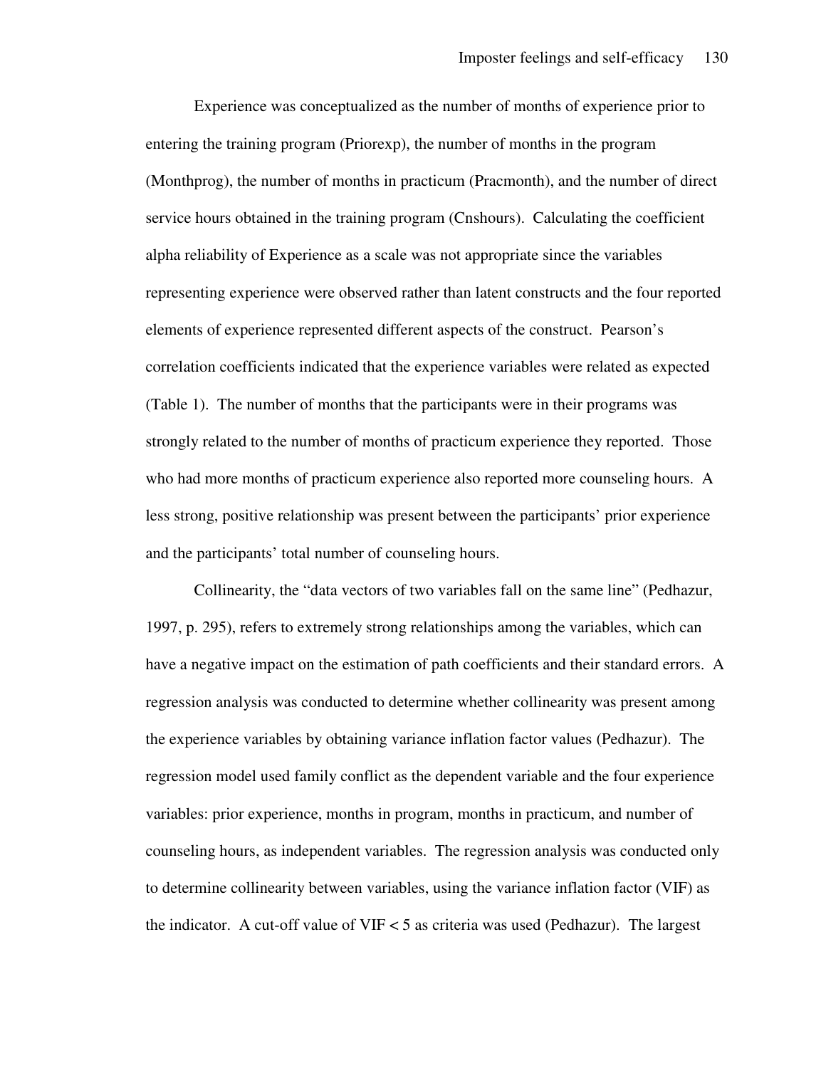Experience was conceptualized as the number of months of experience prior to entering the training program (Priorexp), the number of months in the program (Monthprog), the number of months in practicum (Pracmonth), and the number of direct service hours obtained in the training program (Cnshours). Calculating the coefficient alpha reliability of Experience as a scale was not appropriate since the variables representing experience were observed rather than latent constructs and the four reported elements of experience represented different aspects of the construct. Pearson's correlation coefficients indicated that the experience variables were related as expected (Table 1). The number of months that the participants were in their programs was strongly related to the number of months of practicum experience they reported. Those who had more months of practicum experience also reported more counseling hours. A less strong, positive relationship was present between the participants' prior experience and the participants' total number of counseling hours.

Collinearity, the "data vectors of two variables fall on the same line" (Pedhazur, 1997, p. 295), refers to extremely strong relationships among the variables, which can have a negative impact on the estimation of path coefficients and their standard errors. A regression analysis was conducted to determine whether collinearity was present among the experience variables by obtaining variance inflation factor values (Pedhazur). The regression model used family conflict as the dependent variable and the four experience variables: prior experience, months in program, months in practicum, and number of counseling hours, as independent variables. The regression analysis was conducted only to determine collinearity between variables, using the variance inflation factor (VIF) as the indicator. A cut-off value of VIF $< 5$ as criteria was used (Pedhazur). The largest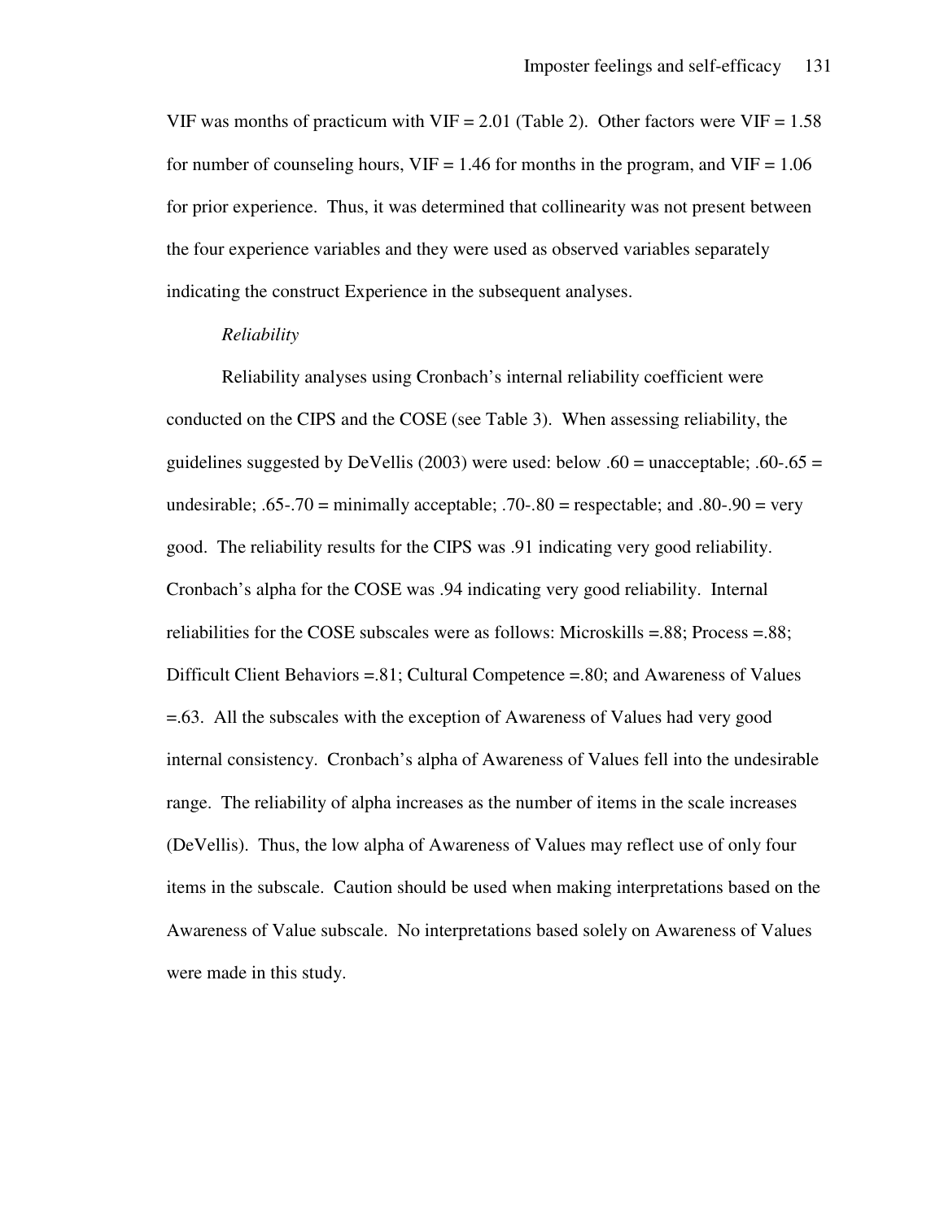VIF was months of practicum with VIF = 2.01 (Table 2). Other factors were VIF = 1.58 for number of counseling hours, VIF = 1.46 for months in the program, and VIF = 1.06 for prior experience. Thus, it was determined that collinearity was not present between the four experience variables and they were used as observed variables separately indicating the construct Experience in the subsequent analyses.

*Reliability*

Reliability analyses using Cronbach's internal reliability coefficient were conducted on the CIPS and the COSE (see Table 3). When assessing reliability, the guidelines suggested by DeVellis (2003) were used: below .60 = unacceptable; .60-.65 = undesirable; .65-.70 = minimally acceptable; .70-.80 = respectable; and .80-.90 = very good. The reliability results for the CIPS was .91 indicating very good reliability. Cronbach's alpha for the COSE was .94 indicating very good reliability. Internal reliabilities for the COSE subscales were as follows: Microskills =.88; Process =.88; Difficult Client Behaviors =.81; Cultural Competence =.80; and Awareness of Values =.63. All the subscales with the exception of Awareness of Values had very good internal consistency. Cronbach's alpha of Awareness of Values fell into the undesirable range. The reliability of alpha increases as the number of items in the scale increases (DeVellis). Thus, the low alpha of Awareness of Values may reflect use of only four items in the subscale. Caution should be used when making interpretations based on the Awareness of Value subscale. No interpretations based solely on Awareness of Values were made in this study.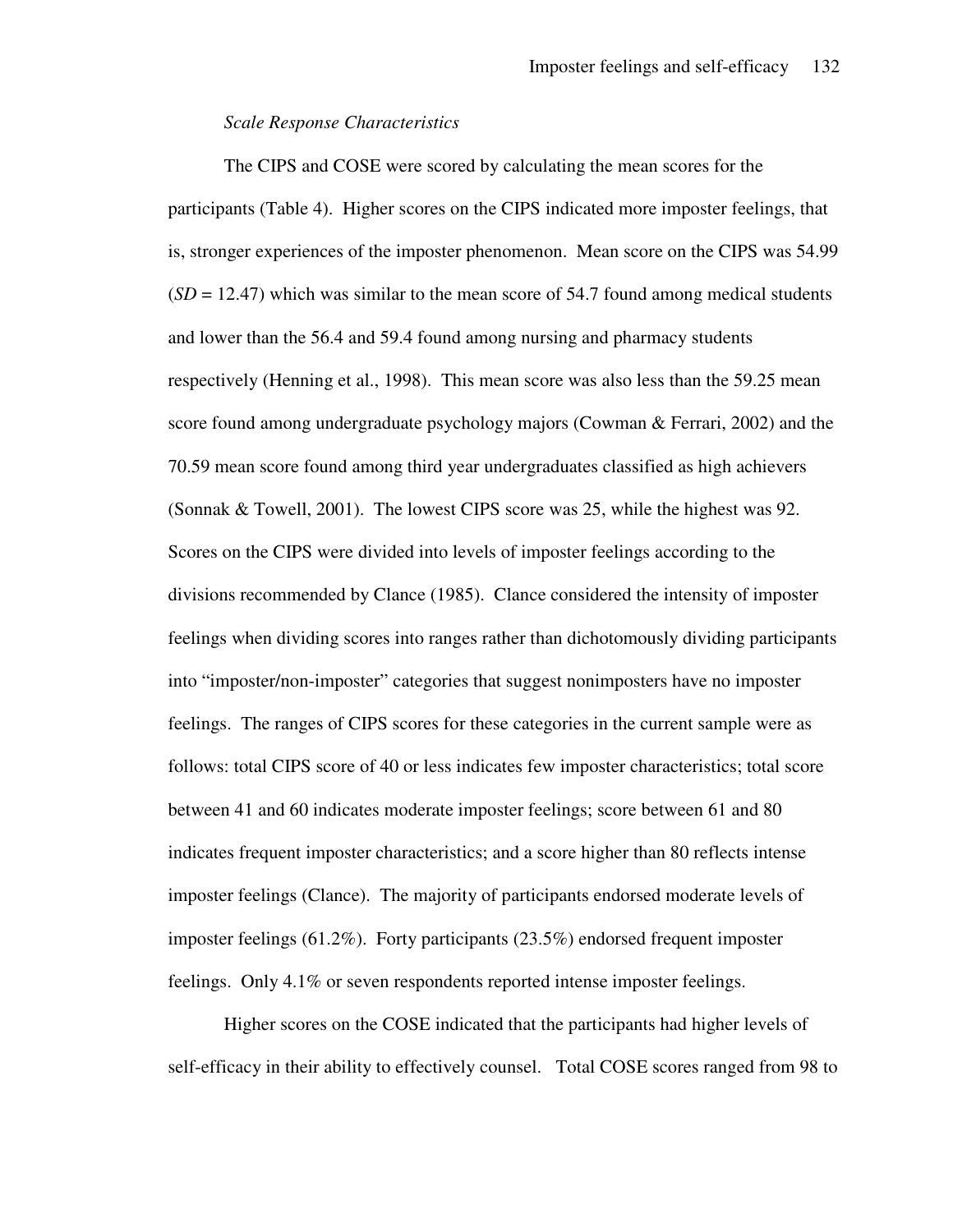*Scale Response Characteristics*

The CIPS and COSE were scored by calculating the mean scores for the participants (Table 4). Higher scores on the CIPS indicated more imposter feelings, that is, stronger experiences of the imposter phenomenon. Mean score on the CIPS was 54.99 (*SD* = 12.47) which was similar to the mean score of 54.7 found among medical students and lower than the 56.4 and 59.4 found among nursing and pharmacy students respectively (Henning et al., 1998). This mean score was also less than the 59.25 mean score found among undergraduate psychology majors (Cowman & Ferrari, 2002) and the 70.59 mean score found among third year undergraduates classified as high achievers (Sonnak & Towell, 2001). The lowest CIPS score was 25, while the highest was 92. Scores on the CIPS were divided into levels of imposter feelings according to the divisions recommended by Clance (1985). Clance considered the intensity of imposter feelings when dividing scores into ranges rather than dichotomously dividing participants into "imposter/non-imposter" categories that suggest nonimposters have no imposter feelings. The ranges of CIPS scores for these categories in the current sample were as follows: total CIPS score of 40 or less indicates few imposter characteristics; total score between 41 and 60 indicates moderate imposter feelings; score between 61 and 80 indicates frequent imposter characteristics; and a score higher than 80 reflects intense imposter feelings (Clance). The majority of participants endorsed moderate levels of imposter feelings (61.2%). Forty participants (23.5%) endorsed frequent imposter feelings. Only 4.1% or seven respondents reported intense imposter feelings.

Higher scores on the COSE indicated that the participants had higher levels of self-efficacy in their ability to effectively counsel. Total COSE scores ranged from 98 to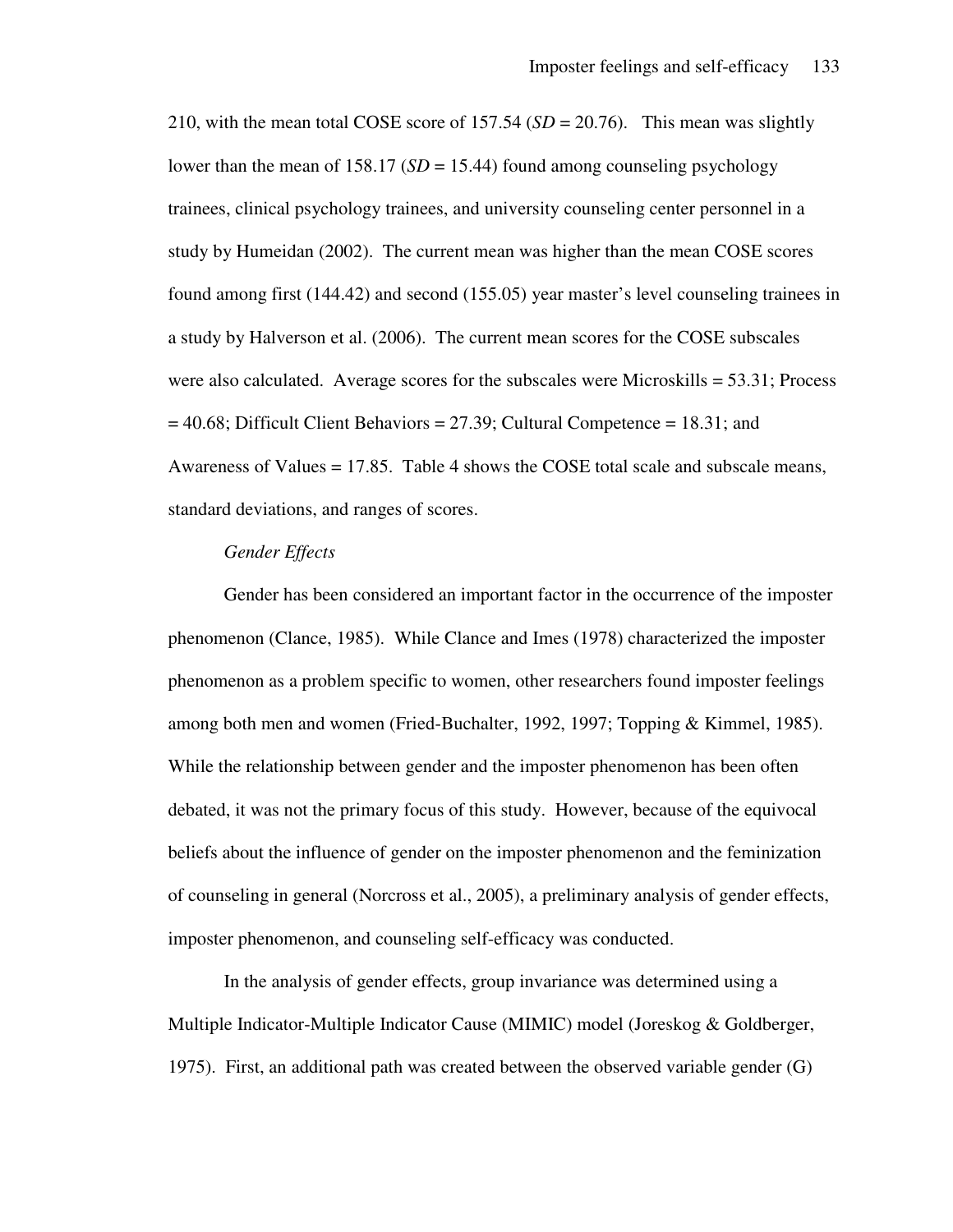210, with the mean total COSE score of 157.54 (*SD* = 20.76). This mean was slightly lower than the mean of 158.17 (*SD* = 15.44) found among counseling psychology trainees, clinical psychology trainees, and university counseling center personnel in a study by Humeidan (2002). The current mean was higher than the mean COSE scores found among first (144.42) and second (155.05) year master's level counseling trainees in a study by Halverson et al. (2006). The current mean scores for the COSE subscales were also calculated. Average scores for the subscales were Microskills = 53.31; Process = 40.68; Difficult Client Behaviors = 27.39; Cultural Competence = 18.31; and Awareness of Values = 17.85. Table 4 shows the COSE total scale and subscale means, standard deviations, and ranges of scores.

*Gender Effects*

Gender has been considered an important factor in the occurrence of the imposter phenomenon (Clance, 1985). While Clance and Imes (1978) characterized the imposter phenomenon as a problem specific to women, other researchers found imposter feelings among both men and women (Fried-Buchalter, 1992, 1997; Topping & Kimmel, 1985). While the relationship between gender and the imposter phenomenon has been often debated, it was not the primary focus of this study. However, because of the equivocal beliefs about the influence of gender on the imposter phenomenon and the feminization of counseling in general (Norcross et al., 2005), a preliminary analysis of gender effects, imposter phenomenon, and counseling self-efficacy was conducted.

In the analysis of gender effects, group invariance was determined using a Multiple Indicator-Multiple Indicator Cause (MIMIC) model (Joreskog & Goldberger, 1975). First, an additional path was created between the observed variable gender (G)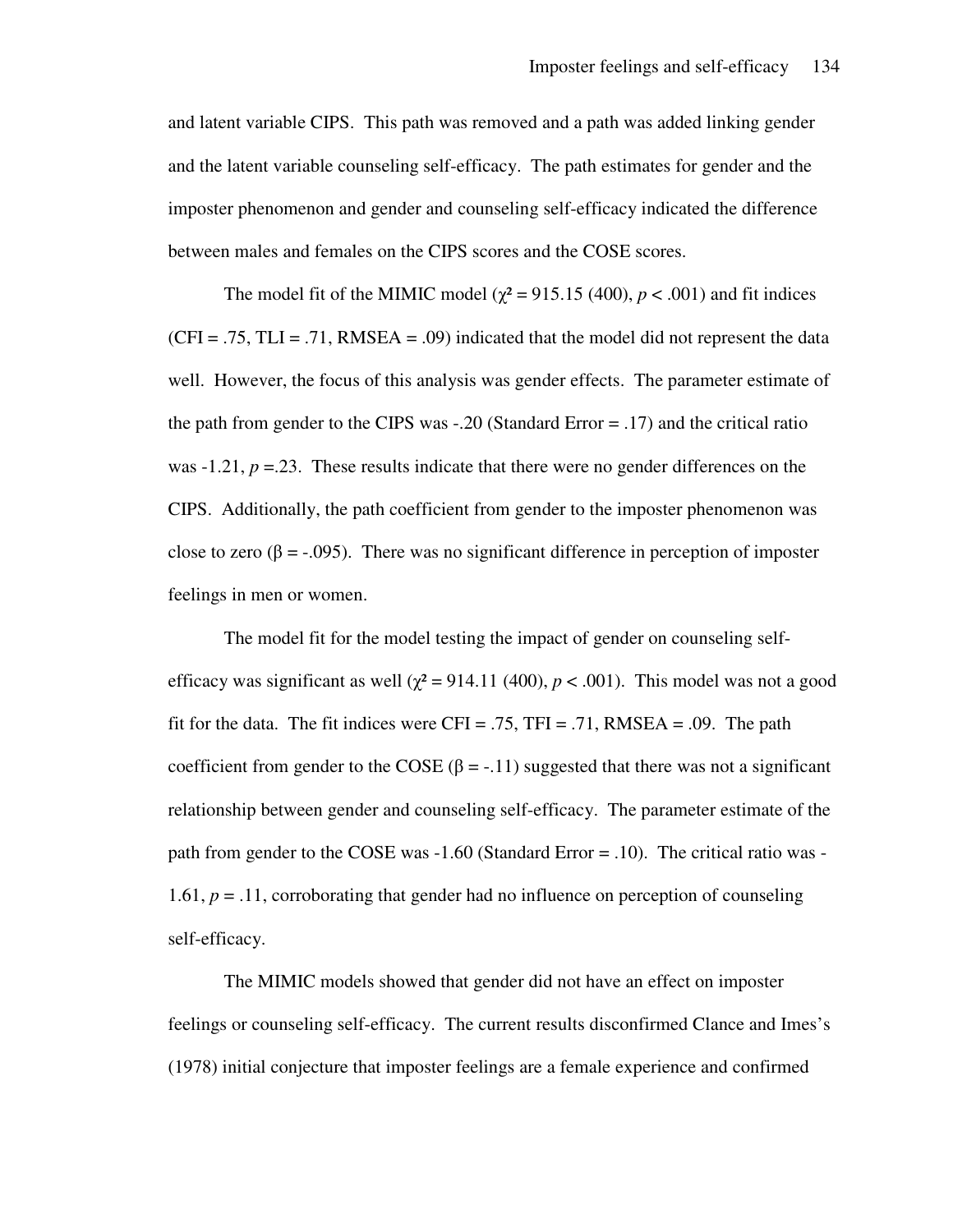and latent variable CIPS. This path was removed and a path was added linking gender and the latent variable counseling self-efficacy. The path estimates for gender and the imposter phenomenon and gender and counseling self-efficacy indicated the difference between males and females on the CIPS scores and the COSE scores.

The model fit of the MIMIC model ($\chi^2 = 915.15$ (400), $p < .001$) and fit indices (CFI = .75, TLI = .71, RMSEA = .09) indicated that the model did not represent the data well. However, the focus of this analysis was gender effects. The parameter estimate of the path from gender to the CIPS was -.20 (Standard Error = .17) and the critical ratio was -1.21, $p = .23$. These results indicate that there were no gender differences on the CIPS. Additionally, the path coefficient from gender to the imposter phenomenon was close to zero ($\beta = -.095$). There was no significant difference in perception of imposter feelings in men or women.

The model fit for the model testing the impact of gender on counseling self-efficacy was significant as well ($\chi^2 = 914.11$ (400), $p < .001$). This model was not a good fit for the data. The fit indices were CFI = .75, TFI = .71, RMSEA = .09. The path coefficient from gender to the COSE ($\beta = -.11$) suggested that there was not a significant relationship between gender and counseling self-efficacy. The parameter estimate of the path from gender to the COSE was -1.60 (Standard Error = .10). The critical ratio was -1.61, $p = .11$, corroborating that gender had no influence on perception of counseling self-efficacy.

The MIMIC models showed that gender did not have an effect on imposter feelings or counseling self-efficacy. The current results disconfirmed Clance and Imes's (1978) initial conjecture that imposter feelings are a female experience and confirmed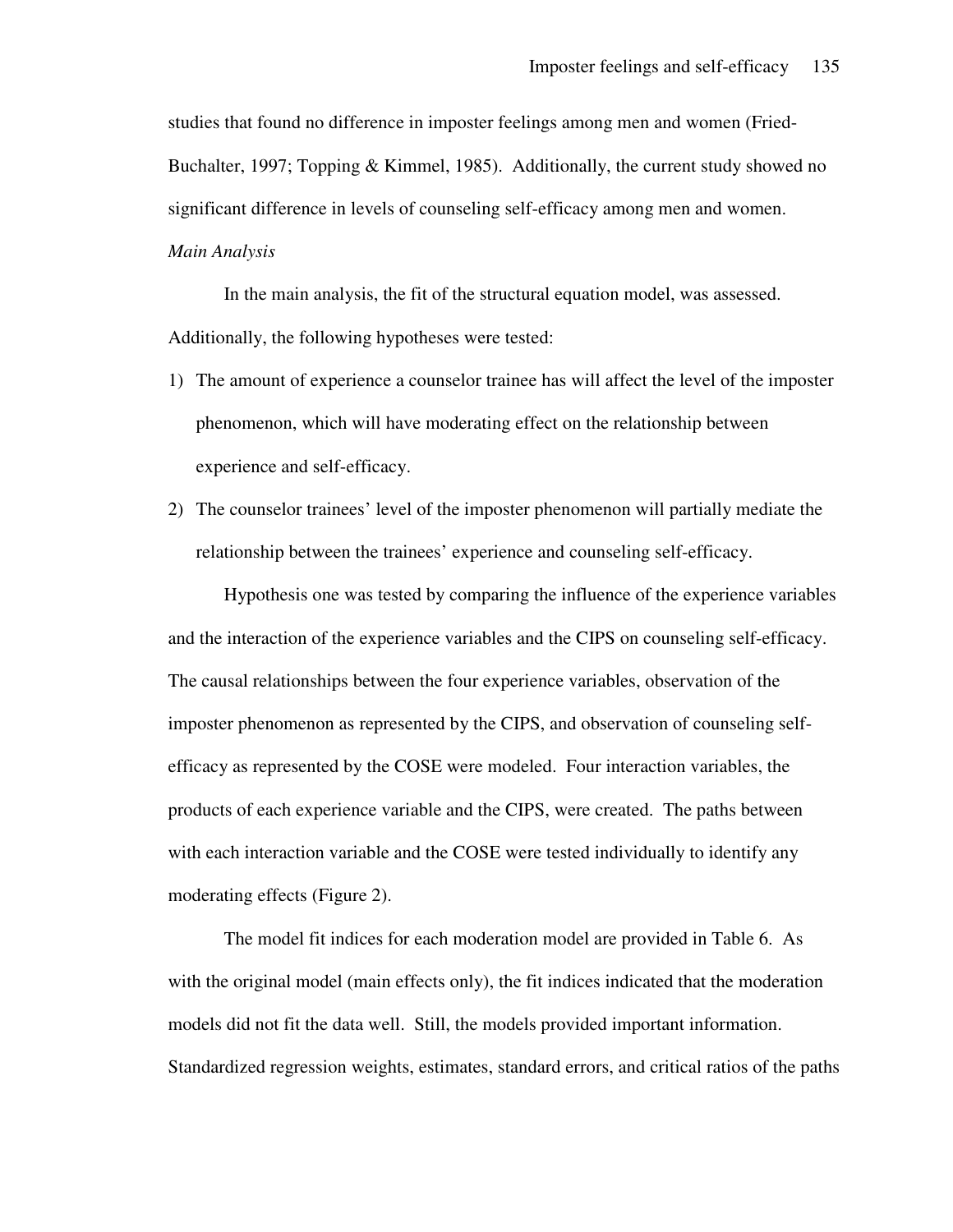studies that found no difference in imposter feelings among men and women (Fried-Buchalter, 1997; Topping & Kimmel, 1985). Additionally, the current study showed no significant difference in levels of counseling self-efficacy among men and women.

*Main Analysis*

In the main analysis, the fit of the structural equation model, was assessed. Additionally, the following hypotheses were tested:

1) The amount of experience a counselor trainee has will affect the level of the imposter phenomenon, which will have moderating effect on the relationship between experience and self-efficacy.
2) The counselor trainees' level of the imposter phenomenon will partially mediate the relationship between the trainees' experience and counseling self-efficacy.

Hypothesis one was tested by comparing the influence of the experience variables and the interaction of the experience variables and the CIPS on counseling self-efficacy. The causal relationships between the four experience variables, observation of the imposter phenomenon as represented by the CIPS, and observation of counseling self-efficacy as represented by the COSE were modeled. Four interaction variables, the products of each experience variable and the CIPS, were created. The paths between with each interaction variable and the COSE were tested individually to identify any moderating effects (Figure 2).

The model fit indices for each moderation model are provided in Table 6. As with the original model (main effects only), the fit indices indicated that the moderation models did not fit the data well. Still, the models provided important information. Standardized regression weights, estimates, standard errors, and critical ratios of the paths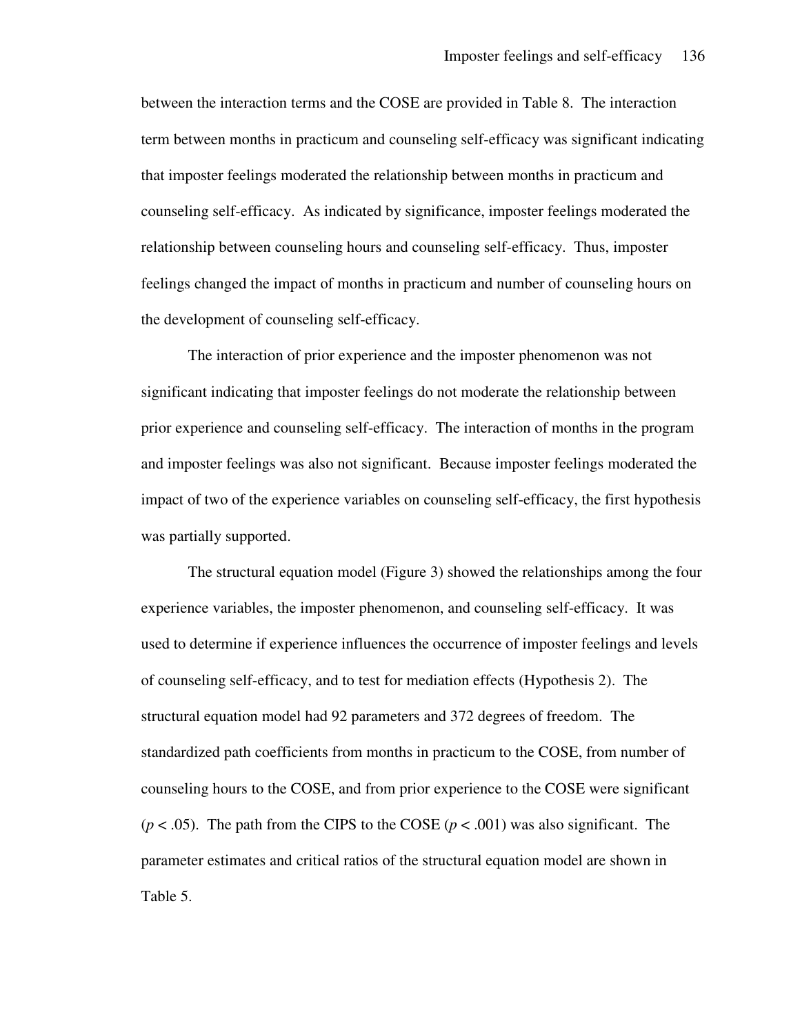between the interaction terms and the COSE are provided in Table 8. The interaction term between months in practicum and counseling self-efficacy was significant indicating that imposter feelings moderated the relationship between months in practicum and counseling self-efficacy. As indicated by significance, imposter feelings moderated the relationship between counseling hours and counseling self-efficacy. Thus, imposter feelings changed the impact of months in practicum and number of counseling hours on the development of counseling self-efficacy.

The interaction of prior experience and the imposter phenomenon was not significant indicating that imposter feelings do not moderate the relationship between prior experience and counseling self-efficacy. The interaction of months in the program and imposter feelings was also not significant. Because imposter feelings moderated the impact of two of the experience variables on counseling self-efficacy, the first hypothesis was partially supported.

The structural equation model (Figure 3) showed the relationships among the four experience variables, the imposter phenomenon, and counseling self-efficacy. It was used to determine if experience influences the occurrence of imposter feelings and levels of counseling self-efficacy, and to test for mediation effects (Hypothesis 2). The structural equation model had 92 parameters and 372 degrees of freedom. The standardized path coefficients from months in practicum to the COSE, from number of counseling hours to the COSE, and from prior experience to the COSE were significant ($p < .05$). The path from the CIPS to the COSE ($p < .001$) was also significant. The parameter estimates and critical ratios of the structural equation model are shown in Table 5.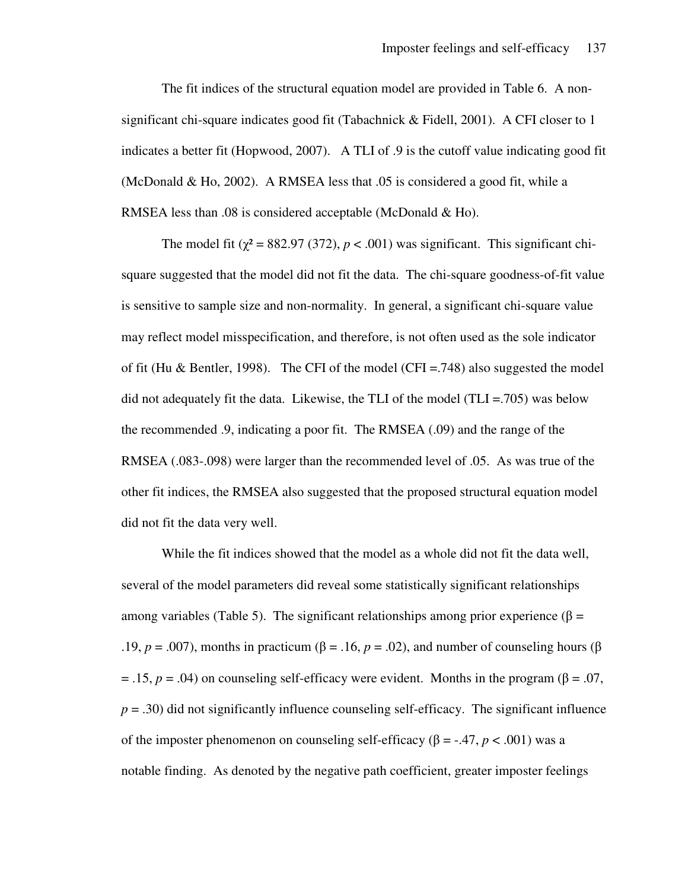The fit indices of the structural equation model are provided in Table 6. A non-significant chi-square indicates good fit (Tabachnick & Fidell, 2001). A CFI closer to 1 indicates a better fit (Hopwood, 2007). A TLI of .9 is the cutoff value indicating good fit (McDonald & Ho, 2002). A RMSEA less that .05 is considered a good fit, while a RMSEA less than .08 is considered acceptable (McDonald & Ho).

The model fit ($\chi^2$ = 882.97 (372), $p < .001$) was significant. This significant chi-square suggested that the model did not fit the data. The chi-square goodness-of-fit value is sensitive to sample size and non-normality. In general, a significant chi-square value may reflect model misspecification, and therefore, is not often used as the sole indicator of fit (Hu & Bentler, 1998). The CFI of the model (CFI =.748) also suggested the model did not adequately fit the data. Likewise, the TLI of the model (TLI =.705) was below the recommended .9, indicating a poor fit. The RMSEA (.09) and the range of the RMSEA (.083-.098) were larger than the recommended level of .05. As was true of the other fit indices, the RMSEA also suggested that the proposed structural equation model did not fit the data very well.

While the fit indices showed that the model as a whole did not fit the data well, several of the model parameters did reveal some statistically significant relationships among variables (Table 5). The significant relationships among prior experience ($\beta$ = .19, $p$ = .007), months in practicum ($\beta$ = .16, $p$ = .02), and number of counseling hours ($\beta$ = .15, $p$ = .04) on counseling self-efficacy were evident. Months in the program ($\beta$ = .07, $p$ = .30) did not significantly influence counseling self-efficacy. The significant influence of the imposter phenomenon on counseling self-efficacy ($\beta$ = -.47, $p < .001$) was a notable finding. As denoted by the negative path coefficient, greater imposter feelings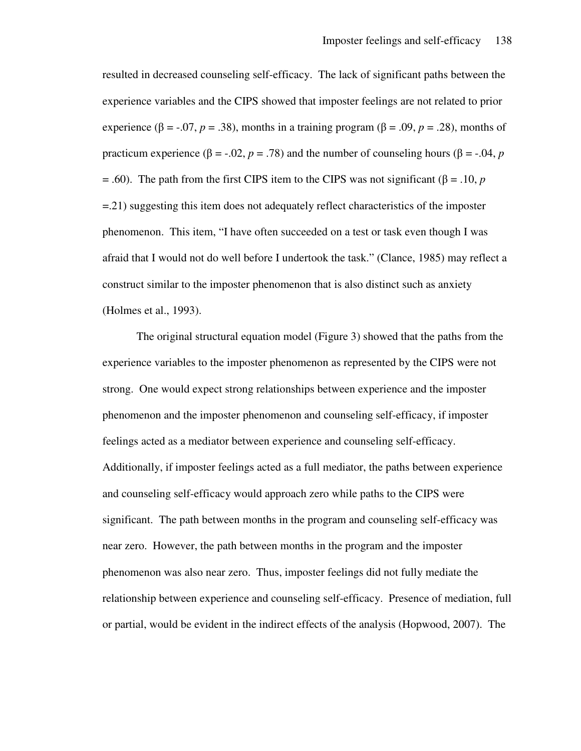resulted in decreased counseling self-efficacy. The lack of significant paths between the experience variables and the CIPS showed that imposter feelings are not related to prior experience ($\beta = -.07$, $p = .38$), months in a training program ($\beta = .09$, $p = .28$), months of practicum experience ($\beta = -.02$, $p = .78$) and the number of counseling hours ($\beta = -.04$, $p = .60$). The path from the first CIPS item to the CIPS was not significant ($\beta = .10$, $p = .21$) suggesting this item does not adequately reflect characteristics of the imposter phenomenon. This item, "I have often succeeded on a test or task even though I was afraid that I would not do well before I undertook the task." (Clance, 1985) may reflect a construct similar to the imposter phenomenon that is also distinct such as anxiety (Holmes et al., 1993).

The original structural equation model (Figure 3) showed that the paths from the experience variables to the imposter phenomenon as represented by the CIPS were not strong. One would expect strong relationships between experience and the imposter phenomenon and the imposter phenomenon and counseling self-efficacy, if imposter feelings acted as a mediator between experience and counseling self-efficacy. Additionally, if imposter feelings acted as a full mediator, the paths between experience and counseling self-efficacy would approach zero while paths to the CIPS were significant. The path between months in the program and counseling self-efficacy was near zero. However, the path between months in the program and the imposter phenomenon was also near zero. Thus, imposter feelings did not fully mediate the relationship between experience and counseling self-efficacy. Presence of mediation, full or partial, would be evident in the indirect effects of the analysis (Hopwood, 2007). The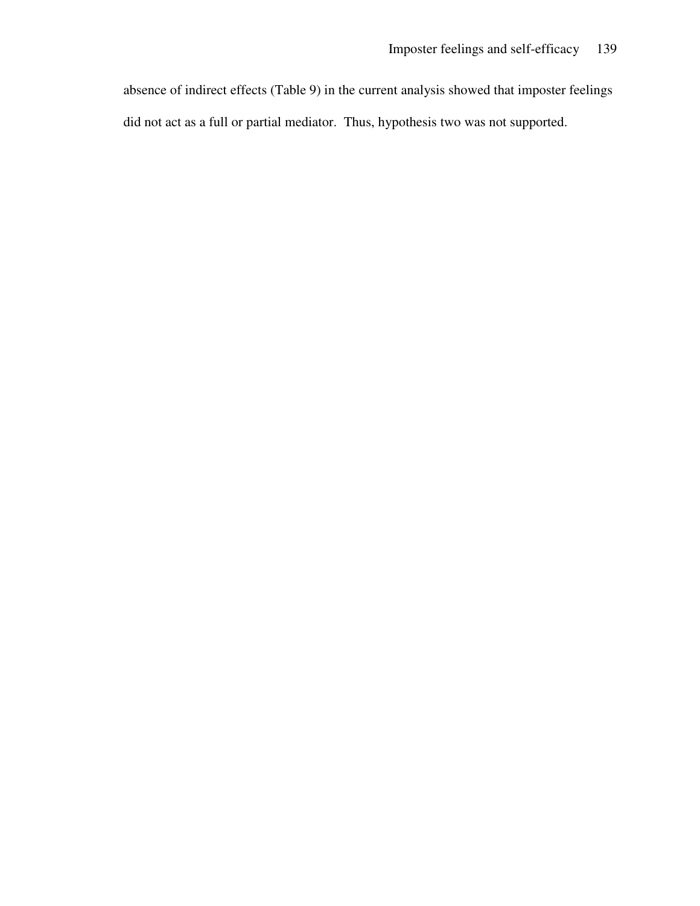absence of indirect effects (Table 9) in the current analysis showed that imposter feelings did not act as a full or partial mediator. Thus, hypothesis two was not supported.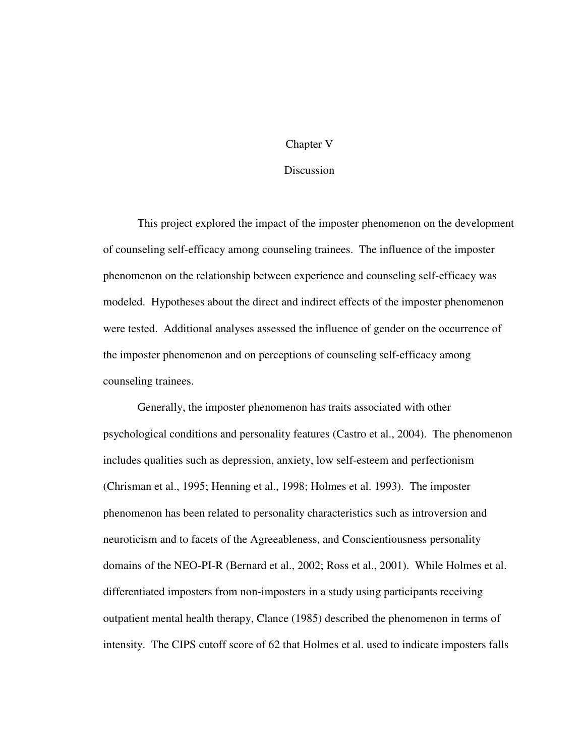# Chapter V

## Discussion

This project explored the impact of the imposter phenomenon on the development of counseling self-efficacy among counseling trainees. The influence of the imposter phenomenon on the relationship between experience and counseling self-efficacy was modeled. Hypotheses about the direct and indirect effects of the imposter phenomenon were tested. Additional analyses assessed the influence of gender on the occurrence of the imposter phenomenon and on perceptions of counseling self-efficacy among counseling trainees.

Generally, the imposter phenomenon has traits associated with other psychological conditions and personality features (Castro et al., 2004). The phenomenon includes qualities such as depression, anxiety, low self-esteem and perfectionism (Chrisman et al., 1995; Henning et al., 1998; Holmes et al. 1993). The imposter phenomenon has been related to personality characteristics such as introversion and neuroticism and to facets of the Agreeableness, and Conscientiousness personality domains of the NEO-PI-R (Bernard et al., 2002; Ross et al., 2001). While Holmes et al. differentiated imposters from non-imposters in a study using participants receiving outpatient mental health therapy, Clance (1985) described the phenomenon in terms of intensity. The CIPS cutoff score of 62 that Holmes et al. used to indicate imposters falls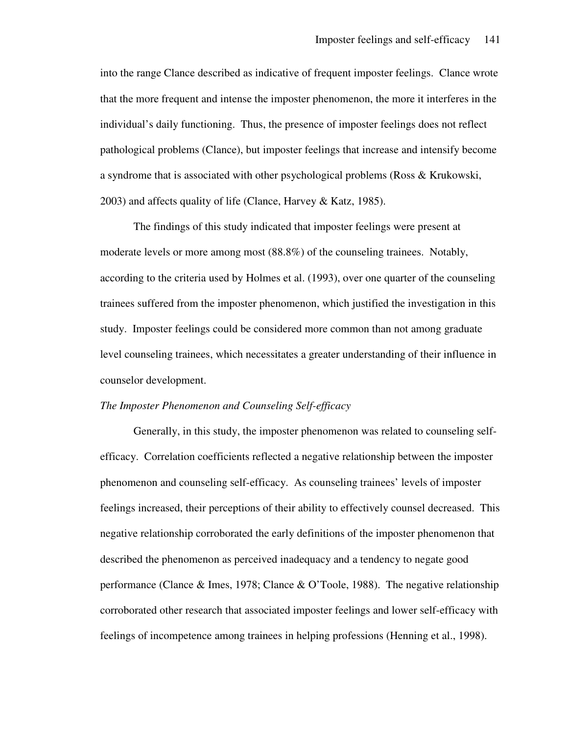into the range Clance described as indicative of frequent imposter feelings. Clance wrote that the more frequent and intense the imposter phenomenon, the more it interferes in the individual's daily functioning. Thus, the presence of imposter feelings does not reflect pathological problems (Clance), but imposter feelings that increase and intensify become a syndrome that is associated with other psychological problems (Ross & Krukowski, 2003) and affects quality of life (Clance, Harvey & Katz, 1985).

The findings of this study indicated that imposter feelings were present at moderate levels or more among most (88.8%) of the counseling trainees. Notably, according to the criteria used by Holmes et al. (1993), over one quarter of the counseling trainees suffered from the imposter phenomenon, which justified the investigation in this study. Imposter feelings could be considered more common than not among graduate level counseling trainees, which necessitates a greater understanding of their influence in counselor development.

*The Imposter Phenomenon and Counseling Self-efficacy*

Generally, in this study, the imposter phenomenon was related to counseling self-efficacy. Correlation coefficients reflected a negative relationship between the imposter phenomenon and counseling self-efficacy. As counseling trainees' levels of imposter feelings increased, their perceptions of their ability to effectively counsel decreased. This negative relationship corroborated the early definitions of the imposter phenomenon that described the phenomenon as perceived inadequacy and a tendency to negate good performance (Clance & Imes, 1978; Clance & O'Toole, 1988). The negative relationship corroborated other research that associated imposter feelings and lower self-efficacy with feelings of incompetence among trainees in helping professions (Henning et al., 1998).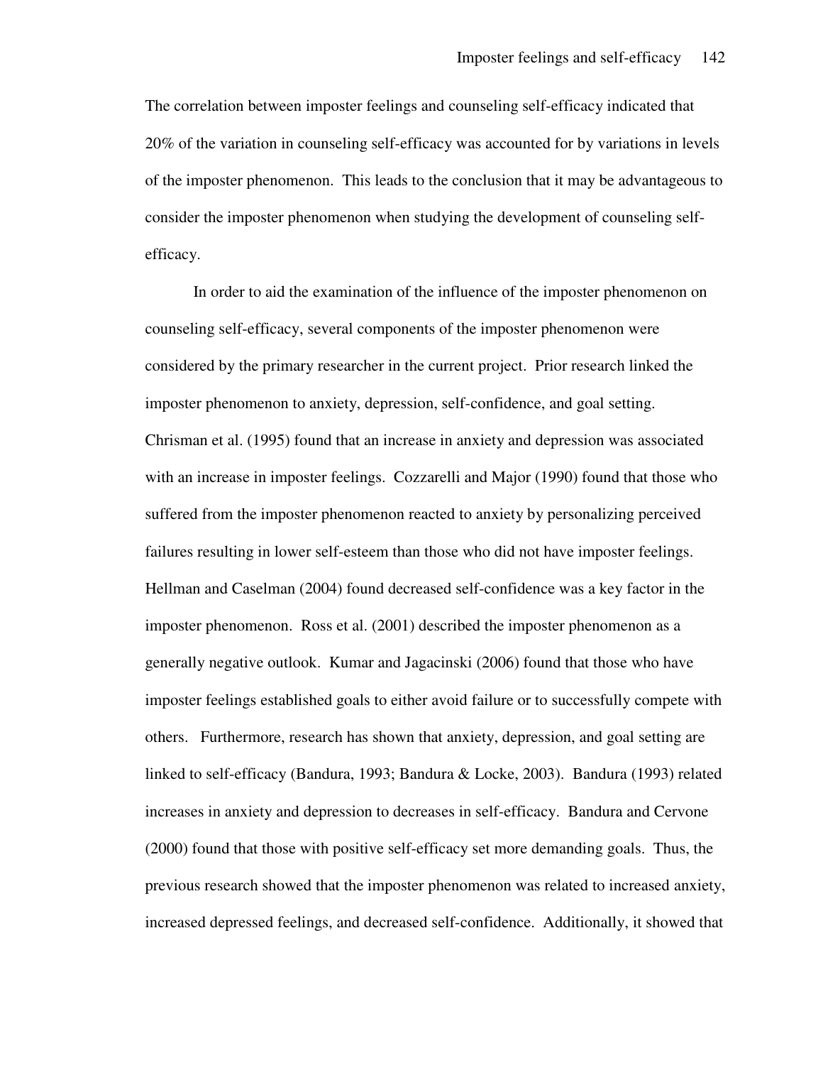The correlation between imposter feelings and counseling self-efficacy indicated that 20% of the variation in counseling self-efficacy was accounted for by variations in levels of the imposter phenomenon. This leads to the conclusion that it may be advantageous to consider the imposter phenomenon when studying the development of counseling self-efficacy.

In order to aid the examination of the influence of the imposter phenomenon on counseling self-efficacy, several components of the imposter phenomenon were considered by the primary researcher in the current project. Prior research linked the imposter phenomenon to anxiety, depression, self-confidence, and goal setting. Chrisman et al. (1995) found that an increase in anxiety and depression was associated with an increase in imposter feelings. Cozzarelli and Major (1990) found that those who suffered from the imposter phenomenon reacted to anxiety by personalizing perceived failures resulting in lower self-esteem than those who did not have imposter feelings. Hellman and Caselman (2004) found decreased self-confidence was a key factor in the imposter phenomenon. Ross et al. (2001) described the imposter phenomenon as a generally negative outlook. Kumar and Jagacinski (2006) found that those who have imposter feelings established goals to either avoid failure or to successfully compete with others. Furthermore, research has shown that anxiety, depression, and goal setting are linked to self-efficacy (Bandura, 1993; Bandura & Locke, 2003). Bandura (1993) related increases in anxiety and depression to decreases in self-efficacy. Bandura and Cervone (2000) found that those with positive self-efficacy set more demanding goals. Thus, the previous research showed that the imposter phenomenon was related to increased anxiety, increased depressed feelings, and decreased self-confidence. Additionally, it showed that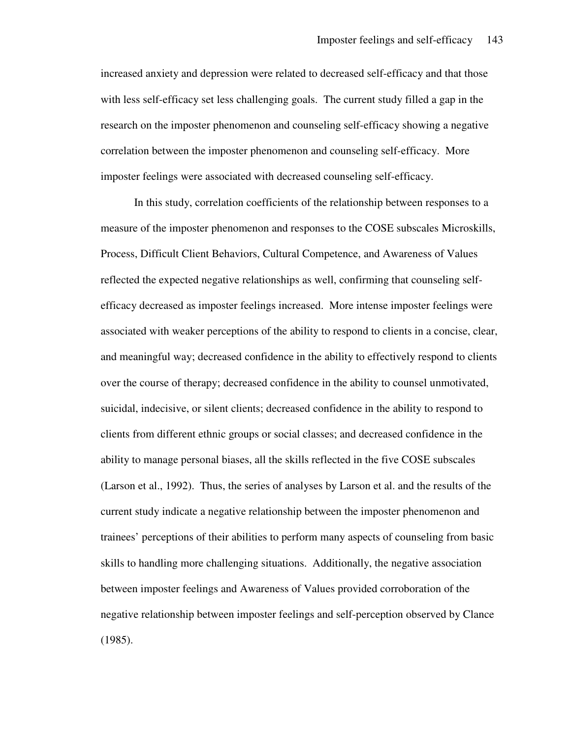increased anxiety and depression were related to decreased self-efficacy and that those with less self-efficacy set less challenging goals. The current study filled a gap in the research on the imposter phenomenon and counseling self-efficacy showing a negative correlation between the imposter phenomenon and counseling self-efficacy. More imposter feelings were associated with decreased counseling self-efficacy.

In this study, correlation coefficients of the relationship between responses to a measure of the imposter phenomenon and responses to the COSE subscales Microskills, Process, Difficult Client Behaviors, Cultural Competence, and Awareness of Values reflected the expected negative relationships as well, confirming that counseling self-efficacy decreased as imposter feelings increased. More intense imposter feelings were associated with weaker perceptions of the ability to respond to clients in a concise, clear, and meaningful way; decreased confidence in the ability to effectively respond to clients over the course of therapy; decreased confidence in the ability to counsel unmotivated, suicidal, indecisive, or silent clients; decreased confidence in the ability to respond to clients from different ethnic groups or social classes; and decreased confidence in the ability to manage personal biases, all the skills reflected in the five COSE subscales (Larson et al., 1992). Thus, the series of analyses by Larson et al. and the results of the current study indicate a negative relationship between the imposter phenomenon and trainees' perceptions of their abilities to perform many aspects of counseling from basic skills to handling more challenging situations. Additionally, the negative association between imposter feelings and Awareness of Values provided corroboration of the negative relationship between imposter feelings and self-perception observed by Clance (1985).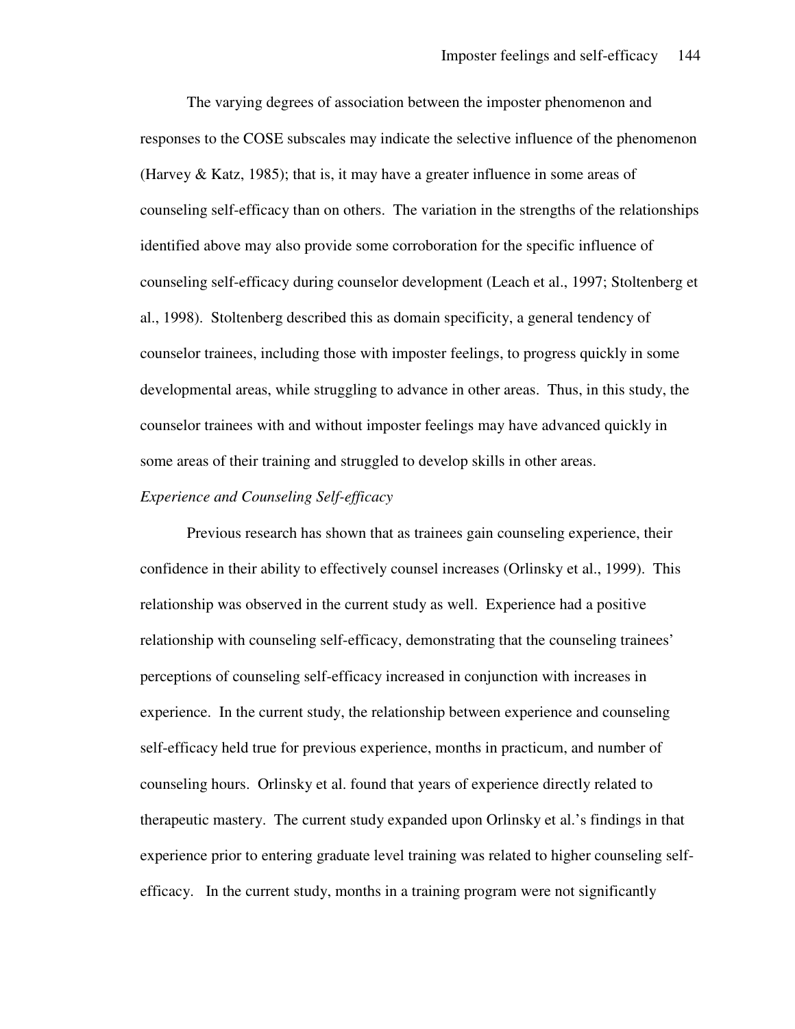The varying degrees of association between the imposter phenomenon and responses to the COSE subscales may indicate the selective influence of the phenomenon (Harvey & Katz, 1985); that is, it may have a greater influence in some areas of counseling self-efficacy than on others. The variation in the strengths of the relationships identified above may also provide some corroboration for the specific influence of counseling self-efficacy during counselor development (Leach et al., 1997; Stoltenberg et al., 1998). Stoltenberg described this as domain specificity, a general tendency of counselor trainees, including those with imposter feelings, to progress quickly in some developmental areas, while struggling to advance in other areas. Thus, in this study, the counselor trainees with and without imposter feelings may have advanced quickly in some areas of their training and struggled to develop skills in other areas.

### *Experience and Counseling Self-efficacy*

Previous research has shown that as trainees gain counseling experience, their confidence in their ability to effectively counsel increases (Orlinsky et al., 1999). This relationship was observed in the current study as well. Experience had a positive relationship with counseling self-efficacy, demonstrating that the counseling trainees' perceptions of counseling self-efficacy increased in conjunction with increases in experience. In the current study, the relationship between experience and counseling self-efficacy held true for previous experience, months in practicum, and number of counseling hours. Orlinsky et al. found that years of experience directly related to therapeutic mastery. The current study expanded upon Orlinsky et al.'s findings in that experience prior to entering graduate level training was related to higher counseling self-efficacy. In the current study, months in a training program were not significantly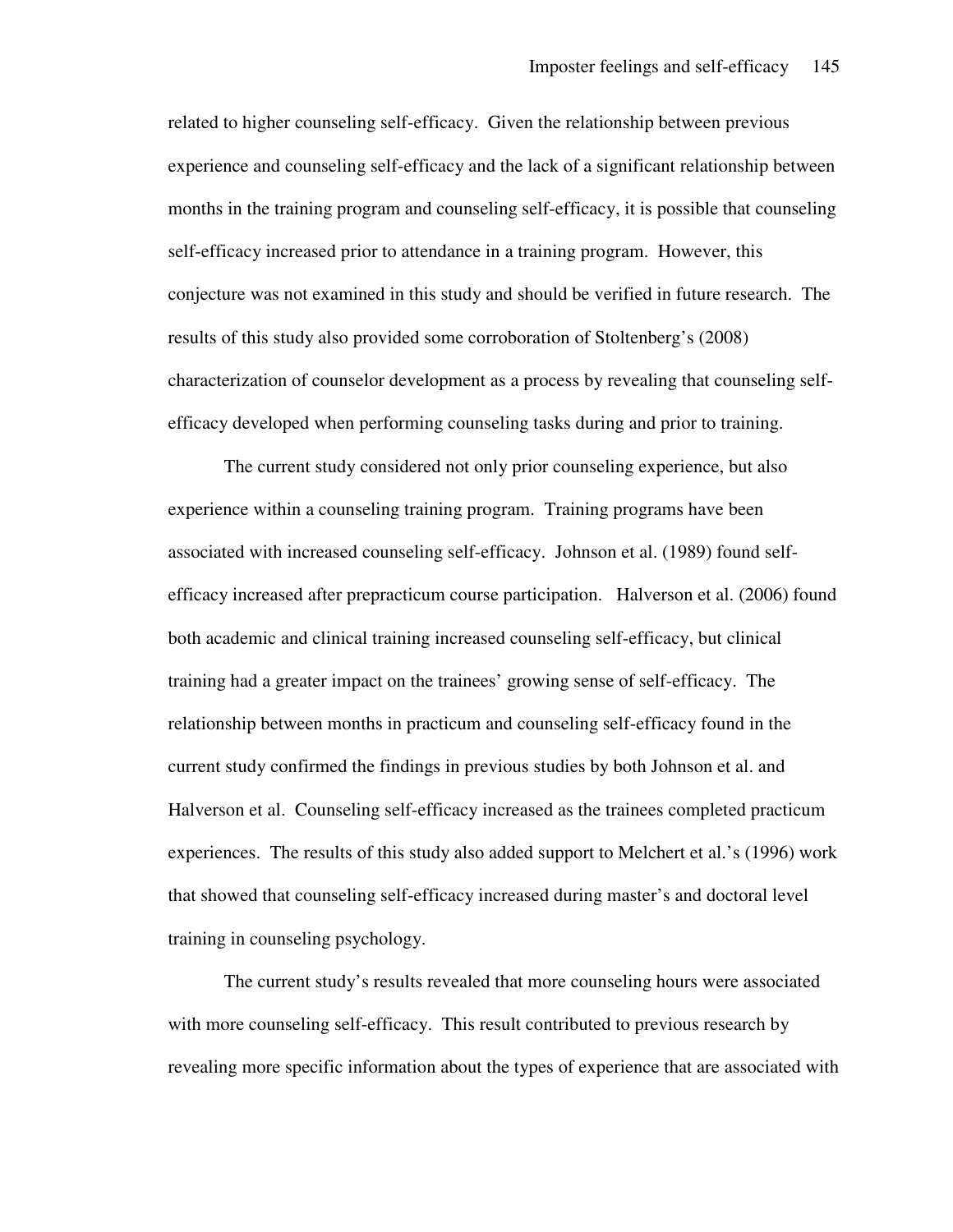related to higher counseling self-efficacy. Given the relationship between previous experience and counseling self-efficacy and the lack of a significant relationship between months in the training program and counseling self-efficacy, it is possible that counseling self-efficacy increased prior to attendance in a training program. However, this conjecture was not examined in this study and should be verified in future research. The results of this study also provided some corroboration of Stoltenberg's (2008) characterization of counselor development as a process by revealing that counseling self-efficacy developed when performing counseling tasks during and prior to training.

The current study considered not only prior counseling experience, but also experience within a counseling training program. Training programs have been associated with increased counseling self-efficacy. Johnson et al. (1989) found self-efficacy increased after prepracticum course participation. Halverson et al. (2006) found both academic and clinical training increased counseling self-efficacy, but clinical training had a greater impact on the trainees' growing sense of self-efficacy. The relationship between months in practicum and counseling self-efficacy found in the current study confirmed the findings in previous studies by both Johnson et al. and Halverson et al. Counseling self-efficacy increased as the trainees completed practicum experiences. The results of this study also added support to Melchert et al.'s (1996) work that showed that counseling self-efficacy increased during master's and doctoral level training in counseling psychology.

The current study's results revealed that more counseling hours were associated with more counseling self-efficacy. This result contributed to previous research by revealing more specific information about the types of experience that are associated with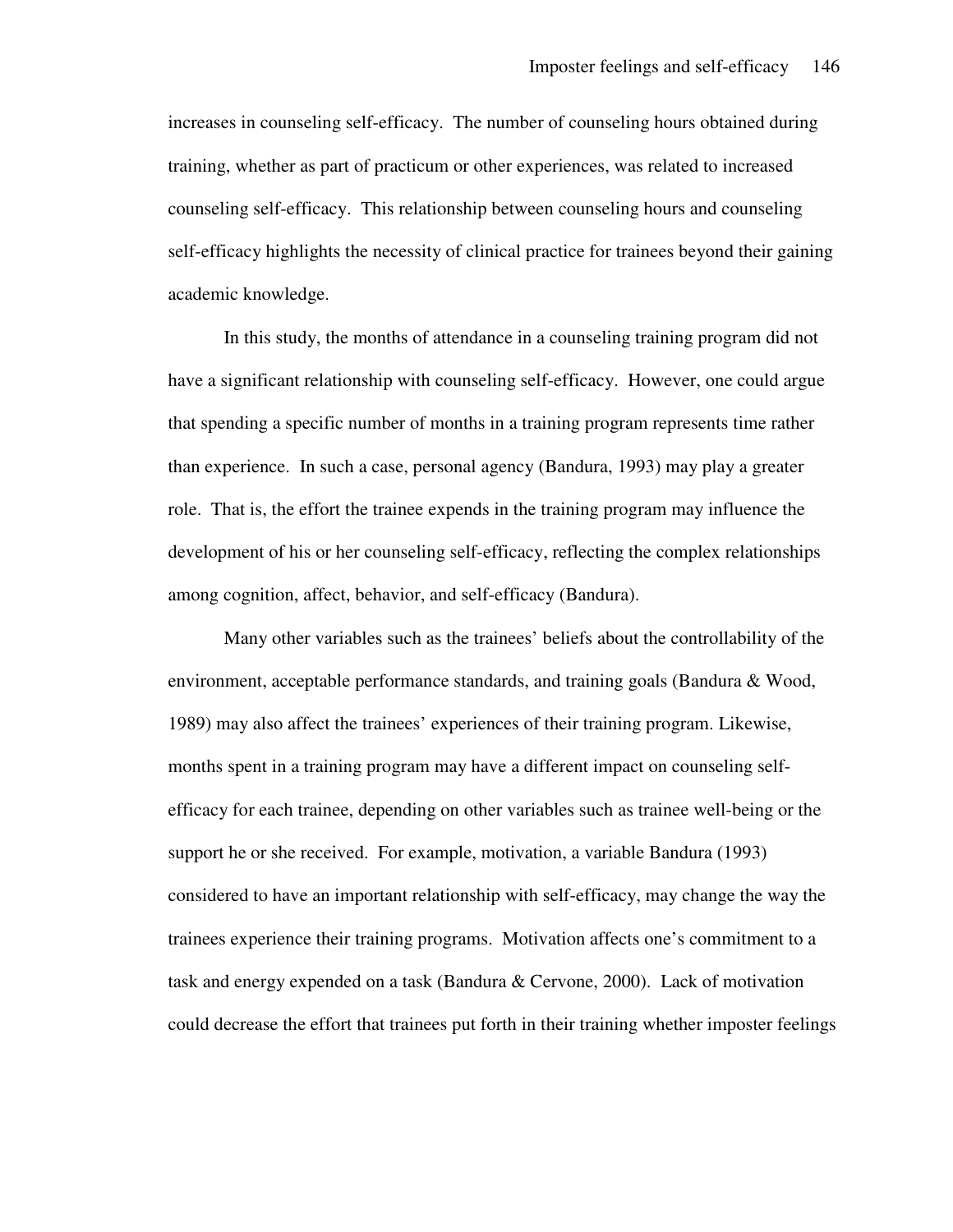increases in counseling self-efficacy. The number of counseling hours obtained during training, whether as part of practicum or other experiences, was related to increased counseling self-efficacy. This relationship between counseling hours and counseling self-efficacy highlights the necessity of clinical practice for trainees beyond their gaining academic knowledge.

In this study, the months of attendance in a counseling training program did not have a significant relationship with counseling self-efficacy. However, one could argue that spending a specific number of months in a training program represents time rather than experience. In such a case, personal agency (Bandura, 1993) may play a greater role. That is, the effort the trainee expends in the training program may influence the development of his or her counseling self-efficacy, reflecting the complex relationships among cognition, affect, behavior, and self-efficacy (Bandura).

Many other variables such as the trainees' beliefs about the controllability of the environment, acceptable performance standards, and training goals (Bandura & Wood, 1989) may also affect the trainees' experiences of their training program. Likewise, months spent in a training program may have a different impact on counseling self-efficacy for each trainee, depending on other variables such as trainee well-being or the support he or she received. For example, motivation, a variable Bandura (1993) considered to have an important relationship with self-efficacy, may change the way the trainees experience their training programs. Motivation affects one's commitment to a task and energy expended on a task (Bandura & Cervone, 2000). Lack of motivation could decrease the effort that trainees put forth in their training whether imposter feelings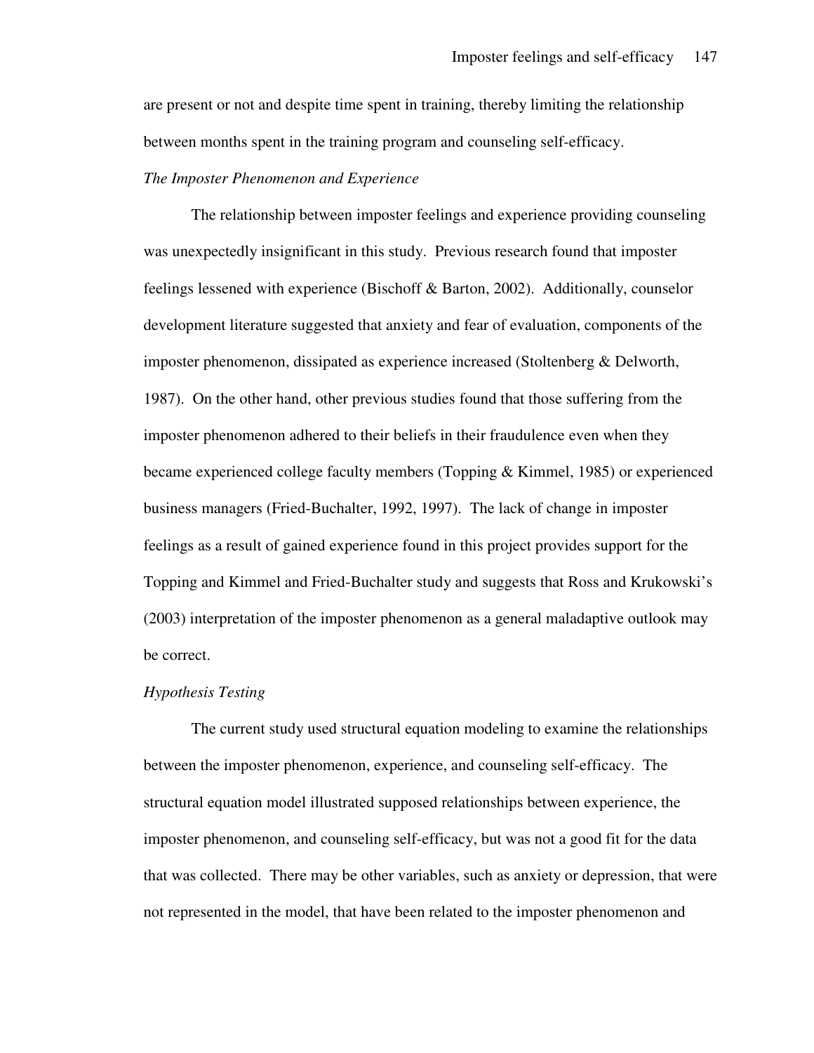are present or not and despite time spent in training, thereby limiting the relationship between months spent in the training program and counseling self-efficacy.

*The Imposter Phenomenon and Experience*

The relationship between imposter feelings and experience providing counseling was unexpectedly insignificant in this study. Previous research found that imposter feelings lessened with experience (Bischoff & Barton, 2002). Additionally, counselor development literature suggested that anxiety and fear of evaluation, components of the imposter phenomenon, dissipated as experience increased (Stoltenberg & Delworth, 1987). On the other hand, other previous studies found that those suffering from the imposter phenomenon adhered to their beliefs in their fraudulence even when they became experienced college faculty members (Topping & Kimmel, 1985) or experienced business managers (Fried-Buchalter, 1992, 1997). The lack of change in imposter feelings as a result of gained experience found in this project provides support for the Topping and Kimmel and Fried-Buchalter study and suggests that Ross and Krukowski's (2003) interpretation of the imposter phenomenon as a general maladaptive outlook may be correct.

*Hypothesis Testing*

The current study used structural equation modeling to examine the relationships between the imposter phenomenon, experience, and counseling self-efficacy. The structural equation model illustrated supposed relationships between experience, the imposter phenomenon, and counseling self-efficacy, but was not a good fit for the data that was collected. There may be other variables, such as anxiety or depression, that were not represented in the model, that have been related to the imposter phenomenon and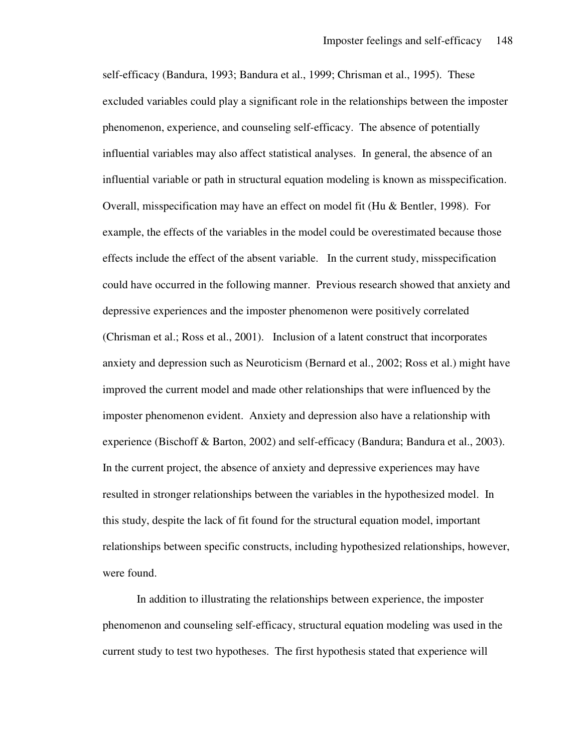self-efficacy (Bandura, 1993; Bandura et al., 1999; Chrisman et al., 1995). These excluded variables could play a significant role in the relationships between the imposter phenomenon, experience, and counseling self-efficacy. The absence of potentially influential variables may also affect statistical analyses. In general, the absence of an influential variable or path in structural equation modeling is known as misspecification. Overall, misspecification may have an effect on model fit (Hu & Bentler, 1998). For example, the effects of the variables in the model could be overestimated because those effects include the effect of the absent variable. In the current study, misspecification could have occurred in the following manner. Previous research showed that anxiety and depressive experiences and the imposter phenomenon were positively correlated (Chrisman et al.; Ross et al., 2001). Inclusion of a latent construct that incorporates anxiety and depression such as Neuroticism (Bernard et al., 2002; Ross et al.) might have improved the current model and made other relationships that were influenced by the imposter phenomenon evident. Anxiety and depression also have a relationship with experience (Bischoff & Barton, 2002) and self-efficacy (Bandura; Bandura et al., 2003). In the current project, the absence of anxiety and depressive experiences may have resulted in stronger relationships between the variables in the hypothesized model. In this study, despite the lack of fit found for the structural equation model, important relationships between specific constructs, including hypothesized relationships, however, were found.

In addition to illustrating the relationships between experience, the imposter phenomenon and counseling self-efficacy, structural equation modeling was used in the current study to test two hypotheses. The first hypothesis stated that experience will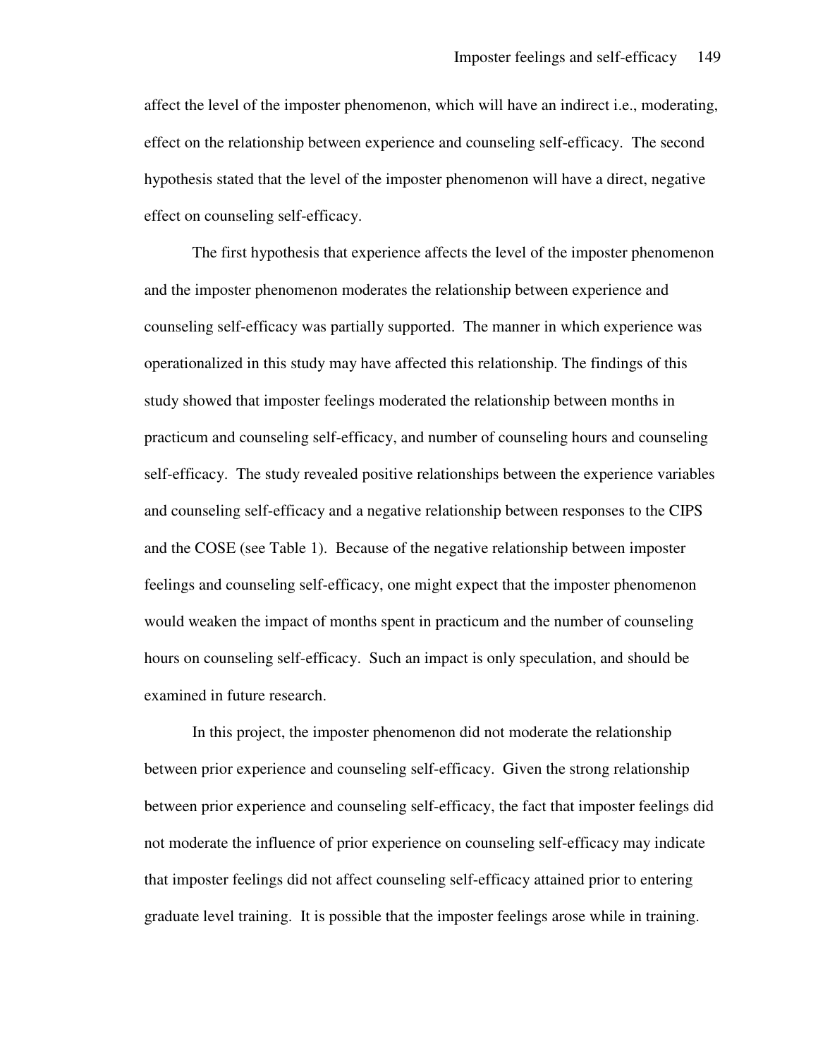affect the level of the imposter phenomenon, which will have an indirect i.e., moderating, effect on the relationship between experience and counseling self-efficacy. The second hypothesis stated that the level of the imposter phenomenon will have a direct, negative effect on counseling self-efficacy.

The first hypothesis that experience affects the level of the imposter phenomenon and the imposter phenomenon moderates the relationship between experience and counseling self-efficacy was partially supported. The manner in which experience was operationalized in this study may have affected this relationship. The findings of this study showed that imposter feelings moderated the relationship between months in practicum and counseling self-efficacy, and number of counseling hours and counseling self-efficacy. The study revealed positive relationships between the experience variables and counseling self-efficacy and a negative relationship between responses to the CIPS and the COSE (see Table 1). Because of the negative relationship between imposter feelings and counseling self-efficacy, one might expect that the imposter phenomenon would weaken the impact of months spent in practicum and the number of counseling hours on counseling self-efficacy. Such an impact is only speculation, and should be examined in future research.

In this project, the imposter phenomenon did not moderate the relationship between prior experience and counseling self-efficacy. Given the strong relationship between prior experience and counseling self-efficacy, the fact that imposter feelings did not moderate the influence of prior experience on counseling self-efficacy may indicate that imposter feelings did not affect counseling self-efficacy attained prior to entering graduate level training. It is possible that the imposter feelings arose while in training.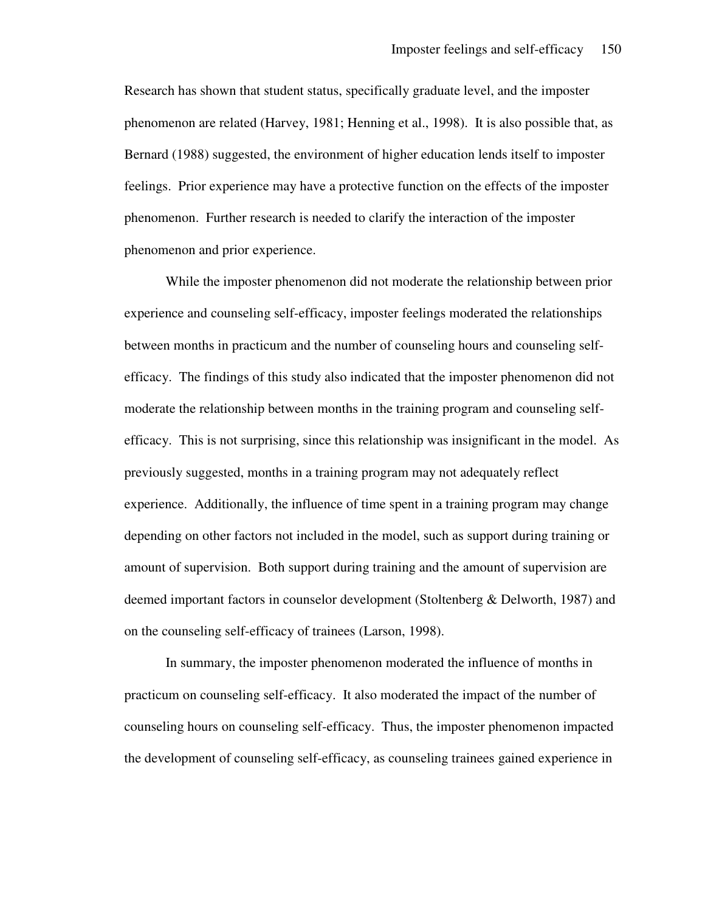Research has shown that student status, specifically graduate level, and the imposter phenomenon are related (Harvey, 1981; Henning et al., 1998). It is also possible that, as Bernard (1988) suggested, the environment of higher education lends itself to imposter feelings. Prior experience may have a protective function on the effects of the imposter phenomenon. Further research is needed to clarify the interaction of the imposter phenomenon and prior experience.

While the imposter phenomenon did not moderate the relationship between prior experience and counseling self-efficacy, imposter feelings moderated the relationships between months in practicum and the number of counseling hours and counseling self-efficacy. The findings of this study also indicated that the imposter phenomenon did not moderate the relationship between months in the training program and counseling self-efficacy. This is not surprising, since this relationship was insignificant in the model. As previously suggested, months in a training program may not adequately reflect experience. Additionally, the influence of time spent in a training program may change depending on other factors not included in the model, such as support during training or amount of supervision. Both support during training and the amount of supervision are deemed important factors in counselor development (Stoltenberg & Delworth, 1987) and on the counseling self-efficacy of trainees (Larson, 1998).

In summary, the imposter phenomenon moderated the influence of months in practicum on counseling self-efficacy. It also moderated the impact of the number of counseling hours on counseling self-efficacy. Thus, the imposter phenomenon impacted the development of counseling self-efficacy, as counseling trainees gained experience in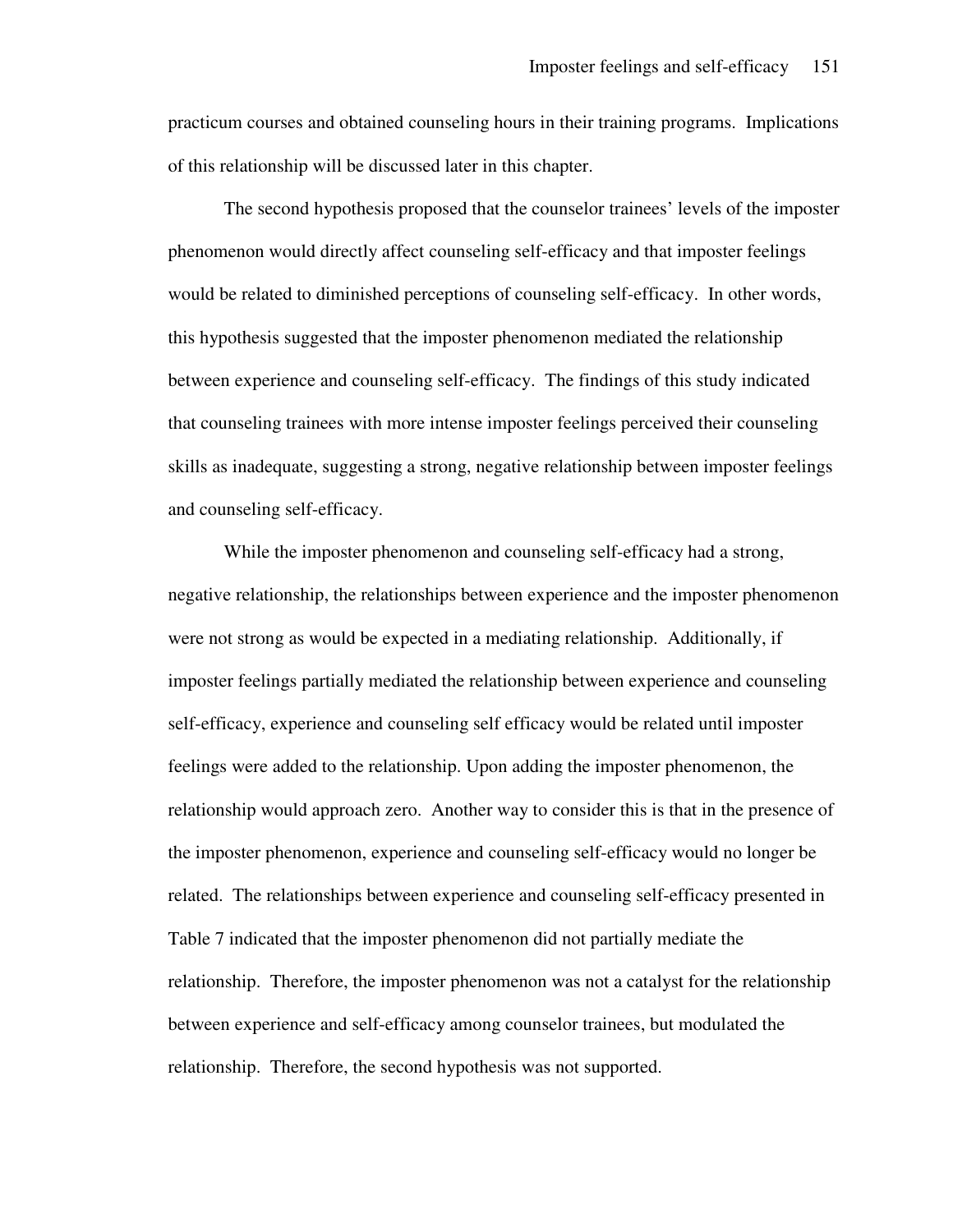practicum courses and obtained counseling hours in their training programs. Implications of this relationship will be discussed later in this chapter.

The second hypothesis proposed that the counselor trainees' levels of the imposter phenomenon would directly affect counseling self-efficacy and that imposter feelings would be related to diminished perceptions of counseling self-efficacy. In other words, this hypothesis suggested that the imposter phenomenon mediated the relationship between experience and counseling self-efficacy. The findings of this study indicated that counseling trainees with more intense imposter feelings perceived their counseling skills as inadequate, suggesting a strong, negative relationship between imposter feelings and counseling self-efficacy.

While the imposter phenomenon and counseling self-efficacy had a strong, negative relationship, the relationships between experience and the imposter phenomenon were not strong as would be expected in a mediating relationship. Additionally, if imposter feelings partially mediated the relationship between experience and counseling self-efficacy, experience and counseling self efficacy would be related until imposter feelings were added to the relationship. Upon adding the imposter phenomenon, the relationship would approach zero. Another way to consider this is that in the presence of the imposter phenomenon, experience and counseling self-efficacy would no longer be related. The relationships between experience and counseling self-efficacy presented in Table 7 indicated that the imposter phenomenon did not partially mediate the relationship. Therefore, the imposter phenomenon was not a catalyst for the relationship between experience and self-efficacy among counselor trainees, but modulated the relationship. Therefore, the second hypothesis was not supported.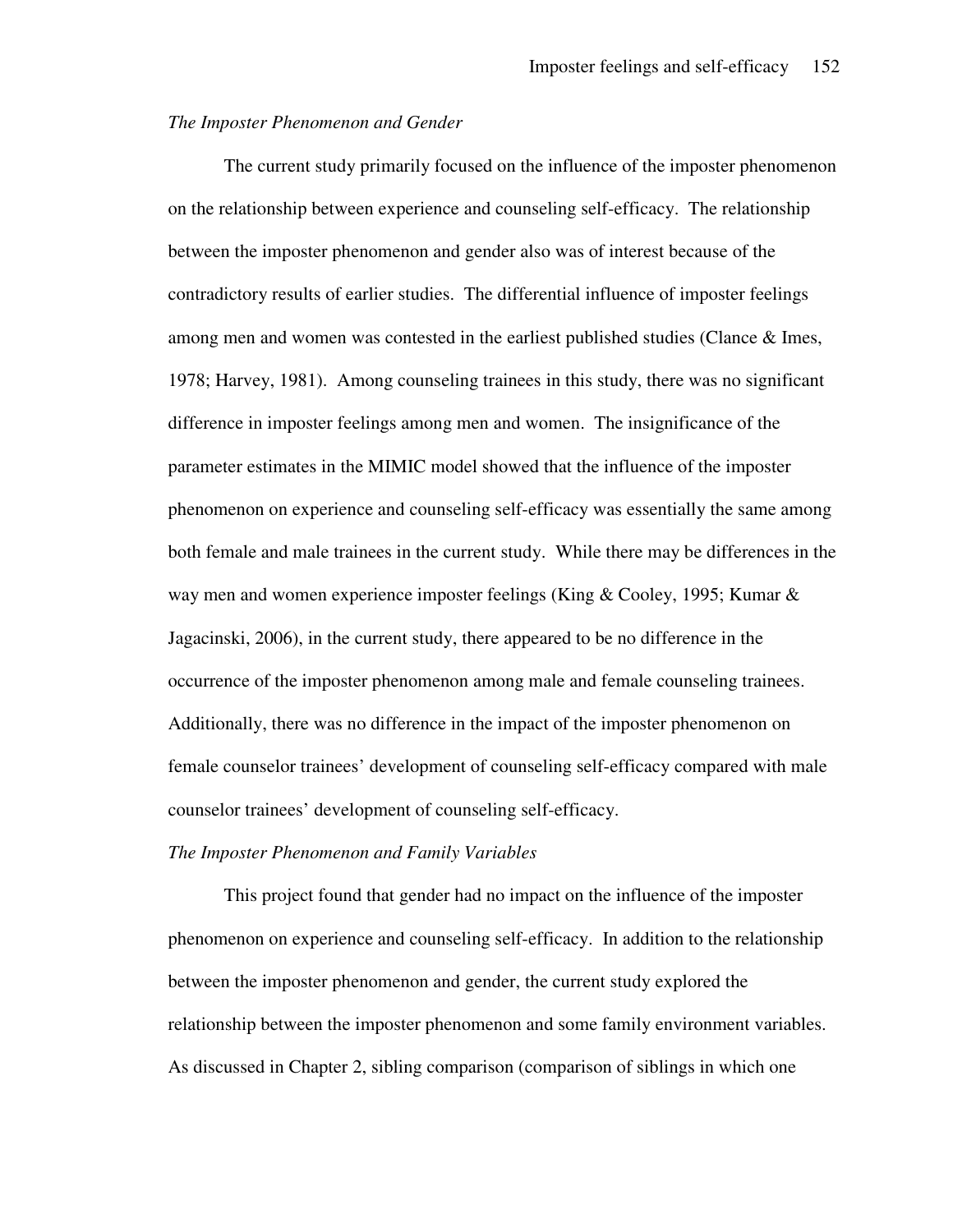*The Imposter Phenomenon and Gender*

The current study primarily focused on the influence of the imposter phenomenon on the relationship between experience and counseling self-efficacy. The relationship between the imposter phenomenon and gender also was of interest because of the contradictory results of earlier studies. The differential influence of imposter feelings among men and women was contested in the earliest published studies (Clance & Imes, 1978; Harvey, 1981). Among counseling trainees in this study, there was no significant difference in imposter feelings among men and women. The insignificance of the parameter estimates in the MIMIC model showed that the influence of the imposter phenomenon on experience and counseling self-efficacy was essentially the same among both female and male trainees in the current study. While there may be differences in the way men and women experience imposter feelings (King & Cooley, 1995; Kumar & Jagacinski, 2006), in the current study, there appeared to be no difference in the occurrence of the imposter phenomenon among male and female counseling trainees. Additionally, there was no difference in the impact of the imposter phenomenon on female counselor trainees' development of counseling self-efficacy compared with male counselor trainees' development of counseling self-efficacy.

*The Imposter Phenomenon and Family Variables*

This project found that gender had no impact on the influence of the imposter phenomenon on experience and counseling self-efficacy. In addition to the relationship between the imposter phenomenon and gender, the current study explored the relationship between the imposter phenomenon and some family environment variables. As discussed in Chapter 2, sibling comparison (comparison of siblings in which one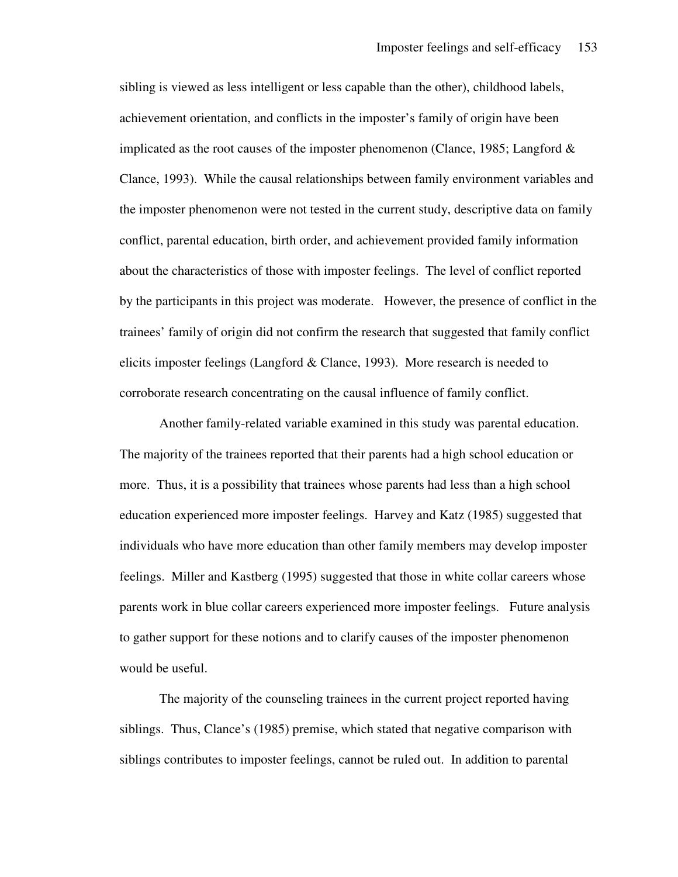sibling is viewed as less intelligent or less capable than the other), childhood labels, achievement orientation, and conflicts in the imposter's family of origin have been implicated as the root causes of the imposter phenomenon (Clance, 1985; Langford & Clance, 1993). While the causal relationships between family environment variables and the imposter phenomenon were not tested in the current study, descriptive data on family conflict, parental education, birth order, and achievement provided family information about the characteristics of those with imposter feelings. The level of conflict reported by the participants in this project was moderate. However, the presence of conflict in the trainees' family of origin did not confirm the research that suggested that family conflict elicits imposter feelings (Langford & Clance, 1993). More research is needed to corroborate research concentrating on the causal influence of family conflict.

Another family-related variable examined in this study was parental education. The majority of the trainees reported that their parents had a high school education or more. Thus, it is a possibility that trainees whose parents had less than a high school education experienced more imposter feelings. Harvey and Katz (1985) suggested that individuals who have more education than other family members may develop imposter feelings. Miller and Kastberg (1995) suggested that those in white collar careers whose parents work in blue collar careers experienced more imposter feelings. Future analysis to gather support for these notions and to clarify causes of the imposter phenomenon would be useful.

The majority of the counseling trainees in the current project reported having siblings. Thus, Clance's (1985) premise, which stated that negative comparison with siblings contributes to imposter feelings, cannot be ruled out. In addition to parental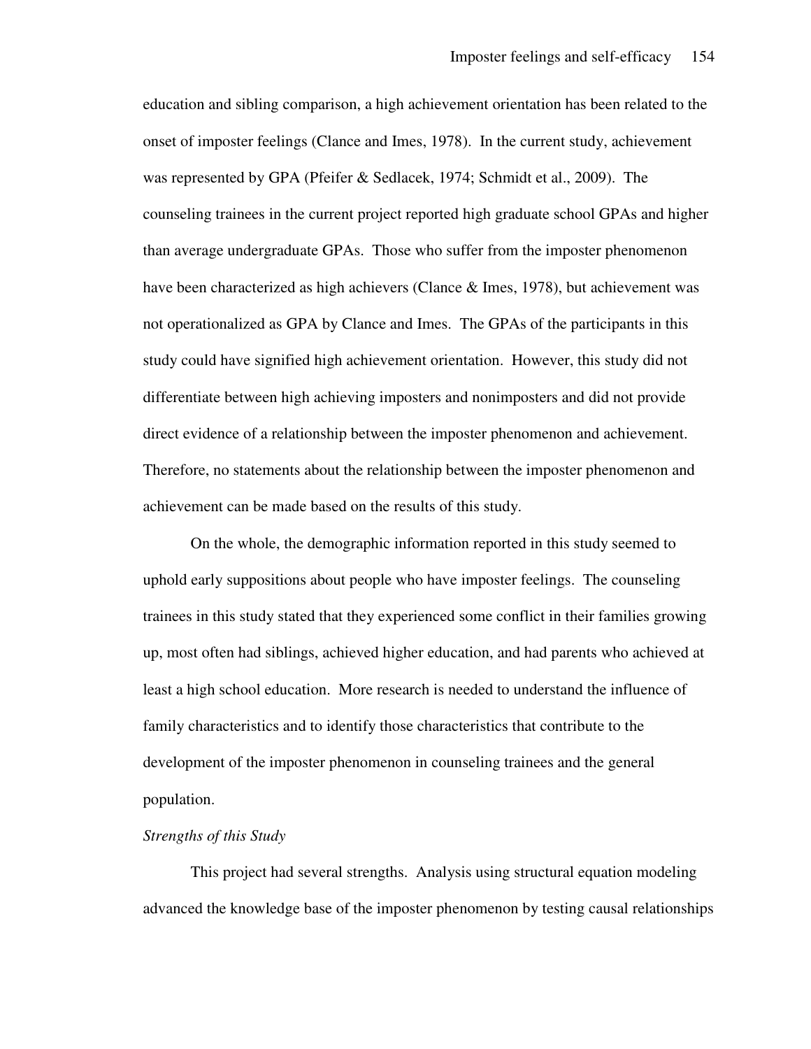education and sibling comparison, a high achievement orientation has been related to the onset of imposter feelings (Clance and Imes, 1978). In the current study, achievement was represented by GPA (Pfeifer & Sedlacek, 1974; Schmidt et al., 2009). The counseling trainees in the current project reported high graduate school GPAs and higher than average undergraduate GPAs. Those who suffer from the imposter phenomenon have been characterized as high achievers (Clance & Imes, 1978), but achievement was not operationalized as GPA by Clance and Imes. The GPAs of the participants in this study could have signified high achievement orientation. However, this study did not differentiate between high achieving imposters and nonimposters and did not provide direct evidence of a relationship between the imposter phenomenon and achievement. Therefore, no statements about the relationship between the imposter phenomenon and achievement can be made based on the results of this study.

On the whole, the demographic information reported in this study seemed to uphold early suppositions about people who have imposter feelings. The counseling trainees in this study stated that they experienced some conflict in their families growing up, most often had siblings, achieved higher education, and had parents who achieved at least a high school education. More research is needed to understand the influence of family characteristics and to identify those characteristics that contribute to the development of the imposter phenomenon in counseling trainees and the general population.

*Strengths of this Study*

This project had several strengths. Analysis using structural equation modeling advanced the knowledge base of the imposter phenomenon by testing causal relationships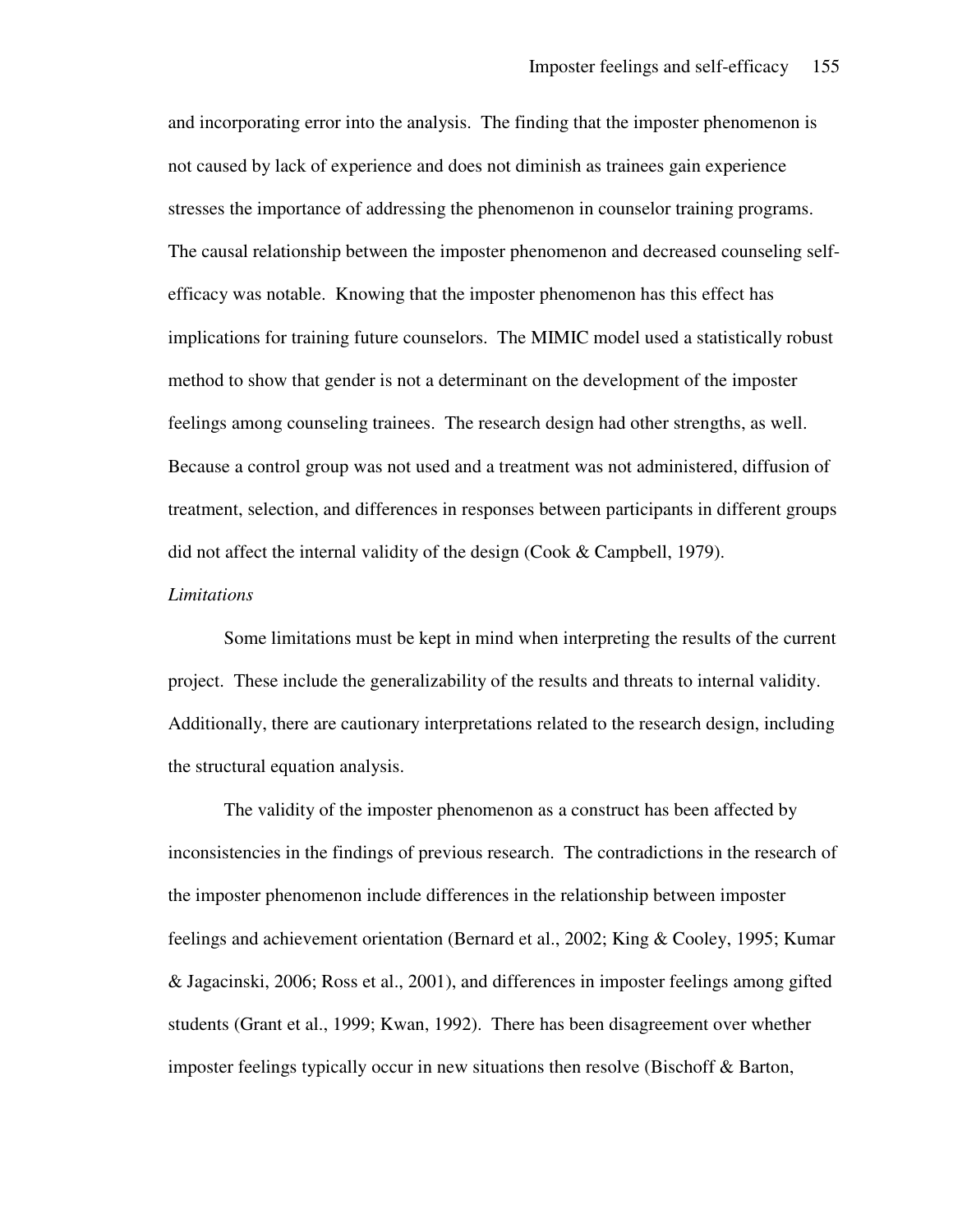and incorporating error into the analysis. The finding that the imposter phenomenon is not caused by lack of experience and does not diminish as trainees gain experience stresses the importance of addressing the phenomenon in counselor training programs. The causal relationship between the imposter phenomenon and decreased counseling self-efficacy was notable. Knowing that the imposter phenomenon has this effect has implications for training future counselors. The MIMIC model used a statistically robust method to show that gender is not a determinant on the development of the imposter feelings among counseling trainees. The research design had other strengths, as well. Because a control group was not used and a treatment was not administered, diffusion of treatment, selection, and differences in responses between participants in different groups did not affect the internal validity of the design (Cook & Campbell, 1979).

*Limitations*

Some limitations must be kept in mind when interpreting the results of the current project. These include the generalizability of the results and threats to internal validity. Additionally, there are cautionary interpretations related to the research design, including the structural equation analysis.

The validity of the imposter phenomenon as a construct has been affected by inconsistencies in the findings of previous research. The contradictions in the research of the imposter phenomenon include differences in the relationship between imposter feelings and achievement orientation (Bernard et al., 2002; King & Cooley, 1995; Kumar & Jagacinski, 2006; Ross et al., 2001), and differences in imposter feelings among gifted students (Grant et al., 1999; Kwan, 1992). There has been disagreement over whether imposter feelings typically occur in new situations then resolve (Bischoff & Barton,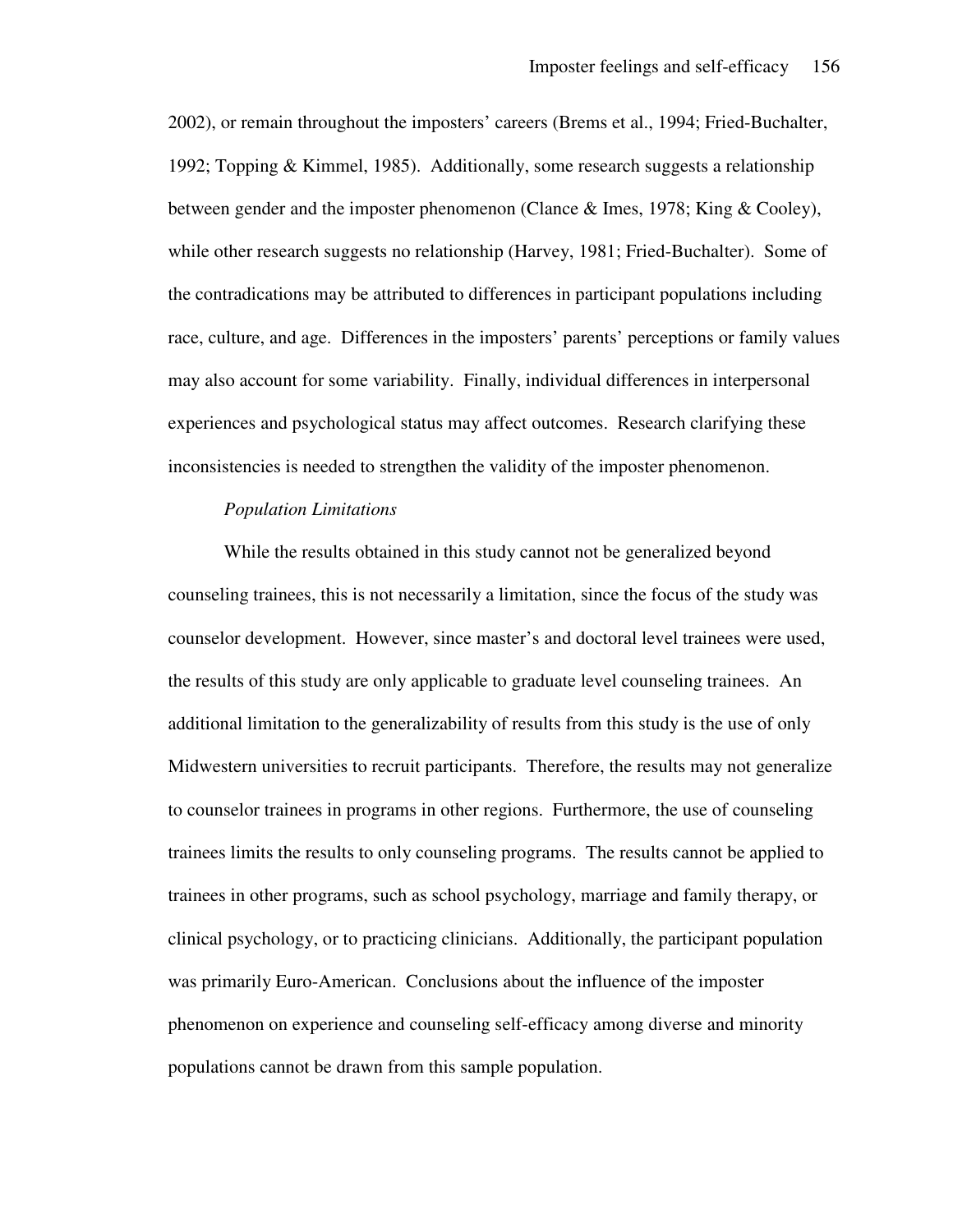2002), or remain throughout the imposters' careers (Brems et al., 1994; Fried-Buchalter, 1992; Topping & Kimmel, 1985). Additionally, some research suggests a relationship between gender and the imposter phenomenon (Clance & Imes, 1978; King & Cooley), while other research suggests no relationship (Harvey, 1981; Fried-Buchalter). Some of the contradications may be attributed to differences in participant populations including race, culture, and age. Differences in the imposters' parents' perceptions or family values may also account for some variability. Finally, individual differences in interpersonal experiences and psychological status may affect outcomes. Research clarifying these inconsistencies is needed to strengthen the validity of the imposter phenomenon.

*Population Limitations*

While the results obtained in this study cannot not be generalized beyond counseling trainees, this is not necessarily a limitation, since the focus of the study was counselor development. However, since master's and doctoral level trainees were used, the results of this study are only applicable to graduate level counseling trainees. An additional limitation to the generalizability of results from this study is the use of only Midwestern universities to recruit participants. Therefore, the results may not generalize to counselor trainees in programs in other regions. Furthermore, the use of counseling trainees limits the results to only counseling programs. The results cannot be applied to trainees in other programs, such as school psychology, marriage and family therapy, or clinical psychology, or to practicing clinicians. Additionally, the participant population was primarily Euro-American. Conclusions about the influence of the imposter phenomenon on experience and counseling self-efficacy among diverse and minority populations cannot be drawn from this sample population.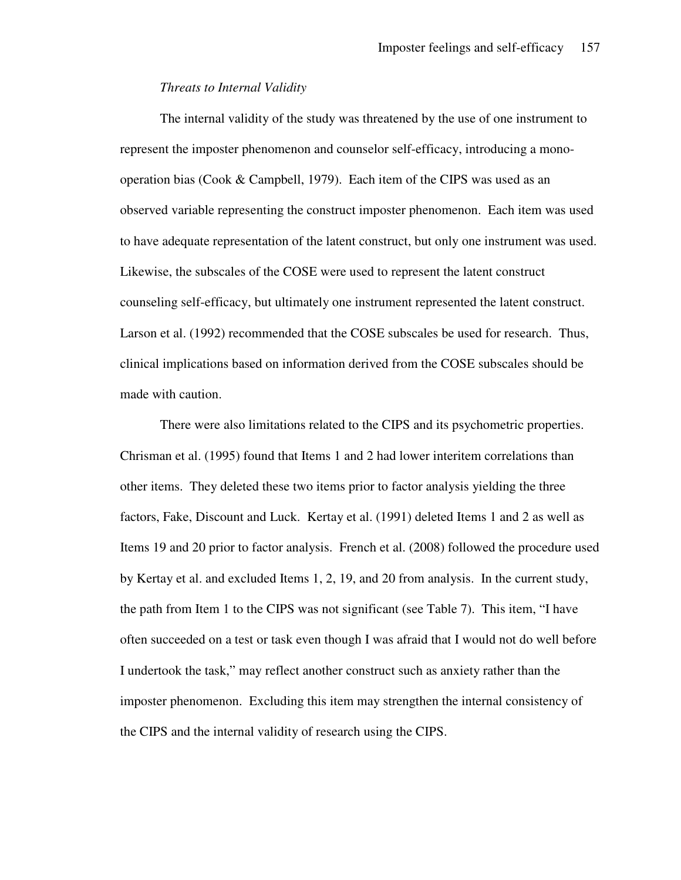*Threats to Internal Validity*

The internal validity of the study was threatened by the use of one instrument to represent the imposter phenomenon and counselor self-efficacy, introducing a mono-operation bias (Cook & Campbell, 1979). Each item of the CIPS was used as an observed variable representing the construct imposter phenomenon. Each item was used to have adequate representation of the latent construct, but only one instrument was used. Likewise, the subscales of the COSE were used to represent the latent construct counseling self-efficacy, but ultimately one instrument represented the latent construct. Larson et al. (1992) recommended that the COSE subscales be used for research. Thus, clinical implications based on information derived from the COSE subscales should be made with caution.

There were also limitations related to the CIPS and its psychometric properties. Chrisman et al. (1995) found that Items 1 and 2 had lower interitem correlations than other items. They deleted these two items prior to factor analysis yielding the three factors, Fake, Discount and Luck. Kertay et al. (1991) deleted Items 1 and 2 as well as Items 19 and 20 prior to factor analysis. French et al. (2008) followed the procedure used by Kertay et al. and excluded Items 1, 2, 19, and 20 from analysis. In the current study, the path from Item 1 to the CIPS was not significant (see Table 7). This item, "I have often succeeded on a test or task even though I was afraid that I would not do well before I undertook the task," may reflect another construct such as anxiety rather than the imposter phenomenon. Excluding this item may strengthen the internal consistency of the CIPS and the internal validity of research using the CIPS.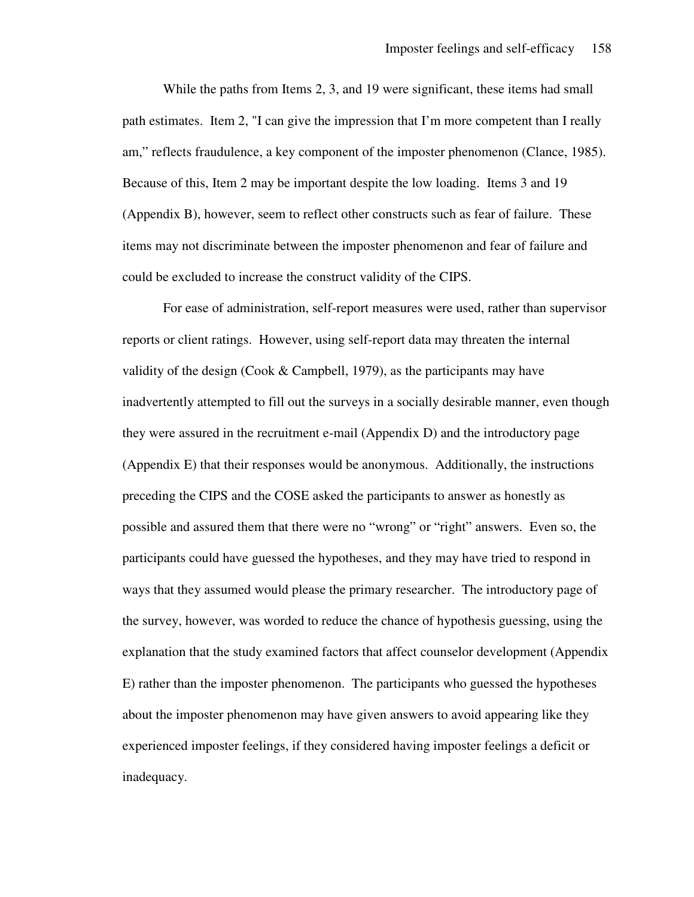While the paths from Items 2, 3, and 19 were significant, these items had small path estimates. Item 2, "I can give the impression that I'm more competent than I really am," reflects fraudulence, a key component of the imposter phenomenon (Clance, 1985). Because of this, Item 2 may be important despite the low loading. Items 3 and 19 (Appendix B), however, seem to reflect other constructs such as fear of failure. These items may not discriminate between the imposter phenomenon and fear of failure and could be excluded to increase the construct validity of the CIPS.

For ease of administration, self-report measures were used, rather than supervisor reports or client ratings. However, using self-report data may threaten the internal validity of the design (Cook & Campbell, 1979), as the participants may have inadvertently attempted to fill out the surveys in a socially desirable manner, even though they were assured in the recruitment e-mail (Appendix D) and the introductory page (Appendix E) that their responses would be anonymous. Additionally, the instructions preceding the CIPS and the COSE asked the participants to answer as honestly as possible and assured them that there were no "wrong" or "right" answers. Even so, the participants could have guessed the hypotheses, and they may have tried to respond in ways that they assumed would please the primary researcher. The introductory page of the survey, however, was worded to reduce the chance of hypothesis guessing, using the explanation that the study examined factors that affect counselor development (Appendix E) rather than the imposter phenomenon. The participants who guessed the hypotheses about the imposter phenomenon may have given answers to avoid appearing like they experienced imposter feelings, if they considered having imposter feelings a deficit or inadequacy.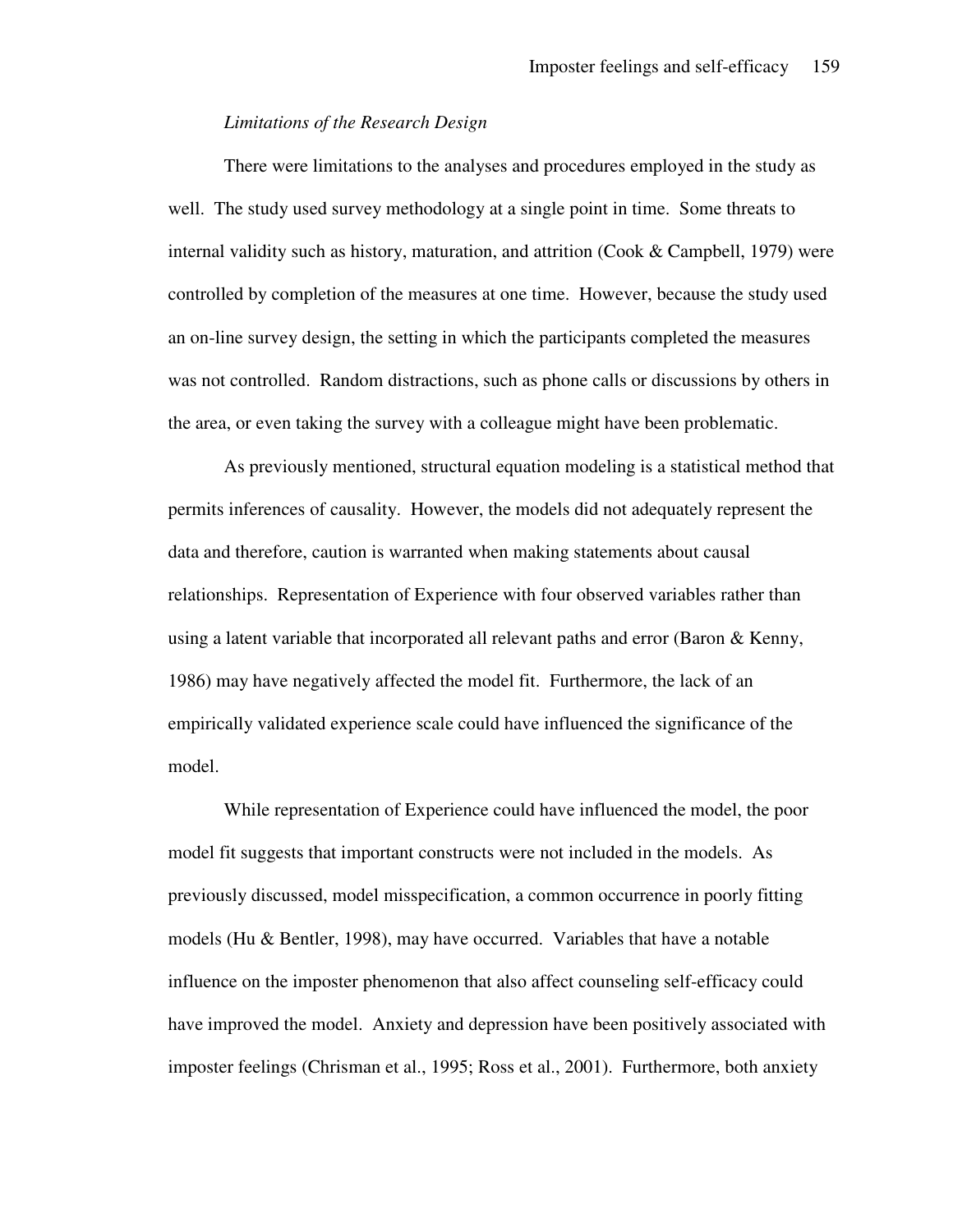*Limitations of the Research Design*

There were limitations to the analyses and procedures employed in the study as well. The study used survey methodology at a single point in time. Some threats to internal validity such as history, maturation, and attrition (Cook & Campbell, 1979) were controlled by completion of the measures at one time. However, because the study used an on-line survey design, the setting in which the participants completed the measures was not controlled. Random distractions, such as phone calls or discussions by others in the area, or even taking the survey with a colleague might have been problematic.

As previously mentioned, structural equation modeling is a statistical method that permits inferences of causality. However, the models did not adequately represent the data and therefore, caution is warranted when making statements about causal relationships. Representation of Experience with four observed variables rather than using a latent variable that incorporated all relevant paths and error (Baron & Kenny, 1986) may have negatively affected the model fit. Furthermore, the lack of an empirically validated experience scale could have influenced the significance of the model.

While representation of Experience could have influenced the model, the poor model fit suggests that important constructs were not included in the models. As previously discussed, model misspecification, a common occurrence in poorly fitting models (Hu & Bentler, 1998), may have occurred. Variables that have a notable influence on the imposter phenomenon that also affect counseling self-efficacy could have improved the model. Anxiety and depression have been positively associated with imposter feelings (Chrisman et al., 1995; Ross et al., 2001). Furthermore, both anxiety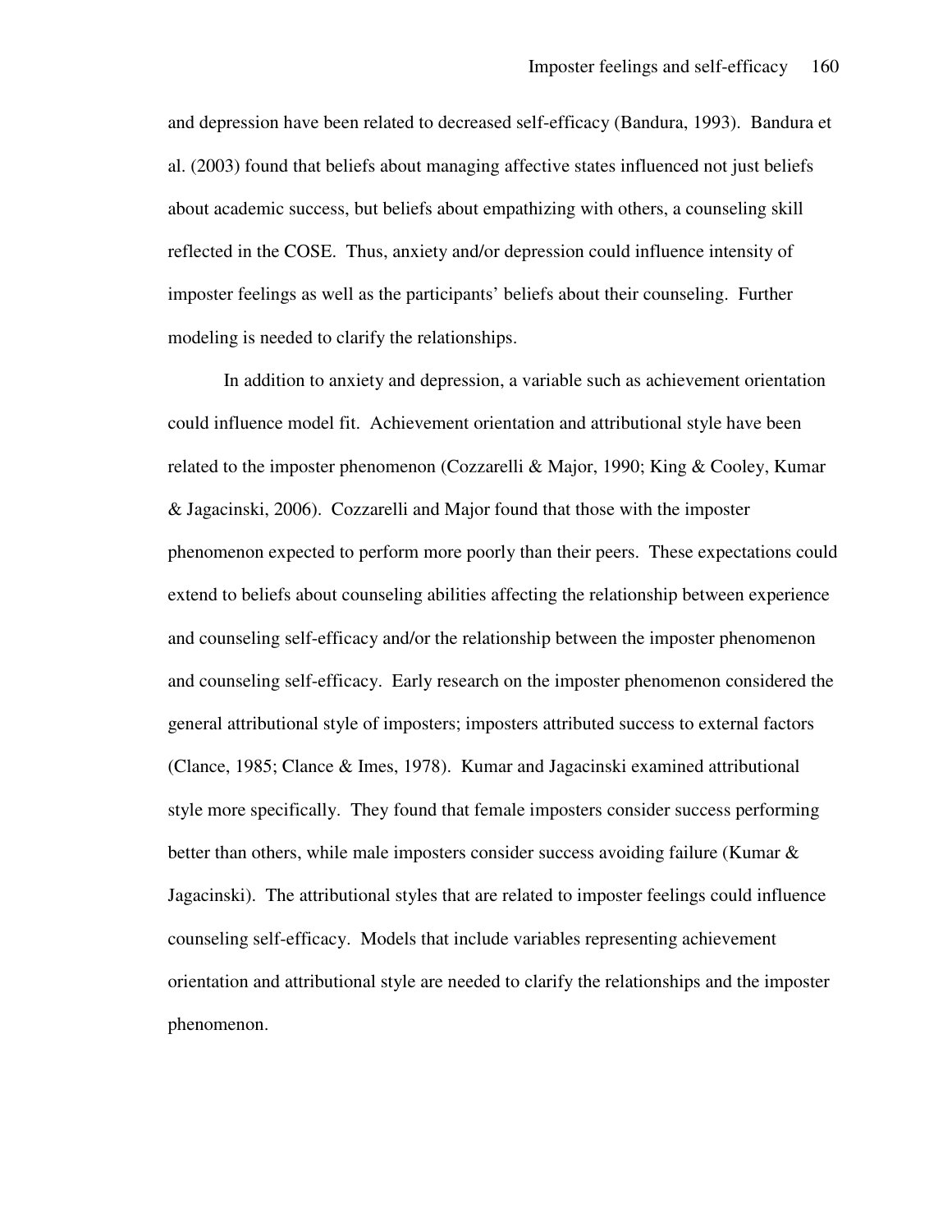and depression have been related to decreased self-efficacy (Bandura, 1993). Bandura et al. (2003) found that beliefs about managing affective states influenced not just beliefs about academic success, but beliefs about empathizing with others, a counseling skill reflected in the COSE. Thus, anxiety and/or depression could influence intensity of imposter feelings as well as the participants' beliefs about their counseling. Further modeling is needed to clarify the relationships.

In addition to anxiety and depression, a variable such as achievement orientation could influence model fit. Achievement orientation and attributional style have been related to the imposter phenomenon (Cozzarelli & Major, 1990; King & Cooley, Kumar & Jagacinski, 2006). Cozzarelli and Major found that those with the imposter phenomenon expected to perform more poorly than their peers. These expectations could extend to beliefs about counseling abilities affecting the relationship between experience and counseling self-efficacy and/or the relationship between the imposter phenomenon and counseling self-efficacy. Early research on the imposter phenomenon considered the general attributional style of imposters; imposters attributed success to external factors (Clance, 1985; Clance & Imes, 1978). Kumar and Jagacinski examined attributional style more specifically. They found that female imposters consider success performing better than others, while male imposters consider success avoiding failure (Kumar & Jagacinski). The attributional styles that are related to imposter feelings could influence counseling self-efficacy. Models that include variables representing achievement orientation and attributional style are needed to clarify the relationships and the imposter phenomenon.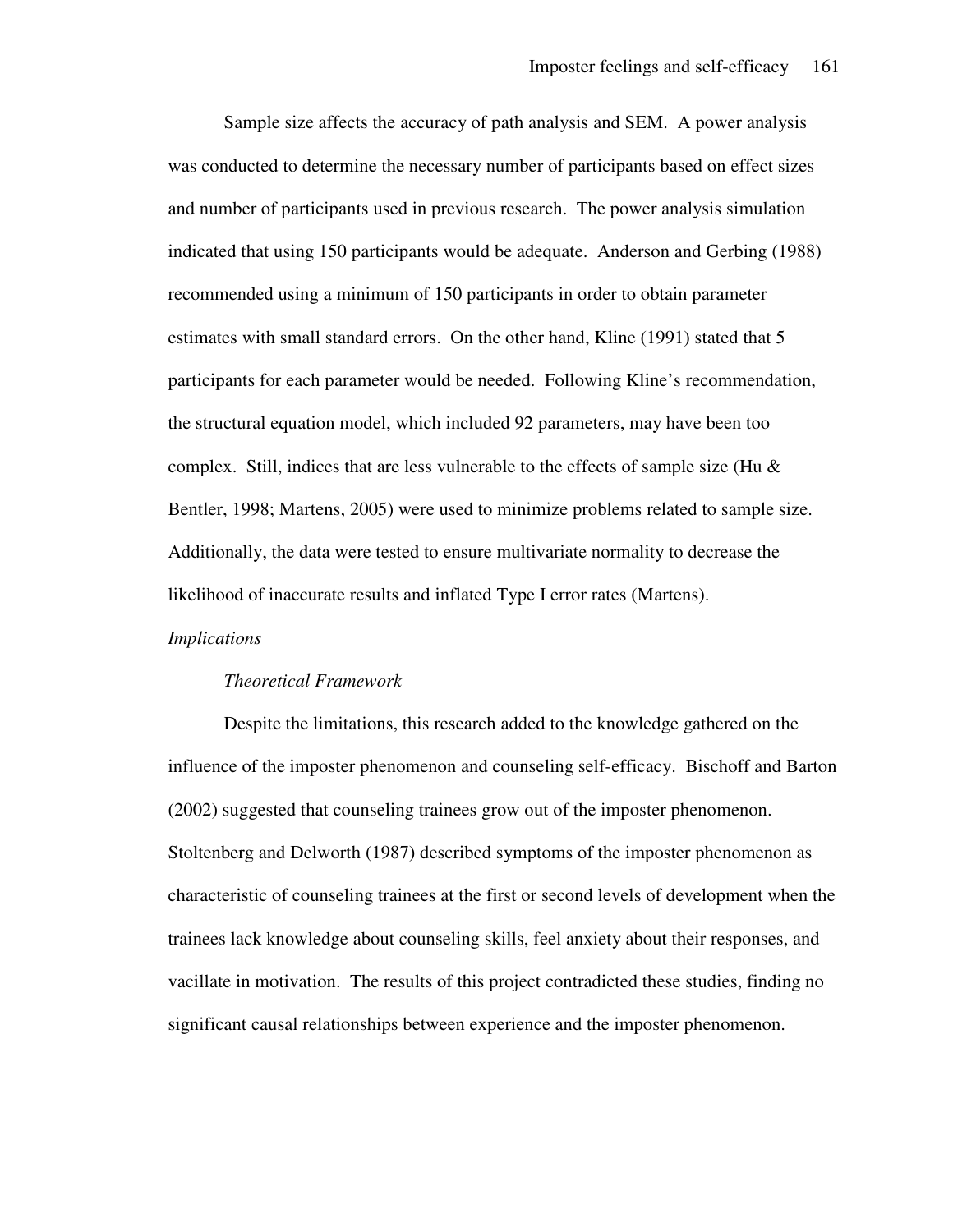Sample size affects the accuracy of path analysis and SEM. A power analysis was conducted to determine the necessary number of participants based on effect sizes and number of participants used in previous research. The power analysis simulation indicated that using 150 participants would be adequate. Anderson and Gerbing (1988) recommended using a minimum of 150 participants in order to obtain parameter estimates with small standard errors. On the other hand, Kline (1991) stated that 5 participants for each parameter would be needed. Following Kline's recommendation, the structural equation model, which included 92 parameters, may have been too complex. Still, indices that are less vulnerable to the effects of sample size (Hu & Bentler, 1998; Martens, 2005) were used to minimize problems related to sample size. Additionally, the data were tested to ensure multivariate normality to decrease the likelihood of inaccurate results and inflated Type I error rates (Martens).

## *Implications*

### *Theoretical Framework*

Despite the limitations, this research added to the knowledge gathered on the influence of the imposter phenomenon and counseling self-efficacy. Bischoff and Barton (2002) suggested that counseling trainees grow out of the imposter phenomenon. Stoltenberg and Delworth (1987) described symptoms of the imposter phenomenon as characteristic of counseling trainees at the first or second levels of development when the trainees lack knowledge about counseling skills, feel anxiety about their responses, and vacillate in motivation. The results of this project contradicted these studies, finding no significant causal relationships between experience and the imposter phenomenon.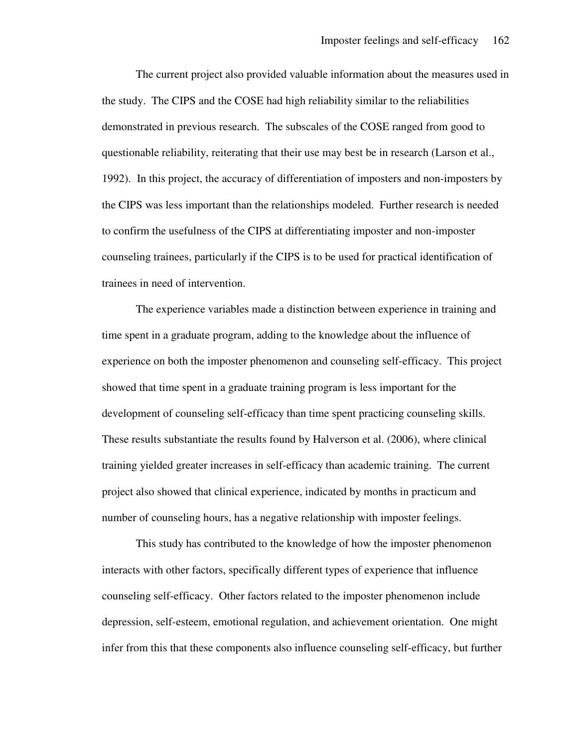The current project also provided valuable information about the measures used in the study. The CIPS and the COSE had high reliability similar to the reliabilities demonstrated in previous research. The subscales of the COSE ranged from good to questionable reliability, reiterating that their use may best be in research (Larson et al., 1992). In this project, the accuracy of differentiation of imposters and non-imposters by the CIPS was less important than the relationships modeled. Further research is needed to confirm the usefulness of the CIPS at differentiating imposter and non-imposter counseling trainees, particularly if the CIPS is to be used for practical identification of trainees in need of intervention.

The experience variables made a distinction between experience in training and time spent in a graduate program, adding to the knowledge about the influence of experience on both the imposter phenomenon and counseling self-efficacy. This project showed that time spent in a graduate training program is less important for the development of counseling self-efficacy than time spent practicing counseling skills. These results substantiate the results found by Halverson et al. (2006), where clinical training yielded greater increases in self-efficacy than academic training. The current project also showed that clinical experience, indicated by months in practicum and number of counseling hours, has a negative relationship with imposter feelings.

This study has contributed to the knowledge of how the imposter phenomenon interacts with other factors, specifically different types of experience that influence counseling self-efficacy. Other factors related to the imposter phenomenon include depression, self-esteem, emotional regulation, and achievement orientation. One might infer from this that these components also influence counseling self-efficacy, but further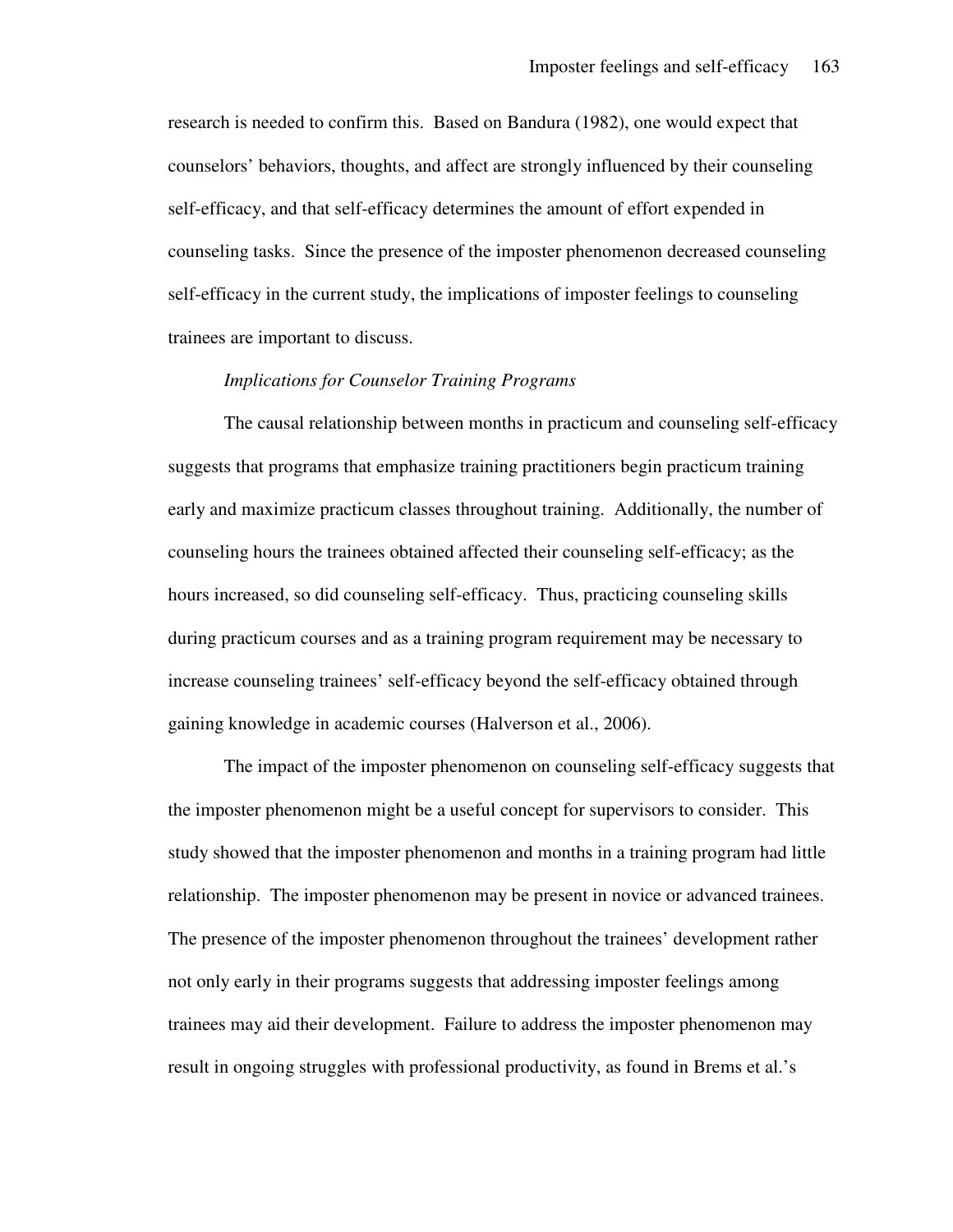research is needed to confirm this. Based on Bandura (1982), one would expect that counselors' behaviors, thoughts, and affect are strongly influenced by their counseling self-efficacy, and that self-efficacy determines the amount of effort expended in counseling tasks. Since the presence of the imposter phenomenon decreased counseling self-efficacy in the current study, the implications of imposter feelings to counseling trainees are important to discuss.

### *Implications for Counselor Training Programs*

The causal relationship between months in practicum and counseling self-efficacy suggests that programs that emphasize training practitioners begin practicum training early and maximize practicum classes throughout training. Additionally, the number of counseling hours the trainees obtained affected their counseling self-efficacy; as the hours increased, so did counseling self-efficacy. Thus, practicing counseling skills during practicum courses and as a training program requirement may be necessary to increase counseling trainees' self-efficacy beyond the self-efficacy obtained through gaining knowledge in academic courses (Halverson et al., 2006).

The impact of the imposter phenomenon on counseling self-efficacy suggests that the imposter phenomenon might be a useful concept for supervisors to consider. This study showed that the imposter phenomenon and months in a training program had little relationship. The imposter phenomenon may be present in novice or advanced trainees. The presence of the imposter phenomenon throughout the trainees' development rather not only early in their programs suggests that addressing imposter feelings among trainees may aid their development. Failure to address the imposter phenomenon may result in ongoing struggles with professional productivity, as found in Brems et al.'s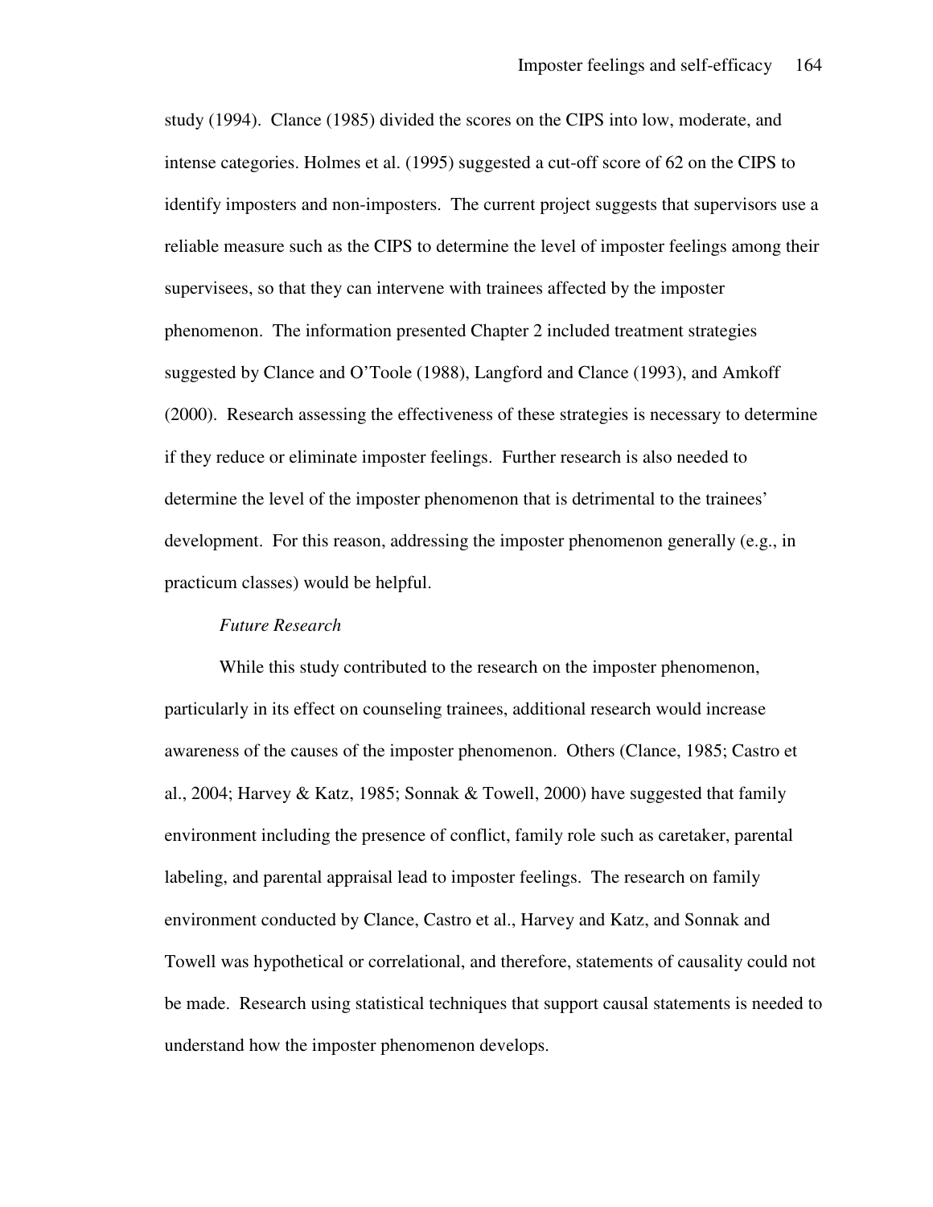study (1994). Clance (1985) divided the scores on the CIPS into low, moderate, and intense categories. Holmes et al. (1995) suggested a cut-off score of 62 on the CIPS to identify imposters and non-imposters. The current project suggests that supervisors use a reliable measure such as the CIPS to determine the level of imposter feelings among their supervisees, so that they can intervene with trainees affected by the imposter phenomenon. The information presented Chapter 2 included treatment strategies suggested by Clance and O'Toole (1988), Langford and Clance (1993), and Amkoff (2000). Research assessing the effectiveness of these strategies is necessary to determine if they reduce or eliminate imposter feelings. Further research is also needed to determine the level of the imposter phenomenon that is detrimental to the trainees' development. For this reason, addressing the imposter phenomenon generally (e.g., in practicum classes) would be helpful.

*Future Research*

While this study contributed to the research on the imposter phenomenon, particularly in its effect on counseling trainees, additional research would increase awareness of the causes of the imposter phenomenon. Others (Clance, 1985; Castro et al., 2004; Harvey & Katz, 1985; Sonnak & Towell, 2000) have suggested that family environment including the presence of conflict, family role such as caretaker, parental labeling, and parental appraisal lead to imposter feelings. The research on family environment conducted by Clance, Castro et al., Harvey and Katz, and Sonnak and Towell was hypothetical or correlational, and therefore, statements of causality could not be made. Research using statistical techniques that support causal statements is needed to understand how the imposter phenomenon develops.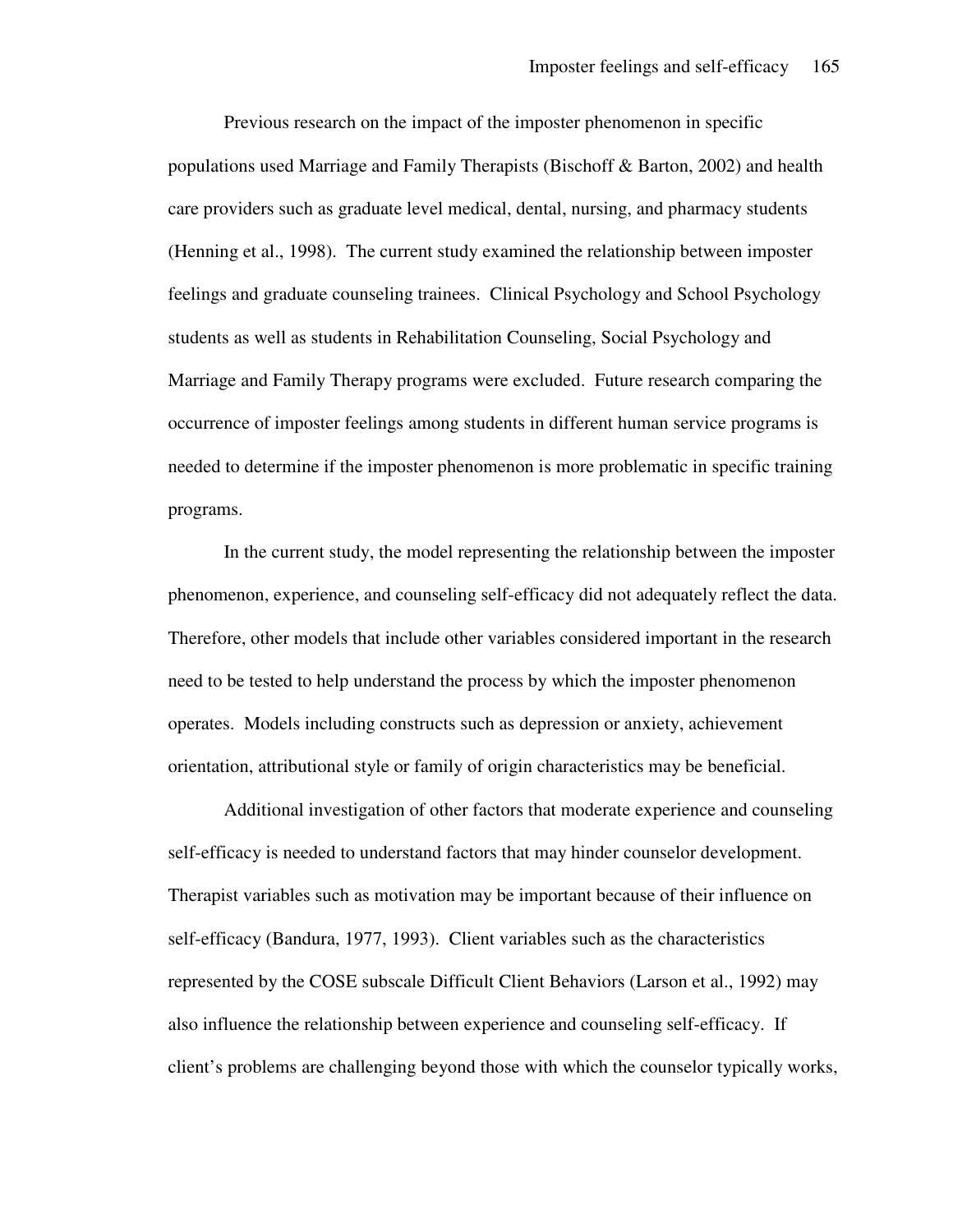Previous research on the impact of the imposter phenomenon in specific populations used Marriage and Family Therapists (Bischoff & Barton, 2002) and health care providers such as graduate level medical, dental, nursing, and pharmacy students (Henning et al., 1998). The current study examined the relationship between imposter feelings and graduate counseling trainees. Clinical Psychology and School Psychology students as well as students in Rehabilitation Counseling, Social Psychology and Marriage and Family Therapy programs were excluded. Future research comparing the occurrence of imposter feelings among students in different human service programs is needed to determine if the imposter phenomenon is more problematic in specific training programs.

In the current study, the model representing the relationship between the imposter phenomenon, experience, and counseling self-efficacy did not adequately reflect the data. Therefore, other models that include other variables considered important in the research need to be tested to help understand the process by which the imposter phenomenon operates. Models including constructs such as depression or anxiety, achievement orientation, attributional style or family of origin characteristics may be beneficial.

Additional investigation of other factors that moderate experience and counseling self-efficacy is needed to understand factors that may hinder counselor development. Therapist variables such as motivation may be important because of their influence on self-efficacy (Bandura, 1977, 1993). Client variables such as the characteristics represented by the COSE subscale Difficult Client Behaviors (Larson et al., 1992) may also influence the relationship between experience and counseling self-efficacy. If client's problems are challenging beyond those with which the counselor typically works,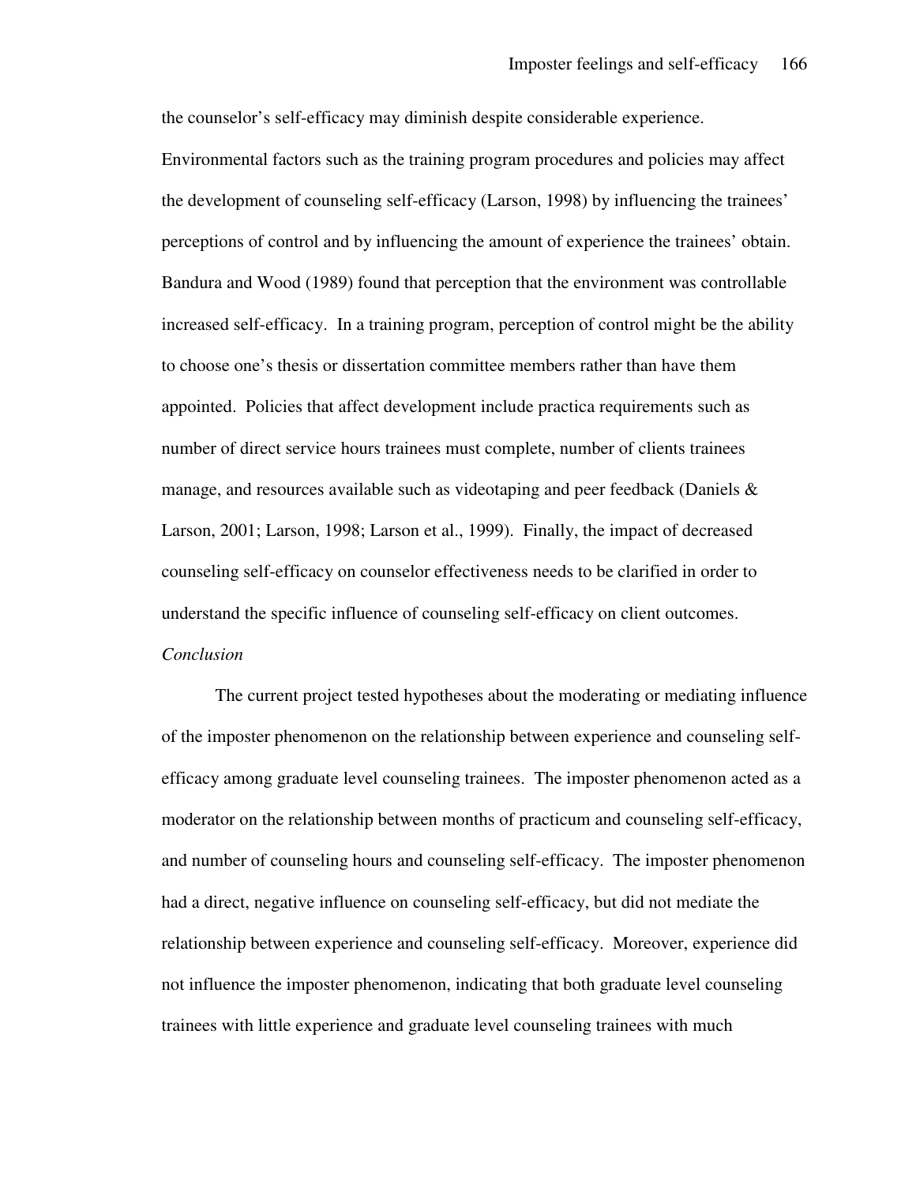the counselor's self-efficacy may diminish despite considerable experience. Environmental factors such as the training program procedures and policies may affect the development of counseling self-efficacy (Larson, 1998) by influencing the trainees' perceptions of control and by influencing the amount of experience the trainees' obtain. Bandura and Wood (1989) found that perception that the environment was controllable increased self-efficacy. In a training program, perception of control might be the ability to choose one's thesis or dissertation committee members rather than have them appointed. Policies that affect development include practica requirements such as number of direct service hours trainees must complete, number of clients trainees manage, and resources available such as videotaping and peer feedback (Daniels & Larson, 2001; Larson, 1998; Larson et al., 1999). Finally, the impact of decreased counseling self-efficacy on counselor effectiveness needs to be clarified in order to understand the specific influence of counseling self-efficacy on client outcomes.

*Conclusion*

The current project tested hypotheses about the moderating or mediating influence of the imposter phenomenon on the relationship between experience and counseling self-efficacy among graduate level counseling trainees. The imposter phenomenon acted as a moderator on the relationship between months of practicum and counseling self-efficacy, and number of counseling hours and counseling self-efficacy. The imposter phenomenon had a direct, negative influence on counseling self-efficacy, but did not mediate the relationship between experience and counseling self-efficacy. Moreover, experience did not influence the imposter phenomenon, indicating that both graduate level counseling trainees with little experience and graduate level counseling trainees with much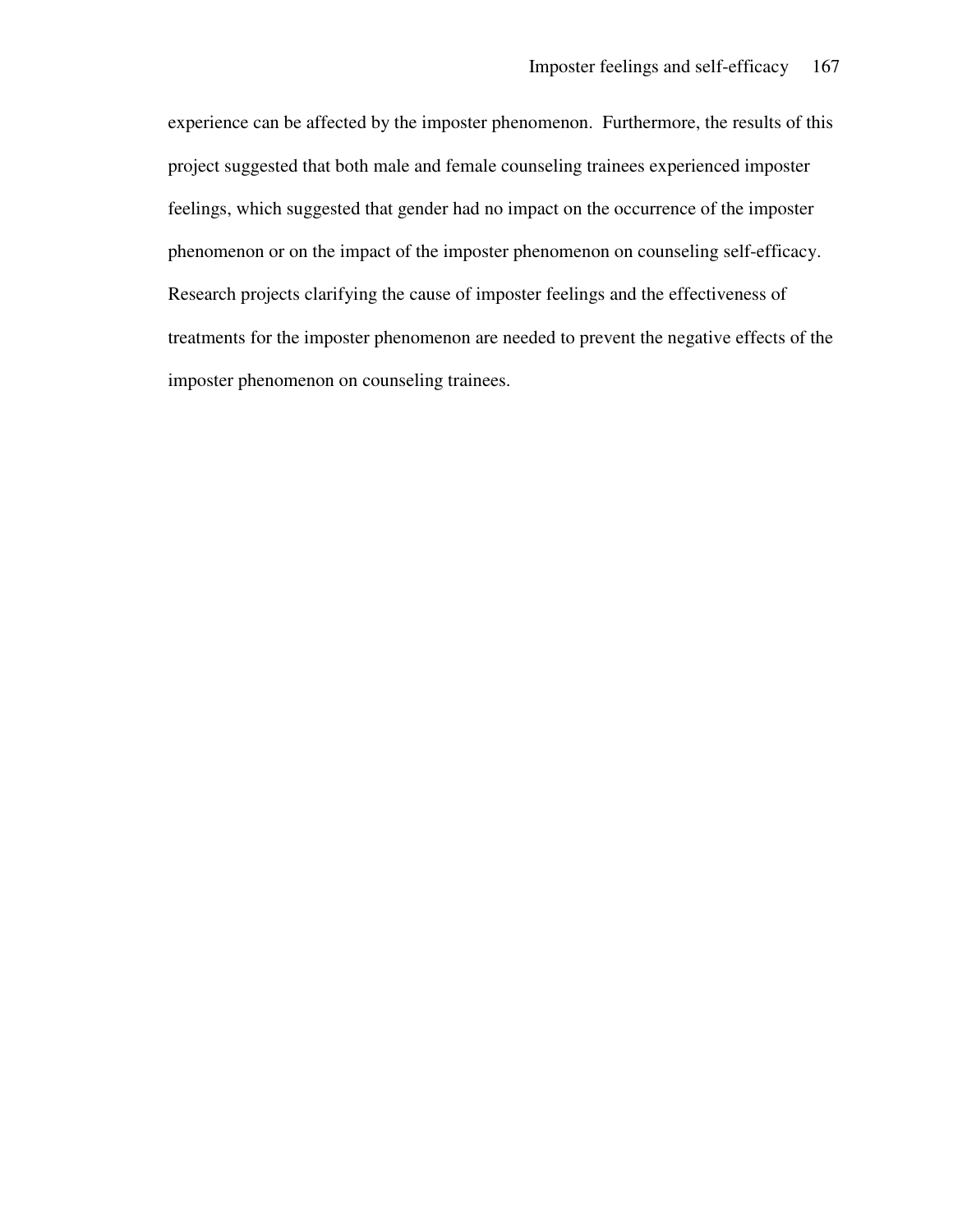experience can be affected by the imposter phenomenon.  Furthermore, the results of this project suggested that both male and female counseling trainees experienced imposter feelings, which suggested that gender had no impact on the occurrence of the imposter phenomenon or on the impact of the imposter phenomenon on counseling self-efficacy. Research projects clarifying the cause of imposter feelings and the effectiveness of treatments for the imposter phenomenon are needed to prevent the negative effects of the imposter phenomenon on counseling trainees.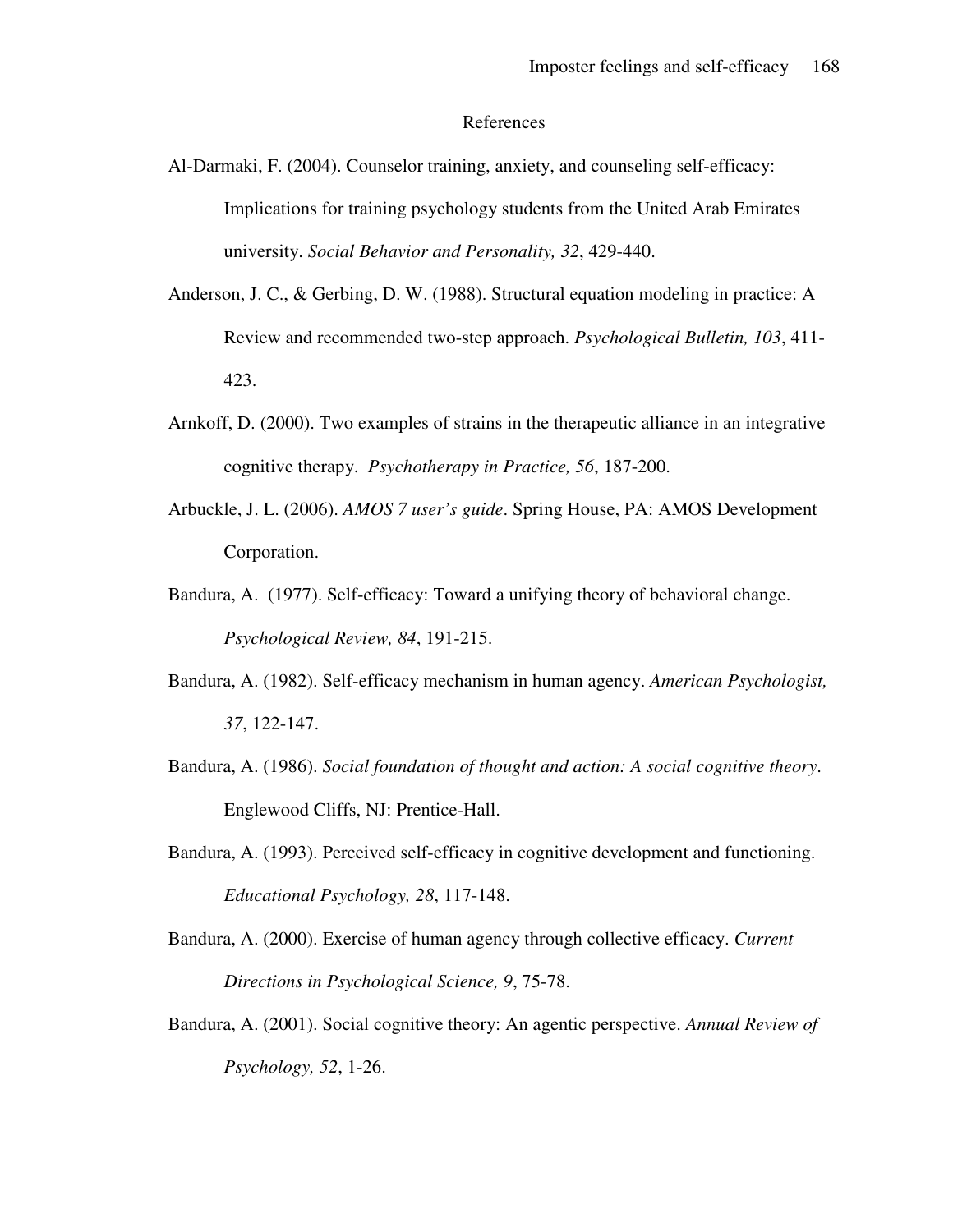# References

Al-Darmaki, F. (2004). Counselor training, anxiety, and counseling self-efficacy: Implications for training psychology students from the United Arab Emirates university. *Social Behavior and Personality, 32*, 429-440.

Anderson, J. C., & Gerbing, D. W. (1988). Structural equation modeling in practice: A Review and recommended two-step approach. *Psychological Bulletin, 103*, 411-423.

Arnkoff, D. (2000). Two examples of strains in the therapeutic alliance in an integrative cognitive therapy. *Psychotherapy in Practice, 56*, 187-200.

Arbuckle, J. L. (2006). *AMOS 7 user's guide*. Spring House, PA: AMOS Development Corporation.

Bandura, A. (1977). Self-efficacy: Toward a unifying theory of behavioral change. *Psychological Review, 84*, 191-215.

Bandura, A. (1982). Self-efficacy mechanism in human agency. *American Psychologist, 37*, 122-147.

Bandura, A. (1986). *Social foundation of thought and action: A social cognitive theory*. Englewood Cliffs, NJ: Prentice-Hall.

Bandura, A. (1993). Perceived self-efficacy in cognitive development and functioning. *Educational Psychology, 28*, 117-148.

Bandura, A. (2000). Exercise of human agency through collective efficacy. *Current Directions in Psychological Science, 9*, 75-78.

Bandura, A. (2001). Social cognitive theory: An agentic perspective. *Annual Review of Psychology, 52*, 1-26.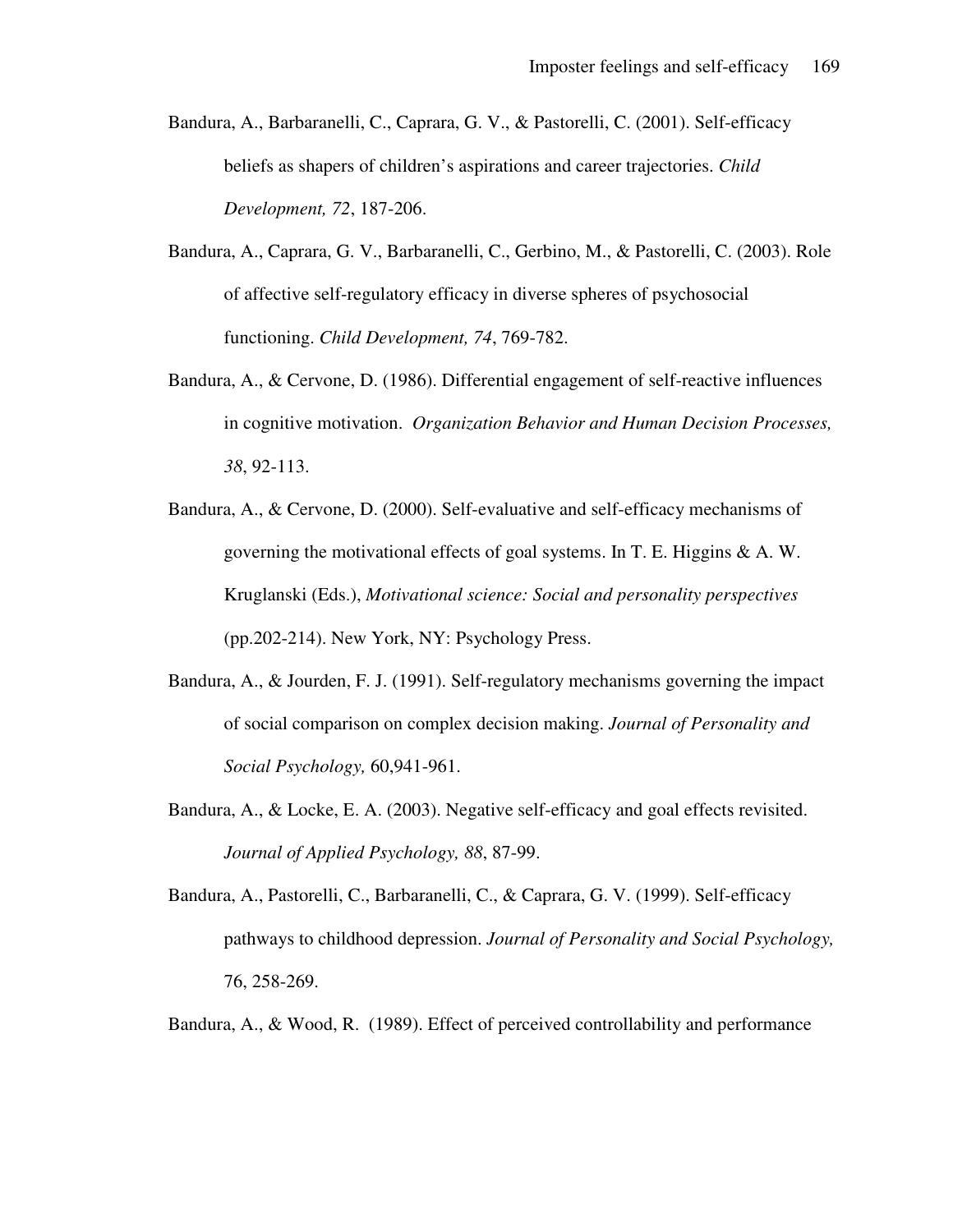Bandura, A., Barbaranelli, C., Caprara, G. V., & Pastorelli, C. (2001). Self-efficacy beliefs as shapers of children's aspirations and career trajectories. *Child Development, 72*, 187-206.

Bandura, A., Caprara, G. V., Barbaranelli, C., Gerbino, M., & Pastorelli, C. (2003). Role of affective self-regulatory efficacy in diverse spheres of psychosocial functioning. *Child Development, 74*, 769-782.

Bandura, A., & Cervone, D. (1986). Differential engagement of self-reactive influences in cognitive motivation. *Organization Behavior and Human Decision Processes, 38*, 92-113.

Bandura, A., & Cervone, D. (2000). Self-evaluative and self-efficacy mechanisms of governing the motivational effects of goal systems. In T. E. Higgins & A. W. Kruglanski (Eds.), *Motivational science: Social and personality perspectives* (pp.202-214). New York, NY: Psychology Press.

Bandura, A., & Jourden, F. J. (1991). Self-regulatory mechanisms governing the impact of social comparison on complex decision making. *Journal of Personality and Social Psychology,* 60,941-961.

Bandura, A., & Locke, E. A. (2003). Negative self-efficacy and goal effects revisited. *Journal of Applied Psychology, 88*, 87-99.

Bandura, A., Pastorelli, C., Barbaranelli, C., & Caprara, G. V. (1999). Self-efficacy pathways to childhood depression. *Journal of Personality and Social Psychology,* 76, 258-269.

Bandura, A., & Wood, R. (1989). Effect of perceived controllability and performance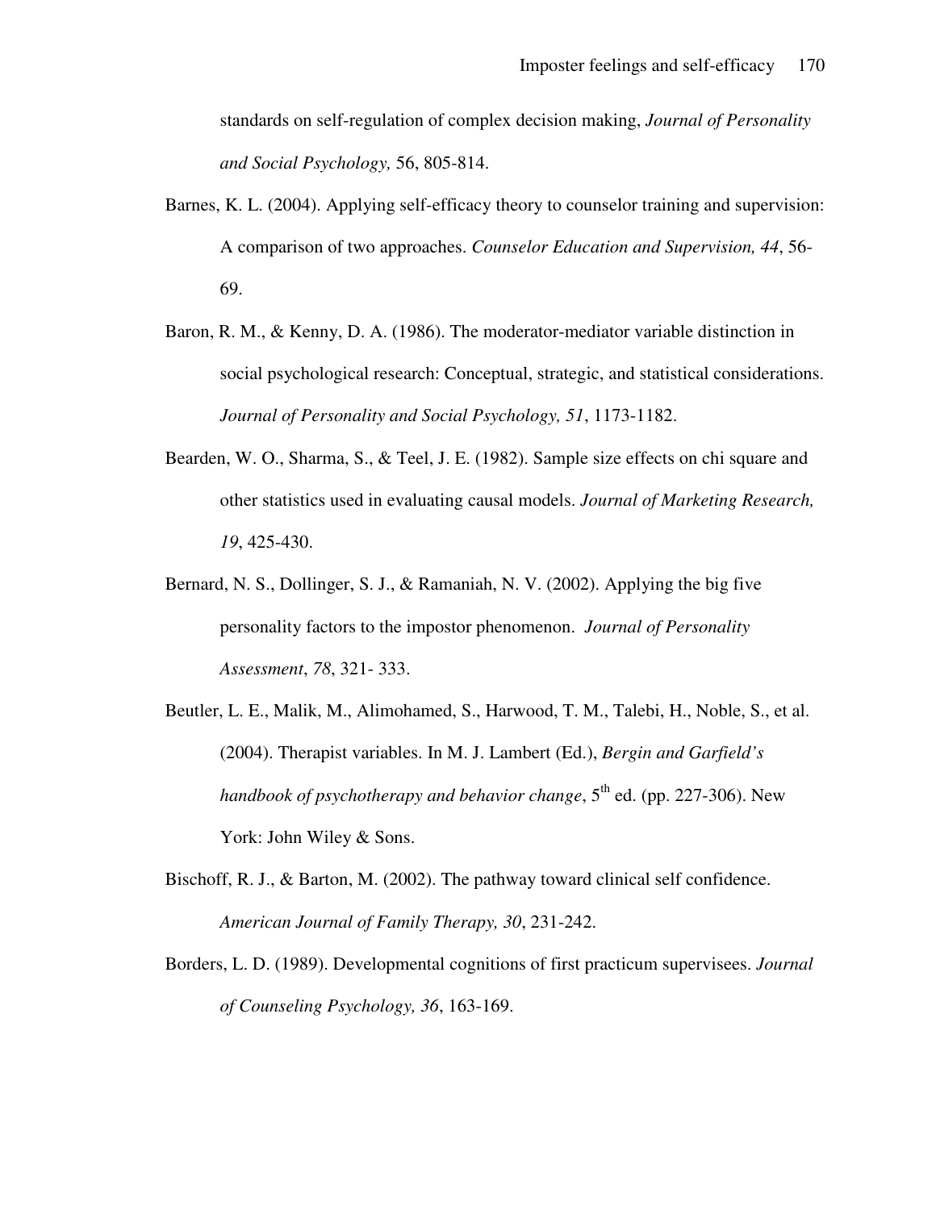standards on self-regulation of complex decision making, *Journal of Personality and Social Psychology,* 56, 805-814.

Barnes, K. L. (2004). Applying self-efficacy theory to counselor training and supervision: A comparison of two approaches. *Counselor Education and Supervision, 44*, 56-69.

Baron, R. M., & Kenny, D. A. (1986). The moderator-mediator variable distinction in social psychological research: Conceptual, strategic, and statistical considerations. *Journal of Personality and Social Psychology, 51*, 1173-1182.

Bearden, W. O., Sharma, S., & Teel, J. E. (1982). Sample size effects on chi square and other statistics used in evaluating causal models. *Journal of Marketing Research, 19*, 425-430.

Bernard, N. S., Dollinger, S. J., & Ramaniah, N. V. (2002). Applying the big five personality factors to the impostor phenomenon. *Journal of Personality Assessment*, *78*, 321- 333.

Beutler, L. E., Malik, M., Alimohamed, S., Harwood, T. M., Talebi, H., Noble, S., et al. (2004). Therapist variables. In M. J. Lambert (Ed.), *Bergin and Garfield's handbook of psychotherapy and behavior change*, 5th ed. (pp. 227-306). New York: John Wiley & Sons.

Bischoff, R. J., & Barton, M. (2002). The pathway toward clinical self confidence. *American Journal of Family Therapy, 30*, 231-242.

Borders, L. D. (1989). Developmental cognitions of first practicum supervisees. *Journal of Counseling Psychology, 36*, 163-169.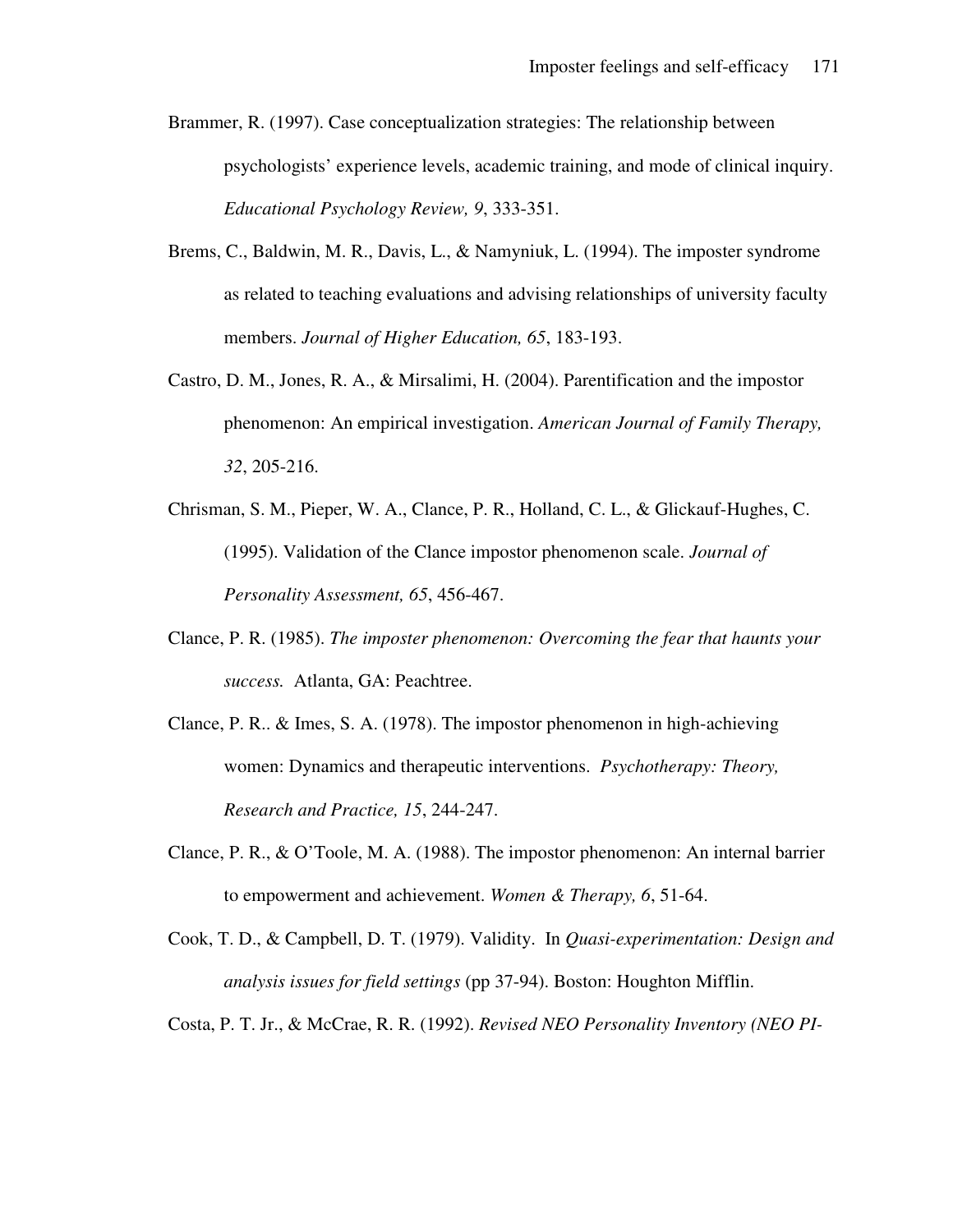Brammer, R. (1997). Case conceptualization strategies: The relationship between psychologists' experience levels, academic training, and mode of clinical inquiry. *Educational Psychology Review, 9*, 333-351.

Brems, C., Baldwin, M. R., Davis, L., & Namyniuk, L. (1994). The imposter syndrome as related to teaching evaluations and advising relationships of university faculty members. *Journal of Higher Education, 65*, 183-193.

Castro, D. M., Jones, R. A., & Mirsalimi, H. (2004). Parentification and the impostor phenomenon: An empirical investigation. *American Journal of Family Therapy, 32*, 205-216.

Chrisman, S. M., Pieper, W. A., Clance, P. R., Holland, C. L., & Glickauf-Hughes, C. (1995). Validation of the Clance impostor phenomenon scale. *Journal of Personality Assessment, 65*, 456-467.

Clance, P. R. (1985). *The imposter phenomenon: Overcoming the fear that haunts your success.* Atlanta, GA: Peachtree.

Clance, P. R.. & Imes, S. A. (1978). The impostor phenomenon in high-achieving women: Dynamics and therapeutic interventions. *Psychotherapy: Theory, Research and Practice, 15*, 244-247.

Clance, P. R., & O'Toole, M. A. (1988). The impostor phenomenon: An internal barrier to empowerment and achievement. *Women & Therapy, 6*, 51-64.

Cook, T. D., & Campbell, D. T. (1979). Validity. In *Quasi-experimentation: Design and analysis issues for field settings* (pp 37-94). Boston: Houghton Mifflin.

Costa, P. T. Jr., & McCrae, R. R. (1992). *Revised NEO Personality Inventory (NEO PI-*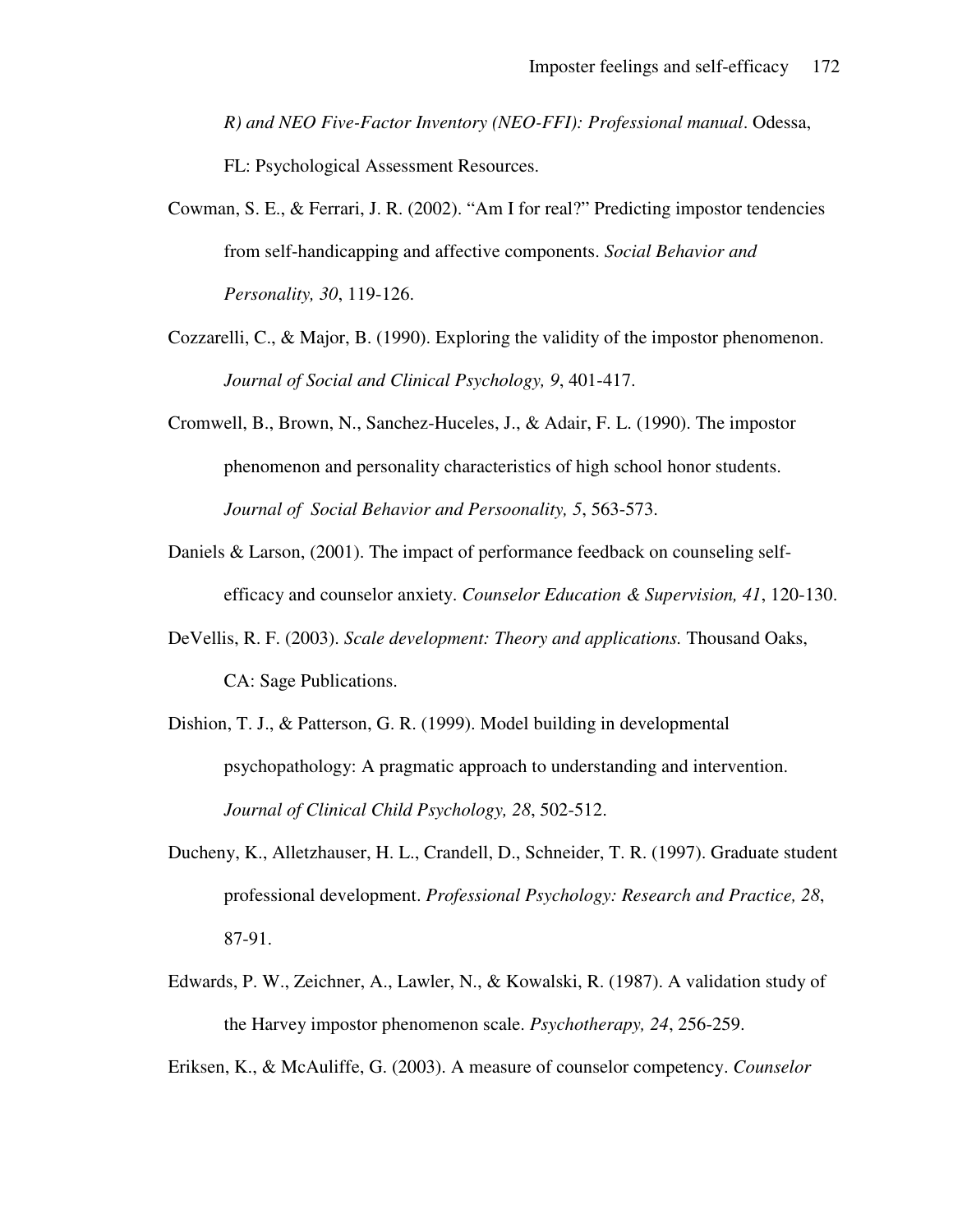R) and NEO Five-Factor Inventory (NEO-FFI): Professional manual*. Odessa, FL: Psychological Assessment Resources.

Cowman, S. E., & Ferrari, J. R. (2002). "Am I for real?" Predicting impostor tendencies from self-handicapping and affective components. *Social Behavior and Personality, 30*, 119-126.

Cozzarelli, C., & Major, B. (1990). Exploring the validity of the impostor phenomenon. *Journal of Social and Clinical Psychology, 9*, 401-417.

Cromwell, B., Brown, N., Sanchez-Huceles, J., & Adair, F. L. (1990). The impostor phenomenon and personality characteristics of high school honor students. *Journal of Social Behavior and Persoonality, 5*, 563-573.

Daniels & Larson, (2001). The impact of performance feedback on counseling self-efficacy and counselor anxiety. *Counselor Education & Supervision, 41*, 120-130.

DeVellis, R. F. (2003). *Scale development: Theory and applications.* Thousand Oaks, CA: Sage Publications.

Dishion, T. J., & Patterson, G. R. (1999). Model building in developmental psychopathology: A pragmatic approach to understanding and intervention. *Journal of Clinical Child Psychology, 28*, 502-512.

Ducheny, K., Alletzhauser, H. L., Crandell, D., Schneider, T. R. (1997). Graduate student professional development. *Professional Psychology: Research and Practice, 28*, 87-91.

Edwards, P. W., Zeichner, A., Lawler, N., & Kowalski, R. (1987). A validation study of the Harvey impostor phenomenon scale. *Psychotherapy, 24*, 256-259.

Eriksen, K., & McAuliffe, G. (2003). A measure of counselor competency. *Counselor*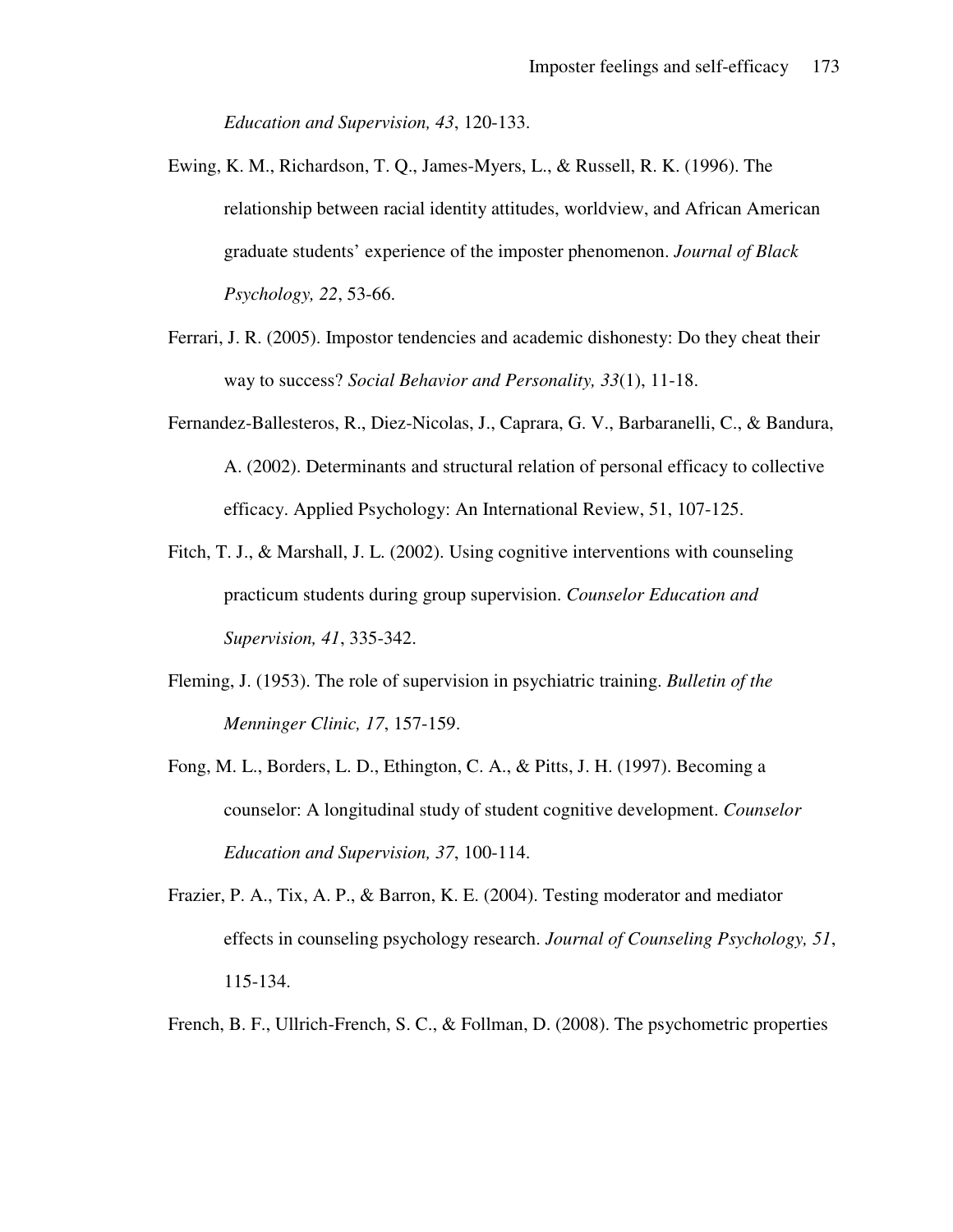*Education and Supervision, 43*, 120-133.

Ewing, K. M., Richardson, T. Q., James-Myers, L., & Russell, R. K. (1996). The relationship between racial identity attitudes, worldview, and African American graduate students' experience of the imposter phenomenon. *Journal of Black Psychology, 22*, 53-66.

Ferrari, J. R. (2005). Impostor tendencies and academic dishonesty: Do they cheat their way to success? *Social Behavior and Personality, 33*(1), 11-18.

Fernandez-Ballesteros, R., Diez-Nicolas, J., Caprara, G. V., Barbaranelli, C., & Bandura, A. (2002). Determinants and structural relation of personal efficacy to collective efficacy. Applied Psychology: An International Review, 51, 107-125.

Fitch, T. J., & Marshall, J. L. (2002). Using cognitive interventions with counseling practicum students during group supervision. *Counselor Education and Supervision, 41*, 335-342.

Fleming, J. (1953). The role of supervision in psychiatric training. *Bulletin of the Menninger Clinic, 17*, 157-159.

Fong, M. L., Borders, L. D., Ethington, C. A., & Pitts, J. H. (1997). Becoming a counselor: A longitudinal study of student cognitive development. *Counselor Education and Supervision, 37*, 100-114.

Frazier, P. A., Tix, A. P., & Barron, K. E. (2004). Testing moderator and mediator effects in counseling psychology research. *Journal of Counseling Psychology, 51*, 115-134.

French, B. F., Ullrich-French, S. C., & Follman, D. (2008). The psychometric properties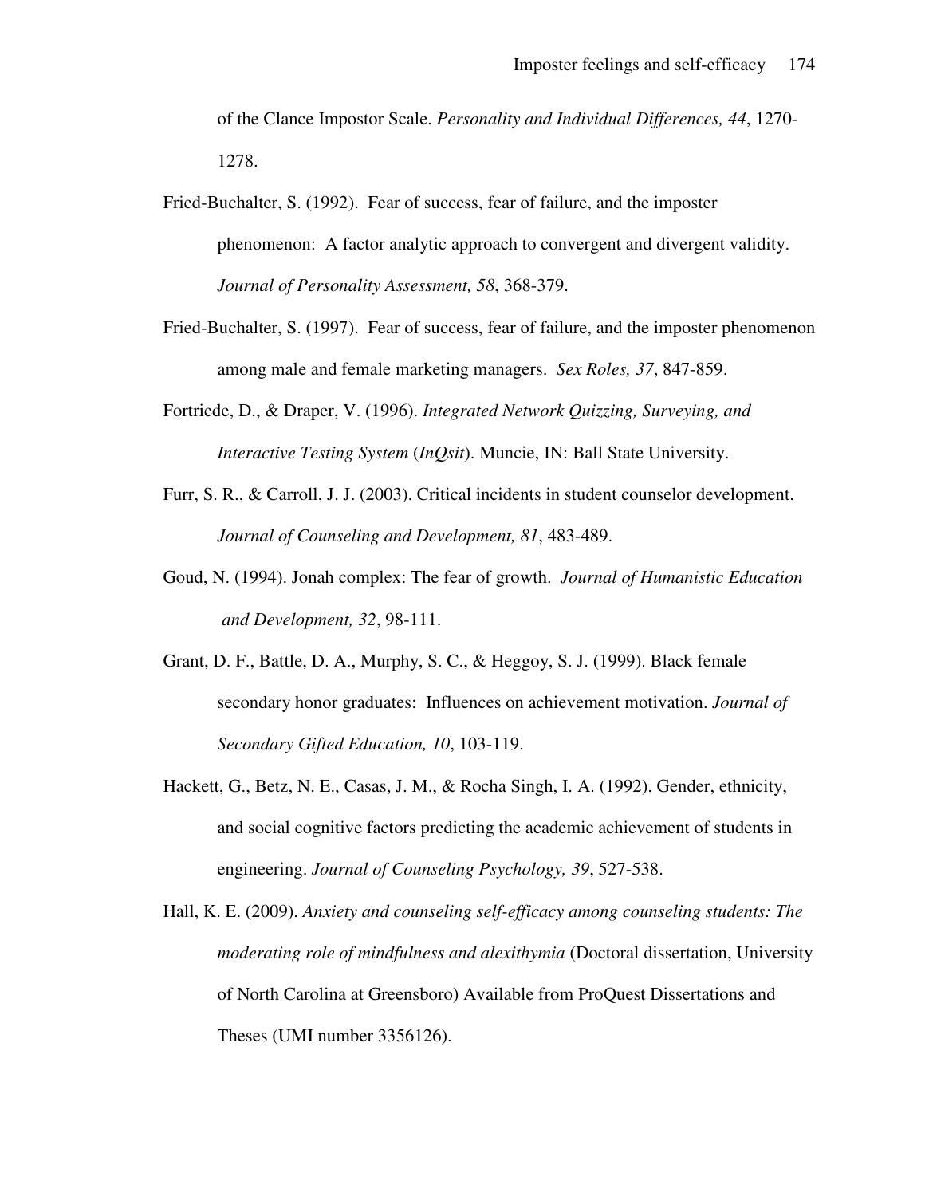of the Clance Impostor Scale. *Personality and Individual Differences, 44*, 1270-1278.

Fried-Buchalter, S. (1992). Fear of success, fear of failure, and the imposter phenomenon: A factor analytic approach to convergent and divergent validity. *Journal of Personality Assessment, 58*, 368-379.

Fried-Buchalter, S. (1997). Fear of success, fear of failure, and the imposter phenomenon among male and female marketing managers. *Sex Roles, 37*, 847-859.

Fortriede, D., & Draper, V. (1996). *Integrated Network Quizzing, Surveying, and Interactive Testing System* (*InQsit*). Muncie, IN: Ball State University.

Furr, S. R., & Carroll, J. J. (2003). Critical incidents in student counselor development. *Journal of Counseling and Development, 81*, 483-489.

Goud, N. (1994). Jonah complex: The fear of growth. *Journal of Humanistic Education and Development, 32*, 98-111.

Grant, D. F., Battle, D. A., Murphy, S. C., & Heggoy, S. J. (1999). Black female secondary honor graduates: Influences on achievement motivation. *Journal of Secondary Gifted Education, 10*, 103-119.

Hackett, G., Betz, N. E., Casas, J. M., & Rocha Singh, I. A. (1992). Gender, ethnicity, and social cognitive factors predicting the academic achievement of students in engineering. *Journal of Counseling Psychology, 39*, 527-538.

Hall, K. E. (2009). *Anxiety and counseling self-efficacy among counseling students: The moderating role of mindfulness and alexithymia* (Doctoral dissertation, University of North Carolina at Greensboro) Available from ProQuest Dissertations and Theses (UMI number 3356126).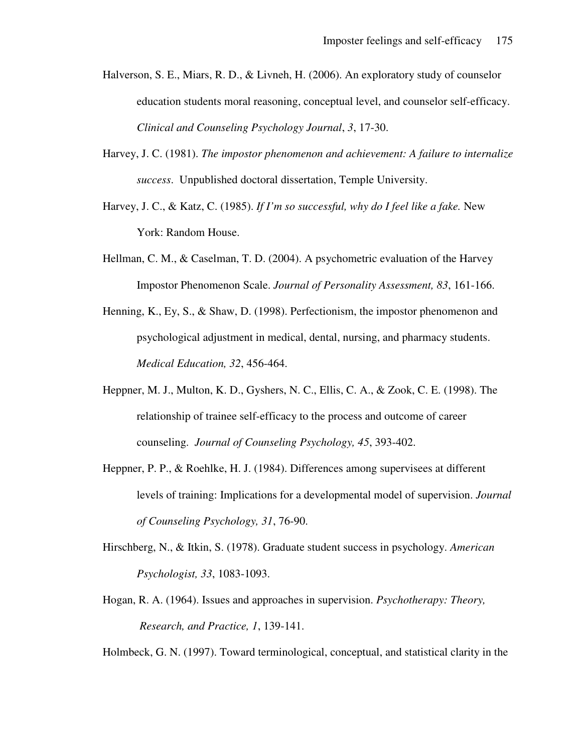Halverson, S. E., Miars, R. D., & Livneh, H. (2006). An exploratory study of counselor education students moral reasoning, conceptual level, and counselor self-efficacy. *Clinical and Counseling Psychology Journal*, *3*, 17-30.

Harvey, J. C. (1981). *The impostor phenomenon and achievement: A failure to internalize success*. Unpublished doctoral dissertation, Temple University.

Harvey, J. C., & Katz, C. (1985). *If I'm so successful, why do I feel like a fake.* New York: Random House.

Hellman, C. M., & Caselman, T. D. (2004). A psychometric evaluation of the Harvey Impostor Phenomenon Scale. *Journal of Personality Assessment, 83*, 161-166.

Henning, K., Ey, S., & Shaw, D. (1998). Perfectionism, the impostor phenomenon and psychological adjustment in medical, dental, nursing, and pharmacy students. *Medical Education, 32*, 456-464.

Heppner, M. J., Multon, K. D., Gyshers, N. C., Ellis, C. A., & Zook, C. E. (1998). The relationship of trainee self-efficacy to the process and outcome of career counseling. *Journal of Counseling Psychology, 45*, 393-402.

Heppner, P. P., & Roehlke, H. J. (1984). Differences among supervisees at different levels of training: Implications for a developmental model of supervision. *Journal of Counseling Psychology, 31*, 76-90.

Hirschberg, N., & Itkin, S. (1978). Graduate student success in psychology. *American Psychologist, 33*, 1083-1093.

Hogan, R. A. (1964). Issues and approaches in supervision. *Psychotherapy: Theory, Research, and Practice, 1*, 139-141.

Holmbeck, G. N. (1997). Toward terminological, conceptual, and statistical clarity in the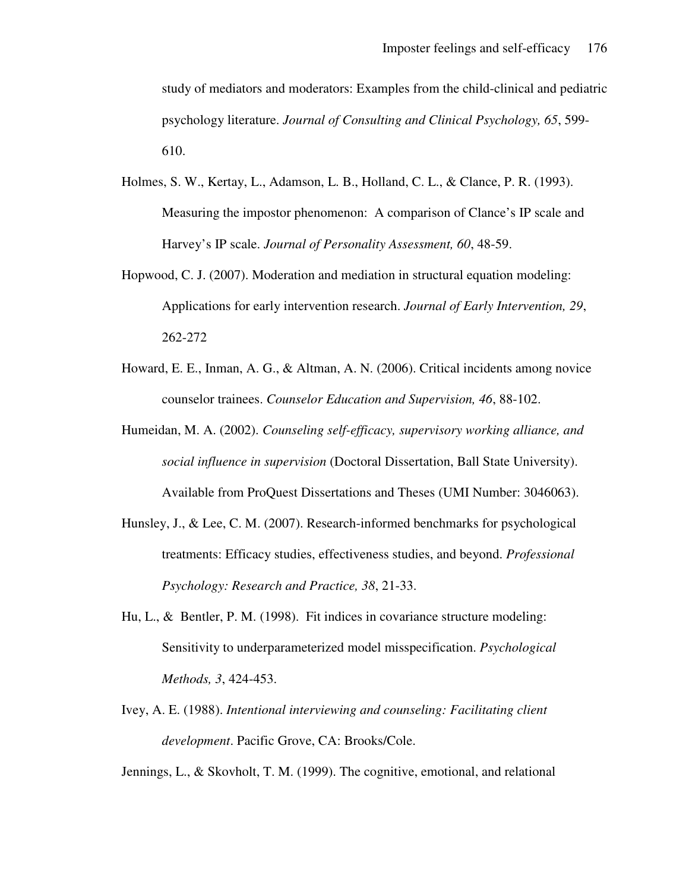study of mediators and moderators: Examples from the child-clinical and pediatric psychology literature. *Journal of Consulting and Clinical Psychology, 65*, 599-610.

Holmes, S. W., Kertay, L., Adamson, L. B., Holland, C. L., & Clance, P. R. (1993). Measuring the impostor phenomenon: A comparison of Clance's IP scale and Harvey's IP scale. *Journal of Personality Assessment, 60*, 48-59.

Hopwood, C. J. (2007). Moderation and mediation in structural equation modeling: Applications for early intervention research. *Journal of Early Intervention, 29*, 262-272

Howard, E. E., Inman, A. G., & Altman, A. N. (2006). Critical incidents among novice counselor trainees. *Counselor Education and Supervision, 46*, 88-102.

Humeidan, M. A. (2002). *Counseling self-efficacy, supervisory working alliance, and social influence in supervision* (Doctoral Dissertation, Ball State University). Available from ProQuest Dissertations and Theses (UMI Number: 3046063).

Hunsley, J., & Lee, C. M. (2007). Research-informed benchmarks for psychological treatments: Efficacy studies, effectiveness studies, and beyond. *Professional Psychology: Research and Practice, 38*, 21-33.

Hu, L., & Bentler, P. M. (1998). Fit indices in covariance structure modeling: Sensitivity to underparameterized model misspecification. *Psychological Methods, 3*, 424-453.

Ivey, A. E. (1988). *Intentional interviewing and counseling: Facilitating client development*. Pacific Grove, CA: Brooks/Cole.

Jennings, L., & Skovholt, T. M. (1999). The cognitive, emotional, and relational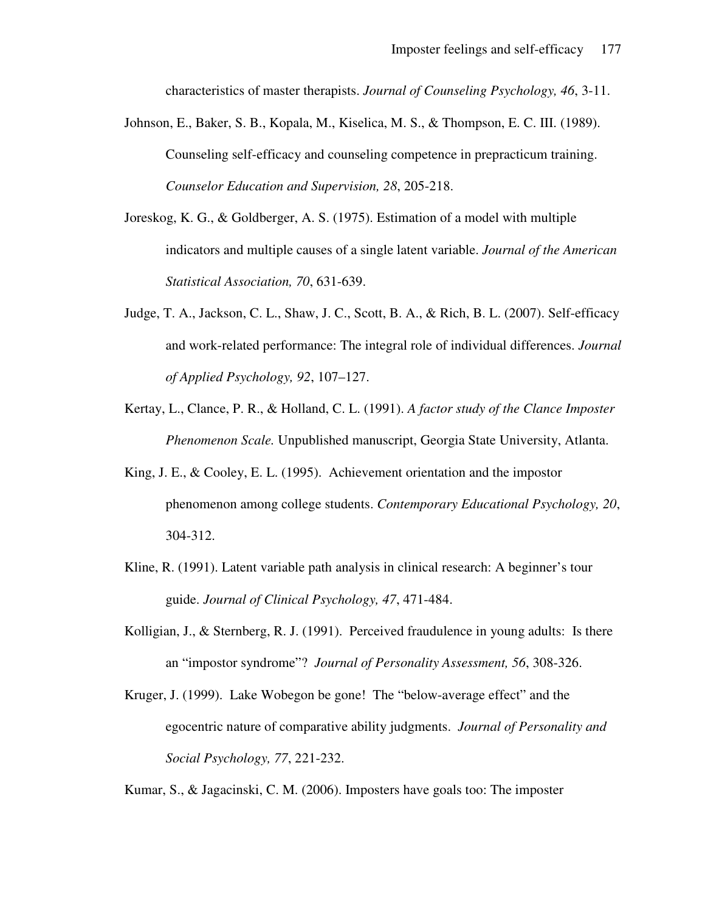characteristics of master therapists. *Journal of Counseling Psychology, 46*, 3-11.

Johnson, E., Baker, S. B., Kopala, M., Kiselica, M. S., & Thompson, E. C. III. (1989). Counseling self-efficacy and counseling competence in prepracticum training. *Counselor Education and Supervision, 28*, 205-218.

Joreskog, K. G., & Goldberger, A. S. (1975). Estimation of a model with multiple indicators and multiple causes of a single latent variable. *Journal of the American Statistical Association, 70*, 631-639.

Judge, T. A., Jackson, C. L., Shaw, J. C., Scott, B. A., & Rich, B. L. (2007). Self-efficacy and work-related performance: The integral role of individual differences. *Journal of Applied Psychology, 92*, 107–127.

Kertay, L., Clance, P. R., & Holland, C. L. (1991). *A factor study of the Clance Imposter Phenomenon Scale.* Unpublished manuscript, Georgia State University, Atlanta.

King, J. E., & Cooley, E. L. (1995). Achievement orientation and the impostor phenomenon among college students. *Contemporary Educational Psychology, 20*, 304-312.

Kline, R. (1991). Latent variable path analysis in clinical research: A beginner's tour guide. *Journal of Clinical Psychology, 47*, 471-484.

Kolligian, J., & Sternberg, R. J. (1991). Perceived fraudulence in young adults: Is there an "impostor syndrome"? *Journal of Personality Assessment, 56*, 308-326.

Kruger, J. (1999). Lake Wobegon be gone! The "below-average effect" and the egocentric nature of comparative ability judgments. *Journal of Personality and Social Psychology, 77*, 221-232.

Kumar, S., & Jagacinski, C. M. (2006). Imposters have goals too: The imposter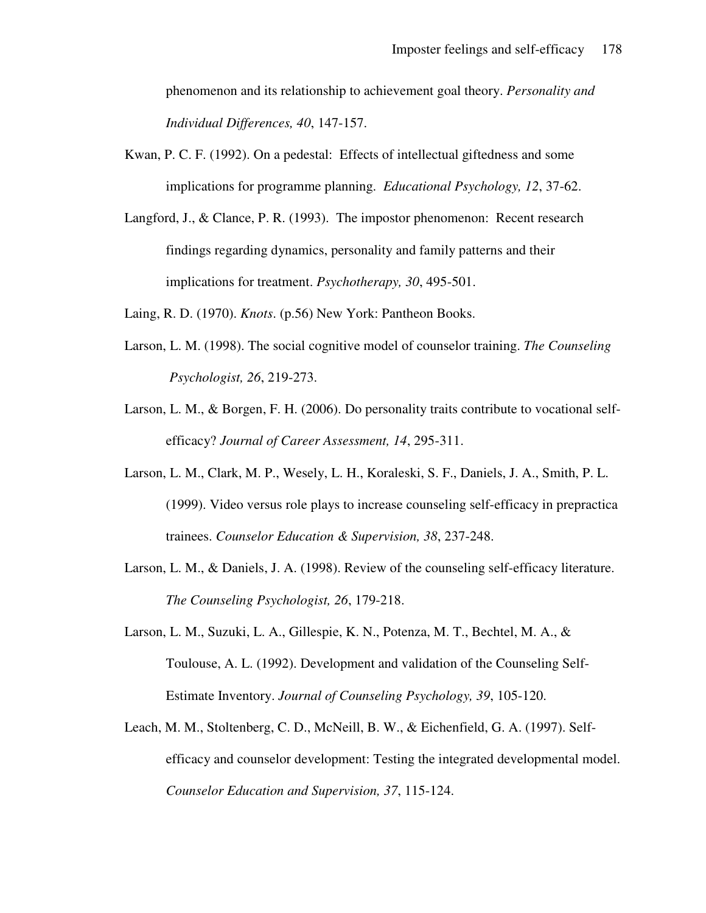phenomenon and its relationship to achievement goal theory. *Personality and Individual Differences, 40*, 147-157.

Kwan, P. C. F. (1992). On a pedestal: Effects of intellectual giftedness and some implications for programme planning. *Educational Psychology, 12*, 37-62.

Langford, J., & Clance, P. R. (1993). The impostor phenomenon: Recent research findings regarding dynamics, personality and family patterns and their implications for treatment. *Psychotherapy, 30*, 495-501.

Laing, R. D. (1970). *Knots*. (p.56) New York: Pantheon Books.

Larson, L. M. (1998). The social cognitive model of counselor training. *The Counseling Psychologist, 26*, 219-273.

Larson, L. M., & Borgen, F. H. (2006). Do personality traits contribute to vocational self-efficacy? *Journal of Career Assessment, 14*, 295-311.

Larson, L. M., Clark, M. P., Wesely, L. H., Koraleski, S. F., Daniels, J. A., Smith, P. L. (1999). Video versus role plays to increase counseling self-efficacy in prepractica trainees. *Counselor Education & Supervision, 38*, 237-248.

Larson, L. M., & Daniels, J. A. (1998). Review of the counseling self-efficacy literature. *The Counseling Psychologist, 26*, 179-218.

Larson, L. M., Suzuki, L. A., Gillespie, K. N., Potenza, M. T., Bechtel, M. A., & Toulouse, A. L. (1992). Development and validation of the Counseling Self-Estimate Inventory. *Journal of Counseling Psychology, 39*, 105-120.

Leach, M. M., Stoltenberg, C. D., McNeill, B. W., & Eichenfield, G. A. (1997). Self-efficacy and counselor development: Testing the integrated developmental model. *Counselor Education and Supervision, 37*, 115-124.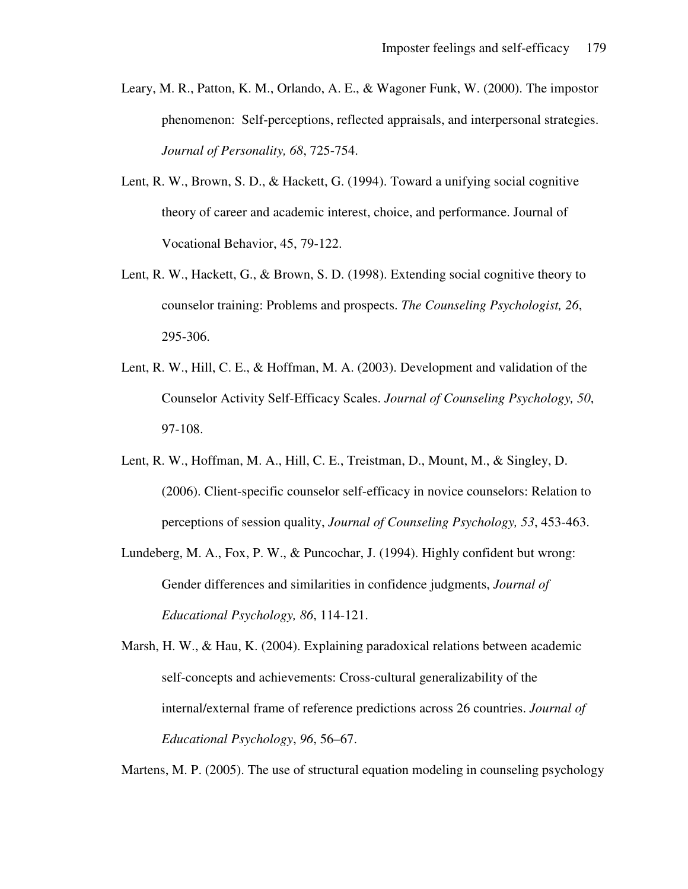Leary, M. R., Patton, K. M., Orlando, A. E., & Wagoner Funk, W. (2000). The impostor phenomenon: Self-perceptions, reflected appraisals, and interpersonal strategies. *Journal of Personality, 68*, 725-754.

Lent, R. W., Brown, S. D., & Hackett, G. (1994). Toward a unifying social cognitive theory of career and academic interest, choice, and performance. Journal of Vocational Behavior, 45, 79-122.

Lent, R. W., Hackett, G., & Brown, S. D. (1998). Extending social cognitive theory to counselor training: Problems and prospects. *The Counseling Psychologist, 26*, 295-306.

Lent, R. W., Hill, C. E., & Hoffman, M. A. (2003). Development and validation of the Counselor Activity Self-Efficacy Scales. *Journal of Counseling Psychology, 50*, 97-108.

Lent, R. W., Hoffman, M. A., Hill, C. E., Treistman, D., Mount, M., & Singley, D. (2006). Client-specific counselor self-efficacy in novice counselors: Relation to perceptions of session quality, *Journal of Counseling Psychology, 53*, 453-463.

Lundeberg, M. A., Fox, P. W., & Puncochar, J. (1994). Highly confident but wrong: Gender differences and similarities in confidence judgments, *Journal of Educational Psychology, 86*, 114-121.

Marsh, H. W., & Hau, K. (2004). Explaining paradoxical relations between academic self-concepts and achievements: Cross-cultural generalizability of the internal/external frame of reference predictions across 26 countries. *Journal of Educational Psychology*, *96*, 56–67.

Martens, M. P. (2005). The use of structural equation modeling in counseling psychology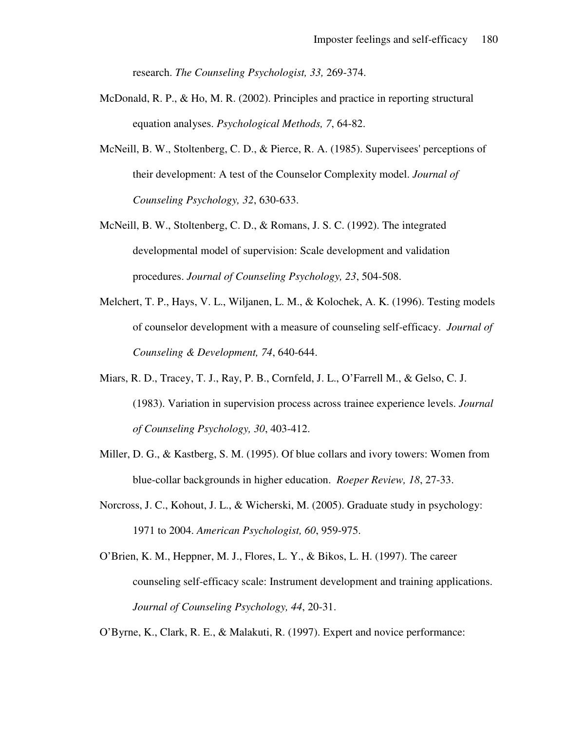research. *The Counseling Psychologist, 33,* 269-374.

McDonald, R. P., & Ho, M. R. (2002). Principles and practice in reporting structural equation analyses. *Psychological Methods, 7*, 64-82.

McNeill, B. W., Stoltenberg, C. D., & Pierce, R. A. (1985). Supervisees' perceptions of their development: A test of the Counselor Complexity model. *Journal of Counseling Psychology, 32*, 630-633.

McNeill, B. W., Stoltenberg, C. D., & Romans, J. S. C. (1992). The integrated developmental model of supervision: Scale development and validation procedures. *Journal of Counseling Psychology, 23*, 504-508.

Melchert, T. P., Hays, V. L., Wiljanen, L. M., & Kolochek, A. K. (1996). Testing models of counselor development with a measure of counseling self-efficacy. *Journal of Counseling & Development, 74*, 640-644.

Miars, R. D., Tracey, T. J., Ray, P. B., Cornfeld, J. L., O'Farrell M., & Gelso, C. J. (1983). Variation in supervision process across trainee experience levels. *Journal of Counseling Psychology, 30*, 403-412.

Miller, D. G., & Kastberg, S. M. (1995). Of blue collars and ivory towers: Women from blue-collar backgrounds in higher education. *Roeper Review, 18*, 27-33.

Norcross, J. C., Kohout, J. L., & Wicherski, M. (2005). Graduate study in psychology: 1971 to 2004. *American Psychologist, 60*, 959-975.

O'Brien, K. M., Heppner, M. J., Flores, L. Y., & Bikos, L. H. (1997). The career counseling self-efficacy scale: Instrument development and training applications. *Journal of Counseling Psychology, 44*, 20-31.

O'Byrne, K., Clark, R. E., & Malakuti, R. (1997). Expert and novice performance: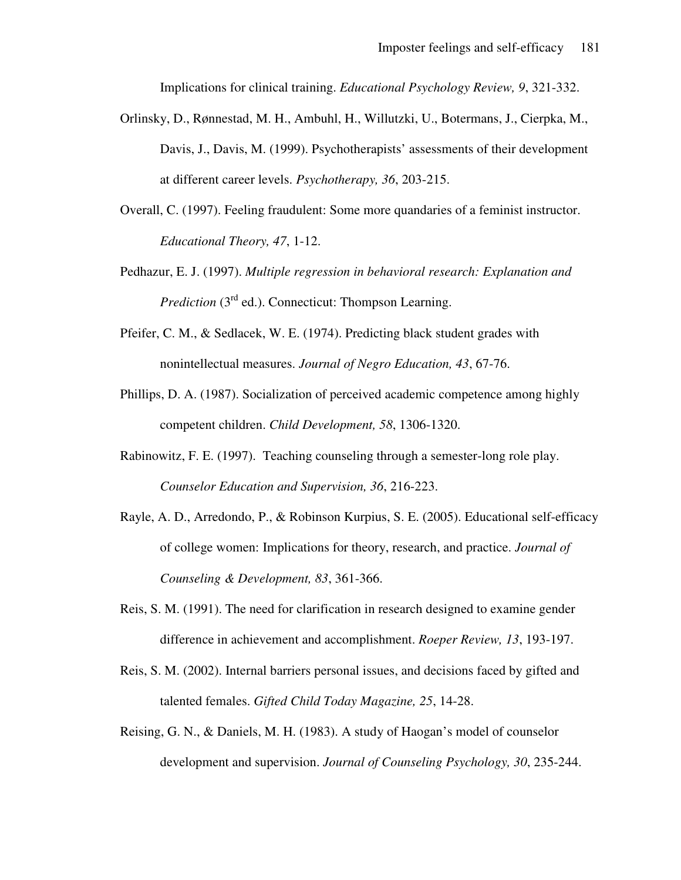Implications for clinical training. *Educational Psychology Review, 9*, 321-332.

Orlinsky, D., Rønnestad, M. H., Ambuhl, H., Willutzki, U., Botermans, J., Cierpka, M., Davis, J., Davis, M. (1999). Psychotherapists' assessments of their development at different career levels. *Psychotherapy, 36*, 203-215.

Overall, C. (1997). Feeling fraudulent: Some more quandaries of a feminist instructor. *Educational Theory, 47*, 1-12.

Pedhazur, E. J. (1997). *Multiple regression in behavioral research: Explanation and Prediction* (3rd ed.). Connecticut: Thompson Learning.

Pfeifer, C. M., & Sedlacek, W. E. (1974). Predicting black student grades with nonintellectual measures. *Journal of Negro Education, 43*, 67-76.

Phillips, D. A. (1987). Socialization of perceived academic competence among highly competent children. *Child Development, 58*, 1306-1320.

Rabinowitz, F. E. (1997). Teaching counseling through a semester-long role play. *Counselor Education and Supervision, 36*, 216-223.

Rayle, A. D., Arredondo, P., & Robinson Kurpius, S. E. (2005). Educational self-efficacy of college women: Implications for theory, research, and practice. *Journal of Counseling & Development, 83*, 361-366.

Reis, S. M. (1991). The need for clarification in research designed to examine gender difference in achievement and accomplishment. *Roeper Review, 13*, 193-197.

Reis, S. M. (2002). Internal barriers personal issues, and decisions faced by gifted and talented females. *Gifted Child Today Magazine, 25*, 14-28.

Reising, G. N., & Daniels, M. H. (1983). A study of Haogan's model of counselor development and supervision. *Journal of Counseling Psychology, 30*, 235-244.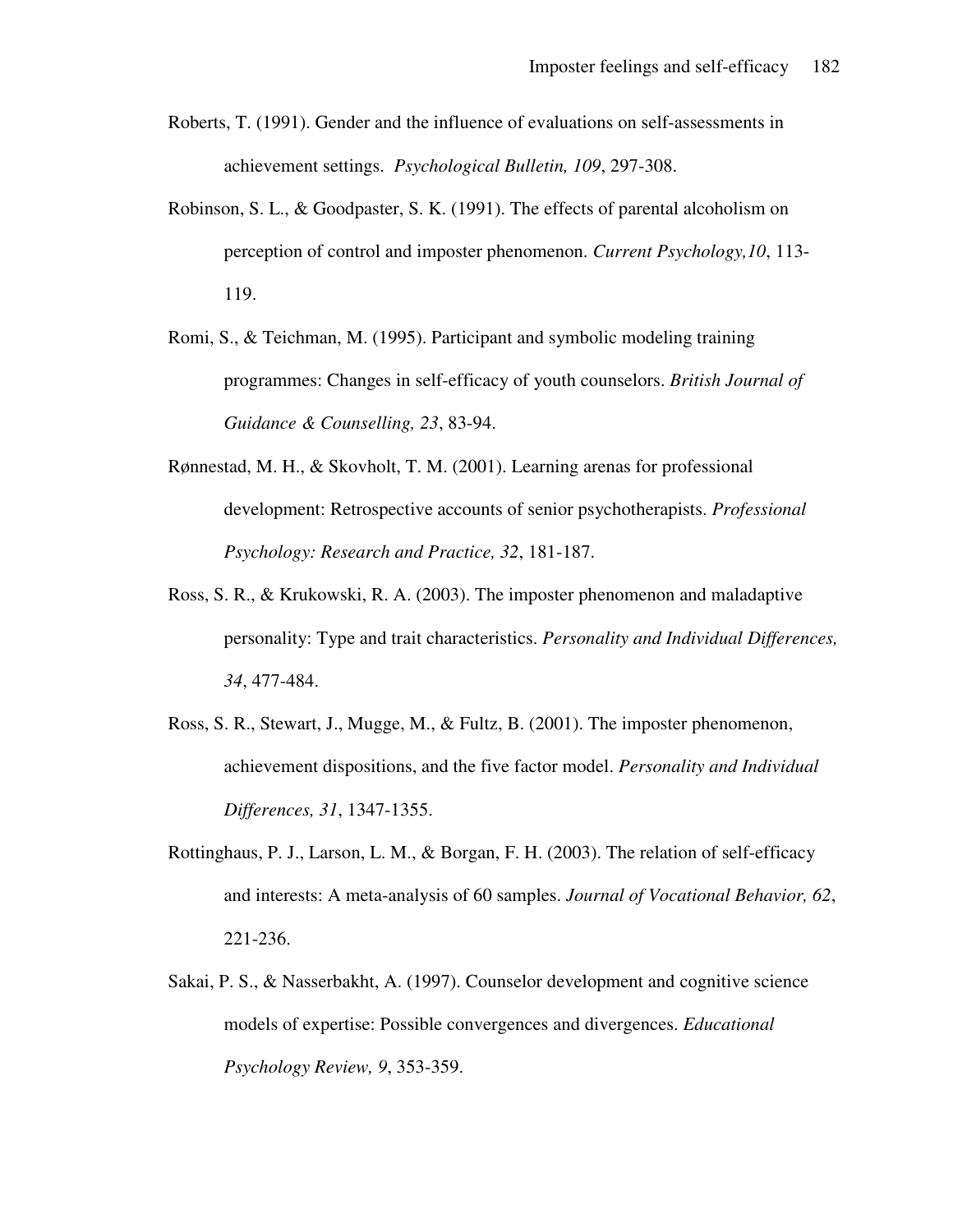Roberts, T. (1991). Gender and the influence of evaluations on self-assessments in achievement settings. *Psychological Bulletin, 109*, 297-308.

Robinson, S. L., & Goodpaster, S. K. (1991). The effects of parental alcoholism on perception of control and imposter phenomenon. *Current Psychology,10*, 113-119.

Romi, S., & Teichman, M. (1995). Participant and symbolic modeling training programmes: Changes in self-efficacy of youth counselors. *British Journal of Guidance & Counselling, 23*, 83-94.

Rønnestad, M. H., & Skovholt, T. M. (2001). Learning arenas for professional development: Retrospective accounts of senior psychotherapists. *Professional Psychology: Research and Practice, 32*, 181-187.

Ross, S. R., & Krukowski, R. A. (2003). The imposter phenomenon and maladaptive personality: Type and trait characteristics. *Personality and Individual Differences, 34*, 477-484.

Ross, S. R., Stewart, J., Mugge, M., & Fultz, B. (2001). The imposter phenomenon, achievement dispositions, and the five factor model. *Personality and Individual Differences, 31*, 1347-1355.

Rottinghaus, P. J., Larson, L. M., & Borgan, F. H. (2003). The relation of self-efficacy and interests: A meta-analysis of 60 samples. *Journal of Vocational Behavior, 62*, 221-236.

Sakai, P. S., & Nasserbakht, A. (1997). Counselor development and cognitive science models of expertise: Possible convergences and divergences. *Educational Psychology Review, 9*, 353-359.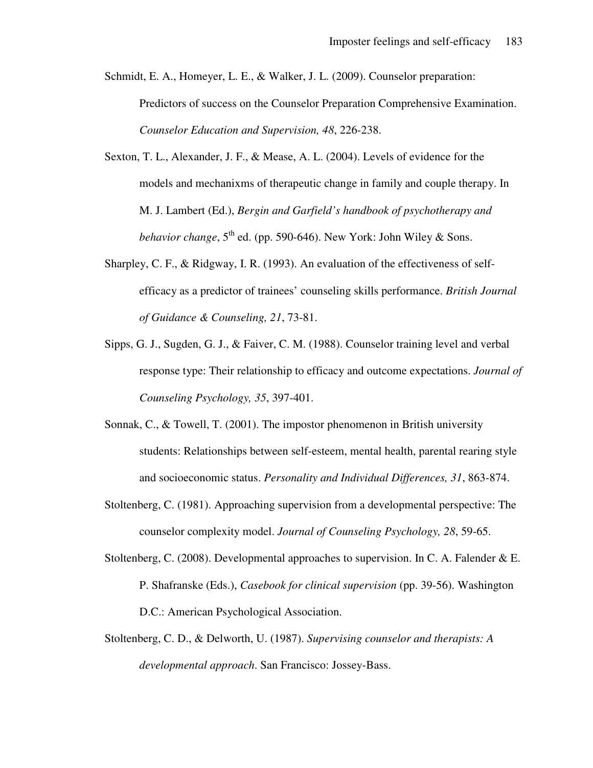Schmidt, E. A., Homeyer, L. E., & Walker, J. L. (2009). Counselor preparation: Predictors of success on the Counselor Preparation Comprehensive Examination. *Counselor Education and Supervision, 48*, 226-238.

Sexton, T. L., Alexander, J. F., & Mease, A. L. (2004). Levels of evidence for the models and mechanixms of therapeutic change in family and couple therapy. In M. J. Lambert (Ed.), *Bergin and Garfield's handbook of psychotherapy and behavior change*, 5th ed. (pp. 590-646). New York: John Wiley & Sons.

Sharpley, C. F., & Ridgway, I. R. (1993). An evaluation of the effectiveness of self-efficacy as a predictor of trainees' counseling skills performance. *British Journal of Guidance & Counseling, 21*, 73-81.

Sipps, G. J., Sugden, G. J., & Faiver, C. M. (1988). Counselor training level and verbal response type: Their relationship to efficacy and outcome expectations. *Journal of Counseling Psychology, 35*, 397-401.

Sonnak, C., & Towell, T. (2001). The impostor phenomenon in British university students: Relationships between self-esteem, mental health, parental rearing style and socioeconomic status. *Personality and Individual Differences, 31*, 863-874.

Stoltenberg, C. (1981). Approaching supervision from a developmental perspective: The counselor complexity model. *Journal of Counseling Psychology, 28*, 59-65.

Stoltenberg, C. (2008). Developmental approaches to supervision. In C. A. Falender & E. P. Shafranske (Eds.), *Casebook for clinical supervision* (pp. 39-56). Washington D.C.: American Psychological Association.

Stoltenberg, C. D., & Delworth, U. (1987). *Supervising counselor and therapists: A developmental approach*. San Francisco: Jossey-Bass.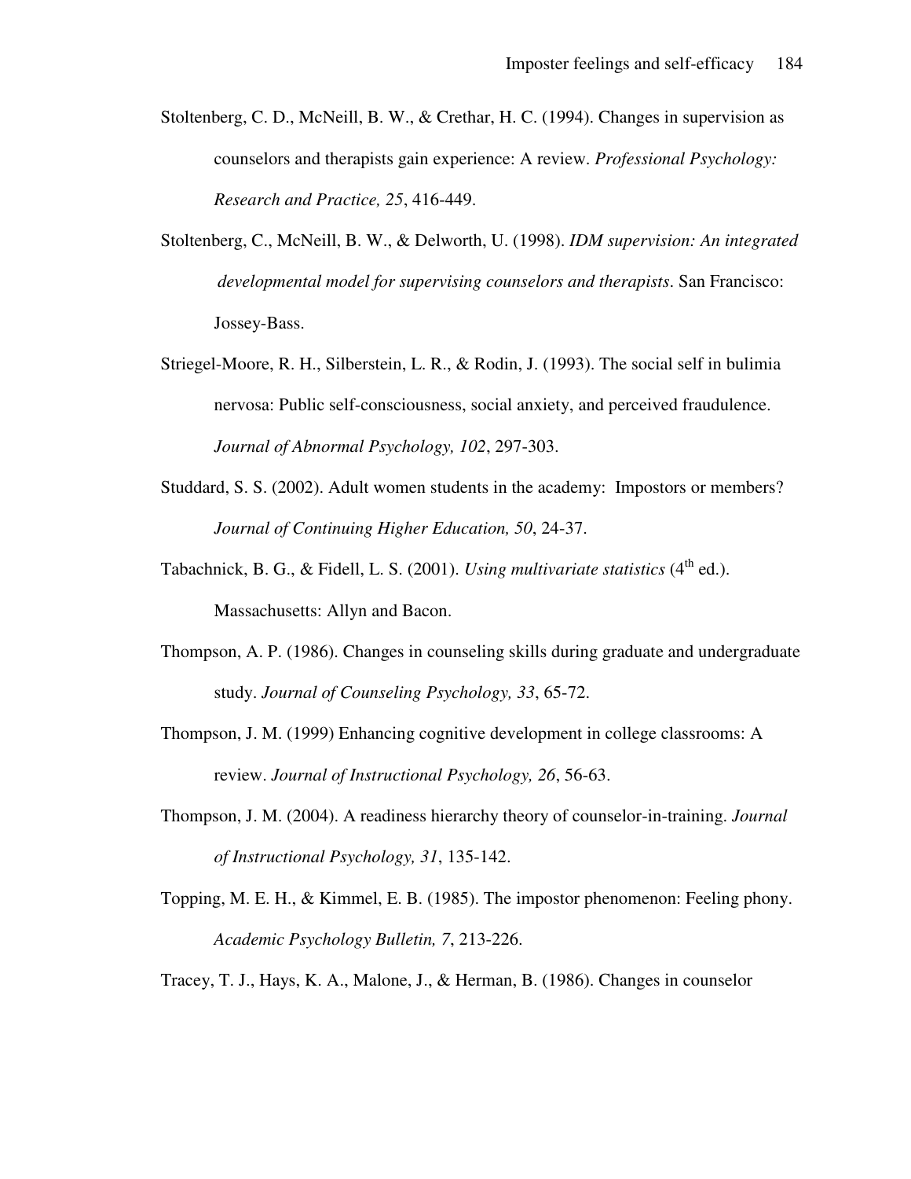Stoltenberg, C. D., McNeill, B. W., & Crethar, H. C. (1994). Changes in supervision as counselors and therapists gain experience: A review. *Professional Psychology: Research and Practice, 25*, 416-449.

Stoltenberg, C., McNeill, B. W., & Delworth, U. (1998). *IDM supervision: An integrated developmental model for supervising counselors and therapists*. San Francisco: Jossey-Bass.

Striegel-Moore, R. H., Silberstein, L. R., & Rodin, J. (1993). The social self in bulimia nervosa: Public self-consciousness, social anxiety, and perceived fraudulence. *Journal of Abnormal Psychology, 102*, 297-303.

Studdard, S. S. (2002). Adult women students in the academy: Impostors or members? *Journal of Continuing Higher Education, 50*, 24-37.

Tabachnick, B. G., & Fidell, L. S. (2001). *Using multivariate statistics* (4th ed.). Massachusetts: Allyn and Bacon.

Thompson, A. P. (1986). Changes in counseling skills during graduate and undergraduate study. *Journal of Counseling Psychology, 33*, 65-72.

Thompson, J. M. (1999) Enhancing cognitive development in college classrooms: A review. *Journal of Instructional Psychology, 26*, 56-63.

Thompson, J. M. (2004). A readiness hierarchy theory of counselor-in-training. *Journal of Instructional Psychology, 31*, 135-142.

Topping, M. E. H., & Kimmel, E. B. (1985). The impostor phenomenon: Feeling phony. *Academic Psychology Bulletin, 7*, 213-226.

Tracey, T. J., Hays, K. A., Malone, J., & Herman, B. (1986). Changes in counselor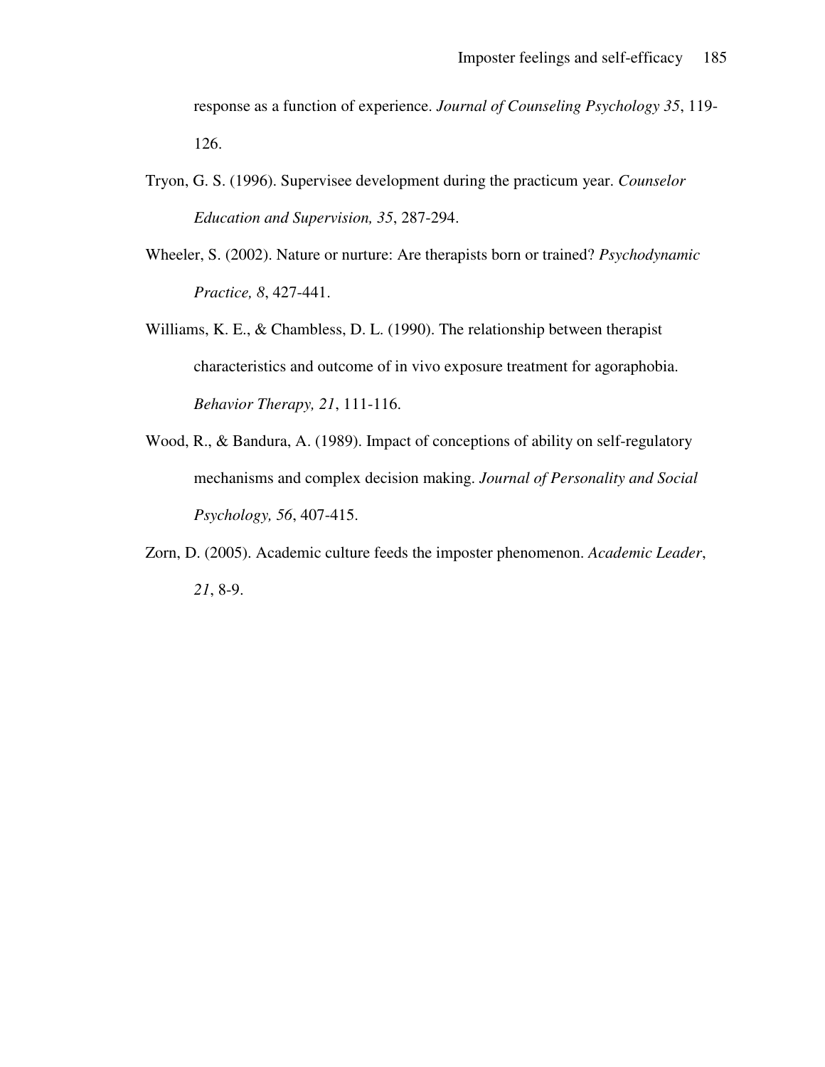response as a function of experience. *Journal of Counseling Psychology 35*, 119-126.

Tryon, G. S. (1996). Supervisee development during the practicum year. *Counselor Education and Supervision, 35*, 287-294.

Wheeler, S. (2002). Nature or nurture: Are therapists born or trained? *Psychodynamic Practice, 8*, 427-441.

Williams, K. E., & Chambless, D. L. (1990). The relationship between therapist characteristics and outcome of in vivo exposure treatment for agoraphobia. *Behavior Therapy, 21*, 111-116.

Wood, R., & Bandura, A. (1989). Impact of conceptions of ability on self-regulatory mechanisms and complex decision making. *Journal of Personality and Social Psychology, 56*, 407-415.

Zorn, D. (2005). Academic culture feeds the imposter phenomenon. *Academic Leader*, *21*, 8-9.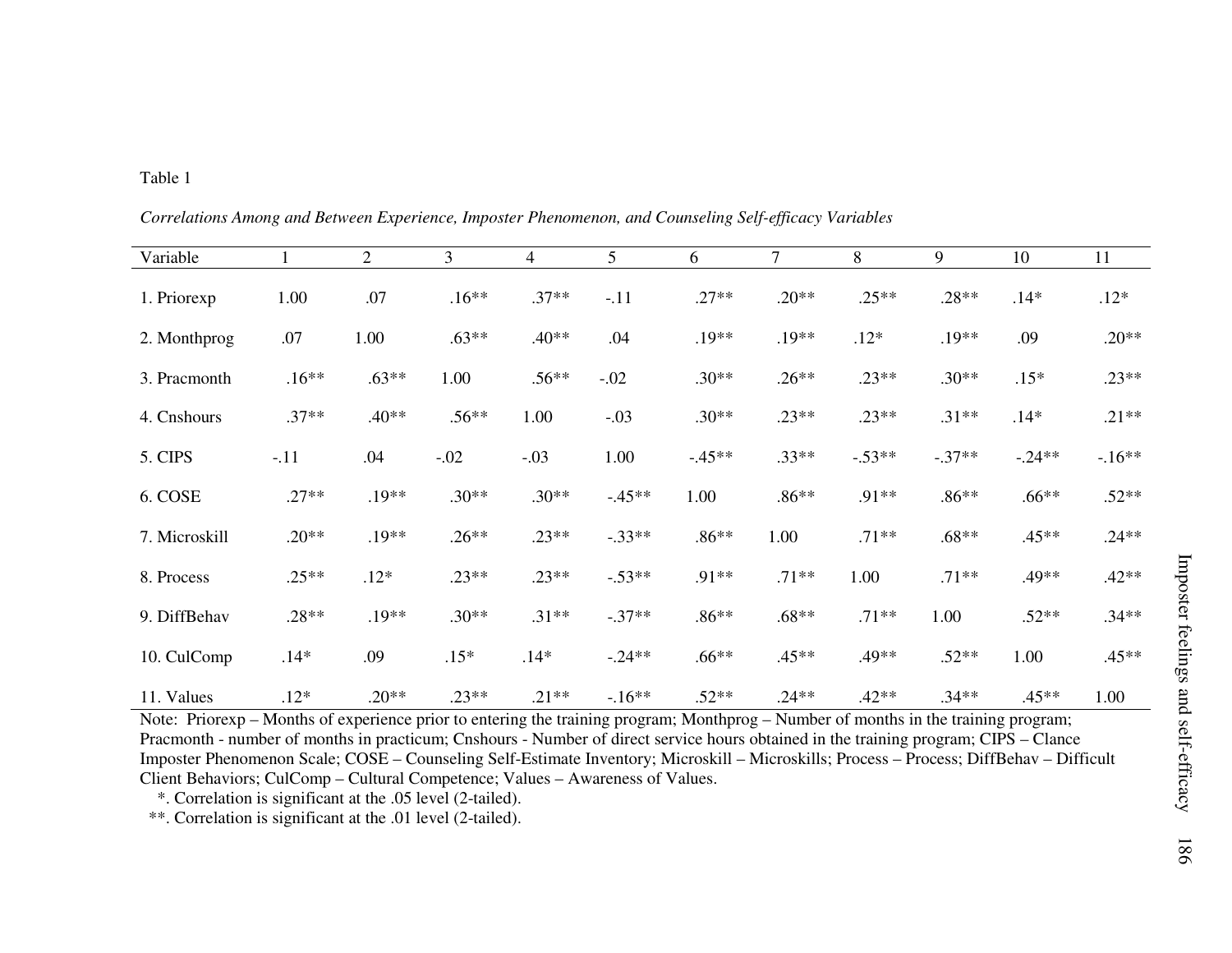Table 1

*Correlations Among and Between Experience, Imposter Phenomenon, and Counseling Self-efficacy Variables*

| Variable | 1 | 2 | 3 | 4 | 5 | 6 | 7 | 8 | 9 | 10 | 11 |
|---|---|---|---|---|---|---|---|---|---|---|---|
| 1. Priorexp | 1.00 | .07 | .16** | .37** | -.11 | .27** | .20** | .25** | .28** | .14* | .12* |
| 2. Monthprog | .07 | 1.00 | .63** | .40** | .04 | .19** | .19** | .12* | .19** | .09 | .20** |
| 3. Pracmonth | .16** | .63** | 1.00 | .56** | -.02 | .30** | .26** | .23** | .30** | .15* | .23** |
| 4. Cnshours | .37** | .40** | .56** | 1.00 | -.03 | .30** | .23** | .23** | .31** | .14* | .21** |
| 5. CIPS | -.11 | .04 | -.02 | -.03 | 1.00 | -.45** | .33** | -.53** | -.37** | -.24** | -.16** |
| 6. COSE | .27** | .19** | .30** | .30** | -.45** | 1.00 | .86** | .91** | .86** | .66** | .52** |
| 7. Microskill | .20** | .19** | .26** | .23** | -.33** | .86** | 1.00 | .71** | .68** | .45** | .24** |
| 8. Process | .25** | .12* | .23** | .23** | -.53** | .91** | .71** | 1.00 | .71** | .49** | .42** |
| 9. DiffBehav | .28** | .19** | .30** | .31** | -.37** | .86** | .68** | .71** | 1.00 | .52** | .34** |
| 10. CulComp | .14* | .09 | .15* | .14* | -.24** | .66** | .45** | .49** | .52** | 1.00 | .45** |
| 11. Values | .12* | .20** | .23** | .21** | -.16** | .52** | .24** | .42** | .34** | .45** | 1.00 |

Note: Priorexp – Months of experience prior to entering the training program; Monthprog – Number of months in the training program; Pracmonth - number of months in practicum; Cnshours - Number of direct service hours obtained in the training program; CIPS – Clance Imposter Phenomenon Scale; COSE – Counseling Self-Estimate Inventory; Microskill – Microskills; Process – Process; DiffBehav – Difficult Client Behaviors; CulComp – Cultural Competence; Values – Awareness of Values.

*. Correlation is significant at the .05 level (2-tailed).

**. Correlation is significant at the .01 level (2-tailed).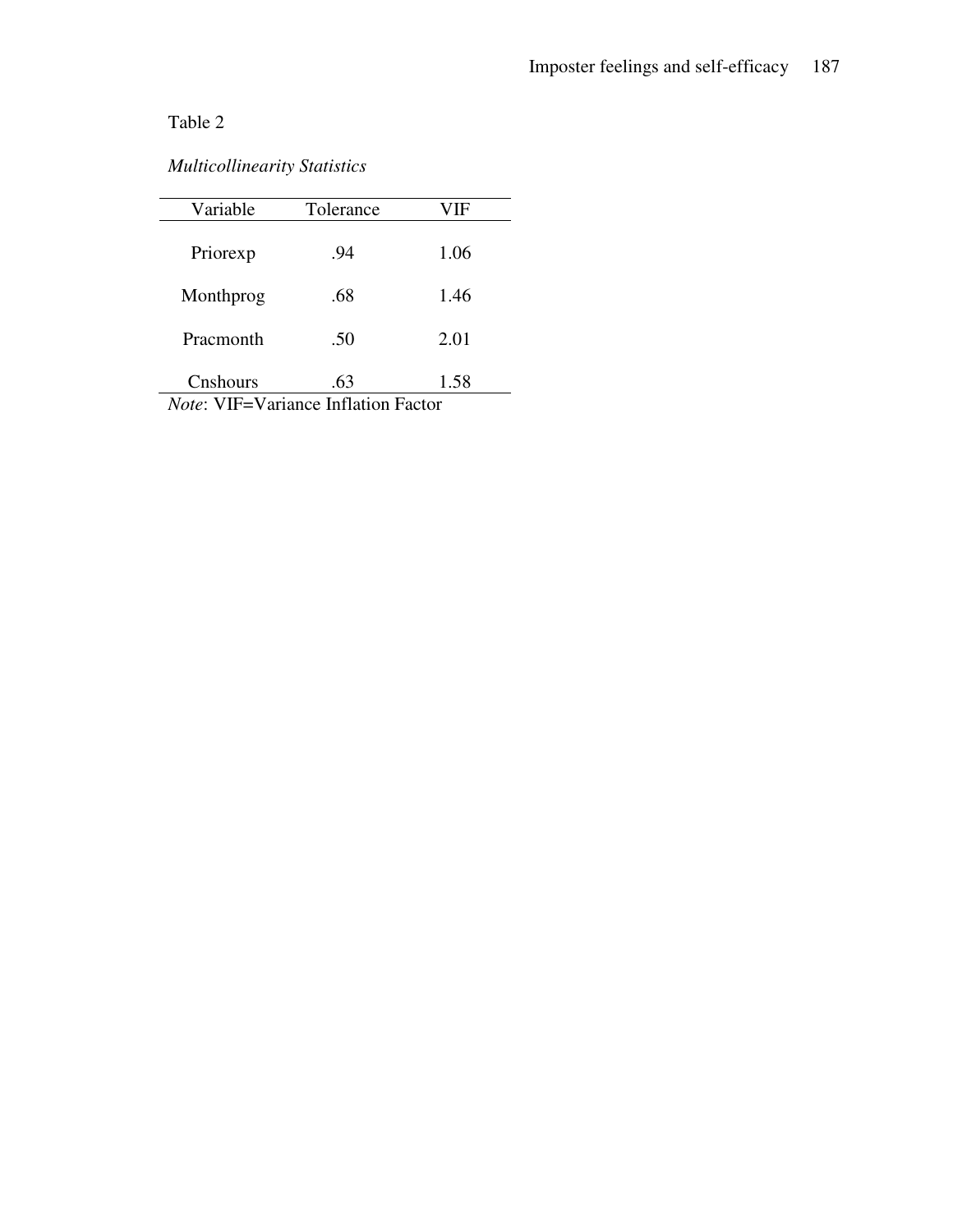Table 2

*Multicollinearity Statistics*

| Variable | Tolerance | VIF |
|---|---|---|
| Priorexp | .94 | 1.06 |
| Monthprog | .68 | 1.46 |
| Pracmonth | .50 | 2.01 |
| Cnshours | .63 | 1.58 |

*Note*: VIF=Variance Inflation Factor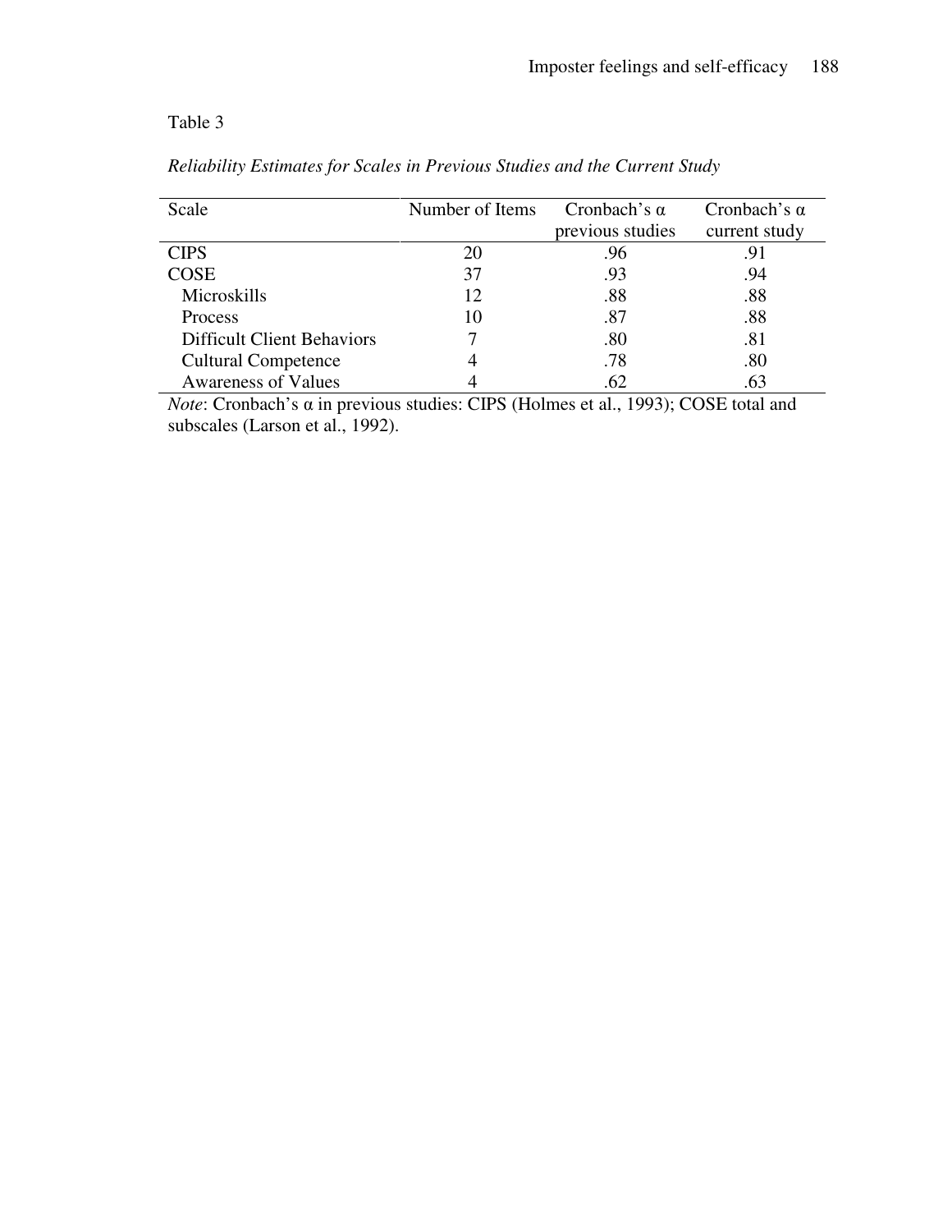Table 3

*Reliability Estimates for Scales in Previous Studies and the Current Study*

| Scale | Number of Items | Cronbach's α previous studies | Cronbach's α current study |
|---|---|---|---|
| CIPS | 20 | .96 | .91 |
| COSE | 37 | .93 | .94 |
| Microskills | 12 | .88 | .88 |
| Process | 10 | .87 | .88 |
| Difficult Client Behaviors | 7 | .80 | .81 |
| Cultural Competence | 4 | .78 | .80 |
| Awareness of Values | 4 | .62 | .63 |

*Note*: Cronbach's α in previous studies: CIPS (Holmes et al., 1993); COSE total and subscales (Larson et al., 1992).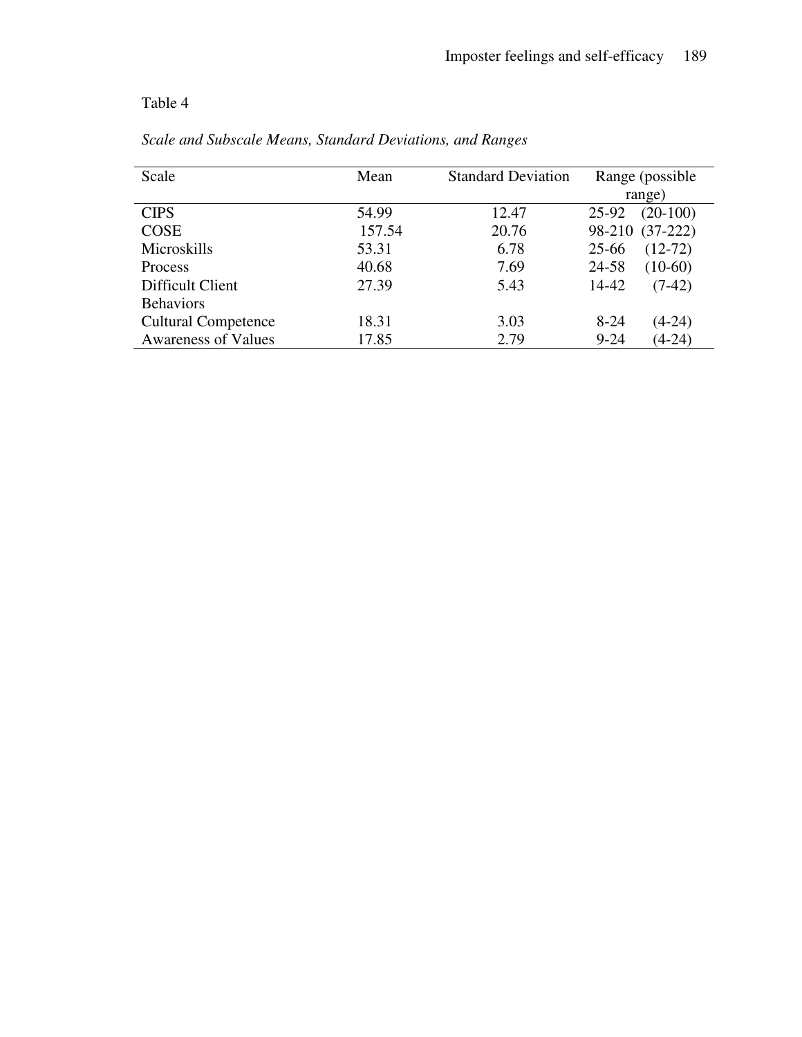Table 4

*Scale and Subscale Means, Standard Deviations, and Ranges*

| Scale | Mean | Standard Deviation | Range (possible range) |
|---|---|---|---|
| CIPS | 54.99 | 12.47 | 25-92 (20-100) |
| COSE | 157.54 | 20.76 | 98-210 (37-222) |
| Microskills | 53.31 | 6.78 | 25-66 (12-72) |
| Process | 40.68 | 7.69 | 24-58 (10-60) |
| Difficult Client Behaviors | 27.39 | 5.43 | 14-42 (7-42) |
| Cultural Competence | 18.31 | 3.03 | 8-24 (4-24) |
| Awareness of Values | 17.85 | 2.79 | 9-24 (4-24) |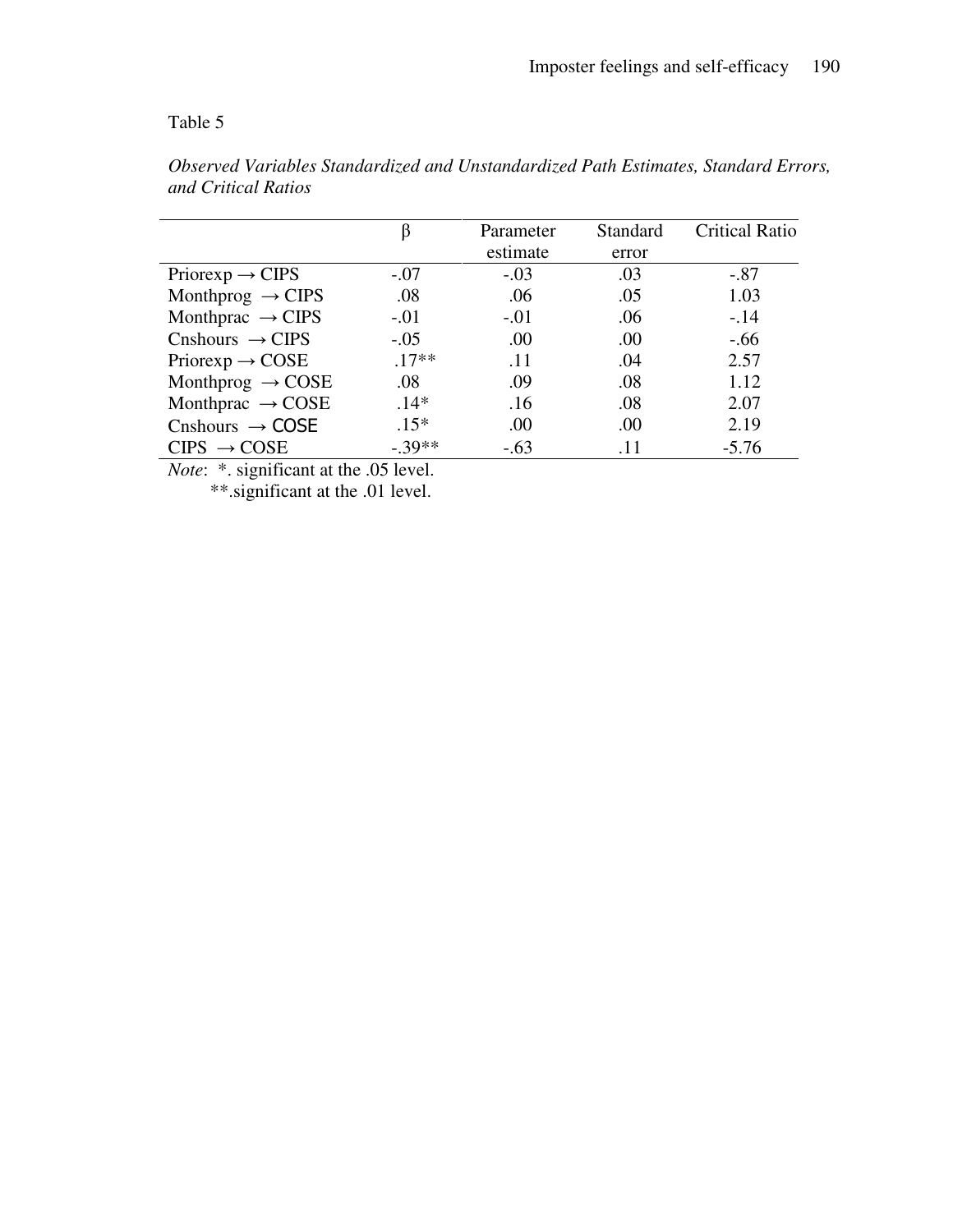Table 5

*Observed Variables Standardized and Unstandardized Path Estimates, Standard Errors, and Critical Ratios*

| | β | Parameter estimate | Standard error | Critical Ratio |
|---|---|---|---|---|
| Priorexp → CIPS | -.07 | -.03 | .03 | -.87 |
| Monthprog → CIPS | .08 | .06 | .05 | 1.03 |
| Monthprac → CIPS | -.01 | -.01 | .06 | -.14 |
| Cnshours → CIPS | -.05 | .00 | .00 | -.66 |
| Priorexp → COSE | .17** | .11 | .04 | 2.57 |
| Monthprog → COSE | .08 | .09 | .08 | 1.12 |
| Monthprac → COSE | .14* | .16 | .08 | 2.07 |
| Cnshours → COSE | .15* | .00 | .00 | 2.19 |
| CIPS → COSE | -.39** | -.63 | .11 | -5.76 |

*Note*: *. significant at the .05 level.
**.significant at the .01 level.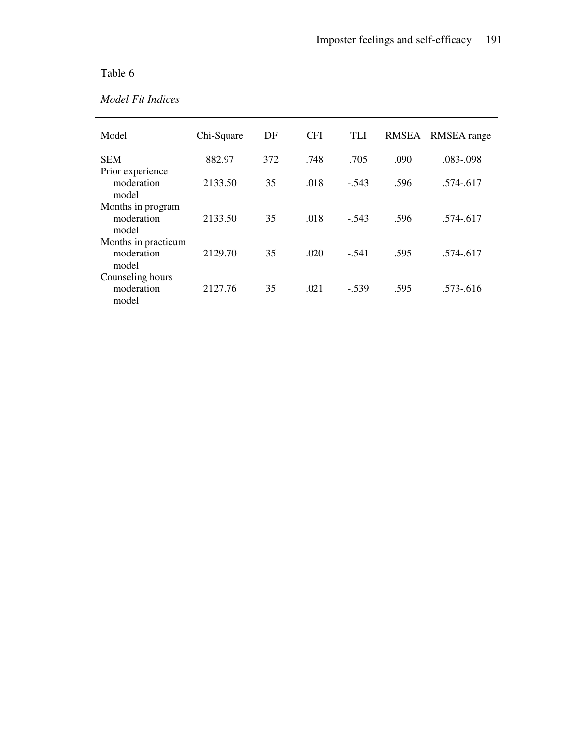Table 6

*Model Fit Indices*

| Model | Chi-Square | DF | CFI | TLI | RMSEA | RMSEA range |
|---|---|---|---|---|---|---|
| SEM | 882.97 | 372 | .748 | .705 | .090 | .083-.098 |
| Prior experience moderation model | 2133.50 | 35 | .018 | -.543 | .596 | .574-.617 |
| Months in program moderation model | 2133.50 | 35 | .018 | -.543 | .596 | .574-.617 |
| Months in practicum moderation model | 2129.70 | 35 | .020 | -.541 | .595 | .574-.617 |
| Counseling hours moderation model | 2127.76 | 35 | .021 | -.539 | .595 | .573-.616 |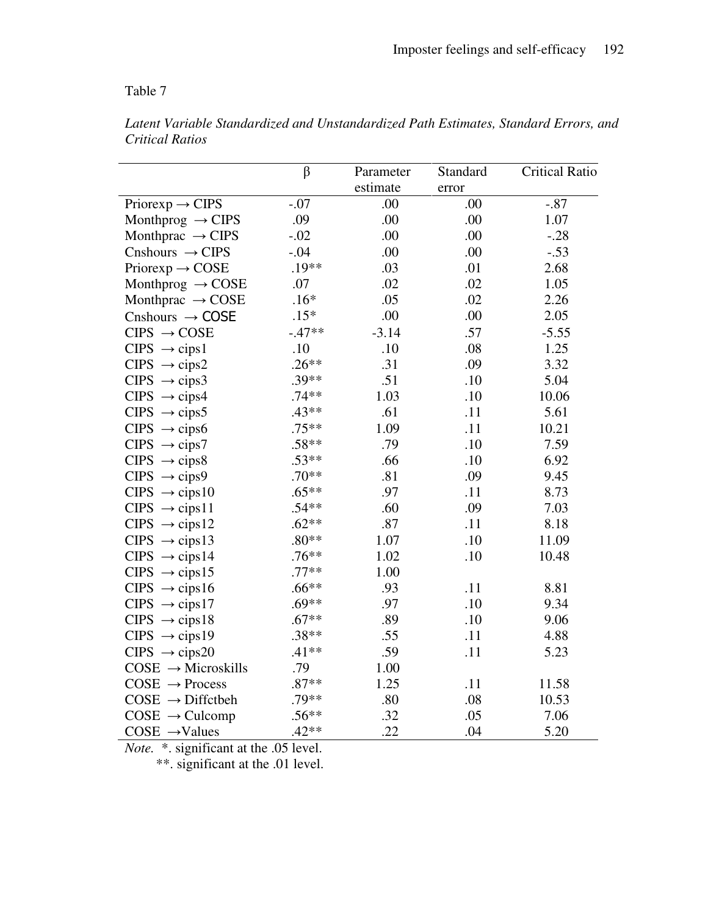Table 7

*Latent Variable Standardized and Unstandardized Path Estimates, Standard Errors, and Critical Ratios*

| | β | Parameter estimate | Standard error | Critical Ratio |
|---|---|---|---|---|
| Priorexp → CIPS | -.07 | .00 | .00 | -.87 |
| Monthprog → CIPS | .09 | .00 | .00 | 1.07 |
| Monthprac → CIPS | -.02 | .00 | .00 | -.28 |
| Cnshours → CIPS | -.04 | .00 | .00 | -.53 |
| Priorexp → COSE | .19** | .03 | .01 | 2.68 |
| Monthprog → COSE | .07 | .02 | .02 | 1.05 |
| Monthprac → COSE | .16* | .05 | .02 | 2.26 |
| Cnshours → COSE | .15* | .00 | .00 | 2.05 |
| CIPS → COSE | -.47** | -3.14 | .57 | -5.55 |
| CIPS → cips1 | .10 | .10 | .08 | 1.25 |
| CIPS → cips2 | .26** | .31 | .09 | 3.32 |
| CIPS → cips3 | .39** | .51 | .10 | 5.04 |
| CIPS → cips4 | .74** | 1.03 | .10 | 10.06 |
| CIPS → cips5 | .43** | .61 | .11 | 5.61 |
| CIPS → cips6 | .75** | 1.09 | .11 | 10.21 |
| CIPS → cips7 | .58** | .79 | .10 | 7.59 |
| CIPS → cips8 | .53** | .66 | .10 | 6.92 |
| CIPS → cips9 | .70** | .81 | .09 | 9.45 |
| CIPS → cips10 | .65** | .97 | .11 | 8.73 |
| CIPS → cips11 | .54** | .60 | .09 | 7.03 |
| CIPS → cips12 | .62** | .87 | .11 | 8.18 |
| CIPS → cips13 | .80** | 1.07 | .10 | 11.09 |
| CIPS → cips14 | .76** | 1.02 | .10 | 10.48 |
| CIPS → cips15 | .77** | 1.00 | | |
| CIPS → cips16 | .66** | .93 | .11 | 8.81 |
| CIPS → cips17 | .69** | .97 | .10 | 9.34 |
| CIPS → cips18 | .67** | .89 | .10 | 9.06 |
| CIPS → cips19 | .38** | .55 | .11 | 4.88 |
| CIPS → cips20 | .41** | .59 | .11 | 5.23 |
| COSE → Microskills | .79 | 1.00 | | |
| COSE → Process | .87** | 1.25 | .11 | 11.58 |
| COSE → Diffctbeh | .79** | .80 | .08 | 10.53 |
| COSE → Culcomp | .56** | .32 | .05 | 7.06 |
| COSE → Values | .42** | .22 | .04 | 5.20 |

*Note.* *. significant at the .05 level.
**. significant at the .01 level.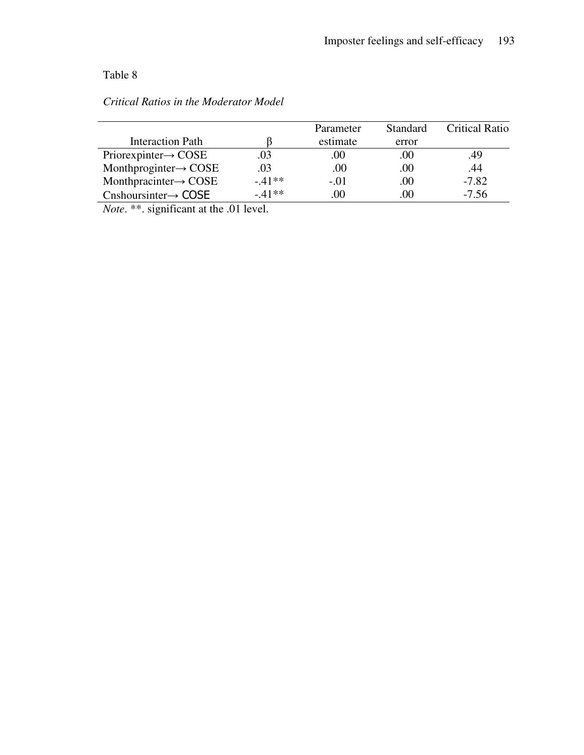Table 8

*Critical Ratios in the Moderator Model*

| Interaction Path | β | Parameter estimate | Standard error | Critical Ratio |
|---|---|---|---|---|
| Priorexpinter→ COSE | .03 | .00 | .00 | .49 |
| Monthproginter→ COSE | .03 | .00 | .00 | .44 |
| Monthpracinter→ COSE | -.41** | -.01 | .00 | -7.82 |
| Cnshoursinter→ COSE | -.41** | .00 | .00 | -7.56 |

*Note*. **. significant at the .01 level.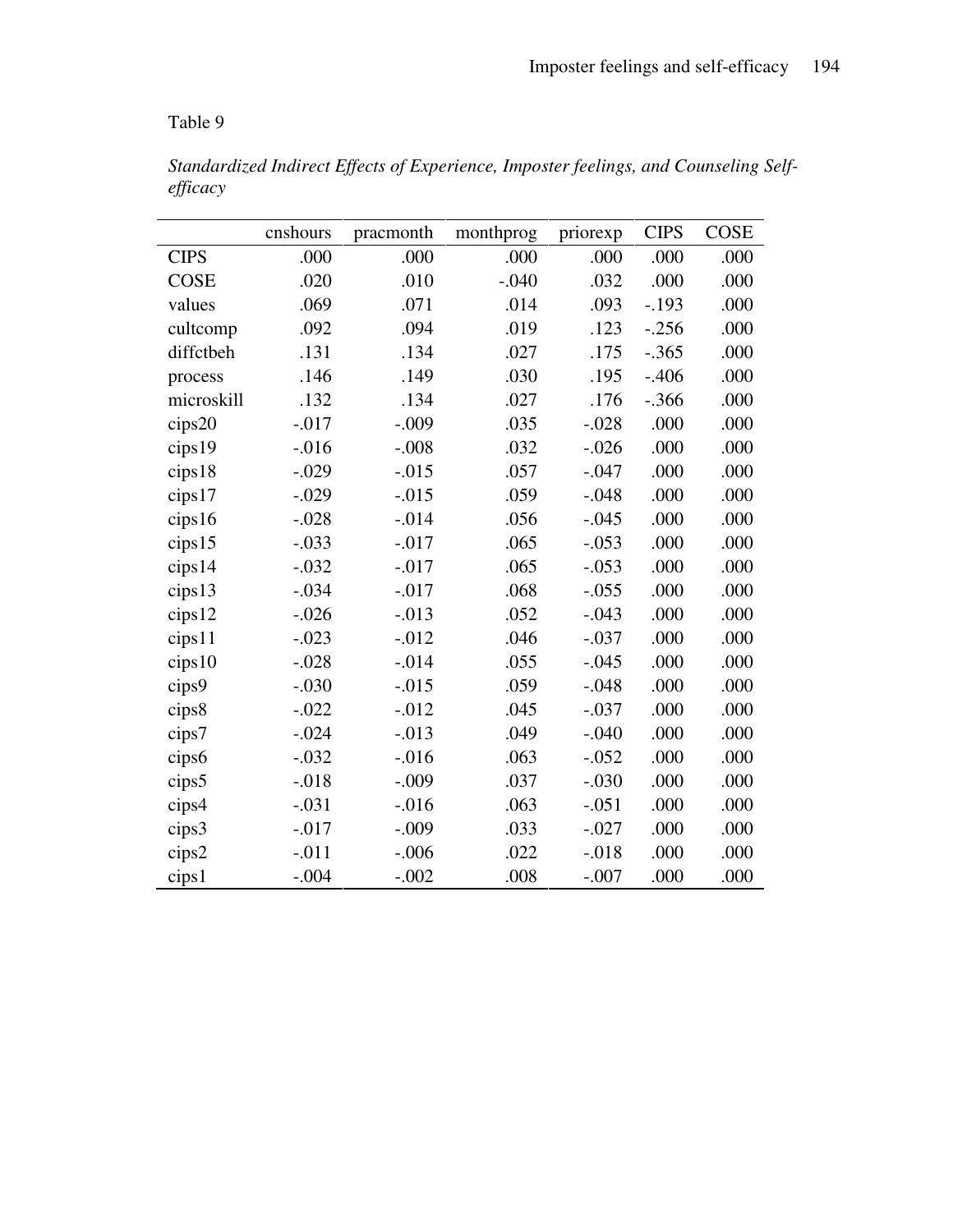Table 9

*Standardized Indirect Effects of Experience, Imposter feelings, and Counseling Self-efficacy*

| | cnshours | pracmonth | monthprog | priorexp | CIPS | COSE |
|---|---|---|---|---|---|---|
| CIPS | .000 | .000 | .000 | .000 | .000 | .000 |
| COSE | .020 | .010 | -.040 | .032 | .000 | .000 |
| values | .069 | .071 | .014 | .093 | -.193 | .000 |
| cultcomp | .092 | .094 | .019 | .123 | -.256 | .000 |
| diffctbeh | .131 | .134 | .027 | .175 | -.365 | .000 |
| process | .146 | .149 | .030 | .195 | -.406 | .000 |
| microskill | .132 | .134 | .027 | .176 | -.366 | .000 |
| cips20 | -.017 | -.009 | .035 | -.028 | .000 | .000 |
| cips19 | -.016 | -.008 | .032 | -.026 | .000 | .000 |
| cips18 | -.029 | -.015 | .057 | -.047 | .000 | .000 |
| cips17 | -.029 | -.015 | .059 | -.048 | .000 | .000 |
| cips16 | -.028 | -.014 | .056 | -.045 | .000 | .000 |
| cips15 | -.033 | -.017 | .065 | -.053 | .000 | .000 |
| cips14 | -.032 | -.017 | .065 | -.053 | .000 | .000 |
| cips13 | -.034 | -.017 | .068 | -.055 | .000 | .000 |
| cips12 | -.026 | -.013 | .052 | -.043 | .000 | .000 |
| cips11 | -.023 | -.012 | .046 | -.037 | .000 | .000 |
| cips10 | -.028 | -.014 | .055 | -.045 | .000 | .000 |
| cips9 | -.030 | -.015 | .059 | -.048 | .000 | .000 |
| cips8 | -.022 | -.012 | .045 | -.037 | .000 | .000 |
| cips7 | -.024 | -.013 | .049 | -.040 | .000 | .000 |
| cips6 | -.032 | -.016 | .063 | -.052 | .000 | .000 |
| cips5 | -.018 | -.009 | .037 | -.030 | .000 | .000 |
| cips4 | -.031 | -.016 | .063 | -.051 | .000 | .000 |
| cips3 | -.017 | -.009 | .033 | -.027 | .000 | .000 |
| cips2 | -.011 | -.006 | .022 | -.018 | .000 | .000 |
| cips1 | -.004 | -.002 | .008 | -.007 | .000 | .000 |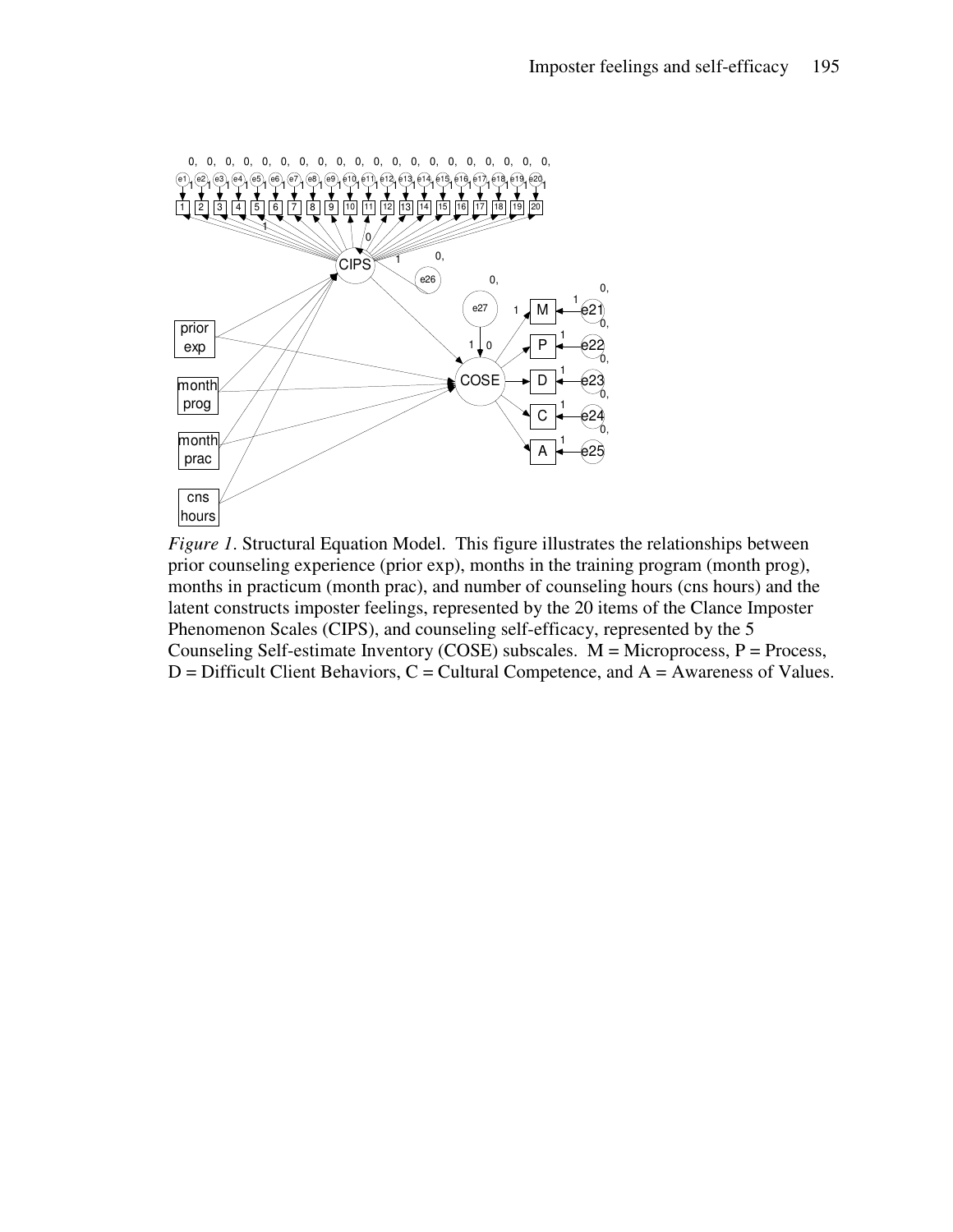*Figure 1.* Structural Equation Model. This figure illustrates the relationships between prior counseling experience (prior exp), months in the training program (month prog), months in practicum (month prac), and number of counseling hours (cns hours) and the latent constructs imposter feelings, represented by the 20 items of the Clance Imposter Phenomenon Scales (CIPS), and counseling self-efficacy, represented by the 5 Counseling Self-estimate Inventory (COSE) subscales. M = Microprocess, P = Process, D = Difficult Client Behaviors, C = Cultural Competence, and A = Awareness of Values.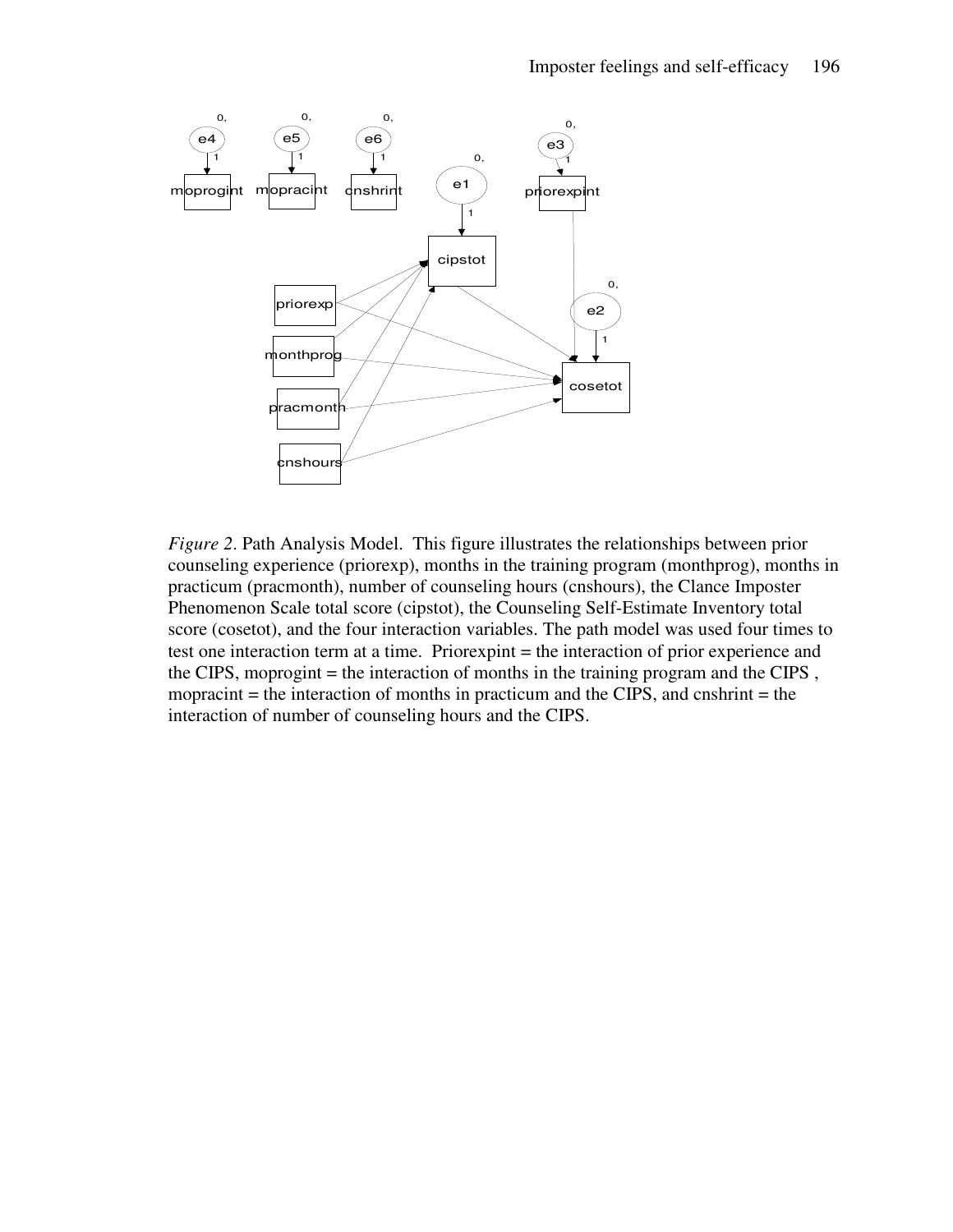*Figure 2*. Path Analysis Model. This figure illustrates the relationships between prior counseling experience (priorexp), months in the training program (monthprog), months in practicum (pracmonth), number of counseling hours (cnshours), the Clance Imposter Phenomenon Scale total score (cipstot), the Counseling Self-Estimate Inventory total score (cosetot), and the four interaction variables. The path model was used four times to test one interaction term at a time. Priorexpint = the interaction of prior experience and the CIPS, moprogint = the interaction of months in the training program and the CIPS , mopracint = the interaction of months in practicum and the CIPS, and cnshrint = the interaction of number of counseling hours and the CIPS.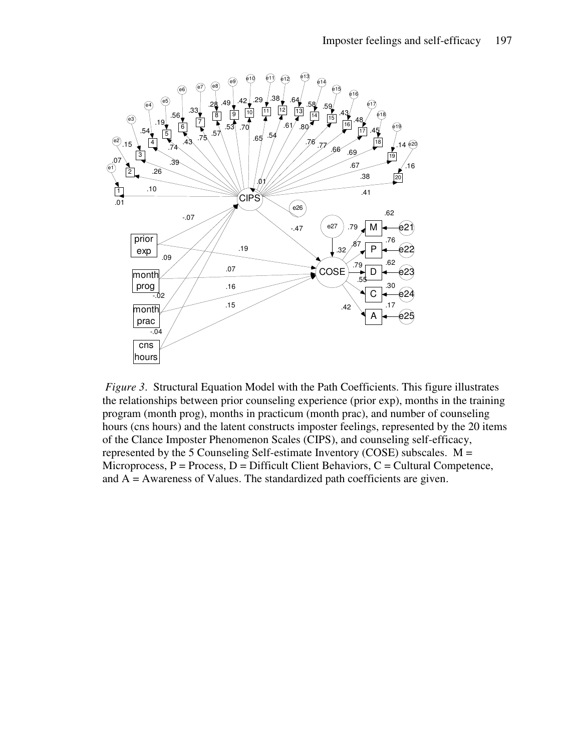*Figure 3*. Structural Equation Model with the Path Coefficients. This figure illustrates the relationships between prior counseling experience (prior exp), months in the training program (month prog), months in practicum (month prac), and number of counseling hours (cns hours) and the latent constructs imposter feelings, represented by the 20 items of the Clance Imposter Phenomenon Scales (CIPS), and counseling self-efficacy, represented by the 5 Counseling Self-estimate Inventory (COSE) subscales. M = Microprocess, P = Process, D = Difficult Client Behaviors, C = Cultural Competence, and A = Awareness of Values. The standardized path coefficients are given.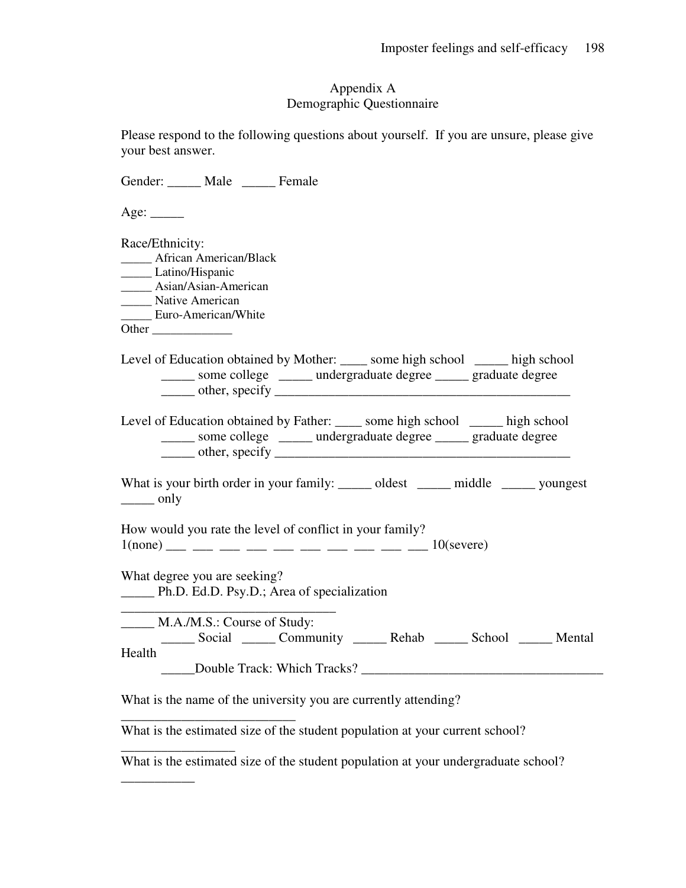# Appendix A
## Demographic Questionnaire

Please respond to the following questions about yourself. If you are unsure, please give your best answer.

Gender: _____ Male _____ Female

Age: _____

Race/Ethnicity:
_____ African American/Black
_____ Latino/Hispanic
_____ Asian/Asian-American
_____ Native American
_____ Euro-American/White
Other _____________

Level of Education obtained by Mother: ____ some high school _____ high school
_____ some college _____ undergraduate degree _____ graduate degree
_____ other, specify ____________________________________________

Level of Education obtained by Father: ____ some high school _____ high school
_____ some college _____ undergraduate degree _____ graduate degree
_____ other, specify ____________________________________________

What is your birth order in your family: _____ oldest _____ middle _____ youngest
_____ only

How would you rate the level of conflict in your family?
1(none) ___ ___ ___ ___ ___ ___ ___ ___ ___ ___ 10(severe)

What degree you are seeking?
_____ Ph.D. Ed.D. Psy.D.; Area of specialization
________________________________
_____ M.A./M.S.: Course of Study:
_____ Social _____ Community _____ Rehab _____ School _____ Mental Health
_____Double Track: Which Tracks? ___________________________________

What is the name of the university you are currently attending?
__________________________
What is the estimated size of the student population at your current school?
_________________
What is the estimated size of the student population at your undergraduate school?
___________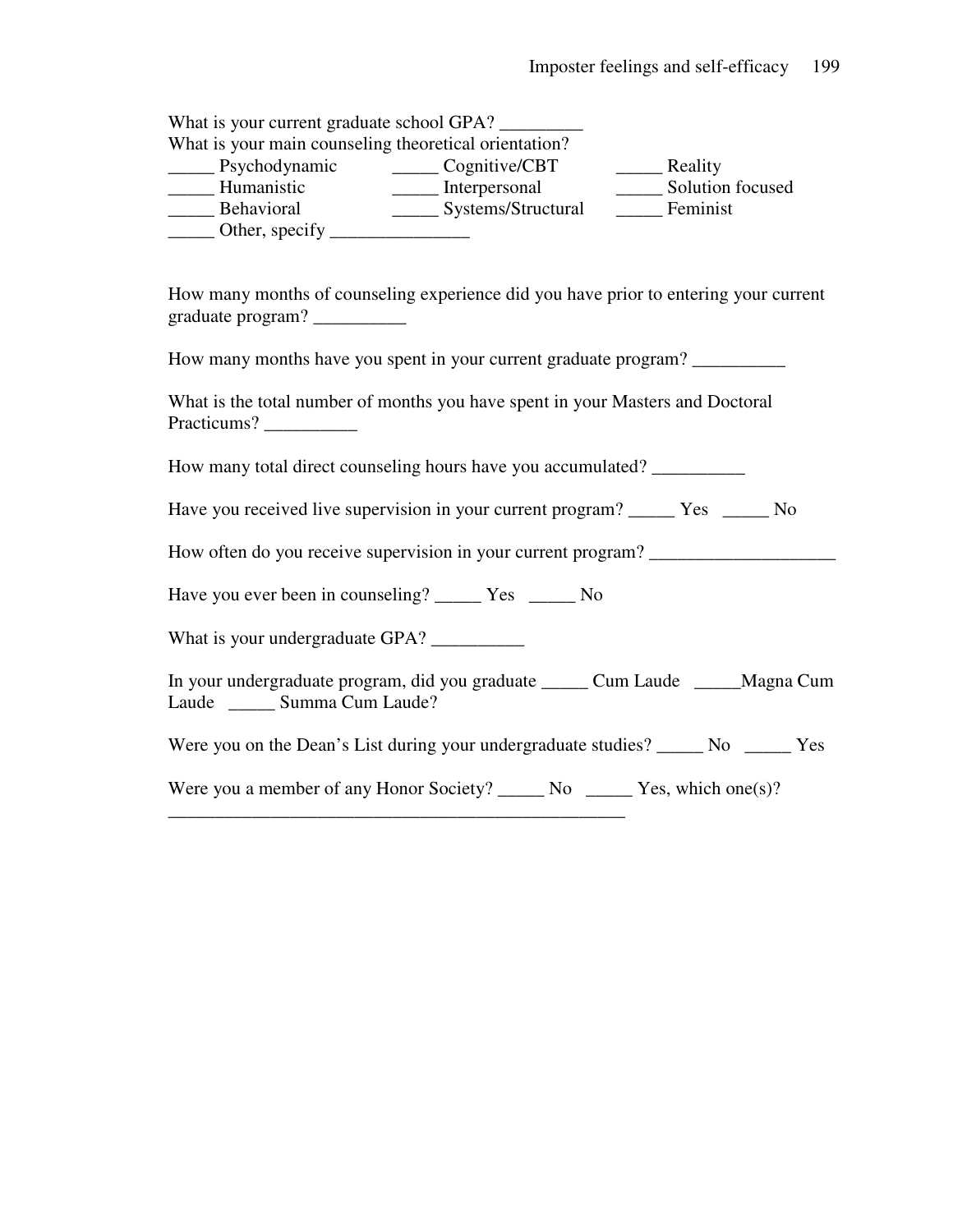What is your current graduate school GPA? _________

What is your main counseling theoretical orientation?

| | | |
|---|---|---|
| _____ Psychodynamic | _____ Cognitive/CBT | _____ Reality |
| _____ Humanistic | _____ Interpersonal | _____ Solution focused |
| _____ Behavioral | _____ Systems/Structural | _____ Feminist |
| _____ Other, specify _______________ | | |

How many months of counseling experience did you have prior to entering your current graduate program? __________

How many months have you spent in your current graduate program? __________

What is the total number of months you have spent in your Masters and Doctoral Practicums? __________

How many total direct counseling hours have you accumulated? __________

Have you received live supervision in your current program? _____ Yes _____ No

How often do you receive supervision in your current program? ____________________

Have you ever been in counseling? _____ Yes _____ No

What is your undergraduate GPA? __________

In your undergraduate program, did you graduate _____ Cum Laude _____Magna Cum Laude _____ Summa Cum Laude?

Were you on the Dean's List during your undergraduate studies? _____ No _____ Yes

Were you a member of any Honor Society? _____ No _____ Yes, which one(s)? ___________________________________________________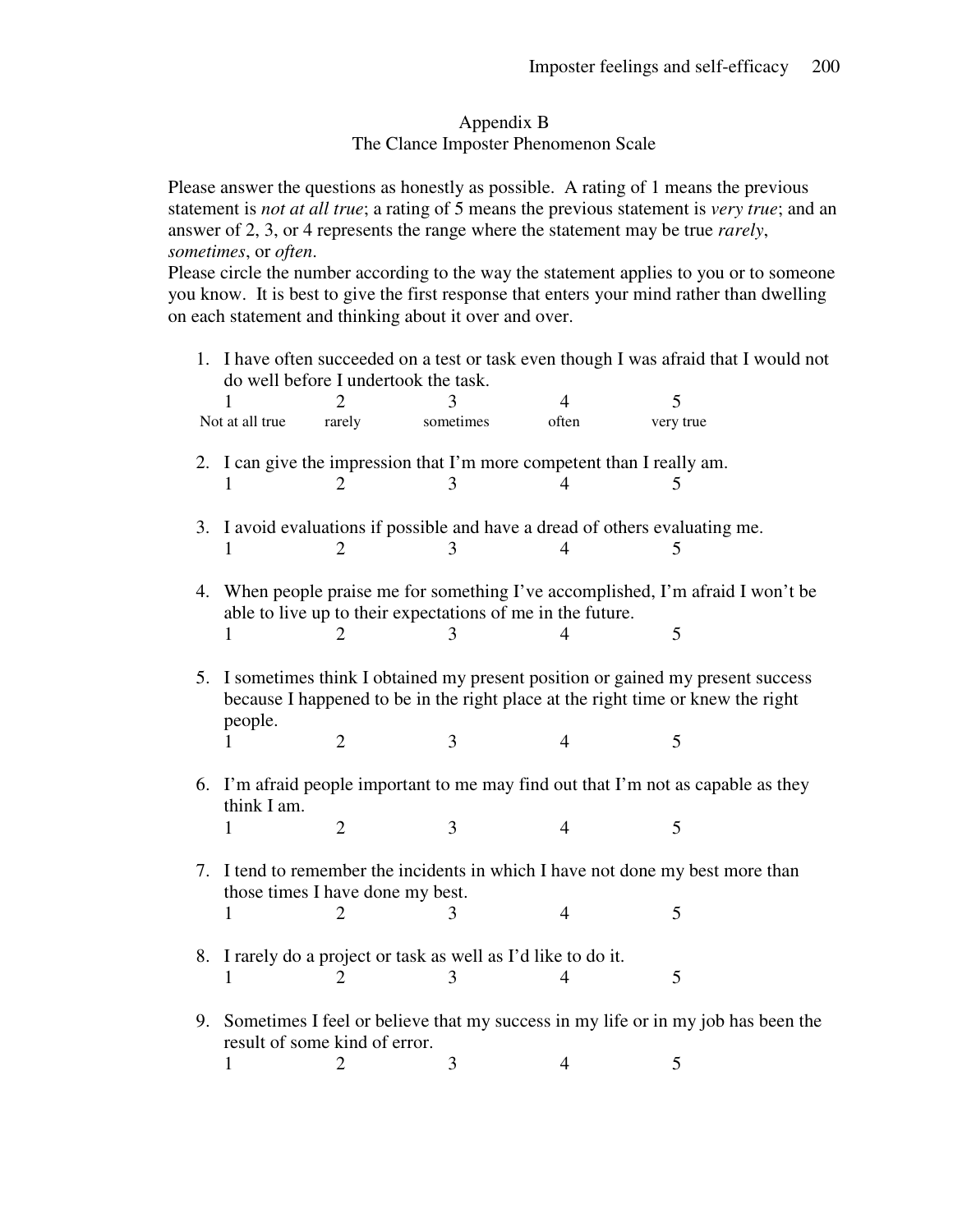# Appendix B
## The Clance Imposter Phenomenon Scale

Please answer the questions as honestly as possible. A rating of 1 means the previous statement is *not at all true*; a rating of 5 means the previous statement is *very true*; and an answer of 2, 3, or 4 represents the range where the statement may be true *rarely*, *sometimes*, or *often*.
Please circle the number according to the way the statement applies to you or to someone you know. It is best to give the first response that enters your mind rather than dwelling on each statement and thinking about it over and over.

1. I have often succeeded on a test or task even though I was afraid that I would not do well before I undertook the task.

| 1 | 2 | 3 | 4 | 5 |
|---|---|---|---|---|
| Not at all true | rarely | sometimes | often | very true |

2. I can give the impression that I'm more competent than I really am.
   1 2 3 4 5

3. I avoid evaluations if possible and have a dread of others evaluating me.
   1 2 3 4 5

4. When people praise me for something I've accomplished, I'm afraid I won't be able to live up to their expectations of me in the future.
   1 2 3 4 5

5. I sometimes think I obtained my present position or gained my present success because I happened to be in the right place at the right time or knew the right people.
   1 2 3 4 5

6. I'm afraid people important to me may find out that I'm not as capable as they think I am.
   1 2 3 4 5

7. I tend to remember the incidents in which I have not done my best more than those times I have done my best.
   1 2 3 4 5

8. I rarely do a project or task as well as I'd like to do it.
   1 2 3 4 5

9. Sometimes I feel or believe that my success in my life or in my job has been the result of some kind of error.
   1 2 3 4 5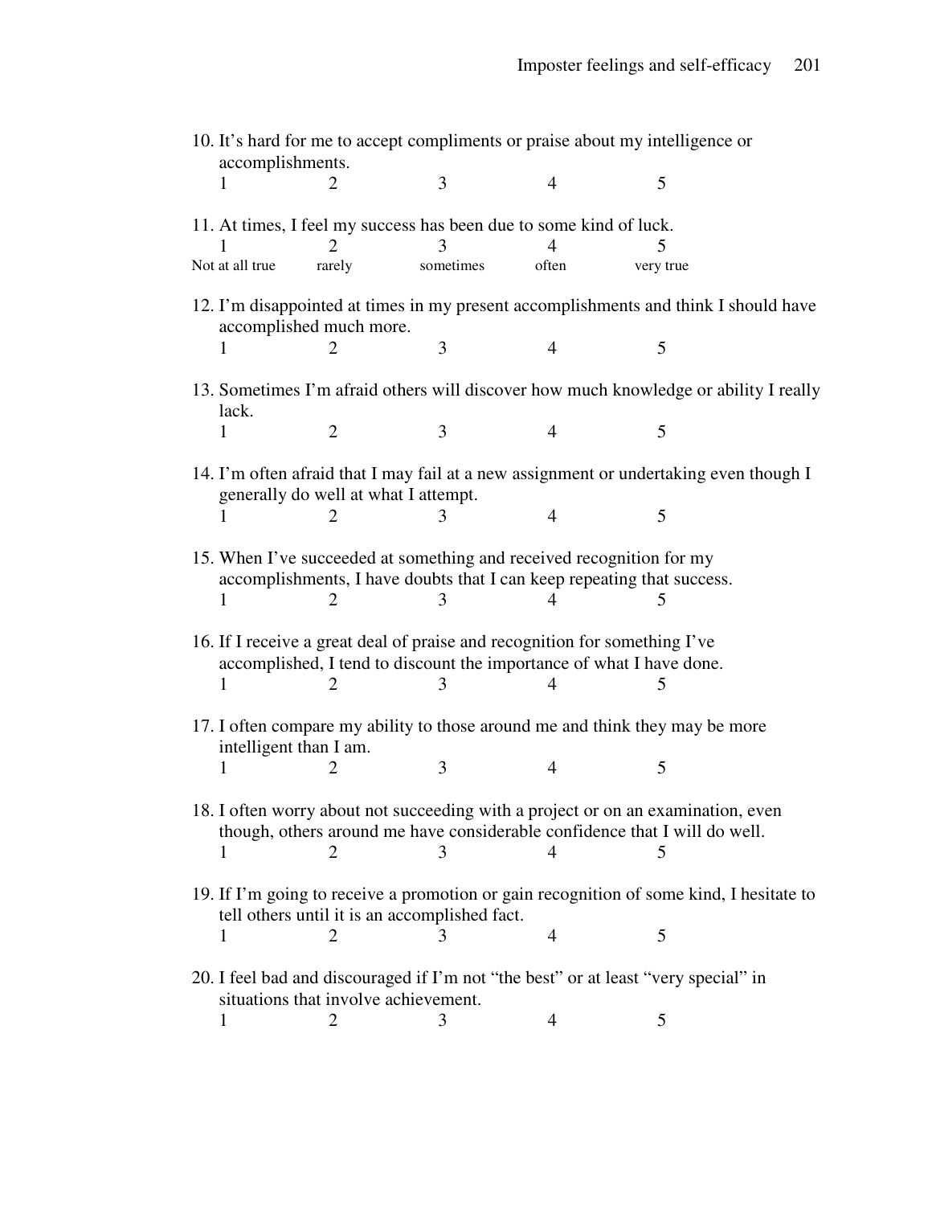10. It's hard for me to accept compliments or praise about my intelligence or accomplishments.

1 2 3 4 5

11. At times, I feel my success has been due to some kind of luck.

| 1 | 2 | 3 | 4 | 5 |
|---|---|---|---|---|
| Not at all true | rarely | sometimes | often | very true |

12. I'm disappointed at times in my present accomplishments and think I should have accomplished much more.

1 2 3 4 5

13. Sometimes I'm afraid others will discover how much knowledge or ability I really lack.

1 2 3 4 5

14. I'm often afraid that I may fail at a new assignment or undertaking even though I generally do well at what I attempt.

1 2 3 4 5

15. When I've succeeded at something and received recognition for my accomplishments, I have doubts that I can keep repeating that success.

1 2 3 4 5

16. If I receive a great deal of praise and recognition for something I've accomplished, I tend to discount the importance of what I have done.

1 2 3 4 5

17. I often compare my ability to those around me and think they may be more intelligent than I am.

1 2 3 4 5

18. I often worry about not succeeding with a project or on an examination, even though, others around me have considerable confidence that I will do well.

1 2 3 4 5

19. If I'm going to receive a promotion or gain recognition of some kind, I hesitate to tell others until it is an accomplished fact.

1 2 3 4 5

20. I feel bad and discouraged if I'm not "the best" or at least "very special" in situations that involve achievement.

1 2 3 4 5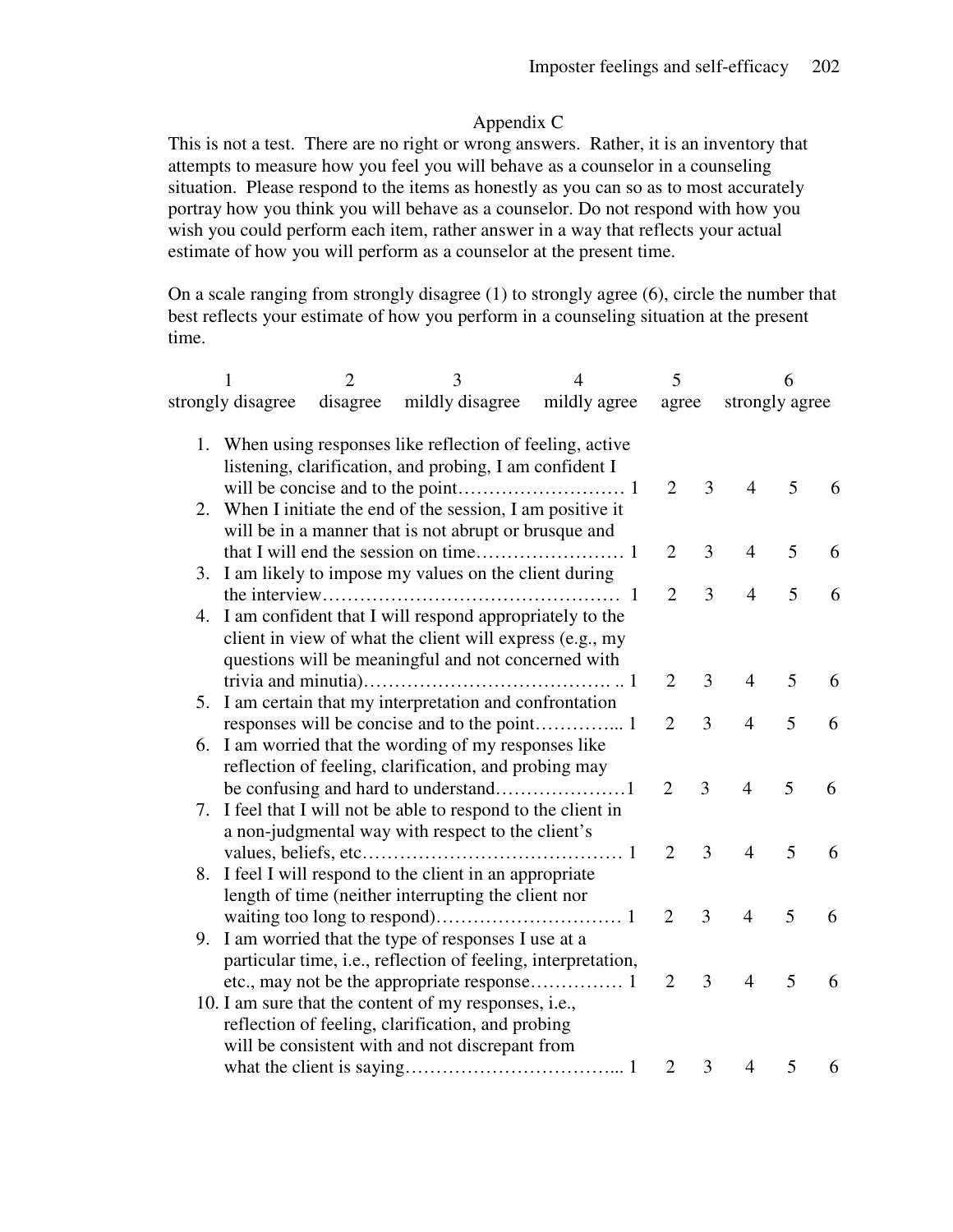Appendix C

This is not a test. There are no right or wrong answers. Rather, it is an inventory that attempts to measure how you feel you will behave as a counselor in a counseling situation. Please respond to the items as honestly as you can so as to most accurately portray how you think you will behave as a counselor. Do not respond with how you wish you could perform each item, rather answer in a way that reflects your actual estimate of how you will perform as a counselor at the present time.

On a scale ranging from strongly disagree (1) to strongly agree (6), circle the number that best reflects your estimate of how you perform in a counseling situation at the present time.

| 1 | 2 | 3 | 4 | 5 | 6 |
|---|---|---|---|---|---|
| strongly disagree | disagree | mildly disagree | mildly agree | agree | strongly agree |

1. When using responses like reflection of feeling, active listening, clarification, and probing, I am confident I will be concise and to the point………………………. 1 2 3 4 5 6
2. When I initiate the end of the session, I am positive it will be in a manner that is not abrupt or brusque and that I will end the session on time…………………… 1 2 3 4 5 6
3. I am likely to impose my values on the client during the interview………………………………………… 1 2 3 4 5 6
4. I am confident that I will respond appropriately to the client in view of what the client will express (e.g., my questions will be meaningful and not concerned with trivia and minutia)…………………………………. .. 1 2 3 4 5 6
5. I am certain that my interpretation and confrontation responses will be concise and to the point…………... 1 2 3 4 5 6
6. I am worried that the wording of my responses like reflection of feeling, clarification, and probing may be confusing and hard to understand…………………1 2 3 4 5 6
7. I feel that I will not be able to respond to the client in a non-judgmental way with respect to the client's values, beliefs, etc…………………………………… 1 2 3 4 5 6
8. I feel I will respond to the client in an appropriate length of time (neither interrupting the client nor waiting too long to respond)………………………… 1 2 3 4 5 6
9. I am worried that the type of responses I use at a particular time, i.e., reflection of feeling, interpretation, etc., may not be the appropriate response…………… 1 2 3 4 5 6
10. I am sure that the content of my responses, i.e., reflection of feeling, clarification, and probing will be consistent with and not discrepant from what the client is saying……………………………... 1 2 3 4 5 6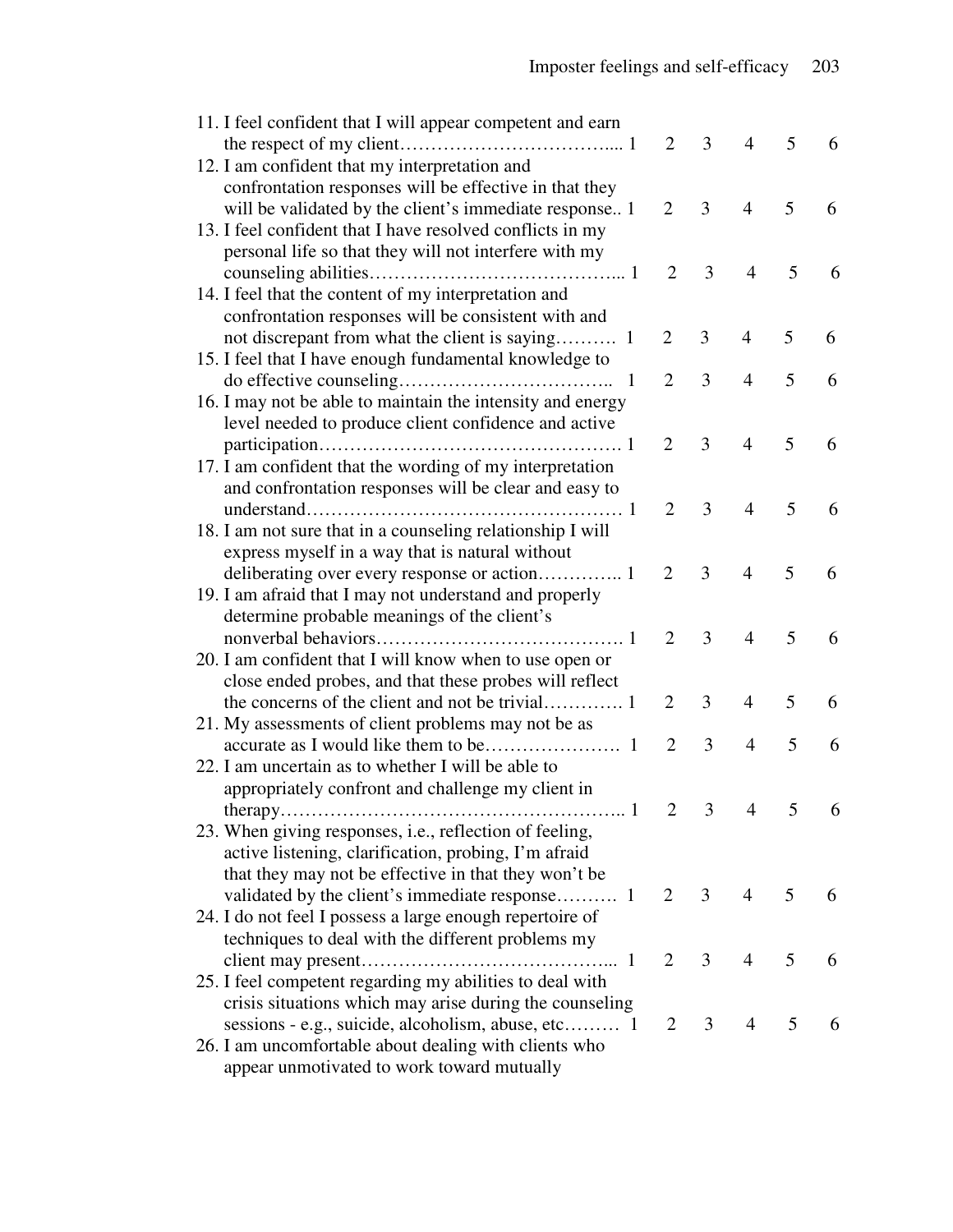11. I feel confident that I will appear competent and earn the respect of my client……………………………..... 1 2 3 4 5 6
12. I am confident that my interpretation and confrontation responses will be effective in that they will be validated by the client's immediate response.. 1 2 3 4 5 6
13. I feel confident that I have resolved conflicts in my personal life so that they will not interfere with my counseling abilities…………………………………... 1 2 3 4 5 6
14. I feel that the content of my interpretation and confrontation responses will be consistent with and not discrepant from what the client is saying………. 1 2 3 4 5 6
15. I feel that I have enough fundamental knowledge to do effective counseling…………………………….. 1 2 3 4 5 6
16. I may not be able to maintain the intensity and energy level needed to produce client confidence and active participation…………………………………………. 1 2 3 4 5 6
17. I am confident that the wording of my interpretation and confrontation responses will be clear and easy to understand…………………………………………… 1 2 3 4 5 6
18. I am not sure that in a counseling relationship I will express myself in a way that is natural without deliberating over every response or action………….. 1 2 3 4 5 6
19. I am afraid that I may not understand and properly determine probable meanings of the client's nonverbal behaviors…………………………………. 1 2 3 4 5 6
20. I am confident that I will know when to use open or close ended probes, and that these probes will reflect the concerns of the client and not be trivial…………. 1 2 3 4 5 6
21. My assessments of client problems may not be as accurate as I would like them to be…………………. 1 2 3 4 5 6
22. I am uncertain as to whether I will be able to appropriately confront and challenge my client in therapy……………………………………………….. 1 2 3 4 5 6
23. When giving responses, i.e., reflection of feeling, active listening, clarification, probing, I'm afraid that they may not be effective in that they won't be validated by the client's immediate response………. 1 2 3 4 5 6
24. I do not feel I possess a large enough repertoire of techniques to deal with the different problems my client may present…………………………………... 1 2 3 4 5 6
25. I feel competent regarding my abilities to deal with crisis situations which may arise during the counseling sessions - e.g., suicide, alcoholism, abuse, etc……… 1 2 3 4 5 6
26. I am uncomfortable about dealing with clients who appear unmotivated to work toward mutually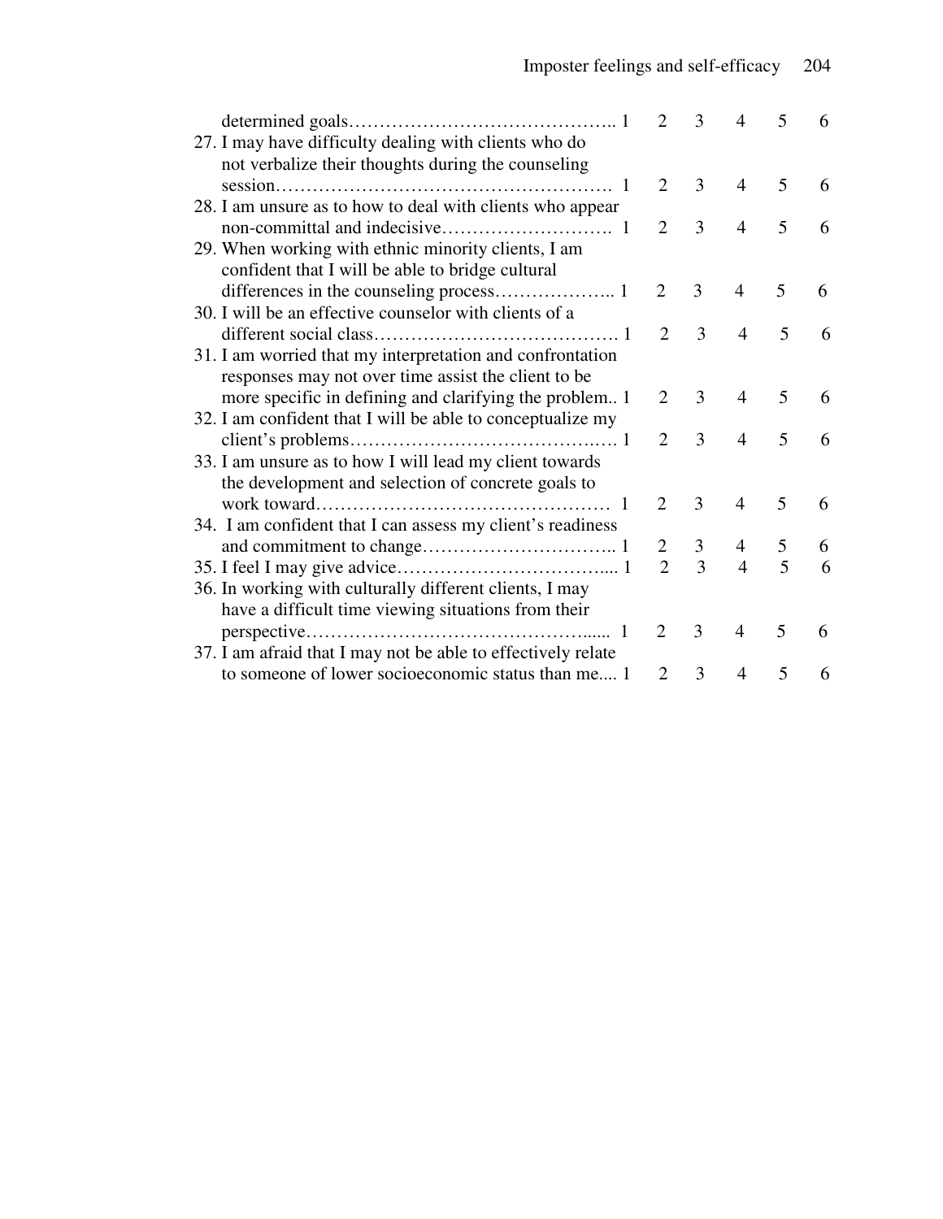| | | | | | | |
|---|---|---|---|---|---|---|
| determined goals…………………………………….. | 1 | 2 | 3 | 4 | 5 | 6 |
| 27. I may have difficulty dealing with clients who do not verbalize their thoughts during the counseling session………………………………………………. | 1 | 2 | 3 | 4 | 5 | 6 |
| 28. I am unsure as to how to deal with clients who appear non-committal and indecisive………………………. | 1 | 2 | 3 | 4 | 5 | 6 |
| 29. When working with ethnic minority clients, I am confident that I will be able to bridge cultural differences in the counseling process……………….. | 1 | 2 | 3 | 4 | 5 | 6 |
| 30. I will be an effective counselor with clients of a different social class…………………………………. | 1 | 2 | 3 | 4 | 5 | 6 |
| 31. I am worried that my interpretation and confrontation responses may not over time assist the client to be more specific in defining and clarifying the problem.. | 1 | 2 | 3 | 4 | 5 | 6 |
| 32. I am confident that I will be able to conceptualize my client's problems…………………………………….…. | 1 | 2 | 3 | 4 | 5 | 6 |
| 33. I am unsure as to how I will lead my client towards the development and selection of concrete goals to work toward………………………………………… | 1 | 2 | 3 | 4 | 5 | 6 |
| 34. I am confident that I can assess my client's readiness and commitment to change………………………….. | 1 | 2 | 3 | 4 | 5 | 6 |
| 35. I feel I may give advice……………………………... | 1 | 2 | 3 | 4 | 5 | 6 |
| 36. In working with culturally different clients, I may have a difficult time viewing situations from their perspective………………………………………...... | 1 | 2 | 3 | 4 | 5 | 6 |
| 37. I am afraid that I may not be able to effectively relate to someone of lower socioeconomic status than me.... | 1 | 2 | 3 | 4 | 5 | 6 |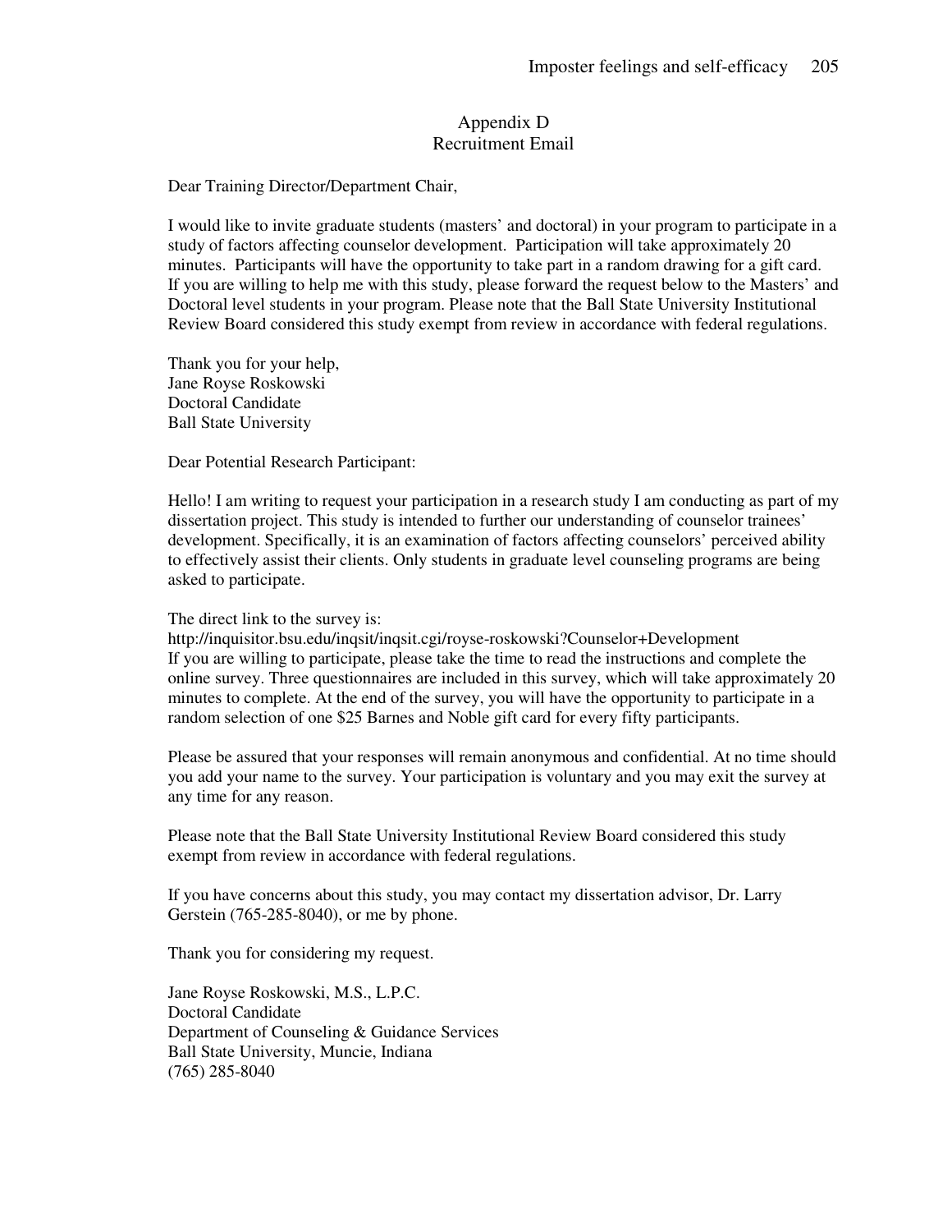# Appendix D
## Recruitment Email

Dear Training Director/Department Chair,

I would like to invite graduate students (masters' and doctoral) in your program to participate in a study of factors affecting counselor development. Participation will take approximately 20 minutes. Participants will have the opportunity to take part in a random drawing for a gift card. If you are willing to help me with this study, please forward the request below to the Masters' and Doctoral level students in your program. Please note that the Ball State University Institutional Review Board considered this study exempt from review in accordance with federal regulations.

Thank you for your help,
Jane Royse Roskowski
Doctoral Candidate
Ball State University

Dear Potential Research Participant:

Hello! I am writing to request your participation in a research study I am conducting as part of my dissertation project. This study is intended to further our understanding of counselor trainees' development. Specifically, it is an examination of factors affecting counselors' perceived ability to effectively assist their clients. Only students in graduate level counseling programs are being asked to participate.

The direct link to the survey is:
http://inquisitor.bsu.edu/inqsit/inqsit.cgi/royse-roskowski?Counselor+Development
If you are willing to participate, please take the time to read the instructions and complete the online survey. Three questionnaires are included in this survey, which will take approximately 20 minutes to complete. At the end of the survey, you will have the opportunity to participate in a random selection of one $25 Barnes and Noble gift card for every fifty participants.

Please be assured that your responses will remain anonymous and confidential. At no time should you add your name to the survey. Your participation is voluntary and you may exit the survey at any time for any reason.

Please note that the Ball State University Institutional Review Board considered this study exempt from review in accordance with federal regulations.

If you have concerns about this study, you may contact my dissertation advisor, Dr. Larry Gerstein (765-285-8040), or me by phone.

Thank you for considering my request.

Jane Royse Roskowski, M.S., L.P.C.
Doctoral Candidate
Department of Counseling & Guidance Services
Ball State University, Muncie, Indiana
(765) 285-8040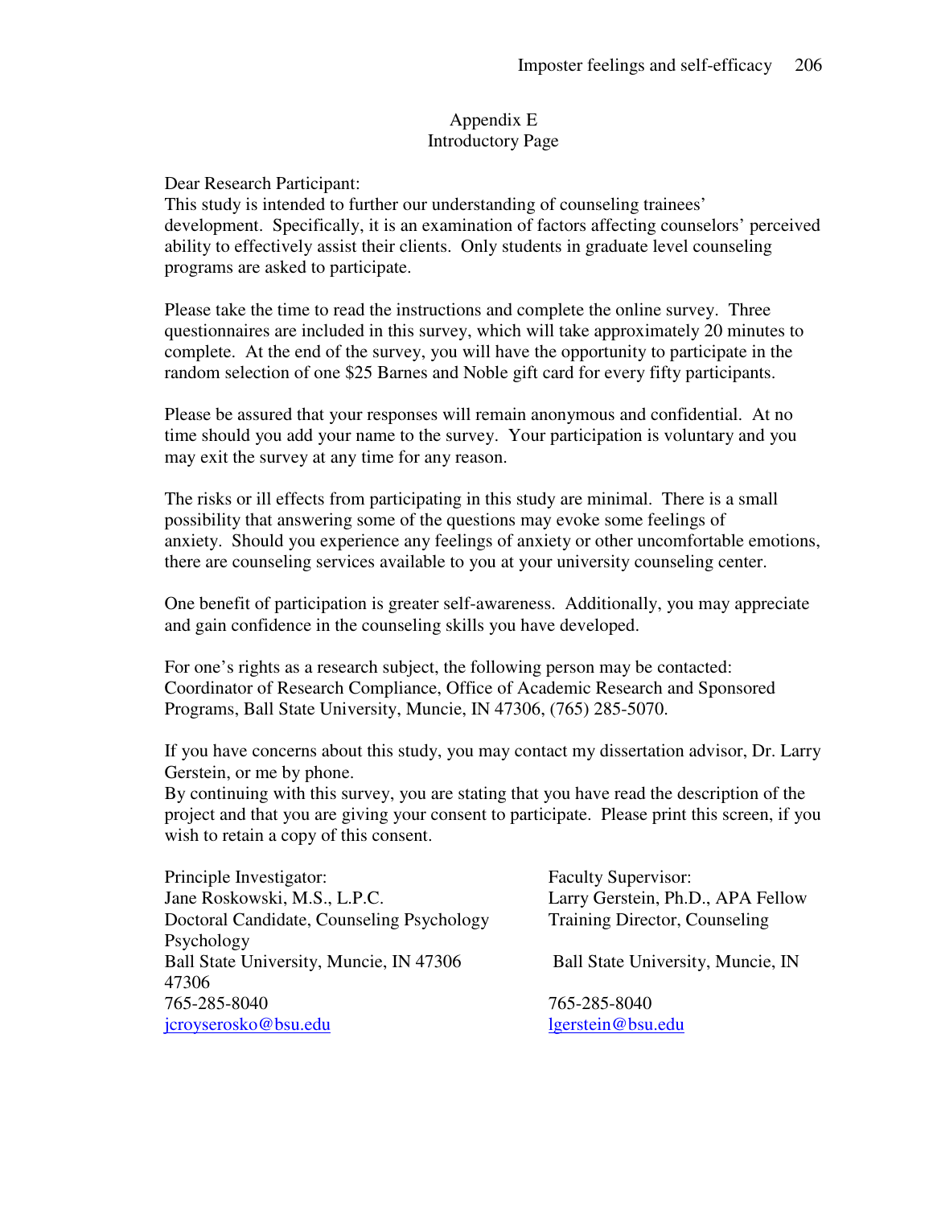# Appendix E
## Introductory Page

Dear Research Participant:
This study is intended to further our understanding of counseling trainees' development. Specifically, it is an examination of factors affecting counselors' perceived ability to effectively assist their clients. Only students in graduate level counseling programs are asked to participate.

Please take the time to read the instructions and complete the online survey. Three questionnaires are included in this survey, which will take approximately 20 minutes to complete. At the end of the survey, you will have the opportunity to participate in the random selection of one $25 Barnes and Noble gift card for every fifty participants.

Please be assured that your responses will remain anonymous and confidential. At no time should you add your name to the survey. Your participation is voluntary and you may exit the survey at any time for any reason.

The risks or ill effects from participating in this study are minimal. There is a small possibility that answering some of the questions may evoke some feelings of anxiety. Should you experience any feelings of anxiety or other uncomfortable emotions, there are counseling services available to you at your university counseling center.

One benefit of participation is greater self-awareness. Additionally, you may appreciate and gain confidence in the counseling skills you have developed.

For one's rights as a research subject, the following person may be contacted: Coordinator of Research Compliance, Office of Academic Research and Sponsored Programs, Ball State University, Muncie, IN 47306, (765) 285-5070.

If you have concerns about this study, you may contact my dissertation advisor, Dr. Larry Gerstein, or me by phone.
By continuing with this survey, you are stating that you have read the description of the project and that you are giving your consent to participate. Please print this screen, if you wish to retain a copy of this consent.

Principle Investigator:
Jane Roskowski, M.S., L.P.C.
Doctoral Candidate, Counseling Psychology
Psychology
Ball State University, Muncie, IN 47306
47306
765-285-8040
jcroyserosko@bsu.edu

Faculty Supervisor:
Larry Gerstein, Ph.D., APA Fellow
Training Director, Counseling
Ball State University, Muncie, IN
765-285-8040
lgerstein@bsu.edu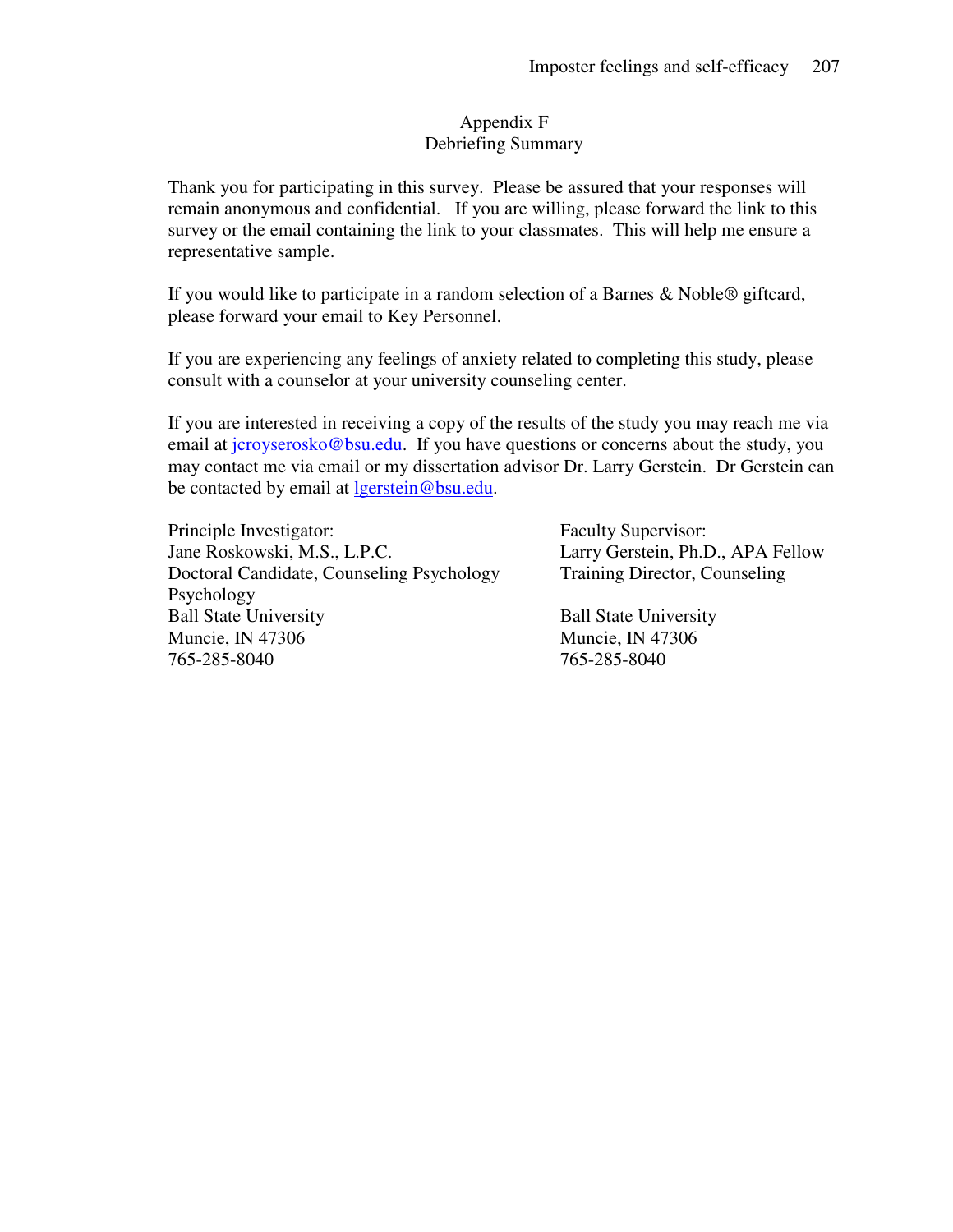# Appendix F
## Debriefing Summary

Thank you for participating in this survey. Please be assured that your responses will remain anonymous and confidential. If you are willing, please forward the link to this survey or the email containing the link to your classmates. This will help me ensure a representative sample.

If you would like to participate in a random selection of a Barnes & Noble® giftcard, please forward your email to Key Personnel.

If you are experiencing any feelings of anxiety related to completing this study, please consult with a counselor at your university counseling center.

If you are interested in receiving a copy of the results of the study you may reach me via email at jcroyserosko@bsu.edu. If you have questions or concerns about the study, you may contact me via email or my dissertation advisor Dr. Larry Gerstein. Dr Gerstein can be contacted by email at lgerstein@bsu.edu.

Principle Investigator:
Jane Roskowski, M.S., L.P.C.
Doctoral Candidate, Counseling Psychology
Psychology
Ball State University
Muncie, IN 47306
765-285-8040

Faculty Supervisor:
Larry Gerstein, Ph.D., APA Fellow
Training Director, Counseling

Ball State University
Muncie, IN 47306
765-285-8040